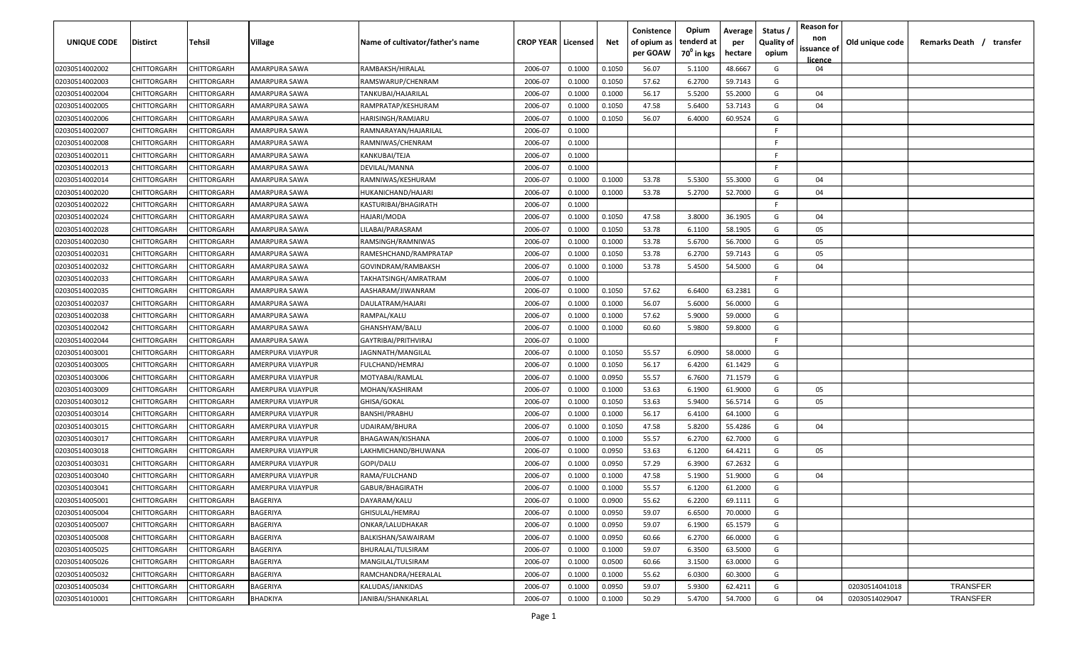| UNIQUE CODE | Distirct | Tehsil | Village | Name of cultivator/father's name | CROP YEAR | Licensed | Net | Conistence of opium as per GOAW | Opium tenderd at $70^0$ in kgs | Average per hectare | Status / Quality of opium | Reason for non issuance of licence | Old unique code | Remarks Death / transfer |
|---|---|---|---|---|---|---|---|---|---|---|---|---|---|---|
| 02030514002002 | CHITTORGARH | CHITTORGARH | AMARPURA SAWA | RAMBAKSH/HIRALAL | 2006-07 | 0.1000 | 0.1050 | 56.07 | 5.1100 | 48.6667 | G | 04 | | |
| 02030514002003 | CHITTORGARH | CHITTORGARH | AMARPURA SAWA | RAMSWARUP/CHENRAM | 2006-07 | 0.1000 | 0.1050 | 57.62 | 6.2700 | 59.7143 | G | | | |
| 02030514002004 | CHITTORGARH | CHITTORGARH | AMARPURA SAWA | TANKUBAI/HAJARILAL | 2006-07 | 0.1000 | 0.1000 | 56.17 | 5.5200 | 55.2000 | G | 04 | | |
| 02030514002005 | CHITTORGARH | CHITTORGARH | AMARPURA SAWA | RAMPRATAP/KESHURAM | 2006-07 | 0.1000 | 0.1050 | 47.58 | 5.6400 | 53.7143 | G | 04 | | |
| 02030514002006 | CHITTORGARH | CHITTORGARH | AMARPURA SAWA | HARISINGH/RAMJARU | 2006-07 | 0.1000 | 0.1050 | 56.07 | 6.4000 | 60.9524 | G | | | |
| 02030514002007 | CHITTORGARH | CHITTORGARH | AMARPURA SAWA | RAMNARAYAN/HAJARILAL | 2006-07 | 0.1000 | | | | | F | | | |
| 02030514002008 | CHITTORGARH | CHITTORGARH | AMARPURA SAWA | RAMNIWAS/CHENRAM | 2006-07 | 0.1000 | | | | | F | | | |
| 02030514002011 | CHITTORGARH | CHITTORGARH | AMARPURA SAWA | KANKUBAI/TEJA | 2006-07 | 0.1000 | | | | | F | | | |
| 02030514002013 | CHITTORGARH | CHITTORGARH | AMARPURA SAWA | DEVILAL/MANNA | 2006-07 | 0.1000 | | | | | F | | | |
| 02030514002014 | CHITTORGARH | CHITTORGARH | AMARPURA SAWA | RAMNIWAS/KESHURAM | 2006-07 | 0.1000 | 0.1000 | 53.78 | 5.5300 | 55.3000 | G | 04 | | |
| 02030514002020 | CHITTORGARH | CHITTORGARH | AMARPURA SAWA | HUKANICHAND/HAJARI | 2006-07 | 0.1000 | 0.1000 | 53.78 | 5.2700 | 52.7000 | G | 04 | | |
| 02030514002022 | CHITTORGARH | CHITTORGARH | AMARPURA SAWA | KASTURIBAI/BHAGIRATH | 2006-07 | 0.1000 | | | | | F | | | |
| 02030514002024 | CHITTORGARH | CHITTORGARH | AMARPURA SAWA | HAJARI/MODA | 2006-07 | 0.1000 | 0.1050 | 47.58 | 3.8000 | 36.1905 | G | 04 | | |
| 02030514002028 | CHITTORGARH | CHITTORGARH | AMARPURA SAWA | LILABAI/PARASRAM | 2006-07 | 0.1000 | 0.1050 | 53.78 | 6.1100 | 58.1905 | G | 05 | | |
| 02030514002030 | CHITTORGARH | CHITTORGARH | AMARPURA SAWA | RAMSINGH/RAMNIWAS | 2006-07 | 0.1000 | 0.1000 | 53.78 | 5.6700 | 56.7000 | G | 05 | | |
| 02030514002031 | CHITTORGARH | CHITTORGARH | AMARPURA SAWA | RAMESHCHAND/RAMPRATAP | 2006-07 | 0.1000 | 0.1050 | 53.78 | 6.2700 | 59.7143 | G | 05 | | |
| 02030514002032 | CHITTORGARH | CHITTORGARH | AMARPURA SAWA | GOVINDRAM/RAMBAKSH | 2006-07 | 0.1000 | 0.1000 | 53.78 | 5.4500 | 54.5000 | G | 04 | | |
| 02030514002033 | CHITTORGARH | CHITTORGARH | AMARPURA SAWA | TAKHATSINGH/AMRATRAM | 2006-07 | 0.1000 | | | | | F | | | |
| 02030514002035 | CHITTORGARH | CHITTORGARH | AMARPURA SAWA | AASHARAM/JIWANRAM | 2006-07 | 0.1000 | 0.1050 | 57.62 | 6.6400 | 63.2381 | G | | | |
| 02030514002037 | CHITTORGARH | CHITTORGARH | AMARPURA SAWA | DAULATRAM/HAJARI | 2006-07 | 0.1000 | 0.1000 | 56.07 | 5.6000 | 56.0000 | G | | | |
| 02030514002038 | CHITTORGARH | CHITTORGARH | AMARPURA SAWA | RAMPAL/KALU | 2006-07 | 0.1000 | 0.1000 | 57.62 | 5.9000 | 59.0000 | G | | | |
| 02030514002042 | CHITTORGARH | CHITTORGARH | AMARPURA SAWA | GHANSHYAM/BALU | 2006-07 | 0.1000 | 0.1000 | 60.60 | 5.9800 | 59.8000 | G | | | |
| 02030514002044 | CHITTORGARH | CHITTORGARH | AMARPURA SAWA | GAYTRIBAI/PRITHVIRAJ | 2006-07 | 0.1000 | | | | | F | | | |
| 02030514003001 | CHITTORGARH | CHITTORGARH | AMERPURA VIJAYPUR | JAGNNATH/MANGILAL | 2006-07 | 0.1000 | 0.1050 | 55.57 | 6.0900 | 58.0000 | G | | | |
| 02030514003005 | CHITTORGARH | CHITTORGARH | AMERPURA VIJAYPUR | FULCHAND/HEMRAJ | 2006-07 | 0.1000 | 0.1050 | 56.17 | 6.4200 | 61.1429 | G | | | |
| 02030514003006 | CHITTORGARH | CHITTORGARH | AMERPURA VIJAYPUR | MOTYABAI/RAMLAL | 2006-07 | 0.1000 | 0.0950 | 55.57 | 6.7600 | 71.1579 | G | | | |
| 02030514003009 | CHITTORGARH | CHITTORGARH | AMERPURA VIJAYPUR | MOHAN/KASHIRAM | 2006-07 | 0.1000 | 0.1000 | 53.63 | 6.1900 | 61.9000 | G | 05 | | |
| 02030514003012 | CHITTORGARH | CHITTORGARH | AMERPURA VIJAYPUR | GHISA/GOKAL | 2006-07 | 0.1000 | 0.1050 | 53.63 | 5.9400 | 56.5714 | G | 05 | | |
| 02030514003014 | CHITTORGARH | CHITTORGARH | AMERPURA VIJAYPUR | BANSHI/PRABHU | 2006-07 | 0.1000 | 0.1000 | 56.17 | 6.4100 | 64.1000 | G | | | |
| 02030514003015 | CHITTORGARH | CHITTORGARH | AMERPURA VIJAYPUR | UDAIRAM/BHURA | 2006-07 | 0.1000 | 0.1050 | 47.58 | 5.8200 | 55.4286 | G | 04 | | |
| 02030514003017 | CHITTORGARH | CHITTORGARH | AMERPURA VIJAYPUR | BHAGAWAN/KISHANA | 2006-07 | 0.1000 | 0.1000 | 55.57 | 6.2700 | 62.7000 | G | | | |
| 02030514003018 | CHITTORGARH | CHITTORGARH | AMERPURA VIJAYPUR | LAKHMICHAND/BHUWANA | 2006-07 | 0.1000 | 0.0950 | 53.63 | 6.1200 | 64.4211 | G | 05 | | |
| 02030514003031 | CHITTORGARH | CHITTORGARH | AMERPURA VIJAYPUR | GOPI/DALU | 2006-07 | 0.1000 | 0.0950 | 57.29 | 6.3900 | 67.2632 | G | | | |
| 02030514003040 | CHITTORGARH | CHITTORGARH | AMERPURA VIJAYPUR | RAMA/FULCHAND | 2006-07 | 0.1000 | 0.1000 | 47.58 | 5.1900 | 51.9000 | G | 04 | | |
| 02030514003041 | CHITTORGARH | CHITTORGARH | AMERPURA VIJAYPUR | GABUR/BHAGIRATH | 2006-07 | 0.1000 | 0.1000 | 55.57 | 6.1200 | 61.2000 | G | | | |
| 02030514005001 | CHITTORGARH | CHITTORGARH | BAGERIYA | DAYARAM/KALU | 2006-07 | 0.1000 | 0.0900 | 55.62 | 6.2200 | 69.1111 | G | | | |
| 02030514005004 | CHITTORGARH | CHITTORGARH | BAGERIYA | GHISULAL/HEMRAJ | 2006-07 | 0.1000 | 0.0950 | 59.07 | 6.6500 | 70.0000 | G | | | |
| 02030514005007 | CHITTORGARH | CHITTORGARH | BAGERIYA | ONKAR/LALUDHAKAR | 2006-07 | 0.1000 | 0.0950 | 59.07 | 6.1900 | 65.1579 | G | | | |
| 02030514005008 | CHITTORGARH | CHITTORGARH | BAGERIYA | BALKISHAN/SAWAIRAM | 2006-07 | 0.1000 | 0.0950 | 60.66 | 6.2700 | 66.0000 | G | | | |
| 02030514005025 | CHITTORGARH | CHITTORGARH | BAGERIYA | BHURALAL/TULSIRAM | 2006-07 | 0.1000 | 0.1000 | 59.07 | 6.3500 | 63.5000 | G | | | |
| 02030514005026 | CHITTORGARH | CHITTORGARH | BAGERIYA | MANGILAL/TULSIRAM | 2006-07 | 0.1000 | 0.0500 | 60.66 | 3.1500 | 63.0000 | G | | | |
| 02030514005032 | CHITTORGARH | CHITTORGARH | BAGERIYA | RAMCHANDRA/HEERALAL | 2006-07 | 0.1000 | 0.1000 | 55.62 | 6.0300 | 60.3000 | G | | | |
| 02030514005034 | CHITTORGARH | CHITTORGARH | BAGERIYA | KALUDAS/JANKIDAS | 2006-07 | 0.1000 | 0.0950 | 59.07 | 5.9300 | 62.4211 | G | | 02030514041018 | TRANSFER |
| 02030514010001 | CHITTORGARH | CHITTORGARH | BHADKIYA | JANIBAI/SHANKARLAL | 2006-07 | 0.1000 | 0.1000 | 50.29 | 5.4700 | 54.7000 | G | 04 | 02030514029047 | TRANSFER |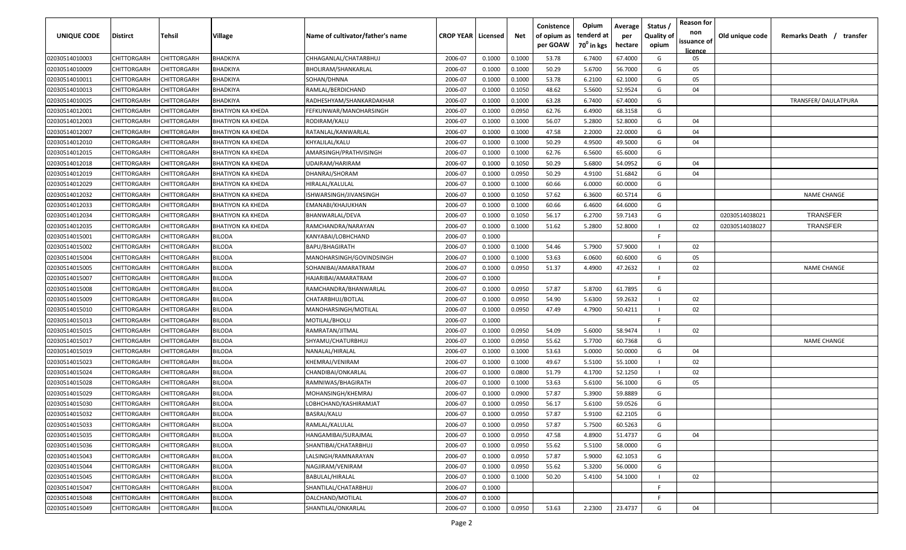| UNIQUE CODE | Distirct | Tehsil | Village | Name of cultivator/father's name | CROP YEAR | Licensed | Net | Conistence of opium as per GOAW | Opium tenderd at 70⁰ in kgs | Average per hectare | Status / Quality of opium | Reason for non issuance of licence | Old unique code | Remarks Death / transfer |
|---|---|---|---|---|---|---|---|---|---|---|---|---|---|---|
| 02030514010003 | CHITTORGARH | CHITTORGARH | BHADKIYA | CHHAGANLAL/CHATARBHUJ | 2006-07 | 0.1000 | 0.1000 | 53.78 | 6.7400 | 67.4000 | G | 05 | | |
| 02030514010009 | CHITTORGARH | CHITTORGARH | BHADKIYA | BHOLIRAM/SHANKARLAL | 2006-07 | 0.1000 | 0.1000 | 50.29 | 5.6700 | 56.7000 | G | 05 | | |
| 02030514010011 | CHITTORGARH | CHITTORGARH | BHADKIYA | SOHAN/DHNNA | 2006-07 | 0.1000 | 0.1000 | 53.78 | 6.2100 | 62.1000 | G | 05 | | |
| 02030514010013 | CHITTORGARH | CHITTORGARH | BHADKIYA | RAMLAL/BERDICHAND | 2006-07 | 0.1000 | 0.1050 | 48.62 | 5.5600 | 52.9524 | G | 04 | | |
| 02030514010025 | CHITTORGARH | CHITTORGARH | BHADKIYA | RADHESHYAM/SHANKARDAKHAR | 2006-07 | 0.1000 | 0.1000 | 63.28 | 6.7400 | 67.4000 | G | | | TRANSFER/ DAULATPURA |
| 02030514012001 | CHITTORGARH | CHITTORGARH | BHATIYON KA KHEDA | FEFKUNWAR/MANOHARSINGH | 2006-07 | 0.1000 | 0.0950 | 62.76 | 6.4900 | 68.3158 | G | | | |
| 02030514012003 | CHITTORGARH | CHITTORGARH | BHATIYON KA KHEDA | RODIRAM/KALU | 2006-07 | 0.1000 | 0.1000 | 56.07 | 5.2800 | 52.8000 | G | 04 | | |
| 02030514012007 | CHITTORGARH | CHITTORGARH | BHATIYON KA KHEDA | RATANLAL/KANWARLAL | 2006-07 | 0.1000 | 0.1000 | 47.58 | 2.2000 | 22.0000 | G | 04 | | |
| 02030514012010 | CHITTORGARH | CHITTORGARH | BHATIYON KA KHEDA | KHYALILAL/KALU | 2006-07 | 0.1000 | 0.1000 | 50.29 | 4.9500 | 49.5000 | G | 04 | | |
| 02030514012015 | CHITTORGARH | CHITTORGARH | BHATIYON KA KHEDA | AMARSINGH/PRATHVISINGH | 2006-07 | 0.1000 | 0.1000 | 62.76 | 6.5600 | 65.6000 | G | | | |
| 02030514012018 | CHITTORGARH | CHITTORGARH | BHATIYON KA KHEDA | UDAIRAM/HARIRAM | 2006-07 | 0.1000 | 0.1050 | 50.29 | 5.6800 | 54.0952 | G | 04 | | |
| 02030514012019 | CHITTORGARH | CHITTORGARH | BHATIYON KA KHEDA | DHANRAJ/SHORAM | 2006-07 | 0.1000 | 0.0950 | 50.29 | 4.9100 | 51.6842 | G | 04 | | |
| 02030514012029 | CHITTORGARH | CHITTORGARH | BHATIYON KA KHEDA | HIRALAL/KALULAL | 2006-07 | 0.1000 | 0.1000 | 60.66 | 6.0000 | 60.0000 | G | | | |
| 02030514012032 | CHITTORGARH | CHITTORGARH | BHATIYON KA KHEDA | ISHWARSINGH/JIVANSINGH | 2006-07 | 0.1000 | 0.1050 | 57.62 | 6.3600 | 60.5714 | G | | | NAME CHANGE |
| 02030514012033 | CHITTORGARH | CHITTORGARH | BHATIYON KA KHEDA | EMANABI/KHAJUKHAN | 2006-07 | 0.1000 | 0.1000 | 60.66 | 6.4600 | 64.6000 | G | | | |
| 02030514012034 | CHITTORGARH | CHITTORGARH | BHATIYON KA KHEDA | BHANWARLAL/DEVA | 2006-07 | 0.1000 | 0.1050 | 56.17 | 6.2700 | 59.7143 | G | | 02030514038021 | TRANSFER |
| 02030514012035 | CHITTORGARH | CHITTORGARH | BHATIYON KA KHEDA | RAMCHANDRA/NARAYAN | 2006-07 | 0.1000 | 0.1000 | 51.62 | 5.2800 | 52.8000 | I | 02 | 02030514038027 | TRANSFER |
| 02030514015001 | CHITTORGARH | CHITTORGARH | BILODA | KANYABAI/LOBHCHAND | 2006-07 | 0.1000 | | | | | F | | | |
| 02030514015002 | CHITTORGARH | CHITTORGARH | BILODA | BAPU/BHAGIRATH | 2006-07 | 0.1000 | 0.1000 | 54.46 | 5.7900 | 57.9000 | I | 02 | | |
| 02030514015004 | CHITTORGARH | CHITTORGARH | BILODA | MANOHARSINGH/GOVINDSINGH | 2006-07 | 0.1000 | 0.1000 | 53.63 | 6.0600 | 60.6000 | G | 05 | | |
| 02030514015005 | CHITTORGARH | CHITTORGARH | BILODA | SOHANIBAI/AMARATRAM | 2006-07 | 0.1000 | 0.0950 | 51.37 | 4.4900 | 47.2632 | I | 02 | | NAME CHANGE |
| 02030514015007 | CHITTORGARH | CHITTORGARH | BILODA | HAJARIBAI/AMARATRAM | 2006-07 | 0.1000 | | | | | F | | | |
| 02030514015008 | CHITTORGARH | CHITTORGARH | BILODA | RAMCHANDRA/BHANWARLAL | 2006-07 | 0.1000 | 0.0950 | 57.87 | 5.8700 | 61.7895 | G | | | |
| 02030514015009 | CHITTORGARH | CHITTORGARH | BILODA | CHATARBHUJ/BOTLAL | 2006-07 | 0.1000 | 0.0950 | 54.90 | 5.6300 | 59.2632 | I | 02 | | |
| 02030514015010 | CHITTORGARH | CHITTORGARH | BILODA | MANOHARSINGH/MOTILAL | 2006-07 | 0.1000 | 0.0950 | 47.49 | 4.7900 | 50.4211 | I | 02 | | |
| 02030514015013 | CHITTORGARH | CHITTORGARH | BILODA | MOTILAL/BHOLU | 2006-07 | 0.1000 | | | | | F | | | |
| 02030514015015 | CHITTORGARH | CHITTORGARH | BILODA | RAMRATAN/JITMAL | 2006-07 | 0.1000 | 0.0950 | 54.09 | 5.6000 | 58.9474 | I | 02 | | |
| 02030514015017 | CHITTORGARH | CHITTORGARH | BILODA | SHYAMU/CHATURBHUJ | 2006-07 | 0.1000 | 0.0950 | 55.62 | 5.7700 | 60.7368 | G | | | NAME CHANGE |
| 02030514015019 | CHITTORGARH | CHITTORGARH | BILODA | NANALAL/HIRALAL | 2006-07 | 0.1000 | 0.1000 | 53.63 | 5.0000 | 50.0000 | G | 04 | | |
| 02030514015023 | CHITTORGARH | CHITTORGARH | BILODA | KHEMRAJ/VENIRAM | 2006-07 | 0.1000 | 0.1000 | 49.67 | 5.5100 | 55.1000 | I | 02 | | |
| 02030514015024 | CHITTORGARH | CHITTORGARH | BILODA | CHANDIBAI/ONKARLAL | 2006-07 | 0.1000 | 0.0800 | 51.79 | 4.1700 | 52.1250 | I | 02 | | |
| 02030514015028 | CHITTORGARH | CHITTORGARH | BILODA | RAMNIWAS/BHAGIRATH | 2006-07 | 0.1000 | 0.1000 | 53.63 | 5.6100 | 56.1000 | G | 05 | | |
| 02030514015029 | CHITTORGARH | CHITTORGARH | BILODA | MOHANSINGH/KHEMRAJ | 2006-07 | 0.1000 | 0.0900 | 57.87 | 5.3900 | 59.8889 | G | | | |
| 02030514015030 | CHITTORGARH | CHITTORGARH | BILODA | LOBHCHAND/KASHIRAMJAT | 2006-07 | 0.1000 | 0.0950 | 56.17 | 5.6100 | 59.0526 | G | | | |
| 02030514015032 | CHITTORGARH | CHITTORGARH | BILODA | BASRAJ/KALU | 2006-07 | 0.1000 | 0.0950 | 57.87 | 5.9100 | 62.2105 | G | | | |
| 02030514015033 | CHITTORGARH | CHITTORGARH | BILODA | RAMLAL/KALULAL | 2006-07 | 0.1000 | 0.0950 | 57.87 | 5.7500 | 60.5263 | G | | | |
| 02030514015035 | CHITTORGARH | CHITTORGARH | BILODA | HANGAMIBAI/SURAJMAL | 2006-07 | 0.1000 | 0.0950 | 47.58 | 4.8900 | 51.4737 | G | 04 | | |
| 02030514015036 | CHITTORGARH | CHITTORGARH | BILODA | SHANTIBAI/CHATARBHUJ | 2006-07 | 0.1000 | 0.0950 | 55.62 | 5.5100 | 58.0000 | G | | | |
| 02030514015043 | CHITTORGARH | CHITTORGARH | BILODA | LALSINGH/RAMNARAYAN | 2006-07 | 0.1000 | 0.0950 | 57.87 | 5.9000 | 62.1053 | G | | | |
| 02030514015044 | CHITTORGARH | CHITTORGARH | BILODA | NAGJIRAM/VENIRAM | 2006-07 | 0.1000 | 0.0950 | 55.62 | 5.3200 | 56.0000 | G | | | |
| 02030514015045 | CHITTORGARH | CHITTORGARH | BILODA | BABULAL/HIRALAL | 2006-07 | 0.1000 | 0.1000 | 50.20 | 5.4100 | 54.1000 | I | 02 | | |
| 02030514015047 | CHITTORGARH | CHITTORGARH | BILODA | SHANTILAL/CHATARBHUJ | 2006-07 | 0.1000 | | | | | F | | | |
| 02030514015048 | CHITTORGARH | CHITTORGARH | BILODA | DALCHAND/MOTILAL | 2006-07 | 0.1000 | | | | | F | | | |
| 02030514015049 | CHITTORGARH | CHITTORGARH | BILODA | SHANTILAL/ONKARLAL | 2006-07 | 0.1000 | 0.0950 | 53.63 | 2.2300 | 23.4737 | G | 04 | | |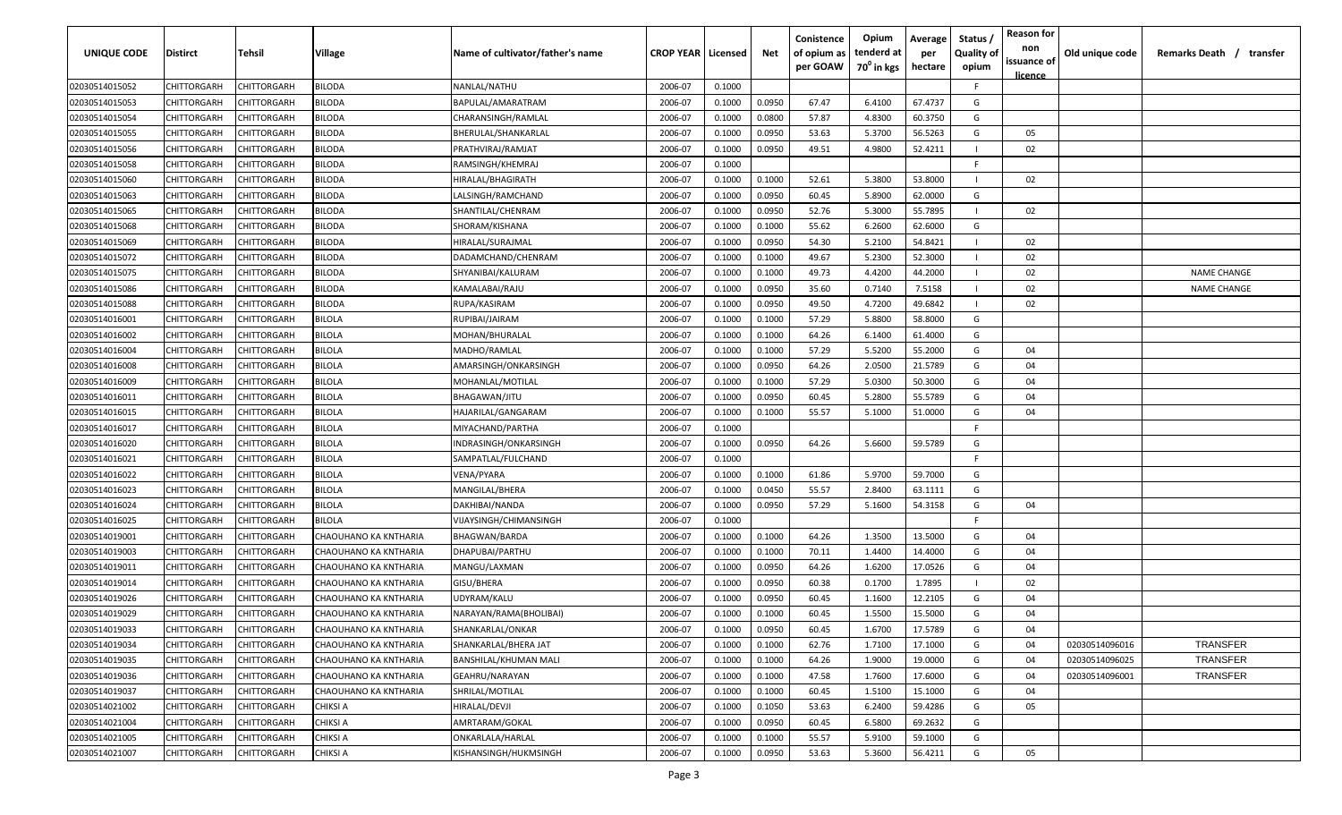| UNIQUE CODE | Distirct | Tehsil | Village | Name of cultivator/father's name | CROP YEAR | Licensed | Net | Conistence of opium as per GOAW | Opium tenderd at 70° in kgs | Average per hectare | Status / Quality of opium | Reason for non issuance of licence | Old unique code | Remarks Death / transfer |
|---|---|---|---|---|---|---|---|---|---|---|---|---|---|---|
| 02030514015052 | CHITTORGARH | CHITTORGARH | BILODA | NANLAL/NATHU | 2006-07 | 0.1000 | | | | | F | | | |
| 02030514015053 | CHITTORGARH | CHITTORGARH | BILODA | BAPULAL/AMARATRAM | 2006-07 | 0.1000 | 0.0950 | 67.47 | 6.4100 | 67.4737 | G | | | |
| 02030514015054 | CHITTORGARH | CHITTORGARH | BILODA | CHARANSINGH/RAMLAL | 2006-07 | 0.1000 | 0.0800 | 57.87 | 4.8300 | 60.3750 | G | | | |
| 02030514015055 | CHITTORGARH | CHITTORGARH | BILODA | BHERULAL/SHANKARLAL | 2006-07 | 0.1000 | 0.0950 | 53.63 | 5.3700 | 56.5263 | G | 05 | | |
| 02030514015056 | CHITTORGARH | CHITTORGARH | BILODA | PRATHVIRAJ/RAMJAT | 2006-07 | 0.1000 | 0.0950 | 49.51 | 4.9800 | 52.4211 | I | 02 | | |
| 02030514015058 | CHITTORGARH | CHITTORGARH | BILODA | RAMSINGH/KHEMRAJ | 2006-07 | 0.1000 | | | | | F | | | |
| 02030514015060 | CHITTORGARH | CHITTORGARH | BILODA | HIRALAL/BHAGIRATH | 2006-07 | 0.1000 | 0.1000 | 52.61 | 5.3800 | 53.8000 | I | 02 | | |
| 02030514015063 | CHITTORGARH | CHITTORGARH | BILODA | LALSINGH/RAMCHAND | 2006-07 | 0.1000 | 0.0950 | 60.45 | 5.8900 | 62.0000 | G | | | |
| 02030514015065 | CHITTORGARH | CHITTORGARH | BILODA | SHANTILAL/CHENRAM | 2006-07 | 0.1000 | 0.0950 | 52.76 | 5.3000 | 55.7895 | I | 02 | | |
| 02030514015068 | CHITTORGARH | CHITTORGARH | BILODA | SHORAM/KISHANA | 2006-07 | 0.1000 | 0.1000 | 55.62 | 6.2600 | 62.6000 | G | | | |
| 02030514015069 | CHITTORGARH | CHITTORGARH | BILODA | HIRALAL/SURAJMAL | 2006-07 | 0.1000 | 0.0950 | 54.30 | 5.2100 | 54.8421 | I | 02 | | |
| 02030514015072 | CHITTORGARH | CHITTORGARH | BILODA | DADAMCHAND/CHENRAM | 2006-07 | 0.1000 | 0.1000 | 49.67 | 5.2300 | 52.3000 | I | 02 | | |
| 02030514015075 | CHITTORGARH | CHITTORGARH | BILODA | SHYANIBAI/KALURAM | 2006-07 | 0.1000 | 0.1000 | 49.73 | 4.4200 | 44.2000 | I | 02 | | NAME CHANGE |
| 02030514015086 | CHITTORGARH | CHITTORGARH | BILODA | KAMALABAI/RAJU | 2006-07 | 0.1000 | 0.0950 | 35.60 | 0.7140 | 7.5158 | I | 02 | | NAME CHANGE |
| 02030514015088 | CHITTORGARH | CHITTORGARH | BILODA | RUPA/KASIRAM | 2006-07 | 0.1000 | 0.0950 | 49.50 | 4.7200 | 49.6842 | I | 02 | | |
| 02030514016001 | CHITTORGARH | CHITTORGARH | BILOLA | RUPIBAI/JAIRAM | 2006-07 | 0.1000 | 0.1000 | 57.29 | 5.8800 | 58.8000 | G | | | |
| 02030514016002 | CHITTORGARH | CHITTORGARH | BILOLA | MOHAN/BHURALAL | 2006-07 | 0.1000 | 0.1000 | 64.26 | 6.1400 | 61.4000 | G | | | |
| 02030514016004 | CHITTORGARH | CHITTORGARH | BILOLA | MADHO/RAMLAL | 2006-07 | 0.1000 | 0.1000 | 57.29 | 5.5200 | 55.2000 | G | 04 | | |
| 02030514016008 | CHITTORGARH | CHITTORGARH | BILOLA | AMARSINGH/ONKARSINGH | 2006-07 | 0.1000 | 0.0950 | 64.26 | 2.0500 | 21.5789 | G | 04 | | |
| 02030514016009 | CHITTORGARH | CHITTORGARH | BILOLA | MOHANLAL/MOTILAL | 2006-07 | 0.1000 | 0.1000 | 57.29 | 5.0300 | 50.3000 | G | 04 | | |
| 02030514016011 | CHITTORGARH | CHITTORGARH | BILOLA | BHAGAWAN/JITU | 2006-07 | 0.1000 | 0.0950 | 60.45 | 5.2800 | 55.5789 | G | 04 | | |
| 02030514016015 | CHITTORGARH | CHITTORGARH | BILOLA | HAJARILAL/GANGARAM | 2006-07 | 0.1000 | 0.1000 | 55.57 | 5.1000 | 51.0000 | G | 04 | | |
| 02030514016017 | CHITTORGARH | CHITTORGARH | BILOLA | MIYACHAND/PARTHA | 2006-07 | 0.1000 | | | | | F | | | |
| 02030514016020 | CHITTORGARH | CHITTORGARH | BILOLA | INDRASINGH/ONKARSINGH | 2006-07 | 0.1000 | 0.0950 | 64.26 | 5.6600 | 59.5789 | G | | | |
| 02030514016021 | CHITTORGARH | CHITTORGARH | BILOLA | SAMPATLAL/FULCHAND | 2006-07 | 0.1000 | | | | | F | | | |
| 02030514016022 | CHITTORGARH | CHITTORGARH | BILOLA | VENA/PYARA | 2006-07 | 0.1000 | 0.1000 | 61.86 | 5.9700 | 59.7000 | G | | | |
| 02030514016023 | CHITTORGARH | CHITTORGARH | BILOLA | MANGILAL/BHERA | 2006-07 | 0.1000 | 0.0450 | 55.57 | 2.8400 | 63.1111 | G | | | |
| 02030514016024 | CHITTORGARH | CHITTORGARH | BILOLA | DAKHIBAI/NANDA | 2006-07 | 0.1000 | 0.0950 | 57.29 | 5.1600 | 54.3158 | G | 04 | | |
| 02030514016025 | CHITTORGARH | CHITTORGARH | BILOLA | VIJAYSINGH/CHIMANSINGH | 2006-07 | 0.1000 | | | | | F | | | |
| 02030514019001 | CHITTORGARH | CHITTORGARH | CHAOUHANO KA KNTHARIA | BHAGWAN/BARDA | 2006-07 | 0.1000 | 0.1000 | 64.26 | 1.3500 | 13.5000 | G | 04 | | |
| 02030514019003 | CHITTORGARH | CHITTORGARH | CHAOUHANO KA KNTHARIA | DHAPUBAI/PARTHU | 2006-07 | 0.1000 | 0.1000 | 70.11 | 1.4400 | 14.4000 | G | 04 | | |
| 02030514019011 | CHITTORGARH | CHITTORGARH | CHAOUHANO KA KNTHARIA | MANGU/LAXMAN | 2006-07 | 0.1000 | 0.0950 | 64.26 | 1.6200 | 17.0526 | G | 04 | | |
| 02030514019014 | CHITTORGARH | CHITTORGARH | CHAOUHANO KA KNTHARIA | GISU/BHERA | 2006-07 | 0.1000 | 0.0950 | 60.38 | 0.1700 | 1.7895 | I | 02 | | |
| 02030514019026 | CHITTORGARH | CHITTORGARH | CHAOUHANO KA KNTHARIA | UDYRAM/KALU | 2006-07 | 0.1000 | 0.0950 | 60.45 | 1.1600 | 12.2105 | G | 04 | | |
| 02030514019029 | CHITTORGARH | CHITTORGARH | CHAOUHANO KA KNTHARIA | NARAYAN/RAMA(BHOLIBAI) | 2006-07 | 0.1000 | 0.1000 | 60.45 | 1.5500 | 15.5000 | G | 04 | | |
| 02030514019033 | CHITTORGARH | CHITTORGARH | CHAOUHANO KA KNTHARIA | SHANKARLAL/ONKAR | 2006-07 | 0.1000 | 0.0950 | 60.45 | 1.6700 | 17.5789 | G | 04 | | |
| 02030514019034 | CHITTORGARH | CHITTORGARH | CHAOUHANO KA KNTHARIA | SHANKARLAL/BHERA JAT | 2006-07 | 0.1000 | 0.1000 | 62.76 | 1.7100 | 17.1000 | G | 04 | 02030514096016 | TRANSFER |
| 02030514019035 | CHITTORGARH | CHITTORGARH | CHAOUHANO KA KNTHARIA | BANSHILAL/KHUMAN MALI | 2006-07 | 0.1000 | 0.1000 | 64.26 | 1.9000 | 19.0000 | G | 04 | 02030514096025 | TRANSFER |
| 02030514019036 | CHITTORGARH | CHITTORGARH | CHAOUHANO KA KNTHARIA | GEAHRU/NARAYAN | 2006-07 | 0.1000 | 0.1000 | 47.58 | 1.7600 | 17.6000 | G | 04 | 02030514096001 | TRANSFER |
| 02030514019037 | CHITTORGARH | CHITTORGARH | CHAOUHANO KA KNTHARIA | SHRILAL/MOTILAL | 2006-07 | 0.1000 | 0.1000 | 60.45 | 1.5100 | 15.1000 | G | 04 | | |
| 02030514021002 | CHITTORGARH | CHITTORGARH | CHIKSI A | HIRALAL/DEVJI | 2006-07 | 0.1000 | 0.1050 | 53.63 | 6.2400 | 59.4286 | G | 05 | | |
| 02030514021004 | CHITTORGARH | CHITTORGARH | CHIKSI A | AMRTARAM/GOKAL | 2006-07 | 0.1000 | 0.0950 | 60.45 | 6.5800 | 69.2632 | G | | | |
| 02030514021005 | CHITTORGARH | CHITTORGARH | CHIKSI A | ONKARLALA/HARLAL | 2006-07 | 0.1000 | 0.1000 | 55.57 | 5.9100 | 59.1000 | G | | | |
| 02030514021007 | CHITTORGARH | CHITTORGARH | CHIKSI A | KISHANSINGH/HUKMSINGH | 2006-07 | 0.1000 | 0.0950 | 53.63 | 5.3600 | 56.4211 | G | 05 | | |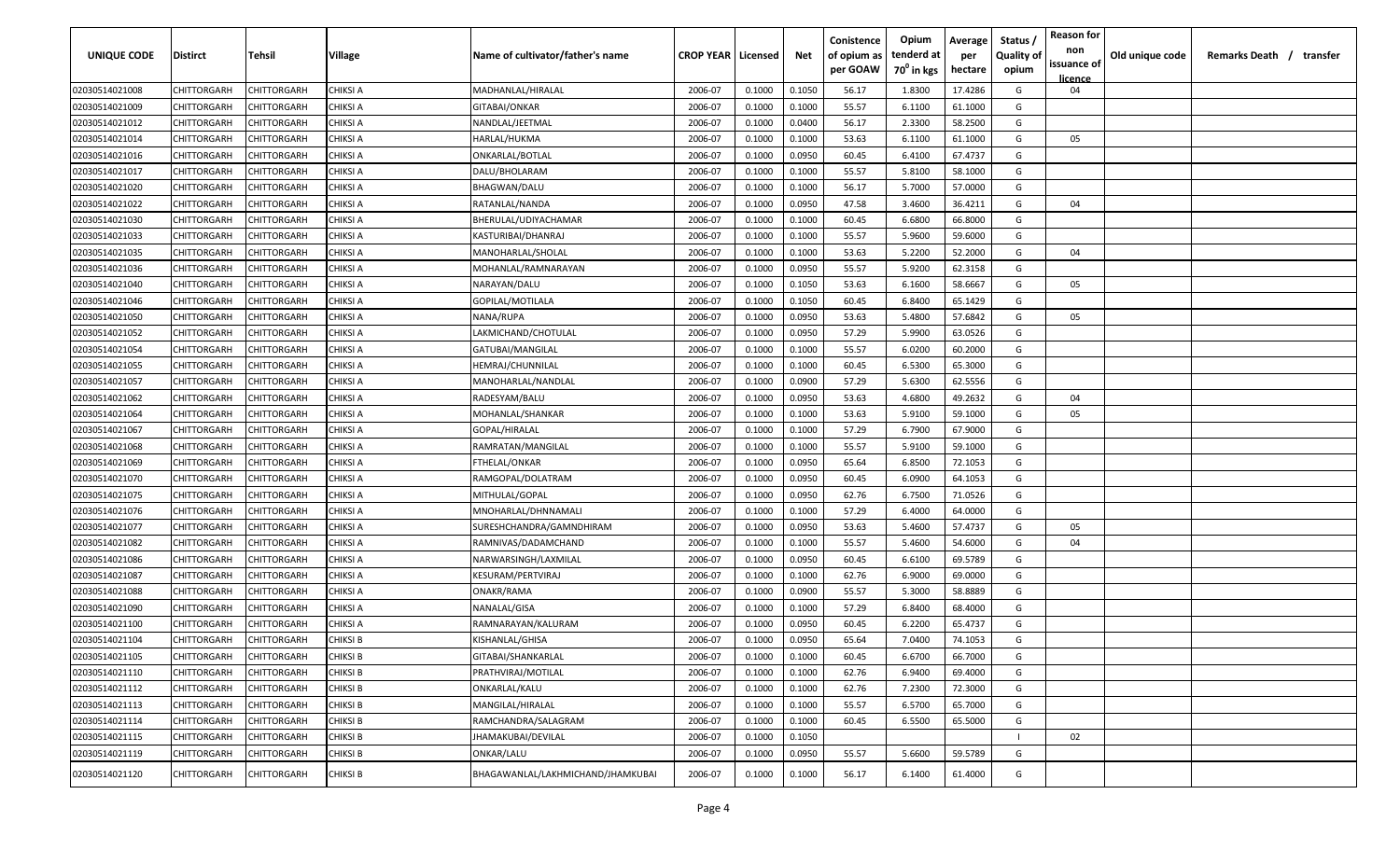| UNIQUE CODE | Distirct | Tehsil | Village | Name of cultivator/father's name | CROP YEAR | Licensed | Net | Conistence of opium as per GOAW | Opium tenderd at $70^0$ in kgs | Average per hectare | Status / Quality of opium | Reason for non issuance of licence | Old unique code | Remarks Death / transfer |
|---|---|---|---|---|---|---|---|---|---|---|---|---|---|---|
| 02030514021008 | CHITTORGARH | CHITTORGARH | CHIKSI A | MADHANLAL/HIRALAL | 2006-07 | 0.1000 | 0.1050 | 56.17 | 1.8300 | 17.4286 | G | 04 | | |
| 02030514021009 | CHITTORGARH | CHITTORGARH | CHIKSI A | GITABAI/ONKAR | 2006-07 | 0.1000 | 0.1000 | 55.57 | 6.1100 | 61.1000 | G | | | |
| 02030514021012 | CHITTORGARH | CHITTORGARH | CHIKSI A | NANDLAL/JEETMAL | 2006-07 | 0.1000 | 0.0400 | 56.17 | 2.3300 | 58.2500 | G | | | |
| 02030514021014 | CHITTORGARH | CHITTORGARH | CHIKSI A | HARLAL/HUKMA | 2006-07 | 0.1000 | 0.1000 | 53.63 | 6.1100 | 61.1000 | G | 05 | | |
| 02030514021016 | CHITTORGARH | CHITTORGARH | CHIKSI A | ONKARLAL/BOTLAL | 2006-07 | 0.1000 | 0.0950 | 60.45 | 6.4100 | 67.4737 | G | | | |
| 02030514021017 | CHITTORGARH | CHITTORGARH | CHIKSI A | DALU/BHOLARAM | 2006-07 | 0.1000 | 0.1000 | 55.57 | 5.8100 | 58.1000 | G | | | |
| 02030514021020 | CHITTORGARH | CHITTORGARH | CHIKSI A | BHAGWAN/DALU | 2006-07 | 0.1000 | 0.1000 | 56.17 | 5.7000 | 57.0000 | G | | | |
| 02030514021022 | CHITTORGARH | CHITTORGARH | CHIKSI A | RATANLAL/NANDA | 2006-07 | 0.1000 | 0.0950 | 47.58 | 3.4600 | 36.4211 | G | 04 | | |
| 02030514021030 | CHITTORGARH | CHITTORGARH | CHIKSI A | BHERULAL/UDIYACHAMAR | 2006-07 | 0.1000 | 0.1000 | 60.45 | 6.6800 | 66.8000 | G | | | |
| 02030514021033 | CHITTORGARH | CHITTORGARH | CHIKSI A | KASTURIBAI/DHANRAJ | 2006-07 | 0.1000 | 0.1000 | 55.57 | 5.9600 | 59.6000 | G | | | |
| 02030514021035 | CHITTORGARH | CHITTORGARH | CHIKSI A | MANOHARLAL/SHOLAL | 2006-07 | 0.1000 | 0.1000 | 53.63 | 5.2200 | 52.2000 | G | 04 | | |
| 02030514021036 | CHITTORGARH | CHITTORGARH | CHIKSI A | MOHANLAL/RAMNARAYAN | 2006-07 | 0.1000 | 0.0950 | 55.57 | 5.9200 | 62.3158 | G | | | |
| 02030514021040 | CHITTORGARH | CHITTORGARH | CHIKSI A | NARAYAN/DALU | 2006-07 | 0.1000 | 0.1050 | 53.63 | 6.1600 | 58.6667 | G | 05 | | |
| 02030514021046 | CHITTORGARH | CHITTORGARH | CHIKSI A | GOPILAL/MOTILALA | 2006-07 | 0.1000 | 0.1050 | 60.45 | 6.8400 | 65.1429 | G | | | |
| 02030514021050 | CHITTORGARH | CHITTORGARH | CHIKSI A | NANA/RUPA | 2006-07 | 0.1000 | 0.0950 | 53.63 | 5.4800 | 57.6842 | G | 05 | | |
| 02030514021052 | CHITTORGARH | CHITTORGARH | CHIKSI A | LAKMICHAND/CHOTULAL | 2006-07 | 0.1000 | 0.0950 | 57.29 | 5.9900 | 63.0526 | G | | | |
| 02030514021054 | CHITTORGARH | CHITTORGARH | CHIKSI A | GATUBAI/MANGILAL | 2006-07 | 0.1000 | 0.1000 | 55.57 | 6.0200 | 60.2000 | G | | | |
| 02030514021055 | CHITTORGARH | CHITTORGARH | CHIKSI A | HEMRAJ/CHUNNILAL | 2006-07 | 0.1000 | 0.1000 | 60.45 | 6.5300 | 65.3000 | G | | | |
| 02030514021057 | CHITTORGARH | CHITTORGARH | CHIKSI A | MANOHARLAL/NANDLAL | 2006-07 | 0.1000 | 0.0900 | 57.29 | 5.6300 | 62.5556 | G | | | |
| 02030514021062 | CHITTORGARH | CHITTORGARH | CHIKSI A | RADESYAM/BALU | 2006-07 | 0.1000 | 0.0950 | 53.63 | 4.6800 | 49.2632 | G | 04 | | |
| 02030514021064 | CHITTORGARH | CHITTORGARH | CHIKSI A | MOHANLAL/SHANKAR | 2006-07 | 0.1000 | 0.1000 | 53.63 | 5.9100 | 59.1000 | G | 05 | | |
| 02030514021067 | CHITTORGARH | CHITTORGARH | CHIKSI A | GOPAL/HIRALAL | 2006-07 | 0.1000 | 0.1000 | 57.29 | 6.7900 | 67.9000 | G | | | |
| 02030514021068 | CHITTORGARH | CHITTORGARH | CHIKSI A | RAMRATAN/MANGILAL | 2006-07 | 0.1000 | 0.1000 | 55.57 | 5.9100 | 59.1000 | G | | | |
| 02030514021069 | CHITTORGARH | CHITTORGARH | CHIKSI A | FTHELAL/ONKAR | 2006-07 | 0.1000 | 0.0950 | 65.64 | 6.8500 | 72.1053 | G | | | |
| 02030514021070 | CHITTORGARH | CHITTORGARH | CHIKSI A | RAMGOPAL/DOLATRAM | 2006-07 | 0.1000 | 0.0950 | 60.45 | 6.0900 | 64.1053 | G | | | |
| 02030514021075 | CHITTORGARH | CHITTORGARH | CHIKSI A | MITHULAL/GOPAL | 2006-07 | 0.1000 | 0.0950 | 62.76 | 6.7500 | 71.0526 | G | | | |
| 02030514021076 | CHITTORGARH | CHITTORGARH | CHIKSI A | MNOHARLAL/DHNNAMALI | 2006-07 | 0.1000 | 0.1000 | 57.29 | 6.4000 | 64.0000 | G | | | |
| 02030514021077 | CHITTORGARH | CHITTORGARH | CHIKSI A | SURESHCHANDRA/GAMNDHIRAM | 2006-07 | 0.1000 | 0.0950 | 53.63 | 5.4600 | 57.4737 | G | 05 | | |
| 02030514021082 | CHITTORGARH | CHITTORGARH | CHIKSI A | RAMNIVAS/DADAMCHAND | 2006-07 | 0.1000 | 0.1000 | 55.57 | 5.4600 | 54.6000 | G | 04 | | |
| 02030514021086 | CHITTORGARH | CHITTORGARH | CHIKSI A | NARWARSINGH/LAXMILAL | 2006-07 | 0.1000 | 0.0950 | 60.45 | 6.6100 | 69.5789 | G | | | |
| 02030514021087 | CHITTORGARH | CHITTORGARH | CHIKSI A | KESURAM/PERTVIRAJ | 2006-07 | 0.1000 | 0.1000 | 62.76 | 6.9000 | 69.0000 | G | | | |
| 02030514021088 | CHITTORGARH | CHITTORGARH | CHIKSI A | ONAKR/RAMA | 2006-07 | 0.1000 | 0.0900 | 55.57 | 5.3000 | 58.8889 | G | | | |
| 02030514021090 | CHITTORGARH | CHITTORGARH | CHIKSI A | NANALAL/GISA | 2006-07 | 0.1000 | 0.1000 | 57.29 | 6.8400 | 68.4000 | G | | | |
| 02030514021100 | CHITTORGARH | CHITTORGARH | CHIKSI A | RAMNARAYAN/KALURAM | 2006-07 | 0.1000 | 0.0950 | 60.45 | 6.2200 | 65.4737 | G | | | |
| 02030514021104 | CHITTORGARH | CHITTORGARH | CHIKSI B | KISHANLAL/GHISA | 2006-07 | 0.1000 | 0.0950 | 65.64 | 7.0400 | 74.1053 | G | | | |
| 02030514021105 | CHITTORGARH | CHITTORGARH | CHIKSI B | GITABAI/SHANKARLAL | 2006-07 | 0.1000 | 0.1000 | 60.45 | 6.6700 | 66.7000 | G | | | |
| 02030514021110 | CHITTORGARH | CHITTORGARH | CHIKSI B | PRATHVIRAJ/MOTILAL | 2006-07 | 0.1000 | 0.1000 | 62.76 | 6.9400 | 69.4000 | G | | | |
| 02030514021112 | CHITTORGARH | CHITTORGARH | CHIKSI B | ONKARLAL/KALU | 2006-07 | 0.1000 | 0.1000 | 62.76 | 7.2300 | 72.3000 | G | | | |
| 02030514021113 | CHITTORGARH | CHITTORGARH | CHIKSI B | MANGILAL/HIRALAL | 2006-07 | 0.1000 | 0.1000 | 55.57 | 6.5700 | 65.7000 | G | | | |
| 02030514021114 | CHITTORGARH | CHITTORGARH | CHIKSI B | RAMCHANDRA/SALAGRAM | 2006-07 | 0.1000 | 0.1000 | 60.45 | 6.5500 | 65.5000 | G | | | |
| 02030514021115 | CHITTORGARH | CHITTORGARH | CHIKSI B | JHAMAKUBAI/DEVILAL | 2006-07 | 0.1000 | 0.1050 | | | | I | 02 | | |
| 02030514021119 | CHITTORGARH | CHITTORGARH | CHIKSI B | ONKAR/LALU | 2006-07 | 0.1000 | 0.0950 | 55.57 | 5.6600 | 59.5789 | G | | | |
| 02030514021120 | CHITTORGARH | CHITTORGARH | CHIKSI B | BHAGAWANLAL/LAKHMICHAND/JHAMKUBAI | 2006-07 | 0.1000 | 0.1000 | 56.17 | 6.1400 | 61.4000 | G | | | |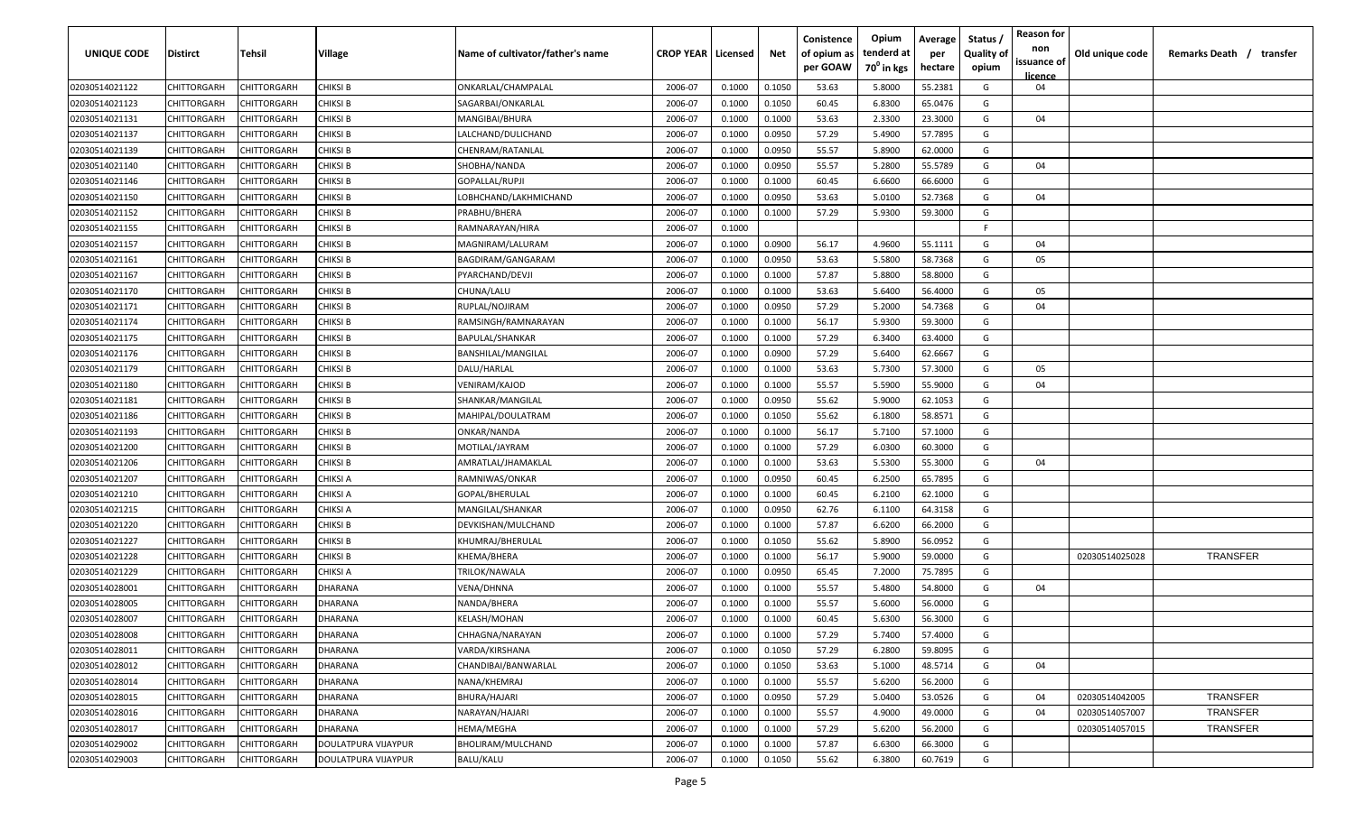| UNIQUE CODE | Distirct | Tehsil | Village | Name of cultivator/father's name | CROP YEAR | Licensed | Net | Conistence of opium as per GOAW | Opium tenderd at $70^0$ in kgs | Average per hectare | Status / Quality of opium | Reason for non issuance of licence | Old unique code | Remarks Death / transfer |
|---|---|---|---|---|---|---|---|---|---|---|---|---|---|---|
| 02030514021122 | CHITTORGARH | CHITTORGARH | CHIKSI B | ONKARLAL/CHAMPALAL | 2006-07 | 0.1000 | 0.1050 | 53.63 | 5.8000 | 55.2381 | G | 04 | | |
| 02030514021123 | CHITTORGARH | CHITTORGARH | CHIKSI B | SAGARBAI/ONKARLAL | 2006-07 | 0.1000 | 0.1050 | 60.45 | 6.8300 | 65.0476 | G | | | |
| 02030514021131 | CHITTORGARH | CHITTORGARH | CHIKSI B | MANGIBAI/BHURA | 2006-07 | 0.1000 | 0.1000 | 53.63 | 2.3300 | 23.3000 | G | 04 | | |
| 02030514021137 | CHITTORGARH | CHITTORGARH | CHIKSI B | LALCHAND/DULICHAND | 2006-07 | 0.1000 | 0.0950 | 57.29 | 5.4900 | 57.7895 | G | | | |
| 02030514021139 | CHITTORGARH | CHITTORGARH | CHIKSI B | CHENRAM/RATANLAL | 2006-07 | 0.1000 | 0.0950 | 55.57 | 5.8900 | 62.0000 | G | | | |
| 02030514021140 | CHITTORGARH | CHITTORGARH | CHIKSI B | SHOBHA/NANDA | 2006-07 | 0.1000 | 0.0950 | 55.57 | 5.2800 | 55.5789 | G | 04 | | |
| 02030514021146 | CHITTORGARH | CHITTORGARH | CHIKSI B | GOPALLAL/RUPJI | 2006-07 | 0.1000 | 0.1000 | 60.45 | 6.6600 | 66.6000 | G | | | |
| 02030514021150 | CHITTORGARH | CHITTORGARH | CHIKSI B | LOBHCHAND/LAKHMICHAND | 2006-07 | 0.1000 | 0.0950 | 53.63 | 5.0100 | 52.7368 | G | 04 | | |
| 02030514021152 | CHITTORGARH | CHITTORGARH | CHIKSI B | PRABHU/BHERA | 2006-07 | 0.1000 | 0.1000 | 57.29 | 5.9300 | 59.3000 | G | | | |
| 02030514021155 | CHITTORGARH | CHITTORGARH | CHIKSI B | RAMNARAYAN/HIRA | 2006-07 | 0.1000 | | | | | F | | | |
| 02030514021157 | CHITTORGARH | CHITTORGARH | CHIKSI B | MAGNIRAM/LALURAM | 2006-07 | 0.1000 | 0.0900 | 56.17 | 4.9600 | 55.1111 | G | 04 | | |
| 02030514021161 | CHITTORGARH | CHITTORGARH | CHIKSI B | BAGDIRAM/GANGARAM | 2006-07 | 0.1000 | 0.0950 | 53.63 | 5.5800 | 58.7368 | G | 05 | | |
| 02030514021167 | CHITTORGARH | CHITTORGARH | CHIKSI B | PYARCHAND/DEVJI | 2006-07 | 0.1000 | 0.1000 | 57.87 | 5.8800 | 58.8000 | G | | | |
| 02030514021170 | CHITTORGARH | CHITTORGARH | CHIKSI B | CHUNA/LALU | 2006-07 | 0.1000 | 0.1000 | 53.63 | 5.6400 | 56.4000 | G | 05 | | |
| 02030514021171 | CHITTORGARH | CHITTORGARH | CHIKSI B | RUPLAL/NOJIRAM | 2006-07 | 0.1000 | 0.0950 | 57.29 | 5.2000 | 54.7368 | G | 04 | | |
| 02030514021174 | CHITTORGARH | CHITTORGARH | CHIKSI B | RAMSINGH/RAMNARAYAN | 2006-07 | 0.1000 | 0.1000 | 56.17 | 5.9300 | 59.3000 | G | | | |
| 02030514021175 | CHITTORGARH | CHITTORGARH | CHIKSI B | BAPULAL/SHANKAR | 2006-07 | 0.1000 | 0.1000 | 57.29 | 6.3400 | 63.4000 | G | | | |
| 02030514021176 | CHITTORGARH | CHITTORGARH | CHIKSI B | BANSHILAL/MANGILAL | 2006-07 | 0.1000 | 0.0900 | 57.29 | 5.6400 | 62.6667 | G | | | |
| 02030514021179 | CHITTORGARH | CHITTORGARH | CHIKSI B | DALU/HARLAL | 2006-07 | 0.1000 | 0.1000 | 53.63 | 5.7300 | 57.3000 | G | 05 | | |
| 02030514021180 | CHITTORGARH | CHITTORGARH | CHIKSI B | VENIRAM/KAJOD | 2006-07 | 0.1000 | 0.1000 | 55.57 | 5.5900 | 55.9000 | G | 04 | | |
| 02030514021181 | CHITTORGARH | CHITTORGARH | CHIKSI B | SHANKAR/MANGILAL | 2006-07 | 0.1000 | 0.0950 | 55.62 | 5.9000 | 62.1053 | G | | | |
| 02030514021186 | CHITTORGARH | CHITTORGARH | CHIKSI B | MAHIPAL/DOULATRAM | 2006-07 | 0.1000 | 0.1050 | 55.62 | 6.1800 | 58.8571 | G | | | |
| 02030514021193 | CHITTORGARH | CHITTORGARH | CHIKSI B | ONKAR/NANDA | 2006-07 | 0.1000 | 0.1000 | 56.17 | 5.7100 | 57.1000 | G | | | |
| 02030514021200 | CHITTORGARH | CHITTORGARH | CHIKSI B | MOTILAL/JAYRAM | 2006-07 | 0.1000 | 0.1000 | 57.29 | 6.0300 | 60.3000 | G | | | |
| 02030514021206 | CHITTORGARH | CHITTORGARH | CHIKSI B | AMRATLAL/JHAMAKLAL | 2006-07 | 0.1000 | 0.1000 | 53.63 | 5.5300 | 55.3000 | G | 04 | | |
| 02030514021207 | CHITTORGARH | CHITTORGARH | CHIKSI A | RAMNIWAS/ONKAR | 2006-07 | 0.1000 | 0.0950 | 60.45 | 6.2500 | 65.7895 | G | | | |
| 02030514021210 | CHITTORGARH | CHITTORGARH | CHIKSI A | GOPAL/BHERULAL | 2006-07 | 0.1000 | 0.1000 | 60.45 | 6.2100 | 62.1000 | G | | | |
| 02030514021215 | CHITTORGARH | CHITTORGARH | CHIKSI A | MANGILAL/SHANKAR | 2006-07 | 0.1000 | 0.0950 | 62.76 | 6.1100 | 64.3158 | G | | | |
| 02030514021220 | CHITTORGARH | CHITTORGARH | CHIKSI B | DEVKISHAN/MULCHAND | 2006-07 | 0.1000 | 0.1000 | 57.87 | 6.6200 | 66.2000 | G | | | |
| 02030514021227 | CHITTORGARH | CHITTORGARH | CHIKSI B | KHUMRAJ/BHERULAL | 2006-07 | 0.1000 | 0.1050 | 55.62 | 5.8900 | 56.0952 | G | | | |
| 02030514021228 | CHITTORGARH | CHITTORGARH | CHIKSI B | KHEMA/BHERA | 2006-07 | 0.1000 | 0.1000 | 56.17 | 5.9000 | 59.0000 | G | | 02030514025028 | TRANSFER |
| 02030514021229 | CHITTORGARH | CHITTORGARH | CHIKSI A | TRILOK/NAWALA | 2006-07 | 0.1000 | 0.0950 | 65.45 | 7.2000 | 75.7895 | G | | | |
| 02030514028001 | CHITTORGARH | CHITTORGARH | DHARANA | VENA/DHNNA | 2006-07 | 0.1000 | 0.1000 | 55.57 | 5.4800 | 54.8000 | G | 04 | | |
| 02030514028005 | CHITTORGARH | CHITTORGARH | DHARANA | NANDA/BHERA | 2006-07 | 0.1000 | 0.1000 | 55.57 | 5.6000 | 56.0000 | G | | | |
| 02030514028007 | CHITTORGARH | CHITTORGARH | DHARANA | KELASH/MOHAN | 2006-07 | 0.1000 | 0.1000 | 60.45 | 5.6300 | 56.3000 | G | | | |
| 02030514028008 | CHITTORGARH | CHITTORGARH | DHARANA | CHHAGNA/NARAYAN | 2006-07 | 0.1000 | 0.1000 | 57.29 | 5.7400 | 57.4000 | G | | | |
| 02030514028011 | CHITTORGARH | CHITTORGARH | DHARANA | VARDA/KIRSHANA | 2006-07 | 0.1000 | 0.1050 | 57.29 | 6.2800 | 59.8095 | G | | | |
| 02030514028012 | CHITTORGARH | CHITTORGARH | DHARANA | CHANDIBAI/BANWARLAL | 2006-07 | 0.1000 | 0.1050 | 53.63 | 5.1000 | 48.5714 | G | 04 | | |
| 02030514028014 | CHITTORGARH | CHITTORGARH | DHARANA | NANA/KHEMRAJ | 2006-07 | 0.1000 | 0.1000 | 55.57 | 5.6200 | 56.2000 | G | | | |
| 02030514028015 | CHITTORGARH | CHITTORGARH | DHARANA | BHURA/HAJARI | 2006-07 | 0.1000 | 0.0950 | 57.29 | 5.0400 | 53.0526 | G | 04 | 02030514042005 | TRANSFER |
| 02030514028016 | CHITTORGARH | CHITTORGARH | DHARANA | NARAYAN/HAJARI | 2006-07 | 0.1000 | 0.1000 | 55.57 | 4.9000 | 49.0000 | G | 04 | 02030514057007 | TRANSFER |
| 02030514028017 | CHITTORGARH | CHITTORGARH | DHARANA | HEMA/MEGHA | 2006-07 | 0.1000 | 0.1000 | 57.29 | 5.6200 | 56.2000 | G | | 02030514057015 | TRANSFER |
| 02030514029002 | CHITTORGARH | CHITTORGARH | DOULATPURA VIJAYPUR | BHOLIRAM/MULCHAND | 2006-07 | 0.1000 | 0.1000 | 57.87 | 6.6300 | 66.3000 | G | | | |
| 02030514029003 | CHITTORGARH | CHITTORGARH | DOULATPURA VIJAYPUR | BALU/KALU | 2006-07 | 0.1000 | 0.1050 | 55.62 | 6.3800 | 60.7619 | G | | | |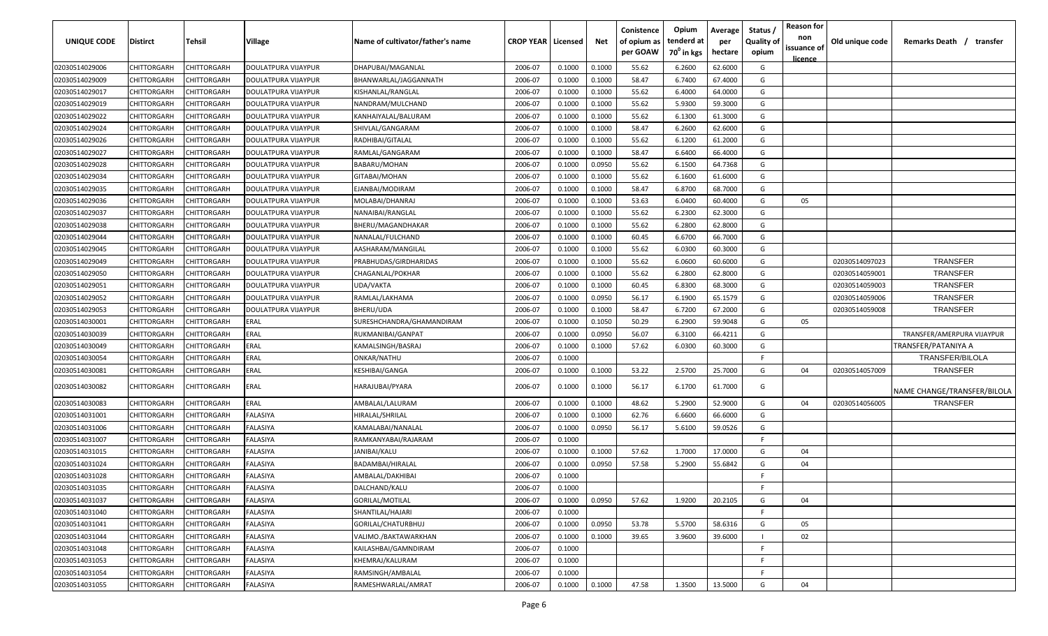| UNIQUE CODE | Distirct | Tehsil | Village | Name of cultivator/father's name | CROP YEAR | Licensed | Net | Conistence of opium as per GOAW | Opium tenderd at $70^0$ in kgs | Average per hectare | Status / Quality of opium | Reason for non issuance of licence | Old unique code | Remarks Death / transfer |
|---|---|---|---|---|---|---|---|---|---|---|---|---|---|---|
| 02030514029006 | CHITTORGARH | CHITTORGARH | DOULATPURA VIJAYPUR | DHAPUBAI/MAGANLAL | 2006-07 | 0.1000 | 0.1000 | 55.62 | 6.2600 | 62.6000 | G | | | |
| 02030514029009 | CHITTORGARH | CHITTORGARH | DOULATPURA VIJAYPUR | BHANWARLAL/JAGGANNATH | 2006-07 | 0.1000 | 0.1000 | 58.47 | 6.7400 | 67.4000 | G | | | |
| 02030514029017 | CHITTORGARH | CHITTORGARH | DOULATPURA VIJAYPUR | KISHANLAL/RANGLAL | 2006-07 | 0.1000 | 0.1000 | 55.62 | 6.4000 | 64.0000 | G | | | |
| 02030514029019 | CHITTORGARH | CHITTORGARH | DOULATPURA VIJAYPUR | NANDRAM/MULCHAND | 2006-07 | 0.1000 | 0.1000 | 55.62 | 5.9300 | 59.3000 | G | | | |
| 02030514029022 | CHITTORGARH | CHITTORGARH | DOULATPURA VIJAYPUR | KANHAIYALAL/BALURAM | 2006-07 | 0.1000 | 0.1000 | 55.62 | 6.1300 | 61.3000 | G | | | |
| 02030514029024 | CHITTORGARH | CHITTORGARH | DOULATPURA VIJAYPUR | SHIVLAL/GANGARAM | 2006-07 | 0.1000 | 0.1000 | 58.47 | 6.2600 | 62.6000 | G | | | |
| 02030514029026 | CHITTORGARH | CHITTORGARH | DOULATPURA VIJAYPUR | RADHIBAI/GITALAL | 2006-07 | 0.1000 | 0.1000 | 55.62 | 6.1200 | 61.2000 | G | | | |
| 02030514029027 | CHITTORGARH | CHITTORGARH | DOULATPURA VIJAYPUR | RAMLAL/GANGARAM | 2006-07 | 0.1000 | 0.1000 | 58.47 | 6.6400 | 66.4000 | G | | | |
| 02030514029028 | CHITTORGARH | CHITTORGARH | DOULATPURA VIJAYPUR | BABARU/MOHAN | 2006-07 | 0.1000 | 0.0950 | 55.62 | 6.1500 | 64.7368 | G | | | |
| 02030514029034 | CHITTORGARH | CHITTORGARH | DOULATPURA VIJAYPUR | GITABAI/MOHAN | 2006-07 | 0.1000 | 0.1000 | 55.62 | 6.1600 | 61.6000 | G | | | |
| 02030514029035 | CHITTORGARH | CHITTORGARH | DOULATPURA VIJAYPUR | EJANBAI/MODIRAM | 2006-07 | 0.1000 | 0.1000 | 58.47 | 6.8700 | 68.7000 | G | | | |
| 02030514029036 | CHITTORGARH | CHITTORGARH | DOULATPURA VIJAYPUR | MOLABAI/DHANRAJ | 2006-07 | 0.1000 | 0.1000 | 53.63 | 6.0400 | 60.4000 | G | 05 | | |
| 02030514029037 | CHITTORGARH | CHITTORGARH | DOULATPURA VIJAYPUR | NANAIBAI/RANGLAL | 2006-07 | 0.1000 | 0.1000 | 55.62 | 6.2300 | 62.3000 | G | | | |
| 02030514029038 | CHITTORGARH | CHITTORGARH | DOULATPURA VIJAYPUR | BHERU/MAGANDHAKAR | 2006-07 | 0.1000 | 0.1000 | 55.62 | 6.2800 | 62.8000 | G | | | |
| 02030514029044 | CHITTORGARH | CHITTORGARH | DOULATPURA VIJAYPUR | NANALAL/FULCHAND | 2006-07 | 0.1000 | 0.1000 | 60.45 | 6.6700 | 66.7000 | G | | | |
| 02030514029045 | CHITTORGARH | CHITTORGARH | DOULATPURA VIJAYPUR | AASHARAM/MANGILAL | 2006-07 | 0.1000 | 0.1000 | 55.62 | 6.0300 | 60.3000 | G | | | |
| 02030514029049 | CHITTORGARH | CHITTORGARH | DOULATPURA VIJAYPUR | PRABHUDAS/GIRDHARIDAS | 2006-07 | 0.1000 | 0.1000 | 55.62 | 6.0600 | 60.6000 | G | | 02030514097023 | TRANSFER |
| 02030514029050 | CHITTORGARH | CHITTORGARH | DOULATPURA VIJAYPUR | CHAGANLAL/POKHAR | 2006-07 | 0.1000 | 0.1000 | 55.62 | 6.2800 | 62.8000 | G | | 02030514059001 | TRANSFER |
| 02030514029051 | CHITTORGARH | CHITTORGARH | DOULATPURA VIJAYPUR | UDA/VAKTA | 2006-07 | 0.1000 | 0.1000 | 60.45 | 6.8300 | 68.3000 | G | | 02030514059003 | TRANSFER |
| 02030514029052 | CHITTORGARH | CHITTORGARH | DOULATPURA VIJAYPUR | RAMLAL/LAKHAMA | 2006-07 | 0.1000 | 0.0950 | 56.17 | 6.1900 | 65.1579 | G | | 02030514059006 | TRANSFER |
| 02030514029053 | CHITTORGARH | CHITTORGARH | DOULATPURA VIJAYPUR | BHERU/UDA | 2006-07 | 0.1000 | 0.1000 | 58.47 | 6.7200 | 67.2000 | G | | 02030514059008 | TRANSFER |
| 02030514030001 | CHITTORGARH | CHITTORGARH | ERAL | SURESHCHANDRA/GHAMANDIRAM | 2006-07 | 0.1000 | 0.1050 | 50.29 | 6.2900 | 59.9048 | G | 05 | | |
| 02030514030039 | CHITTORGARH | CHITTORGARH | ERAL | RUKMANIBAI/GANPAT | 2006-07 | 0.1000 | 0.0950 | 56.07 | 6.3100 | 66.4211 | G | | | TRANSFER/AMERPURA VIJAYPUR |
| 02030514030049 | CHITTORGARH | CHITTORGARH | ERAL | KAMALSINGH/BASRAJ | 2006-07 | 0.1000 | 0.1000 | 57.62 | 6.0300 | 60.3000 | G | | | TRANSFER/PATANIYA A |
| 02030514030054 | CHITTORGARH | CHITTORGARH | ERAL | ONKAR/NATHU | 2006-07 | 0.1000 | | | | | F | | | TRANSFER/BILOLA |
| 02030514030081 | CHITTORGARH | CHITTORGARH | ERAL | KESHIBAI/GANGA | 2006-07 | 0.1000 | 0.1000 | 53.22 | 2.5700 | 25.7000 | G | 04 | 02030514057009 | TRANSFER |
| 02030514030082 | CHITTORGARH | CHITTORGARH | ERAL | HARAJUBAI/PYARA | 2006-07 | 0.1000 | 0.1000 | 56.17 | 6.1700 | 61.7000 | G | | | NAME CHANGE/TRANSFER/BILOLA |
| 02030514030083 | CHITTORGARH | CHITTORGARH | ERAL | AMBALAL/LALURAM | 2006-07 | 0.1000 | 0.1000 | 48.62 | 5.2900 | 52.9000 | G | 04 | 02030514056005 | TRANSFER |
| 02030514031001 | CHITTORGARH | CHITTORGARH | FALASIYA | HIRALAL/SHRILAL | 2006-07 | 0.1000 | 0.1000 | 62.76 | 6.6600 | 66.6000 | G | | | |
| 02030514031006 | CHITTORGARH | CHITTORGARH | FALASIYA | KAMALABAI/NANALAL | 2006-07 | 0.1000 | 0.0950 | 56.17 | 5.6100 | 59.0526 | G | | | |
| 02030514031007 | CHITTORGARH | CHITTORGARH | FALASIYA | RAMKANYABAI/RAJARAM | 2006-07 | 0.1000 | | | | | F | | | |
| 02030514031015 | CHITTORGARH | CHITTORGARH | FALASIYA | JANIBAI/KALU | 2006-07 | 0.1000 | 0.1000 | 57.62 | 1.7000 | 17.0000 | G | 04 | | |
| 02030514031024 | CHITTORGARH | CHITTORGARH | FALASIYA | BADAMBAI/HIRALAL | 2006-07 | 0.1000 | 0.0950 | 57.58 | 5.2900 | 55.6842 | G | 04 | | |
| 02030514031028 | CHITTORGARH | CHITTORGARH | FALASIYA | AMBALAL/DAKHIBAI | 2006-07 | 0.1000 | | | | | F | | | |
| 02030514031035 | CHITTORGARH | CHITTORGARH | FALASIYA | DALCHAND/KALU | 2006-07 | 0.1000 | | | | | F | | | |
| 02030514031037 | CHITTORGARH | CHITTORGARH | FALASIYA | GORILAL/MOTILAL | 2006-07 | 0.1000 | 0.0950 | 57.62 | 1.9200 | 20.2105 | G | 04 | | |
| 02030514031040 | CHITTORGARH | CHITTORGARH | FALASIYA | SHANTILAL/HAJARI | 2006-07 | 0.1000 | | | | | F | | | |
| 02030514031041 | CHITTORGARH | CHITTORGARH | FALASIYA | GORILAL/CHATURBHUJ | 2006-07 | 0.1000 | 0.0950 | 53.78 | 5.5700 | 58.6316 | G | 05 | | |
| 02030514031044 | CHITTORGARH | CHITTORGARH | FALASIYA | VALIMO./BAKTAWARKHAN | 2006-07 | 0.1000 | 0.1000 | 39.65 | 3.9600 | 39.6000 | I | 02 | | |
| 02030514031048 | CHITTORGARH | CHITTORGARH | FALASIYA | KAILASHBAI/GAMNDIRAM | 2006-07 | 0.1000 | | | | | F | | | |
| 02030514031053 | CHITTORGARH | CHITTORGARH | FALASIYA | KHEMRAJ/KALURAM | 2006-07 | 0.1000 | | | | | F | | | |
| 02030514031054 | CHITTORGARH | CHITTORGARH | FALASIYA | RAMSINGH/AMBALAL | 2006-07 | 0.1000 | | | | | F | | | |
| 02030514031055 | CHITTORGARH | CHITTORGARH | FALASIYA | RAMESHWARLAL/AMRAT | 2006-07 | 0.1000 | 0.1000 | 47.58 | 1.3500 | 13.5000 | G | 04 | | |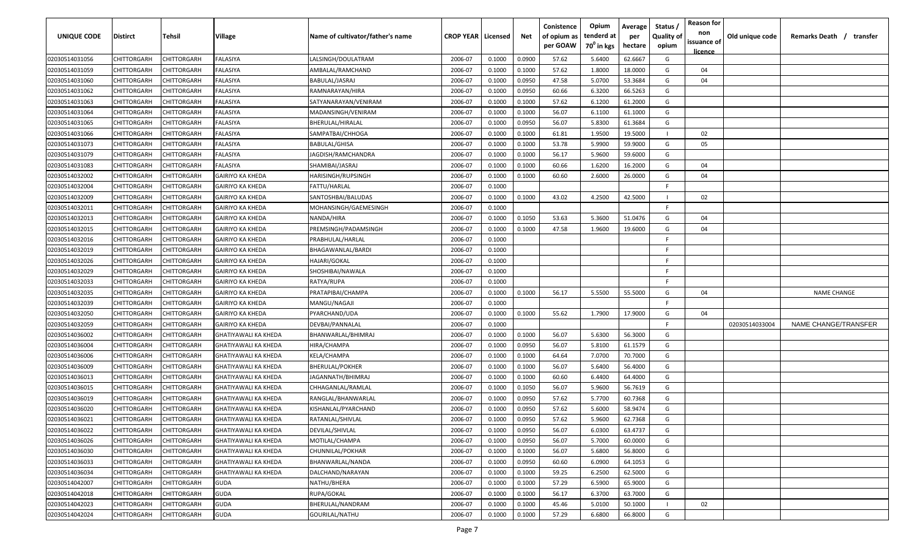| UNIQUE CODE | Distirct | Tehsil | Village | Name of cultivator/father's name | CROP YEAR | Licensed | Net | Conistence of opium as per GOAW | Opium tenderd at 70° in kgs | Average per hectare | Status / Quality of opium | Reason for non issuance of licence | Old unique code | Remarks Death / transfer |
|---|---|---|---|---|---|---|---|---|---|---|---|---|---|---|
| 02030514031056 | CHITTORGARH | CHITTORGARH | FALASIYA | LALSINGH/DOULATRAM | 2006-07 | 0.1000 | 0.0900 | 57.62 | 5.6400 | 62.6667 | G | | | |
| 02030514031059 | CHITTORGARH | CHITTORGARH | FALASIYA | AMBALAL/RAMCHAND | 2006-07 | 0.1000 | 0.1000 | 57.62 | 1.8000 | 18.0000 | G | 04 | | |
| 02030514031060 | CHITTORGARH | CHITTORGARH | FALASIYA | BABULAL/JASRAJ | 2006-07 | 0.1000 | 0.0950 | 47.58 | 5.0700 | 53.3684 | G | 04 | | |
| 02030514031062 | CHITTORGARH | CHITTORGARH | FALASIYA | RAMNARAYAN/HIRA | 2006-07 | 0.1000 | 0.0950 | 60.66 | 6.3200 | 66.5263 | G | | | |
| 02030514031063 | CHITTORGARH | CHITTORGARH | FALASIYA | SATYANARAYAN/VENIRAM | 2006-07 | 0.1000 | 0.1000 | 57.62 | 6.1200 | 61.2000 | G | | | |
| 02030514031064 | CHITTORGARH | CHITTORGARH | FALASIYA | MADANSINGH/VENIRAM | 2006-07 | 0.1000 | 0.1000 | 56.07 | 6.1100 | 61.1000 | G | | | |
| 02030514031065 | CHITTORGARH | CHITTORGARH | FALASIYA | BHERULAL/HIRALAL | 2006-07 | 0.1000 | 0.0950 | 56.07 | 5.8300 | 61.3684 | G | | | |
| 02030514031066 | CHITTORGARH | CHITTORGARH | FALASIYA | SAMPATBAI/CHHOGA | 2006-07 | 0.1000 | 0.1000 | 61.81 | 1.9500 | 19.5000 | I | 02 | | |
| 02030514031073 | CHITTORGARH | CHITTORGARH | FALASIYA | BABULAL/GHISA | 2006-07 | 0.1000 | 0.1000 | 53.78 | 5.9900 | 59.9000 | G | 05 | | |
| 02030514031079 | CHITTORGARH | CHITTORGARH | FALASIYA | JAGDISH/RAMCHANDRA | 2006-07 | 0.1000 | 0.1000 | 56.17 | 5.9600 | 59.6000 | G | | | |
| 02030514031083 | CHITTORGARH | CHITTORGARH | FALASIYA | SHAMIBAI/JASRAJ | 2006-07 | 0.1000 | 0.1000 | 60.66 | 1.6200 | 16.2000 | G | 04 | | |
| 02030514032002 | CHITTORGARH | CHITTORGARH | GAIRIYO KA KHEDA | HARISINGH/RUPSINGH | 2006-07 | 0.1000 | 0.1000 | 60.60 | 2.6000 | 26.0000 | G | 04 | | |
| 02030514032004 | CHITTORGARH | CHITTORGARH | GAIRIYO KA KHEDA | FATTU/HARLAL | 2006-07 | 0.1000 | | | | | F | | | |
| 02030514032009 | CHITTORGARH | CHITTORGARH | GAIRIYO KA KHEDA | SANTOSHBAI/BALUDAS | 2006-07 | 0.1000 | 0.1000 | 43.02 | 4.2500 | 42.5000 | I | 02 | | |
| 02030514032011 | CHITTORGARH | CHITTORGARH | GAIRIYO KA KHEDA | MOHANSINGH/GAEMESINGH | 2006-07 | 0.1000 | | | | | F | | | |
| 02030514032013 | CHITTORGARH | CHITTORGARH | GAIRIYO KA KHEDA | NANDA/HIRA | 2006-07 | 0.1000 | 0.1050 | 53.63 | 5.3600 | 51.0476 | G | 04 | | |
| 02030514032015 | CHITTORGARH | CHITTORGARH | GAIRIYO KA KHEDA | PREMSINGH/PADAMSINGH | 2006-07 | 0.1000 | 0.1000 | 47.58 | 1.9600 | 19.6000 | G | 04 | | |
| 02030514032016 | CHITTORGARH | CHITTORGARH | GAIRIYO KA KHEDA | PRABHULAL/HARLAL | 2006-07 | 0.1000 | | | | | F | | | |
| 02030514032019 | CHITTORGARH | CHITTORGARH | GAIRIYO KA KHEDA | BHAGAWANLAL/BARDI | 2006-07 | 0.1000 | | | | | F | | | |
| 02030514032026 | CHITTORGARH | CHITTORGARH | GAIRIYO KA KHEDA | HAJARI/GOKAL | 2006-07 | 0.1000 | | | | | F | | | |
| 02030514032029 | CHITTORGARH | CHITTORGARH | GAIRIYO KA KHEDA | SHOSHIBAI/NAWALA | 2006-07 | 0.1000 | | | | | F | | | |
| 02030514032033 | CHITTORGARH | CHITTORGARH | GAIRIYO KA KHEDA | RATYA/RUPA | 2006-07 | 0.1000 | | | | | F | | | |
| 02030514032035 | CHITTORGARH | CHITTORGARH | GAIRIYO KA KHEDA | PRATAPIBAI/CHAMPA | 2006-07 | 0.1000 | 0.1000 | 56.17 | 5.5500 | 55.5000 | G | 04 | | NAME CHANGE |
| 02030514032039 | CHITTORGARH | CHITTORGARH | GAIRIYO KA KHEDA | MANGU/NAGAJI | 2006-07 | 0.1000 | | | | | F | | | |
| 02030514032050 | CHITTORGARH | CHITTORGARH | GAIRIYO KA KHEDA | PYARCHAND/UDA | 2006-07 | 0.1000 | 0.1000 | 55.62 | 1.7900 | 17.9000 | G | 04 | | |
| 02030514032059 | CHITTORGARH | CHITTORGARH | GAIRIYO KA KHEDA | DEVBAI/PANNALAL | 2006-07 | 0.1000 | | | | | F | | 02030514033004 | NAME CHANGE/TRANSFER |
| 02030514036002 | CHITTORGARH | CHITTORGARH | GHATIYAWALI KA KHEDA | BHANWARLAL/BHIMRAJ | 2006-07 | 0.1000 | 0.1000 | 56.07 | 5.6300 | 56.3000 | G | | | |
| 02030514036004 | CHITTORGARH | CHITTORGARH | GHATIYAWALI KA KHEDA | HIRA/CHAMPA | 2006-07 | 0.1000 | 0.0950 | 56.07 | 5.8100 | 61.1579 | G | | | |
| 02030514036006 | CHITTORGARH | CHITTORGARH | GHATIYAWALI KA KHEDA | KELA/CHAMPA | 2006-07 | 0.1000 | 0.1000 | 64.64 | 7.0700 | 70.7000 | G | | | |
| 02030514036009 | CHITTORGARH | CHITTORGARH | GHATIYAWALI KA KHEDA | BHERULAL/POKHER | 2006-07 | 0.1000 | 0.1000 | 56.07 | 5.6400 | 56.4000 | G | | | |
| 02030514036013 | CHITTORGARH | CHITTORGARH | GHATIYAWALI KA KHEDA | JAGANNATH/BHIMRAJ | 2006-07 | 0.1000 | 0.1000 | 60.60 | 6.4400 | 64.4000 | G | | | |
| 02030514036015 | CHITTORGARH | CHITTORGARH | GHATIYAWALI KA KHEDA | CHHAGANLAL/RAMLAL | 2006-07 | 0.1000 | 0.1050 | 56.07 | 5.9600 | 56.7619 | G | | | |
| 02030514036019 | CHITTORGARH | CHITTORGARH | GHATIYAWALI KA KHEDA | RANGLAL/BHANWARLAL | 2006-07 | 0.1000 | 0.0950 | 57.62 | 5.7700 | 60.7368 | G | | | |
| 02030514036020 | CHITTORGARH | CHITTORGARH | GHATIYAWALI KA KHEDA | KISHANLAL/PYARCHAND | 2006-07 | 0.1000 | 0.0950 | 57.62 | 5.6000 | 58.9474 | G | | | |
| 02030514036021 | CHITTORGARH | CHITTORGARH | GHATIYAWALI KA KHEDA | RATANLAL/SHIVLAL | 2006-07 | 0.1000 | 0.0950 | 57.62 | 5.9600 | 62.7368 | G | | | |
| 02030514036022 | CHITTORGARH | CHITTORGARH | GHATIYAWALI KA KHEDA | DEVILAL/SHIVLAL | 2006-07 | 0.1000 | 0.0950 | 56.07 | 6.0300 | 63.4737 | G | | | |
| 02030514036026 | CHITTORGARH | CHITTORGARH | GHATIYAWALI KA KHEDA | MOTILAL/CHAMPA | 2006-07 | 0.1000 | 0.0950 | 56.07 | 5.7000 | 60.0000 | G | | | |
| 02030514036030 | CHITTORGARH | CHITTORGARH | GHATIYAWALI KA KHEDA | CHUNNILAL/POKHAR | 2006-07 | 0.1000 | 0.1000 | 56.07 | 5.6800 | 56.8000 | G | | | |
| 02030514036033 | CHITTORGARH | CHITTORGARH | GHATIYAWALI KA KHEDA | BHANWARLAL/NANDA | 2006-07 | 0.1000 | 0.0950 | 60.60 | 6.0900 | 64.1053 | G | | | |
| 02030514036034 | CHITTORGARH | CHITTORGARH | GHATIYAWALI KA KHEDA | DALCHAND/NARAYAN | 2006-07 | 0.1000 | 0.1000 | 59.25 | 6.2500 | 62.5000 | G | | | |
| 02030514042007 | CHITTORGARH | CHITTORGARH | GUDA | NATHU/BHERA | 2006-07 | 0.1000 | 0.1000 | 57.29 | 6.5900 | 65.9000 | G | | | |
| 02030514042018 | CHITTORGARH | CHITTORGARH | GUDA | RUPA/GOKAL | 2006-07 | 0.1000 | 0.1000 | 56.17 | 6.3700 | 63.7000 | G | | | |
| 02030514042023 | CHITTORGARH | CHITTORGARH | GUDA | BHERULAL/NANDRAM | 2006-07 | 0.1000 | 0.1000 | 45.46 | 5.0100 | 50.1000 | I | 02 | | |
| 02030514042024 | CHITTORGARH | CHITTORGARH | GUDA | GOURILAL/NATHU | 2006-07 | 0.1000 | 0.1000 | 57.29 | 6.6800 | 66.8000 | G | | | |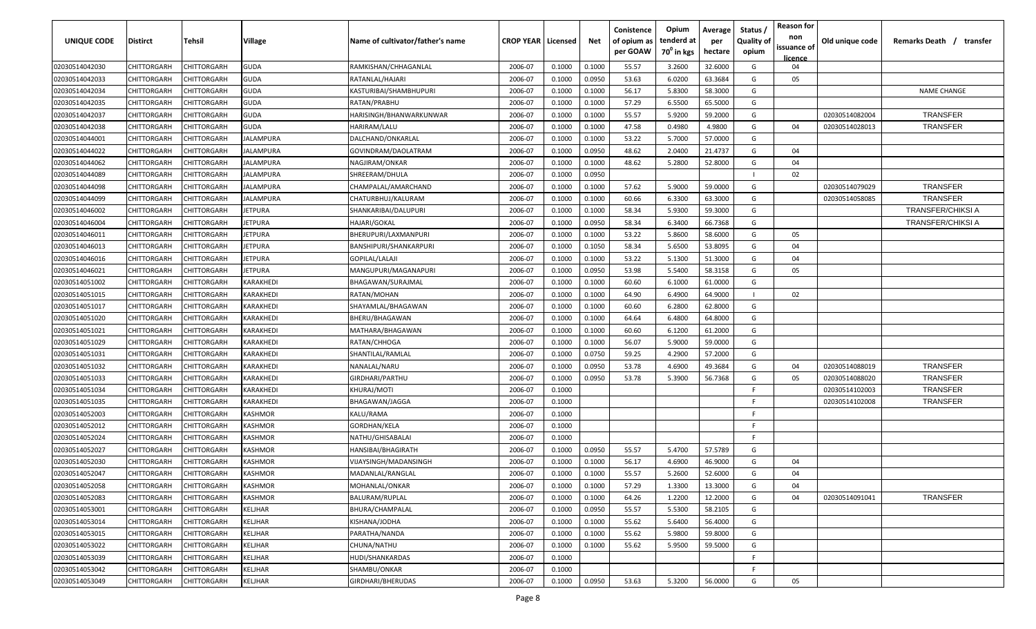| UNIQUE CODE | Distirct | Tehsil | Village | Name of cultivator/father's name | CROP YEAR | Licensed | Net | Conistence of opium as per GOAW | Opium tenderd at $70^0$ in kgs | Average per hectare | Status / Quality of opium | Reason for non issuance of licence | Old unique code | Remarks Death / transfer |
|---|---|---|---|---|---|---|---|---|---|---|---|---|---|---|
| 02030514042030 | CHITTORGARH | CHITTORGARH | GUDA | RAMKISHAN/CHHAGANLAL | 2006-07 | 0.1000 | 0.1000 | 55.57 | 3.2600 | 32.6000 | G | 04 | | |
| 02030514042033 | CHITTORGARH | CHITTORGARH | GUDA | RATANLAL/HAJARI | 2006-07 | 0.1000 | 0.0950 | 53.63 | 6.0200 | 63.3684 | G | 05 | | |
| 02030514042034 | CHITTORGARH | CHITTORGARH | GUDA | KASTURIBAI/SHAMBHUPURI | 2006-07 | 0.1000 | 0.1000 | 56.17 | 5.8300 | 58.3000 | G | | | NAME CHANGE |
| 02030514042035 | CHITTORGARH | CHITTORGARH | GUDA | RATAN/PRABHU | 2006-07 | 0.1000 | 0.1000 | 57.29 | 6.5500 | 65.5000 | G | | | |
| 02030514042037 | CHITTORGARH | CHITTORGARH | GUDA | HARISINGH/BHANWARKUNWAR | 2006-07 | 0.1000 | 0.1000 | 55.57 | 5.9200 | 59.2000 | G | | 02030514082004 | TRANSFER |
| 02030514042038 | CHITTORGARH | CHITTORGARH | GUDA | HARIRAM/LALU | 2006-07 | 0.1000 | 0.1000 | 47.58 | 0.4980 | 4.9800 | G | 04 | 02030514028013 | TRANSFER |
| 02030514044001 | CHITTORGARH | CHITTORGARH | JALAMPURA | DALCHAND/ONKARLAL | 2006-07 | 0.1000 | 0.1000 | 53.22 | 5.7000 | 57.0000 | G | | | |
| 02030514044022 | CHITTORGARH | CHITTORGARH | JALAMPURA | GOVINDRAM/DAOLATRAM | 2006-07 | 0.1000 | 0.0950 | 48.62 | 2.0400 | 21.4737 | G | 04 | | |
| 02030514044062 | CHITTORGARH | CHITTORGARH | JALAMPURA | NAGJIRAM/ONKAR | 2006-07 | 0.1000 | 0.1000 | 48.62 | 5.2800 | 52.8000 | G | 04 | | |
| 02030514044089 | CHITTORGARH | CHITTORGARH | JALAMPURA | SHREERAM/DHULA | 2006-07 | 0.1000 | 0.0950 | | | | I | 02 | | |
| 02030514044098 | CHITTORGARH | CHITTORGARH | JALAMPURA | CHAMPALAL/AMARCHAND | 2006-07 | 0.1000 | 0.1000 | 57.62 | 5.9000 | 59.0000 | G | | 02030514079029 | TRANSFER |
| 02030514044099 | CHITTORGARH | CHITTORGARH | JALAMPURA | CHATURBHUJ/KALURAM | 2006-07 | 0.1000 | 0.1000 | 60.66 | 6.3300 | 63.3000 | G | | 02030514058085 | TRANSFER |
| 02030514046002 | CHITTORGARH | CHITTORGARH | JETPURA | SHANKARIBAI/DALUPURI | 2006-07 | 0.1000 | 0.1000 | 58.34 | 5.9300 | 59.3000 | G | | | TRANSFER/CHIKSI A |
| 02030514046004 | CHITTORGARH | CHITTORGARH | JETPURA | HAJARI/GOKAL | 2006-07 | 0.1000 | 0.0950 | 58.34 | 6.3400 | 66.7368 | G | | | TRANSFER/CHIKSI A |
| 02030514046011 | CHITTORGARH | CHITTORGARH | JETPURA | BHERUPURI/LAXMANPURI | 2006-07 | 0.1000 | 0.1000 | 53.22 | 5.8600 | 58.6000 | G | 05 | | |
| 02030514046013 | CHITTORGARH | CHITTORGARH | JETPURA | BANSHIPURI/SHANKARPURI | 2006-07 | 0.1000 | 0.1050 | 58.34 | 5.6500 | 53.8095 | G | 04 | | |
| 02030514046016 | CHITTORGARH | CHITTORGARH | JETPURA | GOPILAL/LALAJI | 2006-07 | 0.1000 | 0.1000 | 53.22 | 5.1300 | 51.3000 | G | 04 | | |
| 02030514046021 | CHITTORGARH | CHITTORGARH | JETPURA | MANGUPURI/MAGANAPURI | 2006-07 | 0.1000 | 0.0950 | 53.98 | 5.5400 | 58.3158 | G | 05 | | |
| 02030514051002 | CHITTORGARH | CHITTORGARH | KARAKHEDI | BHAGAWAN/SURAJMAL | 2006-07 | 0.1000 | 0.1000 | 60.60 | 6.1000 | 61.0000 | G | | | |
| 02030514051015 | CHITTORGARH | CHITTORGARH | KARAKHEDI | RATAN/MOHAN | 2006-07 | 0.1000 | 0.1000 | 64.90 | 6.4900 | 64.9000 | I | 02 | | |
| 02030514051017 | CHITTORGARH | CHITTORGARH | KARAKHEDI | SHAYAMLAL/BHAGAWAN | 2006-07 | 0.1000 | 0.1000 | 60.60 | 6.2800 | 62.8000 | G | | | |
| 02030514051020 | CHITTORGARH | CHITTORGARH | KARAKHEDI | BHERU/BHAGAWAN | 2006-07 | 0.1000 | 0.1000 | 64.64 | 6.4800 | 64.8000 | G | | | |
| 02030514051021 | CHITTORGARH | CHITTORGARH | KARAKHEDI | MATHARA/BHAGAWAN | 2006-07 | 0.1000 | 0.1000 | 60.60 | 6.1200 | 61.2000 | G | | | |
| 02030514051029 | CHITTORGARH | CHITTORGARH | KARAKHEDI | RATAN/CHHOGA | 2006-07 | 0.1000 | 0.1000 | 56.07 | 5.9000 | 59.0000 | G | | | |
| 02030514051031 | CHITTORGARH | CHITTORGARH | KARAKHEDI | SHANTILAL/RAMLAL | 2006-07 | 0.1000 | 0.0750 | 59.25 | 4.2900 | 57.2000 | G | | | |
| 02030514051032 | CHITTORGARH | CHITTORGARH | KARAKHEDI | NANALAL/NARU | 2006-07 | 0.1000 | 0.0950 | 53.78 | 4.6900 | 49.3684 | G | 04 | 02030514088019 | TRANSFER |
| 02030514051033 | CHITTORGARH | CHITTORGARH | KARAKHEDI | GIRDHARI/PARTHU | 2006-07 | 0.1000 | 0.0950 | 53.78 | 5.3900 | 56.7368 | G | 05 | 02030514088020 | TRANSFER |
| 02030514051034 | CHITTORGARH | CHITTORGARH | KARAKHEDI | KHURAJ/MOTI | 2006-07 | 0.1000 | | | | | F | | 02030514102003 | TRANSFER |
| 02030514051035 | CHITTORGARH | CHITTORGARH | KARAKHEDI | BHAGAWAN/JAGGA | 2006-07 | 0.1000 | | | | | F | | 02030514102008 | TRANSFER |
| 02030514052003 | CHITTORGARH | CHITTORGARH | KASHMOR | KALU/RAMA | 2006-07 | 0.1000 | | | | | F | | | |
| 02030514052012 | CHITTORGARH | CHITTORGARH | KASHMOR | GORDHAN/KELA | 2006-07 | 0.1000 | | | | | F | | | |
| 02030514052024 | CHITTORGARH | CHITTORGARH | KASHMOR | NATHU/GHISABALAI | 2006-07 | 0.1000 | | | | | F | | | |
| 02030514052027 | CHITTORGARH | CHITTORGARH | KASHMOR | HANSIBAI/BHAGIRATH | 2006-07 | 0.1000 | 0.0950 | 55.57 | 5.4700 | 57.5789 | G | | | |
| 02030514052030 | CHITTORGARH | CHITTORGARH | KASHMOR | VIJAYSINGH/MADANSINGH | 2006-07 | 0.1000 | 0.1000 | 56.17 | 4.6900 | 46.9000 | G | 04 | | |
| 02030514052047 | CHITTORGARH | CHITTORGARH | KASHMOR | MADANLAL/RANGLAL | 2006-07 | 0.1000 | 0.1000 | 55.57 | 5.2600 | 52.6000 | G | 04 | | |
| 02030514052058 | CHITTORGARH | CHITTORGARH | KASHMOR | MOHANLAL/ONKAR | 2006-07 | 0.1000 | 0.1000 | 57.29 | 1.3300 | 13.3000 | G | 04 | | |
| 02030514052083 | CHITTORGARH | CHITTORGARH | KASHMOR | BALURAM/RUPLAL | 2006-07 | 0.1000 | 0.1000 | 64.26 | 1.2200 | 12.2000 | G | 04 | 02030514091041 | TRANSFER |
| 02030514053001 | CHITTORGARH | CHITTORGARH | KELJHAR | BHURA/CHAMPALAL | 2006-07 | 0.1000 | 0.0950 | 55.57 | 5.5300 | 58.2105 | G | | | |
| 02030514053014 | CHITTORGARH | CHITTORGARH | KELJHAR | KISHANA/JODHA | 2006-07 | 0.1000 | 0.1000 | 55.62 | 5.6400 | 56.4000 | G | | | |
| 02030514053015 | CHITTORGARH | CHITTORGARH | KELJHAR | PARATHA/NANDA | 2006-07 | 0.1000 | 0.1000 | 55.62 | 5.9800 | 59.8000 | G | | | |
| 02030514053022 | CHITTORGARH | CHITTORGARH | KELJHAR | CHUNA/NATHU | 2006-07 | 0.1000 | 0.1000 | 55.62 | 5.9500 | 59.5000 | G | | | |
| 02030514053039 | CHITTORGARH | CHITTORGARH | KELJHAR | HUDI/SHANKARDAS | 2006-07 | 0.1000 | | | | | F | | | |
| 02030514053042 | CHITTORGARH | CHITTORGARH | KELJHAR | SHAMBU/ONKAR | 2006-07 | 0.1000 | | | | | F | | | |
| 02030514053049 | CHITTORGARH | CHITTORGARH | KELJHAR | GIRDHARI/BHERUDAS | 2006-07 | 0.1000 | 0.0950 | 53.63 | 5.3200 | 56.0000 | G | 05 | | |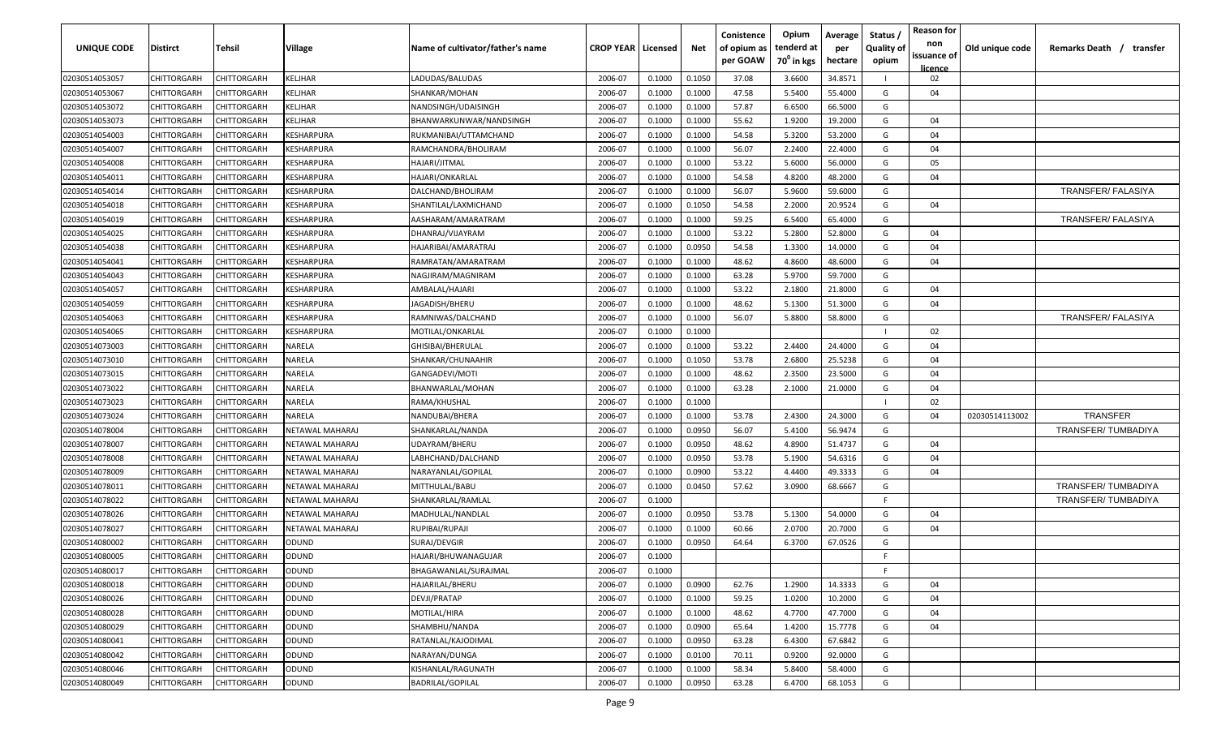| UNIQUE CODE | Distirct | Tehsil | Village | Name of cultivator/father's name | CROP YEAR | Licensed | Net | Conistence of opium as per GOAW | Opium tenderd at $70^0$ in kgs | Average per hectare | Status / Quality of opium | Reason for non issuance of licence | Old unique code | Remarks Death / transfer |
|---|---|---|---|---|---|---|---|---|---|---|---|---|---|---|
| 02030514053057 | CHITTORGARH | CHITTORGARH | KELJHAR | LADUDAS/BALUDAS | 2006-07 | 0.1000 | 0.1050 | 37.08 | 3.6600 | 34.8571 | I | 02 | | |
| 02030514053067 | CHITTORGARH | CHITTORGARH | KELJHAR | SHANKAR/MOHAN | 2006-07 | 0.1000 | 0.1000 | 47.58 | 5.5400 | 55.4000 | G | 04 | | |
| 02030514053072 | CHITTORGARH | CHITTORGARH | KELJHAR | NANDSINGH/UDAISINGH | 2006-07 | 0.1000 | 0.1000 | 57.87 | 6.6500 | 66.5000 | G | | | |
| 02030514053073 | CHITTORGARH | CHITTORGARH | KELJHAR | BHANWARKUNWAR/NANDSINGH | 2006-07 | 0.1000 | 0.1000 | 55.62 | 1.9200 | 19.2000 | G | 04 | | |
| 02030514054003 | CHITTORGARH | CHITTORGARH | KESHARPURA | RUKMANIBAI/UTTAMCHAND | 2006-07 | 0.1000 | 0.1000 | 54.58 | 5.3200 | 53.2000 | G | 04 | | |
| 02030514054007 | CHITTORGARH | CHITTORGARH | KESHARPURA | RAMCHANDRA/BHOLIRAM | 2006-07 | 0.1000 | 0.1000 | 56.07 | 2.2400 | 22.4000 | G | 04 | | |
| 02030514054008 | CHITTORGARH | CHITTORGARH | KESHARPURA | HAJARI/JITMAL | 2006-07 | 0.1000 | 0.1000 | 53.22 | 5.6000 | 56.0000 | G | 05 | | |
| 02030514054011 | CHITTORGARH | CHITTORGARH | KESHARPURA | HAJARI/ONKARLAL | 2006-07 | 0.1000 | 0.1000 | 54.58 | 4.8200 | 48.2000 | G | 04 | | |
| 02030514054014 | CHITTORGARH | CHITTORGARH | KESHARPURA | DALCHAND/BHOLIRAM | 2006-07 | 0.1000 | 0.1000 | 56.07 | 5.9600 | 59.6000 | G | | | TRANSFER/ FALASIYA |
| 02030514054018 | CHITTORGARH | CHITTORGARH | KESHARPURA | SHANTILAL/LAXMICHAND | 2006-07 | 0.1000 | 0.1050 | 54.58 | 2.2000 | 20.9524 | G | 04 | | |
| 02030514054019 | CHITTORGARH | CHITTORGARH | KESHARPURA | AASHARAM/AMARATRAM | 2006-07 | 0.1000 | 0.1000 | 59.25 | 6.5400 | 65.4000 | G | | | TRANSFER/ FALASIYA |
| 02030514054025 | CHITTORGARH | CHITTORGARH | KESHARPURA | DHANRAJ/VIJAYRAM | 2006-07 | 0.1000 | 0.1000 | 53.22 | 5.2800 | 52.8000 | G | 04 | | |
| 02030514054038 | CHITTORGARH | CHITTORGARH | KESHARPURA | HAJARIBAI/AMARATRAJ | 2006-07 | 0.1000 | 0.0950 | 54.58 | 1.3300 | 14.0000 | G | 04 | | |
| 02030514054041 | CHITTORGARH | CHITTORGARH | KESHARPURA | RAMRATAN/AMARATRAM | 2006-07 | 0.1000 | 0.1000 | 48.62 | 4.8600 | 48.6000 | G | 04 | | |
| 02030514054043 | CHITTORGARH | CHITTORGARH | KESHARPURA | NAGJIRAM/MAGNIRAM | 2006-07 | 0.1000 | 0.1000 | 63.28 | 5.9700 | 59.7000 | G | | | |
| 02030514054057 | CHITTORGARH | CHITTORGARH | KESHARPURA | AMBALAL/HAJARI | 2006-07 | 0.1000 | 0.1000 | 53.22 | 2.1800 | 21.8000 | G | 04 | | |
| 02030514054059 | CHITTORGARH | CHITTORGARH | KESHARPURA | JAGADISH/BHERU | 2006-07 | 0.1000 | 0.1000 | 48.62 | 5.1300 | 51.3000 | G | 04 | | |
| 02030514054063 | CHITTORGARH | CHITTORGARH | KESHARPURA | RAMNIWAS/DALCHAND | 2006-07 | 0.1000 | 0.1000 | 56.07 | 5.8800 | 58.8000 | G | | | TRANSFER/ FALASIYA |
| 02030514054065 | CHITTORGARH | CHITTORGARH | KESHARPURA | MOTILAL/ONKARLAL | 2006-07 | 0.1000 | 0.1000 | | | | I | 02 | | |
| 02030514073003 | CHITTORGARH | CHITTORGARH | NARELA | GHISIBAI/BHERULAL | 2006-07 | 0.1000 | 0.1000 | 53.22 | 2.4400 | 24.4000 | G | 04 | | |
| 02030514073010 | CHITTORGARH | CHITTORGARH | NARELA | SHANKAR/CHUNAAHIR | 2006-07 | 0.1000 | 0.1050 | 53.78 | 2.6800 | 25.5238 | G | 04 | | |
| 02030514073015 | CHITTORGARH | CHITTORGARH | NARELA | GANGADEVI/MOTI | 2006-07 | 0.1000 | 0.1000 | 48.62 | 2.3500 | 23.5000 | G | 04 | | |
| 02030514073022 | CHITTORGARH | CHITTORGARH | NARELA | BHANWARLAL/MOHAN | 2006-07 | 0.1000 | 0.1000 | 63.28 | 2.1000 | 21.0000 | G | 04 | | |
| 02030514073023 | CHITTORGARH | CHITTORGARH | NARELA | RAMA/KHUSHAL | 2006-07 | 0.1000 | 0.1000 | | | | I | 02 | | |
| 02030514073024 | CHITTORGARH | CHITTORGARH | NARELA | NANDUBAI/BHERA | 2006-07 | 0.1000 | 0.1000 | 53.78 | 2.4300 | 24.3000 | G | 04 | 02030514113002 | TRANSFER |
| 02030514078004 | CHITTORGARH | CHITTORGARH | NETAWAL MAHARAJ | SHANKARLAL/NANDA | 2006-07 | 0.1000 | 0.0950 | 56.07 | 5.4100 | 56.9474 | G | | | TRANSFER/ TUMBADIYA |
| 02030514078007 | CHITTORGARH | CHITTORGARH | NETAWAL MAHARAJ | UDAYRAM/BHERU | 2006-07 | 0.1000 | 0.0950 | 48.62 | 4.8900 | 51.4737 | G | 04 | | |
| 02030514078008 | CHITTORGARH | CHITTORGARH | NETAWAL MAHARAJ | LABHCHAND/DALCHAND | 2006-07 | 0.1000 | 0.0950 | 53.78 | 5.1900 | 54.6316 | G | 04 | | |
| 02030514078009 | CHITTORGARH | CHITTORGARH | NETAWAL MAHARAJ | NARAYANLAL/GOPILAL | 2006-07 | 0.1000 | 0.0900 | 53.22 | 4.4400 | 49.3333 | G | 04 | | |
| 02030514078011 | CHITTORGARH | CHITTORGARH | NETAWAL MAHARAJ | MITTHULAL/BABU | 2006-07 | 0.1000 | 0.0450 | 57.62 | 3.0900 | 68.6667 | G | | | TRANSFER/ TUMBADIYA |
| 02030514078022 | CHITTORGARH | CHITTORGARH | NETAWAL MAHARAJ | SHANKARLAL/RAMLAL | 2006-07 | 0.1000 | | | | | F | | | TRANSFER/ TUMBADIYA |
| 02030514078026 | CHITTORGARH | CHITTORGARH | NETAWAL MAHARAJ | MADHULAL/NANDLAL | 2006-07 | 0.1000 | 0.0950 | 53.78 | 5.1300 | 54.0000 | G | 04 | | |
| 02030514078027 | CHITTORGARH | CHITTORGARH | NETAWAL MAHARAJ | RUPIBAI/RUPAJI | 2006-07 | 0.1000 | 0.1000 | 60.66 | 2.0700 | 20.7000 | G | 04 | | |
| 02030514080002 | CHITTORGARH | CHITTORGARH | ODUND | SURAJ/DEVGIR | 2006-07 | 0.1000 | 0.0950 | 64.64 | 6.3700 | 67.0526 | G | | | |
| 02030514080005 | CHITTORGARH | CHITTORGARH | ODUND | HAJARI/BHUWANAGUJAR | 2006-07 | 0.1000 | | | | | F | | | |
| 02030514080017 | CHITTORGARH | CHITTORGARH | ODUND | BHAGAWANLAL/SURAJMAL | 2006-07 | 0.1000 | | | | | F | | | |
| 02030514080018 | CHITTORGARH | CHITTORGARH | ODUND | HAJARILAL/BHERU | 2006-07 | 0.1000 | 0.0900 | 62.76 | 1.2900 | 14.3333 | G | 04 | | |
| 02030514080026 | CHITTORGARH | CHITTORGARH | ODUND | DEVJI/PRATAP | 2006-07 | 0.1000 | 0.1000 | 59.25 | 1.0200 | 10.2000 | G | 04 | | |
| 02030514080028 | CHITTORGARH | CHITTORGARH | ODUND | MOTILAL/HIRA | 2006-07 | 0.1000 | 0.1000 | 48.62 | 4.7700 | 47.7000 | G | 04 | | |
| 02030514080029 | CHITTORGARH | CHITTORGARH | ODUND | SHAMBHU/NANDA | 2006-07 | 0.1000 | 0.0900 | 65.64 | 1.4200 | 15.7778 | G | 04 | | |
| 02030514080041 | CHITTORGARH | CHITTORGARH | ODUND | RATANLAL/KAJODIMAL | 2006-07 | 0.1000 | 0.0950 | 63.28 | 6.4300 | 67.6842 | G | | | |
| 02030514080042 | CHITTORGARH | CHITTORGARH | ODUND | NARAYAN/DUNGA | 2006-07 | 0.1000 | 0.0100 | 70.11 | 0.9200 | 92.0000 | G | | | |
| 02030514080046 | CHITTORGARH | CHITTORGARH | ODUND | KISHANLAL/RAGUNATH | 2006-07 | 0.1000 | 0.1000 | 58.34 | 5.8400 | 58.4000 | G | | | |
| 02030514080049 | CHITTORGARH | CHITTORGARH | ODUND | BADRILAL/GOPILAL | 2006-07 | 0.1000 | 0.0950 | 63.28 | 6.4700 | 68.1053 | G | | | |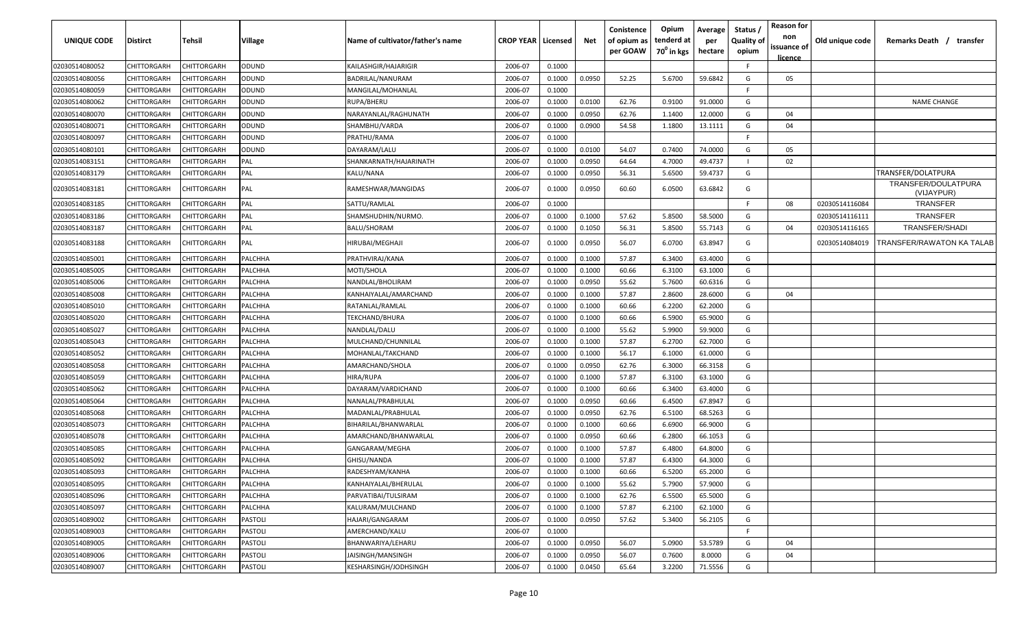| UNIQUE CODE | Distirct | Tehsil | Village | Name of cultivator/father's name | CROP YEAR | Licensed | Net | Conistence of opium as per GOAW | Opium tenderd at $70^0$ in kgs | Average per hectare | Status / Quality of opium | Reason for non issuance of licence | Old unique code | Remarks Death / transfer |
|---|---|---|---|---|---|---|---|---|---|---|---|---|---|---|
| 02030514080052 | CHITTORGARH | CHITTORGARH | ODUND | KAILASHGIR/HAJARIGIR | 2006-07 | 0.1000 | | | | | F | | | |
| 02030514080056 | CHITTORGARH | CHITTORGARH | ODUND | BADRILAL/NANURAM | 2006-07 | 0.1000 | 0.0950 | 52.25 | 5.6700 | 59.6842 | G | 05 | | |
| 02030514080059 | CHITTORGARH | CHITTORGARH | ODUND | MANGILAL/MOHANLAL | 2006-07 | 0.1000 | | | | | F | | | |
| 02030514080062 | CHITTORGARH | CHITTORGARH | ODUND | RUPA/BHERU | 2006-07 | 0.1000 | 0.0100 | 62.76 | 0.9100 | 91.0000 | G | | | NAME CHANGE |
| 02030514080070 | CHITTORGARH | CHITTORGARH | ODUND | NARAYANLAL/RAGHUNATH | 2006-07 | 0.1000 | 0.0950 | 62.76 | 1.1400 | 12.0000 | G | 04 | | |
| 02030514080071 | CHITTORGARH | CHITTORGARH | ODUND | SHAMBHU/VARDA | 2006-07 | 0.1000 | 0.0900 | 54.58 | 1.1800 | 13.1111 | G | 04 | | |
| 02030514080097 | CHITTORGARH | CHITTORGARH | ODUND | PRATHU/RAMA | 2006-07 | 0.1000 | | | | | F | | | |
| 02030514080101 | CHITTORGARH | CHITTORGARH | ODUND | DAYARAM/LALU | 2006-07 | 0.1000 | 0.0100 | 54.07 | 0.7400 | 74.0000 | G | 05 | | |
| 02030514083151 | CHITTORGARH | CHITTORGARH | PAL | SHANKARNATH/HAJARINATH | 2006-07 | 0.1000 | 0.0950 | 64.64 | 4.7000 | 49.4737 | I | 02 | | |
| 02030514083179 | CHITTORGARH | CHITTORGARH | PAL | KALU/NANA | 2006-07 | 0.1000 | 0.0950 | 56.31 | 5.6500 | 59.4737 | G | | | TRANSFER/DOLATPURA |
| 02030514083181 | CHITTORGARH | CHITTORGARH | PAL | RAMESHWAR/MANGIDAS | 2006-07 | 0.1000 | 0.0950 | 60.60 | 6.0500 | 63.6842 | G | | | TRANSFER/DOULATPURA (VIJAYPUR) |
| 02030514083185 | CHITTORGARH | CHITTORGARH | PAL | SATTU/RAMLAL | 2006-07 | 0.1000 | | | | | F | 08 | 02030514116084 | TRANSFER |
| 02030514083186 | CHITTORGARH | CHITTORGARH | PAL | SHAMSHUDHIN/NURMO. | 2006-07 | 0.1000 | 0.1000 | 57.62 | 5.8500 | 58.5000 | G | | 02030514116111 | TRANSFER |
| 02030514083187 | CHITTORGARH | CHITTORGARH | PAL | BALU/SHORAM | 2006-07 | 0.1000 | 0.1050 | 56.31 | 5.8500 | 55.7143 | G | 04 | 02030514116165 | TRANSFER/SHADI |
| 02030514083188 | CHITTORGARH | CHITTORGARH | PAL | HIRUBAI/MEGHAJI | 2006-07 | 0.1000 | 0.0950 | 56.07 | 6.0700 | 63.8947 | G | | 02030514084019 | TRANSFER/RAWATON KA TALAB |
| 02030514085001 | CHITTORGARH | CHITTORGARH | PALCHHA | PRATHVIRAJ/KANA | 2006-07 | 0.1000 | 0.1000 | 57.87 | 6.3400 | 63.4000 | G | | | |
| 02030514085005 | CHITTORGARH | CHITTORGARH | PALCHHA | MOTI/SHOLA | 2006-07 | 0.1000 | 0.1000 | 60.66 | 6.3100 | 63.1000 | G | | | |
| 02030514085006 | CHITTORGARH | CHITTORGARH | PALCHHA | NANDLAL/BHOLIRAM | 2006-07 | 0.1000 | 0.0950 | 55.62 | 5.7600 | 60.6316 | G | | | |
| 02030514085008 | CHITTORGARH | CHITTORGARH | PALCHHA | KANHAIYALAL/AMARCHAND | 2006-07 | 0.1000 | 0.1000 | 57.87 | 2.8600 | 28.6000 | G | 04 | | |
| 02030514085010 | CHITTORGARH | CHITTORGARH | PALCHHA | RATANLAL/RAMLAL | 2006-07 | 0.1000 | 0.1000 | 60.66 | 6.2200 | 62.2000 | G | | | |
| 02030514085020 | CHITTORGARH | CHITTORGARH | PALCHHA | TEKCHAND/BHURA | 2006-07 | 0.1000 | 0.1000 | 60.66 | 6.5900 | 65.9000 | G | | | |
| 02030514085027 | CHITTORGARH | CHITTORGARH | PALCHHA | NANDLAL/DALU | 2006-07 | 0.1000 | 0.1000 | 55.62 | 5.9900 | 59.9000 | G | | | |
| 02030514085043 | CHITTORGARH | CHITTORGARH | PALCHHA | MULCHAND/CHUNNILAL | 2006-07 | 0.1000 | 0.1000 | 57.87 | 6.2700 | 62.7000 | G | | | |
| 02030514085052 | CHITTORGARH | CHITTORGARH | PALCHHA | MOHANLAL/TAKCHAND | 2006-07 | 0.1000 | 0.1000 | 56.17 | 6.1000 | 61.0000 | G | | | |
| 02030514085058 | CHITTORGARH | CHITTORGARH | PALCHHA | AMARCHAND/SHOLA | 2006-07 | 0.1000 | 0.0950 | 62.76 | 6.3000 | 66.3158 | G | | | |
| 02030514085059 | CHITTORGARH | CHITTORGARH | PALCHHA | HIRA/RUPA | 2006-07 | 0.1000 | 0.1000 | 57.87 | 6.3100 | 63.1000 | G | | | |
| 02030514085062 | CHITTORGARH | CHITTORGARH | PALCHHA | DAYARAM/VARDICHAND | 2006-07 | 0.1000 | 0.1000 | 60.66 | 6.3400 | 63.4000 | G | | | |
| 02030514085064 | CHITTORGARH | CHITTORGARH | PALCHHA | NANALAL/PRABHULAL | 2006-07 | 0.1000 | 0.0950 | 60.66 | 6.4500 | 67.8947 | G | | | |
| 02030514085068 | CHITTORGARH | CHITTORGARH | PALCHHA | MADANLAL/PRABHULAL | 2006-07 | 0.1000 | 0.0950 | 62.76 | 6.5100 | 68.5263 | G | | | |
| 02030514085073 | CHITTORGARH | CHITTORGARH | PALCHHA | BIHARILAL/BHANWARLAL | 2006-07 | 0.1000 | 0.1000 | 60.66 | 6.6900 | 66.9000 | G | | | |
| 02030514085078 | CHITTORGARH | CHITTORGARH | PALCHHA | AMARCHAND/BHANWARLAL | 2006-07 | 0.1000 | 0.0950 | 60.66 | 6.2800 | 66.1053 | G | | | |
| 02030514085085 | CHITTORGARH | CHITTORGARH | PALCHHA | GANGARAM/MEGHA | 2006-07 | 0.1000 | 0.1000 | 57.87 | 6.4800 | 64.8000 | G | | | |
| 02030514085092 | CHITTORGARH | CHITTORGARH | PALCHHA | GHISU/NANDA | 2006-07 | 0.1000 | 0.1000 | 57.87 | 6.4300 | 64.3000 | G | | | |
| 02030514085093 | CHITTORGARH | CHITTORGARH | PALCHHA | RADESHYAM/KANHA | 2006-07 | 0.1000 | 0.1000 | 60.66 | 6.5200 | 65.2000 | G | | | |
| 02030514085095 | CHITTORGARH | CHITTORGARH | PALCHHA | KANHAIYALAL/BHERULAL | 2006-07 | 0.1000 | 0.1000 | 55.62 | 5.7900 | 57.9000 | G | | | |
| 02030514085096 | CHITTORGARH | CHITTORGARH | PALCHHA | PARVATIBAI/TULSIRAM | 2006-07 | 0.1000 | 0.1000 | 62.76 | 6.5500 | 65.5000 | G | | | |
| 02030514085097 | CHITTORGARH | CHITTORGARH | PALCHHA | KALURAM/MULCHAND | 2006-07 | 0.1000 | 0.1000 | 57.87 | 6.2100 | 62.1000 | G | | | |
| 02030514089002 | CHITTORGARH | CHITTORGARH | PASTOLI | HAJARI/GANGARAM | 2006-07 | 0.1000 | 0.0950 | 57.62 | 5.3400 | 56.2105 | G | | | |
| 02030514089003 | CHITTORGARH | CHITTORGARH | PASTOLI | AMERCHAND/KALU | 2006-07 | 0.1000 | | | | | F | | | |
| 02030514089005 | CHITTORGARH | CHITTORGARH | PASTOLI | BHANWARIYA/LEHARU | 2006-07 | 0.1000 | 0.0950 | 56.07 | 5.0900 | 53.5789 | G | 04 | | |
| 02030514089006 | CHITTORGARH | CHITTORGARH | PASTOLI | JAISINGH/MANSINGH | 2006-07 | 0.1000 | 0.0950 | 56.07 | 0.7600 | 8.0000 | G | 04 | | |
| 02030514089007 | CHITTORGARH | CHITTORGARH | PASTOLI | KESHARSINGH/JODHSINGH | 2006-07 | 0.1000 | 0.0450 | 65.64 | 3.2200 | 71.5556 | G | | | |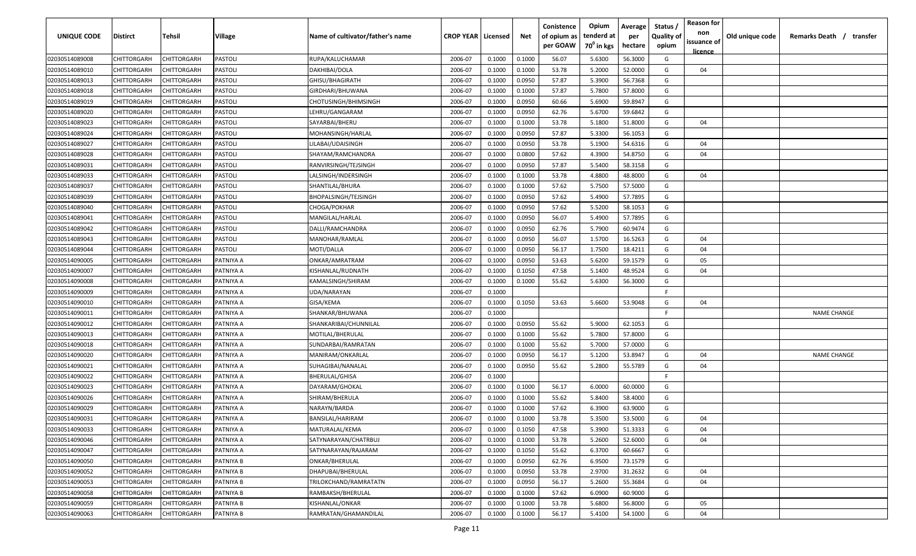| UNIQUE CODE | Distirct | Tehsil | Village | Name of cultivator/father's name | CROP YEAR | Licensed | Net | Conistence of opium as per GOAW | Opium tenderd at $70^0$ in kgs | Average per hectare | Status / Quality of opium | Reason for non issuance of licence | Old unique code | Remarks Death / transfer |
|---|---|---|---|---|---|---|---|---|---|---|---|---|---|---|
| 02030514089008 | CHITTORGARH | CHITTORGARH | PASTOLI | RUPA/KALUCHAMAR | 2006-07 | 0.1000 | 0.1000 | 56.07 | 5.6300 | 56.3000 | G | | | |
| 02030514089010 | CHITTORGARH | CHITTORGARH | PASTOLI | DAKHIBAI/DOLA | 2006-07 | 0.1000 | 0.1000 | 53.78 | 5.2000 | 52.0000 | G | 04 | | |
| 02030514089013 | CHITTORGARH | CHITTORGARH | PASTOLI | GHISU/BHAGIRATH | 2006-07 | 0.1000 | 0.0950 | 57.87 | 5.3900 | 56.7368 | G | | | |
| 02030514089018 | CHITTORGARH | CHITTORGARH | PASTOLI | GIRDHARI/BHUWANA | 2006-07 | 0.1000 | 0.1000 | 57.87 | 5.7800 | 57.8000 | G | | | |
| 02030514089019 | CHITTORGARH | CHITTORGARH | PASTOLI | CHOTUSINGH/BHIMSINGH | 2006-07 | 0.1000 | 0.0950 | 60.66 | 5.6900 | 59.8947 | G | | | |
| 02030514089020 | CHITTORGARH | CHITTORGARH | PASTOLI | LEHRU/GANGARAM | 2006-07 | 0.1000 | 0.0950 | 62.76 | 5.6700 | 59.6842 | G | | | |
| 02030514089023 | CHITTORGARH | CHITTORGARH | PASTOLI | SAYARBAI/BHERU | 2006-07 | 0.1000 | 0.1000 | 53.78 | 5.1800 | 51.8000 | G | 04 | | |
| 02030514089024 | CHITTORGARH | CHITTORGARH | PASTOLI | MOHANSINGH/HARLAL | 2006-07 | 0.1000 | 0.0950 | 57.87 | 5.3300 | 56.1053 | G | | | |
| 02030514089027 | CHITTORGARH | CHITTORGARH | PASTOLI | LILABAI/UDAISINGH | 2006-07 | 0.1000 | 0.0950 | 53.78 | 5.1900 | 54.6316 | G | 04 | | |
| 02030514089028 | CHITTORGARH | CHITTORGARH | PASTOLI | SHAYAM/RAMCHANDRA | 2006-07 | 0.1000 | 0.0800 | 57.62 | 4.3900 | 54.8750 | G | 04 | | |
| 02030514089031 | CHITTORGARH | CHITTORGARH | PASTOLI | RANVIRSINGH/TEJSINGH | 2006-07 | 0.1000 | 0.0950 | 57.87 | 5.5400 | 58.3158 | G | | | |
| 02030514089033 | CHITTORGARH | CHITTORGARH | PASTOLI | LALSINGH/INDERSINGH | 2006-07 | 0.1000 | 0.1000 | 53.78 | 4.8800 | 48.8000 | G | 04 | | |
| 02030514089037 | CHITTORGARH | CHITTORGARH | PASTOLI | SHANTILAL/BHURA | 2006-07 | 0.1000 | 0.1000 | 57.62 | 5.7500 | 57.5000 | G | | | |
| 02030514089039 | CHITTORGARH | CHITTORGARH | PASTOLI | BHOPALSINGH/TEJSINGH | 2006-07 | 0.1000 | 0.0950 | 57.62 | 5.4900 | 57.7895 | G | | | |
| 02030514089040 | CHITTORGARH | CHITTORGARH | PASTOLI | CHOGA/POKHAR | 2006-07 | 0.1000 | 0.0950 | 57.62 | 5.5200 | 58.1053 | G | | | |
| 02030514089041 | CHITTORGARH | CHITTORGARH | PASTOLI | MANGILAL/HARLAL | 2006-07 | 0.1000 | 0.0950 | 56.07 | 5.4900 | 57.7895 | G | | | |
| 02030514089042 | CHITTORGARH | CHITTORGARH | PASTOLI | DALLI/RAMCHANDRA | 2006-07 | 0.1000 | 0.0950 | 62.76 | 5.7900 | 60.9474 | G | | | |
| 02030514089043 | CHITTORGARH | CHITTORGARH | PASTOLI | MANOHAR/RAMLAL | 2006-07 | 0.1000 | 0.0950 | 56.07 | 1.5700 | 16.5263 | G | 04 | | |
| 02030514089044 | CHITTORGARH | CHITTORGARH | PASTOLI | MOTI/DALLA | 2006-07 | 0.1000 | 0.0950 | 56.17 | 1.7500 | 18.4211 | G | 04 | | |
| 02030514090005 | CHITTORGARH | CHITTORGARH | PATNIYA A | ONKAR/AMRATRAM | 2006-07 | 0.1000 | 0.0950 | 53.63 | 5.6200 | 59.1579 | G | 05 | | |
| 02030514090007 | CHITTORGARH | CHITTORGARH | PATNIYA A | KISHANLAL/RUDNATH | 2006-07 | 0.1000 | 0.1050 | 47.58 | 5.1400 | 48.9524 | G | 04 | | |
| 02030514090008 | CHITTORGARH | CHITTORGARH | PATNIYA A | KAMALSINGH/SHIRAM | 2006-07 | 0.1000 | 0.1000 | 55.62 | 5.6300 | 56.3000 | G | | | |
| 02030514090009 | CHITTORGARH | CHITTORGARH | PATNIYA A | UDA/NARAYAN | 2006-07 | 0.1000 | | | | | F | | | |
| 02030514090010 | CHITTORGARH | CHITTORGARH | PATNIYA A | GISA/KEMA | 2006-07 | 0.1000 | 0.1050 | 53.63 | 5.6600 | 53.9048 | G | 04 | | |
| 02030514090011 | CHITTORGARH | CHITTORGARH | PATNIYA A | SHANKAR/BHUWANA | 2006-07 | 0.1000 | | | | | F | | | NAME CHANGE |
| 02030514090012 | CHITTORGARH | CHITTORGARH | PATNIYA A | SHANKARIBAI/CHUNNILAL | 2006-07 | 0.1000 | 0.0950 | 55.62 | 5.9000 | 62.1053 | G | | | |
| 02030514090013 | CHITTORGARH | CHITTORGARH | PATNIYA A | MOTILAL/BHERULAL | 2006-07 | 0.1000 | 0.1000 | 55.62 | 5.7800 | 57.8000 | G | | | |
| 02030514090018 | CHITTORGARH | CHITTORGARH | PATNIYA A | SUNDARBAI/RAMRATAN | 2006-07 | 0.1000 | 0.1000 | 55.62 | 5.7000 | 57.0000 | G | | | |
| 02030514090020 | CHITTORGARH | CHITTORGARH | PATNIYA A | MANIRAM/ONKARLAL | 2006-07 | 0.1000 | 0.0950 | 56.17 | 5.1200 | 53.8947 | G | 04 | | NAME CHANGE |
| 02030514090021 | CHITTORGARH | CHITTORGARH | PATNIYA A | SUHAGIBAI/NANALAL | 2006-07 | 0.1000 | 0.0950 | 55.62 | 5.2800 | 55.5789 | G | 04 | | |
| 02030514090022 | CHITTORGARH | CHITTORGARH | PATNIYA A | BHERULAL/GHISA | 2006-07 | 0.1000 | | | | | F | | | |
| 02030514090023 | CHITTORGARH | CHITTORGARH | PATNIYA A | DAYARAM/GHOKAL | 2006-07 | 0.1000 | 0.1000 | 56.17 | 6.0000 | 60.0000 | G | | | |
| 02030514090026 | CHITTORGARH | CHITTORGARH | PATNIYA A | SHIRAM/BHERULA | 2006-07 | 0.1000 | 0.1000 | 55.62 | 5.8400 | 58.4000 | G | | | |
| 02030514090029 | CHITTORGARH | CHITTORGARH | PATNIYA A | NARAYN/BARDA | 2006-07 | 0.1000 | 0.1000 | 57.62 | 6.3900 | 63.9000 | G | | | |
| 02030514090031 | CHITTORGARH | CHITTORGARH | PATNIYA A | BANSILAL/HARIRAM | 2006-07 | 0.1000 | 0.1000 | 53.78 | 5.3500 | 53.5000 | G | 04 | | |
| 02030514090033 | CHITTORGARH | CHITTORGARH | PATNIYA A | MATURALAL/KEMA | 2006-07 | 0.1000 | 0.1050 | 47.58 | 5.3900 | 51.3333 | G | 04 | | |
| 02030514090046 | CHITTORGARH | CHITTORGARH | PATNIYA A | SATYNARAYAN/CHATRBUJ | 2006-07 | 0.1000 | 0.1000 | 53.78 | 5.2600 | 52.6000 | G | 04 | | |
| 02030514090047 | CHITTORGARH | CHITTORGARH | PATNIYA A | SATYNARAYAN/RAJARAM | 2006-07 | 0.1000 | 0.1050 | 55.62 | 6.3700 | 60.6667 | G | | | |
| 02030514090050 | CHITTORGARH | CHITTORGARH | PATNIYA B | ONKAR/BHERULAL | 2006-07 | 0.1000 | 0.0950 | 62.76 | 6.9500 | 73.1579 | G | | | |
| 02030514090052 | CHITTORGARH | CHITTORGARH | PATNIYA B | DHAPUBAI/BHERULAL | 2006-07 | 0.1000 | 0.0950 | 53.78 | 2.9700 | 31.2632 | G | 04 | | |
| 02030514090053 | CHITTORGARH | CHITTORGARH | PATNIYA B | TRILOKCHAND/RAMRATATN | 2006-07 | 0.1000 | 0.0950 | 56.17 | 5.2600 | 55.3684 | G | 04 | | |
| 02030514090058 | CHITTORGARH | CHITTORGARH | PATNIYA B | RAMBAKSH/BHERULAL | 2006-07 | 0.1000 | 0.1000 | 57.62 | 6.0900 | 60.9000 | G | | | |
| 02030514090059 | CHITTORGARH | CHITTORGARH | PATNIYA B | KISHANLAL/ONKAR | 2006-07 | 0.1000 | 0.1000 | 53.78 | 5.6800 | 56.8000 | G | 05 | | |
| 02030514090063 | CHITTORGARH | CHITTORGARH | PATNIYA B | RAMRATAN/GHAMANDILAL | 2006-07 | 0.1000 | 0.1000 | 56.17 | 5.4100 | 54.1000 | G | 04 | | |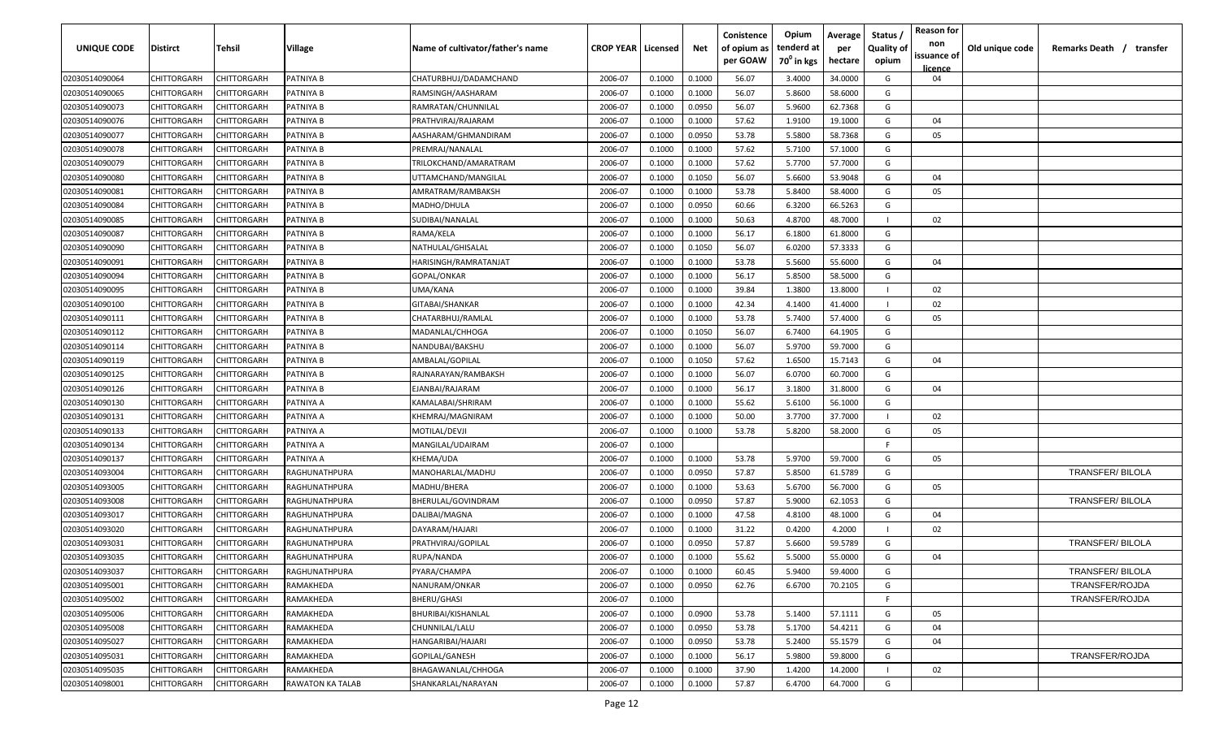| UNIQUE CODE | Distirct | Tehsil | Village | Name of cultivator/father's name | CROP YEAR | Licensed | Net | Conistence of opium as per GOAW | Opium tenderd at 70° in kgs | Average per hectare | Status / Quality of opium | Reason for non issuance of licence | Old unique code | Remarks Death / transfer |
|---|---|---|---|---|---|---|---|---|---|---|---|---|---|---|
| 02030514090064 | CHITTORGARH | CHITTORGARH | PATNIYA B | CHATURBHUJ/DADAMCHAND | 2006-07 | 0.1000 | 0.1000 | 56.07 | 3.4000 | 34.0000 | G | 04 | | |
| 02030514090065 | CHITTORGARH | CHITTORGARH | PATNIYA B | RAMSINGH/AASHARAM | 2006-07 | 0.1000 | 0.1000 | 56.07 | 5.8600 | 58.6000 | G | | | |
| 02030514090073 | CHITTORGARH | CHITTORGARH | PATNIYA B | RAMRATAN/CHUNNILAL | 2006-07 | 0.1000 | 0.0950 | 56.07 | 5.9600 | 62.7368 | G | | | |
| 02030514090076 | CHITTORGARH | CHITTORGARH | PATNIYA B | PRATHVIRAJ/RAJARAM | 2006-07 | 0.1000 | 0.1000 | 57.62 | 1.9100 | 19.1000 | G | 04 | | |
| 02030514090077 | CHITTORGARH | CHITTORGARH | PATNIYA B | AASHARAM/GHMANDIRAM | 2006-07 | 0.1000 | 0.0950 | 53.78 | 5.5800 | 58.7368 | G | 05 | | |
| 02030514090078 | CHITTORGARH | CHITTORGARH | PATNIYA B | PREMRAJ/NANALAL | 2006-07 | 0.1000 | 0.1000 | 57.62 | 5.7100 | 57.1000 | G | | | |
| 02030514090079 | CHITTORGARH | CHITTORGARH | PATNIYA B | TRILOKCHAND/AMARATRAM | 2006-07 | 0.1000 | 0.1000 | 57.62 | 5.7700 | 57.7000 | G | | | |
| 02030514090080 | CHITTORGARH | CHITTORGARH | PATNIYA B | UTTAMCHAND/MANGILAL | 2006-07 | 0.1000 | 0.1050 | 56.07 | 5.6600 | 53.9048 | G | 04 | | |
| 02030514090081 | CHITTORGARH | CHITTORGARH | PATNIYA B | AMRATRAM/RAMBAKSH | 2006-07 | 0.1000 | 0.1000 | 53.78 | 5.8400 | 58.4000 | G | 05 | | |
| 02030514090084 | CHITTORGARH | CHITTORGARH | PATNIYA B | MADHO/DHULA | 2006-07 | 0.1000 | 0.0950 | 60.66 | 6.3200 | 66.5263 | G | | | |
| 02030514090085 | CHITTORGARH | CHITTORGARH | PATNIYA B | SUDIBAI/NANALAL | 2006-07 | 0.1000 | 0.1000 | 50.63 | 4.8700 | 48.7000 | I | 02 | | |
| 02030514090087 | CHITTORGARH | CHITTORGARH | PATNIYA B | RAMA/KELA | 2006-07 | 0.1000 | 0.1000 | 56.17 | 6.1800 | 61.8000 | G | | | |
| 02030514090090 | CHITTORGARH | CHITTORGARH | PATNIYA B | NATHULAL/GHISALAL | 2006-07 | 0.1000 | 0.1050 | 56.07 | 6.0200 | 57.3333 | G | | | |
| 02030514090091 | CHITTORGARH | CHITTORGARH | PATNIYA B | HARISINGH/RAMRATANJAT | 2006-07 | 0.1000 | 0.1000 | 53.78 | 5.5600 | 55.6000 | G | 04 | | |
| 02030514090094 | CHITTORGARH | CHITTORGARH | PATNIYA B | GOPAL/ONKAR | 2006-07 | 0.1000 | 0.1000 | 56.17 | 5.8500 | 58.5000 | G | | | |
| 02030514090095 | CHITTORGARH | CHITTORGARH | PATNIYA B | UMA/KANA | 2006-07 | 0.1000 | 0.1000 | 39.84 | 1.3800 | 13.8000 | I | 02 | | |
| 02030514090100 | CHITTORGARH | CHITTORGARH | PATNIYA B | GITABAI/SHANKAR | 2006-07 | 0.1000 | 0.1000 | 42.34 | 4.1400 | 41.4000 | I | 02 | | |
| 02030514090111 | CHITTORGARH | CHITTORGARH | PATNIYA B | CHATARBHUJ/RAMLAL | 2006-07 | 0.1000 | 0.1000 | 53.78 | 5.7400 | 57.4000 | G | 05 | | |
| 02030514090112 | CHITTORGARH | CHITTORGARH | PATNIYA B | MADANLAL/CHHOGA | 2006-07 | 0.1000 | 0.1050 | 56.07 | 6.7400 | 64.1905 | G | | | |
| 02030514090114 | CHITTORGARH | CHITTORGARH | PATNIYA B | NANDUBAI/BAKSHU | 2006-07 | 0.1000 | 0.1000 | 56.07 | 5.9700 | 59.7000 | G | | | |
| 02030514090119 | CHITTORGARH | CHITTORGARH | PATNIYA B | AMBALAL/GOPILAL | 2006-07 | 0.1000 | 0.1050 | 57.62 | 1.6500 | 15.7143 | G | 04 | | |
| 02030514090125 | CHITTORGARH | CHITTORGARH | PATNIYA B | RAJNARAYAN/RAMBAKSH | 2006-07 | 0.1000 | 0.1000 | 56.07 | 6.0700 | 60.7000 | G | | | |
| 02030514090126 | CHITTORGARH | CHITTORGARH | PATNIYA B | EJANBAI/RAJARAM | 2006-07 | 0.1000 | 0.1000 | 56.17 | 3.1800 | 31.8000 | G | 04 | | |
| 02030514090130 | CHITTORGARH | CHITTORGARH | PATNIYA A | KAMALABAI/SHRIRAM | 2006-07 | 0.1000 | 0.1000 | 55.62 | 5.6100 | 56.1000 | G | | | |
| 02030514090131 | CHITTORGARH | CHITTORGARH | PATNIYA A | KHEMRAJ/MAGNIRAM | 2006-07 | 0.1000 | 0.1000 | 50.00 | 3.7700 | 37.7000 | I | 02 | | |
| 02030514090133 | CHITTORGARH | CHITTORGARH | PATNIYA A | MOTILAL/DEVJI | 2006-07 | 0.1000 | 0.1000 | 53.78 | 5.8200 | 58.2000 | G | 05 | | |
| 02030514090134 | CHITTORGARH | CHITTORGARH | PATNIYA A | MANGILAL/UDAIRAM | 2006-07 | 0.1000 | | | | | F | | | |
| 02030514090137 | CHITTORGARH | CHITTORGARH | PATNIYA A | KHEMA/UDA | 2006-07 | 0.1000 | 0.1000 | 53.78 | 5.9700 | 59.7000 | G | 05 | | |
| 02030514093004 | CHITTORGARH | CHITTORGARH | RAGHUNATHPURA | MANOHARLAL/MADHU | 2006-07 | 0.1000 | 0.0950 | 57.87 | 5.8500 | 61.5789 | G | | | TRANSFER/ BILOLA |
| 02030514093005 | CHITTORGARH | CHITTORGARH | RAGHUNATHPURA | MADHU/BHERA | 2006-07 | 0.1000 | 0.1000 | 53.63 | 5.6700 | 56.7000 | G | 05 | | |
| 02030514093008 | CHITTORGARH | CHITTORGARH | RAGHUNATHPURA | BHERULAL/GOVINDRAM | 2006-07 | 0.1000 | 0.0950 | 57.87 | 5.9000 | 62.1053 | G | | | TRANSFER/ BILOLA |
| 02030514093017 | CHITTORGARH | CHITTORGARH | RAGHUNATHPURA | DALIBAI/MAGNA | 2006-07 | 0.1000 | 0.1000 | 47.58 | 4.8100 | 48.1000 | G | 04 | | |
| 02030514093020 | CHITTORGARH | CHITTORGARH | RAGHUNATHPURA | DAYARAM/HAJARI | 2006-07 | 0.1000 | 0.1000 | 31.22 | 0.4200 | 4.2000 | I | 02 | | |
| 02030514093031 | CHITTORGARH | CHITTORGARH | RAGHUNATHPURA | PRATHVIRAJ/GOPILAL | 2006-07 | 0.1000 | 0.0950 | 57.87 | 5.6600 | 59.5789 | G | | | TRANSFER/ BILOLA |
| 02030514093035 | CHITTORGARH | CHITTORGARH | RAGHUNATHPURA | RUPA/NANDA | 2006-07 | 0.1000 | 0.1000 | 55.62 | 5.5000 | 55.0000 | G | 04 | | |
| 02030514093037 | CHITTORGARH | CHITTORGARH | RAGHUNATHPURA | PYARA/CHAMPA | 2006-07 | 0.1000 | 0.1000 | 60.45 | 5.9400 | 59.4000 | G | | | TRANSFER/ BILOLA |
| 02030514095001 | CHITTORGARH | CHITTORGARH | RAMAKHEDA | NANURAM/ONKAR | 2006-07 | 0.1000 | 0.0950 | 62.76 | 6.6700 | 70.2105 | G | | | TRANSFER/ROJDA |
| 02030514095002 | CHITTORGARH | CHITTORGARH | RAMAKHEDA | BHERU/GHASI | 2006-07 | 0.1000 | | | | | F | | | TRANSFER/ROJDA |
| 02030514095006 | CHITTORGARH | CHITTORGARH | RAMAKHEDA | BHURIBAI/KISHANLAL | 2006-07 | 0.1000 | 0.0900 | 53.78 | 5.1400 | 57.1111 | G | 05 | | |
| 02030514095008 | CHITTORGARH | CHITTORGARH | RAMAKHEDA | CHUNNILAL/LALU | 2006-07 | 0.1000 | 0.0950 | 53.78 | 5.1700 | 54.4211 | G | 04 | | |
| 02030514095027 | CHITTORGARH | CHITTORGARH | RAMAKHEDA | HANGARIBAI/HAJARI | 2006-07 | 0.1000 | 0.0950 | 53.78 | 5.2400 | 55.1579 | G | 04 | | |
| 02030514095031 | CHITTORGARH | CHITTORGARH | RAMAKHEDA | GOPILAL/GANESH | 2006-07 | 0.1000 | 0.1000 | 56.17 | 5.9800 | 59.8000 | G | | | TRANSFER/ROJDA |
| 02030514095035 | CHITTORGARH | CHITTORGARH | RAMAKHEDA | BHAGAWANLAL/CHHOGA | 2006-07 | 0.1000 | 0.1000 | 37.90 | 1.4200 | 14.2000 | I | 02 | | |
| 02030514098001 | CHITTORGARH | CHITTORGARH | RAWATON KA TALAB | SHANKARLAL/NARAYAN | 2006-07 | 0.1000 | 0.1000 | 57.87 | 6.4700 | 64.7000 | G | | | |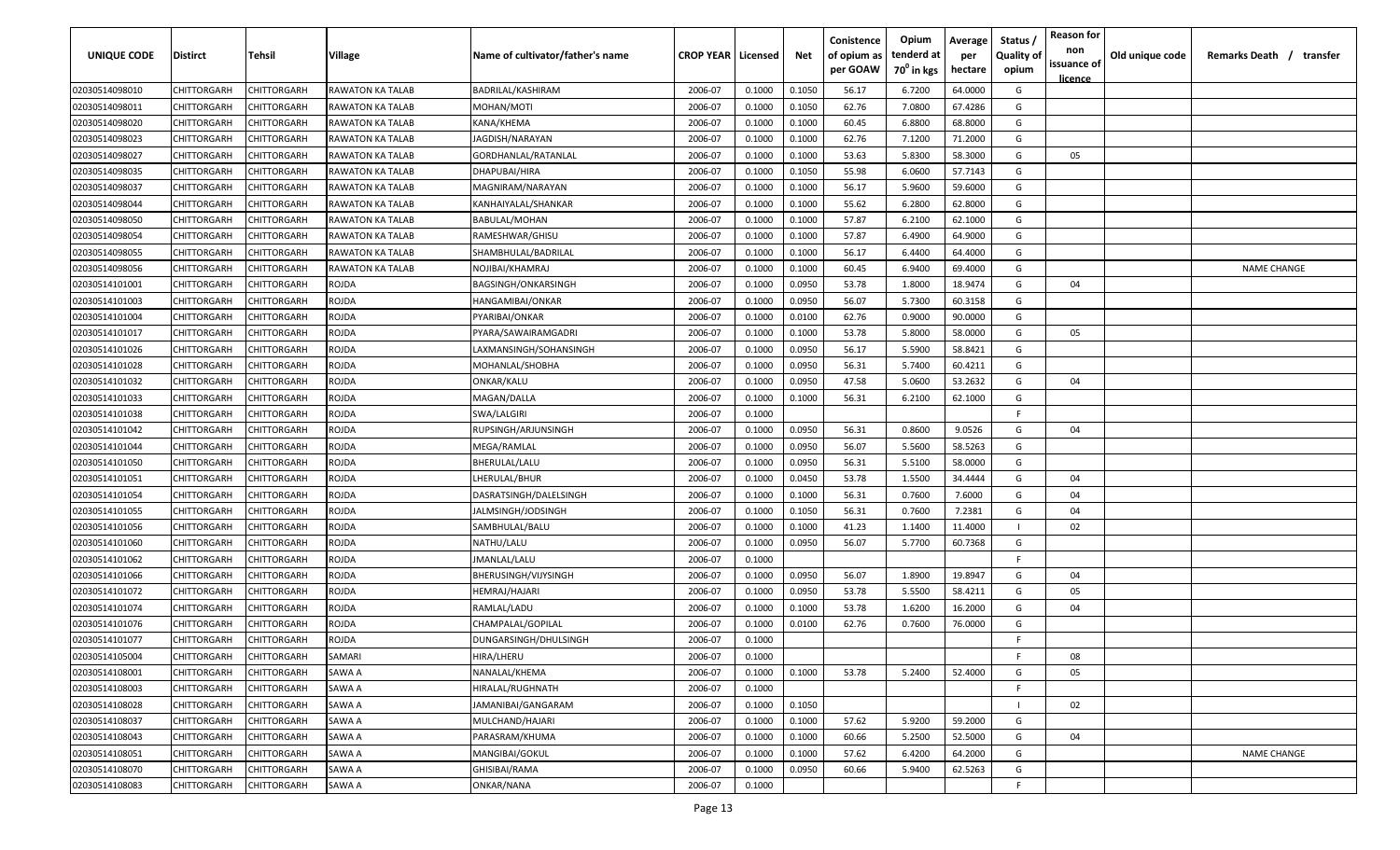| UNIQUE CODE | Distirct | Tehsil | Village | Name of cultivator/father's name | CROP YEAR | Licensed | Net | Conistence of opium as per GOAW | Opium tenderd at 70⁰ in kgs | Average per hectare | Status / Quality of opium | Reason for non issuance of licence | Old unique code | Remarks Death / transfer |
|---|---|---|---|---|---|---|---|---|---|---|---|---|---|---|
| 02030514098010 | CHITTORGARH | CHITTORGARH | RAWATON KA TALAB | BADRILAL/KASHIRAM | 2006-07 | 0.1000 | 0.1050 | 56.17 | 6.7200 | 64.0000 | G | | | |
| 02030514098011 | CHITTORGARH | CHITTORGARH | RAWATON KA TALAB | MOHAN/MOTI | 2006-07 | 0.1000 | 0.1050 | 62.76 | 7.0800 | 67.4286 | G | | | |
| 02030514098020 | CHITTORGARH | CHITTORGARH | RAWATON KA TALAB | KANA/KHEMA | 2006-07 | 0.1000 | 0.1000 | 60.45 | 6.8800 | 68.8000 | G | | | |
| 02030514098023 | CHITTORGARH | CHITTORGARH | RAWATON KA TALAB | JAGDISH/NARAYAN | 2006-07 | 0.1000 | 0.1000 | 62.76 | 7.1200 | 71.2000 | G | | | |
| 02030514098027 | CHITTORGARH | CHITTORGARH | RAWATON KA TALAB | GORDHANLAL/RATANLAL | 2006-07 | 0.1000 | 0.1000 | 53.63 | 5.8300 | 58.3000 | G | 05 | | |
| 02030514098035 | CHITTORGARH | CHITTORGARH | RAWATON KA TALAB | DHAPUBAI/HIRA | 2006-07 | 0.1000 | 0.1050 | 55.98 | 6.0600 | 57.7143 | G | | | |
| 02030514098037 | CHITTORGARH | CHITTORGARH | RAWATON KA TALAB | MAGNIRAM/NARAYAN | 2006-07 | 0.1000 | 0.1000 | 56.17 | 5.9600 | 59.6000 | G | | | |
| 02030514098044 | CHITTORGARH | CHITTORGARH | RAWATON KA TALAB | KANHAIYALAL/SHANKAR | 2006-07 | 0.1000 | 0.1000 | 55.62 | 6.2800 | 62.8000 | G | | | |
| 02030514098050 | CHITTORGARH | CHITTORGARH | RAWATON KA TALAB | BABULAL/MOHAN | 2006-07 | 0.1000 | 0.1000 | 57.87 | 6.2100 | 62.1000 | G | | | |
| 02030514098054 | CHITTORGARH | CHITTORGARH | RAWATON KA TALAB | RAMESHWAR/GHISU | 2006-07 | 0.1000 | 0.1000 | 57.87 | 6.4900 | 64.9000 | G | | | |
| 02030514098055 | CHITTORGARH | CHITTORGARH | RAWATON KA TALAB | SHAMBHULAL/BADRILAL | 2006-07 | 0.1000 | 0.1000 | 56.17 | 6.4400 | 64.4000 | G | | | |
| 02030514098056 | CHITTORGARH | CHITTORGARH | RAWATON KA TALAB | NOJIBAI/KHAMRAJ | 2006-07 | 0.1000 | 0.1000 | 60.45 | 6.9400 | 69.4000 | G | | | NAME CHANGE |
| 02030514101001 | CHITTORGARH | CHITTORGARH | ROJDA | BAGSINGH/ONKARSINGH | 2006-07 | 0.1000 | 0.0950 | 53.78 | 1.8000 | 18.9474 | G | 04 | | |
| 02030514101003 | CHITTORGARH | CHITTORGARH | ROJDA | HANGAMIBAI/ONKAR | 2006-07 | 0.1000 | 0.0950 | 56.07 | 5.7300 | 60.3158 | G | | | |
| 02030514101004 | CHITTORGARH | CHITTORGARH | ROJDA | PYARIBAI/ONKAR | 2006-07 | 0.1000 | 0.0100 | 62.76 | 0.9000 | 90.0000 | G | | | |
| 02030514101017 | CHITTORGARH | CHITTORGARH | ROJDA | PYARA/SAWAIRAMGADRI | 2006-07 | 0.1000 | 0.1000 | 53.78 | 5.8000 | 58.0000 | G | 05 | | |
| 02030514101026 | CHITTORGARH | CHITTORGARH | ROJDA | LAXMANSINGH/SOHANSINGH | 2006-07 | 0.1000 | 0.0950 | 56.17 | 5.5900 | 58.8421 | G | | | |
| 02030514101028 | CHITTORGARH | CHITTORGARH | ROJDA | MOHANLAL/SHOBHA | 2006-07 | 0.1000 | 0.0950 | 56.31 | 5.7400 | 60.4211 | G | | | |
| 02030514101032 | CHITTORGARH | CHITTORGARH | ROJDA | ONKAR/KALU | 2006-07 | 0.1000 | 0.0950 | 47.58 | 5.0600 | 53.2632 | G | 04 | | |
| 02030514101033 | CHITTORGARH | CHITTORGARH | ROJDA | MAGAN/DALLA | 2006-07 | 0.1000 | 0.1000 | 56.31 | 6.2100 | 62.1000 | G | | | |
| 02030514101038 | CHITTORGARH | CHITTORGARH | ROJDA | SWA/LALGIRI | 2006-07 | 0.1000 | | | | | F | | | |
| 02030514101042 | CHITTORGARH | CHITTORGARH | ROJDA | RUPSINGH/ARJUNSINGH | 2006-07 | 0.1000 | 0.0950 | 56.31 | 0.8600 | 9.0526 | G | 04 | | |
| 02030514101044 | CHITTORGARH | CHITTORGARH | ROJDA | MEGA/RAMLAL | 2006-07 | 0.1000 | 0.0950 | 56.07 | 5.5600 | 58.5263 | G | | | |
| 02030514101050 | CHITTORGARH | CHITTORGARH | ROJDA | BHERULAL/LALU | 2006-07 | 0.1000 | 0.0950 | 56.31 | 5.5100 | 58.0000 | G | | | |
| 02030514101051 | CHITTORGARH | CHITTORGARH | ROJDA | LHERULAL/BHUR | 2006-07 | 0.1000 | 0.0450 | 53.78 | 1.5500 | 34.4444 | G | 04 | | |
| 02030514101054 | CHITTORGARH | CHITTORGARH | ROJDA | DASRATSINGH/DALELSINGH | 2006-07 | 0.1000 | 0.1000 | 56.31 | 0.7600 | 7.6000 | G | 04 | | |
| 02030514101055 | CHITTORGARH | CHITTORGARH | ROJDA | JALMSINGH/JODSINGH | 2006-07 | 0.1000 | 0.1050 | 56.31 | 0.7600 | 7.2381 | G | 04 | | |
| 02030514101056 | CHITTORGARH | CHITTORGARH | ROJDA | SAMBHULAL/BALU | 2006-07 | 0.1000 | 0.1000 | 41.23 | 1.1400 | 11.4000 | I | 02 | | |
| 02030514101060 | CHITTORGARH | CHITTORGARH | ROJDA | NATHU/LALU | 2006-07 | 0.1000 | 0.0950 | 56.07 | 5.7700 | 60.7368 | G | | | |
| 02030514101062 | CHITTORGARH | CHITTORGARH | ROJDA | JMANLAL/LALU | 2006-07 | 0.1000 | | | | | F | | | |
| 02030514101066 | CHITTORGARH | CHITTORGARH | ROJDA | BHERUSINGH/VIJYSINGH | 2006-07 | 0.1000 | 0.0950 | 56.07 | 1.8900 | 19.8947 | G | 04 | | |
| 02030514101072 | CHITTORGARH | CHITTORGARH | ROJDA | HEMRAJ/HAJARI | 2006-07 | 0.1000 | 0.0950 | 53.78 | 5.5500 | 58.4211 | G | 05 | | |
| 02030514101074 | CHITTORGARH | CHITTORGARH | ROJDA | RAMLAL/LADU | 2006-07 | 0.1000 | 0.1000 | 53.78 | 1.6200 | 16.2000 | G | 04 | | |
| 02030514101076 | CHITTORGARH | CHITTORGARH | ROJDA | CHAMPALAL/GOPILAL | 2006-07 | 0.1000 | 0.0100 | 62.76 | 0.7600 | 76.0000 | G | | | |
| 02030514101077 | CHITTORGARH | CHITTORGARH | ROJDA | DUNGARSINGH/DHULSINGH | 2006-07 | 0.1000 | | | | | F | | | |
| 02030514105004 | CHITTORGARH | CHITTORGARH | SAMARI | HIRA/LHERU | 2006-07 | 0.1000 | | | | | F | 08 | | |
| 02030514108001 | CHITTORGARH | CHITTORGARH | SAWA A | NANALAL/KHEMA | 2006-07 | 0.1000 | 0.1000 | 53.78 | 5.2400 | 52.4000 | G | 05 | | |
| 02030514108003 | CHITTORGARH | CHITTORGARH | SAWA A | HIRALAL/RUGHNATH | 2006-07 | 0.1000 | | | | | F | | | |
| 02030514108028 | CHITTORGARH | CHITTORGARH | SAWA A | JAMANIBAI/GANGARAM | 2006-07 | 0.1000 | 0.1050 | | | | I | 02 | | |
| 02030514108037 | CHITTORGARH | CHITTORGARH | SAWA A | MULCHAND/HAJARI | 2006-07 | 0.1000 | 0.1000 | 57.62 | 5.9200 | 59.2000 | G | | | |
| 02030514108043 | CHITTORGARH | CHITTORGARH | SAWA A | PARASRAM/KHUMA | 2006-07 | 0.1000 | 0.1000 | 60.66 | 5.2500 | 52.5000 | G | 04 | | |
| 02030514108051 | CHITTORGARH | CHITTORGARH | SAWA A | MANGIBAI/GOKUL | 2006-07 | 0.1000 | 0.1000 | 57.62 | 6.4200 | 64.2000 | G | | | NAME CHANGE |
| 02030514108070 | CHITTORGARH | CHITTORGARH | SAWA A | GHISIBAI/RAMA | 2006-07 | 0.1000 | 0.0950 | 60.66 | 5.9400 | 62.5263 | G | | | |
| 02030514108083 | CHITTORGARH | CHITTORGARH | SAWA A | ONKAR/NANA | 2006-07 | 0.1000 | | | | | F | | | |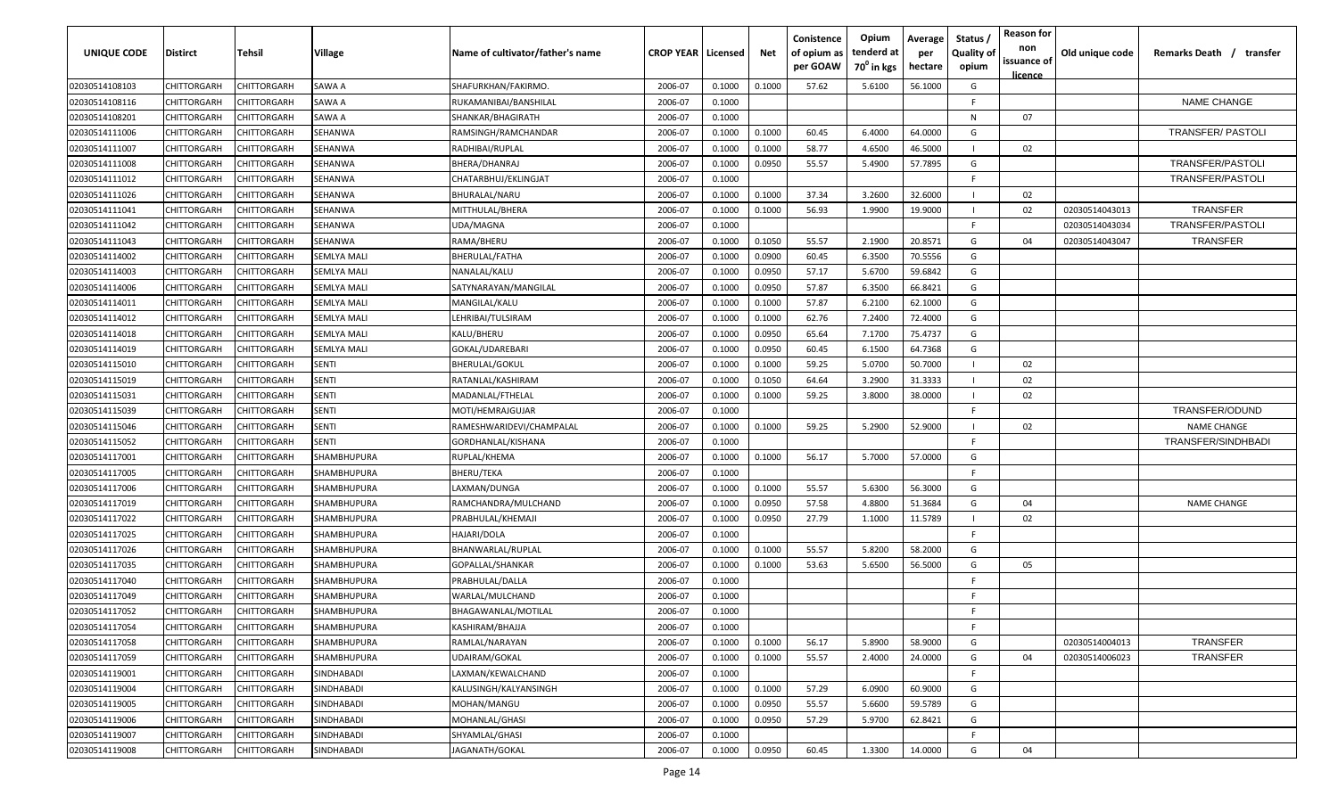| UNIQUE CODE | Distirct | Tehsil | Village | Name of cultivator/father's name | CROP YEAR | Licensed | Net | Conistence of opium as per GOAW | Opium tenderd at $70^0$ in kgs | Average per hectare | Status / Quality of opium | Reason for non issuance of licence | Old unique code | Remarks Death / transfer |
|---|---|---|---|---|---|---|---|---|---|---|---|---|---|---|
| 02030514108103 | CHITTORGARH | CHITTORGARH | SAWA A | SHAFURKHAN/FAKIRMO. | 2006-07 | 0.1000 | 0.1000 | 57.62 | 5.6100 | 56.1000 | G | | | |
| 02030514108116 | CHITTORGARH | CHITTORGARH | SAWA A | RUKAMANIBAI/BANSHILAL | 2006-07 | 0.1000 | | | | | F | | | NAME CHANGE |
| 02030514108201 | CHITTORGARH | CHITTORGARH | SAWA A | SHANKAR/BHAGIRATH | 2006-07 | 0.1000 | | | | | N | 07 | | |
| 02030514111006 | CHITTORGARH | CHITTORGARH | SEHANWA | RAMSINGH/RAMCHANDAR | 2006-07 | 0.1000 | 0.1000 | 60.45 | 6.4000 | 64.0000 | G | | | TRANSFER/ PASTOLI |
| 02030514111007 | CHITTORGARH | CHITTORGARH | SEHANWA | RADHIBAI/RUPLAL | 2006-07 | 0.1000 | 0.1000 | 58.77 | 4.6500 | 46.5000 | I | 02 | | |
| 02030514111008 | CHITTORGARH | CHITTORGARH | SEHANWA | BHERA/DHANRAJ | 2006-07 | 0.1000 | 0.0950 | 55.57 | 5.4900 | 57.7895 | G | | | TRANSFER/PASTOLI |
| 02030514111012 | CHITTORGARH | CHITTORGARH | SEHANWA | CHATARBHUJ/EKLINGJAT | 2006-07 | 0.1000 | | | | | F | | | TRANSFER/PASTOLI |
| 02030514111026 | CHITTORGARH | CHITTORGARH | SEHANWA | BHURALAL/NARU | 2006-07 | 0.1000 | 0.1000 | 37.34 | 3.2600 | 32.6000 | I | 02 | | |
| 02030514111041 | CHITTORGARH | CHITTORGARH | SEHANWA | MITTHULAL/BHERA | 2006-07 | 0.1000 | 0.1000 | 56.93 | 1.9900 | 19.9000 | I | 02 | 02030514043013 | TRANSFER |
| 02030514111042 | CHITTORGARH | CHITTORGARH | SEHANWA | UDA/MAGNA | 2006-07 | 0.1000 | | | | | F | | 02030514043034 | TRANSFER/PASTOLI |
| 02030514111043 | CHITTORGARH | CHITTORGARH | SEHANWA | RAMA/BHERU | 2006-07 | 0.1000 | 0.1050 | 55.57 | 2.1900 | 20.8571 | G | 04 | 02030514043047 | TRANSFER |
| 02030514114002 | CHITTORGARH | CHITTORGARH | SEMLYA MALI | BHERULAL/FATHA | 2006-07 | 0.1000 | 0.0900 | 60.45 | 6.3500 | 70.5556 | G | | | |
| 02030514114003 | CHITTORGARH | CHITTORGARH | SEMLYA MALI | NANALAL/KALU | 2006-07 | 0.1000 | 0.0950 | 57.17 | 5.6700 | 59.6842 | G | | | |
| 02030514114006 | CHITTORGARH | CHITTORGARH | SEMLYA MALI | SATYNARAYAN/MANGILAL | 2006-07 | 0.1000 | 0.0950 | 57.87 | 6.3500 | 66.8421 | G | | | |
| 02030514114011 | CHITTORGARH | CHITTORGARH | SEMLYA MALI | MANGILAL/KALU | 2006-07 | 0.1000 | 0.1000 | 57.87 | 6.2100 | 62.1000 | G | | | |
| 02030514114012 | CHITTORGARH | CHITTORGARH | SEMLYA MALI | LEHRIBAI/TULSIRAM | 2006-07 | 0.1000 | 0.1000 | 62.76 | 7.2400 | 72.4000 | G | | | |
| 02030514114018 | CHITTORGARH | CHITTORGARH | SEMLYA MALI | KALU/BHERU | 2006-07 | 0.1000 | 0.0950 | 65.64 | 7.1700 | 75.4737 | G | | | |
| 02030514114019 | CHITTORGARH | CHITTORGARH | SEMLYA MALI | GOKAL/UDAREBARI | 2006-07 | 0.1000 | 0.0950 | 60.45 | 6.1500 | 64.7368 | G | | | |
| 02030514115010 | CHITTORGARH | CHITTORGARH | SENTI | BHERULAL/GOKUL | 2006-07 | 0.1000 | 0.1000 | 59.25 | 5.0700 | 50.7000 | I | 02 | | |
| 02030514115019 | CHITTORGARH | CHITTORGARH | SENTI | RATANLAL/KASHIRAM | 2006-07 | 0.1000 | 0.1050 | 64.64 | 3.2900 | 31.3333 | I | 02 | | |
| 02030514115031 | CHITTORGARH | CHITTORGARH | SENTI | MADANLAL/FTHELAL | 2006-07 | 0.1000 | 0.1000 | 59.25 | 3.8000 | 38.0000 | I | 02 | | |
| 02030514115039 | CHITTORGARH | CHITTORGARH | SENTI | MOTI/HEMRAJGUJAR | 2006-07 | 0.1000 | | | | | F | | | TRANSFER/ODUND |
| 02030514115046 | CHITTORGARH | CHITTORGARH | SENTI | RAMESHWARIDEVI/CHAMPALAL | 2006-07 | 0.1000 | 0.1000 | 59.25 | 5.2900 | 52.9000 | I | 02 | | NAME CHANGE |
| 02030514115052 | CHITTORGARH | CHITTORGARH | SENTI | GORDHANLAL/KISHANA | 2006-07 | 0.1000 | | | | | F | | | TRANSFER/SINDHBADI |
| 02030514117001 | CHITTORGARH | CHITTORGARH | SHAMBHUPURA | RUPLAL/KHEMA | 2006-07 | 0.1000 | 0.1000 | 56.17 | 5.7000 | 57.0000 | G | | | |
| 02030514117005 | CHITTORGARH | CHITTORGARH | SHAMBHUPURA | BHERU/TEKA | 2006-07 | 0.1000 | | | | | F | | | |
| 02030514117006 | CHITTORGARH | CHITTORGARH | SHAMBHUPURA | LAXMAN/DUNGA | 2006-07 | 0.1000 | 0.1000 | 55.57 | 5.6300 | 56.3000 | G | | | |
| 02030514117019 | CHITTORGARH | CHITTORGARH | SHAMBHUPURA | RAMCHANDRA/MULCHAND | 2006-07 | 0.1000 | 0.0950 | 57.58 | 4.8800 | 51.3684 | G | 04 | | NAME CHANGE |
| 02030514117022 | CHITTORGARH | CHITTORGARH | SHAMBHUPURA | PRABHULAL/KHEMAJI | 2006-07 | 0.1000 | 0.0950 | 27.79 | 1.1000 | 11.5789 | I | 02 | | |
| 02030514117025 | CHITTORGARH | CHITTORGARH | SHAMBHUPURA | HAJARI/DOLA | 2006-07 | 0.1000 | | | | | F | | | |
| 02030514117026 | CHITTORGARH | CHITTORGARH | SHAMBHUPURA | BHANWARLAL/RUPLAL | 2006-07 | 0.1000 | 0.1000 | 55.57 | 5.8200 | 58.2000 | G | | | |
| 02030514117035 | CHITTORGARH | CHITTORGARH | SHAMBHUPURA | GOPALLAL/SHANKAR | 2006-07 | 0.1000 | 0.1000 | 53.63 | 5.6500 | 56.5000 | G | 05 | | |
| 02030514117040 | CHITTORGARH | CHITTORGARH | SHAMBHUPURA | PRABHULAL/DALLA | 2006-07 | 0.1000 | | | | | F | | | |
| 02030514117049 | CHITTORGARH | CHITTORGARH | SHAMBHUPURA | WARLAL/MULCHAND | 2006-07 | 0.1000 | | | | | F | | | |
| 02030514117052 | CHITTORGARH | CHITTORGARH | SHAMBHUPURA | BHAGAWANLAL/MOTILAL | 2006-07 | 0.1000 | | | | | F | | | |
| 02030514117054 | CHITTORGARH | CHITTORGARH | SHAMBHUPURA | KASHIRAM/BHAJJA | 2006-07 | 0.1000 | | | | | F | | | |
| 02030514117058 | CHITTORGARH | CHITTORGARH | SHAMBHUPURA | RAMLAL/NARAYAN | 2006-07 | 0.1000 | 0.1000 | 56.17 | 5.8900 | 58.9000 | G | | 02030514004013 | TRANSFER |
| 02030514117059 | CHITTORGARH | CHITTORGARH | SHAMBHUPURA | UDAIRAM/GOKAL | 2006-07 | 0.1000 | 0.1000 | 55.57 | 2.4000 | 24.0000 | G | 04 | 02030514006023 | TRANSFER |
| 02030514119001 | CHITTORGARH | CHITTORGARH | SINDHABADI | LAXMAN/KEWALCHAND | 2006-07 | 0.1000 | | | | | F | | | |
| 02030514119004 | CHITTORGARH | CHITTORGARH | SINDHABADI | KALUSINGH/KALYANSINGH | 2006-07 | 0.1000 | 0.1000 | 57.29 | 6.0900 | 60.9000 | G | | | |
| 02030514119005 | CHITTORGARH | CHITTORGARH | SINDHABADI | MOHAN/MANGU | 2006-07 | 0.1000 | 0.0950 | 55.57 | 5.6600 | 59.5789 | G | | | |
| 02030514119006 | CHITTORGARH | CHITTORGARH | SINDHABADI | MOHANLAL/GHASI | 2006-07 | 0.1000 | 0.0950 | 57.29 | 5.9700 | 62.8421 | G | | | |
| 02030514119007 | CHITTORGARH | CHITTORGARH | SINDHABADI | SHYAMLAL/GHASI | 2006-07 | 0.1000 | | | | | F | | | |
| 02030514119008 | CHITTORGARH | CHITTORGARH | SINDHABADI | JAGANATH/GOKAL | 2006-07 | 0.1000 | 0.0950 | 60.45 | 1.3300 | 14.0000 | G | 04 | | |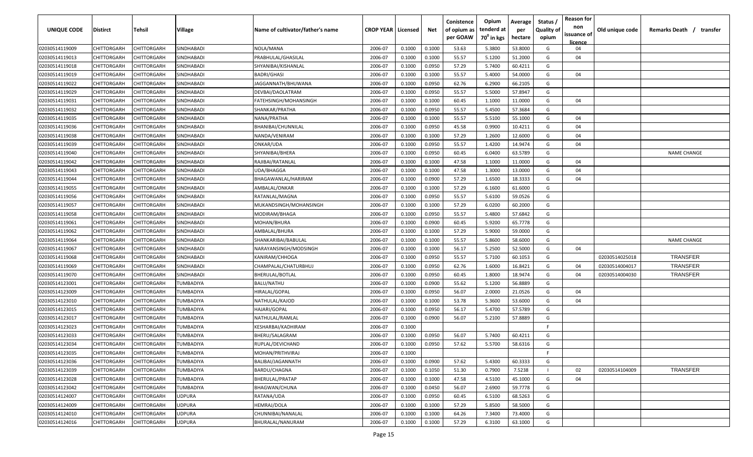| UNIQUE CODE | Distirct | Tehsil | Village | Name of cultivator/father's name | CROP YEAR | Licensed | Net | Conistence of opium as per GOAW | Opium tenderd at $70^0$ in kgs | Average per hectare | Status / Quality of opium | Reason for non issuance of licence | Old unique code | Remarks Death / transfer |
|---|---|---|---|---|---|---|---|---|---|---|---|---|---|---|
| 02030514119009 | CHITTORGARH | CHITTORGARH | SINDHABADI | NOLA/MANA | 2006-07 | 0.1000 | 0.1000 | 53.63 | 5.3800 | 53.8000 | G | 04 | | |
| 02030514119013 | CHITTORGARH | CHITTORGARH | SINDHABADI | PRABHULAL/GHASILAL | 2006-07 | 0.1000 | 0.1000 | 55.57 | 5.1200 | 51.2000 | G | 04 | | |
| 02030514119018 | CHITTORGARH | CHITTORGARH | SINDHABADI | SHYANIBAI/KISHANLAL | 2006-07 | 0.1000 | 0.0950 | 57.29 | 5.7400 | 60.4211 | G | | | |
| 02030514119019 | CHITTORGARH | CHITTORGARH | SINDHABADI | BADRI/GHASI | 2006-07 | 0.1000 | 0.1000 | 55.57 | 5.4000 | 54.0000 | G | 04 | | |
| 02030514119022 | CHITTORGARH | CHITTORGARH | SINDHABADI | JAGGANNATH/BHUWANA | 2006-07 | 0.1000 | 0.0950 | 62.76 | 6.2900 | 66.2105 | G | | | |
| 02030514119029 | CHITTORGARH | CHITTORGARH | SINDHABADI | DEVBAI/DAOLATRAM | 2006-07 | 0.1000 | 0.0950 | 55.57 | 5.5000 | 57.8947 | G | | | |
| 02030514119031 | CHITTORGARH | CHITTORGARH | SINDHABADI | FATEHSINGH/MOHANSINGH | 2006-07 | 0.1000 | 0.1000 | 60.45 | 1.1000 | 11.0000 | G | 04 | | |
| 02030514119032 | CHITTORGARH | CHITTORGARH | SINDHABADI | SHANKAR/PRATHA | 2006-07 | 0.1000 | 0.0950 | 55.57 | 5.4500 | 57.3684 | G | | | |
| 02030514119035 | CHITTORGARH | CHITTORGARH | SINDHABADI | NANA/PRATHA | 2006-07 | 0.1000 | 0.1000 | 55.57 | 5.5100 | 55.1000 | G | 04 | | |
| 02030514119036 | CHITTORGARH | CHITTORGARH | SINDHABADI | BHANIBAI/CHUNNILAL | 2006-07 | 0.1000 | 0.0950 | 45.58 | 0.9900 | 10.4211 | G | 04 | | |
| 02030514119038 | CHITTORGARH | CHITTORGARH | SINDHABADI | NANDA/VENIRAM | 2006-07 | 0.1000 | 0.1000 | 57.29 | 1.2600 | 12.6000 | G | 04 | | |
| 02030514119039 | CHITTORGARH | CHITTORGARH | SINDHABADI | ONKAR/UDA | 2006-07 | 0.1000 | 0.0950 | 55.57 | 1.4200 | 14.9474 | G | 04 | | |
| 02030514119040 | CHITTORGARH | CHITTORGARH | SINDHABADI | SHYANIBAI/BHERA | 2006-07 | 0.1000 | 0.0950 | 60.45 | 6.0400 | 63.5789 | G | | | NAME CHANGE |
| 02030514119042 | CHITTORGARH | CHITTORGARH | SINDHABADI | RAJIBAI/RATANLAL | 2006-07 | 0.1000 | 0.1000 | 47.58 | 1.1000 | 11.0000 | G | 04 | | |
| 02030514119043 | CHITTORGARH | CHITTORGARH | SINDHABADI | UDA/BHAGGA | 2006-07 | 0.1000 | 0.1000 | 47.58 | 1.3000 | 13.0000 | G | 04 | | |
| 02030514119044 | CHITTORGARH | CHITTORGARH | SINDHABADI | BHAGAWANLAL/HARIRAM | 2006-07 | 0.1000 | 0.0900 | 57.29 | 1.6500 | 18.3333 | G | 04 | | |
| 02030514119055 | CHITTORGARH | CHITTORGARH | SINDHABADI | AMBALAL/ONKAR | 2006-07 | 0.1000 | 0.1000 | 57.29 | 6.1600 | 61.6000 | G | | | |
| 02030514119056 | CHITTORGARH | CHITTORGARH | SINDHABADI | RATANLAL/MAGNA | 2006-07 | 0.1000 | 0.0950 | 55.57 | 5.6100 | 59.0526 | G | | | |
| 02030514119057 | CHITTORGARH | CHITTORGARH | SINDHABADI | MUKANDSINGH/MOHANSINGH | 2006-07 | 0.1000 | 0.1000 | 57.29 | 6.0200 | 60.2000 | G | | | |
| 02030514119058 | CHITTORGARH | CHITTORGARH | SINDHABADI | MODIRAM/BHAGA | 2006-07 | 0.1000 | 0.0950 | 55.57 | 5.4800 | 57.6842 | G | | | |
| 02030514119061 | CHITTORGARH | CHITTORGARH | SINDHABADI | MOHAN/BHURA | 2006-07 | 0.1000 | 0.0900 | 60.45 | 5.9200 | 65.7778 | G | | | |
| 02030514119062 | CHITTORGARH | CHITTORGARH | SINDHABADI | AMBALAL/BHURA | 2006-07 | 0.1000 | 0.1000 | 57.29 | 5.9000 | 59.0000 | G | | | |
| 02030514119064 | CHITTORGARH | CHITTORGARH | SINDHABADI | SHANKARIBAI/BABULAL | 2006-07 | 0.1000 | 0.1000 | 55.57 | 5.8600 | 58.6000 | G | | | NAME CHANGE |
| 02030514119067 | CHITTORGARH | CHITTORGARH | SINDHABADI | NARAYANSINGH/MODSINGH | 2006-07 | 0.1000 | 0.1000 | 56.17 | 5.2500 | 52.5000 | G | 04 | | |
| 02030514119068 | CHITTORGARH | CHITTORGARH | SINDHABADI | KANIRAM/CHHOGA | 2006-07 | 0.1000 | 0.0950 | 55.57 | 5.7100 | 60.1053 | G | | 02030514025018 | TRANSFER |
| 02030514119069 | CHITTORGARH | CHITTORGARH | SINDHABADI | CHAMPALAL/CHATURBHUJ | 2006-07 | 0.1000 | 0.0950 | 62.76 | 1.6000 | 16.8421 | G | 04 | 02030514004017 | TRANSFER |
| 02030514119070 | CHITTORGARH | CHITTORGARH | SINDHABADI | BHERULAL/BOTLAL | 2006-07 | 0.1000 | 0.0950 | 60.45 | 1.8000 | 18.9474 | G | 04 | 02030514004030 | TRANSFER |
| 02030514123001 | CHITTORGARH | CHITTORGARH | TUMBADIYA | BALU/NATHU | 2006-07 | 0.1000 | 0.0900 | 55.62 | 5.1200 | 56.8889 | G | | | |
| 02030514123009 | CHITTORGARH | CHITTORGARH | TUMBADIYA | HIRALAL/GOPAL | 2006-07 | 0.1000 | 0.0950 | 56.07 | 2.0000 | 21.0526 | G | 04 | | |
| 02030514123010 | CHITTORGARH | CHITTORGARH | TUMBADIYA | NATHULAL/KAJOD | 2006-07 | 0.1000 | 0.1000 | 53.78 | 5.3600 | 53.6000 | G | 04 | | |
| 02030514123015 | CHITTORGARH | CHITTORGARH | TUMBADIYA | HAJARI/GOPAL | 2006-07 | 0.1000 | 0.0950 | 56.17 | 5.4700 | 57.5789 | G | | | |
| 02030514123017 | CHITTORGARH | CHITTORGARH | TUMBADIYA | NATHULAL/RAMLAL | 2006-07 | 0.1000 | 0.0900 | 56.07 | 5.2100 | 57.8889 | G | | | |
| 02030514123023 | CHITTORGARH | CHITTORGARH | TUMBADIYA | KESHARBAI/KADHIRAM | 2006-07 | 0.1000 | | | | | F | | | |
| 02030514123033 | CHITTORGARH | CHITTORGARH | TUMBADIYA | BHERU/SALAGRAM | 2006-07 | 0.1000 | 0.0950 | 56.07 | 5.7400 | 60.4211 | G | | | |
| 02030514123034 | CHITTORGARH | CHITTORGARH | TUMBADIYA | RUPLAL/DEVICHAND | 2006-07 | 0.1000 | 0.0950 | 57.62 | 5.5700 | 58.6316 | G | | | |
| 02030514123035 | CHITTORGARH | CHITTORGARH | TUMBADIYA | MOHAN/PRITHVIRAJ | 2006-07 | 0.1000 | | | | | F | | | |
| 02030514123036 | CHITTORGARH | CHITTORGARH | TUMBADIYA | BALIBAI/JAGANNATH | 2006-07 | 0.1000 | 0.0900 | 57.62 | 5.4300 | 60.3333 | G | | | |
| 02030514123039 | CHITTORGARH | CHITTORGARH | TUMBADIYA | BARDU/CHAGNA | 2006-07 | 0.1000 | 0.1050 | 51.30 | 0.7900 | 7.5238 | I | 02 | 02030514104009 | TRANSFER |
| 02030514123028 | CHITTORGARH | CHITTORGARH | TUMBADIYA | BHERULAL/PRATAP | 2006-07 | 0.1000 | 0.1000 | 47.58 | 4.5100 | 45.1000 | G | 04 | | |
| 02030514123042 | CHITTORGARH | CHITTORGARH | TUMBADIYA | BHAGWAN/CHUNA | 2006-07 | 0.1000 | 0.0450 | 56.07 | 2.6900 | 59.7778 | G | | | |
| 02030514124007 | CHITTORGARH | CHITTORGARH | UDPURA | RATANA/UDA | 2006-07 | 0.1000 | 0.0950 | 60.45 | 6.5100 | 68.5263 | G | | | |
| 02030514124009 | CHITTORGARH | CHITTORGARH | UDPURA | HEMRAJ/DOLA | 2006-07 | 0.1000 | 0.1000 | 57.29 | 5.8500 | 58.5000 | G | | | |
| 02030514124010 | CHITTORGARH | CHITTORGARH | UDPURA | CHUNNIBAI/NANALAL | 2006-07 | 0.1000 | 0.1000 | 64.26 | 7.3400 | 73.4000 | G | | | |
| 02030514124016 | CHITTORGARH | CHITTORGARH | UDPURA | BHURALAL/NANURAM | 2006-07 | 0.1000 | 0.1000 | 57.29 | 6.3100 | 63.1000 | G | | | |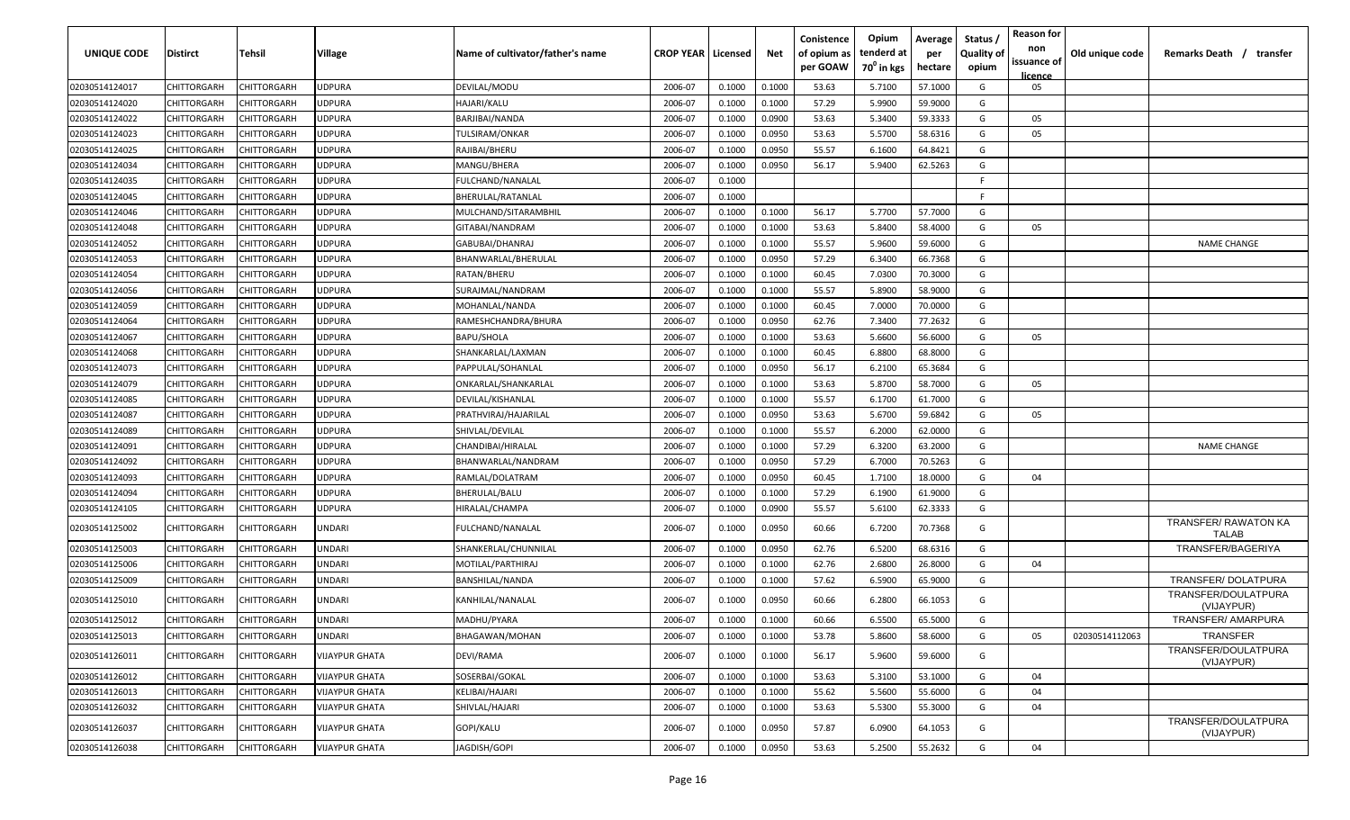| UNIQUE CODE | Distirct | Tehsil | Village | Name of cultivator/father's name | CROP YEAR | Licensed | Net | Conistence of opium as per GOAW | Opium tenderd at $70^0$ in kgs | Average per hectare | Status / Quality of opium | Reason for non issuance of licence | Old unique code | Remarks Death / transfer |
|---|---|---|---|---|---|---|---|---|---|---|---|---|---|---|
| 02030514124017 | CHITTORGARH | CHITTORGARH | UDPURA | DEVILAL/MODU | 2006-07 | 0.1000 | 0.1000 | 53.63 | 5.7100 | 57.1000 | G | 05 | | |
| 02030514124020 | CHITTORGARH | CHITTORGARH | UDPURA | HAJARI/KALU | 2006-07 | 0.1000 | 0.1000 | 57.29 | 5.9900 | 59.9000 | G | | | |
| 02030514124022 | CHITTORGARH | CHITTORGARH | UDPURA | BARJIBAI/NANDA | 2006-07 | 0.1000 | 0.0900 | 53.63 | 5.3400 | 59.3333 | G | 05 | | |
| 02030514124023 | CHITTORGARH | CHITTORGARH | UDPURA | TULSIRAM/ONKAR | 2006-07 | 0.1000 | 0.0950 | 53.63 | 5.5700 | 58.6316 | G | 05 | | |
| 02030514124025 | CHITTORGARH | CHITTORGARH | UDPURA | RAJIBAI/BHERU | 2006-07 | 0.1000 | 0.0950 | 55.57 | 6.1600 | 64.8421 | G | | | |
| 02030514124034 | CHITTORGARH | CHITTORGARH | UDPURA | MANGU/BHERA | 2006-07 | 0.1000 | 0.0950 | 56.17 | 5.9400 | 62.5263 | G | | | |
| 02030514124035 | CHITTORGARH | CHITTORGARH | UDPURA | FULCHAND/NANALAL | 2006-07 | 0.1000 | | | | | F | | | |
| 02030514124045 | CHITTORGARH | CHITTORGARH | UDPURA | BHERULAL/RATANLAL | 2006-07 | 0.1000 | | | | | F | | | |
| 02030514124046 | CHITTORGARH | CHITTORGARH | UDPURA | MULCHAND/SITARAMBHIL | 2006-07 | 0.1000 | 0.1000 | 56.17 | 5.7700 | 57.7000 | G | | | |
| 02030514124048 | CHITTORGARH | CHITTORGARH | UDPURA | GITABAI/NANDRAM | 2006-07 | 0.1000 | 0.1000 | 53.63 | 5.8400 | 58.4000 | G | 05 | | |
| 02030514124052 | CHITTORGARH | CHITTORGARH | UDPURA | GABUBAI/DHANRAJ | 2006-07 | 0.1000 | 0.1000 | 55.57 | 5.9600 | 59.6000 | G | | | NAME CHANGE |
| 02030514124053 | CHITTORGARH | CHITTORGARH | UDPURA | BHANWARLAL/BHERULAL | 2006-07 | 0.1000 | 0.0950 | 57.29 | 6.3400 | 66.7368 | G | | | |
| 02030514124054 | CHITTORGARH | CHITTORGARH | UDPURA | RATAN/BHERU | 2006-07 | 0.1000 | 0.1000 | 60.45 | 7.0300 | 70.3000 | G | | | |
| 02030514124056 | CHITTORGARH | CHITTORGARH | UDPURA | SURAJMAL/NANDRAM | 2006-07 | 0.1000 | 0.1000 | 55.57 | 5.8900 | 58.9000 | G | | | |
| 02030514124059 | CHITTORGARH | CHITTORGARH | UDPURA | MOHANLAL/NANDA | 2006-07 | 0.1000 | 0.1000 | 60.45 | 7.0000 | 70.0000 | G | | | |
| 02030514124064 | CHITTORGARH | CHITTORGARH | UDPURA | RAMESHCHANDRA/BHURA | 2006-07 | 0.1000 | 0.0950 | 62.76 | 7.3400 | 77.2632 | G | | | |
| 02030514124067 | CHITTORGARH | CHITTORGARH | UDPURA | BAPU/SHOLA | 2006-07 | 0.1000 | 0.1000 | 53.63 | 5.6600 | 56.6000 | G | 05 | | |
| 02030514124068 | CHITTORGARH | CHITTORGARH | UDPURA | SHANKARLAL/LAXMAN | 2006-07 | 0.1000 | 0.1000 | 60.45 | 6.8800 | 68.8000 | G | | | |
| 02030514124073 | CHITTORGARH | CHITTORGARH | UDPURA | PAPPULAL/SOHANLAL | 2006-07 | 0.1000 | 0.0950 | 56.17 | 6.2100 | 65.3684 | G | | | |
| 02030514124079 | CHITTORGARH | CHITTORGARH | UDPURA | ONKARLAL/SHANKARLAL | 2006-07 | 0.1000 | 0.1000 | 53.63 | 5.8700 | 58.7000 | G | 05 | | |
| 02030514124085 | CHITTORGARH | CHITTORGARH | UDPURA | DEVILAL/KISHANLAL | 2006-07 | 0.1000 | 0.1000 | 55.57 | 6.1700 | 61.7000 | G | | | |
| 02030514124087 | CHITTORGARH | CHITTORGARH | UDPURA | PRATHVIRAJ/HAJARILAL | 2006-07 | 0.1000 | 0.0950 | 53.63 | 5.6700 | 59.6842 | G | 05 | | |
| 02030514124089 | CHITTORGARH | CHITTORGARH | UDPURA | SHIVLAL/DEVILAL | 2006-07 | 0.1000 | 0.1000 | 55.57 | 6.2000 | 62.0000 | G | | | |
| 02030514124091 | CHITTORGARH | CHITTORGARH | UDPURA | CHANDIBAI/HIRALAL | 2006-07 | 0.1000 | 0.1000 | 57.29 | 6.3200 | 63.2000 | G | | | NAME CHANGE |
| 02030514124092 | CHITTORGARH | CHITTORGARH | UDPURA | BHANWARLAL/NANDRAM | 2006-07 | 0.1000 | 0.0950 | 57.29 | 6.7000 | 70.5263 | G | | | |
| 02030514124093 | CHITTORGARH | CHITTORGARH | UDPURA | RAMLAL/DOLATRAM | 2006-07 | 0.1000 | 0.0950 | 60.45 | 1.7100 | 18.0000 | G | 04 | | |
| 02030514124094 | CHITTORGARH | CHITTORGARH | UDPURA | BHERULAL/BALU | 2006-07 | 0.1000 | 0.1000 | 57.29 | 6.1900 | 61.9000 | G | | | |
| 02030514124105 | CHITTORGARH | CHITTORGARH | UDPURA | HIRALAL/CHAMPA | 2006-07 | 0.1000 | 0.0900 | 55.57 | 5.6100 | 62.3333 | G | | | |
| 02030514125002 | CHITTORGARH | CHITTORGARH | UNDARI | FULCHAND/NANALAL | 2006-07 | 0.1000 | 0.0950 | 60.66 | 6.7200 | 70.7368 | G | | | TRANSFER/ RAWATON KA TALAB |
| 02030514125003 | CHITTORGARH | CHITTORGARH | UNDARI | SHANKERLAL/CHUNNILAL | 2006-07 | 0.1000 | 0.0950 | 62.76 | 6.5200 | 68.6316 | G | | | TRANSFER/BAGERIYA |
| 02030514125006 | CHITTORGARH | CHITTORGARH | UNDARI | MOTILAL/PARTHIRAJ | 2006-07 | 0.1000 | 0.1000 | 62.76 | 2.6800 | 26.8000 | G | 04 | | |
| 02030514125009 | CHITTORGARH | CHITTORGARH | UNDARI | BANSHILAL/NANDA | 2006-07 | 0.1000 | 0.1000 | 57.62 | 6.5900 | 65.9000 | G | | | TRANSFER/ DOLATPURA |
| 02030514125010 | CHITTORGARH | CHITTORGARH | UNDARI | KANHILAL/NANALAL | 2006-07 | 0.1000 | 0.0950 | 60.66 | 6.2800 | 66.1053 | G | | | TRANSFER/DOULATPURA (VIJAYPUR) |
| 02030514125012 | CHITTORGARH | CHITTORGARH | UNDARI | MADHU/PYARA | 2006-07 | 0.1000 | 0.1000 | 60.66 | 6.5500 | 65.5000 | G | | | TRANSFER/ AMARPURA |
| 02030514125013 | CHITTORGARH | CHITTORGARH | UNDARI | BHAGAWAN/MOHAN | 2006-07 | 0.1000 | 0.1000 | 53.78 | 5.8600 | 58.6000 | G | 05 | 02030514112063 | TRANSFER |
| 02030514126011 | CHITTORGARH | CHITTORGARH | VIJAYPUR GHATA | DEVI/RAMA | 2006-07 | 0.1000 | 0.1000 | 56.17 | 5.9600 | 59.6000 | G | | | TRANSFER/DOULATPURA (VIJAYPUR) |
| 02030514126012 | CHITTORGARH | CHITTORGARH | VIJAYPUR GHATA | SOSERBAI/GOKAL | 2006-07 | 0.1000 | 0.1000 | 53.63 | 5.3100 | 53.1000 | G | 04 | | |
| 02030514126013 | CHITTORGARH | CHITTORGARH | VIJAYPUR GHATA | KELIBAI/HAJARI | 2006-07 | 0.1000 | 0.1000 | 55.62 | 5.5600 | 55.6000 | G | 04 | | |
| 02030514126032 | CHITTORGARH | CHITTORGARH | VIJAYPUR GHATA | SHIVLAL/HAJARI | 2006-07 | 0.1000 | 0.1000 | 53.63 | 5.5300 | 55.3000 | G | 04 | | |
| 02030514126037 | CHITTORGARH | CHITTORGARH | VIJAYPUR GHATA | GOPI/KALU | 2006-07 | 0.1000 | 0.0950 | 57.87 | 6.0900 | 64.1053 | G | | | TRANSFER/DOULATPURA (VIJAYPUR) |
| 02030514126038 | CHITTORGARH | CHITTORGARH | VIJAYPUR GHATA | JAGDISH/GOPI | 2006-07 | 0.1000 | 0.0950 | 53.63 | 5.2500 | 55.2632 | G | 04 | | |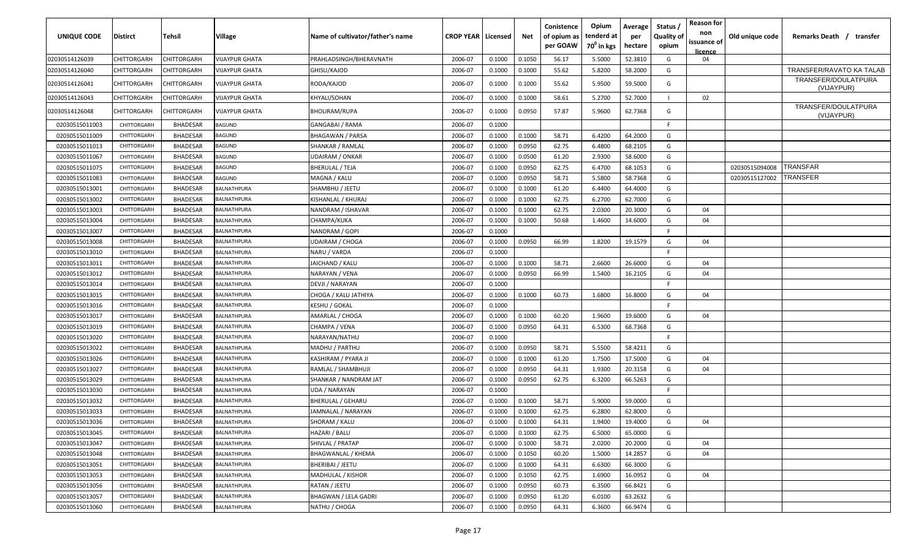| UNIQUE CODE | Distirct | Tehsil | Village | Name of cultivator/father's name | CROP YEAR | Licensed | Net | Conistence of opium as per GOAW | Opium tendered at $70^0$ in kgs | Average per hectare | Status / Quality of opium | Reason for non issuance of licence | Old unique code | Remarks Death / transfer |
|---|---|---|---|---|---|---|---|---|---|---|---|---|---|---|
| 02030514126039 | CHITTORGARH | CHITTORGARH | VIJAYPUR GHATA | PRAHLADSINGH/BHERAVNATH | 2006-07 | 0.1000 | 0.1050 | 56.17 | 5.5000 | 52.3810 | G | 04 | | |
| 02030514126040 | CHITTORGARH | CHITTORGARH | VIJAYPUR GHATA | GHISU/KAJOD | 2006-07 | 0.1000 | 0.1000 | 55.62 | 5.8200 | 58.2000 | G | | | TRANSFER/RAVATO KA TALAB |
| 02030514126041 | CHITTORGARH | CHITTORGARH | VIJAYPUR GHATA | RODA/KAJOD | 2006-07 | 0.1000 | 0.1000 | 55.62 | 5.9500 | 59.5000 | G | | | TRANSFER/DOULATPURA (VIJAYPUR) |
| 02030514126043 | CHITTORGARH | CHITTORGARH | VIJAYPUR GHATA | KHYALI/SOHAN | 2006-07 | 0.1000 | 0.1000 | 58.61 | 5.2700 | 52.7000 | I | 02 | | |
| 02030514126048 | CHITTORGARH | CHITTORGARH | VIJAYPUR GHATA | BHOLIRAM/RUPA | 2006-07 | 0.1000 | 0.0950 | 57.87 | 5.9600 | 62.7368 | G | | | TRANSFER/DOULATPURA (VIJAYPUR) |
| 02030515011003 | CHITTORGARH | BHADESAR | BAGUND | GANGABAI / RAMA | 2006-07 | 0.1000 | | | | | F | | | |
| 02030515011009 | CHITTORGARH | BHADESAR | BAGUND | BHAGAWAN / PARSA | 2006-07 | 0.1000 | 0.1000 | 58.71 | 6.4200 | 64.2000 | G | | | |
| 02030515011013 | CHITTORGARH | BHADESAR | BAGUND | SHANKAR / RAMLAL | 2006-07 | 0.1000 | 0.0950 | 62.75 | 6.4800 | 68.2105 | G | | | |
| 02030515011067 | CHITTORGARH | BHADESAR | BAGUND | UDAIRAM / ONKAR | 2006-07 | 0.1000 | 0.0500 | 61.20 | 2.9300 | 58.6000 | G | | | |
| 02030515011075 | CHITTORGARH | BHADESAR | BAGUND | BHERULAL / TEJA | 2006-07 | 0.1000 | 0.0950 | 62.75 | 6.4700 | 68.1053 | G | | 02030515094008 | TRANSFAR |
| 02030515011083 | CHITTORGARH | BHADESAR | BAGUND | MAGNA / KALU | 2006-07 | 0.1000 | 0.0950 | 58.71 | 5.5800 | 58.7368 | G | | 02030515127002 | TRANSFER |
| 02030515013001 | CHITTORGARH | BHADESAR | BALNATHPURA | SHAMBHU / JEETU | 2006-07 | 0.1000 | 0.1000 | 61.20 | 6.4400 | 64.4000 | G | | | |
| 02030515013002 | CHITTORGARH | BHADESAR | BALNATHPURA | KISHANLAL / KHURAJ | 2006-07 | 0.1000 | 0.1000 | 62.75 | 6.2700 | 62.7000 | G | | | |
| 02030515013003 | CHITTORGARH | BHADESAR | BALNATHPURA | NANDRAM / ISHAVAR | 2006-07 | 0.1000 | 0.1000 | 62.75 | 2.0300 | 20.3000 | G | 04 | | |
| 02030515013004 | CHITTORGARH | BHADESAR | BALNATHPURA | CHAMPA/KUKA | 2006-07 | 0.1000 | 0.1000 | 50.68 | 1.4600 | 14.6000 | G | 04 | | |
| 02030515013007 | CHITTORGARH | BHADESAR | BALNATHPURA | NANDRAM / GOPI | 2006-07 | 0.1000 | | | | | F | | | |
| 02030515013008 | CHITTORGARH | BHADESAR | BALNATHPURA | UDAIRAM / CHOGA | 2006-07 | 0.1000 | 0.0950 | 66.99 | 1.8200 | 19.1579 | G | 04 | | |
| 02030515013010 | CHITTORGARH | BHADESAR | BALNATHPURA | NARU / VARDA | 2006-07 | 0.1000 | | | | | F | | | |
| 02030515013011 | CHITTORGARH | BHADESAR | BALNATHPURA | JAICHAND / KALU | 2006-07 | 0.1000 | 0.1000 | 58.71 | 2.6600 | 26.6000 | G | 04 | | |
| 02030515013012 | CHITTORGARH | BHADESAR | BALNATHPURA | NARAYAN / VENA | 2006-07 | 0.1000 | 0.0950 | 66.99 | 1.5400 | 16.2105 | G | 04 | | |
| 02030515013014 | CHITTORGARH | BHADESAR | BALNATHPURA | DEVJI / NARAYAN | 2006-07 | 0.1000 | | | | | F | | | |
| 02030515013015 | CHITTORGARH | BHADESAR | BALNATHPURA | CHOGA / KALU JATHIYA | 2006-07 | 0.1000 | 0.1000 | 60.73 | 1.6800 | 16.8000 | G | 04 | | |
| 02030515013016 | CHITTORGARH | BHADESAR | BALNATHPURA | KESHU / GOKAL | 2006-07 | 0.1000 | | | | | F | | | |
| 02030515013017 | CHITTORGARH | BHADESAR | BALNATHPURA | AMARLAL / CHOGA | 2006-07 | 0.1000 | 0.1000 | 60.20 | 1.9600 | 19.6000 | G | 04 | | |
| 02030515013019 | CHITTORGARH | BHADESAR | BALNATHPURA | CHAMPA / VENA | 2006-07 | 0.1000 | 0.0950 | 64.31 | 6.5300 | 68.7368 | G | | | |
| 02030515013020 | CHITTORGARH | BHADESAR | BALNATHPURA | NARAYAN/NATHU | 2006-07 | 0.1000 | | | | | F | | | |
| 02030515013022 | CHITTORGARH | BHADESAR | BALNATHPURA | MADHU / PARTHU | 2006-07 | 0.1000 | 0.0950 | 58.71 | 5.5500 | 58.4211 | G | | | |
| 02030515013026 | CHITTORGARH | BHADESAR | BALNATHPURA | KASHIRAM / PYARA JI | 2006-07 | 0.1000 | 0.1000 | 61.20 | 1.7500 | 17.5000 | G | 04 | | |
| 02030515013027 | CHITTORGARH | BHADESAR | BALNATHPURA | RAMLAL / SHAMBHUJI | 2006-07 | 0.1000 | 0.0950 | 64.31 | 1.9300 | 20.3158 | G | 04 | | |
| 02030515013029 | CHITTORGARH | BHADESAR | BALNATHPURA | SHANKAR / NANDRAM JAT | 2006-07 | 0.1000 | 0.0950 | 62.75 | 6.3200 | 66.5263 | G | | | |
| 02030515013030 | CHITTORGARH | BHADESAR | BALNATHPURA | UDA / NARAYAN | 2006-07 | 0.1000 | | | | | F | | | |
| 02030515013032 | CHITTORGARH | BHADESAR | BALNATHPURA | BHERULAL / GEHARU | 2006-07 | 0.1000 | 0.1000 | 58.71 | 5.9000 | 59.0000 | G | | | |
| 02030515013033 | CHITTORGARH | BHADESAR | BALNATHPURA | JAMNALAL / NARAYAN | 2006-07 | 0.1000 | 0.1000 | 62.75 | 6.2800 | 62.8000 | G | | | |
| 02030515013036 | CHITTORGARH | BHADESAR | BALNATHPURA | SHORAM / KALU | 2006-07 | 0.1000 | 0.1000 | 64.31 | 1.9400 | 19.4000 | G | 04 | | |
| 02030515013045 | CHITTORGARH | BHADESAR | BALNATHPURA | HAZARI / BALU | 2006-07 | 0.1000 | 0.1000 | 62.75 | 6.5000 | 65.0000 | G | | | |
| 02030515013047 | CHITTORGARH | BHADESAR | BALNATHPURA | SHIVLAL / PRATAP | 2006-07 | 0.1000 | 0.1000 | 58.71 | 2.0200 | 20.2000 | G | 04 | | |
| 02030515013048 | CHITTORGARH | BHADESAR | BALNATHPURA | BHAGWANLAL / KHEMA | 2006-07 | 0.1000 | 0.1050 | 60.20 | 1.5000 | 14.2857 | G | 04 | | |
| 02030515013051 | CHITTORGARH | BHADESAR | BALNATHPURA | BHERIBAI / JEETU | 2006-07 | 0.1000 | 0.1000 | 64.31 | 6.6300 | 66.3000 | G | | | |
| 02030515013053 | CHITTORGARH | BHADESAR | BALNATHPURA | MADHULAL / KISHOR | 2006-07 | 0.1000 | 0.1050 | 62.75 | 1.6900 | 16.0952 | G | 04 | | |
| 02030515013056 | CHITTORGARH | BHADESAR | BALNATHPURA | RATAN / JEETU | 2006-07 | 0.1000 | 0.0950 | 60.73 | 6.3500 | 66.8421 | G | | | |
| 02030515013057 | CHITTORGARH | BHADESAR | BALNATHPURA | BHAGWAN / LELA GADRI | 2006-07 | 0.1000 | 0.0950 | 61.20 | 6.0100 | 63.2632 | G | | | |
| 02030515013060 | CHITTORGARH | BHADESAR | BALNATHPURA | NATHU / CHOGA | 2006-07 | 0.1000 | 0.0950 | 64.31 | 6.3600 | 66.9474 | G | | | |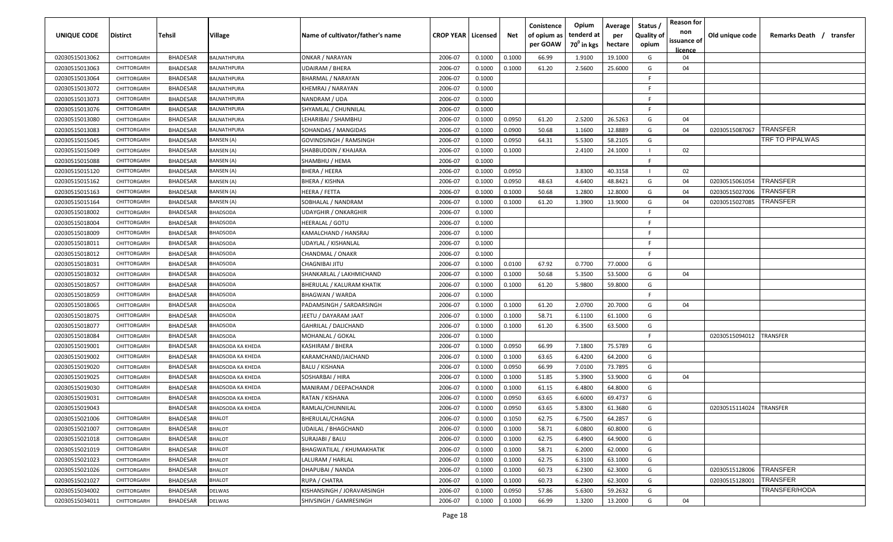| UNIQUE CODE | Distirct | Tehsil | Village | Name of cultivator/father's name | CROP YEAR | Licensed | Net | Conistence of opium as per GOAW | Opium tenderd at $70^0$ in kgs | Average per hectare | Status / Quality of opium | Reason for non issuance of licence | Old unique code | Remarks Death / transfer |
|---|---|---|---|---|---|---|---|---|---|---|---|---|---|---|
| 02030515013062 | CHITTORGARH | BHADESAR | BALNATHPURA | ONKAR / NARAYAN | 2006-07 | 0.1000 | 0.1000 | 66.99 | 1.9100 | 19.1000 | G | 04 | | |
| 02030515013063 | CHITTORGARH | BHADESAR | BALNATHPURA | UDAIRAM / BHERA | 2006-07 | 0.1000 | 0.1000 | 61.20 | 2.5600 | 25.6000 | G | 04 | | |
| 02030515013064 | CHITTORGARH | BHADESAR | BALNATHPURA | BHARMAL / NARAYAN | 2006-07 | 0.1000 | | | | | F | | | |
| 02030515013072 | CHITTORGARH | BHADESAR | BALNATHPURA | KHEMRAJ / NARAYAN | 2006-07 | 0.1000 | | | | | F | | | |
| 02030515013073 | CHITTORGARH | BHADESAR | BALNATHPURA | NANDRAM / UDA | 2006-07 | 0.1000 | | | | | F | | | |
| 02030515013076 | CHITTORGARH | BHADESAR | BALNATHPURA | SHYAMLAL / CHUNNILAL | 2006-07 | 0.1000 | | | | | F | | | |
| 02030515013080 | CHITTORGARH | BHADESAR | BALNATHPURA | LEHARIBAI / SHAMBHU | 2006-07 | 0.1000 | 0.0950 | 61.20 | 2.5200 | 26.5263 | G | 04 | | |
| 02030515013083 | CHITTORGARH | BHADESAR | BALNATHPURA | SOHANDAS / MANGIDAS | 2006-07 | 0.1000 | 0.0900 | 50.68 | 1.1600 | 12.8889 | G | 04 | 02030515087067 | TRANSFER |
| 02030515015045 | CHITTORGARH | BHADESAR | BANSEN (A) | GOVINDSINGH / RAMSINGH | 2006-07 | 0.1000 | 0.0950 | 64.31 | 5.5300 | 58.2105 | G | | | TRF TO PIPALWAS |
| 02030515015049 | CHITTORGARH | BHADESAR | BANSEN (A) | SHABBUDDIN / KHAJARA | 2006-07 | 0.1000 | 0.1000 | | 2.4100 | 24.1000 | I | 02 | | |
| 02030515015088 | CHITTORGARH | BHADESAR | BANSEN (A) | SHAMBHU / HEMA | 2006-07 | 0.1000 | | | | | F | | | |
| 02030515015120 | CHITTORGARH | BHADESAR | BANSEN (A) | BHERA / HEERA | 2006-07 | 0.1000 | 0.0950 | | 3.8300 | 40.3158 | I | 02 | | |
| 02030515015162 | CHITTORGARH | BHADESAR | BANSEN (A) | BHERA / KISHNA | 2006-07 | 0.1000 | 0.0950 | 48.63 | 4.6400 | 48.8421 | G | 04 | 02030515061054 | TRANSFER |
| 02030515015163 | CHITTORGARH | BHADESAR | BANSEN (A) | HEERA / FETTA | 2006-07 | 0.1000 | 0.1000 | 50.68 | 1.2800 | 12.8000 | G | 04 | 02030515027006 | TRANSFER |
| 02030515015164 | CHITTORGARH | BHADESAR | BANSEN (A) | SOBHALAL / NANDRAM | 2006-07 | 0.1000 | 0.1000 | 61.20 | 1.3900 | 13.9000 | G | 04 | 02030515027085 | TRANSFER |
| 02030515018002 | CHITTORGARH | BHADESAR | BHADSODA | UDAYGHIR / ONKARGHIR | 2006-07 | 0.1000 | | | | | F | | | |
| 02030515018004 | CHITTORGARH | BHADESAR | BHADSODA | HEERALAL / GOTU | 2006-07 | 0.1000 | | | | | F | | | |
| 02030515018009 | CHITTORGARH | BHADESAR | BHADSODA | KAMALCHAND / HANSRAJ | 2006-07 | 0.1000 | | | | | F | | | |
| 02030515018011 | CHITTORGARH | BHADESAR | BHADSODA | UDAYLAL / KISHANLAL | 2006-07 | 0.1000 | | | | | F | | | |
| 02030515018012 | CHITTORGARH | BHADESAR | BHADSODA | CHANDMAL / ONAKR | 2006-07 | 0.1000 | | | | | F | | | |
| 02030515018031 | CHITTORGARH | BHADESAR | BHADSODA | CHAGNIBAI JITU | 2006-07 | 0.1000 | 0.0100 | 67.92 | 0.7700 | 77.0000 | G | | | |
| 02030515018032 | CHITTORGARH | BHADESAR | BHADSODA | SHANKARLAL / LAKHMICHAND | 2006-07 | 0.1000 | 0.1000 | 50.68 | 5.3500 | 53.5000 | G | 04 | | |
| 02030515018057 | CHITTORGARH | BHADESAR | BHADSODA | BHERULAL / KALURAM KHATIK | 2006-07 | 0.1000 | 0.1000 | 61.20 | 5.9800 | 59.8000 | G | | | |
| 02030515018059 | CHITTORGARH | BHADESAR | BHADSODA | BHAGWAN / WARDA | 2006-07 | 0.1000 | | | | | F | | | |
| 02030515018065 | CHITTORGARH | BHADESAR | BHADSODA | PADAMSINGH / SARDARSINGH | 2006-07 | 0.1000 | 0.1000 | 61.20 | 2.0700 | 20.7000 | G | 04 | | |
| 02030515018075 | CHITTORGARH | BHADESAR | BHADSODA | JEETU / DAYARAM JAAT | 2006-07 | 0.1000 | 0.1000 | 58.71 | 6.1100 | 61.1000 | G | | | |
| 02030515018077 | CHITTORGARH | BHADESAR | BHADSODA | GAHRILAL / DALICHAND | 2006-07 | 0.1000 | 0.1000 | 61.20 | 6.3500 | 63.5000 | G | | | |
| 02030515018084 | CHITTORGARH | BHADESAR | BHADSODA | MOHANLAL / GOKAL | 2006-07 | 0.1000 | | | | | F | | 02030515094012 | TRANSFER |
| 02030515019001 | CHITTORGARH | BHADESAR | BHADSODA KA KHEDA | KASHIRAM / BHERA | 2006-07 | 0.1000 | 0.0950 | 66.99 | 7.1800 | 75.5789 | G | | | |
| 02030515019002 | CHITTORGARH | BHADESAR | BHADSODA KA KHEDA | KARAMCHAND/JAICHAND | 2006-07 | 0.1000 | 0.1000 | 63.65 | 6.4200 | 64.2000 | G | | | |
| 02030515019020 | CHITTORGARH | BHADESAR | BHADSODA KA KHEDA | BALU / KISHANA | 2006-07 | 0.1000 | 0.0950 | 66.99 | 7.0100 | 73.7895 | G | | | |
| 02030515019025 | CHITTORGARH | BHADESAR | BHADSODA KA KHEDA | SOSHARBAI / HIRA | 2006-07 | 0.1000 | 0.1000 | 51.85 | 5.3900 | 53.9000 | G | 04 | | |
| 02030515019030 | CHITTORGARH | BHADESAR | BHADSODA KA KHEDA | MANIRAM / DEEPACHANDR | 2006-07 | 0.1000 | 0.1000 | 61.15 | 6.4800 | 64.8000 | G | | | |
| 02030515019031 | CHITTORGARH | BHADESAR | BHADSODA KA KHEDA | RATAN / KISHANA | 2006-07 | 0.1000 | 0.0950 | 63.65 | 6.6000 | 69.4737 | G | | | |
| 02030515019043 | | BHADESAR | BHADSODA KA KHEDA | RAMLAL/CHUNNILAL | 2006-07 | 0.1000 | 0.0950 | 63.65 | 5.8300 | 61.3680 | G | | 02030515114024 | TRANSFER |
| 02030515021006 | CHITTORGARH | BHADESAR | BHALOT | BHERULAL/CHAGNA | 2006-07 | 0.1000 | 0.1050 | 62.75 | 6.7500 | 64.2857 | G | | | |
| 02030515021007 | CHITTORGARH | BHADESAR | BHALOT | UDAILAL / BHAGCHAND | 2006-07 | 0.1000 | 0.1000 | 58.71 | 6.0800 | 60.8000 | G | | | |
| 02030515021018 | CHITTORGARH | BHADESAR | BHALOT | SURAJABI / BALU | 2006-07 | 0.1000 | 0.1000 | 62.75 | 6.4900 | 64.9000 | G | | | |
| 02030515021019 | CHITTORGARH | BHADESAR | BHALOT | BHAGWATILAL / KHUMAKHATIK | 2006-07 | 0.1000 | 0.1000 | 58.71 | 6.2000 | 62.0000 | G | | | |
| 02030515021023 | CHITTORGARH | BHADESAR | BHALOT | LALURAM / HARLAL | 2006-07 | 0.1000 | 0.1000 | 62.75 | 6.3100 | 63.1000 | G | | | |
| 02030515021026 | CHITTORGARH | BHADESAR | BHALOT | DHAPUBAI / NANDA | 2006-07 | 0.1000 | 0.1000 | 60.73 | 6.2300 | 62.3000 | G | | 02030515128006 | TRANSFER |
| 02030515021027 | CHITTORGARH | BHADESAR | BHALOT | RUPA / CHATRA | 2006-07 | 0.1000 | 0.1000 | 60.73 | 6.2300 | 62.3000 | G | | 02030515128001 | TRANSFER |
| 02030515034002 | CHITTORGARH | BHADESAR | DELWAS | KISHANSINGH / JORAVARSINGH | 2006-07 | 0.1000 | 0.0950 | 57.86 | 5.6300 | 59.2632 | G | | | TRANSFER/HODA |
| 02030515034011 | CHITTORGARH | BHADESAR | DELWAS | SHIVSINGH / GAMRESINGH | 2006-07 | 0.1000 | 0.1000 | 66.99 | 1.3200 | 13.2000 | G | 04 | | |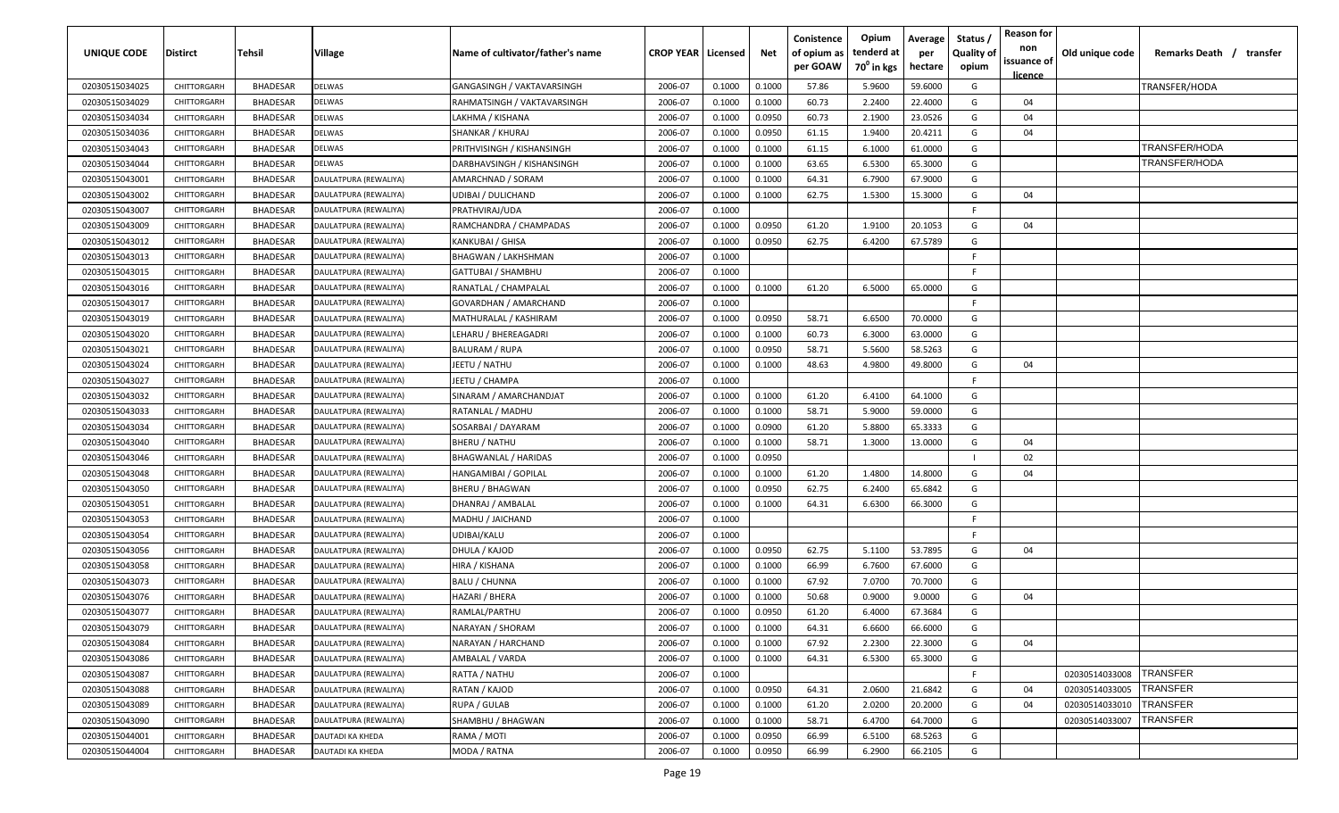| UNIQUE CODE | Distirct | Tehsil | Village | Name of cultivator/father's name | CROP YEAR | Licensed | Net | Conistence of opium as per GOAW | Opium tenderd at $70^0$ in kgs | Average per hectare | Status / Quality of opium | Reason for non issuance of licence | Old unique code | Remarks Death / transfer |
|---|---|---|---|---|---|---|---|---|---|---|---|---|---|---|
| 02030515034025 | CHITTORGARH | BHADESAR | DELWAS | GANGASINGH / VAKTAVARSINGH | 2006-07 | 0.1000 | 0.1000 | 57.86 | 5.9600 | 59.6000 | G | | | TRANSFER/HODA |
| 02030515034029 | CHITTORGARH | BHADESAR | DELWAS | RAHMATSINGH / VAKTAVARSINGH | 2006-07 | 0.1000 | 0.1000 | 60.73 | 2.2400 | 22.4000 | G | 04 | | |
| 02030515034034 | CHITTORGARH | BHADESAR | DELWAS | LAKHMA / KISHANA | 2006-07 | 0.1000 | 0.0950 | 60.73 | 2.1900 | 23.0526 | G | 04 | | |
| 02030515034036 | CHITTORGARH | BHADESAR | DELWAS | SHANKAR / KHURAJ | 2006-07 | 0.1000 | 0.0950 | 61.15 | 1.9400 | 20.4211 | G | 04 | | |
| 02030515034043 | CHITTORGARH | BHADESAR | DELWAS | PRITHVISINGH / KISHANSINGH | 2006-07 | 0.1000 | 0.1000 | 61.15 | 6.1000 | 61.0000 | G | | | TRANSFER/HODA |
| 02030515034044 | CHITTORGARH | BHADESAR | DELWAS | DARBHAVSINGH / KISHANSINGH | 2006-07 | 0.1000 | 0.1000 | 63.65 | 6.5300 | 65.3000 | G | | | TRANSFER/HODA |
| 02030515043001 | CHITTORGARH | BHADESAR | DAULATPURA (REWALIYA) | AMARCHNAD / SORAM | 2006-07 | 0.1000 | 0.1000 | 64.31 | 6.7900 | 67.9000 | G | | | |
| 02030515043002 | CHITTORGARH | BHADESAR | DAULATPURA (REWALIYA) | UDIBAI / DULICHAND | 2006-07 | 0.1000 | 0.1000 | 62.75 | 1.5300 | 15.3000 | G | 04 | | |
| 02030515043007 | CHITTORGARH | BHADESAR | DAULATPURA (REWALIYA) | PRATHVIRAJ/UDA | 2006-07 | 0.1000 | | | | | F | | | |
| 02030515043009 | CHITTORGARH | BHADESAR | DAULATPURA (REWALIYA) | RAMCHANDRA / CHAMPADAS | 2006-07 | 0.1000 | 0.0950 | 61.20 | 1.9100 | 20.1053 | G | 04 | | |
| 02030515043012 | CHITTORGARH | BHADESAR | DAULATPURA (REWALIYA) | KANKUBAI / GHISA | 2006-07 | 0.1000 | 0.0950 | 62.75 | 6.4200 | 67.5789 | G | | | |
| 02030515043013 | CHITTORGARH | BHADESAR | DAULATPURA (REWALIYA) | BHAGWAN / LAKHSHMAN | 2006-07 | 0.1000 | | | | | F | | | |
| 02030515043015 | CHITTORGARH | BHADESAR | DAULATPURA (REWALIYA) | GATTUBAI / SHAMBHU | 2006-07 | 0.1000 | | | | | F | | | |
| 02030515043016 | CHITTORGARH | BHADESAR | DAULATPURA (REWALIYA) | RANATLAL / CHAMPALAL | 2006-07 | 0.1000 | 0.1000 | 61.20 | 6.5000 | 65.0000 | G | | | |
| 02030515043017 | CHITTORGARH | BHADESAR | DAULATPURA (REWALIYA) | GOVARDHAN / AMARCHAND | 2006-07 | 0.1000 | | | | | F | | | |
| 02030515043019 | CHITTORGARH | BHADESAR | DAULATPURA (REWALIYA) | MATHURALAL / KASHIRAM | 2006-07 | 0.1000 | 0.0950 | 58.71 | 6.6500 | 70.0000 | G | | | |
| 02030515043020 | CHITTORGARH | BHADESAR | DAULATPURA (REWALIYA) | LEHARU / BHEREAGADRI | 2006-07 | 0.1000 | 0.1000 | 60.73 | 6.3000 | 63.0000 | G | | | |
| 02030515043021 | CHITTORGARH | BHADESAR | DAULATPURA (REWALIYA) | BALURAM / RUPA | 2006-07 | 0.1000 | 0.0950 | 58.71 | 5.5600 | 58.5263 | G | | | |
| 02030515043024 | CHITTORGARH | BHADESAR | DAULATPURA (REWALIYA) | JEETU / NATHU | 2006-07 | 0.1000 | 0.1000 | 48.63 | 4.9800 | 49.8000 | G | 04 | | |
| 02030515043027 | CHITTORGARH | BHADESAR | DAULATPURA (REWALIYA) | JEETU / CHAMPA | 2006-07 | 0.1000 | | | | | F | | | |
| 02030515043032 | CHITTORGARH | BHADESAR | DAULATPURA (REWALIYA) | SINARAM / AMARCHANDJAT | 2006-07 | 0.1000 | 0.1000 | 61.20 | 6.4100 | 64.1000 | G | | | |
| 02030515043033 | CHITTORGARH | BHADESAR | DAULATPURA (REWALIYA) | RATANLAL / MADHU | 2006-07 | 0.1000 | 0.1000 | 58.71 | 5.9000 | 59.0000 | G | | | |
| 02030515043034 | CHITTORGARH | BHADESAR | DAULATPURA (REWALIYA) | SOSARBAI / DAYARAM | 2006-07 | 0.1000 | 0.0900 | 61.20 | 5.8800 | 65.3333 | G | | | |
| 02030515043040 | CHITTORGARH | BHADESAR | DAULATPURA (REWALIYA) | BHERU / NATHU | 2006-07 | 0.1000 | 0.1000 | 58.71 | 1.3000 | 13.0000 | G | 04 | | |
| 02030515043046 | CHITTORGARH | BHADESAR | DAULATPURA (REWALIYA) | BHAGWANLAL / HARIDAS | 2006-07 | 0.1000 | 0.0950 | | | | I | 02 | | |
| 02030515043048 | CHITTORGARH | BHADESAR | DAULATPURA (REWALIYA) | HANGAMIBAI / GOPILAL | 2006-07 | 0.1000 | 0.1000 | 61.20 | 1.4800 | 14.8000 | G | 04 | | |
| 02030515043050 | CHITTORGARH | BHADESAR | DAULATPURA (REWALIYA) | BHERU / BHAGWAN | 2006-07 | 0.1000 | 0.0950 | 62.75 | 6.2400 | 65.6842 | G | | | |
| 02030515043051 | CHITTORGARH | BHADESAR | DAULATPURA (REWALIYA) | DHANRAJ / AMBALAL | 2006-07 | 0.1000 | 0.1000 | 64.31 | 6.6300 | 66.3000 | G | | | |
| 02030515043053 | CHITTORGARH | BHADESAR | DAULATPURA (REWALIYA) | MADHU / JAICHAND | 2006-07 | 0.1000 | | | | | F | | | |
| 02030515043054 | CHITTORGARH | BHADESAR | DAULATPURA (REWALIYA) | UDIBAI/KALU | 2006-07 | 0.1000 | | | | | F | | | |
| 02030515043056 | CHITTORGARH | BHADESAR | DAULATPURA (REWALIYA) | DHULA / KAJOD | 2006-07 | 0.1000 | 0.0950 | 62.75 | 5.1100 | 53.7895 | G | 04 | | |
| 02030515043058 | CHITTORGARH | BHADESAR | DAULATPURA (REWALIYA) | HIRA / KISHANA | 2006-07 | 0.1000 | 0.1000 | 66.99 | 6.7600 | 67.6000 | G | | | |
| 02030515043073 | CHITTORGARH | BHADESAR | DAULATPURA (REWALIYA) | BALU / CHUNNA | 2006-07 | 0.1000 | 0.1000 | 67.92 | 7.0700 | 70.7000 | G | | | |
| 02030515043076 | CHITTORGARH | BHADESAR | DAULATPURA (REWALIYA) | HAZARI / BHERA | 2006-07 | 0.1000 | 0.1000 | 50.68 | 0.9000 | 9.0000 | G | 04 | | |
| 02030515043077 | CHITTORGARH | BHADESAR | DAULATPURA (REWALIYA) | RAMLAL/PARTHU | 2006-07 | 0.1000 | 0.0950 | 61.20 | 6.4000 | 67.3684 | G | | | |
| 02030515043079 | CHITTORGARH | BHADESAR | DAULATPURA (REWALIYA) | NARAYAN / SHORAM | 2006-07 | 0.1000 | 0.1000 | 64.31 | 6.6600 | 66.6000 | G | | | |
| 02030515043084 | CHITTORGARH | BHADESAR | DAULATPURA (REWALIYA) | NARAYAN / HARCHAND | 2006-07 | 0.1000 | 0.1000 | 67.92 | 2.2300 | 22.3000 | G | 04 | | |
| 02030515043086 | CHITTORGARH | BHADESAR | DAULATPURA (REWALIYA) | AMBALAL / VARDA | 2006-07 | 0.1000 | 0.1000 | 64.31 | 6.5300 | 65.3000 | G | | | |
| 02030515043087 | CHITTORGARH | BHADESAR | DAULATPURA (REWALIYA) | RATTA / NATHU | 2006-07 | 0.1000 | | | | | F | | 02030514033008 | TRANSFER |
| 02030515043088 | CHITTORGARH | BHADESAR | DAULATPURA (REWALIYA) | RATAN / KAJOD | 2006-07 | 0.1000 | 0.0950 | 64.31 | 2.0600 | 21.6842 | G | 04 | 02030514033005 | TRANSFER |
| 02030515043089 | CHITTORGARH | BHADESAR | DAULATPURA (REWALIYA) | RUPA / GULAB | 2006-07 | 0.1000 | 0.1000 | 61.20 | 2.0200 | 20.2000 | G | 04 | 02030514033010 | TRANSFER |
| 02030515043090 | CHITTORGARH | BHADESAR | DAULATPURA (REWALIYA) | SHAMBHU / BHAGWAN | 2006-07 | 0.1000 | 0.1000 | 58.71 | 6.4700 | 64.7000 | G | | 02030514033007 | TRANSFER |
| 02030515044001 | CHITTORGARH | BHADESAR | DAUTADI KA KHEDA | RAMA / MOTI | 2006-07 | 0.1000 | 0.0950 | 66.99 | 6.5100 | 68.5263 | G | | | |
| 02030515044004 | CHITTORGARH | BHADESAR | DAUTADI KA KHEDA | MODA / RATNA | 2006-07 | 0.1000 | 0.0950 | 66.99 | 6.2900 | 66.2105 | G | | | |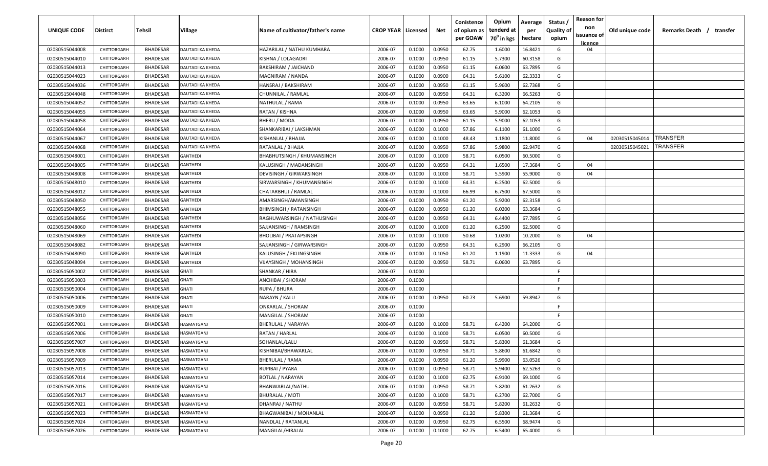| UNIQUE CODE | Distirct | Tehsil | Village | Name of cultivator/father's name | CROP YEAR | Licensed | Net | Conistence of opium as per GOAW | Opium tenderd at $70^0$ in kgs | Average per hectare | Status / Quality of opium | Reason for non issuance of licence | Old unique code | Remarks Death / transfer |
|---|---|---|---|---|---|---|---|---|---|---|---|---|---|---|
| 02030515044008 | CHITTORGARH | BHADESAR | DAUTADI KA KHEDA | HAZARILAL / NATHU KUMHARA | 2006-07 | 0.1000 | 0.0950 | 62.75 | 1.6000 | 16.8421 | G | 04 | | |
| 02030515044010 | CHITTORGARH | BHADESAR | DAUTADI KA KHEDA | KISHNA / LOLAGADRI | 2006-07 | 0.1000 | 0.0950 | 61.15 | 5.7300 | 60.3158 | G | | | |
| 02030515044013 | CHITTORGARH | BHADESAR | DAUTADI KA KHEDA | BAKSHIRAM / JAICHAND | 2006-07 | 0.1000 | 0.0950 | 61.15 | 6.0600 | 63.7895 | G | | | |
| 02030515044023 | CHITTORGARH | BHADESAR | DAUTADI KA KHEDA | MAGNIRAM / NANDA | 2006-07 | 0.1000 | 0.0900 | 64.31 | 5.6100 | 62.3333 | G | | | |
| 02030515044036 | CHITTORGARH | BHADESAR | DAUTADI KA KHEDA | HANSRAJ / BAKSHIRAM | 2006-07 | 0.1000 | 0.0950 | 61.15 | 5.9600 | 62.7368 | G | | | |
| 02030515044048 | CHITTORGARH | BHADESAR | DAUTADI KA KHEDA | CHUNNILAL / RAMLAL | 2006-07 | 0.1000 | 0.0950 | 64.31 | 6.3200 | 66.5263 | G | | | |
| 02030515044052 | CHITTORGARH | BHADESAR | DAUTADI KA KHEDA | NATHULAL / RAMA | 2006-07 | 0.1000 | 0.0950 | 63.65 | 6.1000 | 64.2105 | G | | | |
| 02030515044055 | CHITTORGARH | BHADESAR | DAUTADI KA KHEDA | RATAN / KISHNA | 2006-07 | 0.1000 | 0.0950 | 63.65 | 5.9000 | 62.1053 | G | | | |
| 02030515044058 | CHITTORGARH | BHADESAR | DAUTADI KA KHEDA | BHERU / MODA | 2006-07 | 0.1000 | 0.0950 | 61.15 | 5.9000 | 62.1053 | G | | | |
| 02030515044064 | CHITTORGARH | BHADESAR | DAUTADI KA KHEDA | SHANKARIBAI / LAKSHMAN | 2006-07 | 0.1000 | 0.1000 | 57.86 | 6.1100 | 61.1000 | G | | | |
| 02030515044067 | CHITTORGARH | BHADESAR | DAUTADI KA KHEDA | KISHANLAL / BHAJJA | 2006-07 | 0.1000 | 0.1000 | 48.43 | 1.1800 | 11.8000 | G | 04 | 02030515045014 | TRANSFER |
| 02030515044068 | CHITTORGARH | BHADESAR | DAUTADI KA KHEDA | RATANLAL / BHAJJA | 2006-07 | 0.1000 | 0.0950 | 57.86 | 5.9800 | 62.9470 | G | | 02030515045021 | TRANSFER |
| 02030515048001 | CHITTORGARH | BHADESAR | GANTHEDI | BHABHUTSINGH / KHUMANSINGH | 2006-07 | 0.1000 | 0.1000 | 58.71 | 6.0500 | 60.5000 | G | | | |
| 02030515048005 | CHITTORGARH | BHADESAR | GANTHEDI | KALUSINGH / MADANSINGH | 2006-07 | 0.1000 | 0.0950 | 64.31 | 1.6500 | 17.3684 | G | 04 | | |
| 02030515048008 | CHITTORGARH | BHADESAR | GANTHEDI | DEVISINGH / GIRWARSINGH | 2006-07 | 0.1000 | 0.1000 | 58.71 | 5.5900 | 55.9000 | G | 04 | | |
| 02030515048010 | CHITTORGARH | BHADESAR | GANTHEDI | SIRWARSINGH / KHUMANSINGH | 2006-07 | 0.1000 | 0.1000 | 64.31 | 6.2500 | 62.5000 | G | | | |
| 02030515048012 | CHITTORGARH | BHADESAR | GANTHEDI | CHATARBHUJ / RAMLAL | 2006-07 | 0.1000 | 0.1000 | 66.99 | 6.7500 | 67.5000 | G | | | |
| 02030515048050 | CHITTORGARH | BHADESAR | GANTHEDI | AMARSINGH/AMANSINGH | 2006-07 | 0.1000 | 0.0950 | 61.20 | 5.9200 | 62.3158 | G | | | |
| 02030515048055 | CHITTORGARH | BHADESAR | GANTHEDI | BHIMSINGH / RATANSINGH | 2006-07 | 0.1000 | 0.0950 | 61.20 | 6.0200 | 63.3684 | G | | | |
| 02030515048056 | CHITTORGARH | BHADESAR | GANTHEDI | RAGHUWARSINGH / NATHUSINGH | 2006-07 | 0.1000 | 0.0950 | 64.31 | 6.4400 | 67.7895 | G | | | |
| 02030515048060 | CHITTORGARH | BHADESAR | GANTHEDI | SAJJANSINGH / RAMSINGH | 2006-07 | 0.1000 | 0.1000 | 61.20 | 6.2500 | 62.5000 | G | | | |
| 02030515048069 | CHITTORGARH | BHADESAR | GANTHEDI | BHOLIBAI / PRATAPSINGH | 2006-07 | 0.1000 | 0.1000 | 50.68 | 1.0200 | 10.2000 | G | 04 | | |
| 02030515048082 | CHITTORGARH | BHADESAR | GANTHEDI | SAJJANSINGH / GIRWARSINGH | 2006-07 | 0.1000 | 0.0950 | 64.31 | 6.2900 | 66.2105 | G | | | |
| 02030515048090 | CHITTORGARH | BHADESAR | GANTHEDI | KALUSINGH / EKLINGSINGH | 2006-07 | 0.1000 | 0.1050 | 61.20 | 1.1900 | 11.3333 | G | 04 | | |
| 02030515048094 | CHITTORGARH | BHADESAR | GANTHEDI | VIJAYSINGH / MOHANSINGH | 2006-07 | 0.1000 | 0.0950 | 58.71 | 6.0600 | 63.7895 | G | | | |
| 02030515050002 | CHITTORGARH | BHADESAR | GHATI | SHANKAR / HIRA | 2006-07 | 0.1000 | | | | | F | | | |
| 02030515050003 | CHITTORGARH | BHADESAR | GHATI | ANCHIBAI / SHORAM | 2006-07 | 0.1000 | | | | | F | | | |
| 02030515050004 | CHITTORGARH | BHADESAR | GHATI | RUPA / BHURA | 2006-07 | 0.1000 | | | | | F | | | |
| 02030515050006 | CHITTORGARH | BHADESAR | GHATI | NARAYN / KALU | 2006-07 | 0.1000 | 0.0950 | 60.73 | 5.6900 | 59.8947 | G | | | |
| 02030515050009 | CHITTORGARH | BHADESAR | GHATI | ONKARLAL / SHORAM | 2006-07 | 0.1000 | | | | | F | | | |
| 02030515050010 | CHITTORGARH | BHADESAR | GHATI | MANGILAL / SHORAM | 2006-07 | 0.1000 | | | | | F | | | |
| 02030515057001 | CHITTORGARH | BHADESAR | HASMATGANJ | BHERULAL / NARAYAN | 2006-07 | 0.1000 | 0.1000 | 58.71 | 6.4200 | 64.2000 | G | | | |
| 02030515057006 | CHITTORGARH | BHADESAR | HASMATGANJ | RATAN / HARLAL | 2006-07 | 0.1000 | 0.1000 | 58.71 | 6.0500 | 60.5000 | G | | | |
| 02030515057007 | CHITTORGARH | BHADESAR | HASMATGANJ | SOHANLAL/LALU | 2006-07 | 0.1000 | 0.0950 | 58.71 | 5.8300 | 61.3684 | G | | | |
| 02030515057008 | CHITTORGARH | BHADESAR | HASMATGANJ | KISHNIBAI/BHAWARLAL | 2006-07 | 0.1000 | 0.0950 | 58.71 | 5.8600 | 61.6842 | G | | | |
| 02030515057009 | CHITTORGARH | BHADESAR | HASMATGANJ | BHERULAL / RAMA | 2006-07 | 0.1000 | 0.0950 | 61.20 | 5.9900 | 63.0526 | G | | | |
| 02030515057013 | CHITTORGARH | BHADESAR | HASMATGANJ | RUPIBAI / PYARA | 2006-07 | 0.1000 | 0.0950 | 58.71 | 5.9400 | 62.5263 | G | | | |
| 02030515057014 | CHITTORGARH | BHADESAR | HASMATGANJ | BOTLAL / NARAYAN | 2006-07 | 0.1000 | 0.1000 | 62.75 | 6.9100 | 69.1000 | G | | | |
| 02030515057016 | CHITTORGARH | BHADESAR | HASMATGANJ | BHANWARLAL/NATHU | 2006-07 | 0.1000 | 0.0950 | 58.71 | 5.8200 | 61.2632 | G | | | |
| 02030515057017 | CHITTORGARH | BHADESAR | HASMATGANJ | BHURALAL / MOTI | 2006-07 | 0.1000 | 0.1000 | 58.71 | 6.2700 | 62.7000 | G | | | |
| 02030515057021 | CHITTORGARH | BHADESAR | HASMATGANJ | DHANRAJ / NATHU | 2006-07 | 0.1000 | 0.0950 | 58.71 | 5.8200 | 61.2632 | G | | | |
| 02030515057023 | CHITTORGARH | BHADESAR | HASMATGANJ | BHAGWANIBAI / MOHANLAL | 2006-07 | 0.1000 | 0.0950 | 61.20 | 5.8300 | 61.3684 | G | | | |
| 02030515057024 | CHITTORGARH | BHADESAR | HASMATGANJ | NANDLAL / RATANLAL | 2006-07 | 0.1000 | 0.0950 | 62.75 | 6.5500 | 68.9474 | G | | | |
| 02030515057026 | CHITTORGARH | BHADESAR | HASMATGANJ | MANGILAL/HIRALAL | 2006-07 | 0.1000 | 0.1000 | 62.75 | 6.5400 | 65.4000 | G | | | |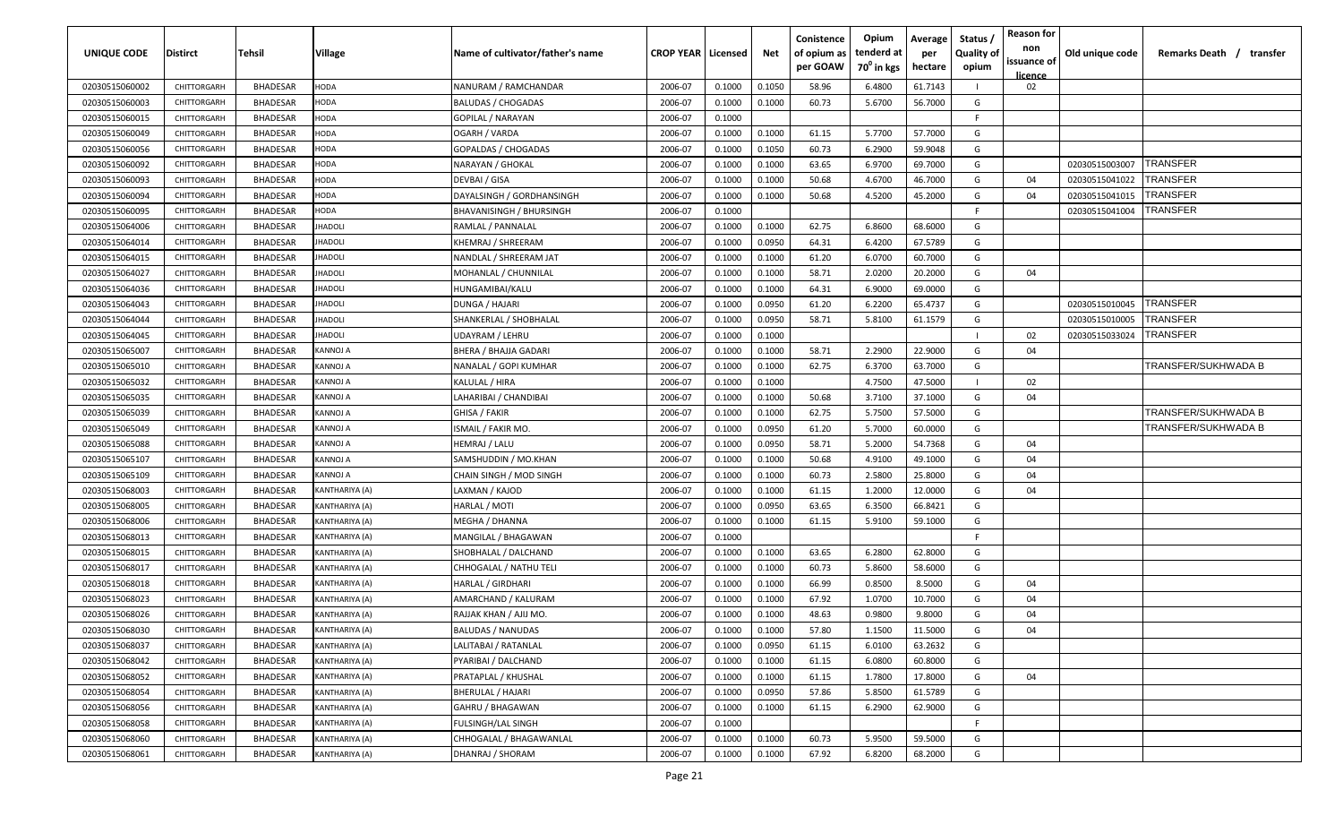| UNIQUE CODE | Distirct | Tehsil | Village | Name of cultivator/father's name | CROP YEAR | Licensed | Net | Conistence of opium as per GOAW | Opium tenderd at 70° in kgs | Average per hectare | Status / Quality of opium | Reason for non issuance of licence | Old unique code | Remarks Death / transfer |
|---|---|---|---|---|---|---|---|---|---|---|---|---|---|---|
| 02030515060002 | CHITTORGARH | BHADESAR | HODA | NANURAM / RAMCHANDAR | 2006-07 | 0.1000 | 0.1050 | 58.96 | 6.4800 | 61.7143 | I | 02 | | |
| 02030515060003 | CHITTORGARH | BHADESAR | HODA | BALUDAS / CHOGADAS | 2006-07 | 0.1000 | 0.1000 | 60.73 | 5.6700 | 56.7000 | G | | | |
| 02030515060015 | CHITTORGARH | BHADESAR | HODA | GOPILAL / NARAYAN | 2006-07 | 0.1000 | | | | | F | | | |
| 02030515060049 | CHITTORGARH | BHADESAR | HODA | OGARH / VARDA | 2006-07 | 0.1000 | 0.1000 | 61.15 | 5.7700 | 57.7000 | G | | | |
| 02030515060056 | CHITTORGARH | BHADESAR | HODA | GOPALDAS / CHOGADAS | 2006-07 | 0.1000 | 0.1050 | 60.73 | 6.2900 | 59.9048 | G | | | |
| 02030515060092 | CHITTORGARH | BHADESAR | HODA | NARAYAN / GHOKAL | 2006-07 | 0.1000 | 0.1000 | 63.65 | 6.9700 | 69.7000 | G | | 02030515003007 | TRANSFER |
| 02030515060093 | CHITTORGARH | BHADESAR | HODA | DEVBAI / GISA | 2006-07 | 0.1000 | 0.1000 | 50.68 | 4.6700 | 46.7000 | G | 04 | 02030515041022 | TRANSFER |
| 02030515060094 | CHITTORGARH | BHADESAR | HODA | DAYALSINGH / GORDHANSINGH | 2006-07 | 0.1000 | 0.1000 | 50.68 | 4.5200 | 45.2000 | G | 04 | 02030515041015 | TRANSFER |
| 02030515060095 | CHITTORGARH | BHADESAR | HODA | BHAVANISINGH / BHURSINGH | 2006-07 | 0.1000 | | | | | F | | 02030515041004 | TRANSFER |
| 02030515064006 | CHITTORGARH | BHADESAR | JHADOLI | RAMLAL / PANNALAL | 2006-07 | 0.1000 | 0.1000 | 62.75 | 6.8600 | 68.6000 | G | | | |
| 02030515064014 | CHITTORGARH | BHADESAR | JHADOLI | KHEMRAJ / SHREERAM | 2006-07 | 0.1000 | 0.0950 | 64.31 | 6.4200 | 67.5789 | G | | | |
| 02030515064015 | CHITTORGARH | BHADESAR | JHADOLI | NANDLAL / SHREERAM JAT | 2006-07 | 0.1000 | 0.1000 | 61.20 | 6.0700 | 60.7000 | G | | | |
| 02030515064027 | CHITTORGARH | BHADESAR | JHADOLI | MOHANLAL / CHUNNILAL | 2006-07 | 0.1000 | 0.1000 | 58.71 | 2.0200 | 20.2000 | G | 04 | | |
| 02030515064036 | CHITTORGARH | BHADESAR | JHADOLI | HUNGAMIBAI/KALU | 2006-07 | 0.1000 | 0.1000 | 64.31 | 6.9000 | 69.0000 | G | | | |
| 02030515064043 | CHITTORGARH | BHADESAR | JHADOLI | DUNGA / HAJARI | 2006-07 | 0.1000 | 0.0950 | 61.20 | 6.2200 | 65.4737 | G | | 02030515010045 | TRANSFER |
| 02030515064044 | CHITTORGARH | BHADESAR | JHADOLI | SHANKERLAL / SHOBHALAL | 2006-07 | 0.1000 | 0.0950 | 58.71 | 5.8100 | 61.1579 | G | | 02030515010005 | TRANSFER |
| 02030515064045 | CHITTORGARH | BHADESAR | JHADOLI | UDAYRAM / LEHRU | 2006-07 | 0.1000 | 0.1000 | | | | I | 02 | 02030515033024 | TRANSFER |
| 02030515065007 | CHITTORGARH | BHADESAR | KANNOJ A | BHERA / BHAJJA GADARI | 2006-07 | 0.1000 | 0.1000 | 58.71 | 2.2900 | 22.9000 | G | 04 | | |
| 02030515065010 | CHITTORGARH | BHADESAR | KANNOJ A | NANALAL / GOPI KUMHAR | 2006-07 | 0.1000 | 0.1000 | 62.75 | 6.3700 | 63.7000 | G | | | TRANSFER/SUKHWADA B |
| 02030515065032 | CHITTORGARH | BHADESAR | KANNOJ A | KALULAL / HIRA | 2006-07 | 0.1000 | 0.1000 | | 4.7500 | 47.5000 | I | 02 | | |
| 02030515065035 | CHITTORGARH | BHADESAR | KANNOJ A | LAHARIBAI / CHANDIBAI | 2006-07 | 0.1000 | 0.1000 | 50.68 | 3.7100 | 37.1000 | G | 04 | | |
| 02030515065039 | CHITTORGARH | BHADESAR | KANNOJ A | GHISA / FAKIR | 2006-07 | 0.1000 | 0.1000 | 62.75 | 5.7500 | 57.5000 | G | | | TRANSFER/SUKHWADA B |
| 02030515065049 | CHITTORGARH | BHADESAR | KANNOJ A | ISMAIL / FAKIR MO. | 2006-07 | 0.1000 | 0.0950 | 61.20 | 5.7000 | 60.0000 | G | | | TRANSFER/SUKHWADA B |
| 02030515065088 | CHITTORGARH | BHADESAR | KANNOJ A | HEMRAJ / LALU | 2006-07 | 0.1000 | 0.0950 | 58.71 | 5.2000 | 54.7368 | G | 04 | | |
| 02030515065107 | CHITTORGARH | BHADESAR | KANNOJ A | SAMSHUDDIN / MO.KHAN | 2006-07 | 0.1000 | 0.1000 | 50.68 | 4.9100 | 49.1000 | G | 04 | | |
| 02030515065109 | CHITTORGARH | BHADESAR | KANNOJ A | CHAIN SINGH / MOD SINGH | 2006-07 | 0.1000 | 0.1000 | 60.73 | 2.5800 | 25.8000 | G | 04 | | |
| 02030515068003 | CHITTORGARH | BHADESAR | KANTHARIYA (A) | LAXMAN / KAJOD | 2006-07 | 0.1000 | 0.1000 | 61.15 | 1.2000 | 12.0000 | G | 04 | | |
| 02030515068005 | CHITTORGARH | BHADESAR | KANTHARIYA (A) | HARLAL / MOTI | 2006-07 | 0.1000 | 0.0950 | 63.65 | 6.3500 | 66.8421 | G | | | |
| 02030515068006 | CHITTORGARH | BHADESAR | KANTHARIYA (A) | MEGHA / DHANNA | 2006-07 | 0.1000 | 0.1000 | 61.15 | 5.9100 | 59.1000 | G | | | |
| 02030515068013 | CHITTORGARH | BHADESAR | KANTHARIYA (A) | MANGILAL / BHAGAWAN | 2006-07 | 0.1000 | | | | | F | | | |
| 02030515068015 | CHITTORGARH | BHADESAR | KANTHARIYA (A) | SHOBHALAL / DALCHAND | 2006-07 | 0.1000 | 0.1000 | 63.65 | 6.2800 | 62.8000 | G | | | |
| 02030515068017 | CHITTORGARH | BHADESAR | KANTHARIYA (A) | CHHOGALAL / NATHU TELI | 2006-07 | 0.1000 | 0.1000 | 60.73 | 5.8600 | 58.6000 | G | | | |
| 02030515068018 | CHITTORGARH | BHADESAR | KANTHARIYA (A) | HARLAL / GIRDHARI | 2006-07 | 0.1000 | 0.1000 | 66.99 | 0.8500 | 8.5000 | G | 04 | | |
| 02030515068023 | CHITTORGARH | BHADESAR | KANTHARIYA (A) | AMARCHAND / KALURAM | 2006-07 | 0.1000 | 0.1000 | 67.92 | 1.0700 | 10.7000 | G | 04 | | |
| 02030515068026 | CHITTORGARH | BHADESAR | KANTHARIYA (A) | RAJJAK KHAN / AJIJ MO. | 2006-07 | 0.1000 | 0.1000 | 48.63 | 0.9800 | 9.8000 | G | 04 | | |
| 02030515068030 | CHITTORGARH | BHADESAR | KANTHARIYA (A) | BALUDAS / NANUDAS | 2006-07 | 0.1000 | 0.1000 | 57.80 | 1.1500 | 11.5000 | G | 04 | | |
| 02030515068037 | CHITTORGARH | BHADESAR | KANTHARIYA (A) | LALITABAI / RATANLAL | 2006-07 | 0.1000 | 0.0950 | 61.15 | 6.0100 | 63.2632 | G | | | |
| 02030515068042 | CHITTORGARH | BHADESAR | KANTHARIYA (A) | PYARIBAI / DALCHAND | 2006-07 | 0.1000 | 0.1000 | 61.15 | 6.0800 | 60.8000 | G | | | |
| 02030515068052 | CHITTORGARH | BHADESAR | KANTHARIYA (A) | PRATAPLAL / KHUSHAL | 2006-07 | 0.1000 | 0.1000 | 61.15 | 1.7800 | 17.8000 | G | 04 | | |
| 02030515068054 | CHITTORGARH | BHADESAR | KANTHARIYA (A) | BHERULAL / HAJARI | 2006-07 | 0.1000 | 0.0950 | 57.86 | 5.8500 | 61.5789 | G | | | |
| 02030515068056 | CHITTORGARH | BHADESAR | KANTHARIYA (A) | GAHRU / BHAGAWAN | 2006-07 | 0.1000 | 0.1000 | 61.15 | 6.2900 | 62.9000 | G | | | |
| 02030515068058 | CHITTORGARH | BHADESAR | KANTHARIYA (A) | FULSINGH/LAL SINGH | 2006-07 | 0.1000 | | | | | F | | | |
| 02030515068060 | CHITTORGARH | BHADESAR | KANTHARIYA (A) | CHHOGALAL / BHAGAWANLAL | 2006-07 | 0.1000 | 0.1000 | 60.73 | 5.9500 | 59.5000 | G | | | |
| 02030515068061 | CHITTORGARH | BHADESAR | KANTHARIYA (A) | DHANRAJ / SHORAM | 2006-07 | 0.1000 | 0.1000 | 67.92 | 6.8200 | 68.2000 | G | | | |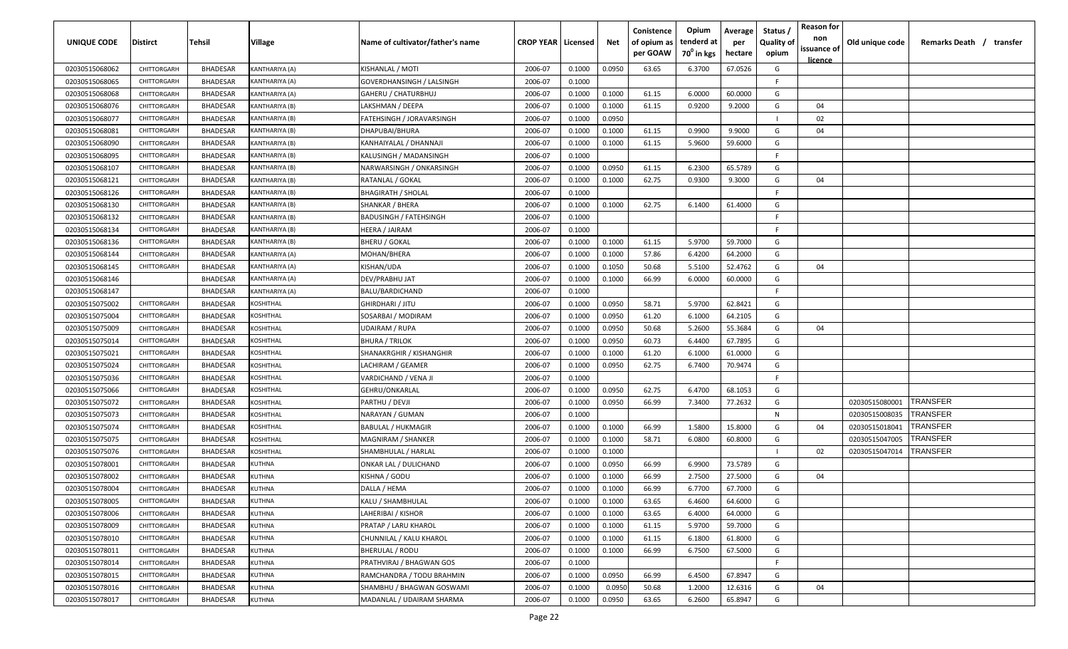| UNIQUE CODE | Distirct | Tehsil | Village | Name of cultivator/father's name | CROP YEAR | Licensed | Net | Conistence of opium as per GOAW | Opium tenderd at $70^0$ in kgs | Average per hectare | Status / Quality of opium | Reason for non issuance of licence | Old unique code | Remarks Death / transfer |
|---|---|---|---|---|---|---|---|---|---|---|---|---|---|---|
| 02030515068062 | CHITTORGARH | BHADESAR | KANTHARIYA (A) | KISHANLAL / MOTI | 2006-07 | 0.1000 | 0.0950 | 63.65 | 6.3700 | 67.0526 | G | | | |
| 02030515068065 | CHITTORGARH | BHADESAR | KANTHARIYA (A) | GOVERDHANSINGH / LALSINGH | 2006-07 | 0.1000 | | | | | F | | | |
| 02030515068068 | CHITTORGARH | BHADESAR | KANTHARIYA (A) | GAHERU / CHATURBHUJ | 2006-07 | 0.1000 | 0.1000 | 61.15 | 6.0000 | 60.0000 | G | | | |
| 02030515068076 | CHITTORGARH | BHADESAR | KANTHARIYA (B) | LAKSHMAN / DEEPA | 2006-07 | 0.1000 | 0.1000 | 61.15 | 0.9200 | 9.2000 | G | 04 | | |
| 02030515068077 | CHITTORGARH | BHADESAR | KANTHARIYA (B) | FATEHSINGH / JORAVARSINGH | 2006-07 | 0.1000 | 0.0950 | | | | I | 02 | | |
| 02030515068081 | CHITTORGARH | BHADESAR | KANTHARIYA (B) | DHAPUBAI/BHURA | 2006-07 | 0.1000 | 0.1000 | 61.15 | 0.9900 | 9.9000 | G | 04 | | |
| 02030515068090 | CHITTORGARH | BHADESAR | KANTHARIYA (B) | KANHAIYALAL / DHANNAJI | 2006-07 | 0.1000 | 0.1000 | 61.15 | 5.9600 | 59.6000 | G | | | |
| 02030515068095 | CHITTORGARH | BHADESAR | KANTHARIYA (B) | KALUSINGH / MADANSINGH | 2006-07 | 0.1000 | | | | | F | | | |
| 02030515068107 | CHITTORGARH | BHADESAR | KANTHARIYA (B) | NARWARSINGH / ONKARSINGH | 2006-07 | 0.1000 | 0.0950 | 61.15 | 6.2300 | 65.5789 | G | | | |
| 02030515068121 | CHITTORGARH | BHADESAR | KANTHARIYA (B) | RATANLAL / GOKAL | 2006-07 | 0.1000 | 0.1000 | 62.75 | 0.9300 | 9.3000 | G | 04 | | |
| 02030515068126 | CHITTORGARH | BHADESAR | KANTHARIYA (B) | BHAGIRATH / SHOLAL | 2006-07 | 0.1000 | | | | | F | | | |
| 02030515068130 | CHITTORGARH | BHADESAR | KANTHARIYA (B) | SHANKAR / BHERA | 2006-07 | 0.1000 | 0.1000 | 62.75 | 6.1400 | 61.4000 | G | | | |
| 02030515068132 | CHITTORGARH | BHADESAR | KANTHARIYA (B) | BADUSINGH / FATEHSINGH | 2006-07 | 0.1000 | | | | | F | | | |
| 02030515068134 | CHITTORGARH | BHADESAR | KANTHARIYA (B) | HEERA / JAIRAM | 2006-07 | 0.1000 | | | | | F | | | |
| 02030515068136 | CHITTORGARH | BHADESAR | KANTHARIYA (B) | BHERU / GOKAL | 2006-07 | 0.1000 | 0.1000 | 61.15 | 5.9700 | 59.7000 | G | | | |
| 02030515068144 | CHITTORGARH | BHADESAR | KANTHARIYA (A) | MOHAN/BHERA | 2006-07 | 0.1000 | 0.1000 | 57.86 | 6.4200 | 64.2000 | G | | | |
| 02030515068145 | CHITTORGARH | BHADESAR | KANTHARIYA (A) | KISHAN/UDA | 2006-07 | 0.1000 | 0.1050 | 50.68 | 5.5100 | 52.4762 | G | 04 | | |
| 02030515068146 | | BHADESAR | KANTHARIYA (A) | DEV/PRABHU JAT | 2006-07 | 0.1000 | 0.1000 | 66.99 | 6.0000 | 60.0000 | G | | | |
| 02030515068147 | | BHADESAR | KANTHARIYA (A) | BALU/BARDICHAND | 2006-07 | 0.1000 | | | | | F | | | |
| 02030515075002 | CHITTORGARH | BHADESAR | KOSHITHAL | GHIRDHARI / JITU | 2006-07 | 0.1000 | 0.0950 | 58.71 | 5.9700 | 62.8421 | G | | | |
| 02030515075004 | CHITTORGARH | BHADESAR | KOSHITHAL | SOSARBAI / MODIRAM | 2006-07 | 0.1000 | 0.0950 | 61.20 | 6.1000 | 64.2105 | G | | | |
| 02030515075009 | CHITTORGARH | BHADESAR | KOSHITHAL | UDAIRAM / RUPA | 2006-07 | 0.1000 | 0.0950 | 50.68 | 5.2600 | 55.3684 | G | 04 | | |
| 02030515075014 | CHITTORGARH | BHADESAR | KOSHITHAL | BHURA / TRILOK | 2006-07 | 0.1000 | 0.0950 | 60.73 | 6.4400 | 67.7895 | G | | | |
| 02030515075021 | CHITTORGARH | BHADESAR | KOSHITHAL | SHANAKRGHIR / KISHANGHIR | 2006-07 | 0.1000 | 0.1000 | 61.20 | 6.1000 | 61.0000 | G | | | |
| 02030515075024 | CHITTORGARH | BHADESAR | KOSHITHAL | LACHIRAM / GEAMER | 2006-07 | 0.1000 | 0.0950 | 62.75 | 6.7400 | 70.9474 | G | | | |
| 02030515075036 | CHITTORGARH | BHADESAR | KOSHITHAL | VARDICHAND / VENA JI | 2006-07 | 0.1000 | | | | | F | | | |
| 02030515075066 | CHITTORGARH | BHADESAR | KOSHITHAL | GEHRU/ONKARLAL | 2006-07 | 0.1000 | 0.0950 | 62.75 | 6.4700 | 68.1053 | G | | | |
| 02030515075072 | CHITTORGARH | BHADESAR | KOSHITHAL | PARTHU / DEVJI | 2006-07 | 0.1000 | 0.0950 | 66.99 | 7.3400 | 77.2632 | G | | 02030515080001 | TRANSFER |
| 02030515075073 | CHITTORGARH | BHADESAR | KOSHITHAL | NARAYAN / GUMAN | 2006-07 | 0.1000 | | | | | N | | 02030515008035 | TRANSFER |
| 02030515075074 | CHITTORGARH | BHADESAR | KOSHITHAL | BABULAL / HUKMAGIR | 2006-07 | 0.1000 | 0.1000 | 66.99 | 1.5800 | 15.8000 | G | 04 | 02030515018041 | TRANSFER |
| 02030515075075 | CHITTORGARH | BHADESAR | KOSHITHAL | MAGNIRAM / SHANKER | 2006-07 | 0.1000 | 0.1000 | 58.71 | 6.0800 | 60.8000 | G | | 02030515047005 | TRANSFER |
| 02030515075076 | CHITTORGARH | BHADESAR | KOSHITHAL | SHAMBHULAL / HARLAL | 2006-07 | 0.1000 | 0.1000 | | | | I | 02 | 02030515047014 | TRANSFER |
| 02030515078001 | CHITTORGARH | BHADESAR | KUTHNA | ONKAR LAL / DULICHAND | 2006-07 | 0.1000 | 0.0950 | 66.99 | 6.9900 | 73.5789 | G | | | |
| 02030515078002 | CHITTORGARH | BHADESAR | KUTHNA | KISHNA / GODU | 2006-07 | 0.1000 | 0.1000 | 66.99 | 2.7500 | 27.5000 | G | 04 | | |
| 02030515078004 | CHITTORGARH | BHADESAR | KUTHNA | DALLA / HEMA | 2006-07 | 0.1000 | 0.1000 | 66.99 | 6.7700 | 67.7000 | G | | | |
| 02030515078005 | CHITTORGARH | BHADESAR | KUTHNA | KALU / SHAMBHULAL | 2006-07 | 0.1000 | 0.1000 | 63.65 | 6.4600 | 64.6000 | G | | | |
| 02030515078006 | CHITTORGARH | BHADESAR | KUTHNA | LAHERIBAI / KISHOR | 2006-07 | 0.1000 | 0.1000 | 63.65 | 6.4000 | 64.0000 | G | | | |
| 02030515078009 | CHITTORGARH | BHADESAR | KUTHNA | PRATAP / LARU KHAROL | 2006-07 | 0.1000 | 0.1000 | 61.15 | 5.9700 | 59.7000 | G | | | |
| 02030515078010 | CHITTORGARH | BHADESAR | KUTHNA | CHUNNILAL / KALU KHAROL | 2006-07 | 0.1000 | 0.1000 | 61.15 | 6.1800 | 61.8000 | G | | | |
| 02030515078011 | CHITTORGARH | BHADESAR | KUTHNA | BHERULAL / RODU | 2006-07 | 0.1000 | 0.1000 | 66.99 | 6.7500 | 67.5000 | G | | | |
| 02030515078014 | CHITTORGARH | BHADESAR | KUTHNA | PRATHVIRAJ / BHAGWAN GOS | 2006-07 | 0.1000 | | | | | F | | | |
| 02030515078015 | CHITTORGARH | BHADESAR | KUTHNA | RAMCHANDRA / TODU BRAHMIN | 2006-07 | 0.1000 | 0.0950 | 66.99 | 6.4500 | 67.8947 | G | | | |
| 02030515078016 | CHITTORGARH | BHADESAR | KUTHNA | SHAMBHU / BHAGWAN GOSWAMI | 2006-07 | 0.1000 | 0.0950 | 50.68 | 1.2000 | 12.6316 | G | 04 | | |
| 02030515078017 | CHITTORGARH | BHADESAR | KUTHNA | MADANLAL / UDAIRAM SHARMA | 2006-07 | 0.1000 | 0.0950 | 63.65 | 6.2600 | 65.8947 | G | | | |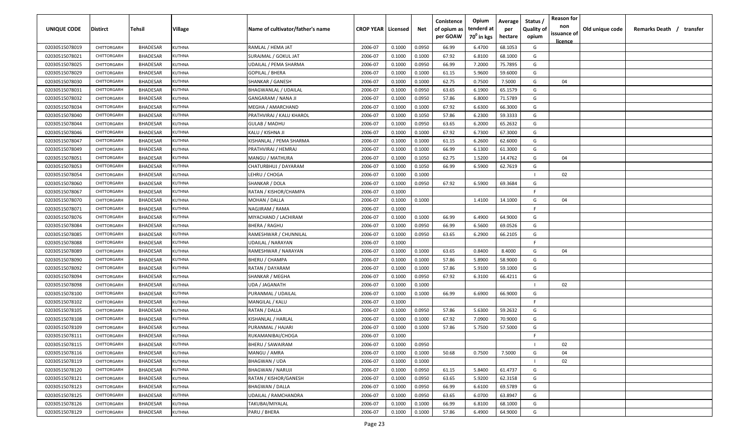| UNIQUE CODE | Distirct | Tehsil | Village | Name of cultivator/father's name | CROP YEAR | Licensed | Net | Conistence of opium as per GOAW | Opium tenderd at $70^0$ in kgs | Average per hectare | Status / Quality of opium | Reason for non issuance of licence | Old unique code | Remarks Death / transfer |
|---|---|---|---|---|---|---|---|---|---|---|---|---|---|---|
| 02030515078019 | CHITTORGARH | BHADESAR | KUTHNA | RAMLAL / HEMA JAT | 2006-07 | 0.1000 | 0.0950 | 66.99 | 6.4700 | 68.1053 | G | | | |
| 02030515078021 | CHITTORGARH | BHADESAR | KUTHNA | SURAJMAL / GOKUL JAT | 2006-07 | 0.1000 | 0.1000 | 67.92 | 6.8100 | 68.1000 | G | | | |
| 02030515078025 | CHITTORGARH | BHADESAR | KUTHNA | UDAILAL / PEMA SHARMA | 2006-07 | 0.1000 | 0.0950 | 66.99 | 7.2000 | 75.7895 | G | | | |
| 02030515078029 | CHITTORGARH | BHADESAR | KUTHNA | GOPILAL / BHERA | 2006-07 | 0.1000 | 0.1000 | 61.15 | 5.9600 | 59.6000 | G | | | |
| 02030515078030 | CHITTORGARH | BHADESAR | KUTHNA | SHANKAR / GANESH | 2006-07 | 0.1000 | 0.1000 | 62.75 | 0.7500 | 7.5000 | G | 04 | | |
| 02030515078031 | CHITTORGARH | BHADESAR | KUTHNA | BHAGWANLAL / UDAILAL | 2006-07 | 0.1000 | 0.0950 | 63.65 | 6.1900 | 65.1579 | G | | | |
| 02030515078032 | CHITTORGARH | BHADESAR | KUTHNA | GANGARAM / NANA JI | 2006-07 | 0.1000 | 0.0950 | 57.86 | 6.8000 | 71.5789 | G | | | |
| 02030515078034 | CHITTORGARH | BHADESAR | KUTHNA | MEGHA / AMARCHAND | 2006-07 | 0.1000 | 0.1000 | 67.92 | 6.6300 | 66.3000 | G | | | |
| 02030515078040 | CHITTORGARH | BHADESAR | KUTHNA | PRATHVIRAJ / KALU KHAROL | 2006-07 | 0.1000 | 0.1050 | 57.86 | 6.2300 | 59.3333 | G | | | |
| 02030515078044 | CHITTORGARH | BHADESAR | KUTHNA | GULAB / MADHU | 2006-07 | 0.1000 | 0.0950 | 63.65 | 6.2000 | 65.2632 | G | | | |
| 02030515078046 | CHITTORGARH | BHADESAR | KUTHNA | KALU / KISHNA JI | 2006-07 | 0.1000 | 0.1000 | 67.92 | 6.7300 | 67.3000 | G | | | |
| 02030515078047 | CHITTORGARH | BHADESAR | KUTHNA | KISHANLAL / PEMA SHARMA | 2006-07 | 0.1000 | 0.1000 | 61.15 | 6.2600 | 62.6000 | G | | | |
| 02030515078049 | CHITTORGARH | BHADESAR | KUTHNA | PRATHVIRAJ / HEMRAJ | 2006-07 | 0.1000 | 0.1000 | 66.99 | 6.1300 | 61.3000 | G | | | |
| 02030515078051 | CHITTORGARH | BHADESAR | KUTHNA | MANGU / MATHURA | 2006-07 | 0.1000 | 0.1050 | 62.75 | 1.5200 | 14.4762 | G | 04 | | |
| 02030515078053 | CHITTORGARH | BHADESAR | KUTHNA | CHATURBHUJ / DAYARAM | 2006-07 | 0.1000 | 0.1050 | 66.99 | 6.5900 | 62.7619 | G | | | |
| 02030515078054 | CHITTORGARH | BHADESAR | KUTHNA | LEHRU / CHOGA | 2006-07 | 0.1000 | 0.1000 | | | | I | 02 | | |
| 02030515078060 | CHITTORGARH | BHADESAR | KUTHNA | SHANKAR / DOLA | 2006-07 | 0.1000 | 0.0950 | 67.92 | 6.5900 | 69.3684 | G | | | |
| 02030515078067 | CHITTORGARH | BHADESAR | KUTHNA | RATAN / KISHOR/CHAMPA | 2006-07 | 0.1000 | | | | | F | | | |
| 02030515078070 | CHITTORGARH | BHADESAR | KUTHNA | MOHAN / DALLA | 2006-07 | 0.1000 | 0.1000 | | 1.4100 | 14.1000 | G | 04 | | |
| 02030515078071 | CHITTORGARH | BHADESAR | KUTHNA | NAGJIRAM / RAMA | 2006-07 | 0.1000 | | | | | F | | | |
| 02030515078076 | CHITTORGARH | BHADESAR | KUTHNA | MIYACHAND / LACHIRAM | 2006-07 | 0.1000 | 0.1000 | 66.99 | 6.4900 | 64.9000 | G | | | |
| 02030515078084 | CHITTORGARH | BHADESAR | KUTHNA | BHERA / RAGHU | 2006-07 | 0.1000 | 0.0950 | 66.99 | 6.5600 | 69.0526 | G | | | |
| 02030515078085 | CHITTORGARH | BHADESAR | KUTHNA | RAMESHWAR / CHUNNILAL | 2006-07 | 0.1000 | 0.0950 | 63.65 | 6.2900 | 66.2105 | G | | | |
| 02030515078088 | CHITTORGARH | BHADESAR | KUTHNA | UDAILAL / NARAYAN | 2006-07 | 0.1000 | | | | | F | | | |
| 02030515078089 | CHITTORGARH | BHADESAR | KUTHNA | RAMESHWAR / NARAYAN | 2006-07 | 0.1000 | 0.1000 | 63.65 | 0.8400 | 8.4000 | G | 04 | | |
| 02030515078090 | CHITTORGARH | BHADESAR | KUTHNA | BHERU / CHAMPA | 2006-07 | 0.1000 | 0.1000 | 57.86 | 5.8900 | 58.9000 | G | | | |
| 02030515078092 | CHITTORGARH | BHADESAR | KUTHNA | RATAN / DAYARAM | 2006-07 | 0.1000 | 0.1000 | 57.86 | 5.9100 | 59.1000 | G | | | |
| 02030515078094 | CHITTORGARH | BHADESAR | KUTHNA | SHANKAR / MEGHA | 2006-07 | 0.1000 | 0.0950 | 67.92 | 6.3100 | 66.4211 | G | | | |
| 02030515078098 | CHITTORGARH | BHADESAR | KUTHNA | UDA / JAGANATH | 2006-07 | 0.1000 | 0.1000 | | | | I | 02 | | |
| 02030515078100 | CHITTORGARH | BHADESAR | KUTHNA | PURANMAL / UDAILAL | 2006-07 | 0.1000 | 0.1000 | 66.99 | 6.6900 | 66.9000 | G | | | |
| 02030515078102 | CHITTORGARH | BHADESAR | KUTHNA | MANGILAL / KALU | 2006-07 | 0.1000 | | | | | F | | | |
| 02030515078105 | CHITTORGARH | BHADESAR | KUTHNA | RATAN / DALLA | 2006-07 | 0.1000 | 0.0950 | 57.86 | 5.6300 | 59.2632 | G | | | |
| 02030515078108 | CHITTORGARH | BHADESAR | KUTHNA | KISHANLAL / HARLAL | 2006-07 | 0.1000 | 0.1000 | 67.92 | 7.0900 | 70.9000 | G | | | |
| 02030515078109 | CHITTORGARH | BHADESAR | KUTHNA | PURANMAL / HAJARI | 2006-07 | 0.1000 | 0.1000 | 57.86 | 5.7500 | 57.5000 | G | | | |
| 02030515078111 | CHITTORGARH | BHADESAR | KUTHNA | RUKAMANIBAI/CHOGA | 2006-07 | 0.1000 | | | | | F | | | |
| 02030515078115 | CHITTORGARH | BHADESAR | KUTHNA | BHERU / SAWAIRAM | 2006-07 | 0.1000 | 0.0950 | | | | I | 02 | | |
| 02030515078116 | CHITTORGARH | BHADESAR | KUTHNA | MANGU / AMRA | 2006-07 | 0.1000 | 0.1000 | 50.68 | 0.7500 | 7.5000 | G | 04 | | |
| 02030515078119 | CHITTORGARH | BHADESAR | KUTHNA | BHAGWAN / UDA | 2006-07 | 0.1000 | 0.1000 | | | | I | 02 | | |
| 02030515078120 | CHITTORGARH | BHADESAR | KUTHNA | BHAGWAN / NARUJI | 2006-07 | 0.1000 | 0.0950 | 61.15 | 5.8400 | 61.4737 | G | | | |
| 02030515078121 | CHITTORGARH | BHADESAR | KUTHNA | RATAN / KISHOR/GANESH | 2006-07 | 0.1000 | 0.0950 | 63.65 | 5.9200 | 62.3158 | G | | | |
| 02030515078123 | CHITTORGARH | BHADESAR | KUTHNA | BHAGWAN / DALLA | 2006-07 | 0.1000 | 0.0950 | 66.99 | 6.6100 | 69.5789 | G | | | |
| 02030515078125 | CHITTORGARH | BHADESAR | KUTHNA | UDAILAL / RAMCHANDRA | 2006-07 | 0.1000 | 0.0950 | 63.65 | 6.0700 | 63.8947 | G | | | |
| 02030515078126 | CHITTORGARH | BHADESAR | KUTHNA | TAKUBAI/MIYALAL | 2006-07 | 0.1000 | 0.1000 | 66.99 | 6.8100 | 68.1000 | G | | | |
| 02030515078129 | CHITTORGARH | BHADESAR | KUTHNA | PARU / BHERA | 2006-07 | 0.1000 | 0.1000 | 57.86 | 6.4900 | 64.9000 | G | | | |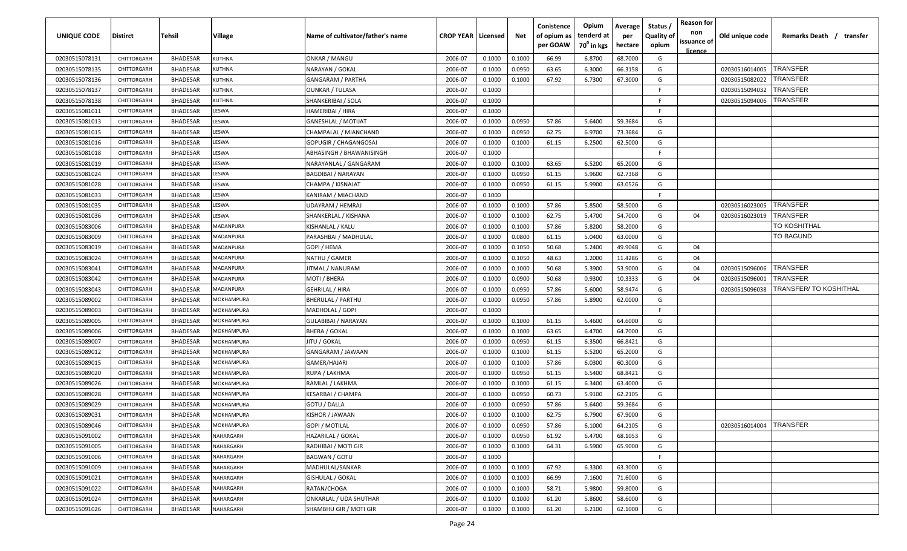| UNIQUE CODE | Distirct | Tehsil | Village | Name of cultivator/father's name | CROP YEAR | Licensed | Net | Conistence of opium as per GOAW | Opium tenderd at $70^0$ in kgs | Average per hectare | Status / Quality of opium | Reason for non issuance of licence | Old unique code | Remarks Death / transfer |
|---|---|---|---|---|---|---|---|---|---|---|---|---|---|---|
| 02030515078131 | CHITTORGARH | BHADESAR | KUTHNA | ONKAR / MANGU | 2006-07 | 0.1000 | 0.1000 | 66.99 | 6.8700 | 68.7000 | G | | | |
| 02030515078135 | CHITTORGARH | BHADESAR | KUTHNA | NARAYAN / GOKAL | 2006-07 | 0.1000 | 0.0950 | 63.65 | 6.3000 | 66.3158 | G | | 02030516014005 | TRANSFER |
| 02030515078136 | CHITTORGARH | BHADESAR | KUTHNA | GANGARAM / PARTHA | 2006-07 | 0.1000 | 0.1000 | 67.92 | 6.7300 | 67.3000 | G | | 02030515082022 | TRANSFER |
| 02030515078137 | CHITTORGARH | BHADESAR | KUTHNA | OUNKAR / TULASA | 2006-07 | 0.1000 | | | | | F | | 02030515094032 | TRANSFER |
| 02030515078138 | CHITTORGARH | BHADESAR | KUTHNA | SHANKERIBAI / SOLA | 2006-07 | 0.1000 | | | | | F | | 02030515094006 | TRANSFER |
| 02030515081011 | CHITTORGARH | BHADESAR | LESWA | HAMERIBAI / HIRA | 2006-07 | 0.1000 | | | | | F | | | |
| 02030515081013 | CHITTORGARH | BHADESAR | LESWA | GANESHLAL / MOTIJAT | 2006-07 | 0.1000 | 0.0950 | 57.86 | 5.6400 | 59.3684 | G | | | |
| 02030515081015 | CHITTORGARH | BHADESAR | LESWA | CHAMPALAL / MIANCHAND | 2006-07 | 0.1000 | 0.0950 | 62.75 | 6.9700 | 73.3684 | G | | | |
| 02030515081016 | CHITTORGARH | BHADESAR | LESWA | GOPUGIR / CHAGANGOSAI | 2006-07 | 0.1000 | 0.1000 | 61.15 | 6.2500 | 62.5000 | G | | | |
| 02030515081018 | CHITTORGARH | BHADESAR | LESWA | ABHASINGH / BHAWANISINGH | 2006-07 | 0.1000 | | | | | F | | | |
| 02030515081019 | CHITTORGARH | BHADESAR | LESWA | NARAYANLAL / GANGARAM | 2006-07 | 0.1000 | 0.1000 | 63.65 | 6.5200 | 65.2000 | G | | | |
| 02030515081024 | CHITTORGARH | BHADESAR | LESWA | BAGDIBAI / NARAYAN | 2006-07 | 0.1000 | 0.0950 | 61.15 | 5.9600 | 62.7368 | G | | | |
| 02030515081028 | CHITTORGARH | BHADESAR | LESWA | CHAMPA / KISNAJAT | 2006-07 | 0.1000 | 0.0950 | 61.15 | 5.9900 | 63.0526 | G | | | |
| 02030515081033 | CHITTORGARH | BHADESAR | LESWA | KANIRAM / MIACHAND | 2006-07 | 0.1000 | | | | | F | | | |
| 02030515081035 | CHITTORGARH | BHADESAR | LESWA | UDAYRAM / HEMRAJ | 2006-07 | 0.1000 | 0.1000 | 57.86 | 5.8500 | 58.5000 | G | | 02030516023005 | TRANSFER |
| 02030515081036 | CHITTORGARH | BHADESAR | LESWA | SHANKERLAL / KISHANA | 2006-07 | 0.1000 | 0.1000 | 62.75 | 5.4700 | 54.7000 | G | 04 | 02030516023019 | TRANSFER |
| 02030515083006 | CHITTORGARH | BHADESAR | MADANPURA | KISHANLAL / KALU | 2006-07 | 0.1000 | 0.1000 | 57.86 | 5.8200 | 58.2000 | G | | | TO KOSHITHAL |
| 02030515083009 | CHITTORGARH | BHADESAR | MADANPURA | PARASHBAI / MADHULAL | 2006-07 | 0.1000 | 0.0800 | 61.15 | 5.0400 | 63.0000 | G | | | TO BAGUND |
| 02030515083019 | CHITTORGARH | BHADESAR | MADANPURA | GOPI / HEMA | 2006-07 | 0.1000 | 0.1050 | 50.68 | 5.2400 | 49.9048 | G | 04 | | |
| 02030515083024 | CHITTORGARH | BHADESAR | MADANPURA | NATHU / GAMER | 2006-07 | 0.1000 | 0.1050 | 48.63 | 1.2000 | 11.4286 | G | 04 | | |
| 02030515083041 | CHITTORGARH | BHADESAR | MADANPURA | JITMAL / NANURAM | 2006-07 | 0.1000 | 0.1000 | 50.68 | 5.3900 | 53.9000 | G | 04 | 02030515096006 | TRANSFER |
| 02030515083042 | CHITTORGARH | BHADESAR | MADANPURA | MOTI / BHERA | 2006-07 | 0.1000 | 0.0900 | 50.68 | 0.9300 | 10.3333 | G | 04 | 02030515096001 | TRANSFER |
| 02030515083043 | CHITTORGARH | BHADESAR | MADANPURA | GEHRILAL / HIRA | 2006-07 | 0.1000 | 0.0950 | 57.86 | 5.6000 | 58.9474 | G | | 02030515096038 | TRANSFER/ TO KOSHITHAL |
| 02030515089002 | CHITTORGARH | BHADESAR | MOKHAMPURA | BHERULAL / PARTHU | 2006-07 | 0.1000 | 0.0950 | 57.86 | 5.8900 | 62.0000 | G | | | |
| 02030515089003 | CHITTORGARH | BHADESAR | MOKHAMPURA | MADHOLAL / GOPI | 2006-07 | 0.1000 | | | | | F | | | |
| 02030515089005 | CHITTORGARH | BHADESAR | MOKHAMPURA | GULABIBAI / NARAYAN | 2006-07 | 0.1000 | 0.1000 | 61.15 | 6.4600 | 64.6000 | G | | | |
| 02030515089006 | CHITTORGARH | BHADESAR | MOKHAMPURA | BHERA / GOKAL | 2006-07 | 0.1000 | 0.1000 | 63.65 | 6.4700 | 64.7000 | G | | | |
| 02030515089007 | CHITTORGARH | BHADESAR | MOKHAMPURA | JITU / GOKAL | 2006-07 | 0.1000 | 0.0950 | 61.15 | 6.3500 | 66.8421 | G | | | |
| 02030515089012 | CHITTORGARH | BHADESAR | MOKHAMPURA | GANGARAM / JAWAAN | 2006-07 | 0.1000 | 0.1000 | 61.15 | 6.5200 | 65.2000 | G | | | |
| 02030515089015 | CHITTORGARH | BHADESAR | MOKHAMPURA | GAMER/HAJARI | 2006-07 | 0.1000 | 0.1000 | 57.86 | 6.0300 | 60.3000 | G | | | |
| 02030515089020 | CHITTORGARH | BHADESAR | MOKHAMPURA | RUPA / LAKHMA | 2006-07 | 0.1000 | 0.0950 | 61.15 | 6.5400 | 68.8421 | G | | | |
| 02030515089026 | CHITTORGARH | BHADESAR | MOKHAMPURA | RAMLAL / LAKHMA | 2006-07 | 0.1000 | 0.1000 | 61.15 | 6.3400 | 63.4000 | G | | | |
| 02030515089028 | CHITTORGARH | BHADESAR | MOKHAMPURA | KESARBAI / CHAMPA | 2006-07 | 0.1000 | 0.0950 | 60.73 | 5.9100 | 62.2105 | G | | | |
| 02030515089029 | CHITTORGARH | BHADESAR | MOKHAMPURA | GOTU / DALLA | 2006-07 | 0.1000 | 0.0950 | 57.86 | 5.6400 | 59.3684 | G | | | |
| 02030515089031 | CHITTORGARH | BHADESAR | MOKHAMPURA | KISHOR / JAWAAN | 2006-07 | 0.1000 | 0.1000 | 62.75 | 6.7900 | 67.9000 | G | | | |
| 02030515089046 | CHITTORGARH | BHADESAR | MOKHAMPURA | GOPI / MOTILAL | 2006-07 | 0.1000 | 0.0950 | 57.86 | 6.1000 | 64.2105 | G | | 02030516014004 | TRANSFER |
| 02030515091002 | CHITTORGARH | BHADESAR | NAHARGARH | HAZARILAL / GOKAL | 2006-07 | 0.1000 | 0.0950 | 61.92 | 6.4700 | 68.1053 | G | | | |
| 02030515091005 | CHITTORGARH | BHADESAR | NAHARGARH | RADHIBAI / MOTI GIR | 2006-07 | 0.1000 | 0.1000 | 64.31 | 6.5900 | 65.9000 | G | | | |
| 02030515091006 | CHITTORGARH | BHADESAR | NAHARGARH | BAGWAN / GOTU | 2006-07 | 0.1000 | | | | | F | | | |
| 02030515091009 | CHITTORGARH | BHADESAR | NAHARGARH | MADHULAL/SANKAR | 2006-07 | 0.1000 | 0.1000 | 67.92 | 6.3300 | 63.3000 | G | | | |
| 02030515091021 | CHITTORGARH | BHADESAR | NAHARGARH | GISHULAL / GOKAL | 2006-07 | 0.1000 | 0.1000 | 66.99 | 7.1600 | 71.6000 | G | | | |
| 02030515091022 | CHITTORGARH | BHADESAR | NAHARGARH | RATAN/CHOGA | 2006-07 | 0.1000 | 0.1000 | 58.71 | 5.9800 | 59.8000 | G | | | |
| 02030515091024 | CHITTORGARH | BHADESAR | NAHARGARH | ONKARLAL / UDA SHUTHAR | 2006-07 | 0.1000 | 0.1000 | 61.20 | 5.8600 | 58.6000 | G | | | |
| 02030515091026 | CHITTORGARH | BHADESAR | NAHARGARH | SHAMBHU GIR / MOTI GIR | 2006-07 | 0.1000 | 0.1000 | 61.20 | 6.2100 | 62.1000 | G | | | |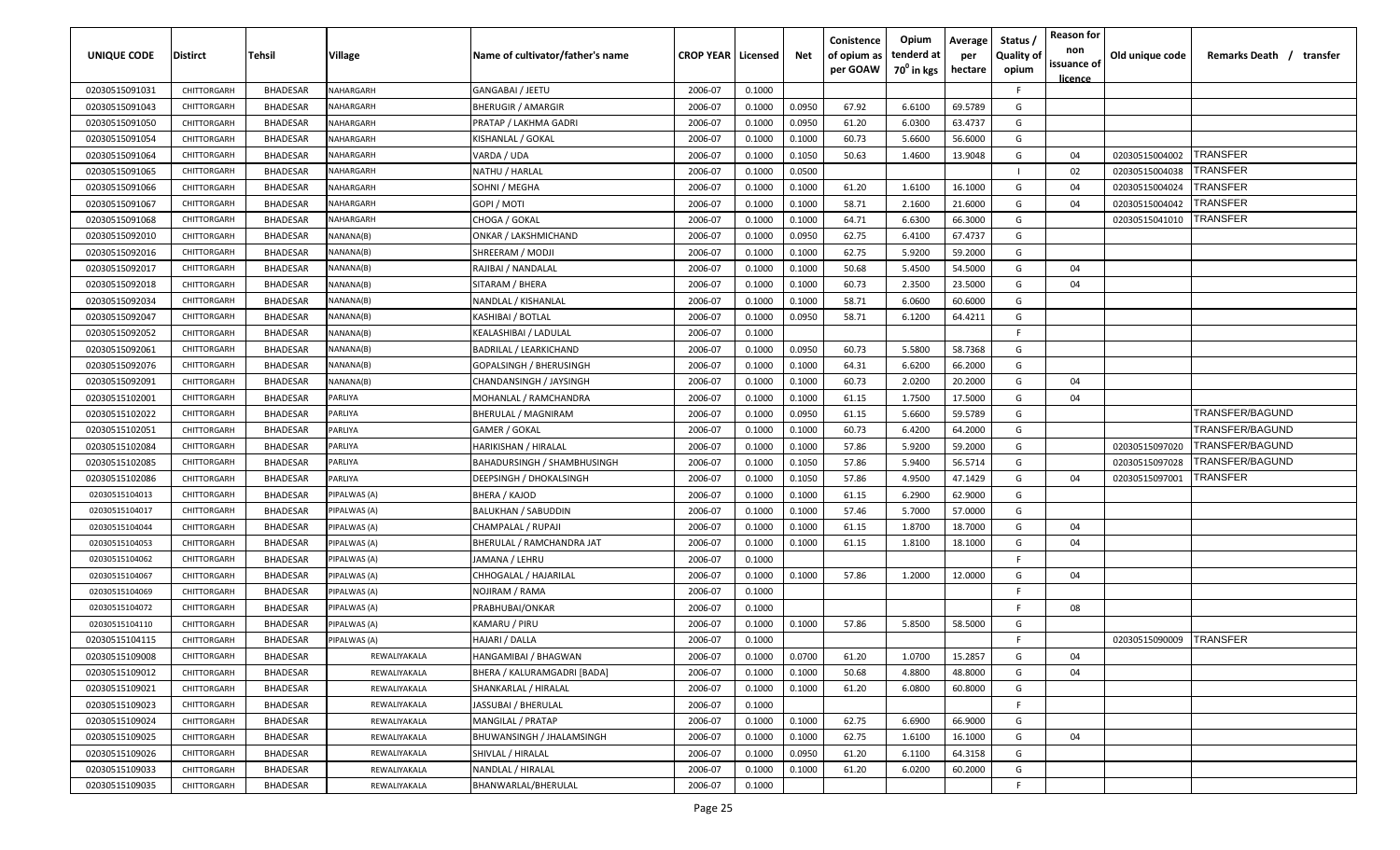| UNIQUE CODE | Distirct | Tehsil | Village | Name of cultivator/father's name | CROP YEAR | Licensed | Net | Conistence of opium as per GOAW | Opium tenderd at $70^0$ in kgs | Average per hectare | Status / Quality of opium | Reason for non issuance of licence | Old unique code | Remarks Death / transfer |
|---|---|---|---|---|---|---|---|---|---|---|---|---|---|---|
| 02030515091031 | CHITTORGARH | BHADESAR | NAHARGARH | GANGABAI / JEETU | 2006-07 | 0.1000 | | | | | F | | | |
| 02030515091043 | CHITTORGARH | BHADESAR | NAHARGARH | BHERUGIR / AMARGIR | 2006-07 | 0.1000 | 0.0950 | 67.92 | 6.6100 | 69.5789 | G | | | |
| 02030515091050 | CHITTORGARH | BHADESAR | NAHARGARH | PRATAP / LAKHMA GADRI | 2006-07 | 0.1000 | 0.0950 | 61.20 | 6.0300 | 63.4737 | G | | | |
| 02030515091054 | CHITTORGARH | BHADESAR | NAHARGARH | KISHANLAL / GOKAL | 2006-07 | 0.1000 | 0.1000 | 60.73 | 5.6600 | 56.6000 | G | | | |
| 02030515091064 | CHITTORGARH | BHADESAR | NAHARGARH | VARDA / UDA | 2006-07 | 0.1000 | 0.1050 | 50.63 | 1.4600 | 13.9048 | G | 04 | 02030515004002 | TRANSFER |
| 02030515091065 | CHITTORGARH | BHADESAR | NAHARGARH | NATHU / HARLAL | 2006-07 | 0.1000 | 0.0500 | | | | I | 02 | 02030515004038 | TRANSFER |
| 02030515091066 | CHITTORGARH | BHADESAR | NAHARGARH | SOHNI / MEGHA | 2006-07 | 0.1000 | 0.1000 | 61.20 | 1.6100 | 16.1000 | G | 04 | 02030515004024 | TRANSFER |
| 02030515091067 | CHITTORGARH | BHADESAR | NAHARGARH | GOPI / MOTI | 2006-07 | 0.1000 | 0.1000 | 58.71 | 2.1600 | 21.6000 | G | 04 | 02030515004042 | TRANSFER |
| 02030515091068 | CHITTORGARH | BHADESAR | NAHARGARH | CHOGA / GOKAL | 2006-07 | 0.1000 | 0.1000 | 64.71 | 6.6300 | 66.3000 | G | | 02030515041010 | TRANSFER |
| 02030515092010 | CHITTORGARH | BHADESAR | NANANA(B) | ONKAR / LAKSHMICHAND | 2006-07 | 0.1000 | 0.0950 | 62.75 | 6.4100 | 67.4737 | G | | | |
| 02030515092016 | CHITTORGARH | BHADESAR | NANANA(B) | SHREERAM / MODJI | 2006-07 | 0.1000 | 0.1000 | 62.75 | 5.9200 | 59.2000 | G | | | |
| 02030515092017 | CHITTORGARH | BHADESAR | NANANA(B) | RAJIBAI / NANDALAL | 2006-07 | 0.1000 | 0.1000 | 50.68 | 5.4500 | 54.5000 | G | 04 | | |
| 02030515092018 | CHITTORGARH | BHADESAR | NANANA(B) | SITARAM / BHERA | 2006-07 | 0.1000 | 0.1000 | 60.73 | 2.3500 | 23.5000 | G | 04 | | |
| 02030515092034 | CHITTORGARH | BHADESAR | NANANA(B) | NANDLAL / KISHANLAL | 2006-07 | 0.1000 | 0.1000 | 58.71 | 6.0600 | 60.6000 | G | | | |
| 02030515092047 | CHITTORGARH | BHADESAR | NANANA(B) | KASHIBAI / BOTLAL | 2006-07 | 0.1000 | 0.0950 | 58.71 | 6.1200 | 64.4211 | G | | | |
| 02030515092052 | CHITTORGARH | BHADESAR | NANANA(B) | KEALASHIBAI / LADULAL | 2006-07 | 0.1000 | | | | | F | | | |
| 02030515092061 | CHITTORGARH | BHADESAR | NANANA(B) | BADRILAL / LEARKICHAND | 2006-07 | 0.1000 | 0.0950 | 60.73 | 5.5800 | 58.7368 | G | | | |
| 02030515092076 | CHITTORGARH | BHADESAR | NANANA(B) | GOPALSINGH / BHERUSINGH | 2006-07 | 0.1000 | 0.1000 | 64.31 | 6.6200 | 66.2000 | G | | | |
| 02030515092091 | CHITTORGARH | BHADESAR | NANANA(B) | CHANDANSINGH / JAYSINGH | 2006-07 | 0.1000 | 0.1000 | 60.73 | 2.0200 | 20.2000 | G | 04 | | |
| 02030515102001 | CHITTORGARH | BHADESAR | PARLIYA | MOHANLAL / RAMCHANDRA | 2006-07 | 0.1000 | 0.1000 | 61.15 | 1.7500 | 17.5000 | G | 04 | | |
| 02030515102022 | CHITTORGARH | BHADESAR | PARLIYA | BHERULAL / MAGNIRAM | 2006-07 | 0.1000 | 0.0950 | 61.15 | 5.6600 | 59.5789 | G | | | TRANSFER/BAGUND |
| 02030515102051 | CHITTORGARH | BHADESAR | PARLIYA | GAMER / GOKAL | 2006-07 | 0.1000 | 0.1000 | 60.73 | 6.4200 | 64.2000 | G | | | TRANSFER/BAGUND |
| 02030515102084 | CHITTORGARH | BHADESAR | PARLIYA | HARIKISHAN / HIRALAL | 2006-07 | 0.1000 | 0.1000 | 57.86 | 5.9200 | 59.2000 | G | | 02030515097020 | TRANSFER/BAGUND |
| 02030515102085 | CHITTORGARH | BHADESAR | PARLIYA | BAHADURSINGH / SHAMBHUSINGH | 2006-07 | 0.1000 | 0.1050 | 57.86 | 5.9400 | 56.5714 | G | | 02030515097028 | TRANSFER/BAGUND |
| 02030515102086 | CHITTORGARH | BHADESAR | PARLIYA | DEEPSINGH / DHOKALSINGH | 2006-07 | 0.1000 | 0.1050 | 57.86 | 4.9500 | 47.1429 | G | 04 | 02030515097001 | TRANSFER |
| 02030515104013 | CHITTORGARH | BHADESAR | PIPALWAS (A) | BHERA / KAJOD | 2006-07 | 0.1000 | 0.1000 | 61.15 | 6.2900 | 62.9000 | G | | | |
| 02030515104017 | CHITTORGARH | BHADESAR | PIPALWAS (A) | BALUKHAN / SABUDDIN | 2006-07 | 0.1000 | 0.1000 | 57.46 | 5.7000 | 57.0000 | G | | | |
| 02030515104044 | CHITTORGARH | BHADESAR | PIPALWAS (A) | CHAMPALAL / RUPAJI | 2006-07 | 0.1000 | 0.1000 | 61.15 | 1.8700 | 18.7000 | G | 04 | | |
| 02030515104053 | CHITTORGARH | BHADESAR | PIPALWAS (A) | BHERULAL / RAMCHANDRA JAT | 2006-07 | 0.1000 | 0.1000 | 61.15 | 1.8100 | 18.1000 | G | 04 | | |
| 02030515104062 | CHITTORGARH | BHADESAR | PIPALWAS (A) | JAMANA / LEHRU | 2006-07 | 0.1000 | | | | | F | | | |
| 02030515104067 | CHITTORGARH | BHADESAR | PIPALWAS (A) | CHHOGALAL / HAJARILAL | 2006-07 | 0.1000 | 0.1000 | 57.86 | 1.2000 | 12.0000 | G | 04 | | |
| 02030515104069 | CHITTORGARH | BHADESAR | PIPALWAS (A) | NOJIRAM / RAMA | 2006-07 | 0.1000 | | | | | F | | | |
| 02030515104072 | CHITTORGARH | BHADESAR | PIPALWAS (A) | PRABHUBAI/ONKAR | 2006-07 | 0.1000 | | | | | F | 08 | | |
| 02030515104110 | CHITTORGARH | BHADESAR | PIPALWAS (A) | KAMARU / PIRU | 2006-07 | 0.1000 | 0.1000 | 57.86 | 5.8500 | 58.5000 | G | | | |
| 02030515104115 | CHITTORGARH | BHADESAR | PIPALWAS (A) | HAJARI / DALLA | 2006-07 | 0.1000 | | | | | F | | 02030515090009 | TRANSFER |
| 02030515109008 | CHITTORGARH | BHADESAR | REWALIYAKALA | HANGAMIBAI / BHAGWAN | 2006-07 | 0.1000 | 0.0700 | 61.20 | 1.0700 | 15.2857 | G | 04 | | |
| 02030515109012 | CHITTORGARH | BHADESAR | REWALIYAKALA | BHERA / KALURAMGADRI [BADA] | 2006-07 | 0.1000 | 0.1000 | 50.68 | 4.8800 | 48.8000 | G | 04 | | |
| 02030515109021 | CHITTORGARH | BHADESAR | REWALIYAKALA | SHANKARLAL / HIRALAL | 2006-07 | 0.1000 | 0.1000 | 61.20 | 6.0800 | 60.8000 | G | | | |
| 02030515109023 | CHITTORGARH | BHADESAR | REWALIYAKALA | JASSUBAI / BHERULAL | 2006-07 | 0.1000 | | | | | F | | | |
| 02030515109024 | CHITTORGARH | BHADESAR | REWALIYAKALA | MANGILAL / PRATAP | 2006-07 | 0.1000 | 0.1000 | 62.75 | 6.6900 | 66.9000 | G | | | |
| 02030515109025 | CHITTORGARH | BHADESAR | REWALIYAKALA | BHUWANSINGH / JHALAMSINGH | 2006-07 | 0.1000 | 0.1000 | 62.75 | 1.6100 | 16.1000 | G | 04 | | |
| 02030515109026 | CHITTORGARH | BHADESAR | REWALIYAKALA | SHIVLAL / HIRALAL | 2006-07 | 0.1000 | 0.0950 | 61.20 | 6.1100 | 64.3158 | G | | | |
| 02030515109033 | CHITTORGARH | BHADESAR | REWALIYAKALA | NANDLAL / HIRALAL | 2006-07 | 0.1000 | 0.1000 | 61.20 | 6.0200 | 60.2000 | G | | | |
| 02030515109035 | CHITTORGARH | BHADESAR | REWALIYAKALA | BHANWARLAL/BHERULAL | 2006-07 | 0.1000 | | | | | F | | | |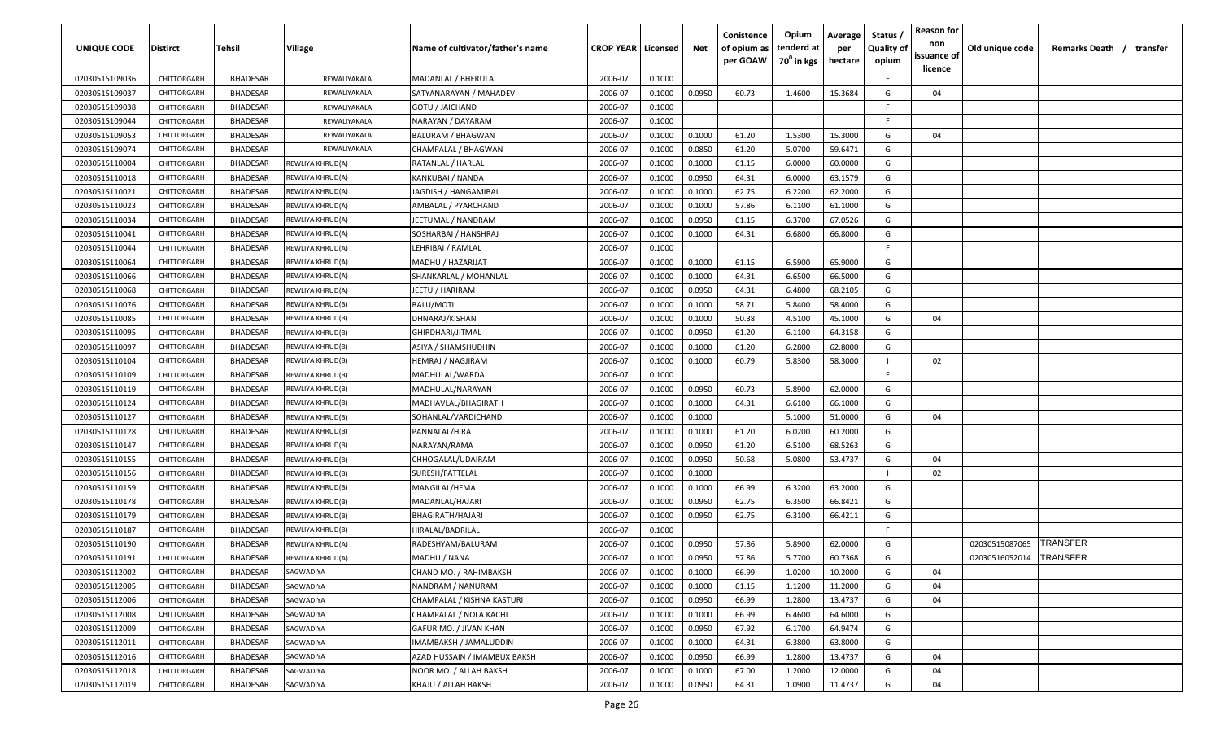| UNIQUE CODE | Distirct | Tehsil | Village | Name of cultivator/father's name | CROP YEAR | Licensed | Net | Conistence of opium as per GOAW | Opium tenderd at 70° in kgs | Average per hectare | Status / Quality of opium | Reason for non issuance of licence | Old unique code | Remarks Death / transfer |
|---|---|---|---|---|---|---|---|---|---|---|---|---|---|---|
| 02030515109036 | CHITTORGARH | BHADESAR | REWALIYAKALA | MADANLAL / BHERULAL | 2006-07 | 0.1000 | | | | | F | | | |
| 02030515109037 | CHITTORGARH | BHADESAR | REWALIYAKALA | SATYANARAYAN / MAHADEV | 2006-07 | 0.1000 | 0.0950 | 60.73 | 1.4600 | 15.3684 | G | 04 | | |
| 02030515109038 | CHITTORGARH | BHADESAR | REWALIYAKALA | GOTU / JAICHAND | 2006-07 | 0.1000 | | | | | F | | | |
| 02030515109044 | CHITTORGARH | BHADESAR | REWALIYAKALA | NARAYAN / DAYARAM | 2006-07 | 0.1000 | | | | | F | | | |
| 02030515109053 | CHITTORGARH | BHADESAR | REWALIYAKALA | BALURAM / BHAGWAN | 2006-07 | 0.1000 | 0.1000 | 61.20 | 1.5300 | 15.3000 | G | 04 | | |
| 02030515109074 | CHITTORGARH | BHADESAR | REWALIYAKALA | CHAMPALAL / BHAGWAN | 2006-07 | 0.1000 | 0.0850 | 61.20 | 5.0700 | 59.6471 | G | | | |
| 02030515110004 | CHITTORGARH | BHADESAR | REWLIYA KHRUD(A) | RATANLAL / HARLAL | 2006-07 | 0.1000 | 0.1000 | 61.15 | 6.0000 | 60.0000 | G | | | |
| 02030515110018 | CHITTORGARH | BHADESAR | REWLIYA KHRUD(A) | KANKUBAI / NANDA | 2006-07 | 0.1000 | 0.0950 | 64.31 | 6.0000 | 63.1579 | G | | | |
| 02030515110021 | CHITTORGARH | BHADESAR | REWLIYA KHRUD(A) | JAGDISH / HANGAMIBAI | 2006-07 | 0.1000 | 0.1000 | 62.75 | 6.2200 | 62.2000 | G | | | |
| 02030515110023 | CHITTORGARH | BHADESAR | REWLIYA KHRUD(A) | AMBALAL / PYARCHAND | 2006-07 | 0.1000 | 0.1000 | 57.86 | 6.1100 | 61.1000 | G | | | |
| 02030515110034 | CHITTORGARH | BHADESAR | REWLIYA KHRUD(A) | JEETUMAL / NANDRAM | 2006-07 | 0.1000 | 0.0950 | 61.15 | 6.3700 | 67.0526 | G | | | |
| 02030515110041 | CHITTORGARH | BHADESAR | REWLIYA KHRUD(A) | SOSHARBAI / HANSHRAJ | 2006-07 | 0.1000 | 0.1000 | 64.31 | 6.6800 | 66.8000 | G | | | |
| 02030515110044 | CHITTORGARH | BHADESAR | REWLIYA KHRUD(A) | LEHRIBAI / RAMLAL | 2006-07 | 0.1000 | | | | | F | | | |
| 02030515110064 | CHITTORGARH | BHADESAR | REWLIYA KHRUD(A) | MADHU / HAZARIJAT | 2006-07 | 0.1000 | 0.1000 | 61.15 | 6.5900 | 65.9000 | G | | | |
| 02030515110066 | CHITTORGARH | BHADESAR | REWLIYA KHRUD(A) | SHANKARLAL / MOHANLAL | 2006-07 | 0.1000 | 0.1000 | 64.31 | 6.6500 | 66.5000 | G | | | |
| 02030515110068 | CHITTORGARH | BHADESAR | REWLIYA KHRUD(A) | JEETU / HARIRAM | 2006-07 | 0.1000 | 0.0950 | 64.31 | 6.4800 | 68.2105 | G | | | |
| 02030515110076 | CHITTORGARH | BHADESAR | REWLIYA KHRUD(B) | BALU/MOTI | 2006-07 | 0.1000 | 0.1000 | 58.71 | 5.8400 | 58.4000 | G | | | |
| 02030515110085 | CHITTORGARH | BHADESAR | REWLIYA KHRUD(B) | DHNARAJ/KISHAN | 2006-07 | 0.1000 | 0.1000 | 50.38 | 4.5100 | 45.1000 | G | 04 | | |
| 02030515110095 | CHITTORGARH | BHADESAR | REWLIYA KHRUD(B) | GHIRDHARI/JITMAL | 2006-07 | 0.1000 | 0.0950 | 61.20 | 6.1100 | 64.3158 | G | | | |
| 02030515110097 | CHITTORGARH | BHADESAR | REWLIYA KHRUD(B) | ASIYA / SHAMSHUDHIN | 2006-07 | 0.1000 | 0.1000 | 61.20 | 6.2800 | 62.8000 | G | | | |
| 02030515110104 | CHITTORGARH | BHADESAR | REWLIYA KHRUD(B) | HEMRAJ / NAGJIRAM | 2006-07 | 0.1000 | 0.1000 | 60.79 | 5.8300 | 58.3000 | I | 02 | | |
| 02030515110109 | CHITTORGARH | BHADESAR | REWLIYA KHRUD(B) | MADHULAL/WARDA | 2006-07 | 0.1000 | | | | | F | | | |
| 02030515110119 | CHITTORGARH | BHADESAR | REWLIYA KHRUD(B) | MADHULAL/NARAYAN | 2006-07 | 0.1000 | 0.0950 | 60.73 | 5.8900 | 62.0000 | G | | | |
| 02030515110124 | CHITTORGARH | BHADESAR | REWLIYA KHRUD(B) | MADHAVLAL/BHAGIRATH | 2006-07 | 0.1000 | 0.1000 | 64.31 | 6.6100 | 66.1000 | G | | | |
| 02030515110127 | CHITTORGARH | BHADESAR | REWLIYA KHRUD(B) | SOHANLAL/VARDICHAND | 2006-07 | 0.1000 | 0.1000 | | 5.1000 | 51.0000 | G | 04 | | |
| 02030515110128 | CHITTORGARH | BHADESAR | REWLIYA KHRUD(B) | PANNALAL/HIRA | 2006-07 | 0.1000 | 0.1000 | 61.20 | 6.0200 | 60.2000 | G | | | |
| 02030515110147 | CHITTORGARH | BHADESAR | REWLIYA KHRUD(B) | NARAYAN/RAMA | 2006-07 | 0.1000 | 0.0950 | 61.20 | 6.5100 | 68.5263 | G | | | |
| 02030515110155 | CHITTORGARH | BHADESAR | REWLIYA KHRUD(B) | CHHOGALAL/UDAIRAM | 2006-07 | 0.1000 | 0.0950 | 50.68 | 5.0800 | 53.4737 | G | 04 | | |
| 02030515110156 | CHITTORGARH | BHADESAR | REWLIYA KHRUD(B) | SURESH/FATTELAL | 2006-07 | 0.1000 | 0.1000 | | | | I | 02 | | |
| 02030515110159 | CHITTORGARH | BHADESAR | REWLIYA KHRUD(B) | MANGILAL/HEMA | 2006-07 | 0.1000 | 0.1000 | 66.99 | 6.3200 | 63.2000 | G | | | |
| 02030515110178 | CHITTORGARH | BHADESAR | REWLIYA KHRUD(B) | MADANLAL/HAJARI | 2006-07 | 0.1000 | 0.0950 | 62.75 | 6.3500 | 66.8421 | G | | | |
| 02030515110179 | CHITTORGARH | BHADESAR | REWLIYA KHRUD(B) | BHAGIRATH/HAJARI | 2006-07 | 0.1000 | 0.0950 | 62.75 | 6.3100 | 66.4211 | G | | | |
| 02030515110187 | CHITTORGARH | BHADESAR | REWLIYA KHRUD(B) | HIRALAL/BADRILAL | 2006-07 | 0.1000 | | | | | F | | | |
| 02030515110190 | CHITTORGARH | BHADESAR | REWLIYA KHRUD(A) | RADESHYAM/BALURAM | 2006-07 | 0.1000 | 0.0950 | 57.86 | 5.8900 | 62.0000 | G | | 02030515087065 | TRANSFER |
| 02030515110191 | CHITTORGARH | BHADESAR | REWLIYA KHRUD(A) | MADHU / NANA | 2006-07 | 0.1000 | 0.0950 | 57.86 | 5.7700 | 60.7368 | G | | 02030516052014 | TRANSFER |
| 02030515112002 | CHITTORGARH | BHADESAR | SAGWADIYA | CHAND MO. / RAHIMBAKSH | 2006-07 | 0.1000 | 0.1000 | 66.99 | 1.0200 | 10.2000 | G | 04 | | |
| 02030515112005 | CHITTORGARH | BHADESAR | SAGWADIYA | NANDRAM / NANURAM | 2006-07 | 0.1000 | 0.1000 | 61.15 | 1.1200 | 11.2000 | G | 04 | | |
| 02030515112006 | CHITTORGARH | BHADESAR | SAGWADIYA | CHAMPALAL / KISHNA KASTURI | 2006-07 | 0.1000 | 0.0950 | 66.99 | 1.2800 | 13.4737 | G | 04 | | |
| 02030515112008 | CHITTORGARH | BHADESAR | SAGWADIYA | CHAMPALAL / NOLA KACHI | 2006-07 | 0.1000 | 0.1000 | 66.99 | 6.4600 | 64.6000 | G | | | |
| 02030515112009 | CHITTORGARH | BHADESAR | SAGWADIYA | GAFUR MO. / JIVAN KHAN | 2006-07 | 0.1000 | 0.0950 | 67.92 | 6.1700 | 64.9474 | G | | | |
| 02030515112011 | CHITTORGARH | BHADESAR | SAGWADIYA | IMAMBAKSH / JAMALUDDIN | 2006-07 | 0.1000 | 0.1000 | 64.31 | 6.3800 | 63.8000 | G | | | |
| 02030515112016 | CHITTORGARH | BHADESAR | SAGWADIYA | AZAD HUSSAIN / IMAMBUX BAKSH | 2006-07 | 0.1000 | 0.0950 | 66.99 | 1.2800 | 13.4737 | G | 04 | | |
| 02030515112018 | CHITTORGARH | BHADESAR | SAGWADIYA | NOOR MO. / ALLAH BAKSH | 2006-07 | 0.1000 | 0.1000 | 67.00 | 1.2000 | 12.0000 | G | 04 | | |
| 02030515112019 | CHITTORGARH | BHADESAR | SAGWADIYA | KHAJU / ALLAH BAKSH | 2006-07 | 0.1000 | 0.0950 | 64.31 | 1.0900 | 11.4737 | G | 04 | | |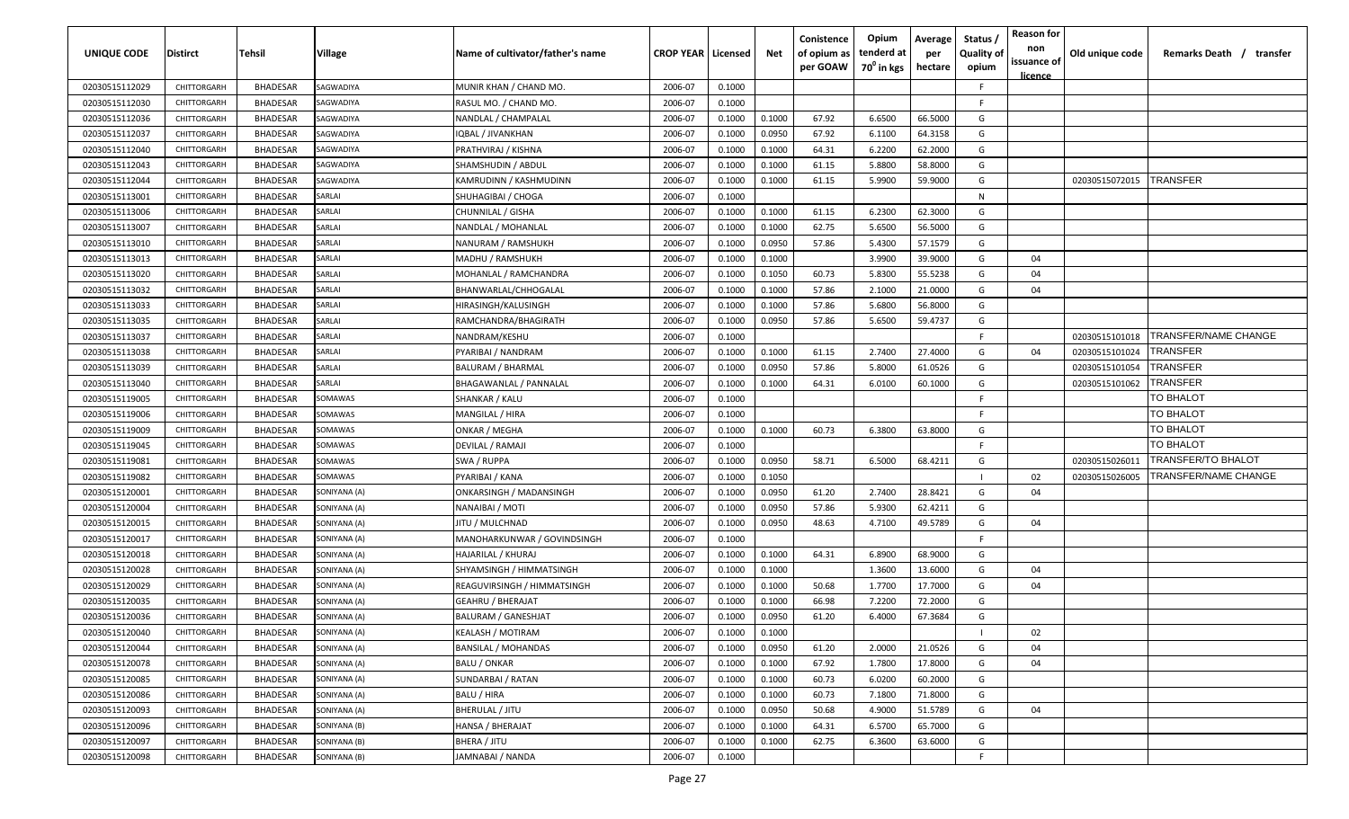| UNIQUE CODE | Distirct | Tehsil | Village | Name of cultivator/father's name | CROP YEAR | Licensed | Net | Conistence of opium as per GOAW | Opium tenderd at 70⁰ in kgs | Average per hectare | Status / Quality of opium | Reason for non issuance of licence | Old unique code | Remarks Death / transfer |
|---|---|---|---|---|---|---|---|---|---|---|---|---|---|---|
| 02030515112029 | CHITTORGARH | BHADESAR | SAGWADIYA | MUNIR KHAN / CHAND MO. | 2006-07 | 0.1000 | | | | | F | | | |
| 02030515112030 | CHITTORGARH | BHADESAR | SAGWADIYA | RASUL MO. / CHAND MO. | 2006-07 | 0.1000 | | | | | F | | | |
| 02030515112036 | CHITTORGARH | BHADESAR | SAGWADIYA | NANDLAL / CHAMPALAL | 2006-07 | 0.1000 | 0.1000 | 67.92 | 6.6500 | 66.5000 | G | | | |
| 02030515112037 | CHITTORGARH | BHADESAR | SAGWADIYA | IQBAL / JIVANKHAN | 2006-07 | 0.1000 | 0.0950 | 67.92 | 6.1100 | 64.3158 | G | | | |
| 02030515112040 | CHITTORGARH | BHADESAR | SAGWADIYA | PRATHVIRAJ / KISHNA | 2006-07 | 0.1000 | 0.1000 | 64.31 | 6.2200 | 62.2000 | G | | | |
| 02030515112043 | CHITTORGARH | BHADESAR | SAGWADIYA | SHAMSHUDIN / ABDUL | 2006-07 | 0.1000 | 0.1000 | 61.15 | 5.8800 | 58.8000 | G | | | |
| 02030515112044 | CHITTORGARH | BHADESAR | SAGWADIYA | KAMRUDINN / KASHMUDINN | 2006-07 | 0.1000 | 0.1000 | 61.15 | 5.9900 | 59.9000 | G | | 02030515072015 | TRANSFER |
| 02030515113001 | CHITTORGARH | BHADESAR | SARLAI | SHUHAGIBAI / CHOGA | 2006-07 | 0.1000 | | | | | N | | | |
| 02030515113006 | CHITTORGARH | BHADESAR | SARLAI | CHUNNILAL / GISHA | 2006-07 | 0.1000 | 0.1000 | 61.15 | 6.2300 | 62.3000 | G | | | |
| 02030515113007 | CHITTORGARH | BHADESAR | SARLAI | NANDLAL / MOHANLAL | 2006-07 | 0.1000 | 0.1000 | 62.75 | 5.6500 | 56.5000 | G | | | |
| 02030515113010 | CHITTORGARH | BHADESAR | SARLAI | NANURAM / RAMSHUKH | 2006-07 | 0.1000 | 0.0950 | 57.86 | 5.4300 | 57.1579 | G | | | |
| 02030515113013 | CHITTORGARH | BHADESAR | SARLAI | MADHU / RAMSHUKH | 2006-07 | 0.1000 | 0.1000 | | 3.9900 | 39.9000 | G | 04 | | |
| 02030515113020 | CHITTORGARH | BHADESAR | SARLAI | MOHANLAL / RAMCHANDRA | 2006-07 | 0.1000 | 0.1050 | 60.73 | 5.8300 | 55.5238 | G | 04 | | |
| 02030515113032 | CHITTORGARH | BHADESAR | SARLAI | BHANWARLAL/CHHOGALAL | 2006-07 | 0.1000 | 0.1000 | 57.86 | 2.1000 | 21.0000 | G | 04 | | |
| 02030515113033 | CHITTORGARH | BHADESAR | SARLAI | HIRASINGH/KALUSINGH | 2006-07 | 0.1000 | 0.1000 | 57.86 | 5.6800 | 56.8000 | G | | | |
| 02030515113035 | CHITTORGARH | BHADESAR | SARLAI | RAMCHANDRA/BHAGIRATH | 2006-07 | 0.1000 | 0.0950 | 57.86 | 5.6500 | 59.4737 | G | | | |
| 02030515113037 | CHITTORGARH | BHADESAR | SARLAI | NANDRAM/KESHU | 2006-07 | 0.1000 | | | | | F | | 02030515101018 | TRANSFER/NAME CHANGE |
| 02030515113038 | CHITTORGARH | BHADESAR | SARLAI | PYARIBAI / NANDRAM | 2006-07 | 0.1000 | 0.1000 | 61.15 | 2.7400 | 27.4000 | G | 04 | 02030515101024 | TRANSFER |
| 02030515113039 | CHITTORGARH | BHADESAR | SARLAI | BALURAM / BHARMAL | 2006-07 | 0.1000 | 0.0950 | 57.86 | 5.8000 | 61.0526 | G | | 02030515101054 | TRANSFER |
| 02030515113040 | CHITTORGARH | BHADESAR | SARLAI | BHAGAWANLAL / PANNALAL | 2006-07 | 0.1000 | 0.1000 | 64.31 | 6.0100 | 60.1000 | G | | 02030515101062 | TRANSFER |
| 02030515119005 | CHITTORGARH | BHADESAR | SOMAWAS | SHANKAR / KALU | 2006-07 | 0.1000 | | | | | F | | | TO BHALOT |
| 02030515119006 | CHITTORGARH | BHADESAR | SOMAWAS | MANGILAL / HIRA | 2006-07 | 0.1000 | | | | | F | | | TO BHALOT |
| 02030515119009 | CHITTORGARH | BHADESAR | SOMAWAS | ONKAR / MEGHA | 2006-07 | 0.1000 | 0.1000 | 60.73 | 6.3800 | 63.8000 | G | | | TO BHALOT |
| 02030515119045 | CHITTORGARH | BHADESAR | SOMAWAS | DEVILAL / RAMAJI | 2006-07 | 0.1000 | | | | | F | | | TO BHALOT |
| 02030515119081 | CHITTORGARH | BHADESAR | SOMAWAS | SWA / RUPPA | 2006-07 | 0.1000 | 0.0950 | 58.71 | 6.5000 | 68.4211 | G | | 02030515026011 | TRANSFER/TO BHALOT |
| 02030515119082 | CHITTORGARH | BHADESAR | SOMAWAS | PYARIBAI / KANA | 2006-07 | 0.1000 | 0.1050 | | | | I | 02 | 02030515026005 | TRANSFER/NAME CHANGE |
| 02030515120001 | CHITTORGARH | BHADESAR | SONIYANA (A) | ONKARSINGH / MADANSINGH | 2006-07 | 0.1000 | 0.0950 | 61.20 | 2.7400 | 28.8421 | G | 04 | | |
| 02030515120004 | CHITTORGARH | BHADESAR | SONIYANA (A) | NANAIBAI / MOTI | 2006-07 | 0.1000 | 0.0950 | 57.86 | 5.9300 | 62.4211 | G | | | |
| 02030515120015 | CHITTORGARH | BHADESAR | SONIYANA (A) | JITU / MULCHNAD | 2006-07 | 0.1000 | 0.0950 | 48.63 | 4.7100 | 49.5789 | G | 04 | | |
| 02030515120017 | CHITTORGARH | BHADESAR | SONIYANA (A) | MANOHARKUNWAR / GOVINDSINGH | 2006-07 | 0.1000 | | | | | F | | | |
| 02030515120018 | CHITTORGARH | BHADESAR | SONIYANA (A) | HAJARILAL / KHURAJ | 2006-07 | 0.1000 | 0.1000 | 64.31 | 6.8900 | 68.9000 | G | | | |
| 02030515120028 | CHITTORGARH | BHADESAR | SONIYANA (A) | SHYAMSINGH / HIMMATSINGH | 2006-07 | 0.1000 | 0.1000 | | 1.3600 | 13.6000 | G | 04 | | |
| 02030515120029 | CHITTORGARH | BHADESAR | SONIYANA (A) | REAGUVIRSINGH / HIMMATSINGH | 2006-07 | 0.1000 | 0.1000 | 50.68 | 1.7700 | 17.7000 | G | 04 | | |
| 02030515120035 | CHITTORGARH | BHADESAR | SONIYANA (A) | GEAHRU / BHERAJAT | 2006-07 | 0.1000 | 0.1000 | 66.98 | 7.2200 | 72.2000 | G | | | |
| 02030515120036 | CHITTORGARH | BHADESAR | SONIYANA (A) | BALURAM / GANESHJAT | 2006-07 | 0.1000 | 0.0950 | 61.20 | 6.4000 | 67.3684 | G | | | |
| 02030515120040 | CHITTORGARH | BHADESAR | SONIYANA (A) | KEALASH / MOTIRAM | 2006-07 | 0.1000 | 0.1000 | | | | I | 02 | | |
| 02030515120044 | CHITTORGARH | BHADESAR | SONIYANA (A) | BANSILAL / MOHANDAS | 2006-07 | 0.1000 | 0.0950 | 61.20 | 2.0000 | 21.0526 | G | 04 | | |
| 02030515120078 | CHITTORGARH | BHADESAR | SONIYANA (A) | BALU / ONKAR | 2006-07 | 0.1000 | 0.1000 | 67.92 | 1.7800 | 17.8000 | G | 04 | | |
| 02030515120085 | CHITTORGARH | BHADESAR | SONIYANA (A) | SUNDARBAI / RATAN | 2006-07 | 0.1000 | 0.1000 | 60.73 | 6.0200 | 60.2000 | G | | | |
| 02030515120086 | CHITTORGARH | BHADESAR | SONIYANA (A) | BALU / HIRA | 2006-07 | 0.1000 | 0.1000 | 60.73 | 7.1800 | 71.8000 | G | | | |
| 02030515120093 | CHITTORGARH | BHADESAR | SONIYANA (A) | BHERULAL / JITU | 2006-07 | 0.1000 | 0.0950 | 50.68 | 4.9000 | 51.5789 | G | 04 | | |
| 02030515120096 | CHITTORGARH | BHADESAR | SONIYANA (B) | HANSA / BHERAJAT | 2006-07 | 0.1000 | 0.1000 | 64.31 | 6.5700 | 65.7000 | G | | | |
| 02030515120097 | CHITTORGARH | BHADESAR | SONIYANA (B) | BHERA / JITU | 2006-07 | 0.1000 | 0.1000 | 62.75 | 6.3600 | 63.6000 | G | | | |
| 02030515120098 | CHITTORGARH | BHADESAR | SONIYANA (B) | JAMNABAI / NANDA | 2006-07 | 0.1000 | | | | | F | | | |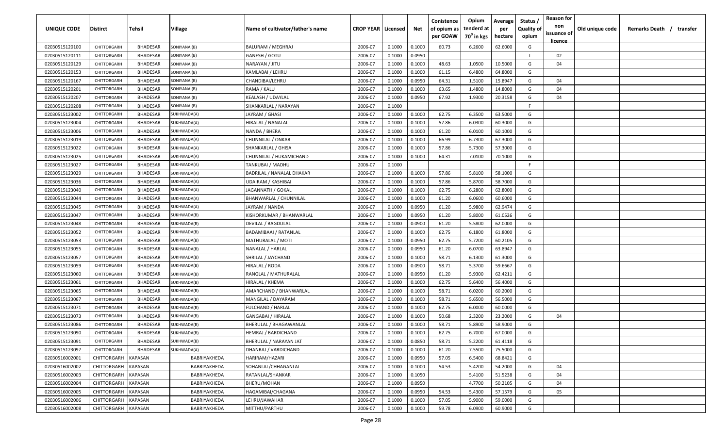| UNIQUE CODE | Distirct | Tehsil | Village | Name of cultivator/father's name | CROP YEAR | Licensed | Net | Conistence of opium as per GOAW | Opium tenderd at $70^0$ in kgs | Average per hectare | Status / Quality of opium | Reason for non issuance of licence | Old unique code | Remarks Death / transfer |
|---|---|---|---|---|---|---|---|---|---|---|---|---|---|---|
| 02030515120100 | CHITTORGARH | BHADESAR | SONIYANA (B) | BALURAM / MEGHRAJ | 2006-07 | 0.1000 | 0.1000 | 60.73 | 6.2600 | 62.6000 | G | | | |
| 02030515120111 | CHITTORGARH | BHADESAR | SONIYANA (B) | GANESH / GOTU | 2006-07 | 0.1000 | 0.0950 | | | | I | 02 | | |
| 02030515120129 | CHITTORGARH | BHADESAR | SONIYANA (B) | NARAYAN / JITU | 2006-07 | 0.1000 | 0.1000 | 48.63 | 1.0500 | 10.5000 | G | 04 | | |
| 02030515120153 | CHITTORGARH | BHADESAR | SONIYANA (B) | KAMLABAI / LEHRU | 2006-07 | 0.1000 | 0.1000 | 61.15 | 6.4800 | 64.8000 | G | | | |
| 02030515120167 | CHITTORGARH | BHADESAR | SONIYANA (B) | CHANDIBAI/LEHRU | 2006-07 | 0.1000 | 0.0950 | 64.31 | 1.5100 | 15.8947 | G | 04 | | |
| 02030515120201 | CHITTORGARH | BHADESAR | SONIYANA (B) | RAMA / KALU | 2006-07 | 0.1000 | 0.1000 | 63.65 | 1.4800 | 14.8000 | G | 04 | | |
| 02030515120207 | CHITTORGARH | BHADESAR | SONIYANA (B) | KEALASH / UDAYLAL | 2006-07 | 0.1000 | 0.0950 | 67.92 | 1.9300 | 20.3158 | G | 04 | | |
| 02030515120208 | CHITTORGARH | BHADESAR | SONIYANA (B) | SHANKARLAL / NARAYAN | 2006-07 | 0.1000 | | | | | F | | | |
| 02030515123002 | CHITTORGARH | BHADESAR | SUKHWADA(A) | JAYRAM / GHASI | 2006-07 | 0.1000 | 0.1000 | 62.75 | 6.3500 | 63.5000 | G | | | |
| 02030515123004 | CHITTORGARH | BHADESAR | SUKHWADA(A) | HIRALAL / NANALAL | 2006-07 | 0.1000 | 0.1000 | 57.86 | 6.0300 | 60.3000 | G | | | |
| 02030515123006 | CHITTORGARH | BHADESAR | SUKHWADA(A) | NANDA / BHERA | 2006-07 | 0.1000 | 0.1000 | 61.20 | 6.0100 | 60.1000 | G | | | |
| 02030515123019 | CHITTORGARH | BHADESAR | SUKHWADA(A) | CHUNNILAL / ONKAR | 2006-07 | 0.1000 | 0.1000 | 66.99 | 6.7300 | 67.3000 | G | | | |
| 02030515123022 | CHITTORGARH | BHADESAR | SUKHWADA(A) | SHANKARLAL / GHISA | 2006-07 | 0.1000 | 0.1000 | 57.86 | 5.7300 | 57.3000 | G | | | |
| 02030515123025 | CHITTORGARH | BHADESAR | SUKHWADA(A) | CHUNNILAL / HUKAMICHAND | 2006-07 | 0.1000 | 0.1000 | 64.31 | 7.0100 | 70.1000 | G | | | |
| 02030515123027 | CHITTORGARH | BHADESAR | SUKHWADA(A) | TANKUBAI / MADHU | 2006-07 | 0.1000 | | | | | F | | | |
| 02030515123029 | CHITTORGARH | BHADESAR | SUKHWADA(A) | BADRILAL / NANALAL DHAKAR | 2006-07 | 0.1000 | 0.1000 | 57.86 | 5.8100 | 58.1000 | G | | | |
| 02030515123036 | CHITTORGARH | BHADESAR | SUKHWADA(A) | UDAIRAM / KASHIBAI | 2006-07 | 0.1000 | 0.1000 | 57.86 | 5.8700 | 58.7000 | G | | | |
| 02030515123040 | CHITTORGARH | BHADESAR | SUKHWADA(A) | JAGANNATH / GOKAL | 2006-07 | 0.1000 | 0.1000 | 62.75 | 6.2800 | 62.8000 | G | | | |
| 02030515123044 | CHITTORGARH | BHADESAR | SUKHWADA(A) | BHANWARLAL / CHUNNILAL | 2006-07 | 0.1000 | 0.1000 | 61.20 | 6.0600 | 60.6000 | G | | | |
| 02030515123045 | CHITTORGARH | BHADESAR | SUKHWADA(A) | JAYRAM / NANDA | 2006-07 | 0.1000 | 0.0950 | 61.20 | 5.9800 | 62.9474 | G | | | |
| 02030515123047 | CHITTORGARH | BHADESAR | SUKHWADA(B) | KISHORKUMAR / BHANWARLAL | 2006-07 | 0.1000 | 0.0950 | 61.20 | 5.8000 | 61.0526 | G | | | |
| 02030515123048 | CHITTORGARH | BHADESAR | SUKHWADA(B) | DEVILAL / BAGDULAL | 2006-07 | 0.1000 | 0.0900 | 61.20 | 5.5800 | 62.0000 | G | | | |
| 02030515123052 | CHITTORGARH | BHADESAR | SUKHWADA(B) | BADAMIBAAI / RATANLAL | 2006-07 | 0.1000 | 0.1000 | 62.75 | 6.1800 | 61.8000 | G | | | |
| 02030515123053 | CHITTORGARH | BHADESAR | SUKHWADA(B) | MATHURALAL / MOTI | 2006-07 | 0.1000 | 0.0950 | 62.75 | 5.7200 | 60.2105 | G | | | |
| 02030515123055 | CHITTORGARH | BHADESAR | SUKHWADA(B) | NANALAL / HARLAL | 2006-07 | 0.1000 | 0.0950 | 61.20 | 6.0700 | 63.8947 | G | | | |
| 02030515123057 | CHITTORGARH | BHADESAR | SUKHWADA(B) | SHRILAL / JAYCHAND | 2006-07 | 0.1000 | 0.1000 | 58.71 | 6.1300 | 61.3000 | G | | | |
| 02030515123059 | CHITTORGARH | BHADESAR | SUKHWADA(B) | HIRALAL / RODA | 2006-07 | 0.1000 | 0.0900 | 58.71 | 5.3700 | 59.6667 | G | | | |
| 02030515123060 | CHITTORGARH | BHADESAR | SUKHWADA(B) | RANGLAL / MATHURALAL | 2006-07 | 0.1000 | 0.0950 | 61.20 | 5.9300 | 62.4211 | G | | | |
| 02030515123061 | CHITTORGARH | BHADESAR | SUKHWADA(B) | HIRALAL / KHEMA | 2006-07 | 0.1000 | 0.1000 | 62.75 | 5.6400 | 56.4000 | G | | | |
| 02030515123065 | CHITTORGARH | BHADESAR | SUKHWADA(B) | AMARCHAND / BHANWARLAL | 2006-07 | 0.1000 | 0.1000 | 58.71 | 6.0200 | 60.2000 | G | | | |
| 02030515123067 | CHITTORGARH | BHADESAR | SUKHWADA(B) | MANGILAL / DAYARAM | 2006-07 | 0.1000 | 0.1000 | 58.71 | 5.6500 | 56.5000 | G | | | |
| 02030515123071 | CHITTORGARH | BHADESAR | SUKHWADA(B) | FULCHAND / HARLAL | 2006-07 | 0.1000 | 0.1000 | 62.75 | 6.0000 | 60.0000 | G | | | |
| 02030515123073 | CHITTORGARH | BHADESAR | SUKHWADA(B) | GANGABAI / HIRALAL | 2006-07 | 0.1000 | 0.1000 | 50.68 | 2.3200 | 23.2000 | G | 04 | | |
| 02030515123086 | CHITTORGARH | BHADESAR | SUKHWADA(B) | BHERULAL / BHAGAWANLAL | 2006-07 | 0.1000 | 0.1000 | 58.71 | 5.8900 | 58.9000 | G | | | |
| 02030515123090 | CHITTORGARH | BHADESAR | SUKHWADA(B) | HEMRAJ / BARDICHAND | 2006-07 | 0.1000 | 0.1000 | 62.75 | 6.7000 | 67.0000 | G | | | |
| 02030515123091 | CHITTORGARH | BHADESAR | SUKHWADA(B) | BHERULAL / NARAYAN JAT | 2006-07 | 0.1000 | 0.0850 | 58.71 | 5.2200 | 61.4118 | G | | | |
| 02030515123097 | CHITTORGARH | BHADESAR | SUKHWADA(A) | DHANRAJ / VARDICHAND | 2006-07 | 0.1000 | 0.1000 | 61.20 | 7.5500 | 75.5000 | G | | | |
| 02030516002001 | CHITTORGARH | KAPASAN | BABRIYAKHEDA | HARIRAM/HAZARI | 2006-07 | 0.1000 | 0.0950 | 57.05 | 6.5400 | 68.8421 | G | | | |
| 02030516002002 | CHITTORGARH | KAPASAN | BABRIYAKHEDA | SOHANLAL/CHHAGANLAL | 2006-07 | 0.1000 | 0.1000 | 54.53 | 5.4200 | 54.2000 | G | 04 | | |
| 02030516002003 | CHITTORGARH | KAPASAN | BABRIYAKHEDA | RATANLAL/SHANKAR | 2006-07 | 0.1000 | 0.1050 | | 5.4100 | 51.5238 | G | 04 | | |
| 02030516002004 | CHITTORGARH | KAPASAN | BABRIYAKHEDA | BHERU/MOHAN | 2006-07 | 0.1000 | 0.0950 | | 4.7700 | 50.2105 | G | 04 | | |
| 02030516002005 | CHITTORGARH | KAPASAN | BABRIYAKHEDA | HAGAMIBAI/CHAGANA | 2006-07 | 0.1000 | 0.0950 | 54.53 | 5.4300 | 57.1579 | G | 05 | | |
| 02030516002006 | CHITTORGARH | KAPASAN | BABRIYAKHEDA | LEHRU/JAWAHAR | 2006-07 | 0.1000 | 0.1000 | 57.05 | 5.9000 | 59.0000 | G | | | |
| 02030516002008 | CHITTORGARH | KAPASAN | BABRIYAKHEDA | MITTHU/PARTHU | 2006-07 | 0.1000 | 0.1000 | 59.78 | 6.0900 | 60.9000 | G | | | |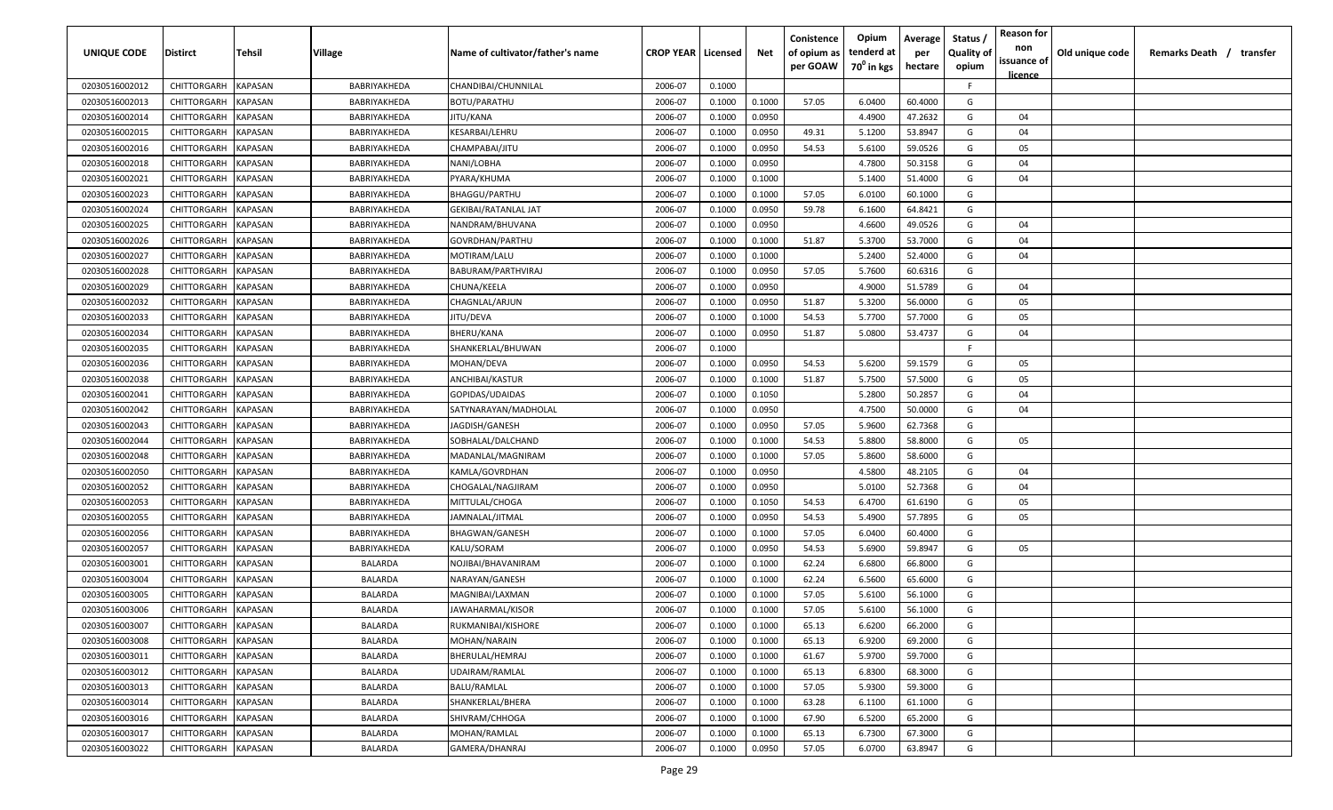| UNIQUE CODE | Distirct | Tehsil | Village | Name of cultivator/father's name | CROP YEAR | Licensed | Net | Consistence of opium as per GOAW | Opium tenderd at 70° in kgs | Average per hectare | Status / Quality of opium | Reason for non issuance of licence | Old unique code | Remarks Death / transfer |
|---|---|---|---|---|---|---|---|---|---|---|---|---|---|---|
| 02030516002012 | CHITTORGARH | KAPASAN | BABRIYAKHEDA | CHANDIBAI/CHUNNILAL | 2006-07 | 0.1000 | | | | | F | | | |
| 02030516002013 | CHITTORGARH | KAPASAN | BABRIYAKHEDA | BOTU/PARATHU | 2006-07 | 0.1000 | 0.1000 | 57.05 | 6.0400 | 60.4000 | G | | | |
| 02030516002014 | CHITTORGARH | KAPASAN | BABRIYAKHEDA | JITU/KANA | 2006-07 | 0.1000 | 0.0950 | | 4.4900 | 47.2632 | G | 04 | | |
| 02030516002015 | CHITTORGARH | KAPASAN | BABRIYAKHEDA | KESARBAI/LEHRU | 2006-07 | 0.1000 | 0.0950 | 49.31 | 5.1200 | 53.8947 | G | 04 | | |
| 02030516002016 | CHITTORGARH | KAPASAN | BABRIYAKHEDA | CHAMPABAI/JITU | 2006-07 | 0.1000 | 0.0950 | 54.53 | 5.6100 | 59.0526 | G | 05 | | |
| 02030516002018 | CHITTORGARH | KAPASAN | BABRIYAKHEDA | NANI/LOBHA | 2006-07 | 0.1000 | 0.0950 | | 4.7800 | 50.3158 | G | 04 | | |
| 02030516002021 | CHITTORGARH | KAPASAN | BABRIYAKHEDA | PYARA/KHUMA | 2006-07 | 0.1000 | 0.1000 | | 5.1400 | 51.4000 | G | 04 | | |
| 02030516002023 | CHITTORGARH | KAPASAN | BABRIYAKHEDA | BHAGGU/PARTHU | 2006-07 | 0.1000 | 0.1000 | 57.05 | 6.0100 | 60.1000 | G | | | |
| 02030516002024 | CHITTORGARH | KAPASAN | BABRIYAKHEDA | GEKIBAI/RATANLAL JAT | 2006-07 | 0.1000 | 0.0950 | 59.78 | 6.1600 | 64.8421 | G | | | |
| 02030516002025 | CHITTORGARH | KAPASAN | BABRIYAKHEDA | NANDRAM/BHUVANA | 2006-07 | 0.1000 | 0.0950 | | 4.6600 | 49.0526 | G | 04 | | |
| 02030516002026 | CHITTORGARH | KAPASAN | BABRIYAKHEDA | GOVRDHAN/PARTHU | 2006-07 | 0.1000 | 0.1000 | 51.87 | 5.3700 | 53.7000 | G | 04 | | |
| 02030516002027 | CHITTORGARH | KAPASAN | BABRIYAKHEDA | MOTIRAM/LALU | 2006-07 | 0.1000 | 0.1000 | | 5.2400 | 52.4000 | G | 04 | | |
| 02030516002028 | CHITTORGARH | KAPASAN | BABRIYAKHEDA | BABURAM/PARTHVIRAJ | 2006-07 | 0.1000 | 0.0950 | 57.05 | 5.7600 | 60.6316 | G | | | |
| 02030516002029 | CHITTORGARH | KAPASAN | BABRIYAKHEDA | CHUNA/KEELA | 2006-07 | 0.1000 | 0.0950 | | 4.9000 | 51.5789 | G | 04 | | |
| 02030516002032 | CHITTORGARH | KAPASAN | BABRIYAKHEDA | CHAGNLAL/ARJUN | 2006-07 | 0.1000 | 0.0950 | 51.87 | 5.3200 | 56.0000 | G | 05 | | |
| 02030516002033 | CHITTORGARH | KAPASAN | BABRIYAKHEDA | JITU/DEVA | 2006-07 | 0.1000 | 0.1000 | 54.53 | 5.7700 | 57.7000 | G | 05 | | |
| 02030516002034 | CHITTORGARH | KAPASAN | BABRIYAKHEDA | BHERU/KANA | 2006-07 | 0.1000 | 0.0950 | 51.87 | 5.0800 | 53.4737 | G | 04 | | |
| 02030516002035 | CHITTORGARH | KAPASAN | BABRIYAKHEDA | SHANKERLAL/BHUWAN | 2006-07 | 0.1000 | | | | | F | | | |
| 02030516002036 | CHITTORGARH | KAPASAN | BABRIYAKHEDA | MOHAN/DEVA | 2006-07 | 0.1000 | 0.0950 | 54.53 | 5.6200 | 59.1579 | G | 05 | | |
| 02030516002038 | CHITTORGARH | KAPASAN | BABRIYAKHEDA | ANCHIBAI/KASTUR | 2006-07 | 0.1000 | 0.1000 | 51.87 | 5.7500 | 57.5000 | G | 05 | | |
| 02030516002041 | CHITTORGARH | KAPASAN | BABRIYAKHEDA | GOPIDAS/UDAIDAS | 2006-07 | 0.1000 | 0.1050 | | 5.2800 | 50.2857 | G | 04 | | |
| 02030516002042 | CHITTORGARH | KAPASAN | BABRIYAKHEDA | SATYNARAYAN/MADHOLAL | 2006-07 | 0.1000 | 0.0950 | | 4.7500 | 50.0000 | G | 04 | | |
| 02030516002043 | CHITTORGARH | KAPASAN | BABRIYAKHEDA | JAGDISH/GANESH | 2006-07 | 0.1000 | 0.0950 | 57.05 | 5.9600 | 62.7368 | G | | | |
| 02030516002044 | CHITTORGARH | KAPASAN | BABRIYAKHEDA | SOBHALAL/DALCHAND | 2006-07 | 0.1000 | 0.1000 | 54.53 | 5.8800 | 58.8000 | G | 05 | | |
| 02030516002048 | CHITTORGARH | KAPASAN | BABRIYAKHEDA | MADANLAL/MAGNIRAM | 2006-07 | 0.1000 | 0.1000 | 57.05 | 5.8600 | 58.6000 | G | | | |
| 02030516002050 | CHITTORGARH | KAPASAN | BABRIYAKHEDA | KAMLA/GOVRDHAN | 2006-07 | 0.1000 | 0.0950 | | 4.5800 | 48.2105 | G | 04 | | |
| 02030516002052 | CHITTORGARH | KAPASAN | BABRIYAKHEDA | CHOGALAL/NAGJIRAM | 2006-07 | 0.1000 | 0.0950 | | 5.0100 | 52.7368 | G | 04 | | |
| 02030516002053 | CHITTORGARH | KAPASAN | BABRIYAKHEDA | MITTULAL/CHOGA | 2006-07 | 0.1000 | 0.1050 | 54.53 | 6.4700 | 61.6190 | G | 05 | | |
| 02030516002055 | CHITTORGARH | KAPASAN | BABRIYAKHEDA | JAMNALAL/JITMAL | 2006-07 | 0.1000 | 0.0950 | 54.53 | 5.4900 | 57.7895 | G | 05 | | |
| 02030516002056 | CHITTORGARH | KAPASAN | BABRIYAKHEDA | BHAGWAN/GANESH | 2006-07 | 0.1000 | 0.1000 | 57.05 | 6.0400 | 60.4000 | G | | | |
| 02030516002057 | CHITTORGARH | KAPASAN | BABRIYAKHEDA | KALU/SORAM | 2006-07 | 0.1000 | 0.0950 | 54.53 | 5.6900 | 59.8947 | G | 05 | | |
| 02030516003001 | CHITTORGARH | KAPASAN | BALARDA | NOJIBAI/BHAVANIRAM | 2006-07 | 0.1000 | 0.1000 | 62.24 | 6.6800 | 66.8000 | G | | | |
| 02030516003004 | CHITTORGARH | KAPASAN | BALARDA | NARAYAN/GANESH | 2006-07 | 0.1000 | 0.1000 | 62.24 | 6.5600 | 65.6000 | G | | | |
| 02030516003005 | CHITTORGARH | KAPASAN | BALARDA | MAGNIBAI/LAXMAN | 2006-07 | 0.1000 | 0.1000 | 57.05 | 5.6100 | 56.1000 | G | | | |
| 02030516003006 | CHITTORGARH | KAPASAN | BALARDA | JAWAHARMAL/KISOR | 2006-07 | 0.1000 | 0.1000 | 57.05 | 5.6100 | 56.1000 | G | | | |
| 02030516003007 | CHITTORGARH | KAPASAN | BALARDA | RUKMANIBAI/KISHORE | 2006-07 | 0.1000 | 0.1000 | 65.13 | 6.6200 | 66.2000 | G | | | |
| 02030516003008 | CHITTORGARH | KAPASAN | BALARDA | MOHAN/NARAIN | 2006-07 | 0.1000 | 0.1000 | 65.13 | 6.9200 | 69.2000 | G | | | |
| 02030516003011 | CHITTORGARH | KAPASAN | BALARDA | BHERULAL/HEMRAJ | 2006-07 | 0.1000 | 0.1000 | 61.67 | 5.9700 | 59.7000 | G | | | |
| 02030516003012 | CHITTORGARH | KAPASAN | BALARDA | UDAIRAM/RAMLAL | 2006-07 | 0.1000 | 0.1000 | 65.13 | 6.8300 | 68.3000 | G | | | |
| 02030516003013 | CHITTORGARH | KAPASAN | BALARDA | BALU/RAMLAL | 2006-07 | 0.1000 | 0.1000 | 57.05 | 5.9300 | 59.3000 | G | | | |
| 02030516003014 | CHITTORGARH | KAPASAN | BALARDA | SHANKERLAL/BHERA | 2006-07 | 0.1000 | 0.1000 | 63.28 | 6.1100 | 61.1000 | G | | | |
| 02030516003016 | CHITTORGARH | KAPASAN | BALARDA | SHIVRAM/CHHOGA | 2006-07 | 0.1000 | 0.1000 | 67.90 | 6.5200 | 65.2000 | G | | | |
| 02030516003017 | CHITTORGARH | KAPASAN | BALARDA | MOHAN/RAMLAL | 2006-07 | 0.1000 | 0.1000 | 65.13 | 6.7300 | 67.3000 | G | | | |
| 02030516003022 | CHITTORGARH | KAPASAN | BALARDA | GAMERA/DHANRAJ | 2006-07 | 0.1000 | 0.0950 | 57.05 | 6.0700 | 63.8947 | G | | | |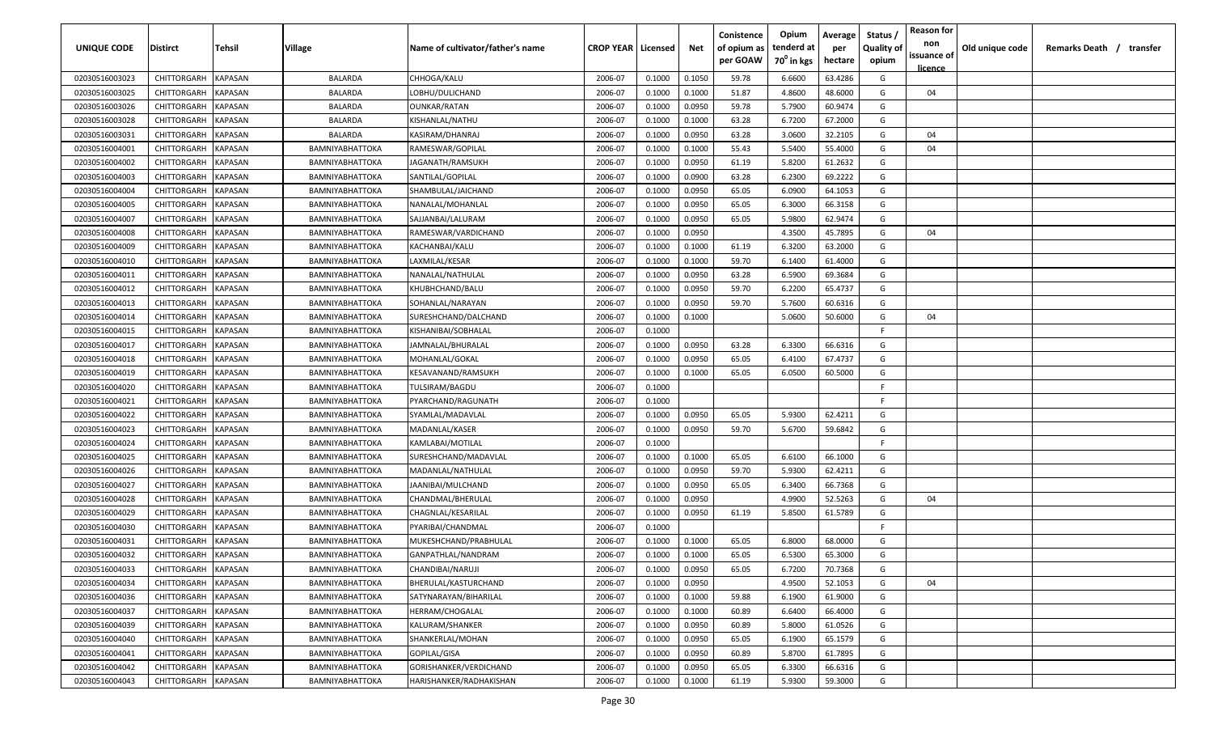| UNIQUE CODE | Distirct | Tehsil | Village | Name of cultivator/father's name | CROP YEAR | Licensed | Net | Conistence of opium as per GOAW | Opium tenderd at 70⁰ in kgs | Average per hectare | Status / Quality of opium | Reason for non issuance of licence | Old unique code | Remarks Death / transfer |
|---|---|---|---|---|---|---|---|---|---|---|---|---|---|---|
| 02030516003023 | CHITTORGARH | KAPASAN | BALARDA | CHHOGA/KALU | 2006-07 | 0.1000 | 0.1050 | 59.78 | 6.6600 | 63.4286 | G | | | |
| 02030516003025 | CHITTORGARH | KAPASAN | BALARDA | LOBHU/DULICHAND | 2006-07 | 0.1000 | 0.1000 | 51.87 | 4.8600 | 48.6000 | G | 04 | | |
| 02030516003026 | CHITTORGARH | KAPASAN | BALARDA | OUNKAR/RATAN | 2006-07 | 0.1000 | 0.0950 | 59.78 | 5.7900 | 60.9474 | G | | | |
| 02030516003028 | CHITTORGARH | KAPASAN | BALARDA | KISHANLAL/NATHU | 2006-07 | 0.1000 | 0.1000 | 63.28 | 6.7200 | 67.2000 | G | | | |
| 02030516003031 | CHITTORGARH | KAPASAN | BALARDA | KASIRAM/DHANRAJ | 2006-07 | 0.1000 | 0.0950 | 63.28 | 3.0600 | 32.2105 | G | 04 | | |
| 02030516004001 | CHITTORGARH | KAPASAN | BAMNIYABHATTOKA | RAMESWAR/GOPILAL | 2006-07 | 0.1000 | 0.1000 | 55.43 | 5.5400 | 55.4000 | G | 04 | | |
| 02030516004002 | CHITTORGARH | KAPASAN | BAMNIYABHATTOKA | JAGANATH/RAMSUKH | 2006-07 | 0.1000 | 0.0950 | 61.19 | 5.8200 | 61.2632 | G | | | |
| 02030516004003 | CHITTORGARH | KAPASAN | BAMNIYABHATTOKA | SANTILAL/GOPILAL | 2006-07 | 0.1000 | 0.0900 | 63.28 | 6.2300 | 69.2222 | G | | | |
| 02030516004004 | CHITTORGARH | KAPASAN | BAMNIYABHATTOKA | SHAMBULAL/JAICHAND | 2006-07 | 0.1000 | 0.0950 | 65.05 | 6.0900 | 64.1053 | G | | | |
| 02030516004005 | CHITTORGARH | KAPASAN | BAMNIYABHATTOKA | NANALAL/MOHANLAL | 2006-07 | 0.1000 | 0.0950 | 65.05 | 6.3000 | 66.3158 | G | | | |
| 02030516004007 | CHITTORGARH | KAPASAN | BAMNIYABHATTOKA | SAJJANBAI/LALURAM | 2006-07 | 0.1000 | 0.0950 | 65.05 | 5.9800 | 62.9474 | G | | | |
| 02030516004008 | CHITTORGARH | KAPASAN | BAMNIYABHATTOKA | RAMESWAR/VARDICHAND | 2006-07 | 0.1000 | 0.0950 | | 4.3500 | 45.7895 | G | 04 | | |
| 02030516004009 | CHITTORGARH | KAPASAN | BAMNIYABHATTOKA | KACHANBAI/KALU | 2006-07 | 0.1000 | 0.1000 | 61.19 | 6.3200 | 63.2000 | G | | | |
| 02030516004010 | CHITTORGARH | KAPASAN | BAMNIYABHATTOKA | LAXMILAL/KESAR | 2006-07 | 0.1000 | 0.1000 | 59.70 | 6.1400 | 61.4000 | G | | | |
| 02030516004011 | CHITTORGARH | KAPASAN | BAMNIYABHATTOKA | NANALAL/NATHULAL | 2006-07 | 0.1000 | 0.0950 | 63.28 | 6.5900 | 69.3684 | G | | | |
| 02030516004012 | CHITTORGARH | KAPASAN | BAMNIYABHATTOKA | KHUBHCHAND/BALU | 2006-07 | 0.1000 | 0.0950 | 59.70 | 6.2200 | 65.4737 | G | | | |
| 02030516004013 | CHITTORGARH | KAPASAN | BAMNIYABHATTOKA | SOHANLAL/NARAYAN | 2006-07 | 0.1000 | 0.0950 | 59.70 | 5.7600 | 60.6316 | G | | | |
| 02030516004014 | CHITTORGARH | KAPASAN | BAMNIYABHATTOKA | SURESHCHAND/DALCHAND | 2006-07 | 0.1000 | 0.1000 | | 5.0600 | 50.6000 | G | 04 | | |
| 02030516004015 | CHITTORGARH | KAPASAN | BAMNIYABHATTOKA | KISHANIBAI/SOBHALAL | 2006-07 | 0.1000 | | | | | F | | | |
| 02030516004017 | CHITTORGARH | KAPASAN | BAMNIYABHATTOKA | JAMNALAL/BHURALAL | 2006-07 | 0.1000 | 0.0950 | 63.28 | 6.3300 | 66.6316 | G | | | |
| 02030516004018 | CHITTORGARH | KAPASAN | BAMNIYABHATTOKA | MOHANLAL/GOKAL | 2006-07 | 0.1000 | 0.0950 | 65.05 | 6.4100 | 67.4737 | G | | | |
| 02030516004019 | CHITTORGARH | KAPASAN | BAMNIYABHATTOKA | KESAVANAND/RAMSUKH | 2006-07 | 0.1000 | 0.1000 | 65.05 | 6.0500 | 60.5000 | G | | | |
| 02030516004020 | CHITTORGARH | KAPASAN | BAMNIYABHATTOKA | TULSIRAM/BAGDU | 2006-07 | 0.1000 | | | | | F | | | |
| 02030516004021 | CHITTORGARH | KAPASAN | BAMNIYABHATTOKA | PYARCHAND/RAGUNATH | 2006-07 | 0.1000 | | | | | F | | | |
| 02030516004022 | CHITTORGARH | KAPASAN | BAMNIYABHATTOKA | SYAMLAL/MADAVLAL | 2006-07 | 0.1000 | 0.0950 | 65.05 | 5.9300 | 62.4211 | G | | | |
| 02030516004023 | CHITTORGARH | KAPASAN | BAMNIYABHATTOKA | MADANLAL/KASER | 2006-07 | 0.1000 | 0.0950 | 59.70 | 5.6700 | 59.6842 | G | | | |
| 02030516004024 | CHITTORGARH | KAPASAN | BAMNIYABHATTOKA | KAMLABAI/MOTILAL | 2006-07 | 0.1000 | | | | | F | | | |
| 02030516004025 | CHITTORGARH | KAPASAN | BAMNIYABHATTOKA | SURESHCHAND/MADAVLAL | 2006-07 | 0.1000 | 0.1000 | 65.05 | 6.6100 | 66.1000 | G | | | |
| 02030516004026 | CHITTORGARH | KAPASAN | BAMNIYABHATTOKA | MADANLAL/NATHULAL | 2006-07 | 0.1000 | 0.0950 | 59.70 | 5.9300 | 62.4211 | G | | | |
| 02030516004027 | CHITTORGARH | KAPASAN | BAMNIYABHATTOKA | JAANIBAI/MULCHAND | 2006-07 | 0.1000 | 0.0950 | 65.05 | 6.3400 | 66.7368 | G | | | |
| 02030516004028 | CHITTORGARH | KAPASAN | BAMNIYABHATTOKA | CHANDMAL/BHERULAL | 2006-07 | 0.1000 | 0.0950 | | 4.9900 | 52.5263 | G | 04 | | |
| 02030516004029 | CHITTORGARH | KAPASAN | BAMNIYABHATTOKA | CHAGNLAL/KESARILAL | 2006-07 | 0.1000 | 0.0950 | 61.19 | 5.8500 | 61.5789 | G | | | |
| 02030516004030 | CHITTORGARH | KAPASAN | BAMNIYABHATTOKA | PYARIBAI/CHANDMAL | 2006-07 | 0.1000 | | | | | F | | | |
| 02030516004031 | CHITTORGARH | KAPASAN | BAMNIYABHATTOKA | MUKESHCHAND/PRABHULAL | 2006-07 | 0.1000 | 0.1000 | 65.05 | 6.8000 | 68.0000 | G | | | |
| 02030516004032 | CHITTORGARH | KAPASAN | BAMNIYABHATTOKA | GANPATHLAL/NANDRAM | 2006-07 | 0.1000 | 0.1000 | 65.05 | 6.5300 | 65.3000 | G | | | |
| 02030516004033 | CHITTORGARH | KAPASAN | BAMNIYABHATTOKA | CHANDIBAI/NARUJI | 2006-07 | 0.1000 | 0.0950 | 65.05 | 6.7200 | 70.7368 | G | | | |
| 02030516004034 | CHITTORGARH | KAPASAN | BAMNIYABHATTOKA | BHERULAL/KASTURCHAND | 2006-07 | 0.1000 | 0.0950 | | 4.9500 | 52.1053 | G | 04 | | |
| 02030516004036 | CHITTORGARH | KAPASAN | BAMNIYABHATTOKA | SATYNARAYAN/BIHARILAL | 2006-07 | 0.1000 | 0.1000 | 59.88 | 6.1900 | 61.9000 | G | | | |
| 02030516004037 | CHITTORGARH | KAPASAN | BAMNIYABHATTOKA | HERRAM/CHOGALAL | 2006-07 | 0.1000 | 0.1000 | 60.89 | 6.6400 | 66.4000 | G | | | |
| 02030516004039 | CHITTORGARH | KAPASAN | BAMNIYABHATTOKA | KALURAM/SHANKER | 2006-07 | 0.1000 | 0.0950 | 60.89 | 5.8000 | 61.0526 | G | | | |
| 02030516004040 | CHITTORGARH | KAPASAN | BAMNIYABHATTOKA | SHANKERLAL/MOHAN | 2006-07 | 0.1000 | 0.0950 | 65.05 | 6.1900 | 65.1579 | G | | | |
| 02030516004041 | CHITTORGARH | KAPASAN | BAMNIYABHATTOKA | GOPILAL/GISA | 2006-07 | 0.1000 | 0.0950 | 60.89 | 5.8700 | 61.7895 | G | | | |
| 02030516004042 | CHITTORGARH | KAPASAN | BAMNIYABHATTOKA | GORISHANKER/VERDICHAND | 2006-07 | 0.1000 | 0.0950 | 65.05 | 6.3300 | 66.6316 | G | | | |
| 02030516004043 | CHITTORGARH | KAPASAN | BAMNIYABHATTOKA | HARISHANKER/RADHAKISHAN | 2006-07 | 0.1000 | 0.1000 | 61.19 | 5.9300 | 59.3000 | G | | | |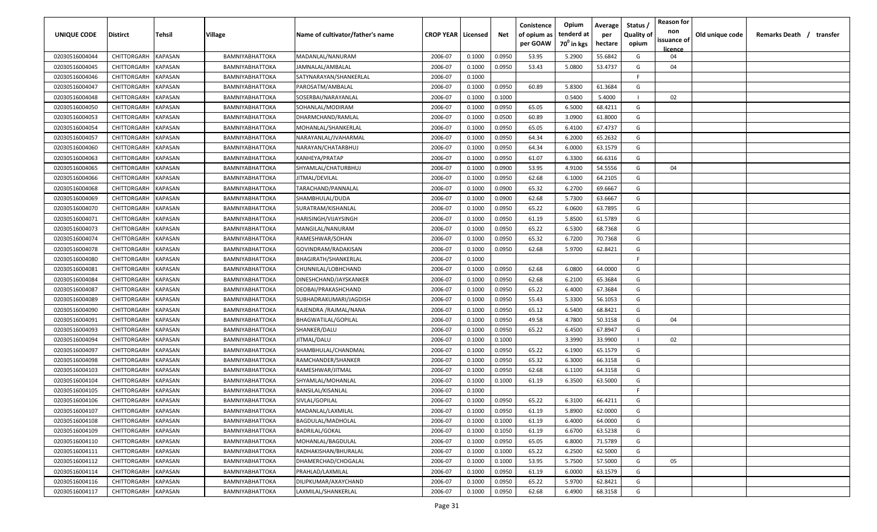| UNIQUE CODE | Distirct | Tehsil | Village | Name of cultivator/father's name | CROP YEAR | Licensed | Net | Conistence of opium as per GOAW | Opium tenderd at $70^0$ in kgs | Average per hectare | Status / Quality of opium | Reason for non issuance of licence | Old unique code | Remarks Death / transfer |
|---|---|---|---|---|---|---|---|---|---|---|---|---|---|---|
| 02030516004044 | CHITTORGARH | KAPASAN | BAMNIYABHATTOKA | MADANLAL/NANURAM | 2006-07 | 0.1000 | 0.0950 | 53.95 | 5.2900 | 55.6842 | G | 04 | | |
| 02030516004045 | CHITTORGARH | KAPASAN | BAMNIYABHATTOKA | JAMNALAL/AMBALAL | 2006-07 | 0.1000 | 0.0950 | 53.43 | 5.0800 | 53.4737 | G | 04 | | |
| 02030516004046 | CHITTORGARH | KAPASAN | BAMNIYABHATTOKA | SATYNARAYAN/SHANKERLAL | 2006-07 | 0.1000 | | | | | F | | | |
| 02030516004047 | CHITTORGARH | KAPASAN | BAMNIYABHATTOKA | PAROSATM/AMBALAL | 2006-07 | 0.1000 | 0.0950 | 60.89 | 5.8300 | 61.3684 | G | | | |
| 02030516004048 | CHITTORGARH | KAPASAN | BAMNIYABHATTOKA | SOSERBAI/NARAYANLAL | 2006-07 | 0.1000 | 0.1000 | | 0.5400 | 5.4000 | I | 02 | | |
| 02030516004050 | CHITTORGARH | KAPASAN | BAMNIYABHATTOKA | SOHANLAL/MODIRAM | 2006-07 | 0.1000 | 0.0950 | 65.05 | 6.5000 | 68.4211 | G | | | |
| 02030516004053 | CHITTORGARH | KAPASAN | BAMNIYABHATTOKA | DHARMCHAND/RAMLAL | 2006-07 | 0.1000 | 0.0500 | 60.89 | 3.0900 | 61.8000 | G | | | |
| 02030516004054 | CHITTORGARH | KAPASAN | BAMNIYABHATTOKA | MOHANLAL/SHANKERLAL | 2006-07 | 0.1000 | 0.0950 | 65.05 | 6.4100 | 67.4737 | G | | | |
| 02030516004057 | CHITTORGARH | KAPASAN | BAMNIYABHATTOKA | NARAYANLAL/JVAHARMAL | 2006-07 | 0.1000 | 0.0950 | 64.34 | 6.2000 | 65.2632 | G | | | |
| 02030516004060 | CHITTORGARH | KAPASAN | BAMNIYABHATTOKA | NARAYAN/CHATARBHUJ | 2006-07 | 0.1000 | 0.0950 | 64.34 | 6.0000 | 63.1579 | G | | | |
| 02030516004063 | CHITTORGARH | KAPASAN | BAMNIYABHATTOKA | KANHEYA/PRATAP | 2006-07 | 0.1000 | 0.0950 | 61.07 | 6.3300 | 66.6316 | G | | | |
| 02030516004065 | CHITTORGARH | KAPASAN | BAMNIYABHATTOKA | SHYAMLAL/CHATURBHUJ | 2006-07 | 0.1000 | 0.0900 | 53.95 | 4.9100 | 54.5556 | G | 04 | | |
| 02030516004066 | CHITTORGARH | KAPASAN | BAMNIYABHATTOKA | JITMAL/DEVILAL | 2006-07 | 0.1000 | 0.0950 | 62.68 | 6.1000 | 64.2105 | G | | | |
| 02030516004068 | CHITTORGARH | KAPASAN | BAMNIYABHATTOKA | TARACHAND/PANNALAL | 2006-07 | 0.1000 | 0.0900 | 65.32 | 6.2700 | 69.6667 | G | | | |
| 02030516004069 | CHITTORGARH | KAPASAN | BAMNIYABHATTOKA | SHAMBHULAL/DUDA | 2006-07 | 0.1000 | 0.0900 | 62.68 | 5.7300 | 63.6667 | G | | | |
| 02030516004070 | CHITTORGARH | KAPASAN | BAMNIYABHATTOKA | SURATRAM/KISHANLAL | 2006-07 | 0.1000 | 0.0950 | 65.22 | 6.0600 | 63.7895 | G | | | |
| 02030516004071 | CHITTORGARH | KAPASAN | BAMNIYABHATTOKA | HARISINGH/VIJAYSINGH | 2006-07 | 0.1000 | 0.0950 | 61.19 | 5.8500 | 61.5789 | G | | | |
| 02030516004073 | CHITTORGARH | KAPASAN | BAMNIYABHATTOKA | MANGILAL/NANURAM | 2006-07 | 0.1000 | 0.0950 | 65.22 | 6.5300 | 68.7368 | G | | | |
| 02030516004074 | CHITTORGARH | KAPASAN | BAMNIYABHATTOKA | RAMESHWAR/SOHAN | 2006-07 | 0.1000 | 0.0950 | 65.32 | 6.7200 | 70.7368 | G | | | |
| 02030516004078 | CHITTORGARH | KAPASAN | BAMNIYABHATTOKA | GOVINDRAM/RADAKISAN | 2006-07 | 0.1000 | 0.0950 | 62.68 | 5.9700 | 62.8421 | G | | | |
| 02030516004080 | CHITTORGARH | KAPASAN | BAMNIYABHATTOKA | BHAGIRATH/SHANKERLAL | 2006-07 | 0.1000 | | | | | F | | | |
| 02030516004081 | CHITTORGARH | KAPASAN | BAMNIYABHATTOKA | CHUNNILAL/LOBHCHAND | 2006-07 | 0.1000 | 0.0950 | 62.68 | 6.0800 | 64.0000 | G | | | |
| 02030516004084 | CHITTORGARH | KAPASAN | BAMNIYABHATTOKA | DINESHCHAND/JAYSKANKER | 2006-07 | 0.1000 | 0.0950 | 62.68 | 6.2100 | 65.3684 | G | | | |
| 02030516004087 | CHITTORGARH | KAPASAN | BAMNIYABHATTOKA | DEOBAI/PRAKASHCHAND | 2006-07 | 0.1000 | 0.0950 | 65.22 | 6.4000 | 67.3684 | G | | | |
| 02030516004089 | CHITTORGARH | KAPASAN | BAMNIYABHATTOKA | SUBHADRAKUMARI/JAGDISH | 2006-07 | 0.1000 | 0.0950 | 55.43 | 5.3300 | 56.1053 | G | | | |
| 02030516004090 | CHITTORGARH | KAPASAN | BAMNIYABHATTOKA | RAJENDRA /RAJMAL/NANA | 2006-07 | 0.1000 | 0.0950 | 65.12 | 6.5400 | 68.8421 | G | | | |
| 02030516004091 | CHITTORGARH | KAPASAN | BAMNIYABHATTOKA | BHAGWATILAL/GOPILAL | 2006-07 | 0.1000 | 0.0950 | 49.58 | 4.7800 | 50.3158 | G | 04 | | |
| 02030516004093 | CHITTORGARH | KAPASAN | BAMNIYABHATTOKA | SHANKER/DALU | 2006-07 | 0.1000 | 0.0950 | 65.22 | 6.4500 | 67.8947 | G | | | |
| 02030516004094 | CHITTORGARH | KAPASAN | BAMNIYABHATTOKA | JITMAL/DALU | 2006-07 | 0.1000 | 0.1000 | | 3.3990 | 33.9900 | I | 02 | | |
| 02030516004097 | CHITTORGARH | KAPASAN | BAMNIYABHATTOKA | SHAMBHULAL/CHANDMAL | 2006-07 | 0.1000 | 0.0950 | 65.22 | 6.1900 | 65.1579 | G | | | |
| 02030516004098 | CHITTORGARH | KAPASAN | BAMNIYABHATTOKA | RAMCHANDER/SHANKER | 2006-07 | 0.1000 | 0.0950 | 65.32 | 6.3000 | 66.3158 | G | | | |
| 02030516004103 | CHITTORGARH | KAPASAN | BAMNIYABHATTOKA | RAMESHWAR/JITMAL | 2006-07 | 0.1000 | 0.0950 | 62.68 | 6.1100 | 64.3158 | G | | | |
| 02030516004104 | CHITTORGARH | KAPASAN | BAMNIYABHATTOKA | SHYAMLAL/MOHANLAL | 2006-07 | 0.1000 | 0.1000 | 61.19 | 6.3500 | 63.5000 | G | | | |
| 02030516004105 | CHITTORGARH | KAPASAN | BAMNIYABHATTOKA | BANSILAL/KISANLAL | 2006-07 | 0.1000 | | | | | F | | | |
| 02030516004106 | CHITTORGARH | KAPASAN | BAMNIYABHATTOKA | SIVLAL/GOPILAL | 2006-07 | 0.1000 | 0.0950 | 65.22 | 6.3100 | 66.4211 | G | | | |
| 02030516004107 | CHITTORGARH | KAPASAN | BAMNIYABHATTOKA | MADANLAL/LAXMILAL | 2006-07 | 0.1000 | 0.0950 | 61.19 | 5.8900 | 62.0000 | G | | | |
| 02030516004108 | CHITTORGARH | KAPASAN | BAMNIYABHATTOKA | BAGDULAL/MADHOLAL | 2006-07 | 0.1000 | 0.1000 | 61.19 | 6.4000 | 64.0000 | G | | | |
| 02030516004109 | CHITTORGARH | KAPASAN | BAMNIYABHATTOKA | BADRILAL/GOKAL | 2006-07 | 0.1000 | 0.1050 | 61.19 | 6.6700 | 63.5238 | G | | | |
| 02030516004110 | CHITTORGARH | KAPASAN | BAMNIYABHATTOKA | MOHANLAL/BAGDULAL | 2006-07 | 0.1000 | 0.0950 | 65.05 | 6.8000 | 71.5789 | G | | | |
| 02030516004111 | CHITTORGARH | KAPASAN | BAMNIYABHATTOKA | RADHAKISHAN/BHURALAL | 2006-07 | 0.1000 | 0.1000 | 65.22 | 6.2500 | 62.5000 | G | | | |
| 02030516004112 | CHITTORGARH | KAPASAN | BAMNIYABHATTOKA | DHAMERCHAD/CHOGALAL | 2006-07 | 0.1000 | 0.1000 | 53.95 | 5.7500 | 57.5000 | G | 05 | | |
| 02030516004114 | CHITTORGARH | KAPASAN | BAMNIYABHATTOKA | PRAHLAD/LAXMILAL | 2006-07 | 0.1000 | 0.0950 | 61.19 | 6.0000 | 63.1579 | G | | | |
| 02030516004116 | CHITTORGARH | KAPASAN | BAMNIYABHATTOKA | DILIPKUMAR/AXAYCHAND | 2006-07 | 0.1000 | 0.0950 | 65.22 | 5.9700 | 62.8421 | G | | | |
| 02030516004117 | CHITTORGARH | KAPASAN | BAMNIYABHATTOKA | LAXMILAL/SHANKERLAL | 2006-07 | 0.1000 | 0.0950 | 62.68 | 6.4900 | 68.3158 | G | | | |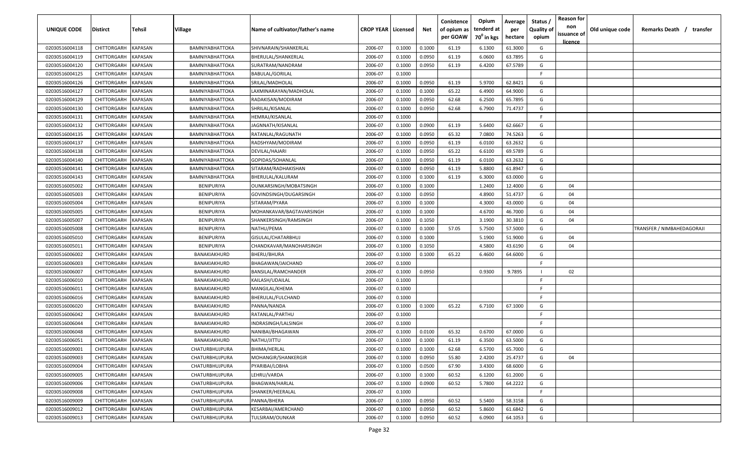| UNIQUE CODE | Distirct | Tehsil | Village | Name of cultivator/father's name | CROP YEAR | Licensed | Net | Conistence of opium as per GOAW | Opium tenderd at 70° in kgs | Average per hectare | Status / Quality of opium | Reason for non issuance of licence | Old unique code | Remarks Death / transfer |
|---|---|---|---|---|---|---|---|---|---|---|---|---|---|---|
| 02030516004118 | CHITTORGARH | KAPASAN | BAMNIYABHATTOKA | SHIVNARAIN/SHANKERLAL | 2006-07 | 0.1000 | 0.1000 | 61.19 | 6.1300 | 61.3000 | G | | | |
| 02030516004119 | CHITTORGARH | KAPASAN | BAMNIYABHATTOKA | BHERULAL/SHANKERLAL | 2006-07 | 0.1000 | 0.0950 | 61.19 | 6.0600 | 63.7895 | G | | | |
| 02030516004120 | CHITTORGARH | KAPASAN | BAMNIYABHATTOKA | SURATRAM/NANDRAM | 2006-07 | 0.1000 | 0.0950 | 61.19 | 6.4200 | 67.5789 | G | | | |
| 02030516004125 | CHITTORGARH | KAPASAN | BAMNIYABHATTOKA | BABULAL/GORILAL | 2006-07 | 0.1000 | | | | | F | | | |
| 02030516004126 | CHITTORGARH | KAPASAN | BAMNIYABHATTOKA | SRILAL/MADHOLAL | 2006-07 | 0.1000 | 0.0950 | 61.19 | 5.9700 | 62.8421 | G | | | |
| 02030516004127 | CHITTORGARH | KAPASAN | BAMNIYABHATTOKA | LAXMINARAYAN/MADHOLAL | 2006-07 | 0.1000 | 0.1000 | 65.22 | 6.4900 | 64.9000 | G | | | |
| 02030516004129 | CHITTORGARH | KAPASAN | BAMNIYABHATTOKA | RADAKISAN/MODIRAM | 2006-07 | 0.1000 | 0.0950 | 62.68 | 6.2500 | 65.7895 | G | | | |
| 02030516004130 | CHITTORGARH | KAPASAN | BAMNIYABHATTOKA | SHRILAL/KISANLAL | 2006-07 | 0.1000 | 0.0950 | 62.68 | 6.7900 | 71.4737 | G | | | |
| 02030516004131 | CHITTORGARH | KAPASAN | BAMNIYABHATTOKA | HEMRAJ/KISANLAL | 2006-07 | 0.1000 | | | | | F | | | |
| 02030516004132 | CHITTORGARH | KAPASAN | BAMNIYABHATTOKA | JAGNNATH/KISANLAL | 2006-07 | 0.1000 | 0.0900 | 61.19 | 5.6400 | 62.6667 | G | | | |
| 02030516004135 | CHITTORGARH | KAPASAN | BAMNIYABHATTOKA | RATANLAL/RAGUNATH | 2006-07 | 0.1000 | 0.0950 | 65.32 | 7.0800 | 74.5263 | G | | | |
| 02030516004137 | CHITTORGARH | KAPASAN | BAMNIYABHATTOKA | RADSHYAM/MODIRAM | 2006-07 | 0.1000 | 0.0950 | 61.19 | 6.0100 | 63.2632 | G | | | |
| 02030516004138 | CHITTORGARH | KAPASAN | BAMNIYABHATTOKA | DEVILAL/HAJARI | 2006-07 | 0.1000 | 0.0950 | 65.22 | 6.6100 | 69.5789 | G | | | |
| 02030516004140 | CHITTORGARH | KAPASAN | BAMNIYABHATTOKA | GOPIDAS/SOHANLAL | 2006-07 | 0.1000 | 0.0950 | 61.19 | 6.0100 | 63.2632 | G | | | |
| 02030516004141 | CHITTORGARH | KAPASAN | BAMNIYABHATTOKA | SITARAM/RADHAKISHAN | 2006-07 | 0.1000 | 0.0950 | 61.19 | 5.8800 | 61.8947 | G | | | |
| 02030516004143 | CHITTORGARH | KAPASAN | BAMNIYABHATTOKA | BHERULAL/KALURAM | 2006-07 | 0.1000 | 0.1000 | 61.19 | 6.3000 | 63.0000 | G | | | |
| 02030516005002 | CHITTORGARH | KAPASAN | BENIPURIYA | OUNKARSINGH/MOBATSINGH | 2006-07 | 0.1000 | 0.1000 | | 1.2400 | 12.4000 | G | 04 | | |
| 02030516005003 | CHITTORGARH | KAPASAN | BENIPURIYA | GOVINDSINGH/DUGARSINGH | 2006-07 | 0.1000 | 0.0950 | | 4.8900 | 51.4737 | G | 04 | | |
| 02030516005004 | CHITTORGARH | KAPASAN | BENIPURIYA | SITARAM/PYARA | 2006-07 | 0.1000 | 0.1000 | | 4.3000 | 43.0000 | G | 04 | | |
| 02030516005005 | CHITTORGARH | KAPASAN | BENIPURIYA | MOHANKAVAR/BAGTAVARSINGH | 2006-07 | 0.1000 | 0.1000 | | 4.6700 | 46.7000 | G | 04 | | |
| 02030516005007 | CHITTORGARH | KAPASAN | BENIPURIYA | SHANKERSINGH/RAMSINGH | 2006-07 | 0.1000 | 0.1050 | | 3.1900 | 30.3810 | G | 04 | | |
| 02030516005008 | CHITTORGARH | KAPASAN | BENIPURIYA | NATHU/PEMA | 2006-07 | 0.1000 | 0.1000 | 57.05 | 5.7500 | 57.5000 | G | | | TRANSFER / NIMBAHEDAGORAJI |
| 02030516005010 | CHITTORGARH | KAPASAN | BENIPURIYA | GISULAL/CHATARBHUJ | 2006-07 | 0.1000 | 0.1000 | | 5.1900 | 51.9000 | G | 04 | | |
| 02030516005011 | CHITTORGARH | KAPASAN | BENIPURIYA | CHANDKAVAR/MANOHARSINGH | 2006-07 | 0.1000 | 0.1050 | | 4.5800 | 43.6190 | G | 04 | | |
| 02030516006002 | CHITTORGARH | KAPASAN | BANAKIAKHURD | BHERU/BHURA | 2006-07 | 0.1000 | 0.1000 | 65.22 | 6.4600 | 64.6000 | G | | | |
| 02030516006003 | CHITTORGARH | KAPASAN | BANAKIAKHURD | BHAGAWAN/JAICHAND | 2006-07 | 0.1000 | | | | | F | | | |
| 02030516006007 | CHITTORGARH | KAPASAN | BANAKIAKHURD | BANSILAL/RAMCHANDER | 2006-07 | 0.1000 | 0.0950 | | 0.9300 | 9.7895 | I | 02 | | |
| 02030516006010 | CHITTORGARH | KAPASAN | BANAKIAKHURD | KAILASH/UDAILAL | 2006-07 | 0.1000 | | | | | F | | | |
| 02030516006011 | CHITTORGARH | KAPASAN | BANAKIAKHURD | MANGILAL/KHEMA | 2006-07 | 0.1000 | | | | | F | | | |
| 02030516006016 | CHITTORGARH | KAPASAN | BANAKIAKHURD | BHERULAL/FULCHAND | 2006-07 | 0.1000 | | | | | F | | | |
| 02030516006020 | CHITTORGARH | KAPASAN | BANAKIAKHURD | PANNA/NANDA | 2006-07 | 0.1000 | 0.1000 | 65.22 | 6.7100 | 67.1000 | G | | | |
| 02030516006042 | CHITTORGARH | KAPASAN | BANAKIAKHURD | RATANLAL/PARTHU | 2006-07 | 0.1000 | | | | | F | | | |
| 02030516006044 | CHITTORGARH | KAPASAN | BANAKIAKHURD | INDRASINGH/LALSINGH | 2006-07 | 0.1000 | | | | | F | | | |
| 02030516006048 | CHITTORGARH | KAPASAN | BANAKIAKHURD | NANIBAI/BHAGAWAN | 2006-07 | 0.1000 | 0.0100 | 65.32 | 0.6700 | 67.0000 | G | | | |
| 02030516006051 | CHITTORGARH | KAPASAN | BANAKIAKHURD | NATHU/JITTU | 2006-07 | 0.1000 | 0.1000 | 61.19 | 6.3500 | 63.5000 | G | | | |
| 02030516009001 | CHITTORGARH | KAPASAN | CHATURBHUJPURA | BHIMA/HERLAL | 2006-07 | 0.1000 | 0.1000 | 62.68 | 6.5700 | 65.7000 | G | | | |
| 02030516009003 | CHITTORGARH | KAPASAN | CHATURBHUJPURA | MOHANGIR/SHANKERGIR | 2006-07 | 0.1000 | 0.0950 | 55.80 | 2.4200 | 25.4737 | G | 04 | | |
| 02030516009004 | CHITTORGARH | KAPASAN | CHATURBHUJPURA | PYARIBAI/LOBHA | 2006-07 | 0.1000 | 0.0500 | 67.90 | 3.4300 | 68.6000 | G | | | |
| 02030516009005 | CHITTORGARH | KAPASAN | CHATURBHUJPURA | LEHRU/VARDA | 2006-07 | 0.1000 | 0.1000 | 60.52 | 6.1200 | 61.2000 | G | | | |
| 02030516009006 | CHITTORGARH | KAPASAN | CHATURBHUJPURA | BHAGWAN/HARLAL | 2006-07 | 0.1000 | 0.0900 | 60.52 | 5.7800 | 64.2222 | G | | | |
| 02030516009008 | CHITTORGARH | KAPASAN | CHATURBHUJPURA | SHANKER/HEERALAL | 2006-07 | 0.1000 | | | | | F | | | |
| 02030516009009 | CHITTORGARH | KAPASAN | CHATURBHUJPURA | PANNA/BHERA | 2006-07 | 0.1000 | 0.0950 | 60.52 | 5.5400 | 58.3158 | G | | | |
| 02030516009012 | CHITTORGARH | KAPASAN | CHATURBHUJPURA | KESARBAI/AMERCHAND | 2006-07 | 0.1000 | 0.0950 | 60.52 | 5.8600 | 61.6842 | G | | | |
| 02030516009013 | CHITTORGARH | KAPASAN | CHATURBHUJPURA | TULSIRAM/OUNKAR | 2006-07 | 0.1000 | 0.0950 | 60.52 | 6.0900 | 64.1053 | G | | | |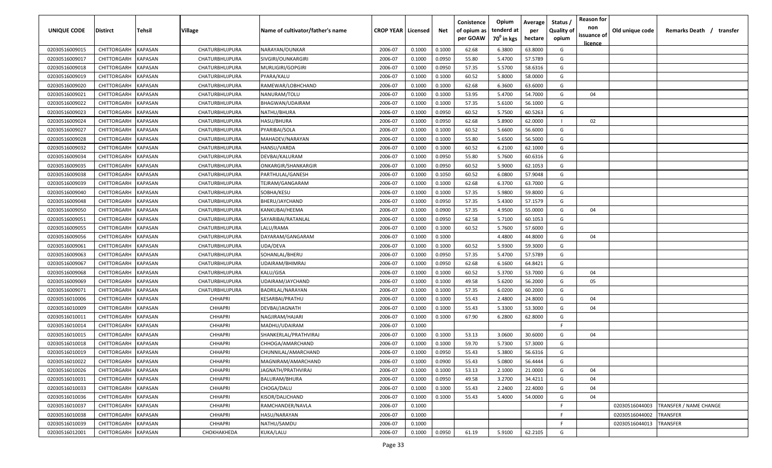| UNIQUE CODE | Distirct | Tehsil | Village | Name of cultivator/father's name | CROP YEAR | Licensed | Net | Conistence of opium as per GOAW | Opium tenderd at $70^0$ in kgs | Average per hectare | Status / Quality of opium | Reason for non issuance of licence | Old unique code | Remarks Death / transfer |
|---|---|---|---|---|---|---|---|---|---|---|---|---|---|---|
| 02030516009015 | CHITTORGARH | KAPASAN | CHATURBHUJPURA | NARAYAN/OUNKAR | 2006-07 | 0.1000 | 0.1000 | 62.68 | 6.3800 | 63.8000 | G | | | |
| 02030516009017 | CHITTORGARH | KAPASAN | CHATURBHUJPURA | SIVGIRI/OUNKARGIRI | 2006-07 | 0.1000 | 0.0950 | 55.80 | 5.4700 | 57.5789 | G | | | |
| 02030516009018 | CHITTORGARH | KAPASAN | CHATURBHUJPURA | MURLIGIRI/GOPGIRI | 2006-07 | 0.1000 | 0.0950 | 57.35 | 5.5700 | 58.6316 | G | | | |
| 02030516009019 | CHITTORGARH | KAPASAN | CHATURBHUJPURA | PYARA/KALU | 2006-07 | 0.1000 | 0.1000 | 60.52 | 5.8000 | 58.0000 | G | | | |
| 02030516009020 | CHITTORGARH | KAPASAN | CHATURBHUJPURA | RAMEWAR/LOBHCHAND | 2006-07 | 0.1000 | 0.1000 | 62.68 | 6.3600 | 63.6000 | G | | | |
| 02030516009021 | CHITTORGARH | KAPASAN | CHATURBHUJPURA | NANURAM/TOLU | 2006-07 | 0.1000 | 0.1000 | 53.95 | 5.4700 | 54.7000 | G | 04 | | |
| 02030516009022 | CHITTORGARH | KAPASAN | CHATURBHUJPURA | BHAGWAN/UDAIRAM | 2006-07 | 0.1000 | 0.1000 | 57.35 | 5.6100 | 56.1000 | G | | | |
| 02030516009023 | CHITTORGARH | KAPASAN | CHATURBHUJPURA | NATHU/BHURA | 2006-07 | 0.1000 | 0.0950 | 60.52 | 5.7500 | 60.5263 | G | | | |
| 02030516009024 | CHITTORGARH | KAPASAN | CHATURBHUJPURA | HASU/BHURA | 2006-07 | 0.1000 | 0.0950 | 62.68 | 5.8900 | 62.0000 | I | 02 | | |
| 02030516009027 | CHITTORGARH | KAPASAN | CHATURBHUJPURA | PYARIBAI/SOLA | 2006-07 | 0.1000 | 0.1000 | 60.52 | 5.6600 | 56.6000 | G | | | |
| 02030516009028 | CHITTORGARH | KAPASAN | CHATURBHUJPURA | MAHADEV/NARAYAN | 2006-07 | 0.1000 | 0.1000 | 55.80 | 5.6500 | 56.5000 | G | | | |
| 02030516009032 | CHITTORGARH | KAPASAN | CHATURBHUJPURA | HANSU/VARDA | 2006-07 | 0.1000 | 0.1000 | 60.52 | 6.2100 | 62.1000 | G | | | |
| 02030516009034 | CHITTORGARH | KAPASAN | CHATURBHUJPURA | DEVBAI/KALURAM | 2006-07 | 0.1000 | 0.0950 | 55.80 | 5.7600 | 60.6316 | G | | | |
| 02030516009035 | CHITTORGARH | KAPASAN | CHATURBHUJPURA | ONKARGIR/SHANKARGIR | 2006-07 | 0.1000 | 0.0950 | 60.52 | 5.9000 | 62.1053 | G | | | |
| 02030516009038 | CHITTORGARH | KAPASAN | CHATURBHUJPURA | PARTHULAL/GANESH | 2006-07 | 0.1000 | 0.1050 | 60.52 | 6.0800 | 57.9048 | G | | | |
| 02030516009039 | CHITTORGARH | KAPASAN | CHATURBHUJPURA | TEJRAM/GANGARAM | 2006-07 | 0.1000 | 0.1000 | 62.68 | 6.3700 | 63.7000 | G | | | |
| 02030516009040 | CHITTORGARH | KAPASAN | CHATURBHUJPURA | SOBHA/KESU | 2006-07 | 0.1000 | 0.1000 | 57.35 | 5.9800 | 59.8000 | G | | | |
| 02030516009048 | CHITTORGARH | KAPASAN | CHATURBHUJPURA | BHERU/JAYCHAND | 2006-07 | 0.1000 | 0.0950 | 57.35 | 5.4300 | 57.1579 | G | | | |
| 02030516009050 | CHITTORGARH | KAPASAN | CHATURBHUJPURA | KANKUBAI/HEEMA | 2006-07 | 0.1000 | 0.0900 | 57.35 | 4.9500 | 55.0000 | G | 04 | | |
| 02030516009051 | CHITTORGARH | KAPASAN | CHATURBHUJPURA | SAYARIBAI/RATANLAL | 2006-07 | 0.1000 | 0.0950 | 62.58 | 5.7100 | 60.1053 | G | | | |
| 02030516009055 | CHITTORGARH | KAPASAN | CHATURBHUJPURA | LALU/RAMA | 2006-07 | 0.1000 | 0.1000 | 60.52 | 5.7600 | 57.6000 | G | | | |
| 02030516009056 | CHITTORGARH | KAPASAN | CHATURBHUJPURA | DAYARAM/GANGARAM | 2006-07 | 0.1000 | 0.1000 | | 4.4800 | 44.8000 | G | 04 | | |
| 02030516009061 | CHITTORGARH | KAPASAN | CHATURBHUJPURA | UDA/DEVA | 2006-07 | 0.1000 | 0.1000 | 60.52 | 5.9300 | 59.3000 | G | | | |
| 02030516009063 | CHITTORGARH | KAPASAN | CHATURBHUJPURA | SOHANLAL/BHERU | 2006-07 | 0.1000 | 0.0950 | 57.35 | 5.4700 | 57.5789 | G | | | |
| 02030516009067 | CHITTORGARH | KAPASAN | CHATURBHUJPURA | UDAIRAM/BHIMRAJ | 2006-07 | 0.1000 | 0.0950 | 62.68 | 6.1600 | 64.8421 | G | | | |
| 02030516009068 | CHITTORGARH | KAPASAN | CHATURBHUJPURA | KALU/GISA | 2006-07 | 0.1000 | 0.1000 | 60.52 | 5.3700 | 53.7000 | G | 04 | | |
| 02030516009069 | CHITTORGARH | KAPASAN | CHATURBHUJPURA | UDAIRAM/JAYCHAND | 2006-07 | 0.1000 | 0.1000 | 49.58 | 5.6200 | 56.2000 | G | 05 | | |
| 02030516009071 | CHITTORGARH | KAPASAN | CHATURBHUJPURA | BADRILAL/NARAYAN | 2006-07 | 0.1000 | 0.1000 | 57.35 | 6.0200 | 60.2000 | G | | | |
| 02030516010006 | CHITTORGARH | KAPASAN | CHHAPRI | KESARBAI/PRATHU | 2006-07 | 0.1000 | 0.1000 | 55.43 | 2.4800 | 24.8000 | G | 04 | | |
| 02030516010009 | CHITTORGARH | KAPASAN | CHHAPRI | DEVBAI/JAGNATH | 2006-07 | 0.1000 | 0.1000 | 55.43 | 5.3300 | 53.3000 | G | 04 | | |
| 02030516010011 | CHITTORGARH | KAPASAN | CHHAPRI | NAGJIRAM/HAJARI | 2006-07 | 0.1000 | 0.1000 | 67.90 | 6.2800 | 62.8000 | G | | | |
| 02030516010014 | CHITTORGARH | KAPASAN | CHHAPRI | MADHU/UDAIRAM | 2006-07 | 0.1000 | | | | | F | | | |
| 02030516010015 | CHITTORGARH | KAPASAN | CHHAPRI | SHANKERLAL/PRATHVIRAJ | 2006-07 | 0.1000 | 0.1000 | 53.13 | 3.0600 | 30.6000 | G | 04 | | |
| 02030516010018 | CHITTORGARH | KAPASAN | CHHAPRI | CHHOGA/AMARCHAND | 2006-07 | 0.1000 | 0.1000 | 59.70 | 5.7300 | 57.3000 | G | | | |
| 02030516010019 | CHITTORGARH | KAPASAN | CHHAPRI | CHUNNILAL/AMARCHAND | 2006-07 | 0.1000 | 0.0950 | 55.43 | 5.3800 | 56.6316 | G | | | |
| 02030516010022 | CHITTORGARH | KAPASAN | CHHAPRI | MAGNIRAM/AMARCHAND | 2006-07 | 0.1000 | 0.0900 | 55.43 | 5.0800 | 56.4444 | G | | | |
| 02030516010026 | CHITTORGARH | KAPASAN | CHHAPRI | JAGNATH/PRATHVIRAJ | 2006-07 | 0.1000 | 0.1000 | 53.13 | 2.1000 | 21.0000 | G | 04 | | |
| 02030516010031 | CHITTORGARH | KAPASAN | CHHAPRI | BALURAM/BHURA | 2006-07 | 0.1000 | 0.0950 | 49.58 | 3.2700 | 34.4211 | G | 04 | | |
| 02030516010033 | CHITTORGARH | KAPASAN | CHHAPRI | CHOGA/DALU | 2006-07 | 0.1000 | 0.1000 | 55.43 | 2.2400 | 22.4000 | G | 04 | | |
| 02030516010036 | CHITTORGARH | KAPASAN | CHHAPRI | KISOR/DALICHAND | 2006-07 | 0.1000 | 0.1000 | 55.43 | 5.4000 | 54.0000 | G | 04 | | |
| 02030516010037 | CHITTORGARH | KAPASAN | CHHAPRI | RAMCHANDER/NAVLA | 2006-07 | 0.1000 | | | | | F | | 02030516044003 | TRANSFER / NAME CHANGE |
| 02030516010038 | CHITTORGARH | KAPASAN | CHHAPRI | HASU/NARAYAN | 2006-07 | 0.1000 | | | | | F | | 02030516044002 | TRANSFER |
| 02030516010039 | CHITTORGARH | KAPASAN | CHHAPRI | NATHU/SAMDU | 2006-07 | 0.1000 | | | | | F | | 02030516044013 | TRANSFER |
| 02030516012001 | CHITTORGARH | KAPASAN | CHOKHAKHEDA | KUKA/LALU | 2006-07 | 0.1000 | 0.0950 | 61.19 | 5.9100 | 62.2105 | G | | | |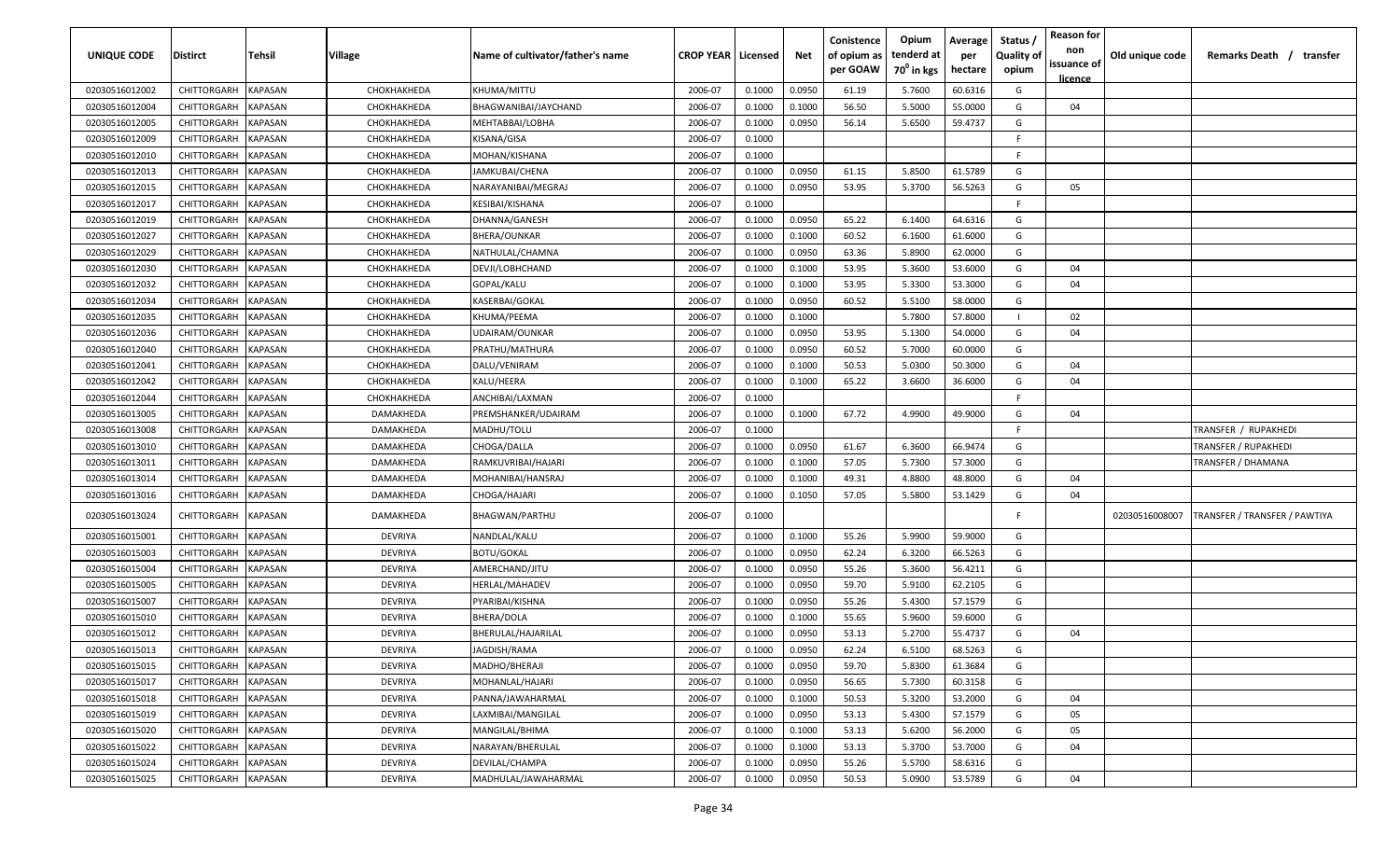| UNIQUE CODE | Distirct | Tehsil | Village | Name of cultivator/father's name | CROP YEAR | Licensed | Net | Conistence of opium as per GOAW | Opium tenderd at 70° in kgs | Average per hectare | Status / Quality of opium | Reason for non issuance of licence | Old unique code | Remarks Death / transfer |
|---|---|---|---|---|---|---|---|---|---|---|---|---|---|---|
| 02030516012002 | CHITTORGARH | KAPASAN | CHOKHAKHEDA | KHUMA/MITTU | 2006-07 | 0.1000 | 0.0950 | 61.19 | 5.7600 | 60.6316 | G | | | |
| 02030516012004 | CHITTORGARH | KAPASAN | CHOKHAKHEDA | BHAGWANIBAI/JAYCHAND | 2006-07 | 0.1000 | 0.1000 | 56.50 | 5.5000 | 55.0000 | G | 04 | | |
| 02030516012005 | CHITTORGARH | KAPASAN | CHOKHAKHEDA | MEHTABBAI/LOBHA | 2006-07 | 0.1000 | 0.0950 | 56.14 | 5.6500 | 59.4737 | G | | | |
| 02030516012009 | CHITTORGARH | KAPASAN | CHOKHAKHEDA | KISANA/GISA | 2006-07 | 0.1000 | | | | | F | | | |
| 02030516012010 | CHITTORGARH | KAPASAN | CHOKHAKHEDA | MOHAN/KISHANA | 2006-07 | 0.1000 | | | | | F | | | |
| 02030516012013 | CHITTORGARH | KAPASAN | CHOKHAKHEDA | JAMKUBAI/CHENA | 2006-07 | 0.1000 | 0.0950 | 61.15 | 5.8500 | 61.5789 | G | | | |
| 02030516012015 | CHITTORGARH | KAPASAN | CHOKHAKHEDA | NARAYANIBAI/MEGRAJ | 2006-07 | 0.1000 | 0.0950 | 53.95 | 5.3700 | 56.5263 | G | 05 | | |
| 02030516012017 | CHITTORGARH | KAPASAN | CHOKHAKHEDA | KESIBAI/KISHANA | 2006-07 | 0.1000 | | | | | F | | | |
| 02030516012019 | CHITTORGARH | KAPASAN | CHOKHAKHEDA | DHANNA/GANESH | 2006-07 | 0.1000 | 0.0950 | 65.22 | 6.1400 | 64.6316 | G | | | |
| 02030516012027 | CHITTORGARH | KAPASAN | CHOKHAKHEDA | BHERA/OUNKAR | 2006-07 | 0.1000 | 0.1000 | 60.52 | 6.1600 | 61.6000 | G | | | |
| 02030516012029 | CHITTORGARH | KAPASAN | CHOKHAKHEDA | NATHULAL/CHAMNA | 2006-07 | 0.1000 | 0.0950 | 63.36 | 5.8900 | 62.0000 | G | | | |
| 02030516012030 | CHITTORGARH | KAPASAN | CHOKHAKHEDA | DEVJI/LOBHCHAND | 2006-07 | 0.1000 | 0.1000 | 53.95 | 5.3600 | 53.6000 | G | 04 | | |
| 02030516012032 | CHITTORGARH | KAPASAN | CHOKHAKHEDA | GOPAL/KALU | 2006-07 | 0.1000 | 0.1000 | 53.95 | 5.3300 | 53.3000 | G | 04 | | |
| 02030516012034 | CHITTORGARH | KAPASAN | CHOKHAKHEDA | KASERBAI/GOKAL | 2006-07 | 0.1000 | 0.0950 | 60.52 | 5.5100 | 58.0000 | G | | | |
| 02030516012035 | CHITTORGARH | KAPASAN | CHOKHAKHEDA | KHUMA/PEEMA | 2006-07 | 0.1000 | 0.1000 | | 5.7800 | 57.8000 | I | 02 | | |
| 02030516012036 | CHITTORGARH | KAPASAN | CHOKHAKHEDA | UDAIRAM/OUNKAR | 2006-07 | 0.1000 | 0.0950 | 53.95 | 5.1300 | 54.0000 | G | 04 | | |
| 02030516012040 | CHITTORGARH | KAPASAN | CHOKHAKHEDA | PRATHU/MATHURA | 2006-07 | 0.1000 | 0.0950 | 60.52 | 5.7000 | 60.0000 | G | | | |
| 02030516012041 | CHITTORGARH | KAPASAN | CHOKHAKHEDA | DALU/VENIRAM | 2006-07 | 0.1000 | 0.1000 | 50.53 | 5.0300 | 50.3000 | G | 04 | | |
| 02030516012042 | CHITTORGARH | KAPASAN | CHOKHAKHEDA | KALU/HEERA | 2006-07 | 0.1000 | 0.1000 | 65.22 | 3.6600 | 36.6000 | G | 04 | | |
| 02030516012044 | CHITTORGARH | KAPASAN | CHOKHAKHEDA | ANCHIBAI/LAXMAN | 2006-07 | 0.1000 | | | | | F | | | |
| 02030516013005 | CHITTORGARH | KAPASAN | DAMAKHEDA | PREMSHANKER/UDAIRAM | 2006-07 | 0.1000 | 0.1000 | 67.72 | 4.9900 | 49.9000 | G | 04 | | |
| 02030516013008 | CHITTORGARH | KAPASAN | DAMAKHEDA | MADHU/TOLU | 2006-07 | 0.1000 | | | | | F | | | TRANSFER / RUPAKHEDI |
| 02030516013010 | CHITTORGARH | KAPASAN | DAMAKHEDA | CHOGA/DALLA | 2006-07 | 0.1000 | 0.0950 | 61.67 | 6.3600 | 66.9474 | G | | | TRANSFER / RUPAKHEDI |
| 02030516013011 | CHITTORGARH | KAPASAN | DAMAKHEDA | RAMKUVRIBAI/HAJARI | 2006-07 | 0.1000 | 0.1000 | 57.05 | 5.7300 | 57.3000 | G | | | TRANSFER / DHAMANA |
| 02030516013014 | CHITTORGARH | KAPASAN | DAMAKHEDA | MOHANIBAI/HANSRAJ | 2006-07 | 0.1000 | 0.1000 | 49.31 | 4.8800 | 48.8000 | G | 04 | | |
| 02030516013016 | CHITTORGARH | KAPASAN | DAMAKHEDA | CHOGA/HAJARI | 2006-07 | 0.1000 | 0.1050 | 57.05 | 5.5800 | 53.1429 | G | 04 | | |
| 02030516013024 | CHITTORGARH | KAPASAN | DAMAKHEDA | BHAGWAN/PARTHU | 2006-07 | 0.1000 | | | | | F | | 02030516008007 | TRANSFER / TRANSFER / PAWTIYA |
| 02030516015001 | CHITTORGARH | KAPASAN | DEVRIYA | NANDLAL/KALU | 2006-07 | 0.1000 | 0.1000 | 55.26 | 5.9900 | 59.9000 | G | | | |
| 02030516015003 | CHITTORGARH | KAPASAN | DEVRIYA | BOTU/GOKAL | 2006-07 | 0.1000 | 0.0950 | 62.24 | 6.3200 | 66.5263 | G | | | |
| 02030516015004 | CHITTORGARH | KAPASAN | DEVRIYA | AMERCHAND/JITU | 2006-07 | 0.1000 | 0.0950 | 55.26 | 5.3600 | 56.4211 | G | | | |
| 02030516015005 | CHITTORGARH | KAPASAN | DEVRIYA | HERLAL/MAHADEV | 2006-07 | 0.1000 | 0.0950 | 59.70 | 5.9100 | 62.2105 | G | | | |
| 02030516015007 | CHITTORGARH | KAPASAN | DEVRIYA | PYARIBAI/KISHNA | 2006-07 | 0.1000 | 0.0950 | 55.26 | 5.4300 | 57.1579 | G | | | |
| 02030516015010 | CHITTORGARH | KAPASAN | DEVRIYA | BHERA/DOLA | 2006-07 | 0.1000 | 0.1000 | 55.65 | 5.9600 | 59.6000 | G | | | |
| 02030516015012 | CHITTORGARH | KAPASAN | DEVRIYA | BHERULAL/HAJARILAL | 2006-07 | 0.1000 | 0.0950 | 53.13 | 5.2700 | 55.4737 | G | 04 | | |
| 02030516015013 | CHITTORGARH | KAPASAN | DEVRIYA | JAGDISH/RAMA | 2006-07 | 0.1000 | 0.0950 | 62.24 | 6.5100 | 68.5263 | G | | | |
| 02030516015015 | CHITTORGARH | KAPASAN | DEVRIYA | MADHO/BHERAJI | 2006-07 | 0.1000 | 0.0950 | 59.70 | 5.8300 | 61.3684 | G | | | |
| 02030516015017 | CHITTORGARH | KAPASAN | DEVRIYA | MOHANLAL/HAJARI | 2006-07 | 0.1000 | 0.0950 | 56.65 | 5.7300 | 60.3158 | G | | | |
| 02030516015018 | CHITTORGARH | KAPASAN | DEVRIYA | PANNA/JAWAHARMAL | 2006-07 | 0.1000 | 0.1000 | 50.53 | 5.3200 | 53.2000 | G | 04 | | |
| 02030516015019 | CHITTORGARH | KAPASAN | DEVRIYA | LAXMIBAI/MANGILAL | 2006-07 | 0.1000 | 0.0950 | 53.13 | 5.4300 | 57.1579 | G | 05 | | |
| 02030516015020 | CHITTORGARH | KAPASAN | DEVRIYA | MANGILAL/BHIMA | 2006-07 | 0.1000 | 0.1000 | 53.13 | 5.6200 | 56.2000 | G | 05 | | |
| 02030516015022 | CHITTORGARH | KAPASAN | DEVRIYA | NARAYAN/BHERULAL | 2006-07 | 0.1000 | 0.1000 | 53.13 | 5.3700 | 53.7000 | G | 04 | | |
| 02030516015024 | CHITTORGARH | KAPASAN | DEVRIYA | DEVILAL/CHAMPA | 2006-07 | 0.1000 | 0.0950 | 55.26 | 5.5700 | 58.6316 | G | | | |
| 02030516015025 | CHITTORGARH | KAPASAN | DEVRIYA | MADHULAL/JAWAHARMAL | 2006-07 | 0.1000 | 0.0950 | 50.53 | 5.0900 | 53.5789 | G | 04 | | |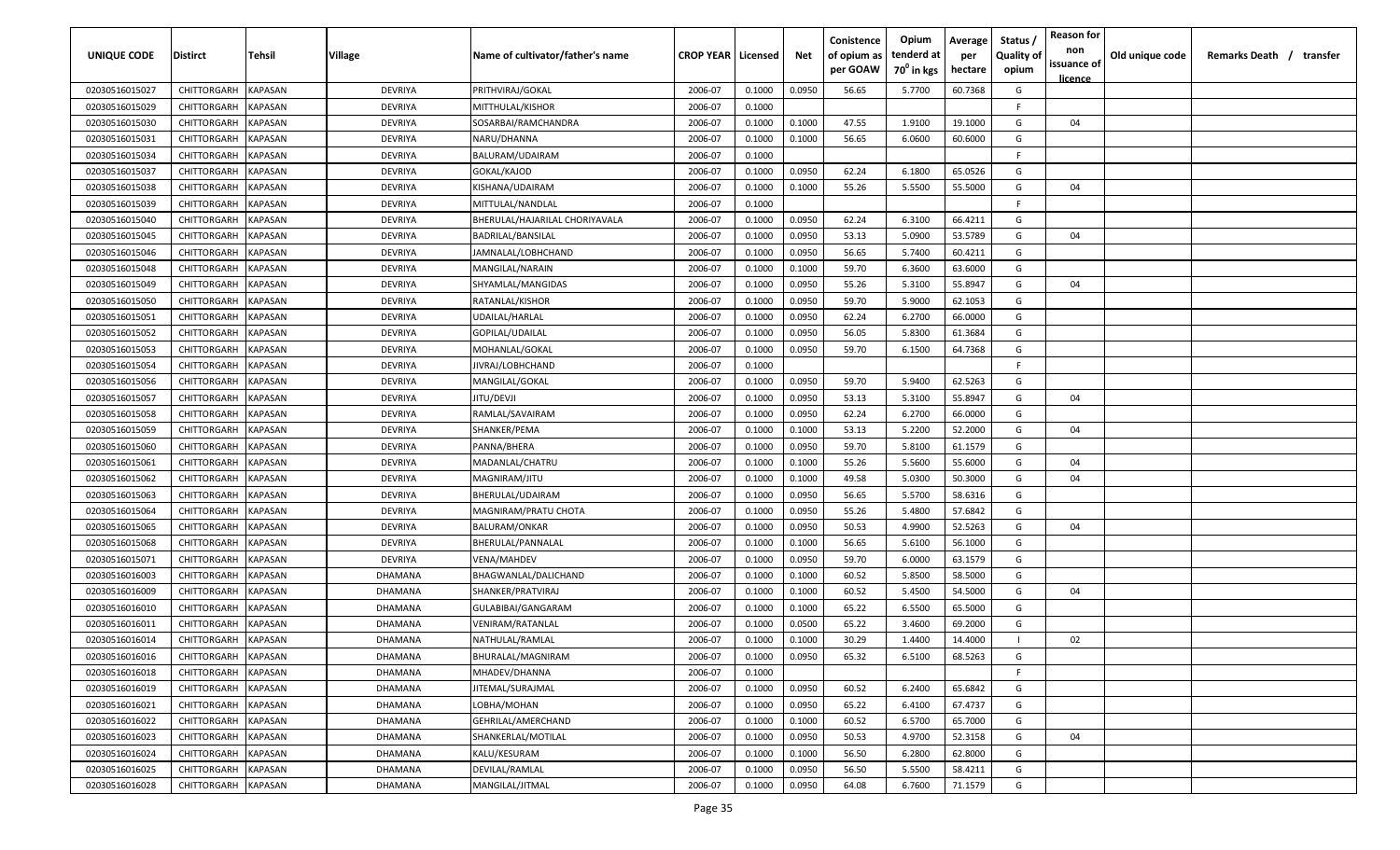| UNIQUE CODE | Distirct | Tehsil | Village | Name of cultivator/father's name | CROP YEAR | Licensed | Net | Conistence of opium as per GOAW | Opium tenderd at $70^0$ in kgs | Average per hectare | Status / Quality of opium | Reason for non issuance of licence | Old unique code | Remarks Death / transfer |
|---|---|---|---|---|---|---|---|---|---|---|---|---|---|---|
| 02030516015027 | CHITTORGARH | KAPASAN | DEVRIYA | PRITHVIRAJ/GOKAL | 2006-07 | 0.1000 | 0.0950 | 56.65 | 5.7700 | 60.7368 | G | | | |
| 02030516015029 | CHITTORGARH | KAPASAN | DEVRIYA | MITTHULAL/KISHOR | 2006-07 | 0.1000 | | | | | F | | | |
| 02030516015030 | CHITTORGARH | KAPASAN | DEVRIYA | SOSARBAI/RAMCHANDRA | 2006-07 | 0.1000 | 0.1000 | 47.55 | 1.9100 | 19.1000 | G | 04 | | |
| 02030516015031 | CHITTORGARH | KAPASAN | DEVRIYA | NARU/DHANNA | 2006-07 | 0.1000 | 0.1000 | 56.65 | 6.0600 | 60.6000 | G | | | |
| 02030516015034 | CHITTORGARH | KAPASAN | DEVRIYA | BALURAM/UDAIRAM | 2006-07 | 0.1000 | | | | | F | | | |
| 02030516015037 | CHITTORGARH | KAPASAN | DEVRIYA | GOKAL/KAJOD | 2006-07 | 0.1000 | 0.0950 | 62.24 | 6.1800 | 65.0526 | G | | | |
| 02030516015038 | CHITTORGARH | KAPASAN | DEVRIYA | KISHANA/UDAIRAM | 2006-07 | 0.1000 | 0.1000 | 55.26 | 5.5500 | 55.5000 | G | 04 | | |
| 02030516015039 | CHITTORGARH | KAPASAN | DEVRIYA | MITTULAL/NANDLAL | 2006-07 | 0.1000 | | | | | F | | | |
| 02030516015040 | CHITTORGARH | KAPASAN | DEVRIYA | BHERULAL/HAJARILAL CHORIYAVALA | 2006-07 | 0.1000 | 0.0950 | 62.24 | 6.3100 | 66.4211 | G | | | |
| 02030516015045 | CHITTORGARH | KAPASAN | DEVRIYA | BADRILAL/BANSILAL | 2006-07 | 0.1000 | 0.0950 | 53.13 | 5.0900 | 53.5789 | G | 04 | | |
| 02030516015046 | CHITTORGARH | KAPASAN | DEVRIYA | JAMNALAL/LOBHCHAND | 2006-07 | 0.1000 | 0.0950 | 56.65 | 5.7400 | 60.4211 | G | | | |
| 02030516015048 | CHITTORGARH | KAPASAN | DEVRIYA | MANGILAL/NARAIN | 2006-07 | 0.1000 | 0.1000 | 59.70 | 6.3600 | 63.6000 | G | | | |
| 02030516015049 | CHITTORGARH | KAPASAN | DEVRIYA | SHYAMLAL/MANGIDAS | 2006-07 | 0.1000 | 0.0950 | 55.26 | 5.3100 | 55.8947 | G | 04 | | |
| 02030516015050 | CHITTORGARH | KAPASAN | DEVRIYA | RATANLAL/KISHOR | 2006-07 | 0.1000 | 0.0950 | 59.70 | 5.9000 | 62.1053 | G | | | |
| 02030516015051 | CHITTORGARH | KAPASAN | DEVRIYA | UDAILAL/HARLAL | 2006-07 | 0.1000 | 0.0950 | 62.24 | 6.2700 | 66.0000 | G | | | |
| 02030516015052 | CHITTORGARH | KAPASAN | DEVRIYA | GOPILAL/UDAILAL | 2006-07 | 0.1000 | 0.0950 | 56.05 | 5.8300 | 61.3684 | G | | | |
| 02030516015053 | CHITTORGARH | KAPASAN | DEVRIYA | MOHANLAL/GOKAL | 2006-07 | 0.1000 | 0.0950 | 59.70 | 6.1500 | 64.7368 | G | | | |
| 02030516015054 | CHITTORGARH | KAPASAN | DEVRIYA | JIVRAJ/LOBHCHAND | 2006-07 | 0.1000 | | | | | F | | | |
| 02030516015056 | CHITTORGARH | KAPASAN | DEVRIYA | MANGILAL/GOKAL | 2006-07 | 0.1000 | 0.0950 | 59.70 | 5.9400 | 62.5263 | G | | | |
| 02030516015057 | CHITTORGARH | KAPASAN | DEVRIYA | JITU/DEVJI | 2006-07 | 0.1000 | 0.0950 | 53.13 | 5.3100 | 55.8947 | G | 04 | | |
| 02030516015058 | CHITTORGARH | KAPASAN | DEVRIYA | RAMLAL/SAVAIRAM | 2006-07 | 0.1000 | 0.0950 | 62.24 | 6.2700 | 66.0000 | G | | | |
| 02030516015059 | CHITTORGARH | KAPASAN | DEVRIYA | SHANKER/PEMA | 2006-07 | 0.1000 | 0.1000 | 53.13 | 5.2200 | 52.2000 | G | 04 | | |
| 02030516015060 | CHITTORGARH | KAPASAN | DEVRIYA | PANNA/BHERA | 2006-07 | 0.1000 | 0.0950 | 59.70 | 5.8100 | 61.1579 | G | | | |
| 02030516015061 | CHITTORGARH | KAPASAN | DEVRIYA | MADANLAL/CHATRU | 2006-07 | 0.1000 | 0.1000 | 55.26 | 5.5600 | 55.6000 | G | 04 | | |
| 02030516015062 | CHITTORGARH | KAPASAN | DEVRIYA | MAGNIRAM/JITU | 2006-07 | 0.1000 | 0.1000 | 49.58 | 5.0300 | 50.3000 | G | 04 | | |
| 02030516015063 | CHITTORGARH | KAPASAN | DEVRIYA | BHERULAL/UDAIRAM | 2006-07 | 0.1000 | 0.0950 | 56.65 | 5.5700 | 58.6316 | G | | | |
| 02030516015064 | CHITTORGARH | KAPASAN | DEVRIYA | MAGNIRAM/PRATU CHOTA | 2006-07 | 0.1000 | 0.0950 | 55.26 | 5.4800 | 57.6842 | G | | | |
| 02030516015065 | CHITTORGARH | KAPASAN | DEVRIYA | BALURAM/ONKAR | 2006-07 | 0.1000 | 0.0950 | 50.53 | 4.9900 | 52.5263 | G | 04 | | |
| 02030516015068 | CHITTORGARH | KAPASAN | DEVRIYA | BHERULAL/PANNALAL | 2006-07 | 0.1000 | 0.1000 | 56.65 | 5.6100 | 56.1000 | G | | | |
| 02030516015071 | CHITTORGARH | KAPASAN | DEVRIYA | VENA/MAHDEV | 2006-07 | 0.1000 | 0.0950 | 59.70 | 6.0000 | 63.1579 | G | | | |
| 02030516016003 | CHITTORGARH | KAPASAN | DHAMANA | BHAGWANLAL/DALICHAND | 2006-07 | 0.1000 | 0.1000 | 60.52 | 5.8500 | 58.5000 | G | | | |
| 02030516016009 | CHITTORGARH | KAPASAN | DHAMANA | SHANKER/PRATVIRAJ | 2006-07 | 0.1000 | 0.1000 | 60.52 | 5.4500 | 54.5000 | G | 04 | | |
| 02030516016010 | CHITTORGARH | KAPASAN | DHAMANA | GULABIBAI/GANGARAM | 2006-07 | 0.1000 | 0.1000 | 65.22 | 6.5500 | 65.5000 | G | | | |
| 02030516016011 | CHITTORGARH | KAPASAN | DHAMANA | VENIRAM/RATANLAL | 2006-07 | 0.1000 | 0.0500 | 65.22 | 3.4600 | 69.2000 | G | | | |
| 02030516016014 | CHITTORGARH | KAPASAN | DHAMANA | NATHULAL/RAMLAL | 2006-07 | 0.1000 | 0.1000 | 30.29 | 1.4400 | 14.4000 | I | 02 | | |
| 02030516016016 | CHITTORGARH | KAPASAN | DHAMANA | BHURALAL/MAGNIRAM | 2006-07 | 0.1000 | 0.0950 | 65.32 | 6.5100 | 68.5263 | G | | | |
| 02030516016018 | CHITTORGARH | KAPASAN | DHAMANA | MHADEV/DHANNA | 2006-07 | 0.1000 | | | | | F | | | |
| 02030516016019 | CHITTORGARH | KAPASAN | DHAMANA | JITEMAL/SURAJMAL | 2006-07 | 0.1000 | 0.0950 | 60.52 | 6.2400 | 65.6842 | G | | | |
| 02030516016021 | CHITTORGARH | KAPASAN | DHAMANA | LOBHA/MOHAN | 2006-07 | 0.1000 | 0.0950 | 65.22 | 6.4100 | 67.4737 | G | | | |
| 02030516016022 | CHITTORGARH | KAPASAN | DHAMANA | GEHRILAL/AMERCHAND | 2006-07 | 0.1000 | 0.1000 | 60.52 | 6.5700 | 65.7000 | G | | | |
| 02030516016023 | CHITTORGARH | KAPASAN | DHAMANA | SHANKERLAL/MOTILAL | 2006-07 | 0.1000 | 0.0950 | 50.53 | 4.9700 | 52.3158 | G | 04 | | |
| 02030516016024 | CHITTORGARH | KAPASAN | DHAMANA | KALU/KESURAM | 2006-07 | 0.1000 | 0.1000 | 56.50 | 6.2800 | 62.8000 | G | | | |
| 02030516016025 | CHITTORGARH | KAPASAN | DHAMANA | DEVILAL/RAMLAL | 2006-07 | 0.1000 | 0.0950 | 56.50 | 5.5500 | 58.4211 | G | | | |
| 02030516016028 | CHITTORGARH | KAPASAN | DHAMANA | MANGILAL/JITMAL | 2006-07 | 0.1000 | 0.0950 | 64.08 | 6.7600 | 71.1579 | G | | | |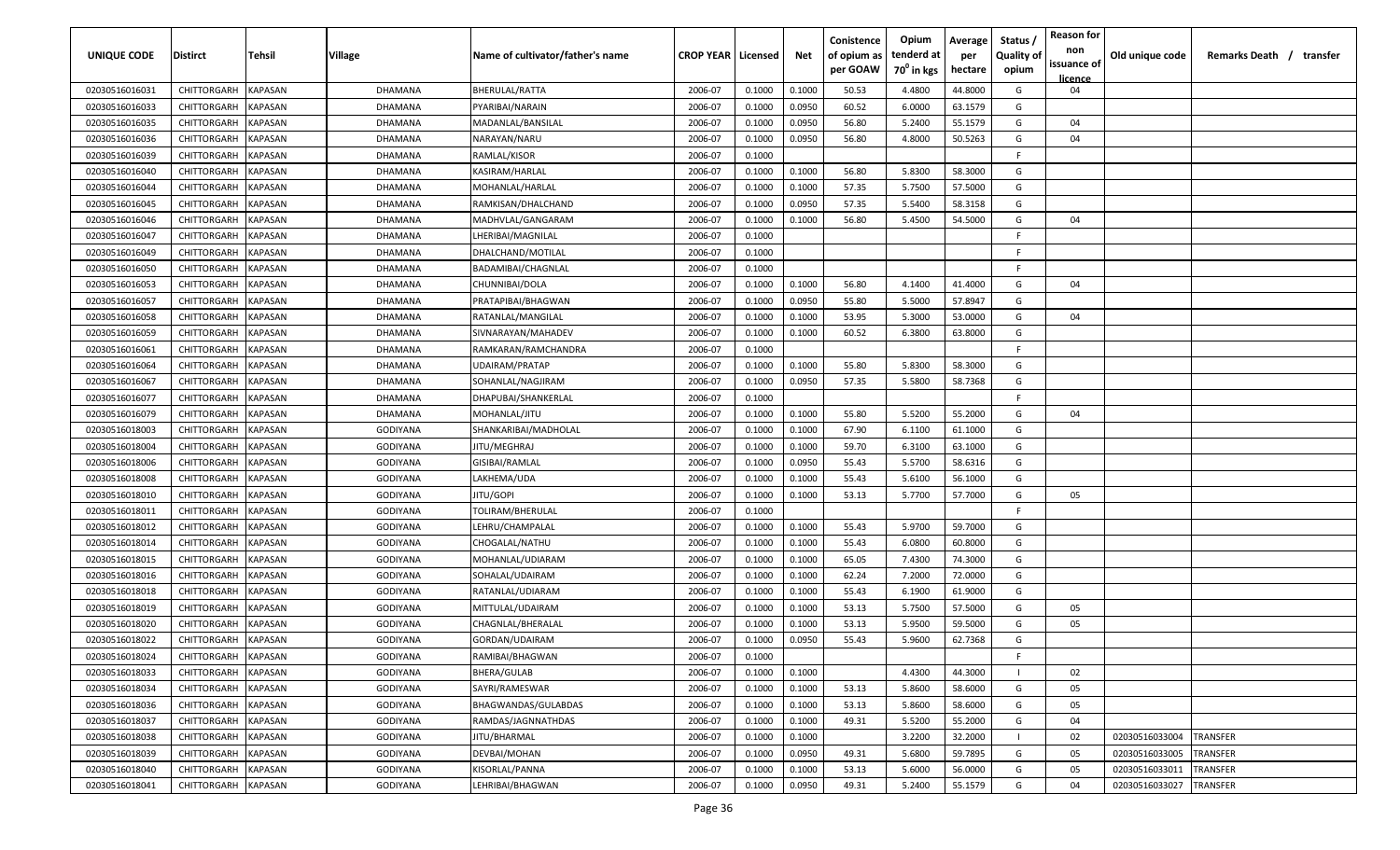| UNIQUE CODE | Distirct | Tehsil | Village | Name of cultivator/father's name | CROP YEAR | Licensed | Net | Conistence of opium as per GOAW | Opium tenderd at 70° in kgs | Average per hectare | Status / Quality of opium | Reason for non issuance of licence | Old unique code | Remarks Death / transfer |
|---|---|---|---|---|---|---|---|---|---|---|---|---|---|---|
| 02030516016031 | CHITTORGARH | KAPASAN | DHAMANA | BHERULAL/RATTA | 2006-07 | 0.1000 | 0.1000 | 50.53 | 4.4800 | 44.8000 | G | 04 | | |
| 02030516016033 | CHITTORGARH | KAPASAN | DHAMANA | PYARIBAI/NARAIN | 2006-07 | 0.1000 | 0.0950 | 60.52 | 6.0000 | 63.1579 | G | | | |
| 02030516016035 | CHITTORGARH | KAPASAN | DHAMANA | MADANLAL/BANSILAL | 2006-07 | 0.1000 | 0.0950 | 56.80 | 5.2400 | 55.1579 | G | 04 | | |
| 02030516016036 | CHITTORGARH | KAPASAN | DHAMANA | NARAYAN/NARU | 2006-07 | 0.1000 | 0.0950 | 56.80 | 4.8000 | 50.5263 | G | 04 | | |
| 02030516016039 | CHITTORGARH | KAPASAN | DHAMANA | RAMLAL/KISOR | 2006-07 | 0.1000 | | | | | F | | | |
| 02030516016040 | CHITTORGARH | KAPASAN | DHAMANA | KASIRAM/HARLAL | 2006-07 | 0.1000 | 0.1000 | 56.80 | 5.8300 | 58.3000 | G | | | |
| 02030516016044 | CHITTORGARH | KAPASAN | DHAMANA | MOHANLAL/HARLAL | 2006-07 | 0.1000 | 0.1000 | 57.35 | 5.7500 | 57.5000 | G | | | |
| 02030516016045 | CHITTORGARH | KAPASAN | DHAMANA | RAMKISAN/DHALCHAND | 2006-07 | 0.1000 | 0.0950 | 57.35 | 5.5400 | 58.3158 | G | | | |
| 02030516016046 | CHITTORGARH | KAPASAN | DHAMANA | MADHVLAL/GANGARAM | 2006-07 | 0.1000 | 0.1000 | 56.80 | 5.4500 | 54.5000 | G | 04 | | |
| 02030516016047 | CHITTORGARH | KAPASAN | DHAMANA | LHERIBAI/MAGNILAL | 2006-07 | 0.1000 | | | | | F | | | |
| 02030516016049 | CHITTORGARH | KAPASAN | DHAMANA | DHALCHAND/MOTILAL | 2006-07 | 0.1000 | | | | | F | | | |
| 02030516016050 | CHITTORGARH | KAPASAN | DHAMANA | BADAMIBAI/CHAGNLAL | 2006-07 | 0.1000 | | | | | F | | | |
| 02030516016053 | CHITTORGARH | KAPASAN | DHAMANA | CHUNNIBAI/DOLA | 2006-07 | 0.1000 | 0.1000 | 56.80 | 4.1400 | 41.4000 | G | 04 | | |
| 02030516016057 | CHITTORGARH | KAPASAN | DHAMANA | PRATAPIBAI/BHAGWAN | 2006-07 | 0.1000 | 0.0950 | 55.80 | 5.5000 | 57.8947 | G | | | |
| 02030516016058 | CHITTORGARH | KAPASAN | DHAMANA | RATANLAL/MANGILAL | 2006-07 | 0.1000 | 0.1000 | 53.95 | 5.3000 | 53.0000 | G | 04 | | |
| 02030516016059 | CHITTORGARH | KAPASAN | DHAMANA | SIVNARAYAN/MAHADEV | 2006-07 | 0.1000 | 0.1000 | 60.52 | 6.3800 | 63.8000 | G | | | |
| 02030516016061 | CHITTORGARH | KAPASAN | DHAMANA | RAMKARAN/RAMCHANDRA | 2006-07 | 0.1000 | | | | | F | | | |
| 02030516016064 | CHITTORGARH | KAPASAN | DHAMANA | UDAIRAM/PRATAP | 2006-07 | 0.1000 | 0.1000 | 55.80 | 5.8300 | 58.3000 | G | | | |
| 02030516016067 | CHITTORGARH | KAPASAN | DHAMANA | SOHANLAL/NAGJIRAM | 2006-07 | 0.1000 | 0.0950 | 57.35 | 5.5800 | 58.7368 | G | | | |
| 02030516016077 | CHITTORGARH | KAPASAN | DHAMANA | DHAPUBAI/SHANKERLAL | 2006-07 | 0.1000 | | | | | F | | | |
| 02030516016079 | CHITTORGARH | KAPASAN | DHAMANA | MOHANLAL/JITU | 2006-07 | 0.1000 | 0.1000 | 55.80 | 5.5200 | 55.2000 | G | 04 | | |
| 02030516018003 | CHITTORGARH | KAPASAN | GODIYANA | SHANKARIBAI/MADHOLAL | 2006-07 | 0.1000 | 0.1000 | 67.90 | 6.1100 | 61.1000 | G | | | |
| 02030516018004 | CHITTORGARH | KAPASAN | GODIYANA | JITU/MEGHRAJ | 2006-07 | 0.1000 | 0.1000 | 59.70 | 6.3100 | 63.1000 | G | | | |
| 02030516018006 | CHITTORGARH | KAPASAN | GODIYANA | GISIBAI/RAMLAL | 2006-07 | 0.1000 | 0.0950 | 55.43 | 5.5700 | 58.6316 | G | | | |
| 02030516018008 | CHITTORGARH | KAPASAN | GODIYANA | LAKHEMA/UDA | 2006-07 | 0.1000 | 0.1000 | 55.43 | 5.6100 | 56.1000 | G | | | |
| 02030516018010 | CHITTORGARH | KAPASAN | GODIYANA | JITU/GOPI | 2006-07 | 0.1000 | 0.1000 | 53.13 | 5.7700 | 57.7000 | G | 05 | | |
| 02030516018011 | CHITTORGARH | KAPASAN | GODIYANA | TOLIRAM/BHERULAL | 2006-07 | 0.1000 | | | | | F | | | |
| 02030516018012 | CHITTORGARH | KAPASAN | GODIYANA | LEHRU/CHAMPALAL | 2006-07 | 0.1000 | 0.1000 | 55.43 | 5.9700 | 59.7000 | G | | | |
| 02030516018014 | CHITTORGARH | KAPASAN | GODIYANA | CHOGALAL/NATHU | 2006-07 | 0.1000 | 0.1000 | 55.43 | 6.0800 | 60.8000 | G | | | |
| 02030516018015 | CHITTORGARH | KAPASAN | GODIYANA | MOHANLAL/UDIARAM | 2006-07 | 0.1000 | 0.1000 | 65.05 | 7.4300 | 74.3000 | G | | | |
| 02030516018016 | CHITTORGARH | KAPASAN | GODIYANA | SOHALAL/UDAIRAM | 2006-07 | 0.1000 | 0.1000 | 62.24 | 7.2000 | 72.0000 | G | | | |
| 02030516018018 | CHITTORGARH | KAPASAN | GODIYANA | RATANLAL/UDIARAM | 2006-07 | 0.1000 | 0.1000 | 55.43 | 6.1900 | 61.9000 | G | | | |
| 02030516018019 | CHITTORGARH | KAPASAN | GODIYANA | MITTULAL/UDAIRAM | 2006-07 | 0.1000 | 0.1000 | 53.13 | 5.7500 | 57.5000 | G | 05 | | |
| 02030516018020 | CHITTORGARH | KAPASAN | GODIYANA | CHAGNLAL/BHERALAL | 2006-07 | 0.1000 | 0.1000 | 53.13 | 5.9500 | 59.5000 | G | 05 | | |
| 02030516018022 | CHITTORGARH | KAPASAN | GODIYANA | GORDAN/UDAIRAM | 2006-07 | 0.1000 | 0.0950 | 55.43 | 5.9600 | 62.7368 | G | | | |
| 02030516018024 | CHITTORGARH | KAPASAN | GODIYANA | RAMIBAI/BHAGWAN | 2006-07 | 0.1000 | | | | | F | | | |
| 02030516018033 | CHITTORGARH | KAPASAN | GODIYANA | BHERA/GULAB | 2006-07 | 0.1000 | 0.1000 | | 4.4300 | 44.3000 | I | 02 | | |
| 02030516018034 | CHITTORGARH | KAPASAN | GODIYANA | SAYRI/RAMESWAR | 2006-07 | 0.1000 | 0.1000 | 53.13 | 5.8600 | 58.6000 | G | 05 | | |
| 02030516018036 | CHITTORGARH | KAPASAN | GODIYANA | BHAGWANDAS/GULABDAS | 2006-07 | 0.1000 | 0.1000 | 53.13 | 5.8600 | 58.6000 | G | 05 | | |
| 02030516018037 | CHITTORGARH | KAPASAN | GODIYANA | RAMDAS/JAGNNATHDAS | 2006-07 | 0.1000 | 0.1000 | 49.31 | 5.5200 | 55.2000 | G | 04 | | |
| 02030516018038 | CHITTORGARH | KAPASAN | GODIYANA | JITU/BHARMAL | 2006-07 | 0.1000 | 0.1000 | | 3.2200 | 32.2000 | I | 02 | 02030516033004 | TRANSFER |
| 02030516018039 | CHITTORGARH | KAPASAN | GODIYANA | DEVBAI/MOHAN | 2006-07 | 0.1000 | 0.0950 | 49.31 | 5.6800 | 59.7895 | G | 05 | 02030516033005 | TRANSFER |
| 02030516018040 | CHITTORGARH | KAPASAN | GODIYANA | KISORLAL/PANNA | 2006-07 | 0.1000 | 0.1000 | 53.13 | 5.6000 | 56.0000 | G | 05 | 02030516033011 | TRANSFER |
| 02030516018041 | CHITTORGARH | KAPASAN | GODIYANA | LEHRIBAI/BHAGWAN | 2006-07 | 0.1000 | 0.0950 | 49.31 | 5.2400 | 55.1579 | G | 04 | 02030516033027 | TRANSFER |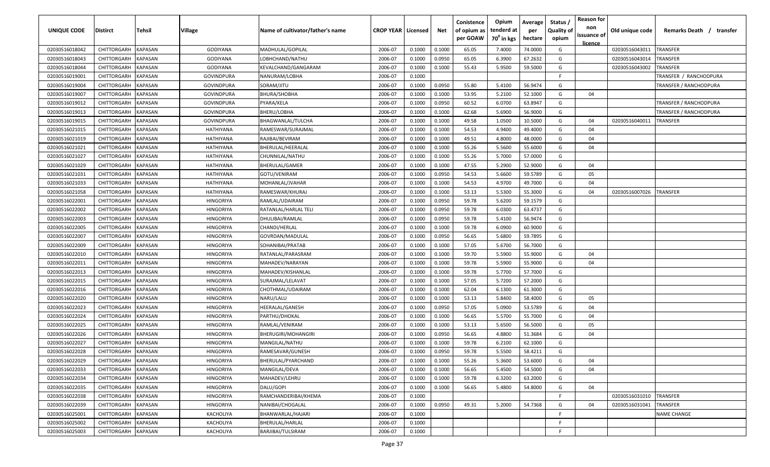| UNIQUE CODE | Distirct | Tehsil | Village | Name of cultivator/father's name | CROP YEAR | Licensed | Net | Conistence of opium as per GOAW | Opium tenderd at 70° in kgs | Average per hectare | Status / Quality of opium | Reason for non issuance of licence | Old unique code | Remarks Death / transfer |
|---|---|---|---|---|---|---|---|---|---|---|---|---|---|---|
| 02030516018042 | CHITTORGARH | KAPASAN | GODIYANA | MADHULAL/GOPILAL | 2006-07 | 0.1000 | 0.1000 | 65.05 | 7.4000 | 74.0000 | G | | 02030516043011 | TRANSFER |
| 02030516018043 | CHITTORGARH | KAPASAN | GODIYANA | LOBHCHAND/NATHU | 2006-07 | 0.1000 | 0.0950 | 65.05 | 6.3900 | 67.2632 | G | | 02030516043014 | TRANSFER |
| 02030516018044 | CHITTORGARH | KAPASAN | GODIYANA | KEVALCHAND/GANGARAM | 2006-07 | 0.1000 | 0.1000 | 55.43 | 5.9500 | 59.5000 | G | | 02030516043002 | TRANSFER |
| 02030516019001 | CHITTORGARH | KAPASAN | GOVINDPURA | NANURAM/LOBHA | 2006-07 | 0.1000 | | | | | F | | | TRANSFER / RANCHODPURA |
| 02030516019004 | CHITTORGARH | KAPASAN | GOVINDPURA | SORAM/JITU | 2006-07 | 0.1000 | 0.0950 | 55.80 | 5.4100 | 56.9474 | G | | | TRANSFER / RANCHODPURA |
| 02030516019007 | CHITTORGARH | KAPASAN | GOVINDPURA | BHURA/SHOBHA | 2006-07 | 0.1000 | 0.1000 | 53.95 | 5.2100 | 52.1000 | G | 04 | | |
| 02030516019012 | CHITTORGARH | KAPASAN | GOVINDPURA | PYARA/KELA | 2006-07 | 0.1000 | 0.0950 | 60.52 | 6.0700 | 63.8947 | G | | | TRANSFER / RANCHODPURA |
| 02030516019013 | CHITTORGARH | KAPASAN | GOVINDPURA | BHERU/LOBHA | 2006-07 | 0.1000 | 0.1000 | 62.68 | 5.6900 | 56.9000 | G | | | TRANSFER / RANCHODPURA |
| 02030516019015 | CHITTORGARH | KAPASAN | GOVINDPURA | BHAGWANLAL/TULCHA | 2006-07 | 0.1000 | 0.1000 | 49.58 | 1.0500 | 10.5000 | G | 04 | 02030516040011 | TRANSFER |
| 02030516021015 | CHITTORGARH | KAPASAN | HATHIYANA | RAMESWAR/SURAJMAL | 2006-07 | 0.1000 | 0.1000 | 54.53 | 4.9400 | 49.4000 | G | 04 | | |
| 02030516021019 | CHITTORGARH | KAPASAN | HATHIYANA | RAJIBAI/BEVIRAM | 2006-07 | 0.1000 | 0.1000 | 49.51 | 4.8000 | 48.0000 | G | 04 | | |
| 02030516021021 | CHITTORGARH | KAPASAN | HATHIYANA | BHERULAL/HEERALAL | 2006-07 | 0.1000 | 0.1000 | 55.26 | 5.5600 | 55.6000 | G | 04 | | |
| 02030516021027 | CHITTORGARH | KAPASAN | HATHIYANA | CHUNNILAL/NATHU | 2006-07 | 0.1000 | 0.1000 | 55.26 | 5.7000 | 57.0000 | G | | | |
| 02030516021029 | CHITTORGARH | KAPASAN | HATHIYANA | BHERULAL/GAMER | 2006-07 | 0.1000 | 0.1000 | 47.55 | 5.2900 | 52.9000 | G | 04 | | |
| 02030516021031 | CHITTORGARH | KAPASAN | HATHIYANA | GOTU/VENIRAM | 2006-07 | 0.1000 | 0.0950 | 54.53 | 5.6600 | 59.5789 | G | 05 | | |
| 02030516021033 | CHITTORGARH | KAPASAN | HATHIYANA | MOHANLAL/JVAHAR | 2006-07 | 0.1000 | 0.1000 | 54.53 | 4.9700 | 49.7000 | G | 04 | | |
| 02030516021058 | CHITTORGARH | KAPASAN | HATHIYANA | RAMESWAR/KHURAJ | 2006-07 | 0.1000 | 0.1000 | 53.13 | 5.5300 | 55.3000 | G | 04 | 02030516007026 | TRANSFER |
| 02030516022001 | CHITTORGARH | KAPASAN | HINGORIYA | RAMLAL/UDAIRAM | 2006-07 | 0.1000 | 0.0950 | 59.78 | 5.6200 | 59.1579 | G | | | |
| 02030516022002 | CHITTORGARH | KAPASAN | HINGORIYA | RATANLAL/HARLAL TELI | 2006-07 | 0.1000 | 0.0950 | 59.78 | 6.0300 | 63.4737 | G | | | |
| 02030516022003 | CHITTORGARH | KAPASAN | HINGORIYA | DHULIBAI/RAMLAL | 2006-07 | 0.1000 | 0.0950 | 59.78 | 5.4100 | 56.9474 | G | | | |
| 02030516022005 | CHITTORGARH | KAPASAN | HINGORIYA | CHANDI/HERLAL | 2006-07 | 0.1000 | 0.1000 | 59.78 | 6.0900 | 60.9000 | G | | | |
| 02030516022007 | CHITTORGARH | KAPASAN | HINGORIYA | GOVRDAN/MADULAL | 2006-07 | 0.1000 | 0.0950 | 56.65 | 5.6800 | 59.7895 | G | | | |
| 02030516022009 | CHITTORGARH | KAPASAN | HINGORIYA | SOHANIBAI/PRATAB | 2006-07 | 0.1000 | 0.1000 | 57.05 | 5.6700 | 56.7000 | G | | | |
| 02030516022010 | CHITTORGARH | KAPASAN | HINGORIYA | RATANLAL/PARASRAM | 2006-07 | 0.1000 | 0.1000 | 59.70 | 5.5900 | 55.9000 | G | 04 | | |
| 02030516022011 | CHITTORGARH | KAPASAN | HINGORIYA | MAHADEV/NARAYAN | 2006-07 | 0.1000 | 0.1000 | 59.78 | 5.5900 | 55.9000 | G | 04 | | |
| 02030516022013 | CHITTORGARH | KAPASAN | HINGORIYA | MAHADEV/KISHANLAL | 2006-07 | 0.1000 | 0.1000 | 59.78 | 5.7700 | 57.7000 | G | | | |
| 02030516022015 | CHITTORGARH | KAPASAN | HINGORIYA | SURAJMAL/LELAVAT | 2006-07 | 0.1000 | 0.1000 | 57.05 | 5.7200 | 57.2000 | G | | | |
| 02030516022016 | CHITTORGARH | KAPASAN | HINGORIYA | CHOTHMAL/UDAIRAM | 2006-07 | 0.1000 | 0.1000 | 62.04 | 6.1300 | 61.3000 | G | | | |
| 02030516022020 | CHITTORGARH | KAPASAN | HINGORIYA | NARU/LALU | 2006-07 | 0.1000 | 0.1000 | 53.13 | 5.8400 | 58.4000 | G | 05 | | |
| 02030516022023 | CHITTORGARH | KAPASAN | HINGORIYA | HEERALAL/GANESH | 2006-07 | 0.1000 | 0.0950 | 57.05 | 5.0900 | 53.5789 | G | 04 | | |
| 02030516022024 | CHITTORGARH | KAPASAN | HINGORIYA | PARTHU/DHOKAL | 2006-07 | 0.1000 | 0.1000 | 56.65 | 5.5700 | 55.7000 | G | 04 | | |
| 02030516022025 | CHITTORGARH | KAPASAN | HINGORIYA | RAMLAL/VENIRAM | 2006-07 | 0.1000 | 0.1000 | 53.13 | 5.6500 | 56.5000 | G | 05 | | |
| 02030516022026 | CHITTORGARH | KAPASAN | HINGORIYA | BHERUGIRI/MOHANGIRI | 2006-07 | 0.1000 | 0.0950 | 56.65 | 4.8800 | 51.3684 | G | 04 | | |
| 02030516022027 | CHITTORGARH | KAPASAN | HINGORIYA | MANGILAL/NATHU | 2006-07 | 0.1000 | 0.1000 | 59.78 | 6.2100 | 62.1000 | G | | | |
| 02030516022028 | CHITTORGARH | KAPASAN | HINGORIYA | RAMESAVAR/GUNESH | 2006-07 | 0.1000 | 0.0950 | 59.78 | 5.5500 | 58.4211 | G | | | |
| 02030516022029 | CHITTORGARH | KAPASAN | HINGORIYA | BHERULAL/PYARCHAND | 2006-07 | 0.1000 | 0.1000 | 55.26 | 5.3600 | 53.6000 | G | 04 | | |
| 02030516022033 | CHITTORGARH | KAPASAN | HINGORIYA | MANGILAL/DEVA | 2006-07 | 0.1000 | 0.1000 | 56.65 | 5.4500 | 54.5000 | G | 04 | | |
| 02030516022034 | CHITTORGARH | KAPASAN | HINGORIYA | MAHADEV/LEHRU | 2006-07 | 0.1000 | 0.1000 | 59.78 | 6.3200 | 63.2000 | G | | | |
| 02030516022035 | CHITTORGARH | KAPASAN | HINGORIYA | DALU/GOPI | 2006-07 | 0.1000 | 0.1000 | 56.65 | 5.4800 | 54.8000 | G | 04 | | |
| 02030516022038 | CHITTORGARH | KAPASAN | HINGORIYA | RAMCHANDERIBAI/KHEMA | 2006-07 | 0.1000 | | | | | F | | 02030516031010 | TRANSFER |
| 02030516022039 | CHITTORGARH | KAPASAN | HINGORIYA | NANIBAI/CHOGALAL | 2006-07 | 0.1000 | 0.0950 | 49.31 | 5.2000 | 54.7368 | G | 04 | 02030516031041 | TRANSFER |
| 02030516025001 | CHITTORGARH | KAPASAN | KACHOLIYA | BHANWARLAL/HAJARI | 2006-07 | 0.1000 | | | | | F | | | NAME CHANGE |
| 02030516025002 | CHITTORGARH | KAPASAN | KACHOLIYA | BHERULAL/HARLAL | 2006-07 | 0.1000 | | | | | F | | | |
| 02030516025003 | CHITTORGARH | KAPASAN | KACHOLIYA | BARJIBAI/TULSIRAM | 2006-07 | 0.1000 | | | | | F | | | |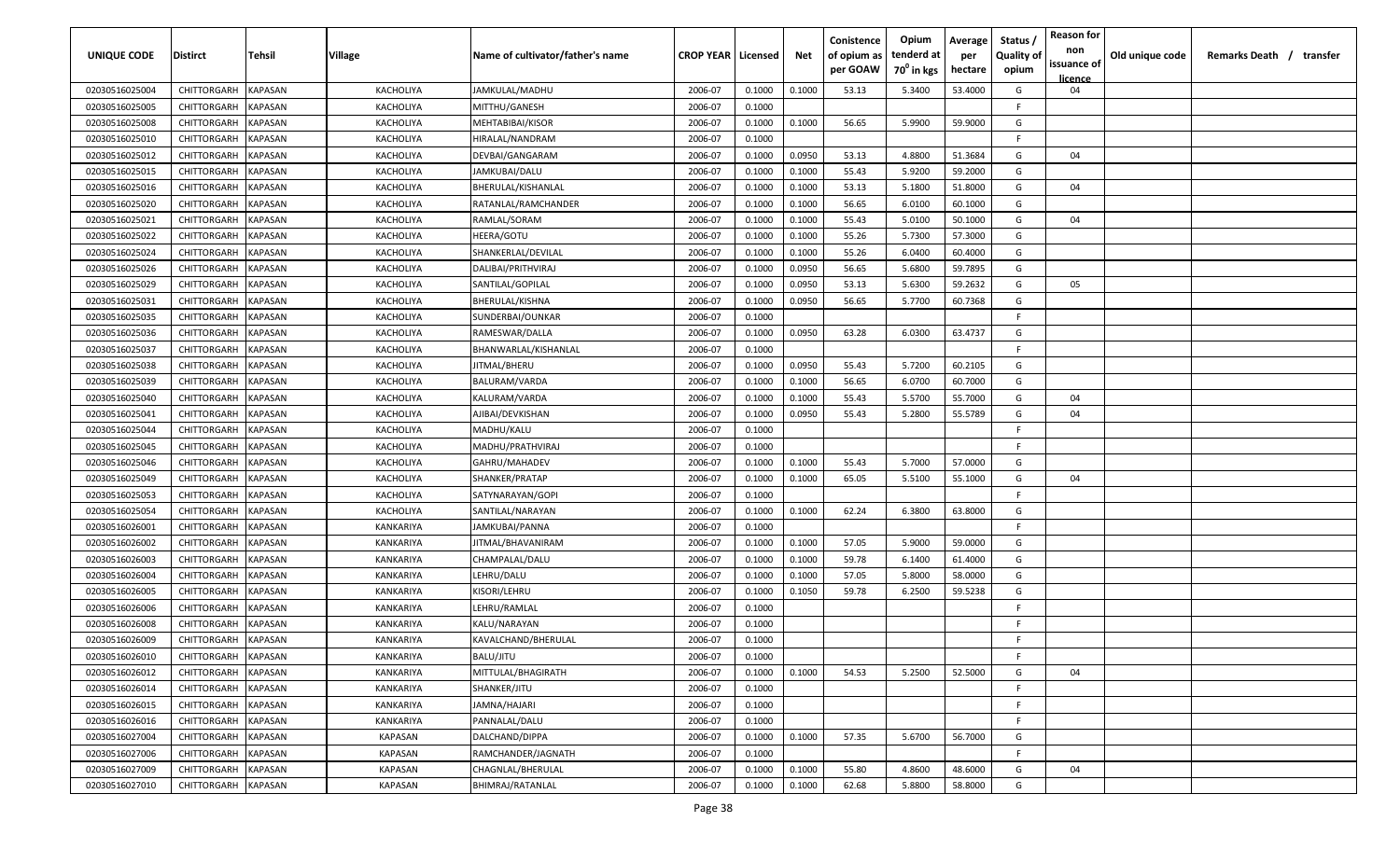| UNIQUE CODE | Distirct | Tehsil | Village | Name of cultivator/father's name | CROP YEAR | Licensed | Net | Conistence of opium as per GOAW | Opium tenderd at $70^0$ in kgs | Average per hectare | Status / Quality of opium | Reason for non issuance of licence | Old unique code | Remarks Death / transfer |
|---|---|---|---|---|---|---|---|---|---|---|---|---|---|---|
| 02030516025004 | CHITTORGARH | KAPASAN | KACHOLIYA | JAMKULAL/MADHU | 2006-07 | 0.1000 | 0.1000 | 53.13 | 5.3400 | 53.4000 | G | 04 | | |
| 02030516025005 | CHITTORGARH | KAPASAN | KACHOLIYA | MITTHU/GANESH | 2006-07 | 0.1000 | | | | | F | | | |
| 02030516025008 | CHITTORGARH | KAPASAN | KACHOLIYA | MEHTABIBAI/KISOR | 2006-07 | 0.1000 | 0.1000 | 56.65 | 5.9900 | 59.9000 | G | | | |
| 02030516025010 | CHITTORGARH | KAPASAN | KACHOLIYA | HIRALAL/NANDRAM | 2006-07 | 0.1000 | | | | | F | | | |
| 02030516025012 | CHITTORGARH | KAPASAN | KACHOLIYA | DEVBAI/GANGARAM | 2006-07 | 0.1000 | 0.0950 | 53.13 | 4.8800 | 51.3684 | G | 04 | | |
| 02030516025015 | CHITTORGARH | KAPASAN | KACHOLIYA | JAMKUBAI/DALU | 2006-07 | 0.1000 | 0.1000 | 55.43 | 5.9200 | 59.2000 | G | | | |
| 02030516025016 | CHITTORGARH | KAPASAN | KACHOLIYA | BHERULAL/KISHANLAL | 2006-07 | 0.1000 | 0.1000 | 53.13 | 5.1800 | 51.8000 | G | 04 | | |
| 02030516025020 | CHITTORGARH | KAPASAN | KACHOLIYA | RATANLAL/RAMCHANDER | 2006-07 | 0.1000 | 0.1000 | 56.65 | 6.0100 | 60.1000 | G | | | |
| 02030516025021 | CHITTORGARH | KAPASAN | KACHOLIYA | RAMLAL/SORAM | 2006-07 | 0.1000 | 0.1000 | 55.43 | 5.0100 | 50.1000 | G | 04 | | |
| 02030516025022 | CHITTORGARH | KAPASAN | KACHOLIYA | HEERA/GOTU | 2006-07 | 0.1000 | 0.1000 | 55.26 | 5.7300 | 57.3000 | G | | | |
| 02030516025024 | CHITTORGARH | KAPASAN | KACHOLIYA | SHANKERLAL/DEVILAL | 2006-07 | 0.1000 | 0.1000 | 55.26 | 6.0400 | 60.4000 | G | | | |
| 02030516025026 | CHITTORGARH | KAPASAN | KACHOLIYA | DALIBAI/PRITHVIRAJ | 2006-07 | 0.1000 | 0.0950 | 56.65 | 5.6800 | 59.7895 | G | | | |
| 02030516025029 | CHITTORGARH | KAPASAN | KACHOLIYA | SANTILAL/GOPILAL | 2006-07 | 0.1000 | 0.0950 | 53.13 | 5.6300 | 59.2632 | G | 05 | | |
| 02030516025031 | CHITTORGARH | KAPASAN | KACHOLIYA | BHERULAL/KISHNA | 2006-07 | 0.1000 | 0.0950 | 56.65 | 5.7700 | 60.7368 | G | | | |
| 02030516025035 | CHITTORGARH | KAPASAN | KACHOLIYA | SUNDERBAI/OUNKAR | 2006-07 | 0.1000 | | | | | F | | | |
| 02030516025036 | CHITTORGARH | KAPASAN | KACHOLIYA | RAMESWAR/DALLA | 2006-07 | 0.1000 | 0.0950 | 63.28 | 6.0300 | 63.4737 | G | | | |
| 02030516025037 | CHITTORGARH | KAPASAN | KACHOLIYA | BHANWARLAL/KISHANLAL | 2006-07 | 0.1000 | | | | | F | | | |
| 02030516025038 | CHITTORGARH | KAPASAN | KACHOLIYA | JITMAL/BHERU | 2006-07 | 0.1000 | 0.0950 | 55.43 | 5.7200 | 60.2105 | G | | | |
| 02030516025039 | CHITTORGARH | KAPASAN | KACHOLIYA | BALURAM/VARDA | 2006-07 | 0.1000 | 0.1000 | 56.65 | 6.0700 | 60.7000 | G | | | |
| 02030516025040 | CHITTORGARH | KAPASAN | KACHOLIYA | KALURAM/VARDA | 2006-07 | 0.1000 | 0.1000 | 55.43 | 5.5700 | 55.7000 | G | 04 | | |
| 02030516025041 | CHITTORGARH | KAPASAN | KACHOLIYA | AJIBAI/DEVKISHAN | 2006-07 | 0.1000 | 0.0950 | 55.43 | 5.2800 | 55.5789 | G | 04 | | |
| 02030516025044 | CHITTORGARH | KAPASAN | KACHOLIYA | MADHU/KALU | 2006-07 | 0.1000 | | | | | F | | | |
| 02030516025045 | CHITTORGARH | KAPASAN | KACHOLIYA | MADHU/PRATHVIRAJ | 2006-07 | 0.1000 | | | | | F | | | |
| 02030516025046 | CHITTORGARH | KAPASAN | KACHOLIYA | GAHRU/MAHADEV | 2006-07 | 0.1000 | 0.1000 | 55.43 | 5.7000 | 57.0000 | G | | | |
| 02030516025049 | CHITTORGARH | KAPASAN | KACHOLIYA | SHANKER/PRATAP | 2006-07 | 0.1000 | 0.1000 | 65.05 | 5.5100 | 55.1000 | G | 04 | | |
| 02030516025053 | CHITTORGARH | KAPASAN | KACHOLIYA | SATYNARAYAN/GOPI | 2006-07 | 0.1000 | | | | | F | | | |
| 02030516025054 | CHITTORGARH | KAPASAN | KACHOLIYA | SANTILAL/NARAYAN | 2006-07 | 0.1000 | 0.1000 | 62.24 | 6.3800 | 63.8000 | G | | | |
| 02030516026001 | CHITTORGARH | KAPASAN | KANKARIYA | JAMKUBAI/PANNA | 2006-07 | 0.1000 | | | | | F | | | |
| 02030516026002 | CHITTORGARH | KAPASAN | KANKARIYA | JITMAL/BHAVANIRAM | 2006-07 | 0.1000 | 0.1000 | 57.05 | 5.9000 | 59.0000 | G | | | |
| 02030516026003 | CHITTORGARH | KAPASAN | KANKARIYA | CHAMPALAL/DALU | 2006-07 | 0.1000 | 0.1000 | 59.78 | 6.1400 | 61.4000 | G | | | |
| 02030516026004 | CHITTORGARH | KAPASAN | KANKARIYA | LEHRU/DALU | 2006-07 | 0.1000 | 0.1000 | 57.05 | 5.8000 | 58.0000 | G | | | |
| 02030516026005 | CHITTORGARH | KAPASAN | KANKARIYA | KISORI/LEHRU | 2006-07 | 0.1000 | 0.1050 | 59.78 | 6.2500 | 59.5238 | G | | | |
| 02030516026006 | CHITTORGARH | KAPASAN | KANKARIYA | LEHRU/RAMLAL | 2006-07 | 0.1000 | | | | | F | | | |
| 02030516026008 | CHITTORGARH | KAPASAN | KANKARIYA | KALU/NARAYAN | 2006-07 | 0.1000 | | | | | F | | | |
| 02030516026009 | CHITTORGARH | KAPASAN | KANKARIYA | KAVALCHAND/BHERULAL | 2006-07 | 0.1000 | | | | | F | | | |
| 02030516026010 | CHITTORGARH | KAPASAN | KANKARIYA | BALU/JITU | 2006-07 | 0.1000 | | | | | F | | | |
| 02030516026012 | CHITTORGARH | KAPASAN | KANKARIYA | MITTULAL/BHAGIRATH | 2006-07 | 0.1000 | 0.1000 | 54.53 | 5.2500 | 52.5000 | G | 04 | | |
| 02030516026014 | CHITTORGARH | KAPASAN | KANKARIYA | SHANKER/JITU | 2006-07 | 0.1000 | | | | | F | | | |
| 02030516026015 | CHITTORGARH | KAPASAN | KANKARIYA | JAMNA/HAJARI | 2006-07 | 0.1000 | | | | | F | | | |
| 02030516026016 | CHITTORGARH | KAPASAN | KANKARIYA | PANNALAL/DALU | 2006-07 | 0.1000 | | | | | F | | | |
| 02030516027004 | CHITTORGARH | KAPASAN | KAPASAN | DALCHAND/DIPPA | 2006-07 | 0.1000 | 0.1000 | 57.35 | 5.6700 | 56.7000 | G | | | |
| 02030516027006 | CHITTORGARH | KAPASAN | KAPASAN | RAMCHANDER/JAGNATH | 2006-07 | 0.1000 | | | | | F | | | |
| 02030516027009 | CHITTORGARH | KAPASAN | KAPASAN | CHAGNLAL/BHERULAL | 2006-07 | 0.1000 | 0.1000 | 55.80 | 4.8600 | 48.6000 | G | 04 | | |
| 02030516027010 | CHITTORGARH | KAPASAN | KAPASAN | BHIMRAJ/RATANLAL | 2006-07 | 0.1000 | 0.1000 | 62.68 | 5.8800 | 58.8000 | G | | | |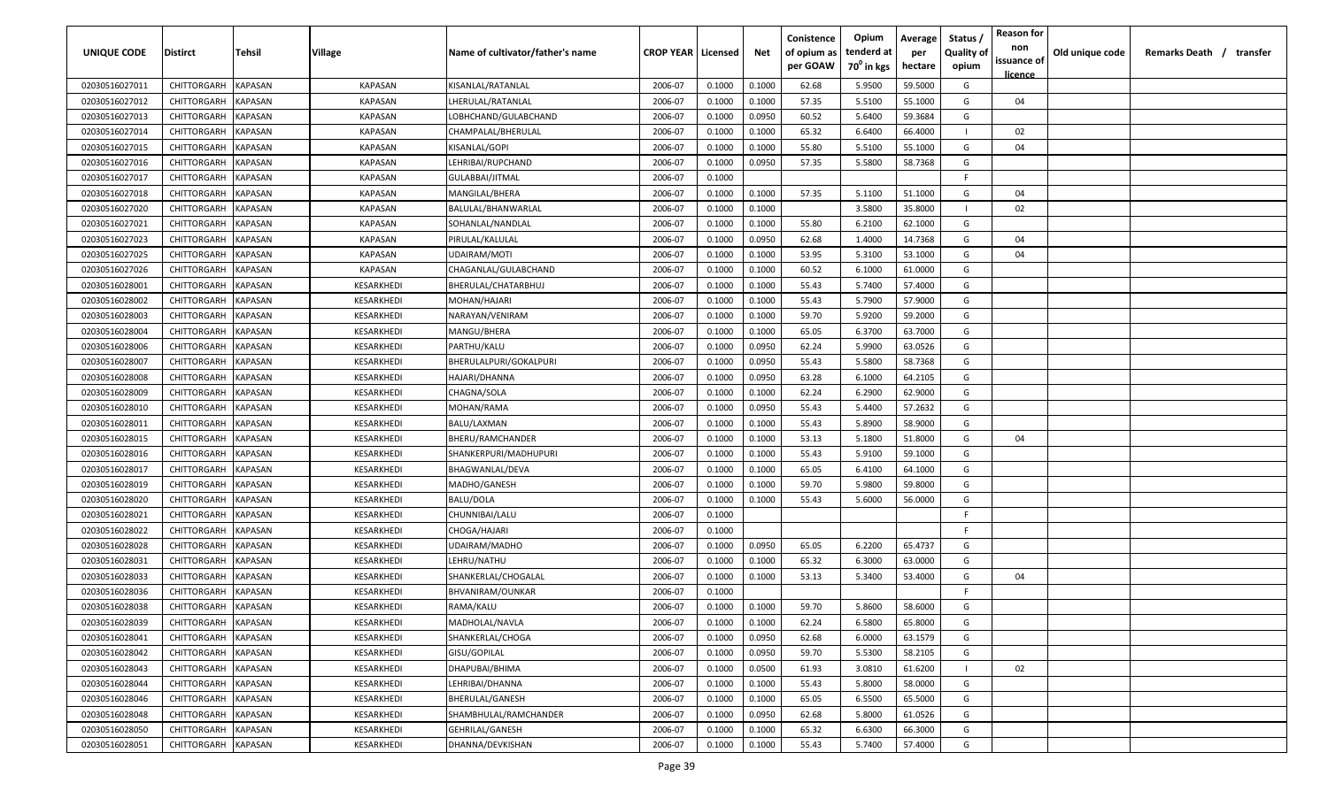| UNIQUE CODE | Distirct | Tehsil | Village | Name of cultivator/father's name | CROP YEAR | Licensed | Net | Conistence of opium as per GOAW | Opium tenderd at $70^0$ in kgs | Average per hectare | Status / Quality of opium | Reason for non issuance of licence | Old unique code | Remarks Death / transfer |
|---|---|---|---|---|---|---|---|---|---|---|---|---|---|---|
| 02030516027011 | CHITTORGARH | KAPASAN | KAPASAN | KISANLAL/RATANLAL | 2006-07 | 0.1000 | 0.1000 | 62.68 | 5.9500 | 59.5000 | G | | | |
| 02030516027012 | CHITTORGARH | KAPASAN | KAPASAN | LHERULAL/RATANLAL | 2006-07 | 0.1000 | 0.1000 | 57.35 | 5.5100 | 55.1000 | G | 04 | | |
| 02030516027013 | CHITTORGARH | KAPASAN | KAPASAN | LOBHCHAND/GULABCHAND | 2006-07 | 0.1000 | 0.0950 | 60.52 | 5.6400 | 59.3684 | G | | | |
| 02030516027014 | CHITTORGARH | KAPASAN | KAPASAN | CHAMPALAL/BHERULAL | 2006-07 | 0.1000 | 0.1000 | 65.32 | 6.6400 | 66.4000 | I | 02 | | |
| 02030516027015 | CHITTORGARH | KAPASAN | KAPASAN | KISANLAL/GOPI | 2006-07 | 0.1000 | 0.1000 | 55.80 | 5.5100 | 55.1000 | G | 04 | | |
| 02030516027016 | CHITTORGARH | KAPASAN | KAPASAN | LEHRIBAI/RUPCHAND | 2006-07 | 0.1000 | 0.0950 | 57.35 | 5.5800 | 58.7368 | G | | | |
| 02030516027017 | CHITTORGARH | KAPASAN | KAPASAN | GULABBAI/JITMAL | 2006-07 | 0.1000 | | | | | F | | | |
| 02030516027018 | CHITTORGARH | KAPASAN | KAPASAN | MANGILAL/BHERA | 2006-07 | 0.1000 | 0.1000 | 57.35 | 5.1100 | 51.1000 | G | 04 | | |
| 02030516027020 | CHITTORGARH | KAPASAN | KAPASAN | BALULAL/BHANWARLAL | 2006-07 | 0.1000 | 0.1000 | | 3.5800 | 35.8000 | I | 02 | | |
| 02030516027021 | CHITTORGARH | KAPASAN | KAPASAN | SOHANLAL/NANDLAL | 2006-07 | 0.1000 | 0.1000 | 55.80 | 6.2100 | 62.1000 | G | | | |
| 02030516027023 | CHITTORGARH | KAPASAN | KAPASAN | PIRULAL/KALULAL | 2006-07 | 0.1000 | 0.0950 | 62.68 | 1.4000 | 14.7368 | G | 04 | | |
| 02030516027025 | CHITTORGARH | KAPASAN | KAPASAN | UDAIRAM/MOTI | 2006-07 | 0.1000 | 0.1000 | 53.95 | 5.3100 | 53.1000 | G | 04 | | |
| 02030516027026 | CHITTORGARH | KAPASAN | KAPASAN | CHAGANLAL/GULABCHAND | 2006-07 | 0.1000 | 0.1000 | 60.52 | 6.1000 | 61.0000 | G | | | |
| 02030516028001 | CHITTORGARH | KAPASAN | KESARKHEDI | BHERULAL/CHATARBHUJ | 2006-07 | 0.1000 | 0.1000 | 55.43 | 5.7400 | 57.4000 | G | | | |
| 02030516028002 | CHITTORGARH | KAPASAN | KESARKHEDI | MOHAN/HAJARI | 2006-07 | 0.1000 | 0.1000 | 55.43 | 5.7900 | 57.9000 | G | | | |
| 02030516028003 | CHITTORGARH | KAPASAN | KESARKHEDI | NARAYAN/VENIRAM | 2006-07 | 0.1000 | 0.1000 | 59.70 | 5.9200 | 59.2000 | G | | | |
| 02030516028004 | CHITTORGARH | KAPASAN | KESARKHEDI | MANGU/BHERA | 2006-07 | 0.1000 | 0.1000 | 65.05 | 6.3700 | 63.7000 | G | | | |
| 02030516028006 | CHITTORGARH | KAPASAN | KESARKHEDI | PARTHU/KALU | 2006-07 | 0.1000 | 0.0950 | 62.24 | 5.9900 | 63.0526 | G | | | |
| 02030516028007 | CHITTORGARH | KAPASAN | KESARKHEDI | BHERULALPURI/GOKALPURI | 2006-07 | 0.1000 | 0.0950 | 55.43 | 5.5800 | 58.7368 | G | | | |
| 02030516028008 | CHITTORGARH | KAPASAN | KESARKHEDI | HAJARI/DHANNA | 2006-07 | 0.1000 | 0.0950 | 63.28 | 6.1000 | 64.2105 | G | | | |
| 02030516028009 | CHITTORGARH | KAPASAN | KESARKHEDI | CHAGNA/SOLA | 2006-07 | 0.1000 | 0.1000 | 62.24 | 6.2900 | 62.9000 | G | | | |
| 02030516028010 | CHITTORGARH | KAPASAN | KESARKHEDI | MOHAN/RAMA | 2006-07 | 0.1000 | 0.0950 | 55.43 | 5.4400 | 57.2632 | G | | | |
| 02030516028011 | CHITTORGARH | KAPASAN | KESARKHEDI | BALU/LAXMAN | 2006-07 | 0.1000 | 0.1000 | 55.43 | 5.8900 | 58.9000 | G | | | |
| 02030516028015 | CHITTORGARH | KAPASAN | KESARKHEDI | BHERU/RAMCHANDER | 2006-07 | 0.1000 | 0.1000 | 53.13 | 5.1800 | 51.8000 | G | 04 | | |
| 02030516028016 | CHITTORGARH | KAPASAN | KESARKHEDI | SHANKERPURI/MADHUPURI | 2006-07 | 0.1000 | 0.1000 | 55.43 | 5.9100 | 59.1000 | G | | | |
| 02030516028017 | CHITTORGARH | KAPASAN | KESARKHEDI | BHAGWANLAL/DEVA | 2006-07 | 0.1000 | 0.1000 | 65.05 | 6.4100 | 64.1000 | G | | | |
| 02030516028019 | CHITTORGARH | KAPASAN | KESARKHEDI | MADHO/GANESH | 2006-07 | 0.1000 | 0.1000 | 59.70 | 5.9800 | 59.8000 | G | | | |
| 02030516028020 | CHITTORGARH | KAPASAN | KESARKHEDI | BALU/DOLA | 2006-07 | 0.1000 | 0.1000 | 55.43 | 5.6000 | 56.0000 | G | | | |
| 02030516028021 | CHITTORGARH | KAPASAN | KESARKHEDI | CHUNNIBAI/LALU | 2006-07 | 0.1000 | | | | | F | | | |
| 02030516028022 | CHITTORGARH | KAPASAN | KESARKHEDI | CHOGA/HAJARI | 2006-07 | 0.1000 | | | | | F | | | |
| 02030516028028 | CHITTORGARH | KAPASAN | KESARKHEDI | UDAIRAM/MADHO | 2006-07 | 0.1000 | 0.0950 | 65.05 | 6.2200 | 65.4737 | G | | | |
| 02030516028031 | CHITTORGARH | KAPASAN | KESARKHEDI | LEHRU/NATHU | 2006-07 | 0.1000 | 0.1000 | 65.32 | 6.3000 | 63.0000 | G | | | |
| 02030516028033 | CHITTORGARH | KAPASAN | KESARKHEDI | SHANKERLAL/CHOGALAL | 2006-07 | 0.1000 | 0.1000 | 53.13 | 5.3400 | 53.4000 | G | 04 | | |
| 02030516028036 | CHITTORGARH | KAPASAN | KESARKHEDI | BHVANIRAM/OUNKAR | 2006-07 | 0.1000 | | | | | F | | | |
| 02030516028038 | CHITTORGARH | KAPASAN | KESARKHEDI | RAMA/KALU | 2006-07 | 0.1000 | 0.1000 | 59.70 | 5.8600 | 58.6000 | G | | | |
| 02030516028039 | CHITTORGARH | KAPASAN | KESARKHEDI | MADHOLAL/NAVLA | 2006-07 | 0.1000 | 0.1000 | 62.24 | 6.5800 | 65.8000 | G | | | |
| 02030516028041 | CHITTORGARH | KAPASAN | KESARKHEDI | SHANKERLAL/CHOGA | 2006-07 | 0.1000 | 0.0950 | 62.68 | 6.0000 | 63.1579 | G | | | |
| 02030516028042 | CHITTORGARH | KAPASAN | KESARKHEDI | GISU/GOPILAL | 2006-07 | 0.1000 | 0.0950 | 59.70 | 5.5300 | 58.2105 | G | | | |
| 02030516028043 | CHITTORGARH | KAPASAN | KESARKHEDI | DHAPUBAI/BHIMA | 2006-07 | 0.1000 | 0.0500 | 61.93 | 3.0810 | 61.6200 | I | 02 | | |
| 02030516028044 | CHITTORGARH | KAPASAN | KESARKHEDI | LEHRIBAI/DHANNA | 2006-07 | 0.1000 | 0.1000 | 55.43 | 5.8000 | 58.0000 | G | | | |
| 02030516028046 | CHITTORGARH | KAPASAN | KESARKHEDI | BHERULAL/GANESH | 2006-07 | 0.1000 | 0.1000 | 65.05 | 6.5500 | 65.5000 | G | | | |
| 02030516028048 | CHITTORGARH | KAPASAN | KESARKHEDI | SHAMBHULAL/RAMCHANDER | 2006-07 | 0.1000 | 0.0950 | 62.68 | 5.8000 | 61.0526 | G | | | |
| 02030516028050 | CHITTORGARH | KAPASAN | KESARKHEDI | GEHRILAL/GANESH | 2006-07 | 0.1000 | 0.1000 | 65.32 | 6.6300 | 66.3000 | G | | | |
| 02030516028051 | CHITTORGARH | KAPASAN | KESARKHEDI | DHANNA/DEVKISHAN | 2006-07 | 0.1000 | 0.1000 | 55.43 | 5.7400 | 57.4000 | G | | | |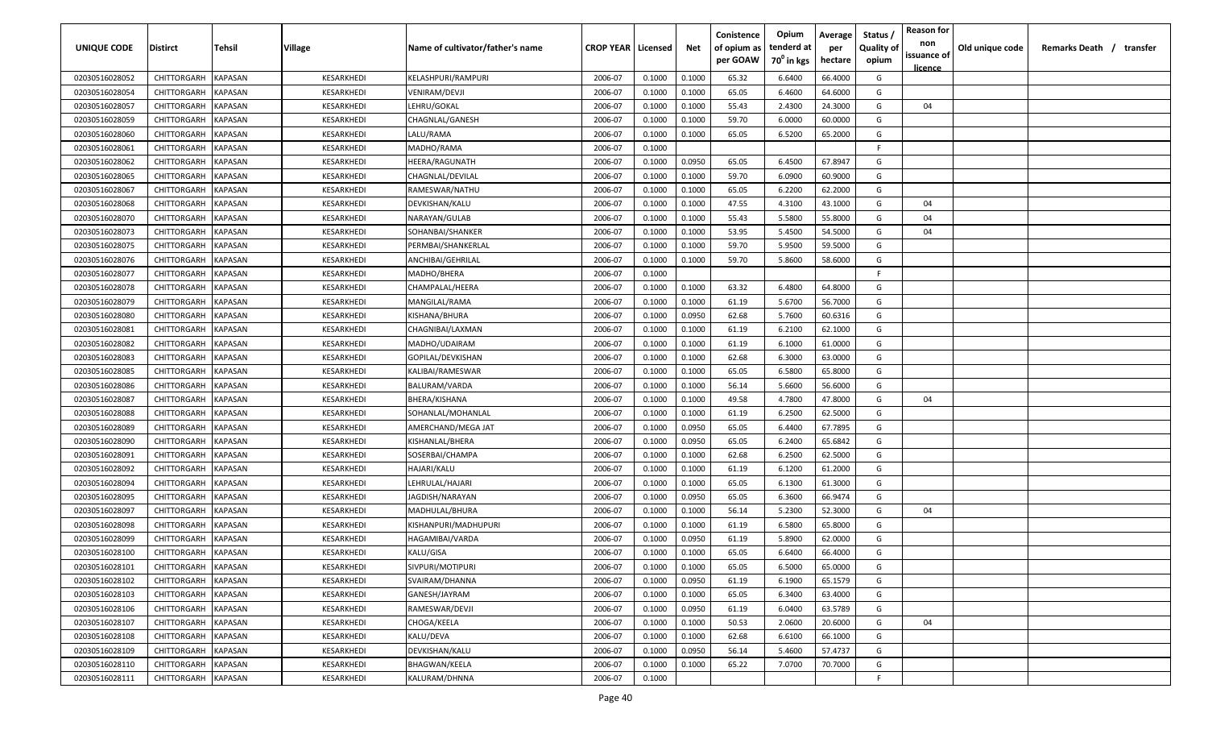| UNIQUE CODE | Distirct | Tehsil | Village | Name of cultivator/father's name | CROP YEAR | Licensed | Net | Conistence of opium as per GOAW | Opium tenderd at 70° in kgs | Average per hectare | Status / Quality of opium | Reason for non issuance of licence | Old unique code | Remarks Death / transfer |
|---|---|---|---|---|---|---|---|---|---|---|---|---|---|---|
| 02030516028052 | CHITTORGARH | KAPASAN | KESARKHEDI | KELASHPURI/RAMPURI | 2006-07 | 0.1000 | 0.1000 | 65.32 | 6.6400 | 66.4000 | G | | | |
| 02030516028054 | CHITTORGARH | KAPASAN | KESARKHEDI | VENIRAM/DEVJI | 2006-07 | 0.1000 | 0.1000 | 65.05 | 6.4600 | 64.6000 | G | | | |
| 02030516028057 | CHITTORGARH | KAPASAN | KESARKHEDI | LEHRU/GOKAL | 2006-07 | 0.1000 | 0.1000 | 55.43 | 2.4300 | 24.3000 | G | 04 | | |
| 02030516028059 | CHITTORGARH | KAPASAN | KESARKHEDI | CHAGNLAL/GANESH | 2006-07 | 0.1000 | 0.1000 | 59.70 | 6.0000 | 60.0000 | G | | | |
| 02030516028060 | CHITTORGARH | KAPASAN | KESARKHEDI | LALU/RAMA | 2006-07 | 0.1000 | 0.1000 | 65.05 | 6.5200 | 65.2000 | G | | | |
| 02030516028061 | CHITTORGARH | KAPASAN | KESARKHEDI | MADHO/RAMA | 2006-07 | 0.1000 | | | | | F | | | |
| 02030516028062 | CHITTORGARH | KAPASAN | KESARKHEDI | HEERA/RAGUNATH | 2006-07 | 0.1000 | 0.0950 | 65.05 | 6.4500 | 67.8947 | G | | | |
| 02030516028065 | CHITTORGARH | KAPASAN | KESARKHEDI | CHAGNLAL/DEVILAL | 2006-07 | 0.1000 | 0.1000 | 59.70 | 6.0900 | 60.9000 | G | | | |
| 02030516028067 | CHITTORGARH | KAPASAN | KESARKHEDI | RAMESWAR/NATHU | 2006-07 | 0.1000 | 0.1000 | 65.05 | 6.2200 | 62.2000 | G | | | |
| 02030516028068 | CHITTORGARH | KAPASAN | KESARKHEDI | DEVKISHAN/KALU | 2006-07 | 0.1000 | 0.1000 | 47.55 | 4.3100 | 43.1000 | G | 04 | | |
| 02030516028070 | CHITTORGARH | KAPASAN | KESARKHEDI | NARAYAN/GULAB | 2006-07 | 0.1000 | 0.1000 | 55.43 | 5.5800 | 55.8000 | G | 04 | | |
| 02030516028073 | CHITTORGARH | KAPASAN | KESARKHEDI | SOHANBAI/SHANKER | 2006-07 | 0.1000 | 0.1000 | 53.95 | 5.4500 | 54.5000 | G | 04 | | |
| 02030516028075 | CHITTORGARH | KAPASAN | KESARKHEDI | PERMBAI/SHANKERLAL | 2006-07 | 0.1000 | 0.1000 | 59.70 | 5.9500 | 59.5000 | G | | | |
| 02030516028076 | CHITTORGARH | KAPASAN | KESARKHEDI | ANCHIBAI/GEHRILAL | 2006-07 | 0.1000 | 0.1000 | 59.70 | 5.8600 | 58.6000 | G | | | |
| 02030516028077 | CHITTORGARH | KAPASAN | KESARKHEDI | MADHO/BHERA | 2006-07 | 0.1000 | | | | | F | | | |
| 02030516028078 | CHITTORGARH | KAPASAN | KESARKHEDI | CHAMPALAL/HEERA | 2006-07 | 0.1000 | 0.1000 | 63.32 | 6.4800 | 64.8000 | G | | | |
| 02030516028079 | CHITTORGARH | KAPASAN | KESARKHEDI | MANGILAL/RAMA | 2006-07 | 0.1000 | 0.1000 | 61.19 | 5.6700 | 56.7000 | G | | | |
| 02030516028080 | CHITTORGARH | KAPASAN | KESARKHEDI | KISHANA/BHURA | 2006-07 | 0.1000 | 0.0950 | 62.68 | 5.7600 | 60.6316 | G | | | |
| 02030516028081 | CHITTORGARH | KAPASAN | KESARKHEDI | CHAGNIBAI/LAXMAN | 2006-07 | 0.1000 | 0.1000 | 61.19 | 6.2100 | 62.1000 | G | | | |
| 02030516028082 | CHITTORGARH | KAPASAN | KESARKHEDI | MADHO/UDAIRAM | 2006-07 | 0.1000 | 0.1000 | 61.19 | 6.1000 | 61.0000 | G | | | |
| 02030516028083 | CHITTORGARH | KAPASAN | KESARKHEDI | GOPILAL/DEVKISHAN | 2006-07 | 0.1000 | 0.1000 | 62.68 | 6.3000 | 63.0000 | G | | | |
| 02030516028085 | CHITTORGARH | KAPASAN | KESARKHEDI | KALIBAI/RAMESWAR | 2006-07 | 0.1000 | 0.1000 | 65.05 | 6.5800 | 65.8000 | G | | | |
| 02030516028086 | CHITTORGARH | KAPASAN | KESARKHEDI | BALURAM/VARDA | 2006-07 | 0.1000 | 0.1000 | 56.14 | 5.6600 | 56.6000 | G | | | |
| 02030516028087 | CHITTORGARH | KAPASAN | KESARKHEDI | BHERA/KISHANA | 2006-07 | 0.1000 | 0.1000 | 49.58 | 4.7800 | 47.8000 | G | 04 | | |
| 02030516028088 | CHITTORGARH | KAPASAN | KESARKHEDI | SOHANLAL/MOHANLAL | 2006-07 | 0.1000 | 0.1000 | 61.19 | 6.2500 | 62.5000 | G | | | |
| 02030516028089 | CHITTORGARH | KAPASAN | KESARKHEDI | AMERCHAND/MEGA JAT | 2006-07 | 0.1000 | 0.0950 | 65.05 | 6.4400 | 67.7895 | G | | | |
| 02030516028090 | CHITTORGARH | KAPASAN | KESARKHEDI | KISHANLAL/BHERA | 2006-07 | 0.1000 | 0.0950 | 65.05 | 6.2400 | 65.6842 | G | | | |
| 02030516028091 | CHITTORGARH | KAPASAN | KESARKHEDI | SOSERBAI/CHAMPA | 2006-07 | 0.1000 | 0.1000 | 62.68 | 6.2500 | 62.5000 | G | | | |
| 02030516028092 | CHITTORGARH | KAPASAN | KESARKHEDI | HAJARI/KALU | 2006-07 | 0.1000 | 0.1000 | 61.19 | 6.1200 | 61.2000 | G | | | |
| 02030516028094 | CHITTORGARH | KAPASAN | KESARKHEDI | LEHRULAL/HAJARI | 2006-07 | 0.1000 | 0.1000 | 65.05 | 6.1300 | 61.3000 | G | | | |
| 02030516028095 | CHITTORGARH | KAPASAN | KESARKHEDI | JAGDISH/NARAYAN | 2006-07 | 0.1000 | 0.0950 | 65.05 | 6.3600 | 66.9474 | G | | | |
| 02030516028097 | CHITTORGARH | KAPASAN | KESARKHEDI | MADHULAL/BHURA | 2006-07 | 0.1000 | 0.1000 | 56.14 | 5.2300 | 52.3000 | G | 04 | | |
| 02030516028098 | CHITTORGARH | KAPASAN | KESARKHEDI | KISHANPURI/MADHUPURI | 2006-07 | 0.1000 | 0.1000 | 61.19 | 6.5800 | 65.8000 | G | | | |
| 02030516028099 | CHITTORGARH | KAPASAN | KESARKHEDI | HAGAMIBAI/VARDA | 2006-07 | 0.1000 | 0.0950 | 61.19 | 5.8900 | 62.0000 | G | | | |
| 02030516028100 | CHITTORGARH | KAPASAN | KESARKHEDI | KALU/GISA | 2006-07 | 0.1000 | 0.1000 | 65.05 | 6.6400 | 66.4000 | G | | | |
| 02030516028101 | CHITTORGARH | KAPASAN | KESARKHEDI | SIVPURI/MOTIPURI | 2006-07 | 0.1000 | 0.1000 | 65.05 | 6.5000 | 65.0000 | G | | | |
| 02030516028102 | CHITTORGARH | KAPASAN | KESARKHEDI | SVAIRAM/DHANNA | 2006-07 | 0.1000 | 0.0950 | 61.19 | 6.1900 | 65.1579 | G | | | |
| 02030516028103 | CHITTORGARH | KAPASAN | KESARKHEDI | GANESH/JAYRAM | 2006-07 | 0.1000 | 0.1000 | 65.05 | 6.3400 | 63.4000 | G | | | |
| 02030516028106 | CHITTORGARH | KAPASAN | KESARKHEDI | RAMESWAR/DEVJI | 2006-07 | 0.1000 | 0.0950 | 61.19 | 6.0400 | 63.5789 | G | | | |
| 02030516028107 | CHITTORGARH | KAPASAN | KESARKHEDI | CHOGA/KEELA | 2006-07 | 0.1000 | 0.1000 | 50.53 | 2.0600 | 20.6000 | G | 04 | | |
| 02030516028108 | CHITTORGARH | KAPASAN | KESARKHEDI | KALU/DEVA | 2006-07 | 0.1000 | 0.1000 | 62.68 | 6.6100 | 66.1000 | G | | | |
| 02030516028109 | CHITTORGARH | KAPASAN | KESARKHEDI | DEVKISHAN/KALU | 2006-07 | 0.1000 | 0.0950 | 56.14 | 5.4600 | 57.4737 | G | | | |
| 02030516028110 | CHITTORGARH | KAPASAN | KESARKHEDI | BHAGWAN/KEELA | 2006-07 | 0.1000 | 0.1000 | 65.22 | 7.0700 | 70.7000 | G | | | |
| 02030516028111 | CHITTORGARH | KAPASAN | KESARKHEDI | KALURAM/DHNNA | 2006-07 | 0.1000 | | | | | F | | | |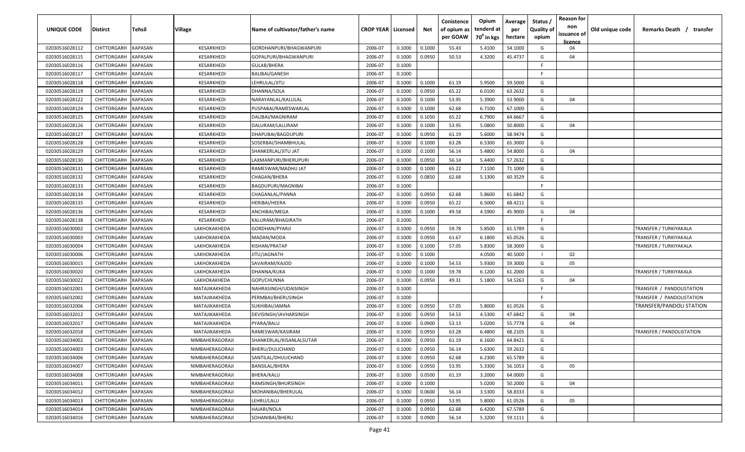| UNIQUE CODE | Distirct | Tehsil | Village | Name of cultivator/father's name | CROP YEAR | Licensed | Net | Conistence of opium as per GOAW | Opium tenderd at $70^0$ in kgs | Average per hectare | Status / Quality of opium | Reason for non issuance of licence | Old unique code | Remarks Death / transfer |
|---|---|---|---|---|---|---|---|---|---|---|---|---|---|---|
| 02030516028112 | CHITTORGARH | KAPASAN | KESARKHEDI | GORDHANPURI/BHAGWANPURI | 2006-07 | 0.1000 | 0.1000 | 55.43 | 5.4100 | 54.1000 | G | 04 | | |
| 02030516028115 | CHITTORGARH | KAPASAN | KESARKHEDI | GOPALPURI/BHAGWANPURI | 2006-07 | 0.1000 | 0.0950 | 50.53 | 4.3200 | 45.4737 | G | 04 | | |
| 02030516028116 | CHITTORGARH | KAPASAN | KESARKHEDI | GULAB/BHERA | 2006-07 | 0.1000 | | | | | F | | | |
| 02030516028117 | CHITTORGARH | KAPASAN | KESARKHEDI | BALIBAI/GANESH | 2006-07 | 0.1000 | | | | | F | | | |
| 02030516028118 | CHITTORGARH | KAPASAN | KESARKHEDI | LEHRULAL/JITU | 2006-07 | 0.1000 | 0.1000 | 61.19 | 5.9500 | 59.5000 | G | | | |
| 02030516028119 | CHITTORGARH | KAPASAN | KESARKHEDI | DHANNA/SOLA | 2006-07 | 0.1000 | 0.0950 | 65.22 | 6.0100 | 63.2632 | G | | | |
| 02030516028122 | CHITTORGARH | KAPASAN | KESARKHEDI | NARAYANLAL/KALULAL | 2006-07 | 0.1000 | 0.1000 | 53.95 | 5.3900 | 53.9000 | G | 04 | | |
| 02030516028124 | CHITTORGARH | KAPASAN | KESARKHEDI | PUSPABAI/RAMESWARLAL | 2006-07 | 0.1000 | 0.1000 | 62.68 | 6.7100 | 67.1000 | G | | | |
| 02030516028125 | CHITTORGARH | KAPASAN | KESARKHEDI | DALIBAI/MAGNIRAM | 2006-07 | 0.1000 | 0.1050 | 65.22 | 6.7900 | 64.6667 | G | | | |
| 02030516028126 | CHITTORGARH | KAPASAN | KESARKHEDI | DALURAM/LALURAM | 2006-07 | 0.1000 | 0.1000 | 53.95 | 5.0800 | 50.8000 | G | 04 | | |
| 02030516028127 | CHITTORGARH | KAPASAN | KESARKHEDI | DHAPUBAI/BAGDUPURI | 2006-07 | 0.1000 | 0.0950 | 61.19 | 5.6000 | 58.9474 | G | | | |
| 02030516028128 | CHITTORGARH | KAPASAN | KESARKHEDI | SOSERBAI/SHAMBHULAL | 2006-07 | 0.1000 | 0.1000 | 63.28 | 6.5300 | 65.3000 | G | | | |
| 02030516028129 | CHITTORGARH | KAPASAN | KESARKHEDI | SHANKERLAL/JITU JAT | 2006-07 | 0.1000 | 0.1000 | 56.14 | 5.4800 | 54.8000 | G | 04 | | |
| 02030516028130 | CHITTORGARH | KAPASAN | KESARKHEDI | LAXMANPURI/BHERUPURI | 2006-07 | 0.1000 | 0.0950 | 56.14 | 5.4400 | 57.2632 | G | | | |
| 02030516028131 | CHITTORGARH | KAPASAN | KESARKHEDI | RAMESWAR/MADHU JAT | 2006-07 | 0.1000 | 0.1000 | 65.22 | 7.1100 | 71.1000 | G | | | |
| 02030516028132 | CHITTORGARH | KAPASAN | KESARKHEDI | CHAGAN/BHERA | 2006-07 | 0.1000 | 0.0850 | 62.68 | 5.1300 | 60.3529 | G | | | |
| 02030516028133 | CHITTORGARH | KAPASAN | KESARKHEDI | BAGDUPURI/MAGNIBAI | 2006-07 | 0.1000 | | | | | F | | | |
| 02030516028134 | CHITTORGARH | KAPASAN | KESARKHEDI | CHAGANLAL/PANNA | 2006-07 | 0.1000 | 0.0950 | 62.68 | 5.8600 | 61.6842 | G | | | |
| 02030516028135 | CHITTORGARH | KAPASAN | KESARKHEDI | HERIBAI/HEERA | 2006-07 | 0.1000 | 0.0950 | 65.22 | 6.5000 | 68.4211 | G | | | |
| 02030516028136 | CHITTORGARH | KAPASAN | KESARKHEDI | ANCHIBAI/MEGA | 2006-07 | 0.1000 | 0.1000 | 49.58 | 4.5900 | 45.9000 | G | 04 | | |
| 02030516028138 | CHITTORGARH | KAPASAN | KESARKHEDI | KALURAM/BHAGIRATH | 2006-07 | 0.1000 | | | | | F | | | |
| 02030516030002 | CHITTORGARH | KAPASAN | LAKHOKAKHEDA | GORDHAN/PYARJI | 2006-07 | 0.1000 | 0.0950 | 59.78 | 5.8500 | 61.5789 | G | | | TRANSFER / TURKIYAKALA |
| 02030516030003 | CHITTORGARH | KAPASAN | LAKHOKAKHEDA | MADAN/MODA | 2006-07 | 0.1000 | 0.0950 | 61.67 | 6.1800 | 65.0526 | G | | | TRANSFER / TURKIYAKALA |
| 02030516030004 | CHITTORGARH | KAPASAN | LAKHOKAKHEDA | KISHAN/PRATAP | 2006-07 | 0.1000 | 0.1000 | 57.05 | 5.8300 | 58.3000 | G | | | TRANSFER / TURKIYAKALA |
| 02030516030006 | CHITTORGARH | KAPASAN | LAKHOKAKHEDA | JITU/JAGNATH | 2006-07 | 0.1000 | 0.1000 | | 4.0500 | 40.5000 | I | 02 | | |
| 02030516030015 | CHITTORGARH | KAPASAN | LAKHOKAKHEDA | SAVAIRAM/KAJOD | 2006-07 | 0.1000 | 0.1000 | 54.53 | 5.9300 | 59.3000 | G | 05 | | |
| 02030516030020 | CHITTORGARH | KAPASAN | LAKHOKAKHEDA | DHANNA/KUKA | 2006-07 | 0.1000 | 0.1000 | 59.78 | 6.1200 | 61.2000 | G | | | TRANSFER / TURKIYAKALA |
| 02030516030022 | CHITTORGARH | KAPASAN | LAKHOKAKHEDA | GOPI/CHUNNA | 2006-07 | 0.1000 | 0.0950 | 49.31 | 5.1800 | 54.5263 | G | 04 | | |
| 02030516032001 | CHITTORGARH | KAPASAN | MATAJIKAKHEDA | NAHRASINGH/UDAISINGH | 2006-07 | 0.1000 | | | | | F | | | TRANSFER / PANDOLISTATION |
| 02030516032002 | CHITTORGARH | KAPASAN | MATAJIKAKHEDA | PERMBAI/BHERUSINGH | 2006-07 | 0.1000 | | | | | F | | | TRANSFER / PANDOLISTATION |
| 02030516032006 | CHITTORGARH | KAPASAN | MATAJIKAKHEDA | SUKHIBAI/JAMNA | 2006-07 | 0.1000 | 0.0950 | 57.05 | 5.8000 | 61.0526 | G | | | TRANSFER/PANDOLI STATION |
| 02030516032012 | CHITTORGARH | KAPASAN | MATAJIKAKHEDA | DEVISINGH/JAVHARSINGH | 2006-07 | 0.1000 | 0.0950 | 54.53 | 4.5300 | 47.6842 | G | 04 | | |
| 02030516032017 | CHITTORGARH | KAPASAN | MATAJIKAKHEDA | PYARA/BALU | 2006-07 | 0.1000 | 0.0900 | 53.13 | 5.0200 | 55.7778 | G | 04 | | |
| 02030516032018 | CHITTORGARH | KAPASAN | MATAJIKAKHEDA | RAMESWAR/KASIRAM | 2006-07 | 0.1000 | 0.0950 | 63.28 | 6.4800 | 68.2105 | G | | | TRANSFER / PANDOLISTATION |
| 02030516034002 | CHITTORGARH | KAPASAN | NIMBAHERAGORAJI | SHANKERLAL/KISANLALSUTAR | 2006-07 | 0.1000 | 0.0950 | 61.19 | 6.1600 | 64.8421 | G | | | |
| 02030516034003 | CHITTORGARH | KAPASAN | NIMBAHERAGORAJI | BHERU/DULICHAND | 2006-07 | 0.1000 | 0.0950 | 56.14 | 5.6300 | 59.2632 | G | | | |
| 02030516034006 | CHITTORGARH | KAPASAN | NIMBAHERAGORAJI | SANTILAL/DHULICHAND | 2006-07 | 0.1000 | 0.0950 | 62.68 | 6.2300 | 65.5789 | G | | | |
| 02030516034007 | CHITTORGARH | KAPASAN | NIMBAHERAGORAJI | BANSILAL/BHERA | 2006-07 | 0.1000 | 0.0950 | 53.95 | 5.3300 | 56.1053 | G | 05 | | |
| 02030516034008 | CHITTORGARH | KAPASAN | NIMBAHERAGORAJI | BHERA/KALU | 2006-07 | 0.1000 | 0.0500 | 61.19 | 3.2000 | 64.0000 | G | | | |
| 02030516034011 | CHITTORGARH | KAPASAN | NIMBAHERAGORAJI | RAMSINGH/BHURSINGH | 2006-07 | 0.1000 | 0.1000 | | 5.0200 | 50.2000 | G | 04 | | |
| 02030516034012 | CHITTORGARH | KAPASAN | NIMBAHERAGORAJI | MOHANIBAI/BHERULAL | 2006-07 | 0.1000 | 0.0600 | 56.14 | 3.5300 | 58.8333 | G | | | |
| 02030516034013 | CHITTORGARH | KAPASAN | NIMBAHERAGORAJI | LEHRU/LALU | 2006-07 | 0.1000 | 0.0950 | 53.95 | 5.8000 | 61.0526 | G | 05 | | |
| 02030516034014 | CHITTORGARH | KAPASAN | NIMBAHERAGORAJI | HAJARI/NOLA | 2006-07 | 0.1000 | 0.0950 | 62.68 | 6.4200 | 67.5789 | G | | | |
| 02030516034016 | CHITTORGARH | KAPASAN | NIMBAHERAGORAJI | SOHANIBAI/BHERU | 2006-07 | 0.1000 | 0.0900 | 56.14 | 5.3200 | 59.1111 | G | | | |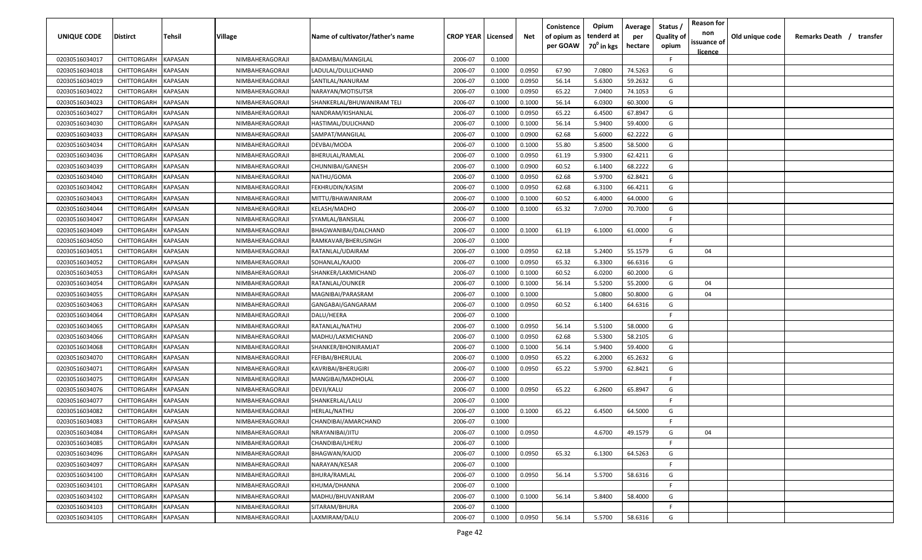| UNIQUE CODE | Distirct | Tehsil | Village | Name of cultivator/father's name | CROP YEAR | Licensed | Net | Conistence of opium as per GOAW | Opium tenderd at 70⁰ in kgs | Average per hectare | Status / Quality of opium | Reason for non issuance of licence | Old unique code | Remarks Death / transfer |
|---|---|---|---|---|---|---|---|---|---|---|---|---|---|---|
| 02030516034017 | CHITTORGARH | KAPASAN | NIMBAHERAGORAJI | BADAMBAI/MANGILAL | 2006-07 | 0.1000 | | | | | F | | | |
| 02030516034018 | CHITTORGARH | KAPASAN | NIMBAHERAGORAJI | LADULAL/DULLICHAND | 2006-07 | 0.1000 | 0.0950 | 67.90 | 7.0800 | 74.5263 | G | | | |
| 02030516034019 | CHITTORGARH | KAPASAN | NIMBAHERAGORAJI | SANTILAL/NANURAM | 2006-07 | 0.1000 | 0.0950 | 56.14 | 5.6300 | 59.2632 | G | | | |
| 02030516034022 | CHITTORGARH | KAPASAN | NIMBAHERAGORAJI | NARAYAN/MOTISUTSR | 2006-07 | 0.1000 | 0.0950 | 65.22 | 7.0400 | 74.1053 | G | | | |
| 02030516034023 | CHITTORGARH | KAPASAN | NIMBAHERAGORAJI | SHANKERLAL/BHUWANIRAM TELI | 2006-07 | 0.1000 | 0.1000 | 56.14 | 6.0300 | 60.3000 | G | | | |
| 02030516034027 | CHITTORGARH | KAPASAN | NIMBAHERAGORAJI | NANDRAM/KISHANLAL | 2006-07 | 0.1000 | 0.0950 | 65.22 | 6.4500 | 67.8947 | G | | | |
| 02030516034030 | CHITTORGARH | KAPASAN | NIMBAHERAGORAJI | HASTIMAL/DULICHAND | 2006-07 | 0.1000 | 0.1000 | 56.14 | 5.9400 | 59.4000 | G | | | |
| 02030516034033 | CHITTORGARH | KAPASAN | NIMBAHERAGORAJI | SAMPAT/MANGILAL | 2006-07 | 0.1000 | 0.0900 | 62.68 | 5.6000 | 62.2222 | G | | | |
| 02030516034034 | CHITTORGARH | KAPASAN | NIMBAHERAGORAJI | DEVBAI/MODA | 2006-07 | 0.1000 | 0.1000 | 55.80 | 5.8500 | 58.5000 | G | | | |
| 02030516034036 | CHITTORGARH | KAPASAN | NIMBAHERAGORAJI | BHERULAL/RAMLAL | 2006-07 | 0.1000 | 0.0950 | 61.19 | 5.9300 | 62.4211 | G | | | |
| 02030516034039 | CHITTORGARH | KAPASAN | NIMBAHERAGORAJI | CHUNNIBAI/GANESH | 2006-07 | 0.1000 | 0.0900 | 60.52 | 6.1400 | 68.2222 | G | | | |
| 02030516034040 | CHITTORGARH | KAPASAN | NIMBAHERAGORAJI | NATHU/GOMA | 2006-07 | 0.1000 | 0.0950 | 62.68 | 5.9700 | 62.8421 | G | | | |
| 02030516034042 | CHITTORGARH | KAPASAN | NIMBAHERAGORAJI | FEKHRUDIN/KASIM | 2006-07 | 0.1000 | 0.0950 | 62.68 | 6.3100 | 66.4211 | G | | | |
| 02030516034043 | CHITTORGARH | KAPASAN | NIMBAHERAGORAJI | MITTU/BHAWANIRAM | 2006-07 | 0.1000 | 0.1000 | 60.52 | 6.4000 | 64.0000 | G | | | |
| 02030516034044 | CHITTORGARH | KAPASAN | NIMBAHERAGORAJI | KELASH/MADHO | 2006-07 | 0.1000 | 0.1000 | 65.32 | 7.0700 | 70.7000 | G | | | |
| 02030516034047 | CHITTORGARH | KAPASAN | NIMBAHERAGORAJI | SYAMLAL/BANSILAL | 2006-07 | 0.1000 | | | | | F | | | |
| 02030516034049 | CHITTORGARH | KAPASAN | NIMBAHERAGORAJI | BHAGWANIBAI/DALCHAND | 2006-07 | 0.1000 | 0.1000 | 61.19 | 6.1000 | 61.0000 | G | | | |
| 02030516034050 | CHITTORGARH | KAPASAN | NIMBAHERAGORAJI | RAMKAVAR/BHERUSINGH | 2006-07 | 0.1000 | | | | | F | | | |
| 02030516034051 | CHITTORGARH | KAPASAN | NIMBAHERAGORAJI | RATANLAL/UDAIRAM | 2006-07 | 0.1000 | 0.0950 | 62.18 | 5.2400 | 55.1579 | G | 04 | | |
| 02030516034052 | CHITTORGARH | KAPASAN | NIMBAHERAGORAJI | SOHANLAL/KAJOD | 2006-07 | 0.1000 | 0.0950 | 65.32 | 6.3300 | 66.6316 | G | | | |
| 02030516034053 | CHITTORGARH | KAPASAN | NIMBAHERAGORAJI | SHANKER/LAKMICHAND | 2006-07 | 0.1000 | 0.1000 | 60.52 | 6.0200 | 60.2000 | G | | | |
| 02030516034054 | CHITTORGARH | KAPASAN | NIMBAHERAGORAJI | RATANLAL/OUNKER | 2006-07 | 0.1000 | 0.1000 | 56.14 | 5.5200 | 55.2000 | G | 04 | | |
| 02030516034055 | CHITTORGARH | KAPASAN | NIMBAHERAGORAJI | MAGNIBAI/PARASRAM | 2006-07 | 0.1000 | 0.1000 | | 5.0800 | 50.8000 | G | 04 | | |
| 02030516034063 | CHITTORGARH | KAPASAN | NIMBAHERAGORAJI | GANGABAI/GANGARAM | 2006-07 | 0.1000 | 0.0950 | 60.52 | 6.1400 | 64.6316 | G | | | |
| 02030516034064 | CHITTORGARH | KAPASAN | NIMBAHERAGORAJI | DALU/HEERA | 2006-07 | 0.1000 | | | | | F | | | |
| 02030516034065 | CHITTORGARH | KAPASAN | NIMBAHERAGORAJI | RATANLAL/NATHU | 2006-07 | 0.1000 | 0.0950 | 56.14 | 5.5100 | 58.0000 | G | | | |
| 02030516034066 | CHITTORGARH | KAPASAN | NIMBAHERAGORAJI | MADHU/LAKMICHAND | 2006-07 | 0.1000 | 0.0950 | 62.68 | 5.5300 | 58.2105 | G | | | |
| 02030516034068 | CHITTORGARH | KAPASAN | NIMBAHERAGORAJI | SHANKER/BHONIRAMJAT | 2006-07 | 0.1000 | 0.1000 | 56.14 | 5.9400 | 59.4000 | G | | | |
| 02030516034070 | CHITTORGARH | KAPASAN | NIMBAHERAGORAJI | FEFIBAI/BHERULAL | 2006-07 | 0.1000 | 0.0950 | 65.22 | 6.2000 | 65.2632 | G | | | |
| 02030516034071 | CHITTORGARH | KAPASAN | NIMBAHERAGORAJI | KAVRIBAI/BHERUGIRI | 2006-07 | 0.1000 | 0.0950 | 65.22 | 5.9700 | 62.8421 | G | | | |
| 02030516034075 | CHITTORGARH | KAPASAN | NIMBAHERAGORAJI | MANGIBAI/MADHOLAL | 2006-07 | 0.1000 | | | | | F | | | |
| 02030516034076 | CHITTORGARH | KAPASAN | NIMBAHERAGORAJI | DEVJI/KALU | 2006-07 | 0.1000 | 0.0950 | 65.22 | 6.2600 | 65.8947 | G | | | |
| 02030516034077 | CHITTORGARH | KAPASAN | NIMBAHERAGORAJI | SHANKERLAL/LALU | 2006-07 | 0.1000 | | | | | F | | | |
| 02030516034082 | CHITTORGARH | KAPASAN | NIMBAHERAGORAJI | HERLAL/NATHU | 2006-07 | 0.1000 | 0.1000 | 65.22 | 6.4500 | 64.5000 | G | | | |
| 02030516034083 | CHITTORGARH | KAPASAN | NIMBAHERAGORAJI | CHANDIBAI/AMARCHAND | 2006-07 | 0.1000 | | | | | F | | | |
| 02030516034084 | CHITTORGARH | KAPASAN | NIMBAHERAGORAJI | NRAYANIBAI/JITU | 2006-07 | 0.1000 | 0.0950 | | 4.6700 | 49.1579 | G | 04 | | |
| 02030516034085 | CHITTORGARH | KAPASAN | NIMBAHERAGORAJI | CHANDIBAI/LHERU | 2006-07 | 0.1000 | | | | | F | | | |
| 02030516034096 | CHITTORGARH | KAPASAN | NIMBAHERAGORAJI | BHAGWAN/KAJOD | 2006-07 | 0.1000 | 0.0950 | 65.32 | 6.1300 | 64.5263 | G | | | |
| 02030516034097 | CHITTORGARH | KAPASAN | NIMBAHERAGORAJI | NARAYAN/KESAR | 2006-07 | 0.1000 | | | | | F | | | |
| 02030516034100 | CHITTORGARH | KAPASAN | NIMBAHERAGORAJI | BHURA/RAMLAL | 2006-07 | 0.1000 | 0.0950 | 56.14 | 5.5700 | 58.6316 | G | | | |
| 02030516034101 | CHITTORGARH | KAPASAN | NIMBAHERAGORAJI | KHUMA/DHANNA | 2006-07 | 0.1000 | | | | | F | | | |
| 02030516034102 | CHITTORGARH | KAPASAN | NIMBAHERAGORAJI | MADHU/BHUVANIRAM | 2006-07 | 0.1000 | 0.1000 | 56.14 | 5.8400 | 58.4000 | G | | | |
| 02030516034103 | CHITTORGARH | KAPASAN | NIMBAHERAGORAJI | SITARAM/BHURA | 2006-07 | 0.1000 | | | | | F | | | |
| 02030516034105 | CHITTORGARH | KAPASAN | NIMBAHERAGORAJI | LAXMIRAM/DALU | 2006-07 | 0.1000 | 0.0950 | 56.14 | 5.5700 | 58.6316 | G | | | |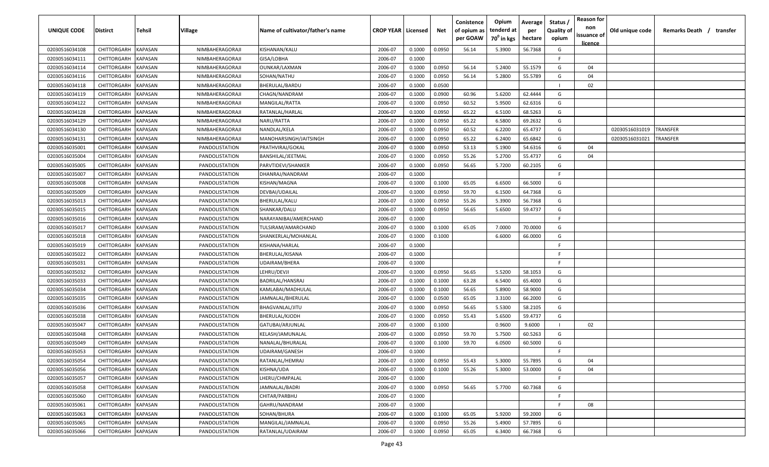| UNIQUE CODE | Distirct | Tehsil | Village | Name of cultivator/father's name | CROP YEAR | Licensed | Net | Conistence of opium as per GOAW | Opium tenderd at $70^0$ in kgs | Average per hectare | Status / Quality of opium | Reason for non issuance of licence | Old unique code | Remarks Death / transfer |
|---|---|---|---|---|---|---|---|---|---|---|---|---|---|---|
| 02030516034108 | CHITTORGARH | KAPASAN | NIMBAHERAGORAJI | KISHANAN/KALU | 2006-07 | 0.1000 | 0.0950 | 56.14 | 5.3900 | 56.7368 | G | | | |
| 02030516034111 | CHITTORGARH | KAPASAN | NIMBAHERAGORAJI | GISA/LOBHA | 2006-07 | 0.1000 | | | | | F | | | |
| 02030516034114 | CHITTORGARH | KAPASAN | NIMBAHERAGORAJI | OUNKAR/LAXMAN | 2006-07 | 0.1000 | 0.0950 | 56.14 | 5.2400 | 55.1579 | G | 04 | | |
| 02030516034116 | CHITTORGARH | KAPASAN | NIMBAHERAGORAJI | SOHAN/NATHU | 2006-07 | 0.1000 | 0.0950 | 56.14 | 5.2800 | 55.5789 | G | 04 | | |
| 02030516034118 | CHITTORGARH | KAPASAN | NIMBAHERAGORAJI | BHERULAL/BARDU | 2006-07 | 0.1000 | 0.0500 | | | | I | 02 | | |
| 02030516034119 | CHITTORGARH | KAPASAN | NIMBAHERAGORAJI | CHAGN/NANDRAM | 2006-07 | 0.1000 | 0.0900 | 60.96 | 5.6200 | 62.4444 | G | | | |
| 02030516034122 | CHITTORGARH | KAPASAN | NIMBAHERAGORAJI | MANGILAL/RATTA | 2006-07 | 0.1000 | 0.0950 | 60.52 | 5.9500 | 62.6316 | G | | | |
| 02030516034128 | CHITTORGARH | KAPASAN | NIMBAHERAGORAJI | RATANLAL/HARLAL | 2006-07 | 0.1000 | 0.0950 | 65.22 | 6.5100 | 68.5263 | G | | | |
| 02030516034129 | CHITTORGARH | KAPASAN | NIMBAHERAGORAJI | NARU/RATTA | 2006-07 | 0.1000 | 0.0950 | 65.22 | 6.5800 | 69.2632 | G | | | |
| 02030516034130 | CHITTORGARH | KAPASAN | NIMBAHERAGORAJI | NANDLAL/KELA | 2006-07 | 0.1000 | 0.0950 | 60.52 | 6.2200 | 65.4737 | G | | 02030516031019 | TRANSFER |
| 02030516034131 | CHITTORGARH | KAPASAN | NIMBAHERAGORAJI | MANOHARSINGH/JAITSINGH | 2006-07 | 0.1000 | 0.0950 | 65.22 | 6.2400 | 65.6842 | G | | 02030516031021 | TRANSFER |
| 02030516035001 | CHITTORGARH | KAPASAN | PANDOLISTATION | PRATHVIRAJ/GOKAL | 2006-07 | 0.1000 | 0.0950 | 53.13 | 5.1900 | 54.6316 | G | 04 | | |
| 02030516035004 | CHITTORGARH | KAPASAN | PANDOLISTATION | BANSHILAL/JEETMAL | 2006-07 | 0.1000 | 0.0950 | 55.26 | 5.2700 | 55.4737 | G | 04 | | |
| 02030516035005 | CHITTORGARH | KAPASAN | PANDOLISTATION | PARVTIDEVI/SHANKER | 2006-07 | 0.1000 | 0.0950 | 56.65 | 5.7200 | 60.2105 | G | | | |
| 02030516035007 | CHITTORGARH | KAPASAN | PANDOLISTATION | DHANRAJ/NANDRAM | 2006-07 | 0.1000 | | | | | F | | | |
| 02030516035008 | CHITTORGARH | KAPASAN | PANDOLISTATION | KISHAN/MAGNA | 2006-07 | 0.1000 | 0.1000 | 65.05 | 6.6500 | 66.5000 | G | | | |
| 02030516035009 | CHITTORGARH | KAPASAN | PANDOLISTATION | DEVBAI/UDAILAL | 2006-07 | 0.1000 | 0.0950 | 59.70 | 6.1500 | 64.7368 | G | | | |
| 02030516035013 | CHITTORGARH | KAPASAN | PANDOLISTATION | BHERULAL/KALU | 2006-07 | 0.1000 | 0.0950 | 55.26 | 5.3900 | 56.7368 | G | | | |
| 02030516035015 | CHITTORGARH | KAPASAN | PANDOLISTATION | SHANKAR/DALU | 2006-07 | 0.1000 | 0.0950 | 56.65 | 5.6500 | 59.4737 | G | | | |
| 02030516035016 | CHITTORGARH | KAPASAN | PANDOLISTATION | NARAYANIBAI/AMERCHAND | 2006-07 | 0.1000 | | | | | F | | | |
| 02030516035017 | CHITTORGARH | KAPASAN | PANDOLISTATION | TULSIRAM/AMARCHAND | 2006-07 | 0.1000 | 0.1000 | 65.05 | 7.0000 | 70.0000 | G | | | |
| 02030516035018 | CHITTORGARH | KAPASAN | PANDOLISTATION | SHANKERLAL/MOHANLAL | 2006-07 | 0.1000 | 0.1000 | | 6.6000 | 66.0000 | G | | | |
| 02030516035019 | CHITTORGARH | KAPASAN | PANDOLISTATION | KISHANA/HARLAL | 2006-07 | 0.1000 | | | | | F | | | |
| 02030516035022 | CHITTORGARH | KAPASAN | PANDOLISTATION | BHERULAL/KISANA | 2006-07 | 0.1000 | | | | | F | | | |
| 02030516035031 | CHITTORGARH | KAPASAN | PANDOLISTATION | UDAIRAM/BHERA | 2006-07 | 0.1000 | | | | | F | | | |
| 02030516035032 | CHITTORGARH | KAPASAN | PANDOLISTATION | LEHRU/DEVJI | 2006-07 | 0.1000 | 0.0950 | 56.65 | 5.5200 | 58.1053 | G | | | |
| 02030516035033 | CHITTORGARH | KAPASAN | PANDOLISTATION | BADRILAL/HANSRAJ | 2006-07 | 0.1000 | 0.1000 | 63.28 | 6.5400 | 65.4000 | G | | | |
| 02030516035034 | CHITTORGARH | KAPASAN | PANDOLISTATION | KAMLABAI/MADHULAL | 2006-07 | 0.1000 | 0.1000 | 56.65 | 5.8900 | 58.9000 | G | | | |
| 02030516035035 | CHITTORGARH | KAPASAN | PANDOLISTATION | JAMNALAL/BHERULAL | 2006-07 | 0.1000 | 0.0500 | 65.05 | 3.3100 | 66.2000 | G | | | |
| 02030516035036 | CHITTORGARH | KAPASAN | PANDOLISTATION | BHAGVANLAL/JITU | 2006-07 | 0.1000 | 0.0950 | 56.65 | 5.5300 | 58.2105 | G | | | |
| 02030516035038 | CHITTORGARH | KAPASAN | PANDOLISTATION | BHERULAL/KJODH | 2006-07 | 0.1000 | 0.0950 | 55.43 | 5.6500 | 59.4737 | G | | | |
| 02030516035047 | CHITTORGARH | KAPASAN | PANDOLISTATION | GATUBAI/ARJUNLAL | 2006-07 | 0.1000 | 0.1000 | | 0.9600 | 9.6000 | I | 02 | | |
| 02030516035048 | CHITTORGARH | KAPASAN | PANDOLISTATION | KELASH/JAMUNALAL | 2006-07 | 0.1000 | 0.0950 | 59.70 | 5.7500 | 60.5263 | G | | | |
| 02030516035049 | CHITTORGARH | KAPASAN | PANDOLISTATION | NANALAL/BHURALAL | 2006-07 | 0.1000 | 0.1000 | 59.70 | 6.0500 | 60.5000 | G | | | |
| 02030516035053 | CHITTORGARH | KAPASAN | PANDOLISTATION | UDAIRAM/GANESH | 2006-07 | 0.1000 | | | | | F | | | |
| 02030516035054 | CHITTORGARH | KAPASAN | PANDOLISTATION | RATANLAL/HEMRAJ | 2006-07 | 0.1000 | 0.0950 | 55.43 | 5.3000 | 55.7895 | G | 04 | | |
| 02030516035056 | CHITTORGARH | KAPASAN | PANDOLISTATION | KISHNA/UDA | 2006-07 | 0.1000 | 0.1000 | 55.26 | 5.3000 | 53.0000 | G | 04 | | |
| 02030516035057 | CHITTORGARH | KAPASAN | PANDOLISTATION | LHERU/CHMPALAL | 2006-07 | 0.1000 | | | | | F | | | |
| 02030516035058 | CHITTORGARH | KAPASAN | PANDOLISTATION | JAMNALAL/BADRI | 2006-07 | 0.1000 | 0.0950 | 56.65 | 5.7700 | 60.7368 | G | | | |
| 02030516035060 | CHITTORGARH | KAPASAN | PANDOLISTATION | CHITAR/PARBHU | 2006-07 | 0.1000 | | | | | F | | | |
| 02030516035061 | CHITTORGARH | KAPASAN | PANDOLISTATION | GAHRU/NANDRAM | 2006-07 | 0.1000 | | | | | F | 08 | | |
| 02030516035063 | CHITTORGARH | KAPASAN | PANDOLISTATION | SOHAN/BHURA | 2006-07 | 0.1000 | 0.1000 | 65.05 | 5.9200 | 59.2000 | G | | | |
| 02030516035065 | CHITTORGARH | KAPASAN | PANDOLISTATION | MANGILAL/JAMNALAL | 2006-07 | 0.1000 | 0.0950 | 55.26 | 5.4900 | 57.7895 | G | | | |
| 02030516035066 | CHITTORGARH | KAPASAN | PANDOLISTATION | RATANLAL/UDAIRAM | 2006-07 | 0.1000 | 0.0950 | 65.05 | 6.3400 | 66.7368 | G | | | |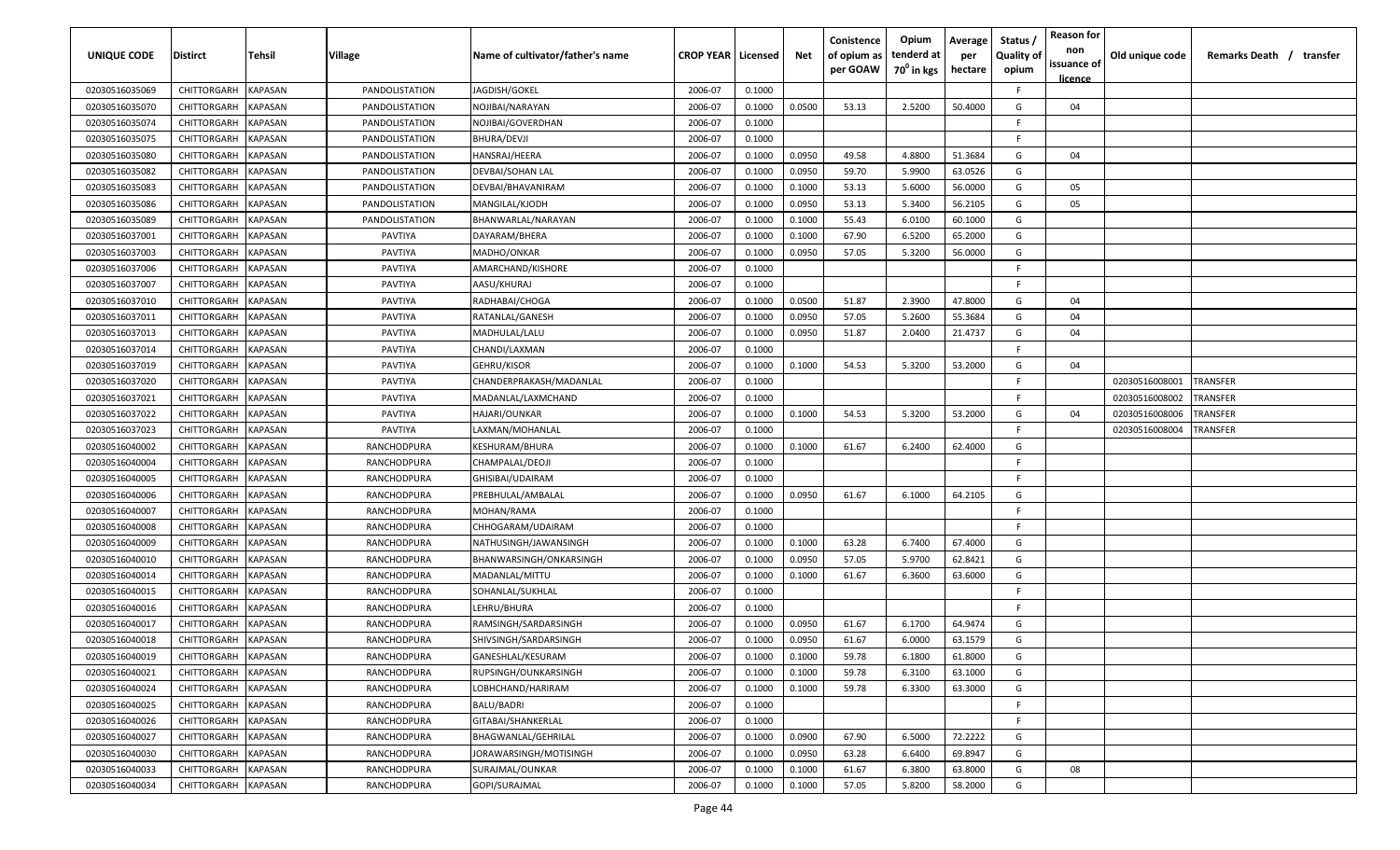| UNIQUE CODE | Distirct | Tehsil | Village | Name of cultivator/father's name | CROP YEAR | Licensed | Net | Conistence of opium as per GOAW | Opium tenderd at $70^0$ in kgs | Average per hectare | Status / Quality of opium | Reason for non issuance of licence | Old unique code | Remarks Death / transfer |
|---|---|---|---|---|---|---|---|---|---|---|---|---|---|---|
| 02030516035069 | CHITTORGARH | KAPASAN | PANDOLISTATION | JAGDISH/GOKEL | 2006-07 | 0.1000 | | | | | F | | | |
| 02030516035070 | CHITTORGARH | KAPASAN | PANDOLISTATION | NOJIBAI/NARAYAN | 2006-07 | 0.1000 | 0.0500 | 53.13 | 2.5200 | 50.4000 | G | 04 | | |
| 02030516035074 | CHITTORGARH | KAPASAN | PANDOLISTATION | NOJIBAI/GOVERDHAN | 2006-07 | 0.1000 | | | | | F | | | |
| 02030516035075 | CHITTORGARH | KAPASAN | PANDOLISTATION | BHURA/DEVJI | 2006-07 | 0.1000 | | | | | F | | | |
| 02030516035080 | CHITTORGARH | KAPASAN | PANDOLISTATION | HANSRAJ/HEERA | 2006-07 | 0.1000 | 0.0950 | 49.58 | 4.8800 | 51.3684 | G | 04 | | |
| 02030516035082 | CHITTORGARH | KAPASAN | PANDOLISTATION | DEVBAI/SOHAN LAL | 2006-07 | 0.1000 | 0.0950 | 59.70 | 5.9900 | 63.0526 | G | | | |
| 02030516035083 | CHITTORGARH | KAPASAN | PANDOLISTATION | DEVBAI/BHAVANIRAM | 2006-07 | 0.1000 | 0.1000 | 53.13 | 5.6000 | 56.0000 | G | 05 | | |
| 02030516035086 | CHITTORGARH | KAPASAN | PANDOLISTATION | MANGILAL/KJODH | 2006-07 | 0.1000 | 0.0950 | 53.13 | 5.3400 | 56.2105 | G | 05 | | |
| 02030516035089 | CHITTORGARH | KAPASAN | PANDOLISTATION | BHANWARLAL/NARAYAN | 2006-07 | 0.1000 | 0.1000 | 55.43 | 6.0100 | 60.1000 | G | | | |
| 02030516037001 | CHITTORGARH | KAPASAN | PAVTIYA | DAYARAM/BHERA | 2006-07 | 0.1000 | 0.1000 | 67.90 | 6.5200 | 65.2000 | G | | | |
| 02030516037003 | CHITTORGARH | KAPASAN | PAVTIYA | MADHO/ONKAR | 2006-07 | 0.1000 | 0.0950 | 57.05 | 5.3200 | 56.0000 | G | | | |
| 02030516037006 | CHITTORGARH | KAPASAN | PAVTIYA | AMARCHAND/KISHORE | 2006-07 | 0.1000 | | | | | F | | | |
| 02030516037007 | CHITTORGARH | KAPASAN | PAVTIYA | AASU/KHURAJ | 2006-07 | 0.1000 | | | | | F | | | |
| 02030516037010 | CHITTORGARH | KAPASAN | PAVTIYA | RADHABAI/CHOGA | 2006-07 | 0.1000 | 0.0500 | 51.87 | 2.3900 | 47.8000 | G | 04 | | |
| 02030516037011 | CHITTORGARH | KAPASAN | PAVTIYA | RATANLAL/GANESH | 2006-07 | 0.1000 | 0.0950 | 57.05 | 5.2600 | 55.3684 | G | 04 | | |
| 02030516037013 | CHITTORGARH | KAPASAN | PAVTIYA | MADHULAL/LALU | 2006-07 | 0.1000 | 0.0950 | 51.87 | 2.0400 | 21.4737 | G | 04 | | |
| 02030516037014 | CHITTORGARH | KAPASAN | PAVTIYA | CHANDI/LAXMAN | 2006-07 | 0.1000 | | | | | F | | | |
| 02030516037019 | CHITTORGARH | KAPASAN | PAVTIYA | GEHRU/KISOR | 2006-07 | 0.1000 | 0.1000 | 54.53 | 5.3200 | 53.2000 | G | 04 | | |
| 02030516037020 | CHITTORGARH | KAPASAN | PAVTIYA | CHANDERPRAKASH/MADANLAL | 2006-07 | 0.1000 | | | | | F | | 02030516008001 | TRANSFER |
| 02030516037021 | CHITTORGARH | KAPASAN | PAVTIYA | MADANLAL/LAXMCHAND | 2006-07 | 0.1000 | | | | | F | | 02030516008002 | TRANSFER |
| 02030516037022 | CHITTORGARH | KAPASAN | PAVTIYA | HAJARI/OUNKAR | 2006-07 | 0.1000 | 0.1000 | 54.53 | 5.3200 | 53.2000 | G | 04 | 02030516008006 | TRANSFER |
| 02030516037023 | CHITTORGARH | KAPASAN | PAVTIYA | LAXMAN/MOHANLAL | 2006-07 | 0.1000 | | | | | F | | 02030516008004 | TRANSFER |
| 02030516040002 | CHITTORGARH | KAPASAN | RANCHODPURA | KESHURAM/BHURA | 2006-07 | 0.1000 | 0.1000 | 61.67 | 6.2400 | 62.4000 | G | | | |
| 02030516040004 | CHITTORGARH | KAPASAN | RANCHODPURA | CHAMPALAL/DEOJI | 2006-07 | 0.1000 | | | | | F | | | |
| 02030516040005 | CHITTORGARH | KAPASAN | RANCHODPURA | GHISIBAI/UDAIRAM | 2006-07 | 0.1000 | | | | | F | | | |
| 02030516040006 | CHITTORGARH | KAPASAN | RANCHODPURA | PREBHULAL/AMBALAL | 2006-07 | 0.1000 | 0.0950 | 61.67 | 6.1000 | 64.2105 | G | | | |
| 02030516040007 | CHITTORGARH | KAPASAN | RANCHODPURA | MOHAN/RAMA | 2006-07 | 0.1000 | | | | | F | | | |
| 02030516040008 | CHITTORGARH | KAPASAN | RANCHODPURA | CHHOGARAM/UDAIRAM | 2006-07 | 0.1000 | | | | | F | | | |
| 02030516040009 | CHITTORGARH | KAPASAN | RANCHODPURA | NATHUSINGH/JAWANSINGH | 2006-07 | 0.1000 | 0.1000 | 63.28 | 6.7400 | 67.4000 | G | | | |
| 02030516040010 | CHITTORGARH | KAPASAN | RANCHODPURA | BHANWARSINGH/ONKARSINGH | 2006-07 | 0.1000 | 0.0950 | 57.05 | 5.9700 | 62.8421 | G | | | |
| 02030516040014 | CHITTORGARH | KAPASAN | RANCHODPURA | MADANLAL/MITTU | 2006-07 | 0.1000 | 0.1000 | 61.67 | 6.3600 | 63.6000 | G | | | |
| 02030516040015 | CHITTORGARH | KAPASAN | RANCHODPURA | SOHANLAL/SUKHLAL | 2006-07 | 0.1000 | | | | | F | | | |
| 02030516040016 | CHITTORGARH | KAPASAN | RANCHODPURA | LEHRU/BHURA | 2006-07 | 0.1000 | | | | | F | | | |
| 02030516040017 | CHITTORGARH | KAPASAN | RANCHODPURA | RAMSINGH/SARDARSINGH | 2006-07 | 0.1000 | 0.0950 | 61.67 | 6.1700 | 64.9474 | G | | | |
| 02030516040018 | CHITTORGARH | KAPASAN | RANCHODPURA | SHIVSINGH/SARDARSINGH | 2006-07 | 0.1000 | 0.0950 | 61.67 | 6.0000 | 63.1579 | G | | | |
| 02030516040019 | CHITTORGARH | KAPASAN | RANCHODPURA | GANESHLAL/KESURAM | 2006-07 | 0.1000 | 0.1000 | 59.78 | 6.1800 | 61.8000 | G | | | |
| 02030516040021 | CHITTORGARH | KAPASAN | RANCHODPURA | RUPSINGH/OUNKARSINGH | 2006-07 | 0.1000 | 0.1000 | 59.78 | 6.3100 | 63.1000 | G | | | |
| 02030516040024 | CHITTORGARH | KAPASAN | RANCHODPURA | LOBHCHAND/HARIRAM | 2006-07 | 0.1000 | 0.1000 | 59.78 | 6.3300 | 63.3000 | G | | | |
| 02030516040025 | CHITTORGARH | KAPASAN | RANCHODPURA | BALU/BADRI | 2006-07 | 0.1000 | | | | | F | | | |
| 02030516040026 | CHITTORGARH | KAPASAN | RANCHODPURA | GITABAI/SHANKERLAL | 2006-07 | 0.1000 | | | | | F | | | |
| 02030516040027 | CHITTORGARH | KAPASAN | RANCHODPURA | BHAGWANLAL/GEHRILAL | 2006-07 | 0.1000 | 0.0900 | 67.90 | 6.5000 | 72.2222 | G | | | |
| 02030516040030 | CHITTORGARH | KAPASAN | RANCHODPURA | JORAWARSINGH/MOTISINGH | 2006-07 | 0.1000 | 0.0950 | 63.28 | 6.6400 | 69.8947 | G | | | |
| 02030516040033 | CHITTORGARH | KAPASAN | RANCHODPURA | SURAJMAL/OUNKAR | 2006-07 | 0.1000 | 0.1000 | 61.67 | 6.3800 | 63.8000 | G | 08 | | |
| 02030516040034 | CHITTORGARH | KAPASAN | RANCHODPURA | GOPI/SURAJMAL | 2006-07 | 0.1000 | 0.1000 | 57.05 | 5.8200 | 58.2000 | G | | | |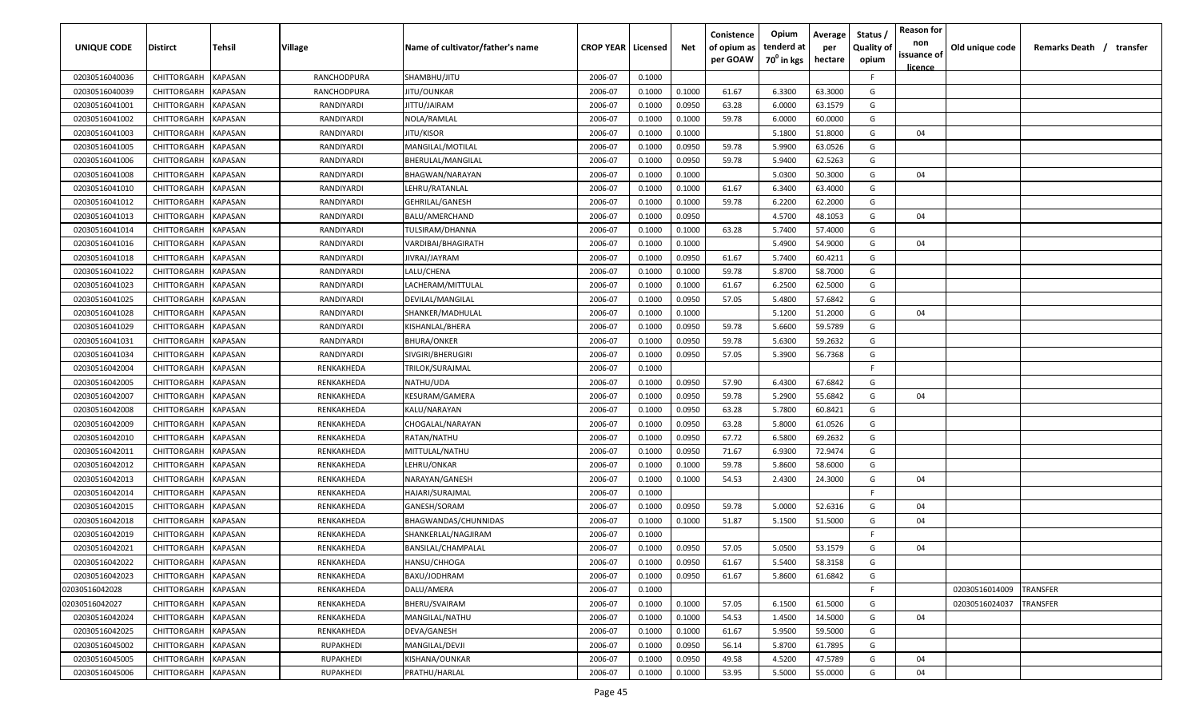| UNIQUE CODE | Distirct | Tehsil | Village | Name of cultivator/father's name | CROP YEAR | Licensed | Net | Conistence of opium as per GOAW | Opium tenderd at $70^0$ in kgs | Average per hectare | Status / Quality of opium | Reason for non issuance of licence | Old unique code | Remarks Death / transfer |
|---|---|---|---|---|---|---|---|---|---|---|---|---|---|---|
| 02030516040036 | CHITTORGARH | KAPASAN | RANCHODPURA | SHAMBHU/JITU | 2006-07 | 0.1000 | | | | | F | | | |
| 02030516040039 | CHITTORGARH | KAPASAN | RANCHODPURA | JITU/OUNKAR | 2006-07 | 0.1000 | 0.1000 | 61.67 | 6.3300 | 63.3000 | G | | | |
| 02030516041001 | CHITTORGARH | KAPASAN | RANDIYARDI | JITTU/JAIRAM | 2006-07 | 0.1000 | 0.0950 | 63.28 | 6.0000 | 63.1579 | G | | | |
| 02030516041002 | CHITTORGARH | KAPASAN | RANDIYARDI | NOLA/RAMLAL | 2006-07 | 0.1000 | 0.1000 | 59.78 | 6.0000 | 60.0000 | G | | | |
| 02030516041003 | CHITTORGARH | KAPASAN | RANDIYARDI | JITU/KISOR | 2006-07 | 0.1000 | 0.1000 | | 5.1800 | 51.8000 | G | 04 | | |
| 02030516041005 | CHITTORGARH | KAPASAN | RANDIYARDI | MANGILAL/MOTILAL | 2006-07 | 0.1000 | 0.0950 | 59.78 | 5.9900 | 63.0526 | G | | | |
| 02030516041006 | CHITTORGARH | KAPASAN | RANDIYARDI | BHERULAL/MANGILAL | 2006-07 | 0.1000 | 0.0950 | 59.78 | 5.9400 | 62.5263 | G | | | |
| 02030516041008 | CHITTORGARH | KAPASAN | RANDIYARDI | BHAGWAN/NARAYAN | 2006-07 | 0.1000 | 0.1000 | | 5.0300 | 50.3000 | G | 04 | | |
| 02030516041010 | CHITTORGARH | KAPASAN | RANDIYARDI | LEHRU/RATANLAL | 2006-07 | 0.1000 | 0.1000 | 61.67 | 6.3400 | 63.4000 | G | | | |
| 02030516041012 | CHITTORGARH | KAPASAN | RANDIYARDI | GEHRILAL/GANESH | 2006-07 | 0.1000 | 0.1000 | 59.78 | 6.2200 | 62.2000 | G | | | |
| 02030516041013 | CHITTORGARH | KAPASAN | RANDIYARDI | BALU/AMERCHAND | 2006-07 | 0.1000 | 0.0950 | | 4.5700 | 48.1053 | G | 04 | | |
| 02030516041014 | CHITTORGARH | KAPASAN | RANDIYARDI | TULSIRAM/DHANNA | 2006-07 | 0.1000 | 0.1000 | 63.28 | 5.7400 | 57.4000 | G | | | |
| 02030516041016 | CHITTORGARH | KAPASAN | RANDIYARDI | VARDIBAI/BHAGIRATH | 2006-07 | 0.1000 | 0.1000 | | 5.4900 | 54.9000 | G | 04 | | |
| 02030516041018 | CHITTORGARH | KAPASAN | RANDIYARDI | JIVRAJ/JAYRAM | 2006-07 | 0.1000 | 0.0950 | 61.67 | 5.7400 | 60.4211 | G | | | |
| 02030516041022 | CHITTORGARH | KAPASAN | RANDIYARDI | LALU/CHENA | 2006-07 | 0.1000 | 0.1000 | 59.78 | 5.8700 | 58.7000 | G | | | |
| 02030516041023 | CHITTORGARH | KAPASAN | RANDIYARDI | LACHERAM/MITTULAL | 2006-07 | 0.1000 | 0.1000 | 61.67 | 6.2500 | 62.5000 | G | | | |
| 02030516041025 | CHITTORGARH | KAPASAN | RANDIYARDI | DEVILAL/MANGILAL | 2006-07 | 0.1000 | 0.0950 | 57.05 | 5.4800 | 57.6842 | G | | | |
| 02030516041028 | CHITTORGARH | KAPASAN | RANDIYARDI | SHANKER/MADHULAL | 2006-07 | 0.1000 | 0.1000 | | 5.1200 | 51.2000 | G | 04 | | |
| 02030516041029 | CHITTORGARH | KAPASAN | RANDIYARDI | KISHANLAL/BHERA | 2006-07 | 0.1000 | 0.0950 | 59.78 | 5.6600 | 59.5789 | G | | | |
| 02030516041031 | CHITTORGARH | KAPASAN | RANDIYARDI | BHURA/ONKER | 2006-07 | 0.1000 | 0.0950 | 59.78 | 5.6300 | 59.2632 | G | | | |
| 02030516041034 | CHITTORGARH | KAPASAN | RANDIYARDI | SIVGIRI/BHERUGIRI | 2006-07 | 0.1000 | 0.0950 | 57.05 | 5.3900 | 56.7368 | G | | | |
| 02030516042004 | CHITTORGARH | KAPASAN | RENKAKHEDA | TRILOK/SURAJMAL | 2006-07 | 0.1000 | | | | | F | | | |
| 02030516042005 | CHITTORGARH | KAPASAN | RENKAKHEDA | NATHU/UDA | 2006-07 | 0.1000 | 0.0950 | 57.90 | 6.4300 | 67.6842 | G | | | |
| 02030516042007 | CHITTORGARH | KAPASAN | RENKAKHEDA | KESURAM/GAMERA | 2006-07 | 0.1000 | 0.0950 | 59.78 | 5.2900 | 55.6842 | G | 04 | | |
| 02030516042008 | CHITTORGARH | KAPASAN | RENKAKHEDA | KALU/NARAYAN | 2006-07 | 0.1000 | 0.0950 | 63.28 | 5.7800 | 60.8421 | G | | | |
| 02030516042009 | CHITTORGARH | KAPASAN | RENKAKHEDA | CHOGALAL/NARAYAN | 2006-07 | 0.1000 | 0.0950 | 63.28 | 5.8000 | 61.0526 | G | | | |
| 02030516042010 | CHITTORGARH | KAPASAN | RENKAKHEDA | RATAN/NATHU | 2006-07 | 0.1000 | 0.0950 | 67.72 | 6.5800 | 69.2632 | G | | | |
| 02030516042011 | CHITTORGARH | KAPASAN | RENKAKHEDA | MITTULAL/NATHU | 2006-07 | 0.1000 | 0.0950 | 71.67 | 6.9300 | 72.9474 | G | | | |
| 02030516042012 | CHITTORGARH | KAPASAN | RENKAKHEDA | LEHRU/ONKAR | 2006-07 | 0.1000 | 0.1000 | 59.78 | 5.8600 | 58.6000 | G | | | |
| 02030516042013 | CHITTORGARH | KAPASAN | RENKAKHEDA | NARAYAN/GANESH | 2006-07 | 0.1000 | 0.1000 | 54.53 | 2.4300 | 24.3000 | G | 04 | | |
| 02030516042014 | CHITTORGARH | KAPASAN | RENKAKHEDA | HAJARI/SURAJMAL | 2006-07 | 0.1000 | | | | | F | | | |
| 02030516042015 | CHITTORGARH | KAPASAN | RENKAKHEDA | GANESH/SORAM | 2006-07 | 0.1000 | 0.0950 | 59.78 | 5.0000 | 52.6316 | G | 04 | | |
| 02030516042018 | CHITTORGARH | KAPASAN | RENKAKHEDA | BHAGWANDAS/CHUNNIDAS | 2006-07 | 0.1000 | 0.1000 | 51.87 | 5.1500 | 51.5000 | G | 04 | | |
| 02030516042019 | CHITTORGARH | KAPASAN | RENKAKHEDA | SHANKERLAL/NAGJIRAM | 2006-07 | 0.1000 | | | | | F | | | |
| 02030516042021 | CHITTORGARH | KAPASAN | RENKAKHEDA | BANSILAL/CHAMPALAL | 2006-07 | 0.1000 | 0.0950 | 57.05 | 5.0500 | 53.1579 | G | 04 | | |
| 02030516042022 | CHITTORGARH | KAPASAN | RENKAKHEDA | HANSU/CHHOGA | 2006-07 | 0.1000 | 0.0950 | 61.67 | 5.5400 | 58.3158 | G | | | |
| 02030516042023 | CHITTORGARH | KAPASAN | RENKAKHEDA | BAXU/JODHRAM | 2006-07 | 0.1000 | 0.0950 | 61.67 | 5.8600 | 61.6842 | G | | | |
| 02030516042028 | CHITTORGARH | KAPASAN | RENKAKHEDA | DALU/AMERA | 2006-07 | 0.1000 | | | | | F | | 02030516014009 | TRANSFER |
| 02030516042027 | CHITTORGARH | KAPASAN | RENKAKHEDA | BHERU/SVAIRAM | 2006-07 | 0.1000 | 0.1000 | 57.05 | 6.1500 | 61.5000 | G | | 02030516024037 | TRANSFER |
| 02030516042024 | CHITTORGARH | KAPASAN | RENKAKHEDA | MANGILAL/NATHU | 2006-07 | 0.1000 | 0.1000 | 54.53 | 1.4500 | 14.5000 | G | 04 | | |
| 02030516042025 | CHITTORGARH | KAPASAN | RENKAKHEDA | DEVA/GANESH | 2006-07 | 0.1000 | 0.1000 | 61.67 | 5.9500 | 59.5000 | G | | | |
| 02030516045002 | CHITTORGARH | KAPASAN | RUPAKHEDI | MANGILAL/DEVJI | 2006-07 | 0.1000 | 0.0950 | 56.14 | 5.8700 | 61.7895 | G | | | |
| 02030516045005 | CHITTORGARH | KAPASAN | RUPAKHEDI | KISHANA/OUNKAR | 2006-07 | 0.1000 | 0.0950 | 49.58 | 4.5200 | 47.5789 | G | 04 | | |
| 02030516045006 | CHITTORGARH | KAPASAN | RUPAKHEDI | PRATHU/HARLAL | 2006-07 | 0.1000 | 0.1000 | 53.95 | 5.5000 | 55.0000 | G | 04 | | |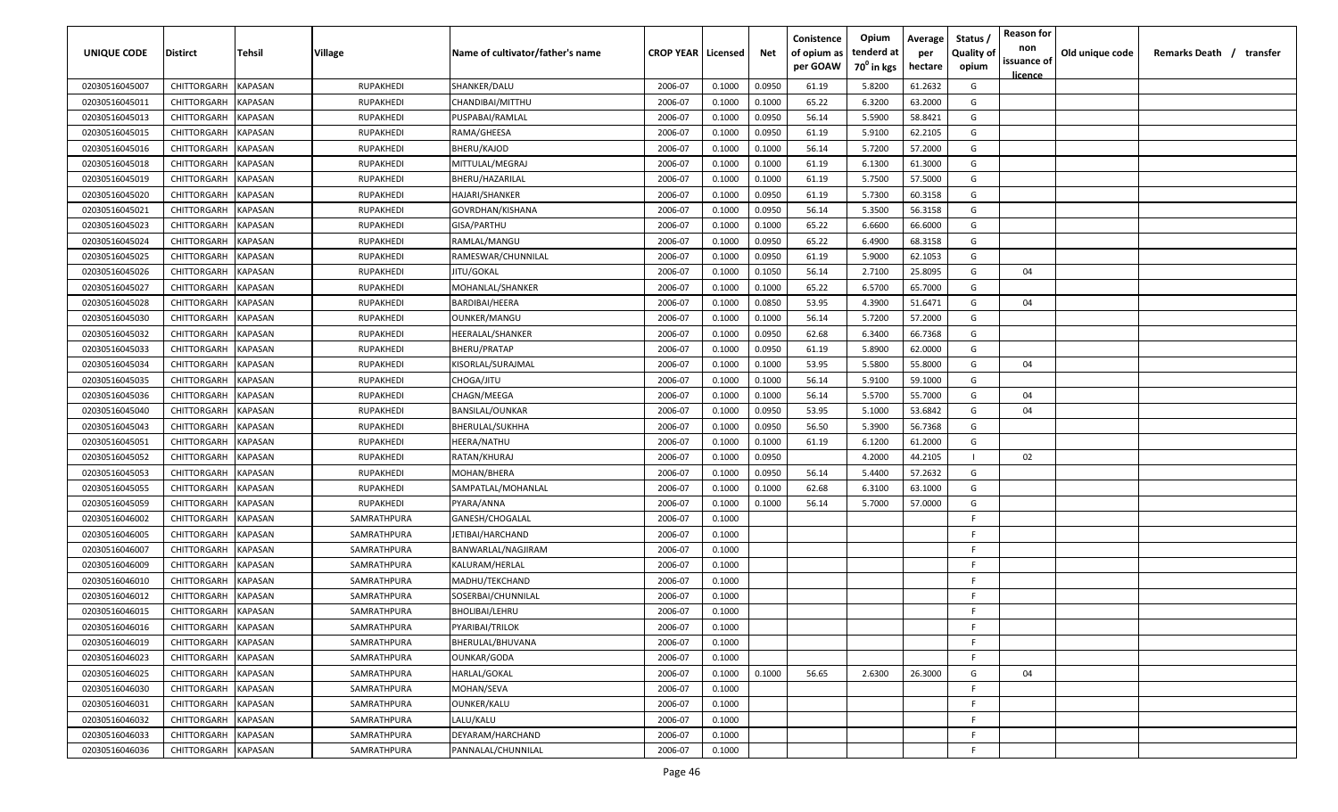| UNIQUE CODE | Distirct | Tehsil | Village | Name of cultivator/father's name | CROP YEAR | Licensed | Net | Conistence of opium as per GOAW | Opium tenderd at $70^0$ in kgs | Average per hectare | Status / Quality of opium | Reason for non issuance of licence | Old unique code | Remarks Death / transfer |
|---|---|---|---|---|---|---|---|---|---|---|---|---|---|---|
| 02030516045007 | CHITTORGARH | KAPASAN | RUPAKHEDI | SHANKER/DALU | 2006-07 | 0.1000 | 0.0950 | 61.19 | 5.8200 | 61.2632 | G | | | |
| 02030516045011 | CHITTORGARH | KAPASAN | RUPAKHEDI | CHANDIBAI/MITTHU | 2006-07 | 0.1000 | 0.1000 | 65.22 | 6.3200 | 63.2000 | G | | | |
| 02030516045013 | CHITTORGARH | KAPASAN | RUPAKHEDI | PUSPABAI/RAMLAL | 2006-07 | 0.1000 | 0.0950 | 56.14 | 5.5900 | 58.8421 | G | | | |
| 02030516045015 | CHITTORGARH | KAPASAN | RUPAKHEDI | RAMA/GHEESA | 2006-07 | 0.1000 | 0.0950 | 61.19 | 5.9100 | 62.2105 | G | | | |
| 02030516045016 | CHITTORGARH | KAPASAN | RUPAKHEDI | BHERU/KAJOD | 2006-07 | 0.1000 | 0.1000 | 56.14 | 5.7200 | 57.2000 | G | | | |
| 02030516045018 | CHITTORGARH | KAPASAN | RUPAKHEDI | MITTULAL/MEGRAJ | 2006-07 | 0.1000 | 0.1000 | 61.19 | 6.1300 | 61.3000 | G | | | |
| 02030516045019 | CHITTORGARH | KAPASAN | RUPAKHEDI | BHERU/HAZARILAL | 2006-07 | 0.1000 | 0.1000 | 61.19 | 5.7500 | 57.5000 | G | | | |
| 02030516045020 | CHITTORGARH | KAPASAN | RUPAKHEDI | HAJARI/SHANKER | 2006-07 | 0.1000 | 0.0950 | 61.19 | 5.7300 | 60.3158 | G | | | |
| 02030516045021 | CHITTORGARH | KAPASAN | RUPAKHEDI | GOVRDHAN/KISHANA | 2006-07 | 0.1000 | 0.0950 | 56.14 | 5.3500 | 56.3158 | G | | | |
| 02030516045023 | CHITTORGARH | KAPASAN | RUPAKHEDI | GISA/PARTHU | 2006-07 | 0.1000 | 0.1000 | 65.22 | 6.6600 | 66.6000 | G | | | |
| 02030516045024 | CHITTORGARH | KAPASAN | RUPAKHEDI | RAMLAL/MANGU | 2006-07 | 0.1000 | 0.0950 | 65.22 | 6.4900 | 68.3158 | G | | | |
| 02030516045025 | CHITTORGARH | KAPASAN | RUPAKHEDI | RAMESWAR/CHUNNILAL | 2006-07 | 0.1000 | 0.0950 | 61.19 | 5.9000 | 62.1053 | G | | | |
| 02030516045026 | CHITTORGARH | KAPASAN | RUPAKHEDI | JITU/GOKAL | 2006-07 | 0.1000 | 0.1050 | 56.14 | 2.7100 | 25.8095 | G | 04 | | |
| 02030516045027 | CHITTORGARH | KAPASAN | RUPAKHEDI | MOHANLAL/SHANKER | 2006-07 | 0.1000 | 0.1000 | 65.22 | 6.5700 | 65.7000 | G | | | |
| 02030516045028 | CHITTORGARH | KAPASAN | RUPAKHEDI | BARDIBAI/HEERA | 2006-07 | 0.1000 | 0.0850 | 53.95 | 4.3900 | 51.6471 | G | 04 | | |
| 02030516045030 | CHITTORGARH | KAPASAN | RUPAKHEDI | OUNKER/MANGU | 2006-07 | 0.1000 | 0.1000 | 56.14 | 5.7200 | 57.2000 | G | | | |
| 02030516045032 | CHITTORGARH | KAPASAN | RUPAKHEDI | HEERALAL/SHANKER | 2006-07 | 0.1000 | 0.0950 | 62.68 | 6.3400 | 66.7368 | G | | | |
| 02030516045033 | CHITTORGARH | KAPASAN | RUPAKHEDI | BHERU/PRATAP | 2006-07 | 0.1000 | 0.0950 | 61.19 | 5.8900 | 62.0000 | G | | | |
| 02030516045034 | CHITTORGARH | KAPASAN | RUPAKHEDI | KISORLAL/SURAJMAL | 2006-07 | 0.1000 | 0.1000 | 53.95 | 5.5800 | 55.8000 | G | 04 | | |
| 02030516045035 | CHITTORGARH | KAPASAN | RUPAKHEDI | CHOGA/JITU | 2006-07 | 0.1000 | 0.1000 | 56.14 | 5.9100 | 59.1000 | G | | | |
| 02030516045036 | CHITTORGARH | KAPASAN | RUPAKHEDI | CHAGN/MEEGA | 2006-07 | 0.1000 | 0.1000 | 56.14 | 5.5700 | 55.7000 | G | 04 | | |
| 02030516045040 | CHITTORGARH | KAPASAN | RUPAKHEDI | BANSILAL/OUNKAR | 2006-07 | 0.1000 | 0.0950 | 53.95 | 5.1000 | 53.6842 | G | 04 | | |
| 02030516045043 | CHITTORGARH | KAPASAN | RUPAKHEDI | BHERULAL/SUKHHA | 2006-07 | 0.1000 | 0.0950 | 56.50 | 5.3900 | 56.7368 | G | | | |
| 02030516045051 | CHITTORGARH | KAPASAN | RUPAKHEDI | HEERA/NATHU | 2006-07 | 0.1000 | 0.1000 | 61.19 | 6.1200 | 61.2000 | G | | | |
| 02030516045052 | CHITTORGARH | KAPASAN | RUPAKHEDI | RATAN/KHURAJ | 2006-07 | 0.1000 | 0.0950 | | 4.2000 | 44.2105 | I | 02 | | |
| 02030516045053 | CHITTORGARH | KAPASAN | RUPAKHEDI | MOHAN/BHERA | 2006-07 | 0.1000 | 0.0950 | 56.14 | 5.4400 | 57.2632 | G | | | |
| 02030516045055 | CHITTORGARH | KAPASAN | RUPAKHEDI | SAMPATLAL/MOHANLAL | 2006-07 | 0.1000 | 0.1000 | 62.68 | 6.3100 | 63.1000 | G | | | |
| 02030516045059 | CHITTORGARH | KAPASAN | RUPAKHEDI | PYARA/ANNA | 2006-07 | 0.1000 | 0.1000 | 56.14 | 5.7000 | 57.0000 | G | | | |
| 02030516046002 | CHITTORGARH | KAPASAN | SAMRATHPURA | GANESH/CHOGALAL | 2006-07 | 0.1000 | | | | | F | | | |
| 02030516046005 | CHITTORGARH | KAPASAN | SAMRATHPURA | JETIBAI/HARCHAND | 2006-07 | 0.1000 | | | | | F | | | |
| 02030516046007 | CHITTORGARH | KAPASAN | SAMRATHPURA | BANWARLAL/NAGJIRAM | 2006-07 | 0.1000 | | | | | F | | | |
| 02030516046009 | CHITTORGARH | KAPASAN | SAMRATHPURA | KALURAM/HERLAL | 2006-07 | 0.1000 | | | | | F | | | |
| 02030516046010 | CHITTORGARH | KAPASAN | SAMRATHPURA | MADHU/TEKCHAND | 2006-07 | 0.1000 | | | | | F | | | |
| 02030516046012 | CHITTORGARH | KAPASAN | SAMRATHPURA | SOSERBAI/CHUNNILAL | 2006-07 | 0.1000 | | | | | F | | | |
| 02030516046015 | CHITTORGARH | KAPASAN | SAMRATHPURA | BHOLIBAI/LEHRU | 2006-07 | 0.1000 | | | | | F | | | |
| 02030516046016 | CHITTORGARH | KAPASAN | SAMRATHPURA | PYARIBAI/TRILOK | 2006-07 | 0.1000 | | | | | F | | | |
| 02030516046019 | CHITTORGARH | KAPASAN | SAMRATHPURA | BHERULAL/BHUVANA | 2006-07 | 0.1000 | | | | | F | | | |
| 02030516046023 | CHITTORGARH | KAPASAN | SAMRATHPURA | OUNKAR/GODA | 2006-07 | 0.1000 | | | | | F | | | |
| 02030516046025 | CHITTORGARH | KAPASAN | SAMRATHPURA | HARLAL/GOKAL | 2006-07 | 0.1000 | 0.1000 | 56.65 | 2.6300 | 26.3000 | G | 04 | | |
| 02030516046030 | CHITTORGARH | KAPASAN | SAMRATHPURA | MOHAN/SEVA | 2006-07 | 0.1000 | | | | | F | | | |
| 02030516046031 | CHITTORGARH | KAPASAN | SAMRATHPURA | OUNKER/KALU | 2006-07 | 0.1000 | | | | | F | | | |
| 02030516046032 | CHITTORGARH | KAPASAN | SAMRATHPURA | LALU/KALU | 2006-07 | 0.1000 | | | | | F | | | |
| 02030516046033 | CHITTORGARH | KAPASAN | SAMRATHPURA | DEYARAM/HARCHAND | 2006-07 | 0.1000 | | | | | F | | | |
| 02030516046036 | CHITTORGARH | KAPASAN | SAMRATHPURA | PANNALAL/CHUNNILAL | 2006-07 | 0.1000 | | | | | F | | | |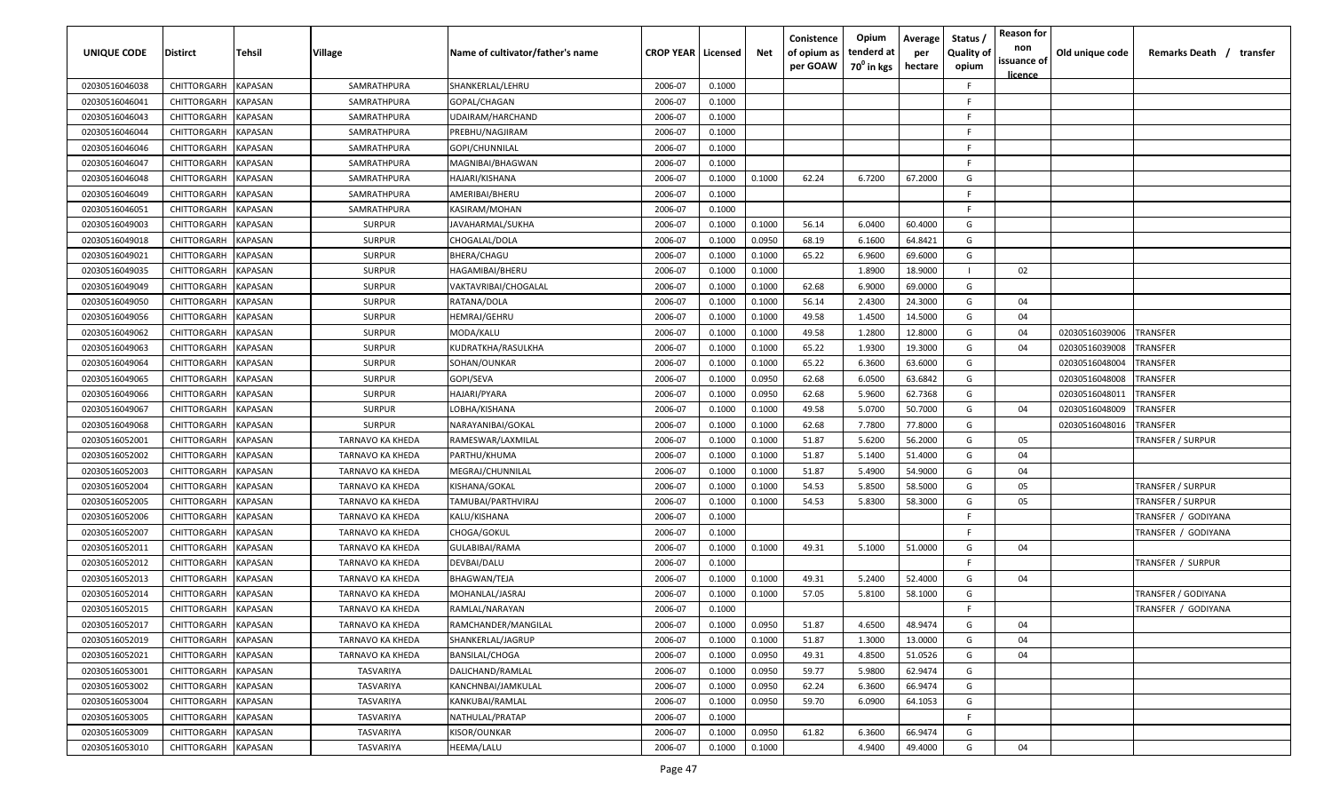| UNIQUE CODE | Distirct | Tehsil | Village | Name of cultivator/father's name | CROP YEAR | Licensed | Net | Conistence of opium as per GOAW | Opium tenderd at $70^0$ in kgs | Average per hectare | Status / Quality of opium | Reason for non issuance of licence | Old unique code | Remarks Death / transfer |
|---|---|---|---|---|---|---|---|---|---|---|---|---|---|---|
| 02030516046038 | CHITTORGARH | KAPASAN | SAMRATHPURA | SHANKERLAL/LEHRU | 2006-07 | 0.1000 | | | | | F | | | |
| 02030516046041 | CHITTORGARH | KAPASAN | SAMRATHPURA | GOPAL/CHAGAN | 2006-07 | 0.1000 | | | | | F | | | |
| 02030516046043 | CHITTORGARH | KAPASAN | SAMRATHPURA | UDAIRAM/HARCHAND | 2006-07 | 0.1000 | | | | | F | | | |
| 02030516046044 | CHITTORGARH | KAPASAN | SAMRATHPURA | PREBHU/NAGJIRAM | 2006-07 | 0.1000 | | | | | F | | | |
| 02030516046046 | CHITTORGARH | KAPASAN | SAMRATHPURA | GOPI/CHUNNILAL | 2006-07 | 0.1000 | | | | | F | | | |
| 02030516046047 | CHITTORGARH | KAPASAN | SAMRATHPURA | MAGNIBAI/BHAGWAN | 2006-07 | 0.1000 | | | | | F | | | |
| 02030516046048 | CHITTORGARH | KAPASAN | SAMRATHPURA | HAJARI/KISHANA | 2006-07 | 0.1000 | 0.1000 | 62.24 | 6.7200 | 67.2000 | G | | | |
| 02030516046049 | CHITTORGARH | KAPASAN | SAMRATHPURA | AMERIBAI/BHERU | 2006-07 | 0.1000 | | | | | F | | | |
| 02030516046051 | CHITTORGARH | KAPASAN | SAMRATHPURA | KASIRAM/MOHAN | 2006-07 | 0.1000 | | | | | F | | | |
| 02030516049003 | CHITTORGARH | KAPASAN | SURPUR | JAVAHARMAL/SUKHA | 2006-07 | 0.1000 | 0.1000 | 56.14 | 6.0400 | 60.4000 | G | | | |
| 02030516049018 | CHITTORGARH | KAPASAN | SURPUR | CHOGALAL/DOLA | 2006-07 | 0.1000 | 0.0950 | 68.19 | 6.1600 | 64.8421 | G | | | |
| 02030516049021 | CHITTORGARH | KAPASAN | SURPUR | BHERA/CHAGU | 2006-07 | 0.1000 | 0.1000 | 65.22 | 6.9600 | 69.6000 | G | | | |
| 02030516049035 | CHITTORGARH | KAPASAN | SURPUR | HAGAMIBAI/BHERU | 2006-07 | 0.1000 | 0.1000 | | 1.8900 | 18.9000 | I | 02 | | |
| 02030516049049 | CHITTORGARH | KAPASAN | SURPUR | VAKTAVRIBAI/CHOGALAL | 2006-07 | 0.1000 | 0.1000 | 62.68 | 6.9000 | 69.0000 | G | | | |
| 02030516049050 | CHITTORGARH | KAPASAN | SURPUR | RATANA/DOLA | 2006-07 | 0.1000 | 0.1000 | 56.14 | 2.4300 | 24.3000 | G | 04 | | |
| 02030516049056 | CHITTORGARH | KAPASAN | SURPUR | HEMRAJ/GEHRU | 2006-07 | 0.1000 | 0.1000 | 49.58 | 1.4500 | 14.5000 | G | 04 | | |
| 02030516049062 | CHITTORGARH | KAPASAN | SURPUR | MODA/KALU | 2006-07 | 0.1000 | 0.1000 | 49.58 | 1.2800 | 12.8000 | G | 04 | 02030516039006 | TRANSFER |
| 02030516049063 | CHITTORGARH | KAPASAN | SURPUR | KUDRATKHA/RASULKHA | 2006-07 | 0.1000 | 0.1000 | 65.22 | 1.9300 | 19.3000 | G | 04 | 02030516039008 | TRANSFER |
| 02030516049064 | CHITTORGARH | KAPASAN | SURPUR | SOHAN/OUNKAR | 2006-07 | 0.1000 | 0.1000 | 65.22 | 6.3600 | 63.6000 | G | | 02030516048004 | TRANSFER |
| 02030516049065 | CHITTORGARH | KAPASAN | SURPUR | GOPI/SEVA | 2006-07 | 0.1000 | 0.0950 | 62.68 | 6.0500 | 63.6842 | G | | 02030516048008 | TRANSFER |
| 02030516049066 | CHITTORGARH | KAPASAN | SURPUR | HAJARI/PYARA | 2006-07 | 0.1000 | 0.0950 | 62.68 | 5.9600 | 62.7368 | G | | 02030516048011 | TRANSFER |
| 02030516049067 | CHITTORGARH | KAPASAN | SURPUR | LOBHA/KISHANA | 2006-07 | 0.1000 | 0.1000 | 49.58 | 5.0700 | 50.7000 | G | 04 | 02030516048009 | TRANSFER |
| 02030516049068 | CHITTORGARH | KAPASAN | SURPUR | NARAYANIBAI/GOKAL | 2006-07 | 0.1000 | 0.1000 | 62.68 | 7.7800 | 77.8000 | G | | 02030516048016 | TRANSFER |
| 02030516052001 | CHITTORGARH | KAPASAN | TARNAVO KA KHEDA | RAMESWAR/LAXMILAL | 2006-07 | 0.1000 | 0.1000 | 51.87 | 5.6200 | 56.2000 | G | 05 | | TRANSFER / SURPUR |
| 02030516052002 | CHITTORGARH | KAPASAN | TARNAVO KA KHEDA | PARTHU/KHUMA | 2006-07 | 0.1000 | 0.1000 | 51.87 | 5.1400 | 51.4000 | G | 04 | | |
| 02030516052003 | CHITTORGARH | KAPASAN | TARNAVO KA KHEDA | MEGRAJ/CHUNNILAL | 2006-07 | 0.1000 | 0.1000 | 51.87 | 5.4900 | 54.9000 | G | 04 | | |
| 02030516052004 | CHITTORGARH | KAPASAN | TARNAVO KA KHEDA | KISHANA/GOKAL | 2006-07 | 0.1000 | 0.1000 | 54.53 | 5.8500 | 58.5000 | G | 05 | | TRANSFER / SURPUR |
| 02030516052005 | CHITTORGARH | KAPASAN | TARNAVO KA KHEDA | TAMUBAI/PARTHVIRAJ | 2006-07 | 0.1000 | 0.1000 | 54.53 | 5.8300 | 58.3000 | G | 05 | | TRANSFER / SURPUR |
| 02030516052006 | CHITTORGARH | KAPASAN | TARNAVO KA KHEDA | KALU/KISHANA | 2006-07 | 0.1000 | | | | | F | | | TRANSFER / GODIYANA |
| 02030516052007 | CHITTORGARH | KAPASAN | TARNAVO KA KHEDA | CHOGA/GOKUL | 2006-07 | 0.1000 | | | | | F | | | TRANSFER / GODIYANA |
| 02030516052011 | CHITTORGARH | KAPASAN | TARNAVO KA KHEDA | GULABIBAI/RAMA | 2006-07 | 0.1000 | 0.1000 | 49.31 | 5.1000 | 51.0000 | G | 04 | | |
| 02030516052012 | CHITTORGARH | KAPASAN | TARNAVO KA KHEDA | DEVBAI/DALU | 2006-07 | 0.1000 | | | | | F | | | TRANSFER / SURPUR |
| 02030516052013 | CHITTORGARH | KAPASAN | TARNAVO KA KHEDA | BHAGWAN/TEJA | 2006-07 | 0.1000 | 0.1000 | 49.31 | 5.2400 | 52.4000 | G | 04 | | |
| 02030516052014 | CHITTORGARH | KAPASAN | TARNAVO KA KHEDA | MOHANLAL/JASRAJ | 2006-07 | 0.1000 | 0.1000 | 57.05 | 5.8100 | 58.1000 | G | | | TRANSFER / GODIYANA |
| 02030516052015 | CHITTORGARH | KAPASAN | TARNAVO KA KHEDA | RAMLAL/NARAYAN | 2006-07 | 0.1000 | | | | | F | | | TRANSFER / GODIYANA |
| 02030516052017 | CHITTORGARH | KAPASAN | TARNAVO KA KHEDA | RAMCHANDER/MANGILAL | 2006-07 | 0.1000 | 0.0950 | 51.87 | 4.6500 | 48.9474 | G | 04 | | |
| 02030516052019 | CHITTORGARH | KAPASAN | TARNAVO KA KHEDA | SHANKERLAL/JAGRUP | 2006-07 | 0.1000 | 0.1000 | 51.87 | 1.3000 | 13.0000 | G | 04 | | |
| 02030516052021 | CHITTORGARH | KAPASAN | TARNAVO KA KHEDA | BANSILAL/CHOGA | 2006-07 | 0.1000 | 0.0950 | 49.31 | 4.8500 | 51.0526 | G | 04 | | |
| 02030516053001 | CHITTORGARH | KAPASAN | TASVARIYA | DALICHAND/RAMLAL | 2006-07 | 0.1000 | 0.0950 | 59.77 | 5.9800 | 62.9474 | G | | | |
| 02030516053002 | CHITTORGARH | KAPASAN | TASVARIYA | KANCHNBAI/JAMKULAL | 2006-07 | 0.1000 | 0.0950 | 62.24 | 6.3600 | 66.9474 | G | | | |
| 02030516053004 | CHITTORGARH | KAPASAN | TASVARIYA | KANKUBAI/RAMLAL | 2006-07 | 0.1000 | 0.0950 | 59.70 | 6.0900 | 64.1053 | G | | | |
| 02030516053005 | CHITTORGARH | KAPASAN | TASVARIYA | NATHULAL/PRATAP | 2006-07 | 0.1000 | | | | | F | | | |
| 02030516053009 | CHITTORGARH | KAPASAN | TASVARIYA | KISOR/OUNKAR | 2006-07 | 0.1000 | 0.0950 | 61.82 | 6.3600 | 66.9474 | G | | | |
| 02030516053010 | CHITTORGARH | KAPASAN | TASVARIYA | HEEMA/LALU | 2006-07 | 0.1000 | 0.1000 | | 4.9400 | 49.4000 | G | 04 | | |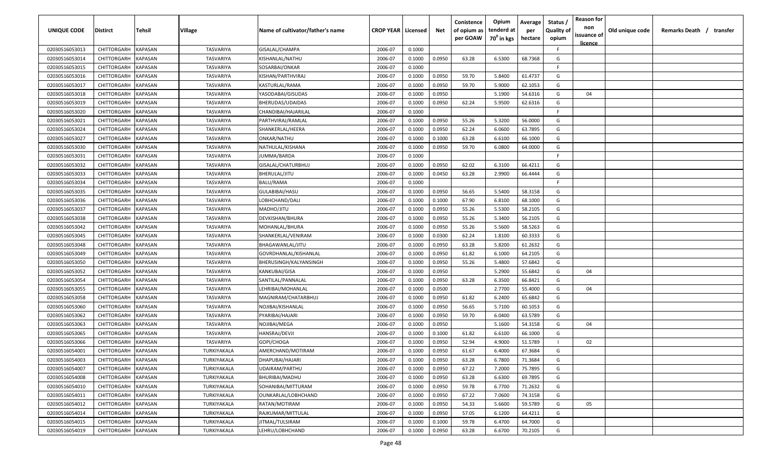| UNIQUE CODE | Distirct | Tehsil | Village | Name of cultivator/father's name | CROP YEAR | Licensed | Net | Conistence of opium as per GOAW | Opium tenderd at 70° in kgs | Average per hectare | Status / Quality of opium | Reason for non issuance of licence | Old unique code | Remarks Death / transfer |
|---|---|---|---|---|---|---|---|---|---|---|---|---|---|---|
| 02030516053013 | CHITTORGARH | KAPASAN | TASVARIYA | GISALAL/CHAMPA | 2006-07 | 0.1000 | | | | | F | | | |
| 02030516053014 | CHITTORGARH | KAPASAN | TASVARIYA | KISHANLAL/NATHU | 2006-07 | 0.1000 | 0.0950 | 63.28 | 6.5300 | 68.7368 | G | | | |
| 02030516053015 | CHITTORGARH | KAPASAN | TASVARIYA | SOSARBAI/ONKAR | 2006-07 | 0.1000 | | | | | F | | | |
| 02030516053016 | CHITTORGARH | KAPASAN | TASVARIYA | KISHAN/PARTHVIRAJ | 2006-07 | 0.1000 | 0.0950 | 59.70 | 5.8400 | 61.4737 | G | | | |
| 02030516053017 | CHITTORGARH | KAPASAN | TASVARIYA | KASTURLAL/RAMA | 2006-07 | 0.1000 | 0.0950 | 59.70 | 5.9000 | 62.1053 | G | | | |
| 02030516053018 | CHITTORGARH | KAPASAN | TASVARIYA | YASODABAI/GISUDAS | 2006-07 | 0.1000 | 0.0950 | | 5.1900 | 54.6316 | G | 04 | | |
| 02030516053019 | CHITTORGARH | KAPASAN | TASVARIYA | BHERUDAS/UDAIDAS | 2006-07 | 0.1000 | 0.0950 | 62.24 | 5.9500 | 62.6316 | G | | | |
| 02030516053020 | CHITTORGARH | KAPASAN | TASVARIYA | CHANDIBAI/HAJARILAL | 2006-07 | 0.1000 | | | | | F | | | |
| 02030516053021 | CHITTORGARH | KAPASAN | TASVARIYA | PARTHVIRAJ/RAMLAL | 2006-07 | 0.1000 | 0.0950 | 55.26 | 5.3200 | 56.0000 | G | | | |
| 02030516053024 | CHITTORGARH | KAPASAN | TASVARIYA | SHANKERLAL/HEERA | 2006-07 | 0.1000 | 0.0950 | 62.24 | 6.0600 | 63.7895 | G | | | |
| 02030516053027 | CHITTORGARH | KAPASAN | TASVARIYA | ONKAR/NATHU | 2006-07 | 0.1000 | 0.1000 | 63.28 | 6.6100 | 66.1000 | G | | | |
| 02030516053030 | CHITTORGARH | KAPASAN | TASVARIYA | NATHULAL/KISHANA | 2006-07 | 0.1000 | 0.0950 | 59.70 | 6.0800 | 64.0000 | G | | | |
| 02030516053031 | CHITTORGARH | KAPASAN | TASVARIYA | JUMMA/BARDA | 2006-07 | 0.1000 | | | | | F | | | |
| 02030516053032 | CHITTORGARH | KAPASAN | TASVARIYA | GISALAL/CHATURBHUJ | 2006-07 | 0.1000 | 0.0950 | 62.02 | 6.3100 | 66.4211 | G | | | |
| 02030516053033 | CHITTORGARH | KAPASAN | TASVARIYA | BHERULAL/JITU | 2006-07 | 0.1000 | 0.0450 | 63.28 | 2.9900 | 66.4444 | G | | | |
| 02030516053034 | CHITTORGARH | KAPASAN | TASVARIYA | BALU/RAMA | 2006-07 | 0.1000 | | | | | F | | | |
| 02030516053035 | CHITTORGARH | KAPASAN | TASVARIYA | GULABIBAI/HASU | 2006-07 | 0.1000 | 0.0950 | 56.65 | 5.5400 | 58.3158 | G | | | |
| 02030516053036 | CHITTORGARH | KAPASAN | TASVARIYA | LOBHCHAND/DALI | 2006-07 | 0.1000 | 0.1000 | 67.90 | 6.8100 | 68.1000 | G | | | |
| 02030516053037 | CHITTORGARH | KAPASAN | TASVARIYA | MADHO/JITU | 2006-07 | 0.1000 | 0.0950 | 55.26 | 5.5300 | 58.2105 | G | | | |
| 02030516053038 | CHITTORGARH | KAPASAN | TASVARIYA | DEVKISHAN/BHURA | 2006-07 | 0.1000 | 0.0950 | 55.26 | 5.3400 | 56.2105 | G | | | |
| 02030516053042 | CHITTORGARH | KAPASAN | TASVARIYA | MOHANLAL/BHURA | 2006-07 | 0.1000 | 0.0950 | 55.26 | 5.5600 | 58.5263 | G | | | |
| 02030516053045 | CHITTORGARH | KAPASAN | TASVARIYA | SHANKERLAL/VENIRAM | 2006-07 | 0.1000 | 0.0300 | 62.24 | 1.8100 | 60.3333 | G | | | |
| 02030516053048 | CHITTORGARH | KAPASAN | TASVARIYA | BHAGAWANLAL/JITU | 2006-07 | 0.1000 | 0.0950 | 63.28 | 5.8200 | 61.2632 | G | | | |
| 02030516053049 | CHITTORGARH | KAPASAN | TASVARIYA | GOVRDHANLAL/KISHANLAL | 2006-07 | 0.1000 | 0.0950 | 61.82 | 6.1000 | 64.2105 | G | | | |
| 02030516053050 | CHITTORGARH | KAPASAN | TASVARIYA | BHERUSINGH/KALYANSINGH | 2006-07 | 0.1000 | 0.0950 | 55.26 | 5.4800 | 57.6842 | G | | | |
| 02030516053052 | CHITTORGARH | KAPASAN | TASVARIYA | KANKUBAI/GISA | 2006-07 | 0.1000 | 0.0950 | | 5.2900 | 55.6842 | G | 04 | | |
| 02030516053054 | CHITTORGARH | KAPASAN | TASVARIYA | SANTILAL/PANNALAL | 2006-07 | 0.1000 | 0.0950 | 63.28 | 6.3500 | 66.8421 | G | | | |
| 02030516053055 | CHITTORGARH | KAPASAN | TASVARIYA | LEHRIBAI/MOHANLAL | 2006-07 | 0.1000 | 0.0500 | | 2.7700 | 55.4000 | G | 04 | | |
| 02030516053058 | CHITTORGARH | KAPASAN | TASVARIYA | MAGNIRAM/CHATARBHUJ | 2006-07 | 0.1000 | 0.0950 | 61.82 | 6.2400 | 65.6842 | G | | | |
| 02030516053060 | CHITTORGARH | KAPASAN | TASVARIYA | NOJIBAI/KISHANLAL | 2006-07 | 0.1000 | 0.0950 | 56.65 | 5.7100 | 60.1053 | G | | | |
| 02030516053062 | CHITTORGARH | KAPASAN | TASVARIYA | PYARIBAI/HAJARI | 2006-07 | 0.1000 | 0.0950 | 59.70 | 6.0400 | 63.5789 | G | | | |
| 02030516053063 | CHITTORGARH | KAPASAN | TASVARIYA | NOJIBAI/MEGA | 2006-07 | 0.1000 | 0.0950 | | 5.1600 | 54.3158 | G | 04 | | |
| 02030516053065 | CHITTORGARH | KAPASAN | TASVARIYA | HANSRAJ/DEVJI | 2006-07 | 0.1000 | 0.1000 | 61.82 | 6.6100 | 66.1000 | G | | | |
| 02030516053066 | CHITTORGARH | KAPASAN | TASVARIYA | GOPI/CHOGA | 2006-07 | 0.1000 | 0.0950 | 52.94 | 4.9000 | 51.5789 | I | 02 | | |
| 02030516054001 | CHITTORGARH | KAPASAN | TURKIYAKALA | AMERCHAND/MOTIRAM | 2006-07 | 0.1000 | 0.0950 | 61.67 | 6.4000 | 67.3684 | G | | | |
| 02030516054003 | CHITTORGARH | KAPASAN | TURKIYAKALA | DHAPUBAI/HAJARI | 2006-07 | 0.1000 | 0.0950 | 63.28 | 6.7800 | 71.3684 | G | | | |
| 02030516054007 | CHITTORGARH | KAPASAN | TURKIYAKALA | UDAIRAM/PARTHU | 2006-07 | 0.1000 | 0.0950 | 67.22 | 7.2000 | 75.7895 | G | | | |
| 02030516054008 | CHITTORGARH | KAPASAN | TURKIYAKALA | BHURIBAI/MADHU | 2006-07 | 0.1000 | 0.0950 | 63.28 | 6.6300 | 69.7895 | G | | | |
| 02030516054010 | CHITTORGARH | KAPASAN | TURKIYAKALA | SOHANIBAI/MITTURAM | 2006-07 | 0.1000 | 0.0950 | 59.78 | 6.7700 | 71.2632 | G | | | |
| 02030516054011 | CHITTORGARH | KAPASAN | TURKIYAKALA | OUNKARLAL/LOBHCHAND | 2006-07 | 0.1000 | 0.0950 | 67.22 | 7.0600 | 74.3158 | G | | | |
| 02030516054012 | CHITTORGARH | KAPASAN | TURKIYAKALA | RATAN/MOTIRAM | 2006-07 | 0.1000 | 0.0950 | 54.33 | 5.6600 | 59.5789 | G | 05 | | |
| 02030516054014 | CHITTORGARH | KAPASAN | TURKIYAKALA | RAJKUMAR/MITTULAL | 2006-07 | 0.1000 | 0.0950 | 57.05 | 6.1200 | 64.4211 | G | | | |
| 02030516054015 | CHITTORGARH | KAPASAN | TURKIYAKALA | JITMAL/TULSIRAM | 2006-07 | 0.1000 | 0.1000 | 59.78 | 6.4700 | 64.7000 | G | | | |
| 02030516054019 | CHITTORGARH | KAPASAN | TURKIYAKALA | LEHRU/LOBHCHAND | 2006-07 | 0.1000 | 0.0950 | 63.28 | 6.6700 | 70.2105 | G | | | |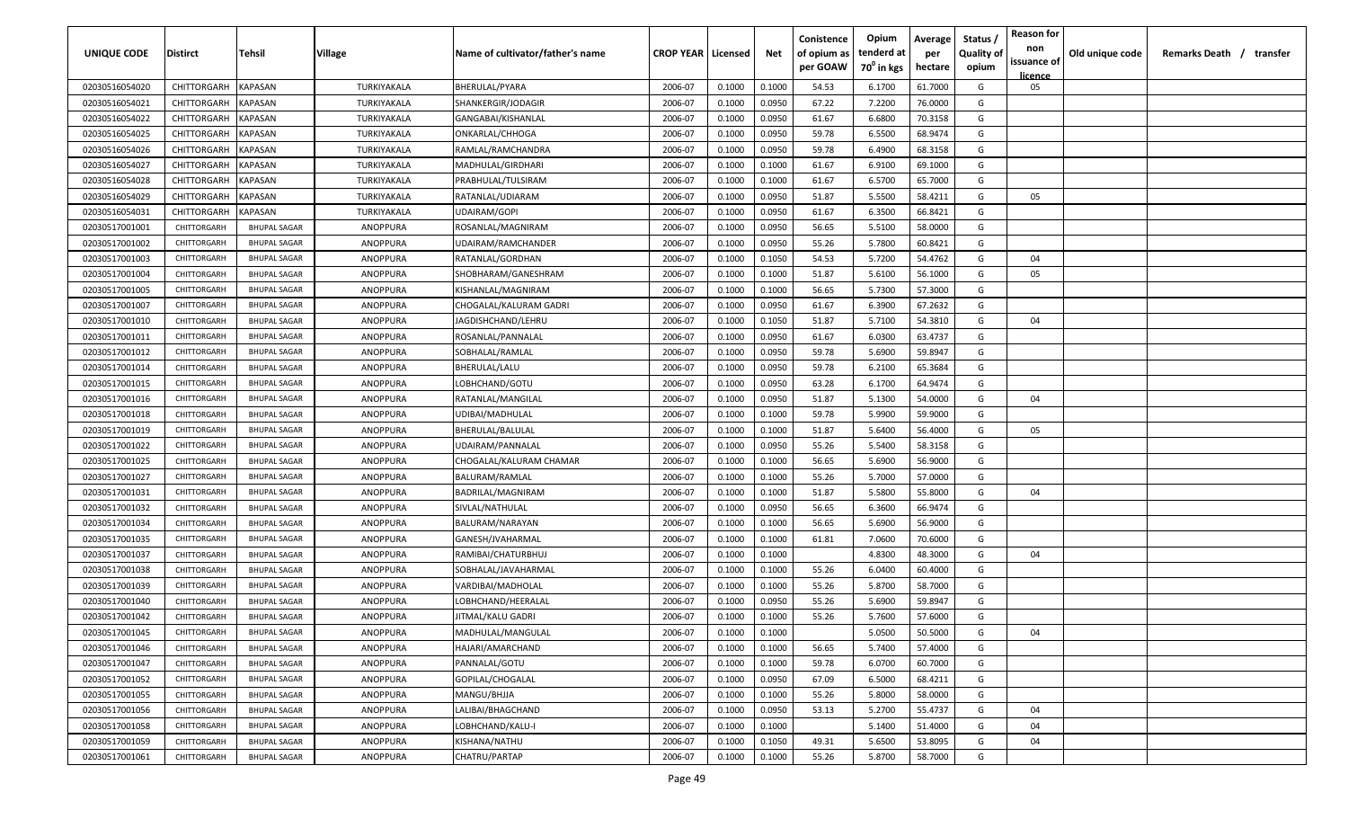| UNIQUE CODE | Distirct | Tehsil | Village | Name of cultivator/father's name | CROP YEAR | Licensed | Net | Conistence of opium as per GOAW | Opium tenderd at $70^0$ in kgs | Average per hectare | Status / Quality of opium | Reason for non issuance of licence | Old unique code | Remarks Death / transfer |
|---|---|---|---|---|---|---|---|---|---|---|---|---|---|---|
| 02030516054020 | CHITTORGARH | KAPASAN | TURKIYAKALA | BHERULAL/PYARA | 2006-07 | 0.1000 | 0.1000 | 54.53 | 6.1700 | 61.7000 | G | 05 | | |
| 02030516054021 | CHITTORGARH | KAPASAN | TURKIYAKALA | SHANKERGIR/JODAGIR | 2006-07 | 0.1000 | 0.0950 | 67.22 | 7.2200 | 76.0000 | G | | | |
| 02030516054022 | CHITTORGARH | KAPASAN | TURKIYAKALA | GANGABAI/KISHANLAL | 2006-07 | 0.1000 | 0.0950 | 61.67 | 6.6800 | 70.3158 | G | | | |
| 02030516054025 | CHITTORGARH | KAPASAN | TURKIYAKALA | ONKARLAL/CHHOGA | 2006-07 | 0.1000 | 0.0950 | 59.78 | 6.5500 | 68.9474 | G | | | |
| 02030516054026 | CHITTORGARH | KAPASAN | TURKIYAKALA | RAMLAL/RAMCHANDRA | 2006-07 | 0.1000 | 0.0950 | 59.78 | 6.4900 | 68.3158 | G | | | |
| 02030516054027 | CHITTORGARH | KAPASAN | TURKIYAKALA | MADHULAL/GIRDHARI | 2006-07 | 0.1000 | 0.1000 | 61.67 | 6.9100 | 69.1000 | G | | | |
| 02030516054028 | CHITTORGARH | KAPASAN | TURKIYAKALA | PRABHULAL/TULSIRAM | 2006-07 | 0.1000 | 0.1000 | 61.67 | 6.5700 | 65.7000 | G | | | |
| 02030516054029 | CHITTORGARH | KAPASAN | TURKIYAKALA | RATANLAL/UDIARAM | 2006-07 | 0.1000 | 0.0950 | 51.87 | 5.5500 | 58.4211 | G | 05 | | |
| 02030516054031 | CHITTORGARH | KAPASAN | TURKIYAKALA | UDAIRAM/GOPI | 2006-07 | 0.1000 | 0.0950 | 61.67 | 6.3500 | 66.8421 | G | | | |
| 02030517001001 | CHITTORGARH | BHUPAL SAGAR | ANOPPURA | ROSANLAL/MAGNIRAM | 2006-07 | 0.1000 | 0.0950 | 56.65 | 5.5100 | 58.0000 | G | | | |
| 02030517001002 | CHITTORGARH | BHUPAL SAGAR | ANOPPURA | UDAIRAM/RAMCHANDER | 2006-07 | 0.1000 | 0.0950 | 55.26 | 5.7800 | 60.8421 | G | | | |
| 02030517001003 | CHITTORGARH | BHUPAL SAGAR | ANOPPURA | RATANLAL/GORDHAN | 2006-07 | 0.1000 | 0.1050 | 54.53 | 5.7200 | 54.4762 | G | 04 | | |
| 02030517001004 | CHITTORGARH | BHUPAL SAGAR | ANOPPURA | SHOBHARAM/GANESHRAM | 2006-07 | 0.1000 | 0.1000 | 51.87 | 5.6100 | 56.1000 | G | 05 | | |
| 02030517001005 | CHITTORGARH | BHUPAL SAGAR | ANOPPURA | KISHANLAL/MAGNIRAM | 2006-07 | 0.1000 | 0.1000 | 56.65 | 5.7300 | 57.3000 | G | | | |
| 02030517001007 | CHITTORGARH | BHUPAL SAGAR | ANOPPURA | CHOGALAL/KALURAM GADRI | 2006-07 | 0.1000 | 0.0950 | 61.67 | 6.3900 | 67.2632 | G | | | |
| 02030517001010 | CHITTORGARH | BHUPAL SAGAR | ANOPPURA | JAGDISHCHAND/LEHRU | 2006-07 | 0.1000 | 0.1050 | 51.87 | 5.7100 | 54.3810 | G | 04 | | |
| 02030517001011 | CHITTORGARH | BHUPAL SAGAR | ANOPPURA | ROSANLAL/PANNALAL | 2006-07 | 0.1000 | 0.0950 | 61.67 | 6.0300 | 63.4737 | G | | | |
| 02030517001012 | CHITTORGARH | BHUPAL SAGAR | ANOPPURA | SOBHALAL/RAMLAL | 2006-07 | 0.1000 | 0.0950 | 59.78 | 5.6900 | 59.8947 | G | | | |
| 02030517001014 | CHITTORGARH | BHUPAL SAGAR | ANOPPURA | BHERULAL/LALU | 2006-07 | 0.1000 | 0.0950 | 59.78 | 6.2100 | 65.3684 | G | | | |
| 02030517001015 | CHITTORGARH | BHUPAL SAGAR | ANOPPURA | LOBHCHAND/GOTU | 2006-07 | 0.1000 | 0.0950 | 63.28 | 6.1700 | 64.9474 | G | | | |
| 02030517001016 | CHITTORGARH | BHUPAL SAGAR | ANOPPURA | RATANLAL/MANGILAL | 2006-07 | 0.1000 | 0.0950 | 51.87 | 5.1300 | 54.0000 | G | 04 | | |
| 02030517001018 | CHITTORGARH | BHUPAL SAGAR | ANOPPURA | UDIBAI/MADHULAL | 2006-07 | 0.1000 | 0.1000 | 59.78 | 5.9900 | 59.9000 | G | | | |
| 02030517001019 | CHITTORGARH | BHUPAL SAGAR | ANOPPURA | BHERULAL/BALULAL | 2006-07 | 0.1000 | 0.1000 | 51.87 | 5.6400 | 56.4000 | G | 05 | | |
| 02030517001022 | CHITTORGARH | BHUPAL SAGAR | ANOPPURA | UDAIRAM/PANNALAL | 2006-07 | 0.1000 | 0.0950 | 55.26 | 5.5400 | 58.3158 | G | | | |
| 02030517001025 | CHITTORGARH | BHUPAL SAGAR | ANOPPURA | CHOGALAL/KALURAM CHAMAR | 2006-07 | 0.1000 | 0.1000 | 56.65 | 5.6900 | 56.9000 | G | | | |
| 02030517001027 | CHITTORGARH | BHUPAL SAGAR | ANOPPURA | BALURAM/RAMLAL | 2006-07 | 0.1000 | 0.1000 | 55.26 | 5.7000 | 57.0000 | G | | | |
| 02030517001031 | CHITTORGARH | BHUPAL SAGAR | ANOPPURA | BADRILAL/MAGNIRAM | 2006-07 | 0.1000 | 0.1000 | 51.87 | 5.5800 | 55.8000 | G | 04 | | |
| 02030517001032 | CHITTORGARH | BHUPAL SAGAR | ANOPPURA | SIVLAL/NATHULAL | 2006-07 | 0.1000 | 0.0950 | 56.65 | 6.3600 | 66.9474 | G | | | |
| 02030517001034 | CHITTORGARH | BHUPAL SAGAR | ANOPPURA | BALURAM/NARAYAN | 2006-07 | 0.1000 | 0.1000 | 56.65 | 5.6900 | 56.9000 | G | | | |
| 02030517001035 | CHITTORGARH | BHUPAL SAGAR | ANOPPURA | GANESH/JVAHARMAL | 2006-07 | 0.1000 | 0.1000 | 61.81 | 7.0600 | 70.6000 | G | | | |
| 02030517001037 | CHITTORGARH | BHUPAL SAGAR | ANOPPURA | RAMIBAI/CHATURBHUJ | 2006-07 | 0.1000 | 0.1000 | | 4.8300 | 48.3000 | G | 04 | | |
| 02030517001038 | CHITTORGARH | BHUPAL SAGAR | ANOPPURA | SOBHALAL/JAVAHARMAL | 2006-07 | 0.1000 | 0.1000 | 55.26 | 6.0400 | 60.4000 | G | | | |
| 02030517001039 | CHITTORGARH | BHUPAL SAGAR | ANOPPURA | VARDIBAI/MADHOLAL | 2006-07 | 0.1000 | 0.1000 | 55.26 | 5.8700 | 58.7000 | G | | | |
| 02030517001040 | CHITTORGARH | BHUPAL SAGAR | ANOPPURA | LOBHCHAND/HEERALAL | 2006-07 | 0.1000 | 0.0950 | 55.26 | 5.6900 | 59.8947 | G | | | |
| 02030517001042 | CHITTORGARH | BHUPAL SAGAR | ANOPPURA | JITMAL/KALU GADRI | 2006-07 | 0.1000 | 0.1000 | 55.26 | 5.7600 | 57.6000 | G | | | |
| 02030517001045 | CHITTORGARH | BHUPAL SAGAR | ANOPPURA | MADHULAL/MANGULAL | 2006-07 | 0.1000 | 0.1000 | | 5.0500 | 50.5000 | G | 04 | | |
| 02030517001046 | CHITTORGARH | BHUPAL SAGAR | ANOPPURA | HAJARI/AMARCHAND | 2006-07 | 0.1000 | 0.1000 | 56.65 | 5.7400 | 57.4000 | G | | | |
| 02030517001047 | CHITTORGARH | BHUPAL SAGAR | ANOPPURA | PANNALAL/GOTU | 2006-07 | 0.1000 | 0.1000 | 59.78 | 6.0700 | 60.7000 | G | | | |
| 02030517001052 | CHITTORGARH | BHUPAL SAGAR | ANOPPURA | GOPILAL/CHOGALAL | 2006-07 | 0.1000 | 0.0950 | 67.09 | 6.5000 | 68.4211 | G | | | |
| 02030517001055 | CHITTORGARH | BHUPAL SAGAR | ANOPPURA | MANGU/BHJJA | 2006-07 | 0.1000 | 0.1000 | 55.26 | 5.8000 | 58.0000 | G | | | |
| 02030517001056 | CHITTORGARH | BHUPAL SAGAR | ANOPPURA | LALIBAI/BHAGCHAND | 2006-07 | 0.1000 | 0.0950 | 53.13 | 5.2700 | 55.4737 | G | 04 | | |
| 02030517001058 | CHITTORGARH | BHUPAL SAGAR | ANOPPURA | LOBHCHAND/KALU-I | 2006-07 | 0.1000 | 0.1000 | | 5.1400 | 51.4000 | G | 04 | | |
| 02030517001059 | CHITTORGARH | BHUPAL SAGAR | ANOPPURA | KISHANA/NATHU | 2006-07 | 0.1000 | 0.1050 | 49.31 | 5.6500 | 53.8095 | G | 04 | | |
| 02030517001061 | CHITTORGARH | BHUPAL SAGAR | ANOPPURA | CHATRU/PARTAP | 2006-07 | 0.1000 | 0.1000 | 55.26 | 5.8700 | 58.7000 | G | | | |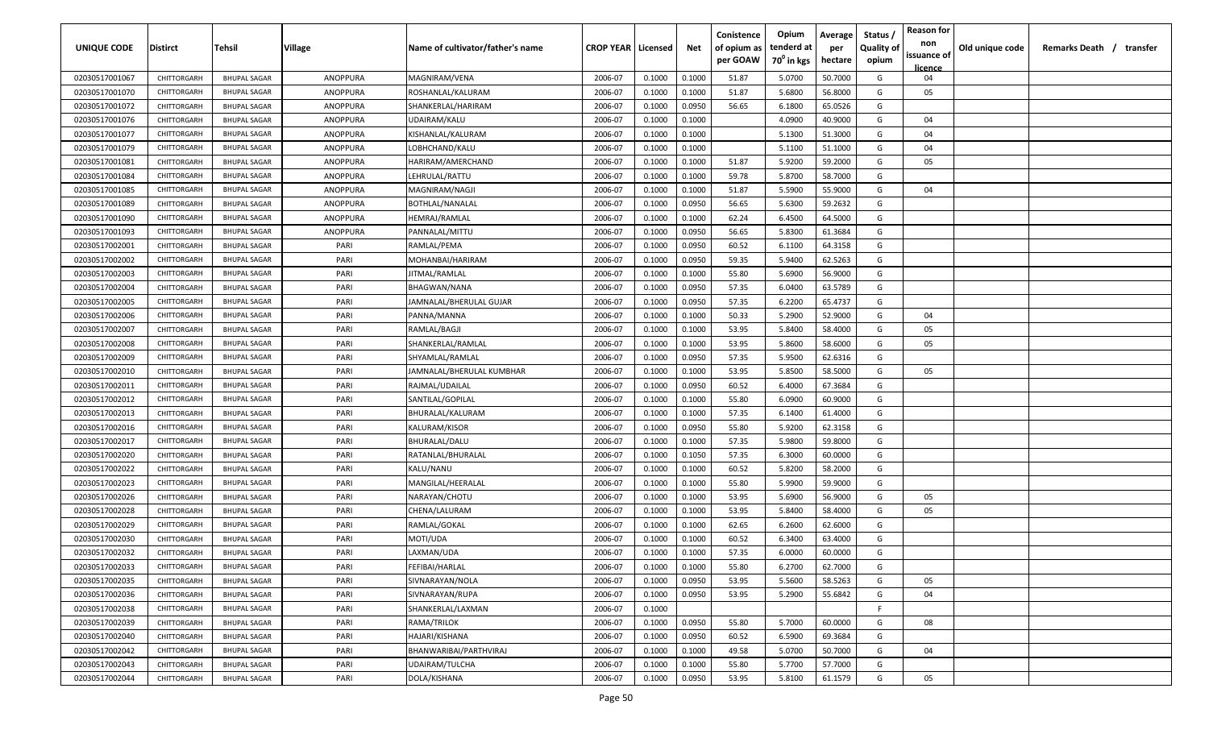| UNIQUE CODE | Distirct | Tehsil | Village | Name of cultivator/father's name | CROP YEAR | Licensed | Net | Conistence of opium as per GOAW | Opium tenderd at $70^0$ in kgs | Average per hectare | Status / Quality of opium | Reason for non issuance of licence | Old unique code | Remarks Death / transfer |
|---|---|---|---|---|---|---|---|---|---|---|---|---|---|---|
| 02030517001067 | CHITTORGARH | BHUPAL SAGAR | ANOPPURA | MAGNIRAM/VENA | 2006-07 | 0.1000 | 0.1000 | 51.87 | 5.0700 | 50.7000 | G | 04 | | |
| 02030517001070 | CHITTORGARH | BHUPAL SAGAR | ANOPPURA | ROSHANLAL/KALURAM | 2006-07 | 0.1000 | 0.1000 | 51.87 | 5.6800 | 56.8000 | G | 05 | | |
| 02030517001072 | CHITTORGARH | BHUPAL SAGAR | ANOPPURA | SHANKERLAL/HARIRAM | 2006-07 | 0.1000 | 0.0950 | 56.65 | 6.1800 | 65.0526 | G | | | |
| 02030517001076 | CHITTORGARH | BHUPAL SAGAR | ANOPPURA | UDAIRAM/KALU | 2006-07 | 0.1000 | 0.1000 | | 4.0900 | 40.9000 | G | 04 | | |
| 02030517001077 | CHITTORGARH | BHUPAL SAGAR | ANOPPURA | KISHANLAL/KALURAM | 2006-07 | 0.1000 | 0.1000 | | 5.1300 | 51.3000 | G | 04 | | |
| 02030517001079 | CHITTORGARH | BHUPAL SAGAR | ANOPPURA | LOBHCHAND/KALU | 2006-07 | 0.1000 | 0.1000 | | 5.1100 | 51.1000 | G | 04 | | |
| 02030517001081 | CHITTORGARH | BHUPAL SAGAR | ANOPPURA | HARIRAM/AMERCHAND | 2006-07 | 0.1000 | 0.1000 | 51.87 | 5.9200 | 59.2000 | G | 05 | | |
| 02030517001084 | CHITTORGARH | BHUPAL SAGAR | ANOPPURA | LEHRULAL/RATTU | 2006-07 | 0.1000 | 0.1000 | 59.78 | 5.8700 | 58.7000 | G | | | |
| 02030517001085 | CHITTORGARH | BHUPAL SAGAR | ANOPPURA | MAGNIRAM/NAGJI | 2006-07 | 0.1000 | 0.1000 | 51.87 | 5.5900 | 55.9000 | G | 04 | | |
| 02030517001089 | CHITTORGARH | BHUPAL SAGAR | ANOPPURA | BOTHLAL/NANALAL | 2006-07 | 0.1000 | 0.0950 | 56.65 | 5.6300 | 59.2632 | G | | | |
| 02030517001090 | CHITTORGARH | BHUPAL SAGAR | ANOPPURA | HEMRAJ/RAMLAL | 2006-07 | 0.1000 | 0.1000 | 62.24 | 6.4500 | 64.5000 | G | | | |
| 02030517001093 | CHITTORGARH | BHUPAL SAGAR | ANOPPURA | PANNALAL/MITTU | 2006-07 | 0.1000 | 0.0950 | 56.65 | 5.8300 | 61.3684 | G | | | |
| 02030517002001 | CHITTORGARH | BHUPAL SAGAR | PARI | RAMLAL/PEMA | 2006-07 | 0.1000 | 0.0950 | 60.52 | 6.1100 | 64.3158 | G | | | |
| 02030517002002 | CHITTORGARH | BHUPAL SAGAR | PARI | MOHANBAI/HARIRAM | 2006-07 | 0.1000 | 0.0950 | 59.35 | 5.9400 | 62.5263 | G | | | |
| 02030517002003 | CHITTORGARH | BHUPAL SAGAR | PARI | JITMAL/RAMLAL | 2006-07 | 0.1000 | 0.1000 | 55.80 | 5.6900 | 56.9000 | G | | | |
| 02030517002004 | CHITTORGARH | BHUPAL SAGAR | PARI | BHAGWAN/NANA | 2006-07 | 0.1000 | 0.0950 | 57.35 | 6.0400 | 63.5789 | G | | | |
| 02030517002005 | CHITTORGARH | BHUPAL SAGAR | PARI | JAMNALAL/BHERULAL GUJAR | 2006-07 | 0.1000 | 0.0950 | 57.35 | 6.2200 | 65.4737 | G | | | |
| 02030517002006 | CHITTORGARH | BHUPAL SAGAR | PARI | PANNA/MANNA | 2006-07 | 0.1000 | 0.1000 | 50.33 | 5.2900 | 52.9000 | G | 04 | | |
| 02030517002007 | CHITTORGARH | BHUPAL SAGAR | PARI | RAMLAL/BAGJI | 2006-07 | 0.1000 | 0.1000 | 53.95 | 5.8400 | 58.4000 | G | 05 | | |
| 02030517002008 | CHITTORGARH | BHUPAL SAGAR | PARI | SHANKERLAL/RAMLAL | 2006-07 | 0.1000 | 0.1000 | 53.95 | 5.8600 | 58.6000 | G | 05 | | |
| 02030517002009 | CHITTORGARH | BHUPAL SAGAR | PARI | SHYAMLAL/RAMLAL | 2006-07 | 0.1000 | 0.0950 | 57.35 | 5.9500 | 62.6316 | G | | | |
| 02030517002010 | CHITTORGARH | BHUPAL SAGAR | PARI | JAMNALAL/BHERULAL KUMBHAR | 2006-07 | 0.1000 | 0.1000 | 53.95 | 5.8500 | 58.5000 | G | 05 | | |
| 02030517002011 | CHITTORGARH | BHUPAL SAGAR | PARI | RAJMAL/UDAILAL | 2006-07 | 0.1000 | 0.0950 | 60.52 | 6.4000 | 67.3684 | G | | | |
| 02030517002012 | CHITTORGARH | BHUPAL SAGAR | PARI | SANTILAL/GOPILAL | 2006-07 | 0.1000 | 0.1000 | 55.80 | 6.0900 | 60.9000 | G | | | |
| 02030517002013 | CHITTORGARH | BHUPAL SAGAR | PARI | BHURALAL/KALURAM | 2006-07 | 0.1000 | 0.1000 | 57.35 | 6.1400 | 61.4000 | G | | | |
| 02030517002016 | CHITTORGARH | BHUPAL SAGAR | PARI | KALURAM/KISOR | 2006-07 | 0.1000 | 0.0950 | 55.80 | 5.9200 | 62.3158 | G | | | |
| 02030517002017 | CHITTORGARH | BHUPAL SAGAR | PARI | BHURALAL/DALU | 2006-07 | 0.1000 | 0.1000 | 57.35 | 5.9800 | 59.8000 | G | | | |
| 02030517002020 | CHITTORGARH | BHUPAL SAGAR | PARI | RATANLAL/BHURALAL | 2006-07 | 0.1000 | 0.1050 | 57.35 | 6.3000 | 60.0000 | G | | | |
| 02030517002022 | CHITTORGARH | BHUPAL SAGAR | PARI | KALU/NANU | 2006-07 | 0.1000 | 0.1000 | 60.52 | 5.8200 | 58.2000 | G | | | |
| 02030517002023 | CHITTORGARH | BHUPAL SAGAR | PARI | MANGILAL/HEERALAL | 2006-07 | 0.1000 | 0.1000 | 55.80 | 5.9900 | 59.9000 | G | | | |
| 02030517002026 | CHITTORGARH | BHUPAL SAGAR | PARI | NARAYAN/CHOTU | 2006-07 | 0.1000 | 0.1000 | 53.95 | 5.6900 | 56.9000 | G | 05 | | |
| 02030517002028 | CHITTORGARH | BHUPAL SAGAR | PARI | CHENA/LALURAM | 2006-07 | 0.1000 | 0.1000 | 53.95 | 5.8400 | 58.4000 | G | 05 | | |
| 02030517002029 | CHITTORGARH | BHUPAL SAGAR | PARI | RAMLAL/GOKAL | 2006-07 | 0.1000 | 0.1000 | 62.65 | 6.2600 | 62.6000 | G | | | |
| 02030517002030 | CHITTORGARH | BHUPAL SAGAR | PARI | MOTI/UDA | 2006-07 | 0.1000 | 0.1000 | 60.52 | 6.3400 | 63.4000 | G | | | |
| 02030517002032 | CHITTORGARH | BHUPAL SAGAR | PARI | LAXMAN/UDA | 2006-07 | 0.1000 | 0.1000 | 57.35 | 6.0000 | 60.0000 | G | | | |
| 02030517002033 | CHITTORGARH | BHUPAL SAGAR | PARI | FEFIBAI/HARLAL | 2006-07 | 0.1000 | 0.1000 | 55.80 | 6.2700 | 62.7000 | G | | | |
| 02030517002035 | CHITTORGARH | BHUPAL SAGAR | PARI | SIVNARAYAN/NOLA | 2006-07 | 0.1000 | 0.0950 | 53.95 | 5.5600 | 58.5263 | G | 05 | | |
| 02030517002036 | CHITTORGARH | BHUPAL SAGAR | PARI | SIVNARAYAN/RUPA | 2006-07 | 0.1000 | 0.0950 | 53.95 | 5.2900 | 55.6842 | G | 04 | | |
| 02030517002038 | CHITTORGARH | BHUPAL SAGAR | PARI | SHANKERLAL/LAXMAN | 2006-07 | 0.1000 | | | | | F | | | |
| 02030517002039 | CHITTORGARH | BHUPAL SAGAR | PARI | RAMA/TRILOK | 2006-07 | 0.1000 | 0.0950 | 55.80 | 5.7000 | 60.0000 | G | 08 | | |
| 02030517002040 | CHITTORGARH | BHUPAL SAGAR | PARI | HAJARI/KISHANA | 2006-07 | 0.1000 | 0.0950 | 60.52 | 6.5900 | 69.3684 | G | | | |
| 02030517002042 | CHITTORGARH | BHUPAL SAGAR | PARI | BHANWARIBAI/PARTHVIRAJ | 2006-07 | 0.1000 | 0.1000 | 49.58 | 5.0700 | 50.7000 | G | 04 | | |
| 02030517002043 | CHITTORGARH | BHUPAL SAGAR | PARI | UDAIRAM/TULCHA | 2006-07 | 0.1000 | 0.1000 | 55.80 | 5.7700 | 57.7000 | G | | | |
| 02030517002044 | CHITTORGARH | BHUPAL SAGAR | PARI | DOLA/KISHANA | 2006-07 | 0.1000 | 0.0950 | 53.95 | 5.8100 | 61.1579 | G | 05 | | |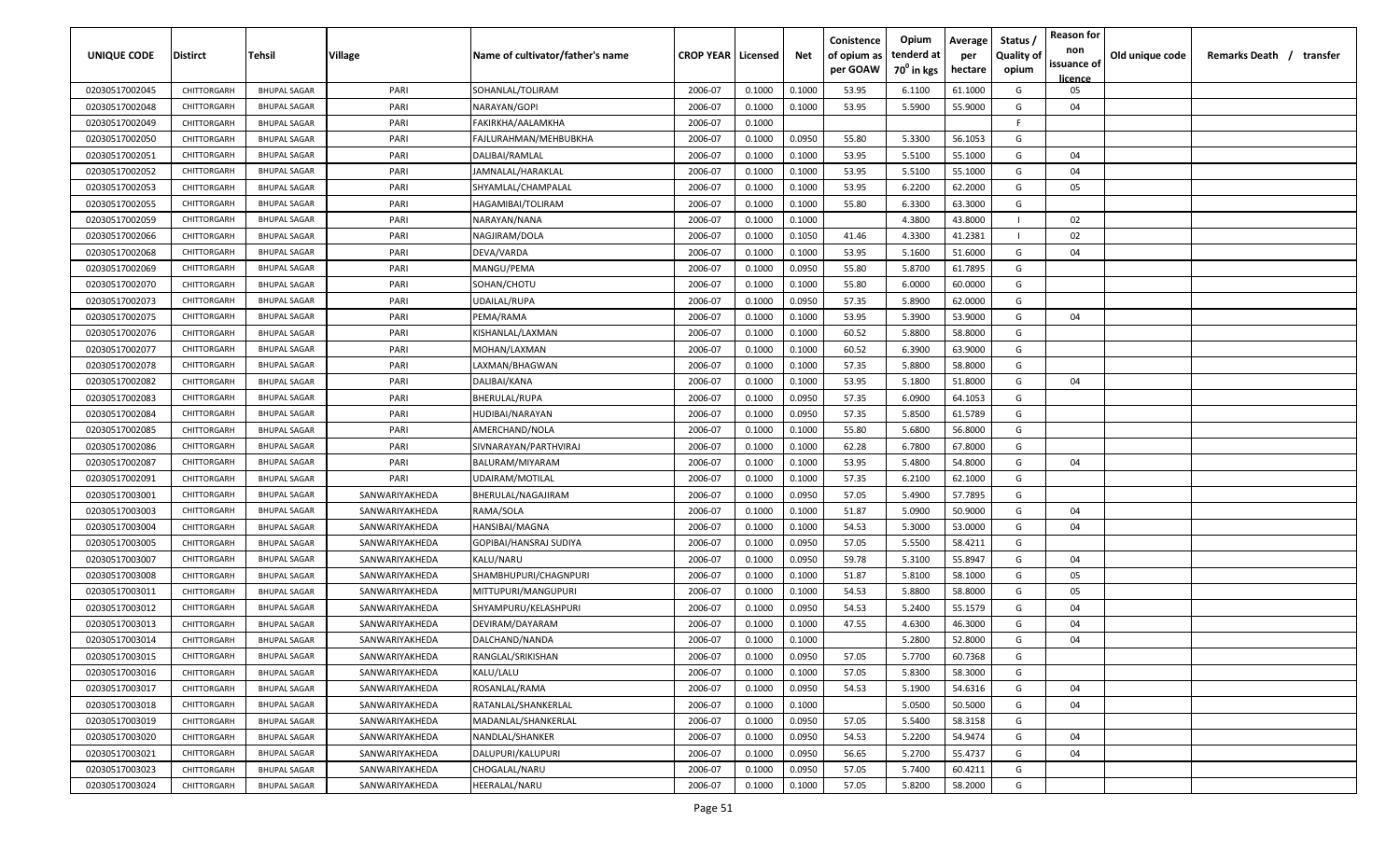| UNIQUE CODE | Distirct | Tehsil | Village | Name of cultivator/father's name | CROP YEAR | Licensed | Net | Conistence of opium as per GOAW | Opium tenderd at 70⁰ in kgs | Average per hectare | Status / Quality of opium | Reason for non issuance of licence | Old unique code | Remarks Death / transfer |
|---|---|---|---|---|---|---|---|---|---|---|---|---|---|---|
| 02030517002045 | CHITTORGARH | BHUPAL SAGAR | PARI | SOHANLAL/TOLIRAM | 2006-07 | 0.1000 | 0.1000 | 53.95 | 6.1100 | 61.1000 | G | 05 | | |
| 02030517002048 | CHITTORGARH | BHUPAL SAGAR | PARI | NARAYAN/GOPI | 2006-07 | 0.1000 | 0.1000 | 53.95 | 5.5900 | 55.9000 | G | 04 | | |
| 02030517002049 | CHITTORGARH | BHUPAL SAGAR | PARI | FAKIRKHA/AALAMKHA | 2006-07 | 0.1000 | | | | | F | | | |
| 02030517002050 | CHITTORGARH | BHUPAL SAGAR | PARI | FAJLURAHMAN/MEHBUBKHA | 2006-07 | 0.1000 | 0.0950 | 55.80 | 5.3300 | 56.1053 | G | | | |
| 02030517002051 | CHITTORGARH | BHUPAL SAGAR | PARI | DALIBAI/RAMLAL | 2006-07 | 0.1000 | 0.1000 | 53.95 | 5.5100 | 55.1000 | G | 04 | | |
| 02030517002052 | CHITTORGARH | BHUPAL SAGAR | PARI | JAMNALAL/HARAKLAL | 2006-07 | 0.1000 | 0.1000 | 53.95 | 5.5100 | 55.1000 | G | 04 | | |
| 02030517002053 | CHITTORGARH | BHUPAL SAGAR | PARI | SHYAMLAL/CHAMPALAL | 2006-07 | 0.1000 | 0.1000 | 53.95 | 6.2200 | 62.2000 | G | 05 | | |
| 02030517002055 | CHITTORGARH | BHUPAL SAGAR | PARI | HAGAMIBAI/TOLIRAM | 2006-07 | 0.1000 | 0.1000 | 55.80 | 6.3300 | 63.3000 | G | | | |
| 02030517002059 | CHITTORGARH | BHUPAL SAGAR | PARI | NARAYAN/NANA | 2006-07 | 0.1000 | 0.1000 | | 4.3800 | 43.8000 | I | 02 | | |
| 02030517002066 | CHITTORGARH | BHUPAL SAGAR | PARI | NAGJIRAM/DOLA | 2006-07 | 0.1000 | 0.1050 | 41.46 | 4.3300 | 41.2381 | I | 02 | | |
| 02030517002068 | CHITTORGARH | BHUPAL SAGAR | PARI | DEVA/VARDA | 2006-07 | 0.1000 | 0.1000 | 53.95 | 5.1600 | 51.6000 | G | 04 | | |
| 02030517002069 | CHITTORGARH | BHUPAL SAGAR | PARI | MANGU/PEMA | 2006-07 | 0.1000 | 0.0950 | 55.80 | 5.8700 | 61.7895 | G | | | |
| 02030517002070 | CHITTORGARH | BHUPAL SAGAR | PARI | SOHAN/CHOTU | 2006-07 | 0.1000 | 0.1000 | 55.80 | 6.0000 | 60.0000 | G | | | |
| 02030517002073 | CHITTORGARH | BHUPAL SAGAR | PARI | UDAILAL/RUPA | 2006-07 | 0.1000 | 0.0950 | 57.35 | 5.8900 | 62.0000 | G | | | |
| 02030517002075 | CHITTORGARH | BHUPAL SAGAR | PARI | PEMA/RAMA | 2006-07 | 0.1000 | 0.1000 | 53.95 | 5.3900 | 53.9000 | G | 04 | | |
| 02030517002076 | CHITTORGARH | BHUPAL SAGAR | PARI | KISHANLAL/LAXMAN | 2006-07 | 0.1000 | 0.1000 | 60.52 | 5.8800 | 58.8000 | G | | | |
| 02030517002077 | CHITTORGARH | BHUPAL SAGAR | PARI | MOHAN/LAXMAN | 2006-07 | 0.1000 | 0.1000 | 60.52 | 6.3900 | 63.9000 | G | | | |
| 02030517002078 | CHITTORGARH | BHUPAL SAGAR | PARI | LAXMAN/BHAGWAN | 2006-07 | 0.1000 | 0.1000 | 57.35 | 5.8800 | 58.8000 | G | | | |
| 02030517002082 | CHITTORGARH | BHUPAL SAGAR | PARI | DALIBAI/KANA | 2006-07 | 0.1000 | 0.1000 | 53.95 | 5.1800 | 51.8000 | G | 04 | | |
| 02030517002083 | CHITTORGARH | BHUPAL SAGAR | PARI | BHERULAL/RUPA | 2006-07 | 0.1000 | 0.0950 | 57.35 | 6.0900 | 64.1053 | G | | | |
| 02030517002084 | CHITTORGARH | BHUPAL SAGAR | PARI | HUDIBAI/NARAYAN | 2006-07 | 0.1000 | 0.0950 | 57.35 | 5.8500 | 61.5789 | G | | | |
| 02030517002085 | CHITTORGARH | BHUPAL SAGAR | PARI | AMERCHAND/NOLA | 2006-07 | 0.1000 | 0.1000 | 55.80 | 5.6800 | 56.8000 | G | | | |
| 02030517002086 | CHITTORGARH | BHUPAL SAGAR | PARI | SIVNARAYAN/PARTHVIRAJ | 2006-07 | 0.1000 | 0.1000 | 62.28 | 6.7800 | 67.8000 | G | | | |
| 02030517002087 | CHITTORGARH | BHUPAL SAGAR | PARI | BALURAM/MIYARAM | 2006-07 | 0.1000 | 0.1000 | 53.95 | 5.4800 | 54.8000 | G | 04 | | |
| 02030517002091 | CHITTORGARH | BHUPAL SAGAR | PARI | UDAIRAM/MOTILAL | 2006-07 | 0.1000 | 0.1000 | 57.35 | 6.2100 | 62.1000 | G | | | |
| 02030517003001 | CHITTORGARH | BHUPAL SAGAR | SANWARIYAKHEDA | BHERULAL/NAGAJIRAM | 2006-07 | 0.1000 | 0.0950 | 57.05 | 5.4900 | 57.7895 | G | | | |
| 02030517003003 | CHITTORGARH | BHUPAL SAGAR | SANWARIYAKHEDA | RAMA/SOLA | 2006-07 | 0.1000 | 0.1000 | 51.87 | 5.0900 | 50.9000 | G | 04 | | |
| 02030517003004 | CHITTORGARH | BHUPAL SAGAR | SANWARIYAKHEDA | HANSIBAI/MAGNA | 2006-07 | 0.1000 | 0.1000 | 54.53 | 5.3000 | 53.0000 | G | 04 | | |
| 02030517003005 | CHITTORGARH | BHUPAL SAGAR | SANWARIYAKHEDA | GOPIBAI/HANSRAJ SUDIYA | 2006-07 | 0.1000 | 0.0950 | 57.05 | 5.5500 | 58.4211 | G | | | |
| 02030517003007 | CHITTORGARH | BHUPAL SAGAR | SANWARIYAKHEDA | KALU/NARU | 2006-07 | 0.1000 | 0.0950 | 59.78 | 5.3100 | 55.8947 | G | 04 | | |
| 02030517003008 | CHITTORGARH | BHUPAL SAGAR | SANWARIYAKHEDA | SHAMBHUPURI/CHAGNPURI | 2006-07 | 0.1000 | 0.1000 | 51.87 | 5.8100 | 58.1000 | G | 05 | | |
| 02030517003011 | CHITTORGARH | BHUPAL SAGAR | SANWARIYAKHEDA | MITTUPURI/MANGUPURI | 2006-07 | 0.1000 | 0.1000 | 54.53 | 5.8800 | 58.8000 | G | 05 | | |
| 02030517003012 | CHITTORGARH | BHUPAL SAGAR | SANWARIYAKHEDA | SHYAMPURU/KELASHPURI | 2006-07 | 0.1000 | 0.0950 | 54.53 | 5.2400 | 55.1579 | G | 04 | | |
| 02030517003013 | CHITTORGARH | BHUPAL SAGAR | SANWARIYAKHEDA | DEVIRAM/DAYARAM | 2006-07 | 0.1000 | 0.1000 | 47.55 | 4.6300 | 46.3000 | G | 04 | | |
| 02030517003014 | CHITTORGARH | BHUPAL SAGAR | SANWARIYAKHEDA | DALCHAND/NANDA | 2006-07 | 0.1000 | 0.1000 | | 5.2800 | 52.8000 | G | 04 | | |
| 02030517003015 | CHITTORGARH | BHUPAL SAGAR | SANWARIYAKHEDA | RANGLAL/SRIKISHAN | 2006-07 | 0.1000 | 0.0950 | 57.05 | 5.7700 | 60.7368 | G | | | |
| 02030517003016 | CHITTORGARH | BHUPAL SAGAR | SANWARIYAKHEDA | KALU/LALU | 2006-07 | 0.1000 | 0.1000 | 57.05 | 5.8300 | 58.3000 | G | | | |
| 02030517003017 | CHITTORGARH | BHUPAL SAGAR | SANWARIYAKHEDA | ROSANLAL/RAMA | 2006-07 | 0.1000 | 0.0950 | 54.53 | 5.1900 | 54.6316 | G | 04 | | |
| 02030517003018 | CHITTORGARH | BHUPAL SAGAR | SANWARIYAKHEDA | RATANLAL/SHANKERLAL | 2006-07 | 0.1000 | 0.1000 | | 5.0500 | 50.5000 | G | 04 | | |
| 02030517003019 | CHITTORGARH | BHUPAL SAGAR | SANWARIYAKHEDA | MADANLAL/SHANKERLAL | 2006-07 | 0.1000 | 0.0950 | 57.05 | 5.5400 | 58.3158 | G | | | |
| 02030517003020 | CHITTORGARH | BHUPAL SAGAR | SANWARIYAKHEDA | NANDLAL/SHANKER | 2006-07 | 0.1000 | 0.0950 | 54.53 | 5.2200 | 54.9474 | G | 04 | | |
| 02030517003021 | CHITTORGARH | BHUPAL SAGAR | SANWARIYAKHEDA | DALUPURI/KALUPURI | 2006-07 | 0.1000 | 0.0950 | 56.65 | 5.2700 | 55.4737 | G | 04 | | |
| 02030517003023 | CHITTORGARH | BHUPAL SAGAR | SANWARIYAKHEDA | CHOGALAL/NARU | 2006-07 | 0.1000 | 0.0950 | 57.05 | 5.7400 | 60.4211 | G | | | |
| 02030517003024 | CHITTORGARH | BHUPAL SAGAR | SANWARIYAKHEDA | HEERALAL/NARU | 2006-07 | 0.1000 | 0.1000 | 57.05 | 5.8200 | 58.2000 | G | | | |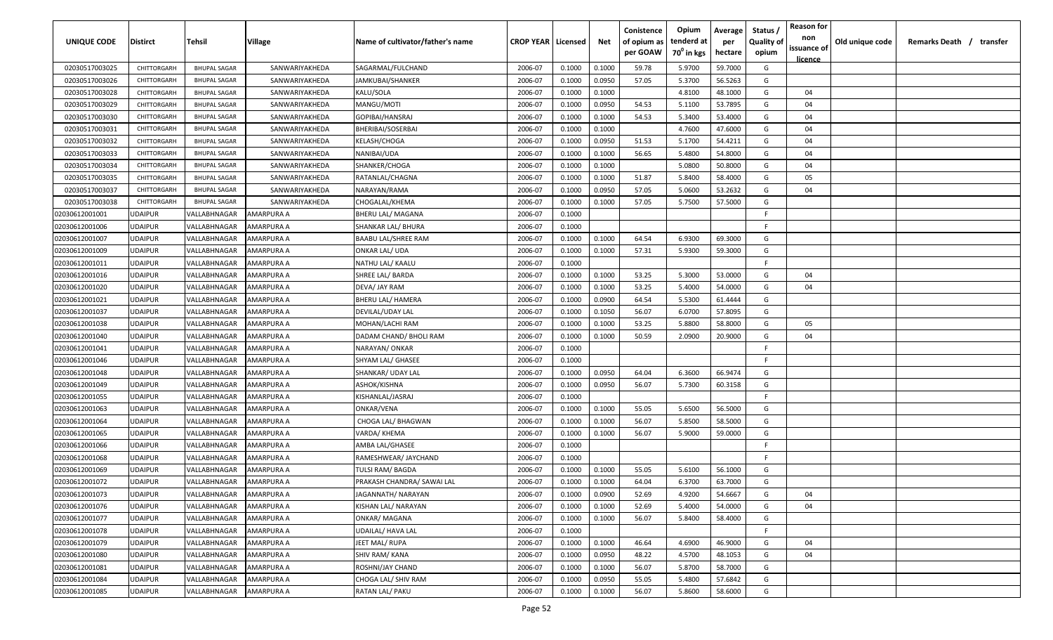| UNIQUE CODE | Distirct | Tehsil | Village | Name of cultivator/father's name | CROP YEAR | Licensed | Net | Conistence of opium as per GOAW | Opium tenderd at $70^0$ in kgs | Average per hectare | Status / Quality of opium | Reason for non issuance of licence | Old unique code | Remarks Death / transfer |
|---|---|---|---|---|---|---|---|---|---|---|---|---|---|---|
| 02030517003025 | CHITTORGARH | BHUPAL SAGAR | SANWARIYAKHEDA | SAGARMAL/FULCHAND | 2006-07 | 0.1000 | 0.1000 | 59.78 | 5.9700 | 59.7000 | G | | | |
| 02030517003026 | CHITTORGARH | BHUPAL SAGAR | SANWARIYAKHEDA | JAMKUBAI/SHANKER | 2006-07 | 0.1000 | 0.0950 | 57.05 | 5.3700 | 56.5263 | G | | | |
| 02030517003028 | CHITTORGARH | BHUPAL SAGAR | SANWARIYAKHEDA | KALU/SOLA | 2006-07 | 0.1000 | 0.1000 | | 4.8100 | 48.1000 | G | 04 | | |
| 02030517003029 | CHITTORGARH | BHUPAL SAGAR | SANWARIYAKHEDA | MANGU/MOTI | 2006-07 | 0.1000 | 0.0950 | 54.53 | 5.1100 | 53.7895 | G | 04 | | |
| 02030517003030 | CHITTORGARH | BHUPAL SAGAR | SANWARIYAKHEDA | GOPIBAI/HANSRAJ | 2006-07 | 0.1000 | 0.1000 | 54.53 | 5.3400 | 53.4000 | G | 04 | | |
| 02030517003031 | CHITTORGARH | BHUPAL SAGAR | SANWARIYAKHEDA | BHERIBAI/SOSERBAI | 2006-07 | 0.1000 | 0.1000 | | 4.7600 | 47.6000 | G | 04 | | |
| 02030517003032 | CHITTORGARH | BHUPAL SAGAR | SANWARIYAKHEDA | KELASH/CHOGA | 2006-07 | 0.1000 | 0.0950 | 51.53 | 5.1700 | 54.4211 | G | 04 | | |
| 02030517003033 | CHITTORGARH | BHUPAL SAGAR | SANWARIYAKHEDA | NANIBAI/UDA | 2006-07 | 0.1000 | 0.1000 | 56.65 | 5.4800 | 54.8000 | G | 04 | | |
| 02030517003034 | CHITTORGARH | BHUPAL SAGAR | SANWARIYAKHEDA | SHANKER/CHOGA | 2006-07 | 0.1000 | 0.1000 | | 5.0800 | 50.8000 | G | 04 | | |
| 02030517003035 | CHITTORGARH | BHUPAL SAGAR | SANWARIYAKHEDA | RATANLAL/CHAGNA | 2006-07 | 0.1000 | 0.1000 | 51.87 | 5.8400 | 58.4000 | G | 05 | | |
| 02030517003037 | CHITTORGARH | BHUPAL SAGAR | SANWARIYAKHEDA | NARAYAN/RAMA | 2006-07 | 0.1000 | 0.0950 | 57.05 | 5.0600 | 53.2632 | G | 04 | | |
| 02030517003038 | CHITTORGARH | BHUPAL SAGAR | SANWARIYAKHEDA | CHOGALAL/KHEMA | 2006-07 | 0.1000 | 0.1000 | 57.05 | 5.7500 | 57.5000 | G | | | |
| 02030612001001 | UDAIPUR | VALLABHNAGAR | AMARPURA A | BHERU LAL/ MAGANA | 2006-07 | 0.1000 | | | | | F | | | |
| 02030612001006 | UDAIPUR | VALLABHNAGAR | AMARPURA A | SHANKAR LAL/ BHURA | 2006-07 | 0.1000 | | | | | F | | | |
| 02030612001007 | UDAIPUR | VALLABHNAGAR | AMARPURA A | BAABU LAL/SHREE RAM | 2006-07 | 0.1000 | 0.1000 | 64.54 | 6.9300 | 69.3000 | G | | | |
| 02030612001009 | UDAIPUR | VALLABHNAGAR | AMARPURA A | ONKAR LAL/ UDA | 2006-07 | 0.1000 | 0.1000 | 57.31 | 5.9300 | 59.3000 | G | | | |
| 02030612001011 | UDAIPUR | VALLABHNAGAR | AMARPURA A | NATHU LAL/ KAALU | 2006-07 | 0.1000 | | | | | F | | | |
| 02030612001016 | UDAIPUR | VALLABHNAGAR | AMARPURA A | SHREE LAL/ BARDA | 2006-07 | 0.1000 | 0.1000 | 53.25 | 5.3000 | 53.0000 | G | 04 | | |
| 02030612001020 | UDAIPUR | VALLABHNAGAR | AMARPURA A | DEVA/ JAY RAM | 2006-07 | 0.1000 | 0.1000 | 53.25 | 5.4000 | 54.0000 | G | 04 | | |
| 02030612001021 | UDAIPUR | VALLABHNAGAR | AMARPURA A | BHERU LAL/ HAMERA | 2006-07 | 0.1000 | 0.0900 | 64.54 | 5.5300 | 61.4444 | G | | | |
| 02030612001037 | UDAIPUR | VALLABHNAGAR | AMARPURA A | DEVILAL/UDAY LAL | 2006-07 | 0.1000 | 0.1050 | 56.07 | 6.0700 | 57.8095 | G | | | |
| 02030612001038 | UDAIPUR | VALLABHNAGAR | AMARPURA A | MOHAN/LACHI RAM | 2006-07 | 0.1000 | 0.1000 | 53.25 | 5.8800 | 58.8000 | G | 05 | | |
| 02030612001040 | UDAIPUR | VALLABHNAGAR | AMARPURA A | DADAM CHAND/ BHOLI RAM | 2006-07 | 0.1000 | 0.1000 | 50.59 | 2.0900 | 20.9000 | G | 04 | | |
| 02030612001041 | UDAIPUR | VALLABHNAGAR | AMARPURA A | NARAYAN/ ONKAR | 2006-07 | 0.1000 | | | | | F | | | |
| 02030612001046 | UDAIPUR | VALLABHNAGAR | AMARPURA A | SHYAM LAL/ GHASEE | 2006-07 | 0.1000 | | | | | F | | | |
| 02030612001048 | UDAIPUR | VALLABHNAGAR | AMARPURA A | SHANKAR/ UDAY LAL | 2006-07 | 0.1000 | 0.0950 | 64.04 | 6.3600 | 66.9474 | G | | | |
| 02030612001049 | UDAIPUR | VALLABHNAGAR | AMARPURA A | ASHOK/KISHNA | 2006-07 | 0.1000 | 0.0950 | 56.07 | 5.7300 | 60.3158 | G | | | |
| 02030612001055 | UDAIPUR | VALLABHNAGAR | AMARPURA A | KISHANLAL/JASRAJ | 2006-07 | 0.1000 | | | | | F | | | |
| 02030612001063 | UDAIPUR | VALLABHNAGAR | AMARPURA A | ONKAR/VENA | 2006-07 | 0.1000 | 0.1000 | 55.05 | 5.6500 | 56.5000 | G | | | |
| 02030612001064 | UDAIPUR | VALLABHNAGAR | AMARPURA A | CHOGA LAL/ BHAGWAN | 2006-07 | 0.1000 | 0.1000 | 56.07 | 5.8500 | 58.5000 | G | | | |
| 02030612001065 | UDAIPUR | VALLABHNAGAR | AMARPURA A | VARDA/ KHEMA | 2006-07 | 0.1000 | 0.1000 | 56.07 | 5.9000 | 59.0000 | G | | | |
| 02030612001066 | UDAIPUR | VALLABHNAGAR | AMARPURA A | AMBA LAL/GHASEE | 2006-07 | 0.1000 | | | | | F | | | |
| 02030612001068 | UDAIPUR | VALLABHNAGAR | AMARPURA A | RAMESHWEAR/ JAYCHAND | 2006-07 | 0.1000 | | | | | F | | | |
| 02030612001069 | UDAIPUR | VALLABHNAGAR | AMARPURA A | TULSI RAM/ BAGDA | 2006-07 | 0.1000 | 0.1000 | 55.05 | 5.6100 | 56.1000 | G | | | |
| 02030612001072 | UDAIPUR | VALLABHNAGAR | AMARPURA A | PRAKASH CHANDRA/ SAWAI LAL | 2006-07 | 0.1000 | 0.1000 | 64.04 | 6.3700 | 63.7000 | G | | | |
| 02030612001073 | UDAIPUR | VALLABHNAGAR | AMARPURA A | JAGANNATH/ NARAYAN | 2006-07 | 0.1000 | 0.0900 | 52.69 | 4.9200 | 54.6667 | G | 04 | | |
| 02030612001076 | UDAIPUR | VALLABHNAGAR | AMARPURA A | KISHAN LAL/ NARAYAN | 2006-07 | 0.1000 | 0.1000 | 52.69 | 5.4000 | 54.0000 | G | 04 | | |
| 02030612001077 | UDAIPUR | VALLABHNAGAR | AMARPURA A | ONKAR/ MAGANA | 2006-07 | 0.1000 | 0.1000 | 56.07 | 5.8400 | 58.4000 | G | | | |
| 02030612001078 | UDAIPUR | VALLABHNAGAR | AMARPURA A | UDAILAL/ HAVA LAL | 2006-07 | 0.1000 | | | | | F | | | |
| 02030612001079 | UDAIPUR | VALLABHNAGAR | AMARPURA A | JEET MAL/ RUPA | 2006-07 | 0.1000 | 0.1000 | 46.64 | 4.6900 | 46.9000 | G | 04 | | |
| 02030612001080 | UDAIPUR | VALLABHNAGAR | AMARPURA A | SHIV RAM/ KANA | 2006-07 | 0.1000 | 0.0950 | 48.22 | 4.5700 | 48.1053 | G | 04 | | |
| 02030612001081 | UDAIPUR | VALLABHNAGAR | AMARPURA A | ROSHNI/JAY CHAND | 2006-07 | 0.1000 | 0.1000 | 56.07 | 5.8700 | 58.7000 | G | | | |
| 02030612001084 | UDAIPUR | VALLABHNAGAR | AMARPURA A | CHOGA LAL/ SHIV RAM | 2006-07 | 0.1000 | 0.0950 | 55.05 | 5.4800 | 57.6842 | G | | | |
| 02030612001085 | UDAIPUR | VALLABHNAGAR | AMARPURA A | RATAN LAL/ PAKU | 2006-07 | 0.1000 | 0.1000 | 56.07 | 5.8600 | 58.6000 | G | | | |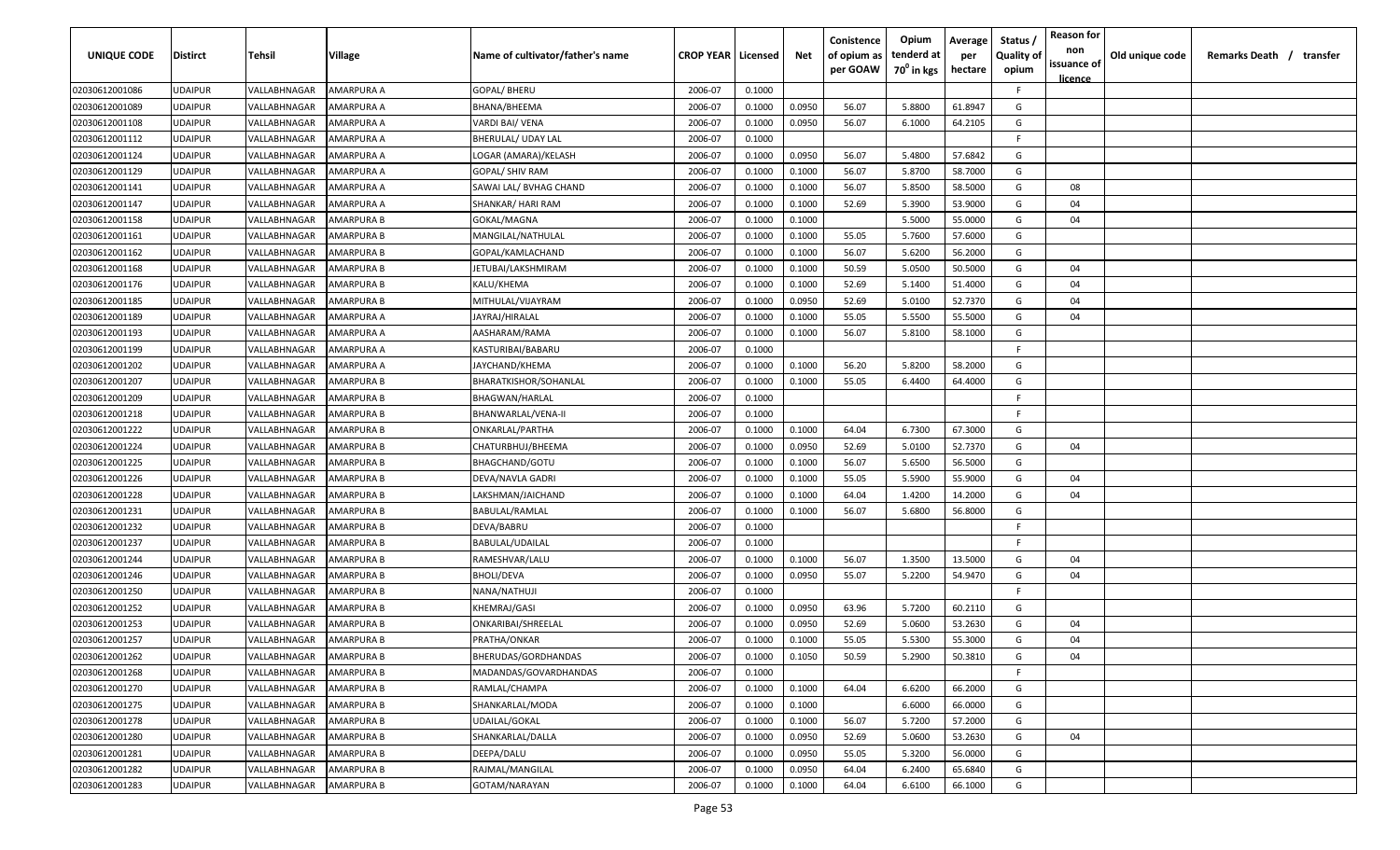| UNIQUE CODE | Distirct | Tehsil | Village | Name of cultivator/father's name | CROP YEAR | Licensed | Net | Conistence of opium as per GOAW | Opium tenderd at 70⁰ in kgs | Average per hectare | Status / Quality of opium | Reason for non issuance of licence | Old unique code | Remarks Death / transfer |
|---|---|---|---|---|---|---|---|---|---|---|---|---|---|---|
| 02030612001086 | UDAIPUR | VALLABHNAGAR | AMARPURA A | GOPAL/ BHERU | 2006-07 | 0.1000 | | | | | F | | | |
| 02030612001089 | UDAIPUR | VALLABHNAGAR | AMARPURA A | BHANA/BHEEMA | 2006-07 | 0.1000 | 0.0950 | 56.07 | 5.8800 | 61.8947 | G | | | |
| 02030612001108 | UDAIPUR | VALLABHNAGAR | AMARPURA A | VARDI BAI/ VENA | 2006-07 | 0.1000 | 0.0950 | 56.07 | 6.1000 | 64.2105 | G | | | |
| 02030612001112 | UDAIPUR | VALLABHNAGAR | AMARPURA A | BHERULAL/ UDAY LAL | 2006-07 | 0.1000 | | | | | F | | | |
| 02030612001124 | UDAIPUR | VALLABHNAGAR | AMARPURA A | LOGAR (AMARA)/KELASH | 2006-07 | 0.1000 | 0.0950 | 56.07 | 5.4800 | 57.6842 | G | | | |
| 02030612001129 | UDAIPUR | VALLABHNAGAR | AMARPURA A | GOPAL/ SHIV RAM | 2006-07 | 0.1000 | 0.1000 | 56.07 | 5.8700 | 58.7000 | G | | | |
| 02030612001141 | UDAIPUR | VALLABHNAGAR | AMARPURA A | SAWAI LAL/ BVHAG CHAND | 2006-07 | 0.1000 | 0.1000 | 56.07 | 5.8500 | 58.5000 | G | 08 | | |
| 02030612001147 | UDAIPUR | VALLABHNAGAR | AMARPURA A | SHANKAR/ HARI RAM | 2006-07 | 0.1000 | 0.1000 | 52.69 | 5.3900 | 53.9000 | G | 04 | | |
| 02030612001158 | UDAIPUR | VALLABHNAGAR | AMARPURA B | GOKAL/MAGNA | 2006-07 | 0.1000 | 0.1000 | | 5.5000 | 55.0000 | G | 04 | | |
| 02030612001161 | UDAIPUR | VALLABHNAGAR | AMARPURA B | MANGILAL/NATHULAL | 2006-07 | 0.1000 | 0.1000 | 55.05 | 5.7600 | 57.6000 | G | | | |
| 02030612001162 | UDAIPUR | VALLABHNAGAR | AMARPURA B | GOPAL/KAMLACHAND | 2006-07 | 0.1000 | 0.1000 | 56.07 | 5.6200 | 56.2000 | G | | | |
| 02030612001168 | UDAIPUR | VALLABHNAGAR | AMARPURA B | JETUBAI/LAKSHMIRAM | 2006-07 | 0.1000 | 0.1000 | 50.59 | 5.0500 | 50.5000 | G | 04 | | |
| 02030612001176 | UDAIPUR | VALLABHNAGAR | AMARPURA B | KALU/KHEMA | 2006-07 | 0.1000 | 0.1000 | 52.69 | 5.1400 | 51.4000 | G | 04 | | |
| 02030612001185 | UDAIPUR | VALLABHNAGAR | AMARPURA B | MITHULAL/VIJAYRAM | 2006-07 | 0.1000 | 0.0950 | 52.69 | 5.0100 | 52.7370 | G | 04 | | |
| 02030612001189 | UDAIPUR | VALLABHNAGAR | AMARPURA A | JAYRAJ/HIRALAL | 2006-07 | 0.1000 | 0.1000 | 55.05 | 5.5500 | 55.5000 | G | 04 | | |
| 02030612001193 | UDAIPUR | VALLABHNAGAR | AMARPURA A | AASHARAM/RAMA | 2006-07 | 0.1000 | 0.1000 | 56.07 | 5.8100 | 58.1000 | G | | | |
| 02030612001199 | UDAIPUR | VALLABHNAGAR | AMARPURA A | KASTURIBAI/BABARU | 2006-07 | 0.1000 | | | | | F | | | |
| 02030612001202 | UDAIPUR | VALLABHNAGAR | AMARPURA A | JAYCHAND/KHEMA | 2006-07 | 0.1000 | 0.1000 | 56.20 | 5.8200 | 58.2000 | G | | | |
| 02030612001207 | UDAIPUR | VALLABHNAGAR | AMARPURA B | BHARATKISHOR/SOHANLAL | 2006-07 | 0.1000 | 0.1000 | 55.05 | 6.4400 | 64.4000 | G | | | |
| 02030612001209 | UDAIPUR | VALLABHNAGAR | AMARPURA B | BHAGWAN/HARLAL | 2006-07 | 0.1000 | | | | | F | | | |
| 02030612001218 | UDAIPUR | VALLABHNAGAR | AMARPURA B | BHANWARLAL/VENA-II | 2006-07 | 0.1000 | | | | | F | | | |
| 02030612001222 | UDAIPUR | VALLABHNAGAR | AMARPURA B | ONKARLAL/PARTHA | 2006-07 | 0.1000 | 0.1000 | 64.04 | 6.7300 | 67.3000 | G | | | |
| 02030612001224 | UDAIPUR | VALLABHNAGAR | AMARPURA B | CHATURBHUJ/BHEEMA | 2006-07 | 0.1000 | 0.0950 | 52.69 | 5.0100 | 52.7370 | G | 04 | | |
| 02030612001225 | UDAIPUR | VALLABHNAGAR | AMARPURA B | BHAGCHAND/GOTU | 2006-07 | 0.1000 | 0.1000 | 56.07 | 5.6500 | 56.5000 | G | | | |
| 02030612001226 | UDAIPUR | VALLABHNAGAR | AMARPURA B | DEVA/NAVLA GADRI | 2006-07 | 0.1000 | 0.1000 | 55.05 | 5.5900 | 55.9000 | G | 04 | | |
| 02030612001228 | UDAIPUR | VALLABHNAGAR | AMARPURA B | LAKSHMAN/JAICHAND | 2006-07 | 0.1000 | 0.1000 | 64.04 | 1.4200 | 14.2000 | G | 04 | | |
| 02030612001231 | UDAIPUR | VALLABHNAGAR | AMARPURA B | BABULAL/RAMLAL | 2006-07 | 0.1000 | 0.1000 | 56.07 | 5.6800 | 56.8000 | G | | | |
| 02030612001232 | UDAIPUR | VALLABHNAGAR | AMARPURA B | DEVA/BABRU | 2006-07 | 0.1000 | | | | | F | | | |
| 02030612001237 | UDAIPUR | VALLABHNAGAR | AMARPURA B | BABULAL/UDAILAL | 2006-07 | 0.1000 | | | | | F | | | |
| 02030612001244 | UDAIPUR | VALLABHNAGAR | AMARPURA B | RAMESHVAR/LALU | 2006-07 | 0.1000 | 0.1000 | 56.07 | 1.3500 | 13.5000 | G | 04 | | |
| 02030612001246 | UDAIPUR | VALLABHNAGAR | AMARPURA B | BHOLI/DEVA | 2006-07 | 0.1000 | 0.0950 | 55.07 | 5.2200 | 54.9470 | G | 04 | | |
| 02030612001250 | UDAIPUR | VALLABHNAGAR | AMARPURA B | NANA/NATHUJI | 2006-07 | 0.1000 | | | | | F | | | |
| 02030612001252 | UDAIPUR | VALLABHNAGAR | AMARPURA B | KHEMRAJ/GASI | 2006-07 | 0.1000 | 0.0950 | 63.96 | 5.7200 | 60.2110 | G | | | |
| 02030612001253 | UDAIPUR | VALLABHNAGAR | AMARPURA B | ONKARIBAI/SHREELAL | 2006-07 | 0.1000 | 0.0950 | 52.69 | 5.0600 | 53.2630 | G | 04 | | |
| 02030612001257 | UDAIPUR | VALLABHNAGAR | AMARPURA B | PRATHA/ONKAR | 2006-07 | 0.1000 | 0.1000 | 55.05 | 5.5300 | 55.3000 | G | 04 | | |
| 02030612001262 | UDAIPUR | VALLABHNAGAR | AMARPURA B | BHERUDAS/GORDHANDAS | 2006-07 | 0.1000 | 0.1050 | 50.59 | 5.2900 | 50.3810 | G | 04 | | |
| 02030612001268 | UDAIPUR | VALLABHNAGAR | AMARPURA B | MADANDAS/GOVARDHANDAS | 2006-07 | 0.1000 | | | | | F | | | |
| 02030612001270 | UDAIPUR | VALLABHNAGAR | AMARPURA B | RAMLAL/CHAMPA | 2006-07 | 0.1000 | 0.1000 | 64.04 | 6.6200 | 66.2000 | G | | | |
| 02030612001275 | UDAIPUR | VALLABHNAGAR | AMARPURA B | SHANKARLAL/MODA | 2006-07 | 0.1000 | 0.1000 | | 6.6000 | 66.0000 | G | | | |
| 02030612001278 | UDAIPUR | VALLABHNAGAR | AMARPURA B | UDAILAL/GOKAL | 2006-07 | 0.1000 | 0.1000 | 56.07 | 5.7200 | 57.2000 | G | | | |
| 02030612001280 | UDAIPUR | VALLABHNAGAR | AMARPURA B | SHANKARLAL/DALLA | 2006-07 | 0.1000 | 0.0950 | 52.69 | 5.0600 | 53.2630 | G | 04 | | |
| 02030612001281 | UDAIPUR | VALLABHNAGAR | AMARPURA B | DEEPA/DALU | 2006-07 | 0.1000 | 0.0950 | 55.05 | 5.3200 | 56.0000 | G | | | |
| 02030612001282 | UDAIPUR | VALLABHNAGAR | AMARPURA B | RAJMAL/MANGILAL | 2006-07 | 0.1000 | 0.0950 | 64.04 | 6.2400 | 65.6840 | G | | | |
| 02030612001283 | UDAIPUR | VALLABHNAGAR | AMARPURA B | GOTAM/NARAYAN | 2006-07 | 0.1000 | 0.1000 | 64.04 | 6.6100 | 66.1000 | G | | | |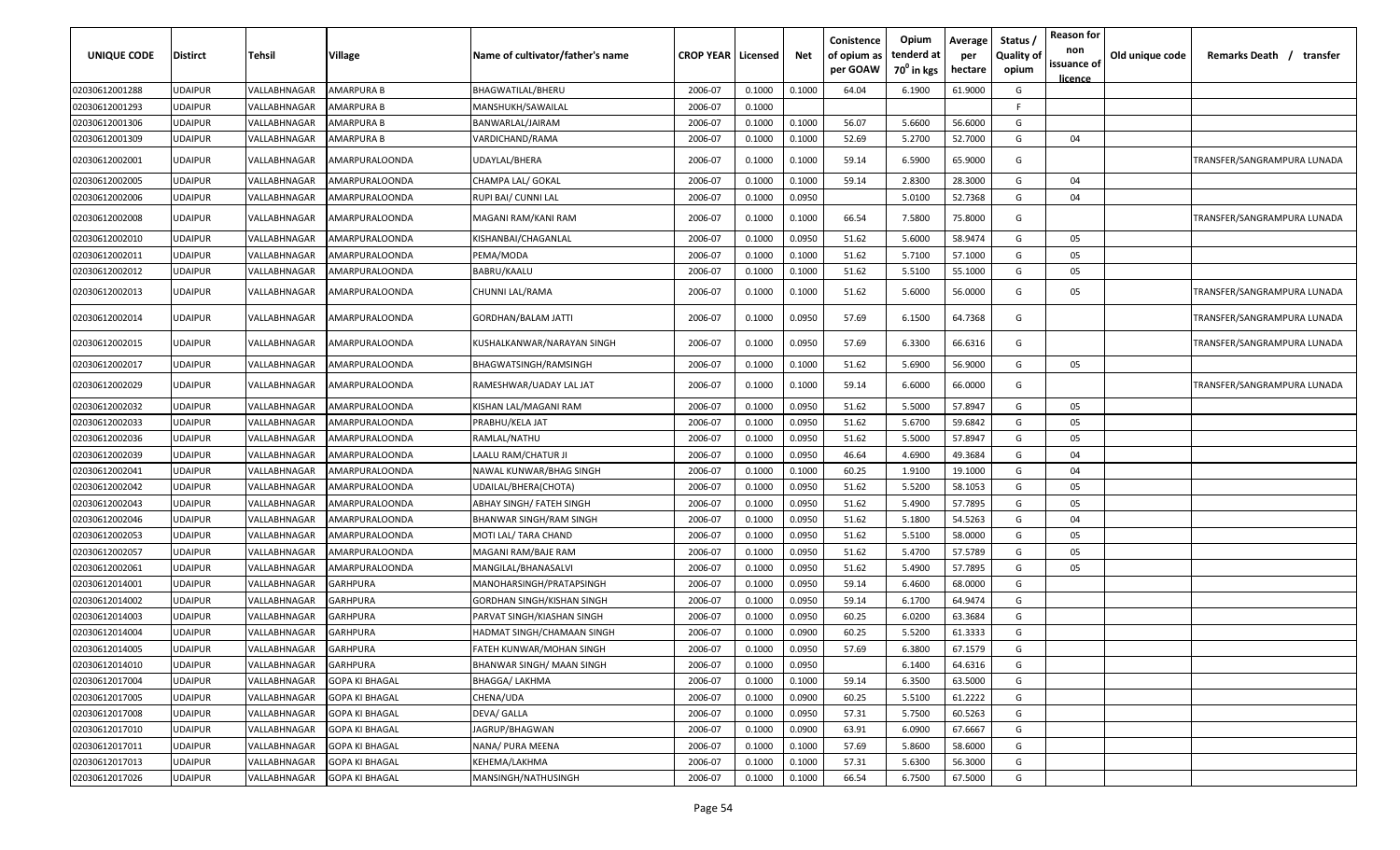| UNIQUE CODE | Distirct | Tehsil | Village | Name of cultivator/father's name | CROP YEAR | Licensed | Net | Conistence of opium as per GOAW | Opium tenderd at 70° in kgs | Average per hectare | Status / Quality of opium | Reason for non issuance of licence | Old unique code | Remarks Death / transfer |
|---|---|---|---|---|---|---|---|---|---|---|---|---|---|---|
| 02030612001288 | UDAIPUR | VALLABHNAGAR | AMARPURA B | BHAGWATILAL/BHERU | 2006-07 | 0.1000 | 0.1000 | 64.04 | 6.1900 | 61.9000 | G | | | |
| 02030612001293 | UDAIPUR | VALLABHNAGAR | AMARPURA B | MANSHUKH/SAWAILAL | 2006-07 | 0.1000 | | | | | F | | | |
| 02030612001306 | UDAIPUR | VALLABHNAGAR | AMARPURA B | BANWARLAL/JAIRAM | 2006-07 | 0.1000 | 0.1000 | 56.07 | 5.6600 | 56.6000 | G | | | |
| 02030612001309 | UDAIPUR | VALLABHNAGAR | AMARPURA B | VARDICHAND/RAMA | 2006-07 | 0.1000 | 0.1000 | 52.69 | 5.2700 | 52.7000 | G | 04 | | |
| 02030612002001 | UDAIPUR | VALLABHNAGAR | AMARPURALOONDA | UDAYLAL/BHERA | 2006-07 | 0.1000 | 0.1000 | 59.14 | 6.5900 | 65.9000 | G | | | TRANSFER/SANGRAMPURA LUNADA |
| 02030612002005 | UDAIPUR | VALLABHNAGAR | AMARPURALOONDA | CHAMPA LAL/ GOKAL | 2006-07 | 0.1000 | 0.1000 | 59.14 | 2.8300 | 28.3000 | G | 04 | | |
| 02030612002006 | UDAIPUR | VALLABHNAGAR | AMARPURALOONDA | RUPI BAI/ CUNNI LAL | 2006-07 | 0.1000 | 0.0950 | | 5.0100 | 52.7368 | G | 04 | | |
| 02030612002008 | UDAIPUR | VALLABHNAGAR | AMARPURALOONDA | MAGANI RAM/KANI RAM | 2006-07 | 0.1000 | 0.1000 | 66.54 | 7.5800 | 75.8000 | G | | | TRANSFER/SANGRAMPURA LUNADA |
| 02030612002010 | UDAIPUR | VALLABHNAGAR | AMARPURALOONDA | KISHANBAI/CHAGANLAL | 2006-07 | 0.1000 | 0.0950 | 51.62 | 5.6000 | 58.9474 | G | 05 | | |
| 02030612002011 | UDAIPUR | VALLABHNAGAR | AMARPURALOONDA | PEMA/MODA | 2006-07 | 0.1000 | 0.1000 | 51.62 | 5.7100 | 57.1000 | G | 05 | | |
| 02030612002012 | UDAIPUR | VALLABHNAGAR | AMARPURALOONDA | BABRU/KAALU | 2006-07 | 0.1000 | 0.1000 | 51.62 | 5.5100 | 55.1000 | G | 05 | | |
| 02030612002013 | UDAIPUR | VALLABHNAGAR | AMARPURALOONDA | CHUNNI LAL/RAMA | 2006-07 | 0.1000 | 0.1000 | 51.62 | 5.6000 | 56.0000 | G | 05 | | TRANSFER/SANGRAMPURA LUNADA |
| 02030612002014 | UDAIPUR | VALLABHNAGAR | AMARPURALOONDA | GORDHAN/BALAM JATTI | 2006-07 | 0.1000 | 0.0950 | 57.69 | 6.1500 | 64.7368 | G | | | TRANSFER/SANGRAMPURA LUNADA |
| 02030612002015 | UDAIPUR | VALLABHNAGAR | AMARPURALOONDA | KUSHALKANWAR/NARAYAN SINGH | 2006-07 | 0.1000 | 0.0950 | 57.69 | 6.3300 | 66.6316 | G | | | TRANSFER/SANGRAMPURA LUNADA |
| 02030612002017 | UDAIPUR | VALLABHNAGAR | AMARPURALOONDA | BHAGWATSINGH/RAMSINGH | 2006-07 | 0.1000 | 0.1000 | 51.62 | 5.6900 | 56.9000 | G | 05 | | |
| 02030612002029 | UDAIPUR | VALLABHNAGAR | AMARPURALOONDA | RAMESHWAR/UADAY LAL JAT | 2006-07 | 0.1000 | 0.1000 | 59.14 | 6.6000 | 66.0000 | G | | | TRANSFER/SANGRAMPURA LUNADA |
| 02030612002032 | UDAIPUR | VALLABHNAGAR | AMARPURALOONDA | KISHAN LAL/MAGANI RAM | 2006-07 | 0.1000 | 0.0950 | 51.62 | 5.5000 | 57.8947 | G | 05 | | |
| 02030612002033 | UDAIPUR | VALLABHNAGAR | AMARPURALOONDA | PRABHU/KELA JAT | 2006-07 | 0.1000 | 0.0950 | 51.62 | 5.6700 | 59.6842 | G | 05 | | |
| 02030612002036 | UDAIPUR | VALLABHNAGAR | AMARPURALOONDA | RAMLAL/NATHU | 2006-07 | 0.1000 | 0.0950 | 51.62 | 5.5000 | 57.8947 | G | 05 | | |
| 02030612002039 | UDAIPUR | VALLABHNAGAR | AMARPURALOONDA | LAALU RAM/CHATUR JI | 2006-07 | 0.1000 | 0.0950 | 46.64 | 4.6900 | 49.3684 | G | 04 | | |
| 02030612002041 | UDAIPUR | VALLABHNAGAR | AMARPURALOONDA | NAWAL KUNWAR/BHAG SINGH | 2006-07 | 0.1000 | 0.1000 | 60.25 | 1.9100 | 19.1000 | G | 04 | | |
| 02030612002042 | UDAIPUR | VALLABHNAGAR | AMARPURALOONDA | UDAILAL/BHERA(CHOTA) | 2006-07 | 0.1000 | 0.0950 | 51.62 | 5.5200 | 58.1053 | G | 05 | | |
| 02030612002043 | UDAIPUR | VALLABHNAGAR | AMARPURALOONDA | ABHAY SINGH/ FATEH SINGH | 2006-07 | 0.1000 | 0.0950 | 51.62 | 5.4900 | 57.7895 | G | 05 | | |
| 02030612002046 | UDAIPUR | VALLABHNAGAR | AMARPURALOONDA | BHANWAR SINGH/RAM SINGH | 2006-07 | 0.1000 | 0.0950 | 51.62 | 5.1800 | 54.5263 | G | 04 | | |
| 02030612002053 | UDAIPUR | VALLABHNAGAR | AMARPURALOONDA | MOTI LAL/ TARA CHAND | 2006-07 | 0.1000 | 0.0950 | 51.62 | 5.5100 | 58.0000 | G | 05 | | |
| 02030612002057 | UDAIPUR | VALLABHNAGAR | AMARPURALOONDA | MAGANI RAM/BAJE RAM | 2006-07 | 0.1000 | 0.0950 | 51.62 | 5.4700 | 57.5789 | G | 05 | | |
| 02030612002061 | UDAIPUR | VALLABHNAGAR | AMARPURALOONDA | MANGILAL/BHANASALVI | 2006-07 | 0.1000 | 0.0950 | 51.62 | 5.4900 | 57.7895 | G | 05 | | |
| 02030612014001 | UDAIPUR | VALLABHNAGAR | GARHPURA | MANOHARSINGH/PRATAPSINGH | 2006-07 | 0.1000 | 0.0950 | 59.14 | 6.4600 | 68.0000 | G | | | |
| 02030612014002 | UDAIPUR | VALLABHNAGAR | GARHPURA | GORDHAN SINGH/KISHAN SINGH | 2006-07 | 0.1000 | 0.0950 | 59.14 | 6.1700 | 64.9474 | G | | | |
| 02030612014003 | UDAIPUR | VALLABHNAGAR | GARHPURA | PARVAT SINGH/KIASHAN SINGH | 2006-07 | 0.1000 | 0.0950 | 60.25 | 6.0200 | 63.3684 | G | | | |
| 02030612014004 | UDAIPUR | VALLABHNAGAR | GARHPURA | HADMAT SINGH/CHAMAAN SINGH | 2006-07 | 0.1000 | 0.0900 | 60.25 | 5.5200 | 61.3333 | G | | | |
| 02030612014005 | UDAIPUR | VALLABHNAGAR | GARHPURA | FATEH KUNWAR/MOHAN SINGH | 2006-07 | 0.1000 | 0.0950 | 57.69 | 6.3800 | 67.1579 | G | | | |
| 02030612014010 | UDAIPUR | VALLABHNAGAR | GARHPURA | BHANWAR SINGH/ MAAN SINGH | 2006-07 | 0.1000 | 0.0950 | | 6.1400 | 64.6316 | G | | | |
| 02030612017004 | UDAIPUR | VALLABHNAGAR | GOPA KI BHAGAL | BHAGGA/ LAKHMA | 2006-07 | 0.1000 | 0.1000 | 59.14 | 6.3500 | 63.5000 | G | | | |
| 02030612017005 | UDAIPUR | VALLABHNAGAR | GOPA KI BHAGAL | CHENA/UDA | 2006-07 | 0.1000 | 0.0900 | 60.25 | 5.5100 | 61.2222 | G | | | |
| 02030612017008 | UDAIPUR | VALLABHNAGAR | GOPA KI BHAGAL | DEVA/ GALLA | 2006-07 | 0.1000 | 0.0950 | 57.31 | 5.7500 | 60.5263 | G | | | |
| 02030612017010 | UDAIPUR | VALLABHNAGAR | GOPA KI BHAGAL | JAGRUP/BHAGWAN | 2006-07 | 0.1000 | 0.0900 | 63.91 | 6.0900 | 67.6667 | G | | | |
| 02030612017011 | UDAIPUR | VALLABHNAGAR | GOPA KI BHAGAL | NANA/ PURA MEENA | 2006-07 | 0.1000 | 0.1000 | 57.69 | 5.8600 | 58.6000 | G | | | |
| 02030612017013 | UDAIPUR | VALLABHNAGAR | GOPA KI BHAGAL | KEHEMA/LAKHMA | 2006-07 | 0.1000 | 0.1000 | 57.31 | 5.6300 | 56.3000 | G | | | |
| 02030612017026 | UDAIPUR | VALLABHNAGAR | GOPA KI BHAGAL | MANSINGH/NATHUSINGH | 2006-07 | 0.1000 | 0.1000 | 66.54 | 6.7500 | 67.5000 | G | | | |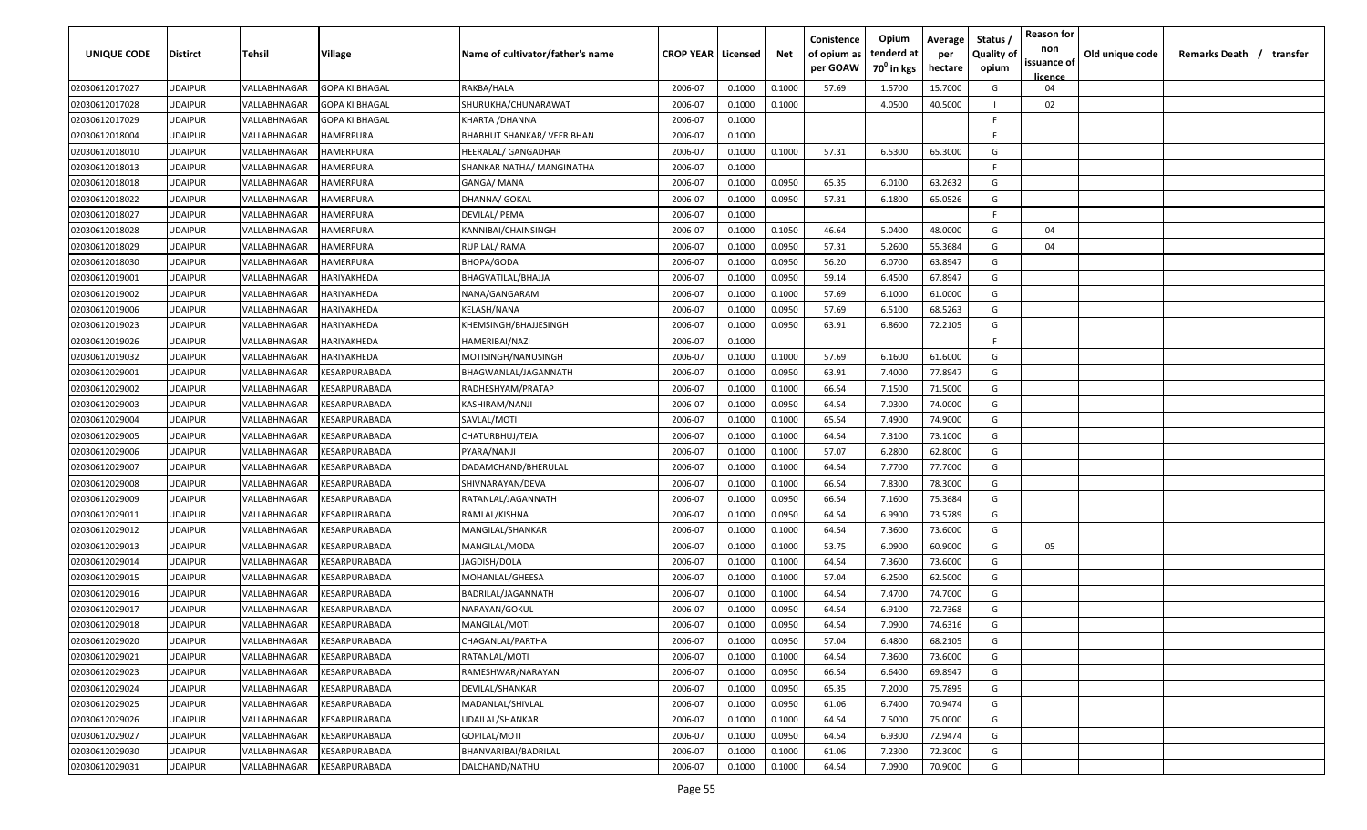| UNIQUE CODE | Distirct | Tehsil | Village | Name of cultivator/father's name | CROP YEAR | Licensed | Net | Conistence of opium as per GOAW | Opium tenderd at $70^0$ in kgs | Average per hectare | Status / Quality of opium | Reason for non issuance of licence | Old unique code | Remarks Death / transfer |
|---|---|---|---|---|---|---|---|---|---|---|---|---|---|---|
| 02030612017027 | UDAIPUR | VALLABHNAGAR | GOPA KI BHAGAL | RAKBA/HALA | 2006-07 | 0.1000 | 0.1000 | 57.69 | 1.5700 | 15.7000 | G | 04 | | |
| 02030612017028 | UDAIPUR | VALLABHNAGAR | GOPA KI BHAGAL | SHURUKHA/CHUNARAWAT | 2006-07 | 0.1000 | 0.1000 | | 4.0500 | 40.5000 | I | 02 | | |
| 02030612017029 | UDAIPUR | VALLABHNAGAR | GOPA KI BHAGAL | KHARTA /DHANNA | 2006-07 | 0.1000 | | | | | F | | | |
| 02030612018004 | UDAIPUR | VALLABHNAGAR | HAMERPURA | BHABHUT SHANKAR/ VEER BHAN | 2006-07 | 0.1000 | | | | | F | | | |
| 02030612018010 | UDAIPUR | VALLABHNAGAR | HAMERPURA | HEERALAL/ GANGADHAR | 2006-07 | 0.1000 | 0.1000 | 57.31 | 6.5300 | 65.3000 | G | | | |
| 02030612018013 | UDAIPUR | VALLABHNAGAR | HAMERPURA | SHANKAR NATHA/ MANGINATHA | 2006-07 | 0.1000 | | | | | F | | | |
| 02030612018018 | UDAIPUR | VALLABHNAGAR | HAMERPURA | GANGA/ MANA | 2006-07 | 0.1000 | 0.0950 | 65.35 | 6.0100 | 63.2632 | G | | | |
| 02030612018022 | UDAIPUR | VALLABHNAGAR | HAMERPURA | DHANNA/ GOKAL | 2006-07 | 0.1000 | 0.0950 | 57.31 | 6.1800 | 65.0526 | G | | | |
| 02030612018027 | UDAIPUR | VALLABHNAGAR | HAMERPURA | DEVILAL/ PEMA | 2006-07 | 0.1000 | | | | | F | | | |
| 02030612018028 | UDAIPUR | VALLABHNAGAR | HAMERPURA | KANNIBAI/CHAINSINGH | 2006-07 | 0.1000 | 0.1050 | 46.64 | 5.0400 | 48.0000 | G | 04 | | |
| 02030612018029 | UDAIPUR | VALLABHNAGAR | HAMERPURA | RUP LAL/ RAMA | 2006-07 | 0.1000 | 0.0950 | 57.31 | 5.2600 | 55.3684 | G | 04 | | |
| 02030612018030 | UDAIPUR | VALLABHNAGAR | HAMERPURA | BHOPA/GODA | 2006-07 | 0.1000 | 0.0950 | 56.20 | 6.0700 | 63.8947 | G | | | |
| 02030612019001 | UDAIPUR | VALLABHNAGAR | HARIYAKHEDA | BHAGVATILAL/BHAJJA | 2006-07 | 0.1000 | 0.0950 | 59.14 | 6.4500 | 67.8947 | G | | | |
| 02030612019002 | UDAIPUR | VALLABHNAGAR | HARIYAKHEDA | NANA/GANGARAM | 2006-07 | 0.1000 | 0.1000 | 57.69 | 6.1000 | 61.0000 | G | | | |
| 02030612019006 | UDAIPUR | VALLABHNAGAR | HARIYAKHEDA | KELASH/NANA | 2006-07 | 0.1000 | 0.0950 | 57.69 | 6.5100 | 68.5263 | G | | | |
| 02030612019023 | UDAIPUR | VALLABHNAGAR | HARIYAKHEDA | KHEMSINGH/BHAJJESINGH | 2006-07 | 0.1000 | 0.0950 | 63.91 | 6.8600 | 72.2105 | G | | | |
| 02030612019026 | UDAIPUR | VALLABHNAGAR | HARIYAKHEDA | HAMERIBAI/NAZI | 2006-07 | 0.1000 | | | | | F | | | |
| 02030612019032 | UDAIPUR | VALLABHNAGAR | HARIYAKHEDA | MOTISINGH/NANUSINGH | 2006-07 | 0.1000 | 0.1000 | 57.69 | 6.1600 | 61.6000 | G | | | |
| 02030612029001 | UDAIPUR | VALLABHNAGAR | KESARPURABADA | BHAGWANLAL/JAGANNATH | 2006-07 | 0.1000 | 0.0950 | 63.91 | 7.4000 | 77.8947 | G | | | |
| 02030612029002 | UDAIPUR | VALLABHNAGAR | KESARPURABADA | RADHESHYAM/PRATAP | 2006-07 | 0.1000 | 0.1000 | 66.54 | 7.1500 | 71.5000 | G | | | |
| 02030612029003 | UDAIPUR | VALLABHNAGAR | KESARPURABADA | KASHIRAM/NANJI | 2006-07 | 0.1000 | 0.0950 | 64.54 | 7.0300 | 74.0000 | G | | | |
| 02030612029004 | UDAIPUR | VALLABHNAGAR | KESARPURABADA | SAVLAL/MOTI | 2006-07 | 0.1000 | 0.1000 | 65.54 | 7.4900 | 74.9000 | G | | | |
| 02030612029005 | UDAIPUR | VALLABHNAGAR | KESARPURABADA | CHATURBHUJ/TEJA | 2006-07 | 0.1000 | 0.1000 | 64.54 | 7.3100 | 73.1000 | G | | | |
| 02030612029006 | UDAIPUR | VALLABHNAGAR | KESARPURABADA | PYARA/NANJI | 2006-07 | 0.1000 | 0.1000 | 57.07 | 6.2800 | 62.8000 | G | | | |
| 02030612029007 | UDAIPUR | VALLABHNAGAR | KESARPURABADA | DADAMCHAND/BHERULAL | 2006-07 | 0.1000 | 0.1000 | 64.54 | 7.7700 | 77.7000 | G | | | |
| 02030612029008 | UDAIPUR | VALLABHNAGAR | KESARPURABADA | SHIVNARAYAN/DEVA | 2006-07 | 0.1000 | 0.1000 | 66.54 | 7.8300 | 78.3000 | G | | | |
| 02030612029009 | UDAIPUR | VALLABHNAGAR | KESARPURABADA | RATANLAL/JAGANNATH | 2006-07 | 0.1000 | 0.0950 | 66.54 | 7.1600 | 75.3684 | G | | | |
| 02030612029011 | UDAIPUR | VALLABHNAGAR | KESARPURABADA | RAMLAL/KISHNA | 2006-07 | 0.1000 | 0.0950 | 64.54 | 6.9900 | 73.5789 | G | | | |
| 02030612029012 | UDAIPUR | VALLABHNAGAR | KESARPURABADA | MANGILAL/SHANKAR | 2006-07 | 0.1000 | 0.1000 | 64.54 | 7.3600 | 73.6000 | G | | | |
| 02030612029013 | UDAIPUR | VALLABHNAGAR | KESARPURABADA | MANGILAL/MODA | 2006-07 | 0.1000 | 0.1000 | 53.75 | 6.0900 | 60.9000 | G | 05 | | |
| 02030612029014 | UDAIPUR | VALLABHNAGAR | KESARPURABADA | JAGDISH/DOLA | 2006-07 | 0.1000 | 0.1000 | 64.54 | 7.3600 | 73.6000 | G | | | |
| 02030612029015 | UDAIPUR | VALLABHNAGAR | KESARPURABADA | MOHANLAL/GHEESA | 2006-07 | 0.1000 | 0.1000 | 57.04 | 6.2500 | 62.5000 | G | | | |
| 02030612029016 | UDAIPUR | VALLABHNAGAR | KESARPURABADA | BADRILAL/JAGANNATH | 2006-07 | 0.1000 | 0.1000 | 64.54 | 7.4700 | 74.7000 | G | | | |
| 02030612029017 | UDAIPUR | VALLABHNAGAR | KESARPURABADA | NARAYAN/GOKUL | 2006-07 | 0.1000 | 0.0950 | 64.54 | 6.9100 | 72.7368 | G | | | |
| 02030612029018 | UDAIPUR | VALLABHNAGAR | KESARPURABADA | MANGILAL/MOTI | 2006-07 | 0.1000 | 0.0950 | 64.54 | 7.0900 | 74.6316 | G | | | |
| 02030612029020 | UDAIPUR | VALLABHNAGAR | KESARPURABADA | CHAGANLAL/PARTHA | 2006-07 | 0.1000 | 0.0950 | 57.04 | 6.4800 | 68.2105 | G | | | |
| 02030612029021 | UDAIPUR | VALLABHNAGAR | KESARPURABADA | RATANLAL/MOTI | 2006-07 | 0.1000 | 0.1000 | 64.54 | 7.3600 | 73.6000 | G | | | |
| 02030612029023 | UDAIPUR | VALLABHNAGAR | KESARPURABADA | RAMESHWAR/NARAYAN | 2006-07 | 0.1000 | 0.0950 | 66.54 | 6.6400 | 69.8947 | G | | | |
| 02030612029024 | UDAIPUR | VALLABHNAGAR | KESARPURABADA | DEVILAL/SHANKAR | 2006-07 | 0.1000 | 0.0950 | 65.35 | 7.2000 | 75.7895 | G | | | |
| 02030612029025 | UDAIPUR | VALLABHNAGAR | KESARPURABADA | MADANLAL/SHIVLAL | 2006-07 | 0.1000 | 0.0950 | 61.06 | 6.7400 | 70.9474 | G | | | |
| 02030612029026 | UDAIPUR | VALLABHNAGAR | KESARPURABADA | UDAILAL/SHANKAR | 2006-07 | 0.1000 | 0.1000 | 64.54 | 7.5000 | 75.0000 | G | | | |
| 02030612029027 | UDAIPUR | VALLABHNAGAR | KESARPURABADA | GOPILAL/MOTI | 2006-07 | 0.1000 | 0.0950 | 64.54 | 6.9300 | 72.9474 | G | | | |
| 02030612029030 | UDAIPUR | VALLABHNAGAR | KESARPURABADA | BHANVARIBAI/BADRILAL | 2006-07 | 0.1000 | 0.1000 | 61.06 | 7.2300 | 72.3000 | G | | | |
| 02030612029031 | UDAIPUR | VALLABHNAGAR | KESARPURABADA | DALCHAND/NATHU | 2006-07 | 0.1000 | 0.1000 | 64.54 | 7.0900 | 70.9000 | G | | | |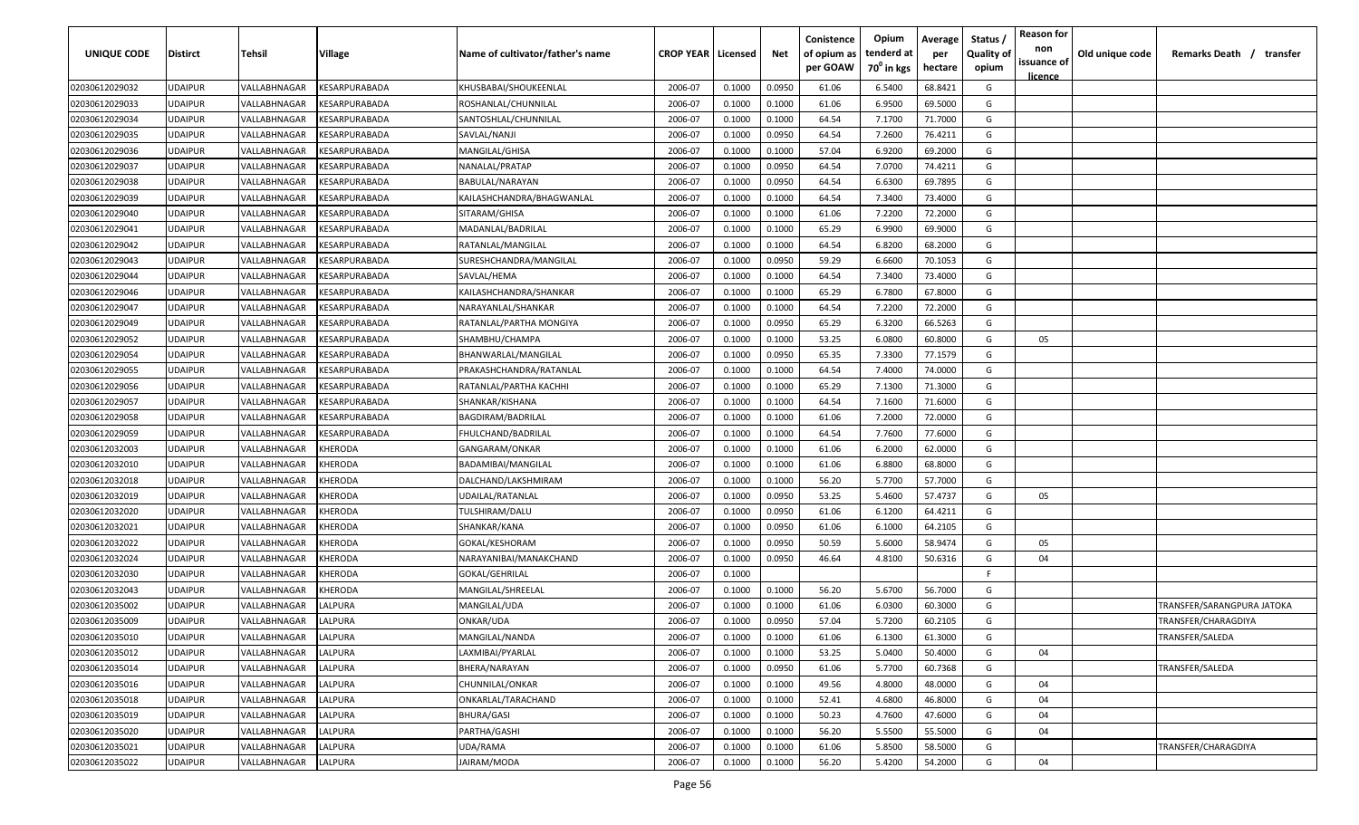| UNIQUE CODE | Distirct | Tehsil | Village | Name of cultivator/father's name | CROP YEAR | Licensed | Net | Conistence of opium as per GOAW | Opium tenderd at $70^0$ in kgs | Average per hectare | Status / Quality of opium | Reason for non issuance of licence | Old unique code | Remarks Death / transfer |
|---|---|---|---|---|---|---|---|---|---|---|---|---|---|---|
| 02030612029032 | UDAIPUR | VALLABHNAGAR | KESARPURABADA | KHUSBABAI/SHOUKEENLAL | 2006-07 | 0.1000 | 0.0950 | 61.06 | 6.5400 | 68.8421 | G | | | |
| 02030612029033 | UDAIPUR | VALLABHNAGAR | KESARPURABADA | ROSHANLAL/CHUNNILAL | 2006-07 | 0.1000 | 0.1000 | 61.06 | 6.9500 | 69.5000 | G | | | |
| 02030612029034 | UDAIPUR | VALLABHNAGAR | KESARPURABADA | SANTOSHLAL/CHUNNILAL | 2006-07 | 0.1000 | 0.1000 | 64.54 | 7.1700 | 71.7000 | G | | | |
| 02030612029035 | UDAIPUR | VALLABHNAGAR | KESARPURABADA | SAVLAL/NANJI | 2006-07 | 0.1000 | 0.0950 | 64.54 | 7.2600 | 76.4211 | G | | | |
| 02030612029036 | UDAIPUR | VALLABHNAGAR | KESARPURABADA | MANGILAL/GHISA | 2006-07 | 0.1000 | 0.1000 | 57.04 | 6.9200 | 69.2000 | G | | | |
| 02030612029037 | UDAIPUR | VALLABHNAGAR | KESARPURABADA | NANALAL/PRATAP | 2006-07 | 0.1000 | 0.0950 | 64.54 | 7.0700 | 74.4211 | G | | | |
| 02030612029038 | UDAIPUR | VALLABHNAGAR | KESARPURABADA | BABULAL/NARAYAN | 2006-07 | 0.1000 | 0.0950 | 64.54 | 6.6300 | 69.7895 | G | | | |
| 02030612029039 | UDAIPUR | VALLABHNAGAR | KESARPURABADA | KAILASHCHANDRA/BHAGWANLAL | 2006-07 | 0.1000 | 0.1000 | 64.54 | 7.3400 | 73.4000 | G | | | |
| 02030612029040 | UDAIPUR | VALLABHNAGAR | KESARPURABADA | SITARAM/GHISA | 2006-07 | 0.1000 | 0.1000 | 61.06 | 7.2200 | 72.2000 | G | | | |
| 02030612029041 | UDAIPUR | VALLABHNAGAR | KESARPURABADA | MADANLAL/BADRILAL | 2006-07 | 0.1000 | 0.1000 | 65.29 | 6.9900 | 69.9000 | G | | | |
| 02030612029042 | UDAIPUR | VALLABHNAGAR | KESARPURABADA | RATANLAL/MANGILAL | 2006-07 | 0.1000 | 0.1000 | 64.54 | 6.8200 | 68.2000 | G | | | |
| 02030612029043 | UDAIPUR | VALLABHNAGAR | KESARPURABADA | SURESHCHANDRA/MANGILAL | 2006-07 | 0.1000 | 0.0950 | 59.29 | 6.6600 | 70.1053 | G | | | |
| 02030612029044 | UDAIPUR | VALLABHNAGAR | KESARPURABADA | SAVLAL/HEMA | 2006-07 | 0.1000 | 0.1000 | 64.54 | 7.3400 | 73.4000 | G | | | |
| 02030612029046 | UDAIPUR | VALLABHNAGAR | KESARPURABADA | KAILASHCHANDRA/SHANKAR | 2006-07 | 0.1000 | 0.1000 | 65.29 | 6.7800 | 67.8000 | G | | | |
| 02030612029047 | UDAIPUR | VALLABHNAGAR | KESARPURABADA | NARAYANLAL/SHANKAR | 2006-07 | 0.1000 | 0.1000 | 64.54 | 7.2200 | 72.2000 | G | | | |
| 02030612029049 | UDAIPUR | VALLABHNAGAR | KESARPURABADA | RATANLAL/PARTHA MONGIYA | 2006-07 | 0.1000 | 0.0950 | 65.29 | 6.3200 | 66.5263 | G | | | |
| 02030612029052 | UDAIPUR | VALLABHNAGAR | KESARPURABADA | SHAMBHU/CHAMPA | 2006-07 | 0.1000 | 0.1000 | 53.25 | 6.0800 | 60.8000 | G | 05 | | |
| 02030612029054 | UDAIPUR | VALLABHNAGAR | KESARPURABADA | BHANWARLAL/MANGILAL | 2006-07 | 0.1000 | 0.0950 | 65.35 | 7.3300 | 77.1579 | G | | | |
| 02030612029055 | UDAIPUR | VALLABHNAGAR | KESARPURABADA | PRAKASHCHANDRA/RATANLAL | 2006-07 | 0.1000 | 0.1000 | 64.54 | 7.4000 | 74.0000 | G | | | |
| 02030612029056 | UDAIPUR | VALLABHNAGAR | KESARPURABADA | RATANLAL/PARTHA KACHHI | 2006-07 | 0.1000 | 0.1000 | 65.29 | 7.1300 | 71.3000 | G | | | |
| 02030612029057 | UDAIPUR | VALLABHNAGAR | KESARPURABADA | SHANKAR/KISHANA | 2006-07 | 0.1000 | 0.1000 | 64.54 | 7.1600 | 71.6000 | G | | | |
| 02030612029058 | UDAIPUR | VALLABHNAGAR | KESARPURABADA | BAGDIRAM/BADRILAL | 2006-07 | 0.1000 | 0.1000 | 61.06 | 7.2000 | 72.0000 | G | | | |
| 02030612029059 | UDAIPUR | VALLABHNAGAR | KESARPURABADA | FHULCHAND/BADRILAL | 2006-07 | 0.1000 | 0.1000 | 64.54 | 7.7600 | 77.6000 | G | | | |
| 02030612032003 | UDAIPUR | VALLABHNAGAR | KHERODA | GANGARAM/ONKAR | 2006-07 | 0.1000 | 0.1000 | 61.06 | 6.2000 | 62.0000 | G | | | |
| 02030612032010 | UDAIPUR | VALLABHNAGAR | KHERODA | BADAMIBAI/MANGILAL | 2006-07 | 0.1000 | 0.1000 | 61.06 | 6.8800 | 68.8000 | G | | | |
| 02030612032018 | UDAIPUR | VALLABHNAGAR | KHERODA | DALCHAND/LAKSHMIRAM | 2006-07 | 0.1000 | 0.1000 | 56.20 | 5.7700 | 57.7000 | G | | | |
| 02030612032019 | UDAIPUR | VALLABHNAGAR | KHERODA | UDAILAL/RATANLAL | 2006-07 | 0.1000 | 0.0950 | 53.25 | 5.4600 | 57.4737 | G | 05 | | |
| 02030612032020 | UDAIPUR | VALLABHNAGAR | KHERODA | TULSHIRAM/DALU | 2006-07 | 0.1000 | 0.0950 | 61.06 | 6.1200 | 64.4211 | G | | | |
| 02030612032021 | UDAIPUR | VALLABHNAGAR | KHERODA | SHANKAR/KANA | 2006-07 | 0.1000 | 0.0950 | 61.06 | 6.1000 | 64.2105 | G | | | |
| 02030612032022 | UDAIPUR | VALLABHNAGAR | KHERODA | GOKAL/KESHORAM | 2006-07 | 0.1000 | 0.0950 | 50.59 | 5.6000 | 58.9474 | G | 05 | | |
| 02030612032024 | UDAIPUR | VALLABHNAGAR | KHERODA | NARAYANIBAI/MANAKCHAND | 2006-07 | 0.1000 | 0.0950 | 46.64 | 4.8100 | 50.6316 | G | 04 | | |
| 02030612032030 | UDAIPUR | VALLABHNAGAR | KHERODA | GOKAL/GEHRILAL | 2006-07 | 0.1000 | | | | | F | | | |
| 02030612032043 | UDAIPUR | VALLABHNAGAR | KHERODA | MANGILAL/SHREELAL | 2006-07 | 0.1000 | 0.1000 | 56.20 | 5.6700 | 56.7000 | G | | | |
| 02030612035002 | UDAIPUR | VALLABHNAGAR | LALPURA | MANGILAL/UDA | 2006-07 | 0.1000 | 0.1000 | 61.06 | 6.0300 | 60.3000 | G | | | TRANSFER/SARANGPURA JATOKA |
| 02030612035009 | UDAIPUR | VALLABHNAGAR | LALPURA | ONKAR/UDA | 2006-07 | 0.1000 | 0.0950 | 57.04 | 5.7200 | 60.2105 | G | | | TRANSFER/CHARAGDIYA |
| 02030612035010 | UDAIPUR | VALLABHNAGAR | LALPURA | MANGILAL/NANDA | 2006-07 | 0.1000 | 0.1000 | 61.06 | 6.1300 | 61.3000 | G | | | TRANSFER/SALEDA |
| 02030612035012 | UDAIPUR | VALLABHNAGAR | LALPURA | LAXMIBAI/PYARLAL | 2006-07 | 0.1000 | 0.1000 | 53.25 | 5.0400 | 50.4000 | G | 04 | | |
| 02030612035014 | UDAIPUR | VALLABHNAGAR | LALPURA | BHERA/NARAYAN | 2006-07 | 0.1000 | 0.0950 | 61.06 | 5.7700 | 60.7368 | G | | | TRANSFER/SALEDA |
| 02030612035016 | UDAIPUR | VALLABHNAGAR | LALPURA | CHUNNILAL/ONKAR | 2006-07 | 0.1000 | 0.1000 | 49.56 | 4.8000 | 48.0000 | G | 04 | | |
| 02030612035018 | UDAIPUR | VALLABHNAGAR | LALPURA | ONKARLAL/TARACHAND | 2006-07 | 0.1000 | 0.1000 | 52.41 | 4.6800 | 46.8000 | G | 04 | | |
| 02030612035019 | UDAIPUR | VALLABHNAGAR | LALPURA | BHURA/GASI | 2006-07 | 0.1000 | 0.1000 | 50.23 | 4.7600 | 47.6000 | G | 04 | | |
| 02030612035020 | UDAIPUR | VALLABHNAGAR | LALPURA | PARTHA/GASHI | 2006-07 | 0.1000 | 0.1000 | 56.20 | 5.5500 | 55.5000 | G | 04 | | |
| 02030612035021 | UDAIPUR | VALLABHNAGAR | LALPURA | UDA/RAMA | 2006-07 | 0.1000 | 0.1000 | 61.06 | 5.8500 | 58.5000 | G | | | TRANSFER/CHARAGDIYA |
| 02030612035022 | UDAIPUR | VALLABHNAGAR | LALPURA | JAIRAM/MODA | 2006-07 | 0.1000 | 0.1000 | 56.20 | 5.4200 | 54.2000 | G | 04 | | |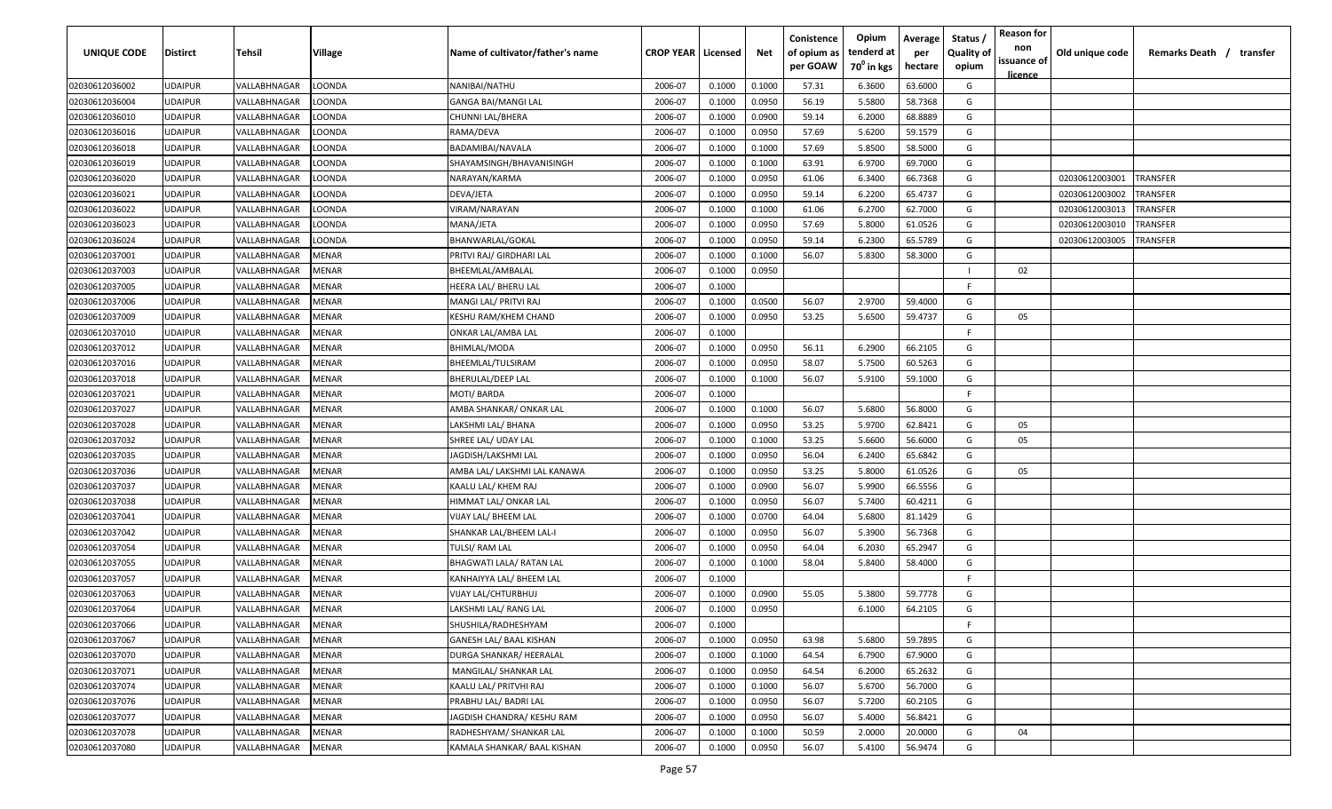| UNIQUE CODE | Distirct | Tehsil | Village | Name of cultivator/father's name | CROP YEAR | Licensed | Net | Conistence of opium as per GOAW | Opium tenderd at $70^0$ in kgs | Average per hectare | Status / Quality of opium | Reason for non issuance of licence | Old unique code | Remarks Death / transfer |
|---|---|---|---|---|---|---|---|---|---|---|---|---|---|---|
| 02030612036002 | UDAIPUR | VALLABHNAGAR | LOONDA | NANIBAI/NATHU | 2006-07 | 0.1000 | 0.1000 | 57.31 | 6.3600 | 63.6000 | G | | | |
| 02030612036004 | UDAIPUR | VALLABHNAGAR | LOONDA | GANGA BAI/MANGI LAL | 2006-07 | 0.1000 | 0.0950 | 56.19 | 5.5800 | 58.7368 | G | | | |
| 02030612036010 | UDAIPUR | VALLABHNAGAR | LOONDA | CHUNNI LAL/BHERA | 2006-07 | 0.1000 | 0.0900 | 59.14 | 6.2000 | 68.8889 | G | | | |
| 02030612036016 | UDAIPUR | VALLABHNAGAR | LOONDA | RAMA/DEVA | 2006-07 | 0.1000 | 0.0950 | 57.69 | 5.6200 | 59.1579 | G | | | |
| 02030612036018 | UDAIPUR | VALLABHNAGAR | LOONDA | BADAMIBAI/NAVALA | 2006-07 | 0.1000 | 0.1000 | 57.69 | 5.8500 | 58.5000 | G | | | |
| 02030612036019 | UDAIPUR | VALLABHNAGAR | LOONDA | SHAYAMSINGH/BHAVANISINGH | 2006-07 | 0.1000 | 0.1000 | 63.91 | 6.9700 | 69.7000 | G | | | |
| 02030612036020 | UDAIPUR | VALLABHNAGAR | LOONDA | NARAYAN/KARMA | 2006-07 | 0.1000 | 0.0950 | 61.06 | 6.3400 | 66.7368 | G | | 02030612003001 | TRANSFER |
| 02030612036021 | UDAIPUR | VALLABHNAGAR | LOONDA | DEVA/JETA | 2006-07 | 0.1000 | 0.0950 | 59.14 | 6.2200 | 65.4737 | G | | 02030612003002 | TRANSFER |
| 02030612036022 | UDAIPUR | VALLABHNAGAR | LOONDA | VIRAM/NARAYAN | 2006-07 | 0.1000 | 0.1000 | 61.06 | 6.2700 | 62.7000 | G | | 02030612003013 | TRANSFER |
| 02030612036023 | UDAIPUR | VALLABHNAGAR | LOONDA | MANA/JETA | 2006-07 | 0.1000 | 0.0950 | 57.69 | 5.8000 | 61.0526 | G | | 02030612003010 | TRANSFER |
| 02030612036024 | UDAIPUR | VALLABHNAGAR | LOONDA | BHANWARLAL/GOKAL | 2006-07 | 0.1000 | 0.0950 | 59.14 | 6.2300 | 65.5789 | G | | 02030612003005 | TRANSFER |
| 02030612037001 | UDAIPUR | VALLABHNAGAR | MENAR | PRITVI RAJ/ GIRDHARI LAL | 2006-07 | 0.1000 | 0.1000 | 56.07 | 5.8300 | 58.3000 | G | | | |
| 02030612037003 | UDAIPUR | VALLABHNAGAR | MENAR | BHEEMLAL/AMBALAL | 2006-07 | 0.1000 | 0.0950 | | | | I | 02 | | |
| 02030612037005 | UDAIPUR | VALLABHNAGAR | MENAR | HEERA LAL/ BHERU LAL | 2006-07 | 0.1000 | | | | | F | | | |
| 02030612037006 | UDAIPUR | VALLABHNAGAR | MENAR | MANGI LAL/ PRITVI RAJ | 2006-07 | 0.1000 | 0.0500 | 56.07 | 2.9700 | 59.4000 | G | | | |
| 02030612037009 | UDAIPUR | VALLABHNAGAR | MENAR | KESHU RAM/KHEM CHAND | 2006-07 | 0.1000 | 0.0950 | 53.25 | 5.6500 | 59.4737 | G | 05 | | |
| 02030612037010 | UDAIPUR | VALLABHNAGAR | MENAR | ONKAR LAL/AMBA LAL | 2006-07 | 0.1000 | | | | | F | | | |
| 02030612037012 | UDAIPUR | VALLABHNAGAR | MENAR | BHIMLAL/MODA | 2006-07 | 0.1000 | 0.0950 | 56.11 | 6.2900 | 66.2105 | G | | | |
| 02030612037016 | UDAIPUR | VALLABHNAGAR | MENAR | BHEEMLAL/TULSIRAM | 2006-07 | 0.1000 | 0.0950 | 58.07 | 5.7500 | 60.5263 | G | | | |
| 02030612037018 | UDAIPUR | VALLABHNAGAR | MENAR | BHERULAL/DEEP LAL | 2006-07 | 0.1000 | 0.1000 | 56.07 | 5.9100 | 59.1000 | G | | | |
| 02030612037021 | UDAIPUR | VALLABHNAGAR | MENAR | MOTI/ BARDA | 2006-07 | 0.1000 | | | | | F | | | |
| 02030612037027 | UDAIPUR | VALLABHNAGAR | MENAR | AMBA SHANKAR/ ONKAR LAL | 2006-07 | 0.1000 | 0.1000 | 56.07 | 5.6800 | 56.8000 | G | | | |
| 02030612037028 | UDAIPUR | VALLABHNAGAR | MENAR | LAKSHMI LAL/ BHANA | 2006-07 | 0.1000 | 0.0950 | 53.25 | 5.9700 | 62.8421 | G | 05 | | |
| 02030612037032 | UDAIPUR | VALLABHNAGAR | MENAR | SHREE LAL/ UDAY LAL | 2006-07 | 0.1000 | 0.1000 | 53.25 | 5.6600 | 56.6000 | G | 05 | | |
| 02030612037035 | UDAIPUR | VALLABHNAGAR | MENAR | JAGDISH/LAKSHMI LAL | 2006-07 | 0.1000 | 0.0950 | 56.04 | 6.2400 | 65.6842 | G | | | |
| 02030612037036 | UDAIPUR | VALLABHNAGAR | MENAR | AMBA LAL/ LAKSHMI LAL KANAWA | 2006-07 | 0.1000 | 0.0950 | 53.25 | 5.8000 | 61.0526 | G | 05 | | |
| 02030612037037 | UDAIPUR | VALLABHNAGAR | MENAR | KAALU LAL/ KHEM RAJ | 2006-07 | 0.1000 | 0.0900 | 56.07 | 5.9900 | 66.5556 | G | | | |
| 02030612037038 | UDAIPUR | VALLABHNAGAR | MENAR | HIMMAT LAL/ ONKAR LAL | 2006-07 | 0.1000 | 0.0950 | 56.07 | 5.7400 | 60.4211 | G | | | |
| 02030612037041 | UDAIPUR | VALLABHNAGAR | MENAR | VIJAY LAL/ BHEEM LAL | 2006-07 | 0.1000 | 0.0700 | 64.04 | 5.6800 | 81.1429 | G | | | |
| 02030612037042 | UDAIPUR | VALLABHNAGAR | MENAR | SHANKAR LAL/BHEEM LAL-I | 2006-07 | 0.1000 | 0.0950 | 56.07 | 5.3900 | 56.7368 | G | | | |
| 02030612037054 | UDAIPUR | VALLABHNAGAR | MENAR | TULSI/ RAM LAL | 2006-07 | 0.1000 | 0.0950 | 64.04 | 6.2030 | 65.2947 | G | | | |
| 02030612037055 | UDAIPUR | VALLABHNAGAR | MENAR | BHAGWATI LALA/ RATAN LAL | 2006-07 | 0.1000 | 0.1000 | 58.04 | 5.8400 | 58.4000 | G | | | |
| 02030612037057 | UDAIPUR | VALLABHNAGAR | MENAR | KANHAIYYA LAL/ BHEEM LAL | 2006-07 | 0.1000 | | | | | F | | | |
| 02030612037063 | UDAIPUR | VALLABHNAGAR | MENAR | VIJAY LAL/CHTURBHUJ | 2006-07 | 0.1000 | 0.0900 | 55.05 | 5.3800 | 59.7778 | G | | | |
| 02030612037064 | UDAIPUR | VALLABHNAGAR | MENAR | LAKSHMI LAL/ RANG LAL | 2006-07 | 0.1000 | 0.0950 | | 6.1000 | 64.2105 | G | | | |
| 02030612037066 | UDAIPUR | VALLABHNAGAR | MENAR | SHUSHILA/RADHESHYAM | 2006-07 | 0.1000 | | | | | F | | | |
| 02030612037067 | UDAIPUR | VALLABHNAGAR | MENAR | GANESH LAL/ BAAL KISHAN | 2006-07 | 0.1000 | 0.0950 | 63.98 | 5.6800 | 59.7895 | G | | | |
| 02030612037070 | UDAIPUR | VALLABHNAGAR | MENAR | DURGA SHANKAR/ HEERALAL | 2006-07 | 0.1000 | 0.1000 | 64.54 | 6.7900 | 67.9000 | G | | | |
| 02030612037071 | UDAIPUR | VALLABHNAGAR | MENAR | MANGILAL/ SHANKAR LAL | 2006-07 | 0.1000 | 0.0950 | 64.54 | 6.2000 | 65.2632 | G | | | |
| 02030612037074 | UDAIPUR | VALLABHNAGAR | MENAR | KAALU LAL/ PRITVHI RAJ | 2006-07 | 0.1000 | 0.1000 | 56.07 | 5.6700 | 56.7000 | G | | | |
| 02030612037076 | UDAIPUR | VALLABHNAGAR | MENAR | PRABHU LAL/ BADRI LAL | 2006-07 | 0.1000 | 0.0950 | 56.07 | 5.7200 | 60.2105 | G | | | |
| 02030612037077 | UDAIPUR | VALLABHNAGAR | MENAR | JAGDISH CHANDRA/ KESHU RAM | 2006-07 | 0.1000 | 0.0950 | 56.07 | 5.4000 | 56.8421 | G | | | |
| 02030612037078 | UDAIPUR | VALLABHNAGAR | MENAR | RADHESHYAM/ SHANKAR LAL | 2006-07 | 0.1000 | 0.1000 | 50.59 | 2.0000 | 20.0000 | G | 04 | | |
| 02030612037080 | UDAIPUR | VALLABHNAGAR | MENAR | KAMALA SHANKAR/ BAAL KISHAN | 2006-07 | 0.1000 | 0.0950 | 56.07 | 5.4100 | 56.9474 | G | | | |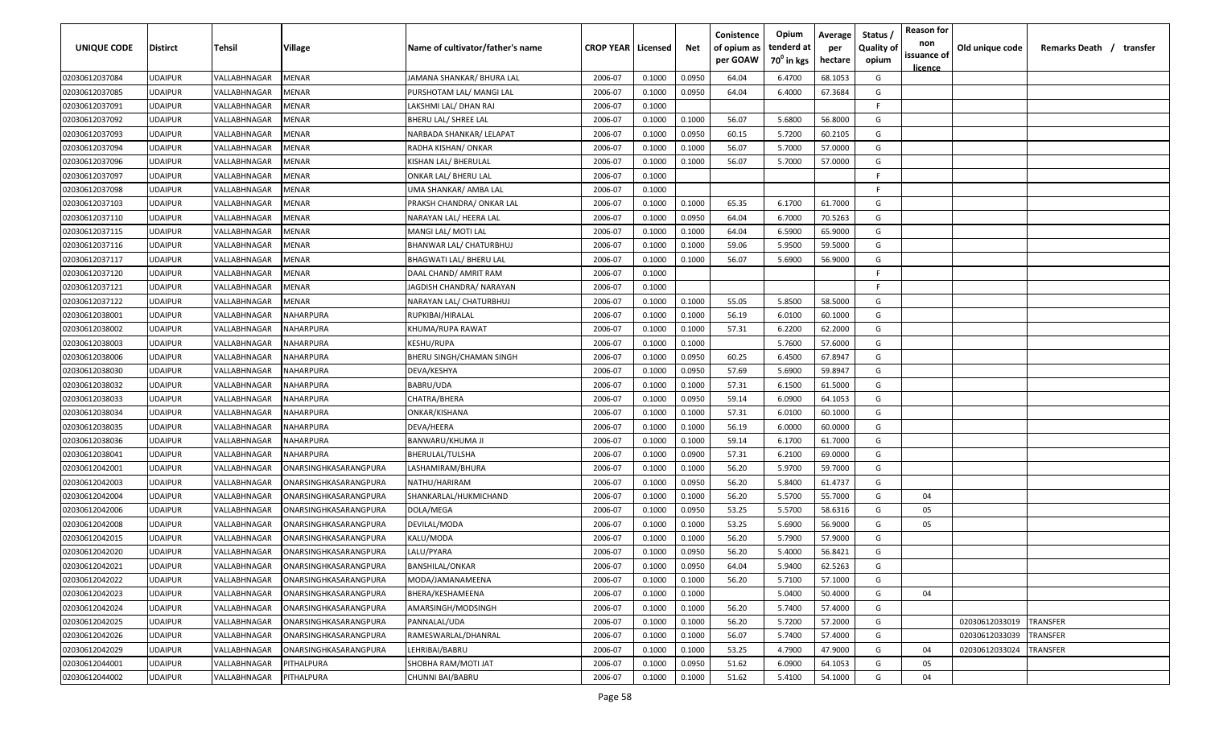| UNIQUE CODE | Distirct | Tehsil | Village | Name of cultivator/father's name | CROP YEAR | Licensed | Net | Conistence of opium as per GOAW | Opium tenderd at 70⁰ in kgs | Average per hectare | Status / Quality of opium | Reason for non issuance of licence | Old unique code | Remarks Death / transfer |
|---|---|---|---|---|---|---|---|---|---|---|---|---|---|---|
| 02030612037084 | UDAIPUR | VALLABHNAGAR | MENAR | JAMANA SHANKAR/ BHURA LAL | 2006-07 | 0.1000 | 0.0950 | 64.04 | 6.4700 | 68.1053 | G | | | |
| 02030612037085 | UDAIPUR | VALLABHNAGAR | MENAR | PURSHOTAM LAL/ MANGI LAL | 2006-07 | 0.1000 | 0.0950 | 64.04 | 6.4000 | 67.3684 | G | | | |
| 02030612037091 | UDAIPUR | VALLABHNAGAR | MENAR | LAKSHMI LAL/ DHAN RAJ | 2006-07 | 0.1000 | | | | | F | | | |
| 02030612037092 | UDAIPUR | VALLABHNAGAR | MENAR | BHERU LAL/ SHREE LAL | 2006-07 | 0.1000 | 0.1000 | 56.07 | 5.6800 | 56.8000 | G | | | |
| 02030612037093 | UDAIPUR | VALLABHNAGAR | MENAR | NARBADA SHANKAR/ LELAPAT | 2006-07 | 0.1000 | 0.0950 | 60.15 | 5.7200 | 60.2105 | G | | | |
| 02030612037094 | UDAIPUR | VALLABHNAGAR | MENAR | RADHA KISHAN/ ONKAR | 2006-07 | 0.1000 | 0.1000 | 56.07 | 5.7000 | 57.0000 | G | | | |
| 02030612037096 | UDAIPUR | VALLABHNAGAR | MENAR | KISHAN LAL/ BHERULAL | 2006-07 | 0.1000 | 0.1000 | 56.07 | 5.7000 | 57.0000 | G | | | |
| 02030612037097 | UDAIPUR | VALLABHNAGAR | MENAR | ONKAR LAL/ BHERU LAL | 2006-07 | 0.1000 | | | | | F | | | |
| 02030612037098 | UDAIPUR | VALLABHNAGAR | MENAR | UMA SHANKAR/ AMBA LAL | 2006-07 | 0.1000 | | | | | F | | | |
| 02030612037103 | UDAIPUR | VALLABHNAGAR | MENAR | PRAKSH CHANDRA/ ONKAR LAL | 2006-07 | 0.1000 | 0.1000 | 65.35 | 6.1700 | 61.7000 | G | | | |
| 02030612037110 | UDAIPUR | VALLABHNAGAR | MENAR | NARAYAN LAL/ HEERA LAL | 2006-07 | 0.1000 | 0.0950 | 64.04 | 6.7000 | 70.5263 | G | | | |
| 02030612037115 | UDAIPUR | VALLABHNAGAR | MENAR | MANGI LAL/ MOTI LAL | 2006-07 | 0.1000 | 0.1000 | 64.04 | 6.5900 | 65.9000 | G | | | |
| 02030612037116 | UDAIPUR | VALLABHNAGAR | MENAR | BHANWAR LAL/ CHATURBHUJ | 2006-07 | 0.1000 | 0.1000 | 59.06 | 5.9500 | 59.5000 | G | | | |
| 02030612037117 | UDAIPUR | VALLABHNAGAR | MENAR | BHAGWATI LAL/ BHERU LAL | 2006-07 | 0.1000 | 0.1000 | 56.07 | 5.6900 | 56.9000 | G | | | |
| 02030612037120 | UDAIPUR | VALLABHNAGAR | MENAR | DAAL CHAND/ AMRIT RAM | 2006-07 | 0.1000 | | | | | F | | | |
| 02030612037121 | UDAIPUR | VALLABHNAGAR | MENAR | JAGDISH CHANDRA/ NARAYAN | 2006-07 | 0.1000 | | | | | F | | | |
| 02030612037122 | UDAIPUR | VALLABHNAGAR | MENAR | NARAYAN LAL/ CHATURBHUJ | 2006-07 | 0.1000 | 0.1000 | 55.05 | 5.8500 | 58.5000 | G | | | |
| 02030612038001 | UDAIPUR | VALLABHNAGAR | NAHARPURA | RUPKIBAI/HIRALAL | 2006-07 | 0.1000 | 0.1000 | 56.19 | 6.0100 | 60.1000 | G | | | |
| 02030612038002 | UDAIPUR | VALLABHNAGAR | NAHARPURA | KHUMA/RUPA RAWAT | 2006-07 | 0.1000 | 0.1000 | 57.31 | 6.2200 | 62.2000 | G | | | |
| 02030612038003 | UDAIPUR | VALLABHNAGAR | NAHARPURA | KESHU/RUPA | 2006-07 | 0.1000 | 0.1000 | | 5.7600 | 57.6000 | G | | | |
| 02030612038006 | UDAIPUR | VALLABHNAGAR | NAHARPURA | BHERU SINGH/CHAMAN SINGH | 2006-07 | 0.1000 | 0.0950 | 60.25 | 6.4500 | 67.8947 | G | | | |
| 02030612038030 | UDAIPUR | VALLABHNAGAR | NAHARPURA | DEVA/KESHYA | 2006-07 | 0.1000 | 0.0950 | 57.69 | 5.6900 | 59.8947 | G | | | |
| 02030612038032 | UDAIPUR | VALLABHNAGAR | NAHARPURA | BABRU/UDA | 2006-07 | 0.1000 | 0.1000 | 57.31 | 6.1500 | 61.5000 | G | | | |
| 02030612038033 | UDAIPUR | VALLABHNAGAR | NAHARPURA | CHATRA/BHERA | 2006-07 | 0.1000 | 0.0950 | 59.14 | 6.0900 | 64.1053 | G | | | |
| 02030612038034 | UDAIPUR | VALLABHNAGAR | NAHARPURA | ONKAR/KISHANA | 2006-07 | 0.1000 | 0.1000 | 57.31 | 6.0100 | 60.1000 | G | | | |
| 02030612038035 | UDAIPUR | VALLABHNAGAR | NAHARPURA | DEVA/HEERA | 2006-07 | 0.1000 | 0.1000 | 56.19 | 6.0000 | 60.0000 | G | | | |
| 02030612038036 | UDAIPUR | VALLABHNAGAR | NAHARPURA | BANWARU/KHUMA JI | 2006-07 | 0.1000 | 0.1000 | 59.14 | 6.1700 | 61.7000 | G | | | |
| 02030612038041 | UDAIPUR | VALLABHNAGAR | NAHARPURA | BHERULAL/TULSHA | 2006-07 | 0.1000 | 0.0900 | 57.31 | 6.2100 | 69.0000 | G | | | |
| 02030612042001 | UDAIPUR | VALLABHNAGAR | ONARSINGHKASARANGPURA | LASHAMIRAM/BHURA | 2006-07 | 0.1000 | 0.1000 | 56.20 | 5.9700 | 59.7000 | G | | | |
| 02030612042003 | UDAIPUR | VALLABHNAGAR | ONARSINGHKASARANGPURA | NATHU/HARIRAM | 2006-07 | 0.1000 | 0.0950 | 56.20 | 5.8400 | 61.4737 | G | | | |
| 02030612042004 | UDAIPUR | VALLABHNAGAR | ONARSINGHKASARANGPURA | SHANKARLAL/HUKMICHAND | 2006-07 | 0.1000 | 0.1000 | 56.20 | 5.5700 | 55.7000 | G | 04 | | |
| 02030612042006 | UDAIPUR | VALLABHNAGAR | ONARSINGHKASARANGPURA | DOLA/MEGA | 2006-07 | 0.1000 | 0.0950 | 53.25 | 5.5700 | 58.6316 | G | 05 | | |
| 02030612042008 | UDAIPUR | VALLABHNAGAR | ONARSINGHKASARANGPURA | DEVILAL/MODA | 2006-07 | 0.1000 | 0.1000 | 53.25 | 5.6900 | 56.9000 | G | 05 | | |
| 02030612042015 | UDAIPUR | VALLABHNAGAR | ONARSINGHKASARANGPURA | KALU/MODA | 2006-07 | 0.1000 | 0.1000 | 56.20 | 5.7900 | 57.9000 | G | | | |
| 02030612042020 | UDAIPUR | VALLABHNAGAR | ONARSINGHKASARANGPURA | LALU/PYARA | 2006-07 | 0.1000 | 0.0950 | 56.20 | 5.4000 | 56.8421 | G | | | |
| 02030612042021 | UDAIPUR | VALLABHNAGAR | ONARSINGHKASARANGPURA | BANSHILAL/ONKAR | 2006-07 | 0.1000 | 0.0950 | 64.04 | 5.9400 | 62.5263 | G | | | |
| 02030612042022 | UDAIPUR | VALLABHNAGAR | ONARSINGHKASARANGPURA | MODA/JAMANAMEENA | 2006-07 | 0.1000 | 0.1000 | 56.20 | 5.7100 | 57.1000 | G | | | |
| 02030612042023 | UDAIPUR | VALLABHNAGAR | ONARSINGHKASARANGPURA | BHERA/KESHAMEENA | 2006-07 | 0.1000 | 0.1000 | | 5.0400 | 50.4000 | G | 04 | | |
| 02030612042024 | UDAIPUR | VALLABHNAGAR | ONARSINGHKASARANGPURA | AMARSINGH/MODSINGH | 2006-07 | 0.1000 | 0.1000 | 56.20 | 5.7400 | 57.4000 | G | | | |
| 02030612042025 | UDAIPUR | VALLABHNAGAR | ONARSINGHKASARANGPURA | PANNALAL/UDA | 2006-07 | 0.1000 | 0.1000 | 56.20 | 5.7200 | 57.2000 | G | | 02030612033019 | TRANSFER |
| 02030612042026 | UDAIPUR | VALLABHNAGAR | ONARSINGHKASARANGPURA | RAMESWARLAL/DHANRAL | 2006-07 | 0.1000 | 0.1000 | 56.07 | 5.7400 | 57.4000 | G | | 02030612033039 | TRANSFER |
| 02030612042029 | UDAIPUR | VALLABHNAGAR | ONARSINGHKASARANGPURA | LEHRIBAI/BABRU | 2006-07 | 0.1000 | 0.1000 | 53.25 | 4.7900 | 47.9000 | G | 04 | 02030612033024 | TRANSFER |
| 02030612044001 | UDAIPUR | VALLABHNAGAR | PITHALPURA | SHOBHA RAM/MOTI JAT | 2006-07 | 0.1000 | 0.0950 | 51.62 | 6.0900 | 64.1053 | G | 05 | | |
| 02030612044002 | UDAIPUR | VALLABHNAGAR | PITHALPURA | CHUNNI BAI/BABRU | 2006-07 | 0.1000 | 0.1000 | 51.62 | 5.4100 | 54.1000 | G | 04 | | |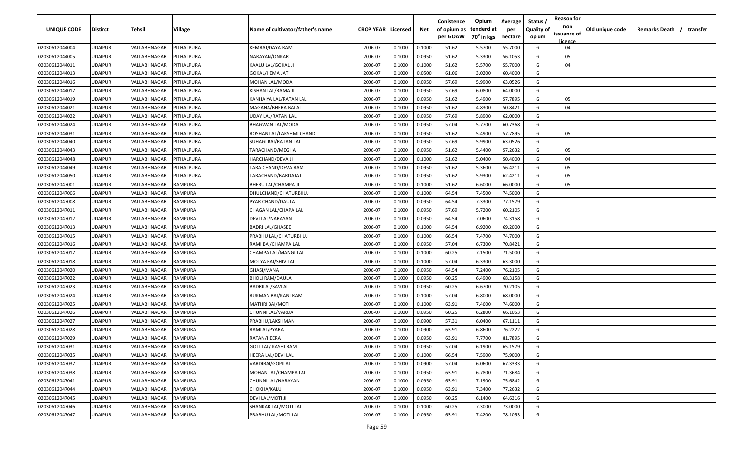| UNIQUE CODE | Distirct | Tehsil | Village | Name of cultivator/father's name | CROP YEAR | Licensed | Net | Conistence of opium as per GOAW | Opium tenderd at 70⁰ in kgs | Average per hectare | Status / Quality of opium | Reason for non issuance of licence | Old unique code | Remarks Death / transfer |
|---|---|---|---|---|---|---|---|---|---|---|---|---|---|---|
| 02030612044004 | UDAIPUR | VALLABHNAGAR | PITHALPURA | KEMRAJ/DAYA RAM | 2006-07 | 0.1000 | 0.1000 | 51.62 | 5.5700 | 55.7000 | G | 04 | | |
| 02030612044005 | UDAIPUR | VALLABHNAGAR | PITHALPURA | NARAYAN/ONKAR | 2006-07 | 0.1000 | 0.0950 | 51.62 | 5.3300 | 56.1053 | G | 05 | | |
| 02030612044011 | UDAIPUR | VALLABHNAGAR | PITHALPURA | KAALU LAL/GOKAL JI | 2006-07 | 0.1000 | 0.1000 | 51.62 | 5.5700 | 55.7000 | G | 04 | | |
| 02030612044013 | UDAIPUR | VALLABHNAGAR | PITHALPURA | GOKAL/HEMA JAT | 2006-07 | 0.1000 | 0.0500 | 61.06 | 3.0200 | 60.4000 | G | | | |
| 02030612044016 | UDAIPUR | VALLABHNAGAR | PITHALPURA | MOHAN LAL/MODA | 2006-07 | 0.1000 | 0.0950 | 57.69 | 5.9900 | 63.0526 | G | | | |
| 02030612044017 | UDAIPUR | VALLABHNAGAR | PITHALPURA | KISHAN LAL/RAMA JI | 2006-07 | 0.1000 | 0.0950 | 57.69 | 6.0800 | 64.0000 | G | | | |
| 02030612044019 | UDAIPUR | VALLABHNAGAR | PITHALPURA | KANHAIYA LAL/RATAN LAL | 2006-07 | 0.1000 | 0.0950 | 51.62 | 5.4900 | 57.7895 | G | 05 | | |
| 02030612044021 | UDAIPUR | VALLABHNAGAR | PITHALPURA | MAGANA/BHERA BALAI | 2006-07 | 0.1000 | 0.0950 | 51.62 | 4.8300 | 50.8421 | G | 04 | | |
| 02030612044022 | UDAIPUR | VALLABHNAGAR | PITHALPURA | UDAY LAL/RATAN LAL | 2006-07 | 0.1000 | 0.0950 | 57.69 | 5.8900 | 62.0000 | G | | | |
| 02030612044024 | UDAIPUR | VALLABHNAGAR | PITHALPURA | BHAGWAN LAL/MODA | 2006-07 | 0.1000 | 0.0950 | 57.04 | 5.7700 | 60.7368 | G | | | |
| 02030612044031 | UDAIPUR | VALLABHNAGAR | PITHALPURA | ROSHAN LAL/LAKSHMI CHAND | 2006-07 | 0.1000 | 0.0950 | 51.62 | 5.4900 | 57.7895 | G | 05 | | |
| 02030612044040 | UDAIPUR | VALLABHNAGAR | PITHALPURA | SUHAGI BAI/RATAN LAL | 2006-07 | 0.1000 | 0.0950 | 57.69 | 5.9900 | 63.0526 | G | | | |
| 02030612044043 | UDAIPUR | VALLABHNAGAR | PITHALPURA | TARACHAND/MEGHA | 2006-07 | 0.1000 | 0.0950 | 51.62 | 5.4400 | 57.2632 | G | 05 | | |
| 02030612044048 | UDAIPUR | VALLABHNAGAR | PITHALPURA | HARCHAND/DEVA JI | 2006-07 | 0.1000 | 0.1000 | 51.62 | 5.0400 | 50.4000 | G | 04 | | |
| 02030612044049 | UDAIPUR | VALLABHNAGAR | PITHALPURA | TARA CHAND/DEVA RAM | 2006-07 | 0.1000 | 0.0950 | 51.62 | 5.3600 | 56.4211 | G | 05 | | |
| 02030612044050 | UDAIPUR | VALLABHNAGAR | PITHALPURA | TARACHAND/BARDAJAT | 2006-07 | 0.1000 | 0.0950 | 51.62 | 5.9300 | 62.4211 | G | 05 | | |
| 02030612047001 | UDAIPUR | VALLABHNAGAR | RAMPURA | BHERU LAL/CHAMPA JI | 2006-07 | 0.1000 | 0.1000 | 51.62 | 6.6000 | 66.0000 | G | 05 | | |
| 02030612047006 | UDAIPUR | VALLABHNAGAR | RAMPURA | DHULCHAND/CHATURBHUJ | 2006-07 | 0.1000 | 0.1000 | 64.54 | 7.4500 | 74.5000 | G | | | |
| 02030612047008 | UDAIPUR | VALLABHNAGAR | RAMPURA | PYAR CHAND/DAULA | 2006-07 | 0.1000 | 0.0950 | 64.54 | 7.3300 | 77.1579 | G | | | |
| 02030612047011 | UDAIPUR | VALLABHNAGAR | RAMPURA | CHAGAN LAL/CHAPA LAL | 2006-07 | 0.1000 | 0.0950 | 57.69 | 5.7200 | 60.2105 | G | | | |
| 02030612047012 | UDAIPUR | VALLABHNAGAR | RAMPURA | DEVI LAL/NARAYAN | 2006-07 | 0.1000 | 0.0950 | 64.54 | 7.0600 | 74.3158 | G | | | |
| 02030612047013 | UDAIPUR | VALLABHNAGAR | RAMPURA | BADRI LAL/GHASEE | 2006-07 | 0.1000 | 0.1000 | 64.54 | 6.9200 | 69.2000 | G | | | |
| 02030612047015 | UDAIPUR | VALLABHNAGAR | RAMPURA | PRABHU LAL/CHATURBHUJ | 2006-07 | 0.1000 | 0.1000 | 66.54 | 7.4700 | 74.7000 | G | | | |
| 02030612047016 | UDAIPUR | VALLABHNAGAR | RAMPURA | RAMI BAI/CHAMPA LAL | 2006-07 | 0.1000 | 0.0950 | 57.04 | 6.7300 | 70.8421 | G | | | |
| 02030612047017 | UDAIPUR | VALLABHNAGAR | RAMPURA | CHAMPA LAL/MANGI LAL | 2006-07 | 0.1000 | 0.1000 | 60.25 | 7.1500 | 71.5000 | G | | | |
| 02030612047018 | UDAIPUR | VALLABHNAGAR | RAMPURA | MOTYA BAI/SHIV LAL | 2006-07 | 0.1000 | 0.1000 | 57.04 | 6.3300 | 63.3000 | G | | | |
| 02030612047020 | UDAIPUR | VALLABHNAGAR | RAMPURA | GHASI/MANA | 2006-07 | 0.1000 | 0.0950 | 64.54 | 7.2400 | 76.2105 | G | | | |
| 02030612047022 | UDAIPUR | VALLABHNAGAR | RAMPURA | BHOLI RAM/DAULA | 2006-07 | 0.1000 | 0.0950 | 60.25 | 6.4900 | 68.3158 | G | | | |
| 02030612047023 | UDAIPUR | VALLABHNAGAR | RAMPURA | BADRILAL/SAVLAL | 2006-07 | 0.1000 | 0.0950 | 60.25 | 6.6700 | 70.2105 | G | | | |
| 02030612047024 | UDAIPUR | VALLABHNAGAR | RAMPURA | RUKMAN BAI/KANI RAM | 2006-07 | 0.1000 | 0.1000 | 57.04 | 6.8000 | 68.0000 | G | | | |
| 02030612047025 | UDAIPUR | VALLABHNAGAR | RAMPURA | MATHRI BAI/MOTI | 2006-07 | 0.1000 | 0.1000 | 63.91 | 7.4600 | 74.6000 | G | | | |
| 02030612047026 | UDAIPUR | VALLABHNAGAR | RAMPURA | CHUNNI LAL/VARDA | 2006-07 | 0.1000 | 0.0950 | 60.25 | 6.2800 | 66.1053 | G | | | |
| 02030612047027 | UDAIPUR | VALLABHNAGAR | RAMPURA | PRABHU/LAKSHMAN | 2006-07 | 0.1000 | 0.0900 | 57.31 | 6.0400 | 67.1111 | G | | | |
| 02030612047028 | UDAIPUR | VALLABHNAGAR | RAMPURA | RAMLAL/PYARA | 2006-07 | 0.1000 | 0.0900 | 63.91 | 6.8600 | 76.2222 | G | | | |
| 02030612047029 | UDAIPUR | VALLABHNAGAR | RAMPURA | RATAN/HEERA | 2006-07 | 0.1000 | 0.0950 | 63.91 | 7.7700 | 81.7895 | G | | | |
| 02030612047031 | UDAIPUR | VALLABHNAGAR | RAMPURA | GOTI LAL/ KASHI RAM | 2006-07 | 0.1000 | 0.0950 | 57.04 | 6.1900 | 65.1579 | G | | | |
| 02030612047035 | UDAIPUR | VALLABHNAGAR | RAMPURA | HEERA LAL/DEVI LAL | 2006-07 | 0.1000 | 0.1000 | 66.54 | 7.5900 | 75.9000 | G | | | |
| 02030612047037 | UDAIPUR | VALLABHNAGAR | RAMPURA | VARDIBAI/GOPILAL | 2006-07 | 0.1000 | 0.0900 | 57.04 | 6.0600 | 67.3333 | G | | | |
| 02030612047038 | UDAIPUR | VALLABHNAGAR | RAMPURA | MOHAN LAL/CHAMPA LAL | 2006-07 | 0.1000 | 0.0950 | 63.91 | 6.7800 | 71.3684 | G | | | |
| 02030612047041 | UDAIPUR | VALLABHNAGAR | RAMPURA | CHUNNI LAL/NARAYAN | 2006-07 | 0.1000 | 0.0950 | 63.91 | 7.1900 | 75.6842 | G | | | |
| 02030612047044 | UDAIPUR | VALLABHNAGAR | RAMPURA | CHOKHA/KALU | 2006-07 | 0.1000 | 0.0950 | 63.91 | 7.3400 | 77.2632 | G | | | |
| 02030612047045 | UDAIPUR | VALLABHNAGAR | RAMPURA | DEVI LAL/MOTI JI | 2006-07 | 0.1000 | 0.0950 | 60.25 | 6.1400 | 64.6316 | G | | | |
| 02030612047046 | UDAIPUR | VALLABHNAGAR | RAMPURA | SHANKAR LAL/MOTI LAL | 2006-07 | 0.1000 | 0.1000 | 60.25 | 7.3000 | 73.0000 | G | | | |
| 02030612047047 | UDAIPUR | VALLABHNAGAR | RAMPURA | PRABHU LAL/MOTI LAL | 2006-07 | 0.1000 | 0.0950 | 63.91 | 7.4200 | 78.1053 | G | | | |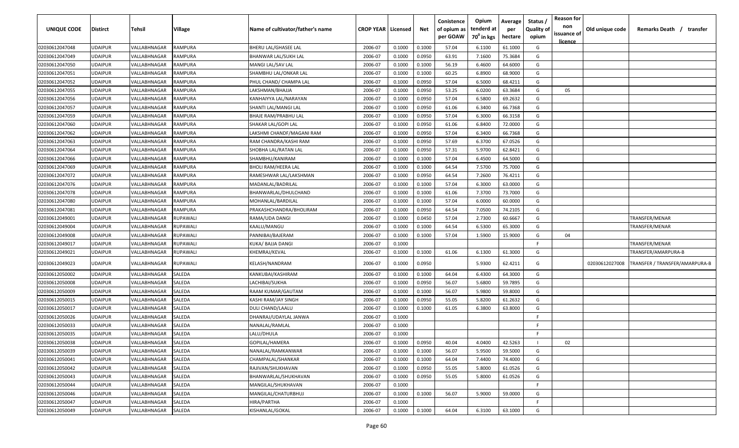| UNIQUE CODE | Distirct | Tehsil | Village | Name of cultivator/father's name | CROP YEAR | Licensed | Net | Conistence of opium as per GOAW | Opium tenderd at 70° in kgs | Average per hectare | Status / Quality of opium | Reason for non issuance of licence | Old unique code | Remarks Death / transfer |
|---|---|---|---|---|---|---|---|---|---|---|---|---|---|---|
| 02030612047048 | UDAIPUR | VALLABHNAGAR | RAMPURA | BHERU LAL/GHASEE LAL | 2006-07 | 0.1000 | 0.1000 | 57.04 | 6.1100 | 61.1000 | G | | | |
| 02030612047049 | UDAIPUR | VALLABHNAGAR | RAMPURA | BHANWAR LAL/SUKH LAL | 2006-07 | 0.1000 | 0.0950 | 63.91 | 7.1600 | 75.3684 | G | | | |
| 02030612047050 | UDAIPUR | VALLABHNAGAR | RAMPURA | MANGI LAL/SAV LAL | 2006-07 | 0.1000 | 0.1000 | 56.19 | 6.4600 | 64.6000 | G | | | |
| 02030612047051 | UDAIPUR | VALLABHNAGAR | RAMPURA | SHAMBHU LAL/ONKAR LAL | 2006-07 | 0.1000 | 0.1000 | 60.25 | 6.8900 | 68.9000 | G | | | |
| 02030612047052 | UDAIPUR | VALLABHNAGAR | RAMPURA | PHUL CHAND/ CHAMPA LAL | 2006-07 | 0.1000 | 0.0950 | 57.04 | 6.5000 | 68.4211 | G | | | |
| 02030612047055 | UDAIPUR | VALLABHNAGAR | RAMPURA | LAKSHMAN/BHAJJA | 2006-07 | 0.1000 | 0.0950 | 53.25 | 6.0200 | 63.3684 | G | 05 | | |
| 02030612047056 | UDAIPUR | VALLABHNAGAR | RAMPURA | KANHAIYYA LAL/NARAYAN | 2006-07 | 0.1000 | 0.0950 | 57.04 | 6.5800 | 69.2632 | G | | | |
| 02030612047057 | UDAIPUR | VALLABHNAGAR | RAMPURA | SHANTI LAL/MANGI LAL | 2006-07 | 0.1000 | 0.0950 | 61.06 | 6.3400 | 66.7368 | G | | | |
| 02030612047059 | UDAIPUR | VALLABHNAGAR | RAMPURA | BHAJE RAM/PRABHU LAL | 2006-07 | 0.1000 | 0.0950 | 57.04 | 6.3000 | 66.3158 | G | | | |
| 02030612047060 | UDAIPUR | VALLABHNAGAR | RAMPURA | SHAKAR LAL/GOPI LAL | 2006-07 | 0.1000 | 0.0950 | 61.06 | 6.8400 | 72.0000 | G | | | |
| 02030612047062 | UDAIPUR | VALLABHNAGAR | RAMPURA | LAKSHMI CHANDF/MAGANI RAM | 2006-07 | 0.1000 | 0.0950 | 57.04 | 6.3400 | 66.7368 | G | | | |
| 02030612047063 | UDAIPUR | VALLABHNAGAR | RAMPURA | RAM CHANDRA/KASHI RAM | 2006-07 | 0.1000 | 0.0950 | 57.69 | 6.3700 | 67.0526 | G | | | |
| 02030612047064 | UDAIPUR | VALLABHNAGAR | RAMPURA | SHOBHA LAL/RATAN LAL | 2006-07 | 0.1000 | 0.0950 | 57.31 | 5.9700 | 62.8421 | G | | | |
| 02030612047066 | UDAIPUR | VALLABHNAGAR | RAMPURA | SHAMBHU/KANIRAM | 2006-07 | 0.1000 | 0.1000 | 57.04 | 6.4500 | 64.5000 | G | | | |
| 02030612047069 | UDAIPUR | VALLABHNAGAR | RAMPURA | BHOLI RAM/HEERA LAL | 2006-07 | 0.1000 | 0.1000 | 64.54 | 7.5700 | 75.7000 | G | | | |
| 02030612047072 | UDAIPUR | VALLABHNAGAR | RAMPURA | RAMESHWAR LAL/LAKSHMAN | 2006-07 | 0.1000 | 0.0950 | 64.54 | 7.2600 | 76.4211 | G | | | |
| 02030612047076 | UDAIPUR | VALLABHNAGAR | RAMPURA | MADANLAL/BADRILAL | 2006-07 | 0.1000 | 0.1000 | 57.04 | 6.3000 | 63.0000 | G | | | |
| 02030612047078 | UDAIPUR | VALLABHNAGAR | RAMPURA | BHANWARLAL/DHULCHAND | 2006-07 | 0.1000 | 0.1000 | 61.06 | 7.3700 | 73.7000 | G | | | |
| 02030612047080 | UDAIPUR | VALLABHNAGAR | RAMPURA | MOHANLAL/BARDILAL | 2006-07 | 0.1000 | 0.1000 | 57.04 | 6.0000 | 60.0000 | G | | | |
| 02030612047081 | UDAIPUR | VALLABHNAGAR | RAMPURA | PRAKASHCHANDRA/BHOLIRAM | 2006-07 | 0.1000 | 0.0950 | 64.54 | 7.0500 | 74.2105 | G | | | |
| 02030612049001 | UDAIPUR | VALLABHNAGAR | RUPAWALI | RAMA/UDA DANGI | 2006-07 | 0.1000 | 0.0450 | 57.04 | 2.7300 | 60.6667 | G | | | TRANSFER/MENAR |
| 02030612049004 | UDAIPUR | VALLABHNAGAR | RUPAWALI | KAALU/MANGU | 2006-07 | 0.1000 | 0.1000 | 64.54 | 6.5300 | 65.3000 | G | | | TRANSFER/MENAR |
| 02030612049008 | UDAIPUR | VALLABHNAGAR | RUPAWALI | PANNIBAI/BAJERAM | 2006-07 | 0.1000 | 0.1000 | 57.04 | 1.5900 | 15.9000 | G | 04 | | |
| 02030612049017 | UDAIPUR | VALLABHNAGAR | RUPAWALI | KUKA/ BAJJA DANGI | 2006-07 | 0.1000 | | | | | F | | | TRANSFER/MENAR |
| 02030612049021 | UDAIPUR | VALLABHNAGAR | RUPAWALI | KHEMRAJ/KEVAL | 2006-07 | 0.1000 | 0.1000 | 61.06 | 6.1300 | 61.3000 | G | | | TRANSFER/AMARPURA-B |
| 02030612049023 | UDAIPUR | VALLABHNAGAR | RUPAWALI | KELASH/NANDRAM | 2006-07 | 0.1000 | 0.0950 | | 5.9300 | 62.4211 | G | | 02030612027008 | TRANSFER / TRANSFER/AMARPURA-B |
| 02030612050002 | UDAIPUR | VALLABHNAGAR | SALEDA | KANKUBAI/KASHIRAM | 2006-07 | 0.1000 | 0.1000 | 64.04 | 6.4300 | 64.3000 | G | | | |
| 02030612050008 | UDAIPUR | VALLABHNAGAR | SALEDA | LACHIBAI/SUKHA | 2006-07 | 0.1000 | 0.0950 | 56.07 | 5.6800 | 59.7895 | G | | | |
| 02030612050009 | UDAIPUR | VALLABHNAGAR | SALEDA | RAAM KUMAR/GAUTAM | 2006-07 | 0.1000 | 0.1000 | 56.07 | 5.9800 | 59.8000 | G | | | |
| 02030612050015 | UDAIPUR | VALLABHNAGAR | SALEDA | KASHI RAM/JAY SINGH | 2006-07 | 0.1000 | 0.0950 | 55.05 | 5.8200 | 61.2632 | G | | | |
| 02030612050017 | UDAIPUR | VALLABHNAGAR | SALEDA | DULI CHAND/LAALU | 2006-07 | 0.1000 | 0.1000 | 61.05 | 6.3800 | 63.8000 | G | | | |
| 02030612050026 | UDAIPUR | VALLABHNAGAR | SALEDA | DHANRAJ/UDAYLAL JANWA | 2006-07 | 0.1000 | | | | | F | | | |
| 02030612050033 | UDAIPUR | VALLABHNAGAR | SALEDA | NANALAL/RAMLAL | 2006-07 | 0.1000 | | | | | F | | | |
| 02030612050035 | UDAIPUR | VALLABHNAGAR | SALEDA | LALU/DHULA | 2006-07 | 0.1000 | | | | | F | | | |
| 02030612050038 | UDAIPUR | VALLABHNAGAR | SALEDA | GOPILAL/HAMERA | 2006-07 | 0.1000 | 0.0950 | 40.04 | 4.0400 | 42.5263 | I | 02 | | |
| 02030612050039 | UDAIPUR | VALLABHNAGAR | SALEDA | NANALAL/RAMKANWAR | 2006-07 | 0.1000 | 0.1000 | 56.07 | 5.9500 | 59.5000 | G | | | |
| 02030612050041 | UDAIPUR | VALLABHNAGAR | SALEDA | CHAMPALAL/SHANKAR | 2006-07 | 0.1000 | 0.1000 | 64.04 | 7.4400 | 74.4000 | G | | | |
| 02030612050042 | UDAIPUR | VALLABHNAGAR | SALEDA | RAJIVAN/SHUKHAVAN | 2006-07 | 0.1000 | 0.0950 | 55.05 | 5.8000 | 61.0526 | G | | | |
| 02030612050043 | UDAIPUR | VALLABHNAGAR | SALEDA | BHANWARLAL/SHUKHAVAN | 2006-07 | 0.1000 | 0.0950 | 55.05 | 5.8000 | 61.0526 | G | | | |
| 02030612050044 | UDAIPUR | VALLABHNAGAR | SALEDA | MANGILAL/SHUKHAVAN | 2006-07 | 0.1000 | | | | | F | | | |
| 02030612050046 | UDAIPUR | VALLABHNAGAR | SALEDA | MANGILAL/CHATURBHUJ | 2006-07 | 0.1000 | 0.1000 | 56.07 | 5.9000 | 59.0000 | G | | | |
| 02030612050047 | UDAIPUR | VALLABHNAGAR | SALEDA | HIRA/PARTHA | 2006-07 | 0.1000 | | | | | F | | | |
| 02030612050049 | UDAIPUR | VALLABHNAGAR | SALEDA | KISHANLAL/GOKAL | 2006-07 | 0.1000 | 0.1000 | 64.04 | 6.3100 | 63.1000 | G | | | |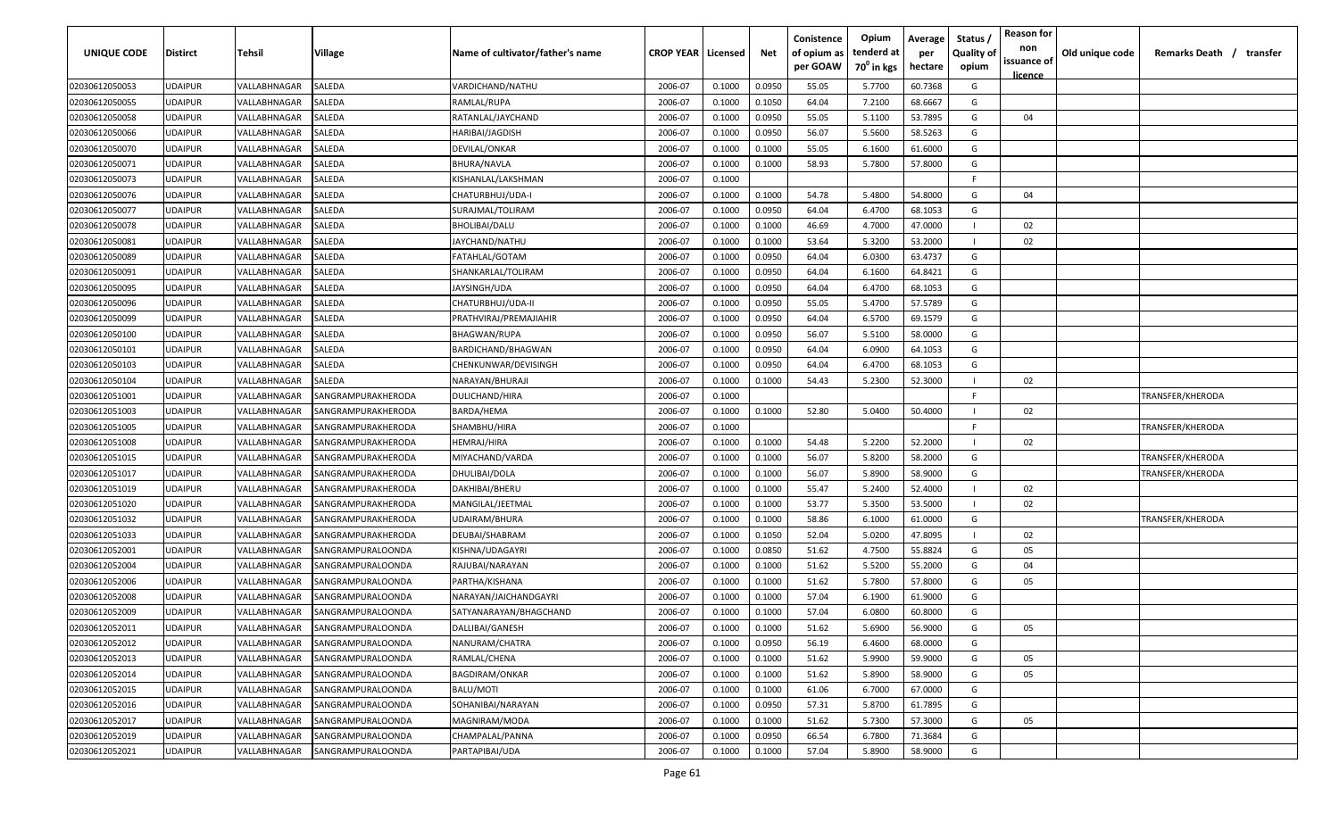| UNIQUE CODE | Distirct | Tehsil | Village | Name of cultivator/father's name | CROP YEAR | Licensed | Net | Conistence of opium as per GOAW | Opium tenderd at $70^0$ in kgs | Average per hectare | Status / Quality of opium | Reason for non issuance of licence | Old unique code | Remarks Death / transfer |
|---|---|---|---|---|---|---|---|---|---|---|---|---|---|---|
| 02030612050053 | UDAIPUR | VALLABHNAGAR | SALEDA | VARDICHAND/NATHU | 2006-07 | 0.1000 | 0.0950 | 55.05 | 5.7700 | 60.7368 | G | | | |
| 02030612050055 | UDAIPUR | VALLABHNAGAR | SALEDA | RAMLAL/RUPA | 2006-07 | 0.1000 | 0.1050 | 64.04 | 7.2100 | 68.6667 | G | | | |
| 02030612050058 | UDAIPUR | VALLABHNAGAR | SALEDA | RATANLAL/JAYCHAND | 2006-07 | 0.1000 | 0.0950 | 55.05 | 5.1100 | 53.7895 | G | 04 | | |
| 02030612050066 | UDAIPUR | VALLABHNAGAR | SALEDA | HARIBAI/JAGDISH | 2006-07 | 0.1000 | 0.0950 | 56.07 | 5.5600 | 58.5263 | G | | | |
| 02030612050070 | UDAIPUR | VALLABHNAGAR | SALEDA | DEVILAL/ONKAR | 2006-07 | 0.1000 | 0.1000 | 55.05 | 6.1600 | 61.6000 | G | | | |
| 02030612050071 | UDAIPUR | VALLABHNAGAR | SALEDA | BHURA/NAVLA | 2006-07 | 0.1000 | 0.1000 | 58.93 | 5.7800 | 57.8000 | G | | | |
| 02030612050073 | UDAIPUR | VALLABHNAGAR | SALEDA | KISHANLAL/LAKSHMAN | 2006-07 | 0.1000 | | | | | F | | | |
| 02030612050076 | UDAIPUR | VALLABHNAGAR | SALEDA | CHATURBHUJ/UDA-I | 2006-07 | 0.1000 | 0.1000 | 54.78 | 5.4800 | 54.8000 | G | 04 | | |
| 02030612050077 | UDAIPUR | VALLABHNAGAR | SALEDA | SURAJMAL/TOLIRAM | 2006-07 | 0.1000 | 0.0950 | 64.04 | 6.4700 | 68.1053 | G | | | |
| 02030612050078 | UDAIPUR | VALLABHNAGAR | SALEDA | BHOLIBAI/DALU | 2006-07 | 0.1000 | 0.1000 | 46.69 | 4.7000 | 47.0000 | I | 02 | | |
| 02030612050081 | UDAIPUR | VALLABHNAGAR | SALEDA | JAYCHAND/NATHU | 2006-07 | 0.1000 | 0.1000 | 53.64 | 5.3200 | 53.2000 | I | 02 | | |
| 02030612050089 | UDAIPUR | VALLABHNAGAR | SALEDA | FATAHLAL/GOTAM | 2006-07 | 0.1000 | 0.0950 | 64.04 | 6.0300 | 63.4737 | G | | | |
| 02030612050091 | UDAIPUR | VALLABHNAGAR | SALEDA | SHANKARLAL/TOLIRAM | 2006-07 | 0.1000 | 0.0950 | 64.04 | 6.1600 | 64.8421 | G | | | |
| 02030612050095 | UDAIPUR | VALLABHNAGAR | SALEDA | JAYSINGH/UDA | 2006-07 | 0.1000 | 0.0950 | 64.04 | 6.4700 | 68.1053 | G | | | |
| 02030612050096 | UDAIPUR | VALLABHNAGAR | SALEDA | CHATURBHUJ/UDA-II | 2006-07 | 0.1000 | 0.0950 | 55.05 | 5.4700 | 57.5789 | G | | | |
| 02030612050099 | UDAIPUR | VALLABHNAGAR | SALEDA | PRATHVIRAJ/PREMAJIAHIR | 2006-07 | 0.1000 | 0.0950 | 64.04 | 6.5700 | 69.1579 | G | | | |
| 02030612050100 | UDAIPUR | VALLABHNAGAR | SALEDA | BHAGWAN/RUPA | 2006-07 | 0.1000 | 0.0950 | 56.07 | 5.5100 | 58.0000 | G | | | |
| 02030612050101 | UDAIPUR | VALLABHNAGAR | SALEDA | BARDICHAND/BHAGWAN | 2006-07 | 0.1000 | 0.0950 | 64.04 | 6.0900 | 64.1053 | G | | | |
| 02030612050103 | UDAIPUR | VALLABHNAGAR | SALEDA | CHENKUNWAR/DEVISINGH | 2006-07 | 0.1000 | 0.0950 | 64.04 | 6.4700 | 68.1053 | G | | | |
| 02030612050104 | UDAIPUR | VALLABHNAGAR | SALEDA | NARAYAN/BHURAJI | 2006-07 | 0.1000 | 0.1000 | 54.43 | 5.2300 | 52.3000 | I | 02 | | |
| 02030612051001 | UDAIPUR | VALLABHNAGAR | SANGRAMPURAKHERODA | DULICHAND/HIRA | 2006-07 | 0.1000 | | | | | F | | | TRANSFER/KHERODA |
| 02030612051003 | UDAIPUR | VALLABHNAGAR | SANGRAMPURAKHERODA | BARDA/HEMA | 2006-07 | 0.1000 | 0.1000 | 52.80 | 5.0400 | 50.4000 | I | 02 | | |
| 02030612051005 | UDAIPUR | VALLABHNAGAR | SANGRAMPURAKHERODA | SHAMBHU/HIRA | 2006-07 | 0.1000 | | | | | F | | | TRANSFER/KHERODA |
| 02030612051008 | UDAIPUR | VALLABHNAGAR | SANGRAMPURAKHERODA | HEMRAJ/HIRA | 2006-07 | 0.1000 | 0.1000 | 54.48 | 5.2200 | 52.2000 | I | 02 | | |
| 02030612051015 | UDAIPUR | VALLABHNAGAR | SANGRAMPURAKHERODA | MIYACHAND/VARDA | 2006-07 | 0.1000 | 0.1000 | 56.07 | 5.8200 | 58.2000 | G | | | TRANSFER/KHERODA |
| 02030612051017 | UDAIPUR | VALLABHNAGAR | SANGRAMPURAKHERODA | DHULIBAI/DOLA | 2006-07 | 0.1000 | 0.1000 | 56.07 | 5.8900 | 58.9000 | G | | | TRANSFER/KHERODA |
| 02030612051019 | UDAIPUR | VALLABHNAGAR | SANGRAMPURAKHERODA | DAKHIBAI/BHERU | 2006-07 | 0.1000 | 0.1000 | 55.47 | 5.2400 | 52.4000 | I | 02 | | |
| 02030612051020 | UDAIPUR | VALLABHNAGAR | SANGRAMPURAKHERODA | MANGILAL/JEETMAL | 2006-07 | 0.1000 | 0.1000 | 53.77 | 5.3500 | 53.5000 | I | 02 | | |
| 02030612051032 | UDAIPUR | VALLABHNAGAR | SANGRAMPURAKHERODA | UDAIRAM/BHURA | 2006-07 | 0.1000 | 0.1000 | 58.86 | 6.1000 | 61.0000 | G | | | TRANSFER/KHERODA |
| 02030612051033 | UDAIPUR | VALLABHNAGAR | SANGRAMPURAKHERODA | DEUBAI/SHABRAM | 2006-07 | 0.1000 | 0.1050 | 52.04 | 5.0200 | 47.8095 | I | 02 | | |
| 02030612052001 | UDAIPUR | VALLABHNAGAR | SANGRAMPURALOONDA | KISHNA/UDAGAYRI | 2006-07 | 0.1000 | 0.0850 | 51.62 | 4.7500 | 55.8824 | G | 05 | | |
| 02030612052004 | UDAIPUR | VALLABHNAGAR | SANGRAMPURALOONDA | RAJUBAI/NARAYAN | 2006-07 | 0.1000 | 0.1000 | 51.62 | 5.5200 | 55.2000 | G | 04 | | |
| 02030612052006 | UDAIPUR | VALLABHNAGAR | SANGRAMPURALOONDA | PARTHA/KISHANA | 2006-07 | 0.1000 | 0.1000 | 51.62 | 5.7800 | 57.8000 | G | 05 | | |
| 02030612052008 | UDAIPUR | VALLABHNAGAR | SANGRAMPURALOONDA | NARAYAN/JAICHANDGAYRI | 2006-07 | 0.1000 | 0.1000 | 57.04 | 6.1900 | 61.9000 | G | | | |
| 02030612052009 | UDAIPUR | VALLABHNAGAR | SANGRAMPURALOONDA | SATYANARAYAN/BHAGCHAND | 2006-07 | 0.1000 | 0.1000 | 57.04 | 6.0800 | 60.8000 | G | | | |
| 02030612052011 | UDAIPUR | VALLABHNAGAR | SANGRAMPURALOONDA | DALLIBAI/GANESH | 2006-07 | 0.1000 | 0.1000 | 51.62 | 5.6900 | 56.9000 | G | 05 | | |
| 02030612052012 | UDAIPUR | VALLABHNAGAR | SANGRAMPURALOONDA | NANURAM/CHATRA | 2006-07 | 0.1000 | 0.0950 | 56.19 | 6.4600 | 68.0000 | G | | | |
| 02030612052013 | UDAIPUR | VALLABHNAGAR | SANGRAMPURALOONDA | RAMLAL/CHENA | 2006-07 | 0.1000 | 0.1000 | 51.62 | 5.9900 | 59.9000 | G | 05 | | |
| 02030612052014 | UDAIPUR | VALLABHNAGAR | SANGRAMPURALOONDA | BAGDIRAM/ONKAR | 2006-07 | 0.1000 | 0.1000 | 51.62 | 5.8900 | 58.9000 | G | 05 | | |
| 02030612052015 | UDAIPUR | VALLABHNAGAR | SANGRAMPURALOONDA | BALU/MOTI | 2006-07 | 0.1000 | 0.1000 | 61.06 | 6.7000 | 67.0000 | G | | | |
| 02030612052016 | UDAIPUR | VALLABHNAGAR | SANGRAMPURALOONDA | SOHANIBAI/NARAYAN | 2006-07 | 0.1000 | 0.0950 | 57.31 | 5.8700 | 61.7895 | G | | | |
| 02030612052017 | UDAIPUR | VALLABHNAGAR | SANGRAMPURALOONDA | MAGNIRAM/MODA | 2006-07 | 0.1000 | 0.1000 | 51.62 | 5.7300 | 57.3000 | G | 05 | | |
| 02030612052019 | UDAIPUR | VALLABHNAGAR | SANGRAMPURALOONDA | CHAMPALAL/PANNA | 2006-07 | 0.1000 | 0.0950 | 66.54 | 6.7800 | 71.3684 | G | | | |
| 02030612052021 | UDAIPUR | VALLABHNAGAR | SANGRAMPURALOONDA | PARTAPIBAI/UDA | 2006-07 | 0.1000 | 0.1000 | 57.04 | 5.8900 | 58.9000 | G | | | |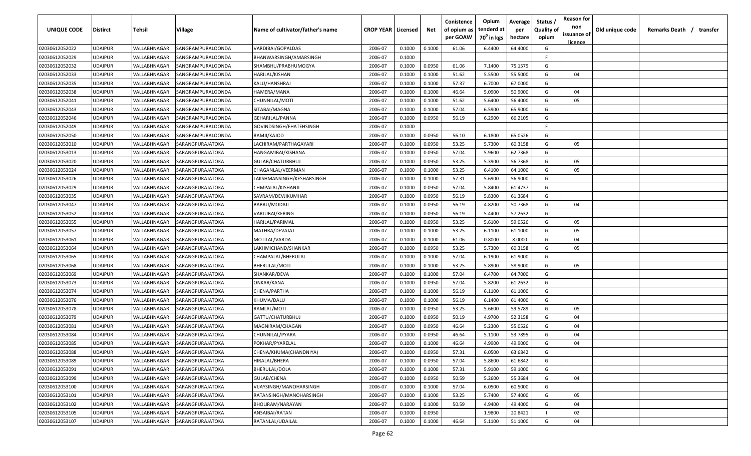| UNIQUE CODE | Distirct | Tehsil | Village | Name of cultivator/father's name | CROP YEAR | Licensed | Net | Conistence of opium as per GOAW | Opium tenderd at 70° in kgs | Average per hectare | Status / Quality of opium | Reason for non issuance of licence | Old unique code | Remarks Death / transfer |
|---|---|---|---|---|---|---|---|---|---|---|---|---|---|---|
| 02030612052022 | UDAIPUR | VALLABHNAGAR | SANGRAMPURALOONDA | VARDIBAI/GOPALDAS | 2006-07 | 0.1000 | 0.1000 | 61.06 | 6.4400 | 64.4000 | G | | | |
| 02030612052029 | UDAIPUR | VALLABHNAGAR | SANGRAMPURALOONDA | BHANWARSINGH/AMARSINGH | 2006-07 | 0.1000 | | | | | F | | | |
| 02030612052032 | UDAIPUR | VALLABHNAGAR | SANGRAMPURALOONDA | SHAMBHU/PRABHUMOGYA | 2006-07 | 0.1000 | 0.0950 | 61.06 | 7.1400 | 75.1579 | G | | | |
| 02030612052033 | UDAIPUR | VALLABHNAGAR | SANGRAMPURALOONDA | HARILAL/KISHAN | 2006-07 | 0.1000 | 0.1000 | 51.62 | 5.5500 | 55.5000 | G | 04 | | |
| 02030612052035 | UDAIPUR | VALLABHNAGAR | SANGRAMPURALOONDA | KALU/HANSHRAJ | 2006-07 | 0.1000 | 0.1000 | 57.37 | 6.7000 | 67.0000 | G | | | |
| 02030612052038 | UDAIPUR | VALLABHNAGAR | SANGRAMPURALOONDA | HAMERA/MANA | 2006-07 | 0.1000 | 0.1000 | 46.64 | 5.0900 | 50.9000 | G | 04 | | |
| 02030612052041 | UDAIPUR | VALLABHNAGAR | SANGRAMPURALOONDA | CHUNNILAL/MOTI | 2006-07 | 0.1000 | 0.1000 | 51.62 | 5.6400 | 56.4000 | G | 05 | | |
| 02030612052043 | UDAIPUR | VALLABHNAGAR | SANGRAMPURALOONDA | SITABAI/MAGNA | 2006-07 | 0.1000 | 0.1000 | 57.04 | 6.5900 | 65.9000 | G | | | |
| 02030612052046 | UDAIPUR | VALLABHNAGAR | SANGRAMPURALOONDA | GEHARILAL/PANNA | 2006-07 | 0.1000 | 0.0950 | 56.19 | 6.2900 | 66.2105 | G | | | |
| 02030612052049 | UDAIPUR | VALLABHNAGAR | SANGRAMPURALOONDA | GOVINDSINGH/FHATEHSINGH | 2006-07 | 0.1000 | | | | | F | | | |
| 02030612052050 | UDAIPUR | VALLABHNAGAR | SANGRAMPURALOONDA | RAMJI/KAJOD | 2006-07 | 0.1000 | 0.0950 | 56.10 | 6.1800 | 65.0526 | G | | | |
| 02030612053010 | UDAIPUR | VALLABHNAGAR | SARANGPURAJATOKA | LACHIRAM/PARTHAGAYARI | 2006-07 | 0.1000 | 0.0950 | 53.25 | 5.7300 | 60.3158 | G | 05 | | |
| 02030612053013 | UDAIPUR | VALLABHNAGAR | SARANGPURAJATOKA | HANGAMIBAI/KISHANA | 2006-07 | 0.1000 | 0.0950 | 57.04 | 5.9600 | 62.7368 | G | | | |
| 02030612053020 | UDAIPUR | VALLABHNAGAR | SARANGPURAJATOKA | GULAB/CHATURBHUJ | 2006-07 | 0.1000 | 0.0950 | 53.25 | 5.3900 | 56.7368 | G | 05 | | |
| 02030612053024 | UDAIPUR | VALLABHNAGAR | SARANGPURAJATOKA | CHAGANLAL/VEERMAN | 2006-07 | 0.1000 | 0.1000 | 53.25 | 6.4100 | 64.1000 | G | 05 | | |
| 02030612053026 | UDAIPUR | VALLABHNAGAR | SARANGPURAJATOKA | LAKSHMANSINGH/KESHARSINGH | 2006-07 | 0.1000 | 0.1000 | 57.31 | 5.6900 | 56.9000 | G | | | |
| 02030612053029 | UDAIPUR | VALLABHNAGAR | SARANGPURAJATOKA | CHMPALAL/KISHANJI | 2006-07 | 0.1000 | 0.0950 | 57.04 | 5.8400 | 61.4737 | G | | | |
| 02030612053035 | UDAIPUR | VALLABHNAGAR | SARANGPURAJATOKA | SAVRAM/DEVJIKUMHAR | 2006-07 | 0.1000 | 0.0950 | 56.19 | 5.8300 | 61.3684 | G | | | |
| 02030612053047 | UDAIPUR | VALLABHNAGAR | SARANGPURAJATOKA | BABRU/MODAJI | 2006-07 | 0.1000 | 0.0950 | 56.19 | 4.8200 | 50.7368 | G | 04 | | |
| 02030612053052 | UDAIPUR | VALLABHNAGAR | SARANGPURAJATOKA | VARJUBAI/KERING | 2006-07 | 0.1000 | 0.0950 | 56.19 | 5.4400 | 57.2632 | G | | | |
| 02030612053055 | UDAIPUR | VALLABHNAGAR | SARANGPURAJATOKA | HARILAL/PARIMAL | 2006-07 | 0.1000 | 0.0950 | 53.25 | 5.6100 | 59.0526 | G | 05 | | |
| 02030612053057 | UDAIPUR | VALLABHNAGAR | SARANGPURAJATOKA | MATHRA/DEVAJAT | 2006-07 | 0.1000 | 0.1000 | 53.25 | 6.1100 | 61.1000 | G | 05 | | |
| 02030612053061 | UDAIPUR | VALLABHNAGAR | SARANGPURAJATOKA | MOTILAL/VARDA | 2006-07 | 0.1000 | 0.1000 | 61.06 | 0.8000 | 8.0000 | G | 04 | | |
| 02030612053064 | UDAIPUR | VALLABHNAGAR | SARANGPURAJATOKA | LAKHMICHAND/SHANKAR | 2006-07 | 0.1000 | 0.0950 | 53.25 | 5.7300 | 60.3158 | G | 05 | | |
| 02030612053065 | UDAIPUR | VALLABHNAGAR | SARANGPURAJATOKA | CHAMPALAL/BHERULAL | 2006-07 | 0.1000 | 0.1000 | 57.04 | 6.1900 | 61.9000 | G | | | |
| 02030612053068 | UDAIPUR | VALLABHNAGAR | SARANGPURAJATOKA | BHERULAL/MOTI | 2006-07 | 0.1000 | 0.1000 | 53.25 | 5.8900 | 58.9000 | G | 05 | | |
| 02030612053069 | UDAIPUR | VALLABHNAGAR | SARANGPURAJATOKA | SHANKAR/DEVA | 2006-07 | 0.1000 | 0.1000 | 57.04 | 6.4700 | 64.7000 | G | | | |
| 02030612053073 | UDAIPUR | VALLABHNAGAR | SARANGPURAJATOKA | ONKAR/KANA | 2006-07 | 0.1000 | 0.0950 | 57.04 | 5.8200 | 61.2632 | G | | | |
| 02030612053074 | UDAIPUR | VALLABHNAGAR | SARANGPURAJATOKA | CHENA/PARTHA | 2006-07 | 0.1000 | 0.1000 | 56.19 | 6.1100 | 61.1000 | G | | | |
| 02030612053076 | UDAIPUR | VALLABHNAGAR | SARANGPURAJATOKA | KHUMA/DALU | 2006-07 | 0.1000 | 0.1000 | 56.19 | 6.1400 | 61.4000 | G | | | |
| 02030612053078 | UDAIPUR | VALLABHNAGAR | SARANGPURAJATOKA | RAMLAL/MOTI | 2006-07 | 0.1000 | 0.0950 | 53.25 | 5.6600 | 59.5789 | G | 05 | | |
| 02030612053079 | UDAIPUR | VALLABHNAGAR | SARANGPURAJATOKA | GATTU/CHATURBHUJ | 2006-07 | 0.1000 | 0.0950 | 50.19 | 4.9700 | 52.3158 | G | 04 | | |
| 02030612053081 | UDAIPUR | VALLABHNAGAR | SARANGPURAJATOKA | MAGNIRAM/CHAGAN | 2006-07 | 0.1000 | 0.0950 | 46.64 | 5.2300 | 55.0526 | G | 04 | | |
| 02030612053084 | UDAIPUR | VALLABHNAGAR | SARANGPURAJATOKA | CHUNNILAL/PYARA | 2006-07 | 0.1000 | 0.0950 | 46.64 | 5.1100 | 53.7895 | G | 04 | | |
| 02030612053085 | UDAIPUR | VALLABHNAGAR | SARANGPURAJATOKA | POKHAR/PYARELAL | 2006-07 | 0.1000 | 0.1000 | 46.64 | 4.9900 | 49.9000 | G | 04 | | |
| 02030612053088 | UDAIPUR | VALLABHNAGAR | SARANGPURAJATOKA | CHENA/KHUMA(CHANDNIYA) | 2006-07 | 0.1000 | 0.0950 | 57.31 | 6.0500 | 63.6842 | G | | | |
| 02030612053089 | UDAIPUR | VALLABHNAGAR | SARANGPURAJATOKA | HIRALAL/BHERA | 2006-07 | 0.1000 | 0.0950 | 57.04 | 5.8600 | 61.6842 | G | | | |
| 02030612053091 | UDAIPUR | VALLABHNAGAR | SARANGPURAJATOKA | BHERULAL/DOLA | 2006-07 | 0.1000 | 0.1000 | 57.31 | 5.9100 | 59.1000 | G | | | |
| 02030612053099 | UDAIPUR | VALLABHNAGAR | SARANGPURAJATOKA | GULAB/CHENA | 2006-07 | 0.1000 | 0.0950 | 50.59 | 5.2600 | 55.3684 | G | 04 | | |
| 02030612053100 | UDAIPUR | VALLABHNAGAR | SARANGPURAJATOKA | VIJAYSINGH/MANOHARSINGH | 2006-07 | 0.1000 | 0.1000 | 57.04 | 6.0500 | 60.5000 | G | | | |
| 02030612053101 | UDAIPUR | VALLABHNAGAR | SARANGPURAJATOKA | RATANSINGH/MANOHARSINGH | 2006-07 | 0.1000 | 0.1000 | 53.25 | 5.7400 | 57.4000 | G | 05 | | |
| 02030612053102 | UDAIPUR | VALLABHNAGAR | SARANGPURAJATOKA | BHOLIRAM/NARAYAN | 2006-07 | 0.1000 | 0.1000 | 50.59 | 4.9400 | 49.4000 | G | 04 | | |
| 02030612053105 | UDAIPUR | VALLABHNAGAR | SARANGPURAJATOKA | ANSAIBAI/RATAN | 2006-07 | 0.1000 | 0.0950 | | 1.9800 | 20.8421 | I | 02 | | |
| 02030612053107 | UDAIPUR | VALLABHNAGAR | SARANGPURAJATOKA | RATANLAL/UDAILAL | 2006-07 | 0.1000 | 0.1000 | 46.64 | 5.1100 | 51.1000 | G | 04 | | |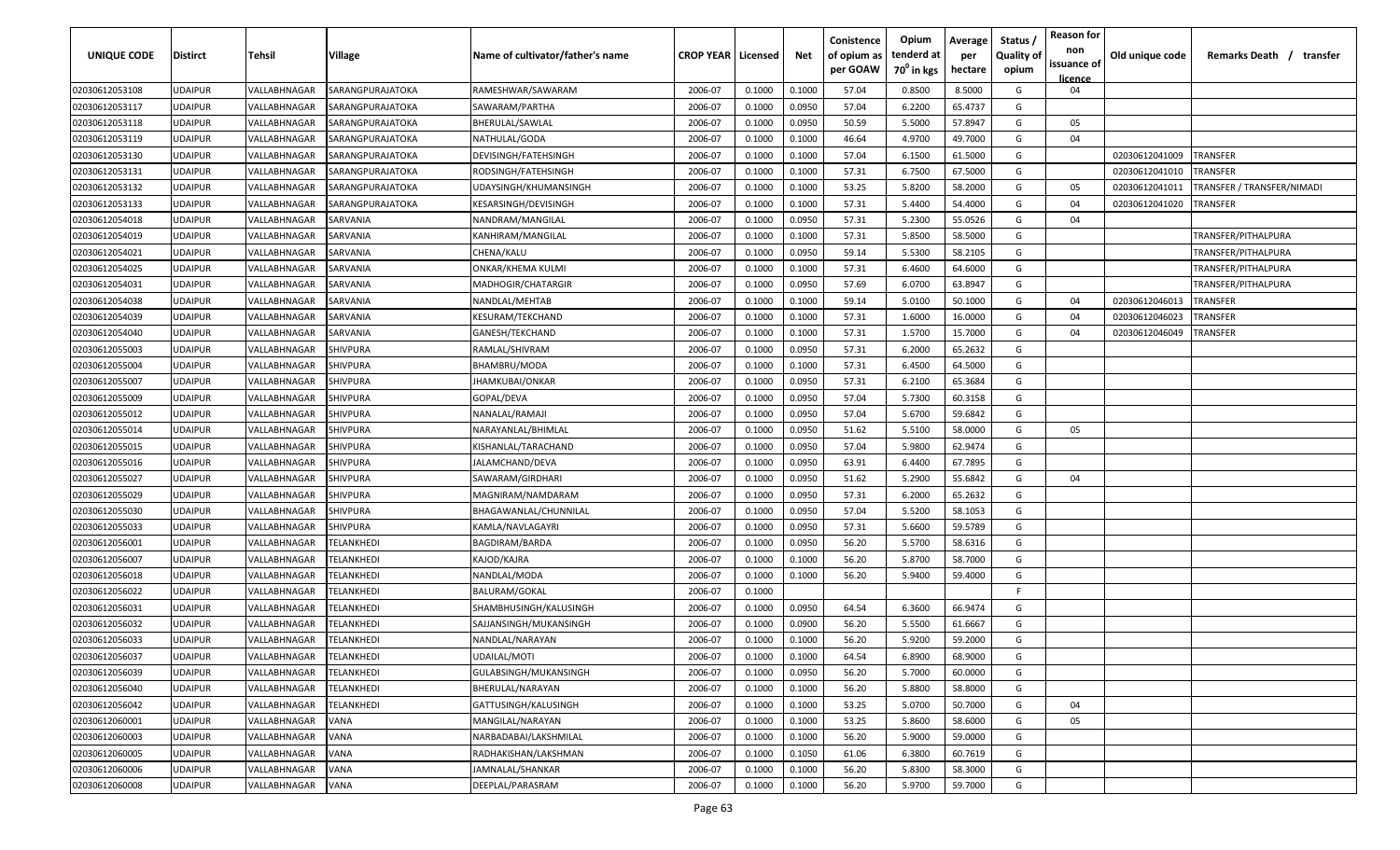| UNIQUE CODE | Distirct | Tehsil | Village | Name of cultivator/father's name | CROP YEAR | Licensed | Net | Conistence of opium as per GOAW | Opium tenderd at 70° in kgs | Average per hectare | Status / Quality of opium | Reason for non issuance of licence | Old unique code | Remarks Death / transfer |
|---|---|---|---|---|---|---|---|---|---|---|---|---|---|---|
| 02030612053108 | UDAIPUR | VALLABHNAGAR | SARANGPURAJATOKA | RAMESHWAR/SAWARAM | 2006-07 | 0.1000 | 0.1000 | 57.04 | 0.8500 | 8.5000 | G | 04 | | |
| 02030612053117 | UDAIPUR | VALLABHNAGAR | SARANGPURAJATOKA | SAWARAM/PARTHA | 2006-07 | 0.1000 | 0.0950 | 57.04 | 6.2200 | 65.4737 | G | | | |
| 02030612053118 | UDAIPUR | VALLABHNAGAR | SARANGPURAJATOKA | BHERULAL/SAWLAL | 2006-07 | 0.1000 | 0.0950 | 50.59 | 5.5000 | 57.8947 | G | 05 | | |
| 02030612053119 | UDAIPUR | VALLABHNAGAR | SARANGPURAJATOKA | NATHULAL/GODA | 2006-07 | 0.1000 | 0.1000 | 46.64 | 4.9700 | 49.7000 | G | 04 | | |
| 02030612053130 | UDAIPUR | VALLABHNAGAR | SARANGPURAJATOKA | DEVISINGH/FATEHSINGH | 2006-07 | 0.1000 | 0.1000 | 57.04 | 6.1500 | 61.5000 | G | | 02030612041009 | TRANSFER |
| 02030612053131 | UDAIPUR | VALLABHNAGAR | SARANGPURAJATOKA | RODSINGH/FATEHSINGH | 2006-07 | 0.1000 | 0.1000 | 57.31 | 6.7500 | 67.5000 | G | | 02030612041010 | TRANSFER |
| 02030612053132 | UDAIPUR | VALLABHNAGAR | SARANGPURAJATOKA | UDAYSINGH/KHUMANSINGH | 2006-07 | 0.1000 | 0.1000 | 53.25 | 5.8200 | 58.2000 | G | 05 | 02030612041011 | TRANSFER / TRANSFER/NIMADI |
| 02030612053133 | UDAIPUR | VALLABHNAGAR | SARANGPURAJATOKA | KESARSINGH/DEVISINGH | 2006-07 | 0.1000 | 0.1000 | 57.31 | 5.4400 | 54.4000 | G | 04 | 02030612041020 | TRANSFER |
| 02030612054018 | UDAIPUR | VALLABHNAGAR | SARVANIA | NANDRAM/MANGILAL | 2006-07 | 0.1000 | 0.0950 | 57.31 | 5.2300 | 55.0526 | G | 04 | | |
| 02030612054019 | UDAIPUR | VALLABHNAGAR | SARVANIA | KANHIRAM/MANGILAL | 2006-07 | 0.1000 | 0.1000 | 57.31 | 5.8500 | 58.5000 | G | | | TRANSFER/PITHALPURA |
| 02030612054021 | UDAIPUR | VALLABHNAGAR | SARVANIA | CHENA/KALU | 2006-07 | 0.1000 | 0.0950 | 59.14 | 5.5300 | 58.2105 | G | | | TRANSFER/PITHALPURA |
| 02030612054025 | UDAIPUR | VALLABHNAGAR | SARVANIA | ONKAR/KHEMA KULMI | 2006-07 | 0.1000 | 0.1000 | 57.31 | 6.4600 | 64.6000 | G | | | TRANSFER/PITHALPURA |
| 02030612054031 | UDAIPUR | VALLABHNAGAR | SARVANIA | MADHOGIR/CHATARGIR | 2006-07 | 0.1000 | 0.0950 | 57.69 | 6.0700 | 63.8947 | G | | | TRANSFER/PITHALPURA |
| 02030612054038 | UDAIPUR | VALLABHNAGAR | SARVANIA | NANDLAL/MEHTAB | 2006-07 | 0.1000 | 0.1000 | 59.14 | 5.0100 | 50.1000 | G | 04 | 02030612046013 | TRANSFER |
| 02030612054039 | UDAIPUR | VALLABHNAGAR | SARVANIA | KESURAM/TEKCHAND | 2006-07 | 0.1000 | 0.1000 | 57.31 | 1.6000 | 16.0000 | G | 04 | 02030612046023 | TRANSFER |
| 02030612054040 | UDAIPUR | VALLABHNAGAR | SARVANIA | GANESH/TEKCHAND | 2006-07 | 0.1000 | 0.1000 | 57.31 | 1.5700 | 15.7000 | G | 04 | 02030612046049 | TRANSFER |
| 02030612055003 | UDAIPUR | VALLABHNAGAR | SHIVPURA | RAMLAL/SHIVRAM | 2006-07 | 0.1000 | 0.0950 | 57.31 | 6.2000 | 65.2632 | G | | | |
| 02030612055004 | UDAIPUR | VALLABHNAGAR | SHIVPURA | BHAMBRU/MODA | 2006-07 | 0.1000 | 0.1000 | 57.31 | 6.4500 | 64.5000 | G | | | |
| 02030612055007 | UDAIPUR | VALLABHNAGAR | SHIVPURA | JHAMKUBAI/ONKAR | 2006-07 | 0.1000 | 0.0950 | 57.31 | 6.2100 | 65.3684 | G | | | |
| 02030612055009 | UDAIPUR | VALLABHNAGAR | SHIVPURA | GOPAL/DEVA | 2006-07 | 0.1000 | 0.0950 | 57.04 | 5.7300 | 60.3158 | G | | | |
| 02030612055012 | UDAIPUR | VALLABHNAGAR | SHIVPURA | NANALAL/RAMAJI | 2006-07 | 0.1000 | 0.0950 | 57.04 | 5.6700 | 59.6842 | G | | | |
| 02030612055014 | UDAIPUR | VALLABHNAGAR | SHIVPURA | NARAYANLAL/BHIMLAL | 2006-07 | 0.1000 | 0.0950 | 51.62 | 5.5100 | 58.0000 | G | 05 | | |
| 02030612055015 | UDAIPUR | VALLABHNAGAR | SHIVPURA | KISHANLAL/TARACHAND | 2006-07 | 0.1000 | 0.0950 | 57.04 | 5.9800 | 62.9474 | G | | | |
| 02030612055016 | UDAIPUR | VALLABHNAGAR | SHIVPURA | JALAMCHAND/DEVA | 2006-07 | 0.1000 | 0.0950 | 63.91 | 6.4400 | 67.7895 | G | | | |
| 02030612055027 | UDAIPUR | VALLABHNAGAR | SHIVPURA | SAWARAM/GIRDHARI | 2006-07 | 0.1000 | 0.0950 | 51.62 | 5.2900 | 55.6842 | G | 04 | | |
| 02030612055029 | UDAIPUR | VALLABHNAGAR | SHIVPURA | MAGNIRAM/NAMDARAM | 2006-07 | 0.1000 | 0.0950 | 57.31 | 6.2000 | 65.2632 | G | | | |
| 02030612055030 | UDAIPUR | VALLABHNAGAR | SHIVPURA | BHAGAWANLAL/CHUNNILAL | 2006-07 | 0.1000 | 0.0950 | 57.04 | 5.5200 | 58.1053 | G | | | |
| 02030612055033 | UDAIPUR | VALLABHNAGAR | SHIVPURA | KAMLA/NAVLAGAYRI | 2006-07 | 0.1000 | 0.0950 | 57.31 | 5.6600 | 59.5789 | G | | | |
| 02030612056001 | UDAIPUR | VALLABHNAGAR | TELANKHEDI | BAGDIRAM/BARDA | 2006-07 | 0.1000 | 0.0950 | 56.20 | 5.5700 | 58.6316 | G | | | |
| 02030612056007 | UDAIPUR | VALLABHNAGAR | TELANKHEDI | KAJOD/KAJRA | 2006-07 | 0.1000 | 0.1000 | 56.20 | 5.8700 | 58.7000 | G | | | |
| 02030612056018 | UDAIPUR | VALLABHNAGAR | TELANKHEDI | NANDLAL/MODA | 2006-07 | 0.1000 | 0.1000 | 56.20 | 5.9400 | 59.4000 | G | | | |
| 02030612056022 | UDAIPUR | VALLABHNAGAR | TELANKHEDI | BALURAM/GOKAL | 2006-07 | 0.1000 | | | | | F | | | |
| 02030612056031 | UDAIPUR | VALLABHNAGAR | TELANKHEDI | SHAMBHUSINGH/KALUSINGH | 2006-07 | 0.1000 | 0.0950 | 64.54 | 6.3600 | 66.9474 | G | | | |
| 02030612056032 | UDAIPUR | VALLABHNAGAR | TELANKHEDI | SAJJANSINGH/MUKANSINGH | 2006-07 | 0.1000 | 0.0900 | 56.20 | 5.5500 | 61.6667 | G | | | |
| 02030612056033 | UDAIPUR | VALLABHNAGAR | TELANKHEDI | NANDLAL/NARAYAN | 2006-07 | 0.1000 | 0.1000 | 56.20 | 5.9200 | 59.2000 | G | | | |
| 02030612056037 | UDAIPUR | VALLABHNAGAR | TELANKHEDI | UDAILAL/MOTI | 2006-07 | 0.1000 | 0.1000 | 64.54 | 6.8900 | 68.9000 | G | | | |
| 02030612056039 | UDAIPUR | VALLABHNAGAR | TELANKHEDI | GULABSINGH/MUKANSINGH | 2006-07 | 0.1000 | 0.0950 | 56.20 | 5.7000 | 60.0000 | G | | | |
| 02030612056040 | UDAIPUR | VALLABHNAGAR | TELANKHEDI | BHERULAL/NARAYAN | 2006-07 | 0.1000 | 0.1000 | 56.20 | 5.8800 | 58.8000 | G | | | |
| 02030612056042 | UDAIPUR | VALLABHNAGAR | TELANKHEDI | GATTUSINGH/KALUSINGH | 2006-07 | 0.1000 | 0.1000 | 53.25 | 5.0700 | 50.7000 | G | 04 | | |
| 02030612060001 | UDAIPUR | VALLABHNAGAR | VANA | MANGILAL/NARAYAN | 2006-07 | 0.1000 | 0.1000 | 53.25 | 5.8600 | 58.6000 | G | 05 | | |
| 02030612060003 | UDAIPUR | VALLABHNAGAR | VANA | NARBADABAI/LAKSHMILAL | 2006-07 | 0.1000 | 0.1000 | 56.20 | 5.9000 | 59.0000 | G | | | |
| 02030612060005 | UDAIPUR | VALLABHNAGAR | VANA | RADHAKISHAN/LAKSHMAN | 2006-07 | 0.1000 | 0.1050 | 61.06 | 6.3800 | 60.7619 | G | | | |
| 02030612060006 | UDAIPUR | VALLABHNAGAR | VANA | JAMNALAL/SHANKAR | 2006-07 | 0.1000 | 0.1000 | 56.20 | 5.8300 | 58.3000 | G | | | |
| 02030612060008 | UDAIPUR | VALLABHNAGAR | VANA | DEEPLAL/PARASRAM | 2006-07 | 0.1000 | 0.1000 | 56.20 | 5.9700 | 59.7000 | G | | | |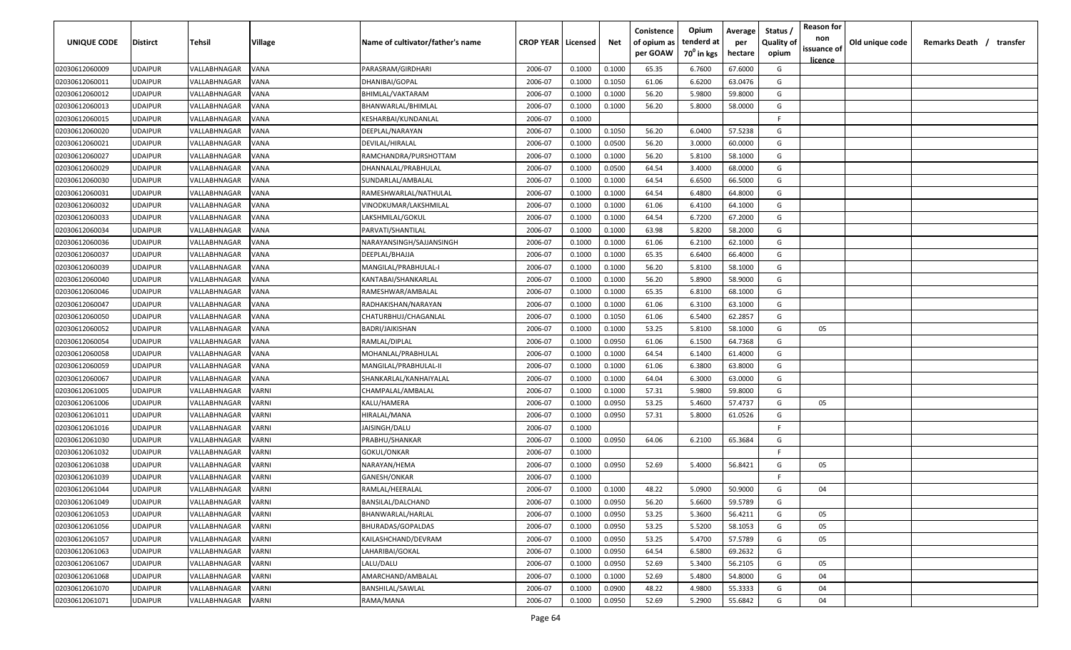| UNIQUE CODE | Distirct | Tehsil | Village | Name of cultivator/father's name | CROP YEAR | Licensed | Net | Conistence of opium as per GOAW | Opium tenderd at 70° in kgs | Average per hectare | Status / Quality of opium | Reason for non issuance of licence | Old unique code | Remarks Death / transfer |
|---|---|---|---|---|---|---|---|---|---|---|---|---|---|---|
| 02030612060009 | UDAIPUR | VALLABHNAGAR | VANA | PARASRAM/GIRDHARI | 2006-07 | 0.1000 | 0.1000 | 65.35 | 6.7600 | 67.6000 | G | | | |
| 02030612060011 | UDAIPUR | VALLABHNAGAR | VANA | DHANIBAI/GOPAL | 2006-07 | 0.1000 | 0.1050 | 61.06 | 6.6200 | 63.0476 | G | | | |
| 02030612060012 | UDAIPUR | VALLABHNAGAR | VANA | BHIMLAL/VAKTARAM | 2006-07 | 0.1000 | 0.1000 | 56.20 | 5.9800 | 59.8000 | G | | | |
| 02030612060013 | UDAIPUR | VALLABHNAGAR | VANA | BHANWARLAL/BHIMLAL | 2006-07 | 0.1000 | 0.1000 | 56.20 | 5.8000 | 58.0000 | G | | | |
| 02030612060015 | UDAIPUR | VALLABHNAGAR | VANA | KESHARBAI/KUNDANLAL | 2006-07 | 0.1000 | | | | | F | | | |
| 02030612060020 | UDAIPUR | VALLABHNAGAR | VANA | DEEPLAL/NARAYAN | 2006-07 | 0.1000 | 0.1050 | 56.20 | 6.0400 | 57.5238 | G | | | |
| 02030612060021 | UDAIPUR | VALLABHNAGAR | VANA | DEVILAL/HIRALAL | 2006-07 | 0.1000 | 0.0500 | 56.20 | 3.0000 | 60.0000 | G | | | |
| 02030612060027 | UDAIPUR | VALLABHNAGAR | VANA | RAMCHANDRA/PURSHOTTAM | 2006-07 | 0.1000 | 0.1000 | 56.20 | 5.8100 | 58.1000 | G | | | |
| 02030612060029 | UDAIPUR | VALLABHNAGAR | VANA | DHANNALAL/PRABHULAL | 2006-07 | 0.1000 | 0.0500 | 64.54 | 3.4000 | 68.0000 | G | | | |
| 02030612060030 | UDAIPUR | VALLABHNAGAR | VANA | SUNDARLAL/AMBALAL | 2006-07 | 0.1000 | 0.1000 | 64.54 | 6.6500 | 66.5000 | G | | | |
| 02030612060031 | UDAIPUR | VALLABHNAGAR | VANA | RAMESHWARLAL/NATHULAL | 2006-07 | 0.1000 | 0.1000 | 64.54 | 6.4800 | 64.8000 | G | | | |
| 02030612060032 | UDAIPUR | VALLABHNAGAR | VANA | VINODKUMAR/LAKSHMILAL | 2006-07 | 0.1000 | 0.1000 | 61.06 | 6.4100 | 64.1000 | G | | | |
| 02030612060033 | UDAIPUR | VALLABHNAGAR | VANA | LAKSHMILAL/GOKUL | 2006-07 | 0.1000 | 0.1000 | 64.54 | 6.7200 | 67.2000 | G | | | |
| 02030612060034 | UDAIPUR | VALLABHNAGAR | VANA | PARVATI/SHANTILAL | 2006-07 | 0.1000 | 0.1000 | 63.98 | 5.8200 | 58.2000 | G | | | |
| 02030612060036 | UDAIPUR | VALLABHNAGAR | VANA | NARAYANSINGH/SAJJANSINGH | 2006-07 | 0.1000 | 0.1000 | 61.06 | 6.2100 | 62.1000 | G | | | |
| 02030612060037 | UDAIPUR | VALLABHNAGAR | VANA | DEEPLAL/BHAJJA | 2006-07 | 0.1000 | 0.1000 | 65.35 | 6.6400 | 66.4000 | G | | | |
| 02030612060039 | UDAIPUR | VALLABHNAGAR | VANA | MANGILAL/PRABHULAL-I | 2006-07 | 0.1000 | 0.1000 | 56.20 | 5.8100 | 58.1000 | G | | | |
| 02030612060040 | UDAIPUR | VALLABHNAGAR | VANA | KANTABAI/SHANKARLAL | 2006-07 | 0.1000 | 0.1000 | 56.20 | 5.8900 | 58.9000 | G | | | |
| 02030612060046 | UDAIPUR | VALLABHNAGAR | VANA | RAMESHWAR/AMBALAL | 2006-07 | 0.1000 | 0.1000 | 65.35 | 6.8100 | 68.1000 | G | | | |
| 02030612060047 | UDAIPUR | VALLABHNAGAR | VANA | RADHAKISHAN/NARAYAN | 2006-07 | 0.1000 | 0.1000 | 61.06 | 6.3100 | 63.1000 | G | | | |
| 02030612060050 | UDAIPUR | VALLABHNAGAR | VANA | CHATURBHUJ/CHAGANLAL | 2006-07 | 0.1000 | 0.1050 | 61.06 | 6.5400 | 62.2857 | G | | | |
| 02030612060052 | UDAIPUR | VALLABHNAGAR | VANA | BADRI/JAIKISHAN | 2006-07 | 0.1000 | 0.1000 | 53.25 | 5.8100 | 58.1000 | G | 05 | | |
| 02030612060054 | UDAIPUR | VALLABHNAGAR | VANA | RAMLAL/DIPLAL | 2006-07 | 0.1000 | 0.0950 | 61.06 | 6.1500 | 64.7368 | G | | | |
| 02030612060058 | UDAIPUR | VALLABHNAGAR | VANA | MOHANLAL/PRABHULAL | 2006-07 | 0.1000 | 0.1000 | 64.54 | 6.1400 | 61.4000 | G | | | |
| 02030612060059 | UDAIPUR | VALLABHNAGAR | VANA | MANGILAL/PRABHULAL-II | 2006-07 | 0.1000 | 0.1000 | 61.06 | 6.3800 | 63.8000 | G | | | |
| 02030612060067 | UDAIPUR | VALLABHNAGAR | VANA | SHANKARLAL/KANHAIYALAL | 2006-07 | 0.1000 | 0.1000 | 64.04 | 6.3000 | 63.0000 | G | | | |
| 02030612061005 | UDAIPUR | VALLABHNAGAR | VARNI | CHAMPALAL/AMBALAL | 2006-07 | 0.1000 | 0.1000 | 57.31 | 5.9800 | 59.8000 | G | | | |
| 02030612061006 | UDAIPUR | VALLABHNAGAR | VARNI | KALU/HAMERA | 2006-07 | 0.1000 | 0.0950 | 53.25 | 5.4600 | 57.4737 | G | 05 | | |
| 02030612061011 | UDAIPUR | VALLABHNAGAR | VARNI | HIRALAL/MANA | 2006-07 | 0.1000 | 0.0950 | 57.31 | 5.8000 | 61.0526 | G | | | |
| 02030612061016 | UDAIPUR | VALLABHNAGAR | VARNI | JAISINGH/DALU | 2006-07 | 0.1000 | | | | | F | | | |
| 02030612061030 | UDAIPUR | VALLABHNAGAR | VARNI | PRABHU/SHANKAR | 2006-07 | 0.1000 | 0.0950 | 64.06 | 6.2100 | 65.3684 | G | | | |
| 02030612061032 | UDAIPUR | VALLABHNAGAR | VARNI | GOKUL/ONKAR | 2006-07 | 0.1000 | | | | | F | | | |
| 02030612061038 | UDAIPUR | VALLABHNAGAR | VARNI | NARAYAN/HEMA | 2006-07 | 0.1000 | 0.0950 | 52.69 | 5.4000 | 56.8421 | G | 05 | | |
| 02030612061039 | UDAIPUR | VALLABHNAGAR | VARNI | GANESH/ONKAR | 2006-07 | 0.1000 | | | | | F | | | |
| 02030612061044 | UDAIPUR | VALLABHNAGAR | VARNI | RAMLAL/HEERALAL | 2006-07 | 0.1000 | 0.1000 | 48.22 | 5.0900 | 50.9000 | G | 04 | | |
| 02030612061049 | UDAIPUR | VALLABHNAGAR | VARNI | BANSILAL/DALCHAND | 2006-07 | 0.1000 | 0.0950 | 56.20 | 5.6600 | 59.5789 | G | | | |
| 02030612061053 | UDAIPUR | VALLABHNAGAR | VARNI | BHANWARLAL/HARLAL | 2006-07 | 0.1000 | 0.0950 | 53.25 | 5.3600 | 56.4211 | G | 05 | | |
| 02030612061056 | UDAIPUR | VALLABHNAGAR | VARNI | BHURADAS/GOPALDAS | 2006-07 | 0.1000 | 0.0950 | 53.25 | 5.5200 | 58.1053 | G | 05 | | |
| 02030612061057 | UDAIPUR | VALLABHNAGAR | VARNI | KAILASHCHAND/DEVRAM | 2006-07 | 0.1000 | 0.0950 | 53.25 | 5.4700 | 57.5789 | G | 05 | | |
| 02030612061063 | UDAIPUR | VALLABHNAGAR | VARNI | LAHARIBAI/GOKAL | 2006-07 | 0.1000 | 0.0950 | 64.54 | 6.5800 | 69.2632 | G | | | |
| 02030612061067 | UDAIPUR | VALLABHNAGAR | VARNI | LALU/DALU | 2006-07 | 0.1000 | 0.0950 | 52.69 | 5.3400 | 56.2105 | G | 05 | | |
| 02030612061068 | UDAIPUR | VALLABHNAGAR | VARNI | AMARCHAND/AMBALAL | 2006-07 | 0.1000 | 0.1000 | 52.69 | 5.4800 | 54.8000 | G | 04 | | |
| 02030612061070 | UDAIPUR | VALLABHNAGAR | VARNI | BANSHILAL/SAWLAL | 2006-07 | 0.1000 | 0.0900 | 48.22 | 4.9800 | 55.3333 | G | 04 | | |
| 02030612061071 | UDAIPUR | VALLABHNAGAR | VARNI | RAMA/MANA | 2006-07 | 0.1000 | 0.0950 | 52.69 | 5.2900 | 55.6842 | G | 04 | | |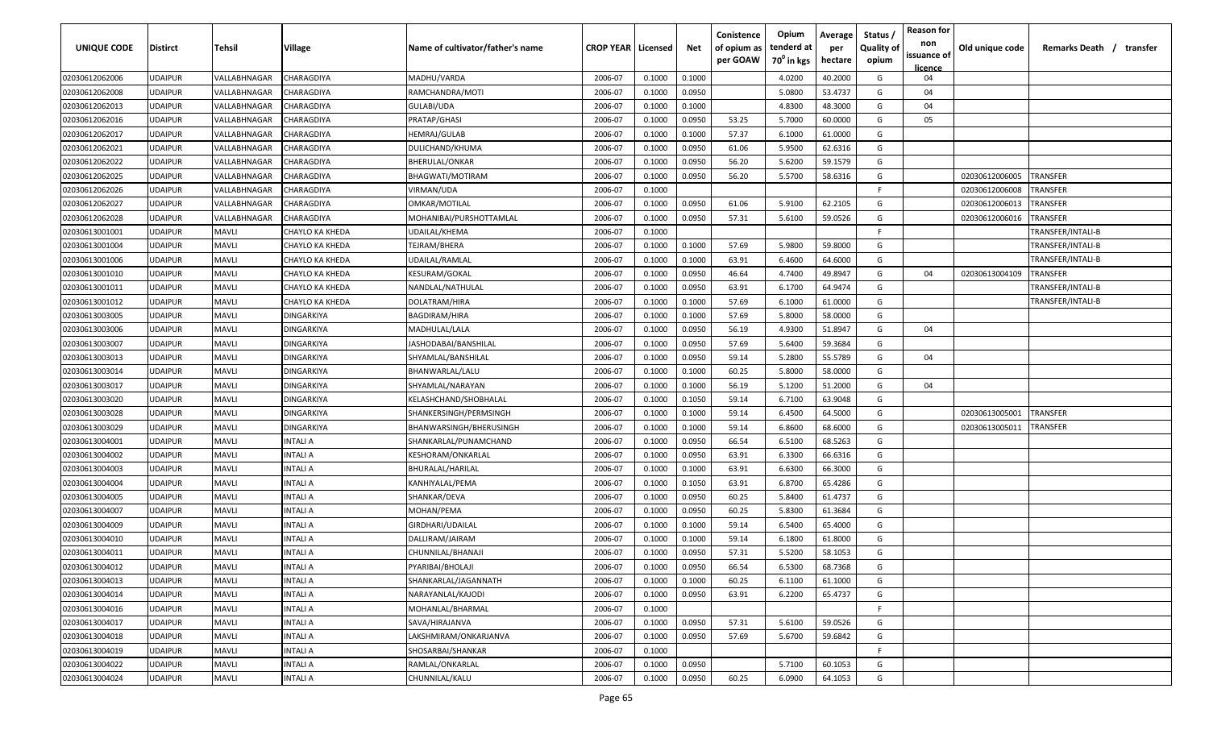| UNIQUE CODE | Distirct | Tehsil | Village | Name of cultivator/father's name | CROP YEAR | Licensed | Net | Conistence of opium as per GOAW | Opium tenderd at 70° in kgs | Average per hectare | Status / Quality of opium | Reason for non issuance of licence | Old unique code | Remarks Death / transfer |
|---|---|---|---|---|---|---|---|---|---|---|---|---|---|---|
| 02030612062006 | UDAIPUR | VALLABHNAGAR | CHARAGDIYA | MADHU/VARDA | 2006-07 | 0.1000 | 0.1000 | | 4.0200 | 40.2000 | G | 04 | | |
| 02030612062008 | UDAIPUR | VALLABHNAGAR | CHARAGDIYA | RAMCHANDRA/MOTI | 2006-07 | 0.1000 | 0.0950 | | 5.0800 | 53.4737 | G | 04 | | |
| 02030612062013 | UDAIPUR | VALLABHNAGAR | CHARAGDIYA | GULABI/UDA | 2006-07 | 0.1000 | 0.1000 | | 4.8300 | 48.3000 | G | 04 | | |
| 02030612062016 | UDAIPUR | VALLABHNAGAR | CHARAGDIYA | PRATAP/GHASI | 2006-07 | 0.1000 | 0.0950 | 53.25 | 5.7000 | 60.0000 | G | 05 | | |
| 02030612062017 | UDAIPUR | VALLABHNAGAR | CHARAGDIYA | HEMRAJ/GULAB | 2006-07 | 0.1000 | 0.1000 | 57.37 | 6.1000 | 61.0000 | G | | | |
| 02030612062021 | UDAIPUR | VALLABHNAGAR | CHARAGDIYA | DULICHAND/KHUMA | 2006-07 | 0.1000 | 0.0950 | 61.06 | 5.9500 | 62.6316 | G | | | |
| 02030612062022 | UDAIPUR | VALLABHNAGAR | CHARAGDIYA | BHERULAL/ONKAR | 2006-07 | 0.1000 | 0.0950 | 56.20 | 5.6200 | 59.1579 | G | | | |
| 02030612062025 | UDAIPUR | VALLABHNAGAR | CHARAGDIYA | BHAGWATI/MOTIRAM | 2006-07 | 0.1000 | 0.0950 | 56.20 | 5.5700 | 58.6316 | G | | 02030612006005 | TRANSFER |
| 02030612062026 | UDAIPUR | VALLABHNAGAR | CHARAGDIYA | VIRMAN/UDA | 2006-07 | 0.1000 | | | | | F | | 02030612006008 | TRANSFER |
| 02030612062027 | UDAIPUR | VALLABHNAGAR | CHARAGDIYA | OMKAR/MOTILAL | 2006-07 | 0.1000 | 0.0950 | 61.06 | 5.9100 | 62.2105 | G | | 02030612006013 | TRANSFER |
| 02030612062028 | UDAIPUR | VALLABHNAGAR | CHARAGDIYA | MOHANIBAI/PURSHOTTAMLAL | 2006-07 | 0.1000 | 0.0950 | 57.31 | 5.6100 | 59.0526 | G | | 02030612006016 | TRANSFER |
| 02030613001001 | UDAIPUR | MAVLI | CHAYLO KA KHEDA | UDAILAL/KHEMA | 2006-07 | 0.1000 | | | | | F | | | TRANSFER/INTALI-B |
| 02030613001004 | UDAIPUR | MAVLI | CHAYLO KA KHEDA | TEJRAM/BHERA | 2006-07 | 0.1000 | 0.1000 | 57.69 | 5.9800 | 59.8000 | G | | | TRANSFER/INTALI-B |
| 02030613001006 | UDAIPUR | MAVLI | CHAYLO KA KHEDA | UDAILAL/RAMLAL | 2006-07 | 0.1000 | 0.1000 | 63.91 | 6.4600 | 64.6000 | G | | | TRANSFER/INTALI-B |
| 02030613001010 | UDAIPUR | MAVLI | CHAYLO KA KHEDA | KESURAM/GOKAL | 2006-07 | 0.1000 | 0.0950 | 46.64 | 4.7400 | 49.8947 | G | 04 | 02030613004109 | TRANSFER |
| 02030613001011 | UDAIPUR | MAVLI | CHAYLO KA KHEDA | NANDLAL/NATHULAL | 2006-07 | 0.1000 | 0.0950 | 63.91 | 6.1700 | 64.9474 | G | | | TRANSFER/INTALI-B |
| 02030613001012 | UDAIPUR | MAVLI | CHAYLO KA KHEDA | DOLATRAM/HIRA | 2006-07 | 0.1000 | 0.1000 | 57.69 | 6.1000 | 61.0000 | G | | | TRANSFER/INTALI-B |
| 02030613003005 | UDAIPUR | MAVLI | DINGARKIYA | BAGDIRAM/HIRA | 2006-07 | 0.1000 | 0.1000 | 57.69 | 5.8000 | 58.0000 | G | | | |
| 02030613003006 | UDAIPUR | MAVLI | DINGARKIYA | MADHULAL/LALA | 2006-07 | 0.1000 | 0.0950 | 56.19 | 4.9300 | 51.8947 | G | 04 | | |
| 02030613003007 | UDAIPUR | MAVLI | DINGARKIYA | JASHODABAI/BANSHILAL | 2006-07 | 0.1000 | 0.0950 | 57.69 | 5.6400 | 59.3684 | G | | | |
| 02030613003013 | UDAIPUR | MAVLI | DINGARKIYA | SHYAMLAL/BANSHILAL | 2006-07 | 0.1000 | 0.0950 | 59.14 | 5.2800 | 55.5789 | G | 04 | | |
| 02030613003014 | UDAIPUR | MAVLI | DINGARKIYA | BHANWARLAL/LALU | 2006-07 | 0.1000 | 0.1000 | 60.25 | 5.8000 | 58.0000 | G | | | |
| 02030613003017 | UDAIPUR | MAVLI | DINGARKIYA | SHYAMLAL/NARAYAN | 2006-07 | 0.1000 | 0.1000 | 56.19 | 5.1200 | 51.2000 | G | 04 | | |
| 02030613003020 | UDAIPUR | MAVLI | DINGARKIYA | KELASHCHAND/SHOBHALAL | 2006-07 | 0.1000 | 0.1050 | 59.14 | 6.7100 | 63.9048 | G | | | |
| 02030613003028 | UDAIPUR | MAVLI | DINGARKIYA | SHANKERSINGH/PERMSINGH | 2006-07 | 0.1000 | 0.1000 | 59.14 | 6.4500 | 64.5000 | G | | 02030613005001 | TRANSFER |
| 02030613003029 | UDAIPUR | MAVLI | DINGARKIYA | BHANWARSINGH/BHERUSINGH | 2006-07 | 0.1000 | 0.1000 | 59.14 | 6.8600 | 68.6000 | G | | 02030613005011 | TRANSFER |
| 02030613004001 | UDAIPUR | MAVLI | INTALI A | SHANKARLAL/PUNAMCHAND | 2006-07 | 0.1000 | 0.0950 | 66.54 | 6.5100 | 68.5263 | G | | | |
| 02030613004002 | UDAIPUR | MAVLI | INTALI A | KESHORAM/ONKARLAL | 2006-07 | 0.1000 | 0.0950 | 63.91 | 6.3300 | 66.6316 | G | | | |
| 02030613004003 | UDAIPUR | MAVLI | INTALI A | BHURALAL/HARILAL | 2006-07 | 0.1000 | 0.1000 | 63.91 | 6.6300 | 66.3000 | G | | | |
| 02030613004004 | UDAIPUR | MAVLI | INTALI A | KANHIYALAL/PEMA | 2006-07 | 0.1000 | 0.1050 | 63.91 | 6.8700 | 65.4286 | G | | | |
| 02030613004005 | UDAIPUR | MAVLI | INTALI A | SHANKAR/DEVA | 2006-07 | 0.1000 | 0.0950 | 60.25 | 5.8400 | 61.4737 | G | | | |
| 02030613004007 | UDAIPUR | MAVLI | INTALI A | MOHAN/PEMA | 2006-07 | 0.1000 | 0.0950 | 60.25 | 5.8300 | 61.3684 | G | | | |
| 02030613004009 | UDAIPUR | MAVLI | INTALI A | GIRDHARI/UDAILAL | 2006-07 | 0.1000 | 0.1000 | 59.14 | 6.5400 | 65.4000 | G | | | |
| 02030613004010 | UDAIPUR | MAVLI | INTALI A | DALLIRAM/JAIRAM | 2006-07 | 0.1000 | 0.1000 | 59.14 | 6.1800 | 61.8000 | G | | | |
| 02030613004011 | UDAIPUR | MAVLI | INTALI A | CHUNNILAL/BHANAJI | 2006-07 | 0.1000 | 0.0950 | 57.31 | 5.5200 | 58.1053 | G | | | |
| 02030613004012 | UDAIPUR | MAVLI | INTALI A | PYARIBAI/BHOLAJI | 2006-07 | 0.1000 | 0.0950 | 66.54 | 6.5300 | 68.7368 | G | | | |
| 02030613004013 | UDAIPUR | MAVLI | INTALI A | SHANKARLAL/JAGANNATH | 2006-07 | 0.1000 | 0.1000 | 60.25 | 6.1100 | 61.1000 | G | | | |
| 02030613004014 | UDAIPUR | MAVLI | INTALI A | NARAYANLAL/KAJODI | 2006-07 | 0.1000 | 0.0950 | 63.91 | 6.2200 | 65.4737 | G | | | |
| 02030613004016 | UDAIPUR | MAVLI | INTALI A | MOHANLAL/BHARMAL | 2006-07 | 0.1000 | | | | | F | | | |
| 02030613004017 | UDAIPUR | MAVLI | INTALI A | SAVA/HIRAJANVA | 2006-07 | 0.1000 | 0.0950 | 57.31 | 5.6100 | 59.0526 | G | | | |
| 02030613004018 | UDAIPUR | MAVLI | INTALI A | LAKSHMIRAM/ONKARJANVA | 2006-07 | 0.1000 | 0.0950 | 57.69 | 5.6700 | 59.6842 | G | | | |
| 02030613004019 | UDAIPUR | MAVLI | INTALI A | SHOSARBAI/SHANKAR | 2006-07 | 0.1000 | | | | | F | | | |
| 02030613004022 | UDAIPUR | MAVLI | INTALI A | RAMLAL/ONKARLAL | 2006-07 | 0.1000 | 0.0950 | | 5.7100 | 60.1053 | G | | | |
| 02030613004024 | UDAIPUR | MAVLI | INTALI A | CHUNNILAL/KALU | 2006-07 | 0.1000 | 0.0950 | 60.25 | 6.0900 | 64.1053 | G | | | |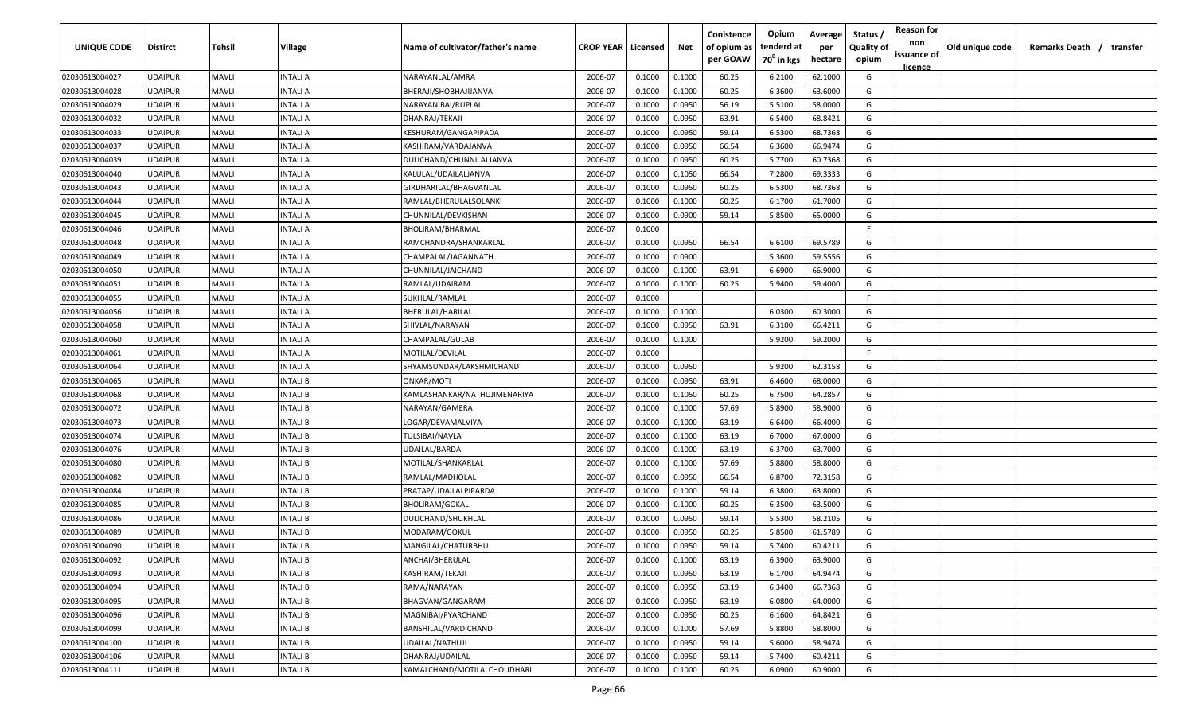| UNIQUE CODE | Distirct | Tehsil | Village | Name of cultivator/father's name | CROP YEAR | Licensed | Net | Conistence of opium as per GOAW | Opium tenderd at 70° in kgs | Average per hectare | Status / Quality of opium | Reason for non issuance of licence | Old unique code | Remarks Death / transfer |
|---|---|---|---|---|---|---|---|---|---|---|---|---|---|---|
| 02030613004027 | UDAIPUR | MAVLI | INTALI A | NARAYANLAL/AMRA | 2006-07 | 0.1000 | 0.1000 | 60.25 | 6.2100 | 62.1000 | G | | | |
| 02030613004028 | UDAIPUR | MAVLI | INTALI A | BHERAJI/SHOBHAJIJANVA | 2006-07 | 0.1000 | 0.1000 | 60.25 | 6.3600 | 63.6000 | G | | | |
| 02030613004029 | UDAIPUR | MAVLI | INTALI A | NARAYANIBAI/RUPLAL | 2006-07 | 0.1000 | 0.0950 | 56.19 | 5.5100 | 58.0000 | G | | | |
| 02030613004032 | UDAIPUR | MAVLI | INTALI A | DHANRAJ/TEKAJI | 2006-07 | 0.1000 | 0.0950 | 63.91 | 6.5400 | 68.8421 | G | | | |
| 02030613004033 | UDAIPUR | MAVLI | INTALI A | KESHURAM/GANGAPIPADA | 2006-07 | 0.1000 | 0.0950 | 59.14 | 6.5300 | 68.7368 | G | | | |
| 02030613004037 | UDAIPUR | MAVLI | INTALI A | KASHIRAM/VARDAJANVA | 2006-07 | 0.1000 | 0.0950 | 66.54 | 6.3600 | 66.9474 | G | | | |
| 02030613004039 | UDAIPUR | MAVLI | INTALI A | DULICHAND/CHUNNILALJANVA | 2006-07 | 0.1000 | 0.0950 | 60.25 | 5.7700 | 60.7368 | G | | | |
| 02030613004040 | UDAIPUR | MAVLI | INTALI A | KALULAL/UDAILALJANVA | 2006-07 | 0.1000 | 0.1050 | 66.54 | 7.2800 | 69.3333 | G | | | |
| 02030613004043 | UDAIPUR | MAVLI | INTALI A | GIRDHARILAL/BHAGVANLAL | 2006-07 | 0.1000 | 0.0950 | 60.25 | 6.5300 | 68.7368 | G | | | |
| 02030613004044 | UDAIPUR | MAVLI | INTALI A | RAMLAL/BHERULALSOLANKI | 2006-07 | 0.1000 | 0.1000 | 60.25 | 6.1700 | 61.7000 | G | | | |
| 02030613004045 | UDAIPUR | MAVLI | INTALI A | CHUNNILAL/DEVKISHAN | 2006-07 | 0.1000 | 0.0900 | 59.14 | 5.8500 | 65.0000 | G | | | |
| 02030613004046 | UDAIPUR | MAVLI | INTALI A | BHOLIRAM/BHARMAL | 2006-07 | 0.1000 | | | | | F | | | |
| 02030613004048 | UDAIPUR | MAVLI | INTALI A | RAMCHANDRA/SHANKARLAL | 2006-07 | 0.1000 | 0.0950 | 66.54 | 6.6100 | 69.5789 | G | | | |
| 02030613004049 | UDAIPUR | MAVLI | INTALI A | CHAMPALAL/JAGANNATH | 2006-07 | 0.1000 | 0.0900 | | 5.3600 | 59.5556 | G | | | |
| 02030613004050 | UDAIPUR | MAVLI | INTALI A | CHUNNILAL/JAICHAND | 2006-07 | 0.1000 | 0.1000 | 63.91 | 6.6900 | 66.9000 | G | | | |
| 02030613004051 | UDAIPUR | MAVLI | INTALI A | RAMLAL/UDAIRAM | 2006-07 | 0.1000 | 0.1000 | 60.25 | 5.9400 | 59.4000 | G | | | |
| 02030613004055 | UDAIPUR | MAVLI | INTALI A | SUKHLAL/RAMLAL | 2006-07 | 0.1000 | | | | | F | | | |
| 02030613004056 | UDAIPUR | MAVLI | INTALI A | BHERULAL/HARILAL | 2006-07 | 0.1000 | 0.1000 | | 6.0300 | 60.3000 | G | | | |
| 02030613004058 | UDAIPUR | MAVLI | INTALI A | SHIVLAL/NARAYAN | 2006-07 | 0.1000 | 0.0950 | 63.91 | 6.3100 | 66.4211 | G | | | |
| 02030613004060 | UDAIPUR | MAVLI | INTALI A | CHAMPALAL/GULAB | 2006-07 | 0.1000 | 0.1000 | | 5.9200 | 59.2000 | G | | | |
| 02030613004061 | UDAIPUR | MAVLI | INTALI A | MOTILAL/DEVILAL | 2006-07 | 0.1000 | | | | | F | | | |
| 02030613004064 | UDAIPUR | MAVLI | INTALI A | SHYAMSUNDAR/LAKSHMICHAND | 2006-07 | 0.1000 | 0.0950 | | 5.9200 | 62.3158 | G | | | |
| 02030613004065 | UDAIPUR | MAVLI | INTALI B | ONKAR/MOTI | 2006-07 | 0.1000 | 0.0950 | 63.91 | 6.4600 | 68.0000 | G | | | |
| 02030613004068 | UDAIPUR | MAVLI | INTALI B | KAMLASHANKAR/NATHUJIMENARIYA | 2006-07 | 0.1000 | 0.1050 | 60.25 | 6.7500 | 64.2857 | G | | | |
| 02030613004072 | UDAIPUR | MAVLI | INTALI B | NARAYAN/GAMERA | 2006-07 | 0.1000 | 0.1000 | 57.69 | 5.8900 | 58.9000 | G | | | |
| 02030613004073 | UDAIPUR | MAVLI | INTALI B | LOGAR/DEVAMALVIYA | 2006-07 | 0.1000 | 0.1000 | 63.19 | 6.6400 | 66.4000 | G | | | |
| 02030613004074 | UDAIPUR | MAVLI | INTALI B | TULSIBAI/NAVLA | 2006-07 | 0.1000 | 0.1000 | 63.19 | 6.7000 | 67.0000 | G | | | |
| 02030613004076 | UDAIPUR | MAVLI | INTALI B | UDAILAL/BARDA | 2006-07 | 0.1000 | 0.1000 | 63.19 | 6.3700 | 63.7000 | G | | | |
| 02030613004080 | UDAIPUR | MAVLI | INTALI B | MOTILAL/SHANKARLAL | 2006-07 | 0.1000 | 0.1000 | 57.69 | 5.8800 | 58.8000 | G | | | |
| 02030613004082 | UDAIPUR | MAVLI | INTALI B | RAMLAL/MADHOLAL | 2006-07 | 0.1000 | 0.0950 | 66.54 | 6.8700 | 72.3158 | G | | | |
| 02030613004084 | UDAIPUR | MAVLI | INTALI B | PRATAP/UDAILALPIPARDA | 2006-07 | 0.1000 | 0.1000 | 59.14 | 6.3800 | 63.8000 | G | | | |
| 02030613004085 | UDAIPUR | MAVLI | INTALI B | BHOLIRAM/GOKAL | 2006-07 | 0.1000 | 0.1000 | 60.25 | 6.3500 | 63.5000 | G | | | |
| 02030613004086 | UDAIPUR | MAVLI | INTALI B | DULICHAND/SHUKHLAL | 2006-07 | 0.1000 | 0.0950 | 59.14 | 5.5300 | 58.2105 | G | | | |
| 02030613004089 | UDAIPUR | MAVLI | INTALI B | MODARAM/GOKUL | 2006-07 | 0.1000 | 0.0950 | 60.25 | 5.8500 | 61.5789 | G | | | |
| 02030613004090 | UDAIPUR | MAVLI | INTALI B | MANGILAL/CHATURBHUJ | 2006-07 | 0.1000 | 0.0950 | 59.14 | 5.7400 | 60.4211 | G | | | |
| 02030613004092 | UDAIPUR | MAVLI | INTALI B | ANCHAI/BHERULAL | 2006-07 | 0.1000 | 0.1000 | 63.19 | 6.3900 | 63.9000 | G | | | |
| 02030613004093 | UDAIPUR | MAVLI | INTALI B | KASHIRAM/TEKAJI | 2006-07 | 0.1000 | 0.0950 | 63.19 | 6.1700 | 64.9474 | G | | | |
| 02030613004094 | UDAIPUR | MAVLI | INTALI B | RAMA/NARAYAN | 2006-07 | 0.1000 | 0.0950 | 63.19 | 6.3400 | 66.7368 | G | | | |
| 02030613004095 | UDAIPUR | MAVLI | INTALI B | BHAGVAN/GANGARAM | 2006-07 | 0.1000 | 0.0950 | 63.19 | 6.0800 | 64.0000 | G | | | |
| 02030613004096 | UDAIPUR | MAVLI | INTALI B | MAGNIBAI/PYARCHAND | 2006-07 | 0.1000 | 0.0950 | 60.25 | 6.1600 | 64.8421 | G | | | |
| 02030613004099 | UDAIPUR | MAVLI | INTALI B | BANSHILAL/VARDICHAND | 2006-07 | 0.1000 | 0.1000 | 57.69 | 5.8800 | 58.8000 | G | | | |
| 02030613004100 | UDAIPUR | MAVLI | INTALI B | UDAILAL/NATHUJI | 2006-07 | 0.1000 | 0.0950 | 59.14 | 5.6000 | 58.9474 | G | | | |
| 02030613004106 | UDAIPUR | MAVLI | INTALI B | DHANRAJ/UDAILAL | 2006-07 | 0.1000 | 0.0950 | 59.14 | 5.7400 | 60.4211 | G | | | |
| 02030613004111 | UDAIPUR | MAVLI | INTALI B | KAMALCHAND/MOTILALCHOUDHARI | 2006-07 | 0.1000 | 0.1000 | 60.25 | 6.0900 | 60.9000 | G | | | |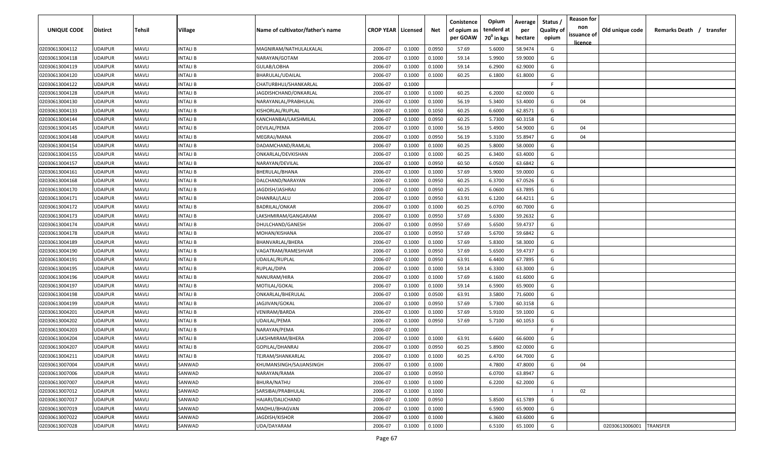| UNIQUE CODE | Distirct | Tehsil | Village | Name of cultivator/father's name | CROP YEAR | Licensed | Net | Conistence of opium as per GOAW | Opium tenderd at 70° in kgs | Average per hectare | Status / Quality of opium | Reason for non issuance of licence | Old unique code | Remarks Death / transfer |
|---|---|---|---|---|---|---|---|---|---|---|---|---|---|---|
| 02030613004112 | UDAIPUR | MAVLI | INTALI B | MAGNIRAM/NATHULALKALAL | 2006-07 | 0.1000 | 0.0950 | 57.69 | 5.6000 | 58.9474 | G | | | |
| 02030613004118 | UDAIPUR | MAVLI | INTALI B | NARAYAN/GOTAM | 2006-07 | 0.1000 | 0.1000 | 59.14 | 5.9900 | 59.9000 | G | | | |
| 02030613004119 | UDAIPUR | MAVLI | INTALI B | GULAB/LOBHA | 2006-07 | 0.1000 | 0.1000 | 59.14 | 6.2900 | 62.9000 | G | | | |
| 02030613004120 | UDAIPUR | MAVLI | INTALI B | BHARULAL/UDAILAL | 2006-07 | 0.1000 | 0.1000 | 60.25 | 6.1800 | 61.8000 | G | | | |
| 02030613004122 | UDAIPUR | MAVLI | INTALI B | CHATURBHUJ/SHANKARLAL | 2006-07 | 0.1000 | | | | | F | | | |
| 02030613004128 | UDAIPUR | MAVLI | INTALI B | JAGDISHCHAND/ONKARLAL | 2006-07 | 0.1000 | 0.1000 | 60.25 | 6.2000 | 62.0000 | G | | | |
| 02030613004130 | UDAIPUR | MAVLI | INTALI B | NARAYANLAL/PRABHULAL | 2006-07 | 0.1000 | 0.1000 | 56.19 | 5.3400 | 53.4000 | G | 04 | | |
| 02030613004133 | UDAIPUR | MAVLI | INTALI B | KISHORLAL/RUPLAL | 2006-07 | 0.1000 | 0.1050 | 60.25 | 6.6000 | 62.8571 | G | | | |
| 02030613004144 | UDAIPUR | MAVLI | INTALI B | KANCHANBAI/LAKSHMILAL | 2006-07 | 0.1000 | 0.0950 | 60.25 | 5.7300 | 60.3158 | G | | | |
| 02030613004145 | UDAIPUR | MAVLI | INTALI B | DEVILAL/PEMA | 2006-07 | 0.1000 | 0.1000 | 56.19 | 5.4900 | 54.9000 | G | 04 | | |
| 02030613004148 | UDAIPUR | MAVLI | INTALI B | MEGRAJ/MANA | 2006-07 | 0.1000 | 0.0950 | 56.19 | 5.3100 | 55.8947 | G | 04 | | |
| 02030613004154 | UDAIPUR | MAVLI | INTALI B | DADAMCHAND/RAMLAL | 2006-07 | 0.1000 | 0.1000 | 60.25 | 5.8000 | 58.0000 | G | | | |
| 02030613004155 | UDAIPUR | MAVLI | INTALI B | ONKARLAL/DEVKISHAN | 2006-07 | 0.1000 | 0.1000 | 60.25 | 6.3400 | 63.4000 | G | | | |
| 02030613004157 | UDAIPUR | MAVLI | INTALI B | NARAYAN/DEVILAL | 2006-07 | 0.1000 | 0.0950 | 60.50 | 6.0500 | 63.6842 | G | | | |
| 02030613004161 | UDAIPUR | MAVLI | INTALI B | BHERULAL/BHANA | 2006-07 | 0.1000 | 0.1000 | 57.69 | 5.9000 | 59.0000 | G | | | |
| 02030613004168 | UDAIPUR | MAVLI | INTALI B | DALCHAND/NARAYAN | 2006-07 | 0.1000 | 0.0950 | 60.25 | 6.3700 | 67.0526 | G | | | |
| 02030613004170 | UDAIPUR | MAVLI | INTALI B | JAGDISH/JASHRAJ | 2006-07 | 0.1000 | 0.0950 | 60.25 | 6.0600 | 63.7895 | G | | | |
| 02030613004171 | UDAIPUR | MAVLI | INTALI B | DHANRAJ/LALU | 2006-07 | 0.1000 | 0.0950 | 63.91 | 6.1200 | 64.4211 | G | | | |
| 02030613004172 | UDAIPUR | MAVLI | INTALI B | BADRILAL/ONKAR | 2006-07 | 0.1000 | 0.1000 | 60.25 | 6.0700 | 60.7000 | G | | | |
| 02030613004173 | UDAIPUR | MAVLI | INTALI B | LAKSHMIRAM/GANGARAM | 2006-07 | 0.1000 | 0.0950 | 57.69 | 5.6300 | 59.2632 | G | | | |
| 02030613004174 | UDAIPUR | MAVLI | INTALI B | DHULCHAND/GANESH | 2006-07 | 0.1000 | 0.0950 | 57.69 | 5.6500 | 59.4737 | G | | | |
| 02030613004178 | UDAIPUR | MAVLI | INTALI B | MOHAN/KISHANA | 2006-07 | 0.1000 | 0.0950 | 57.69 | 5.6700 | 59.6842 | G | | | |
| 02030613004189 | UDAIPUR | MAVLI | INTALI B | BHANVARLAL/BHERA | 2006-07 | 0.1000 | 0.1000 | 57.69 | 5.8300 | 58.3000 | G | | | |
| 02030613004190 | UDAIPUR | MAVLI | INTALI B | VAGATRAM/RAMESHVAR | 2006-07 | 0.1000 | 0.0950 | 57.69 | 5.6500 | 59.4737 | G | | | |
| 02030613004191 | UDAIPUR | MAVLI | INTALI B | UDAILAL/RUPLAL | 2006-07 | 0.1000 | 0.0950 | 63.91 | 6.4400 | 67.7895 | G | | | |
| 02030613004195 | UDAIPUR | MAVLI | INTALI B | RUPLAL/DIPA | 2006-07 | 0.1000 | 0.1000 | 59.14 | 6.3300 | 63.3000 | G | | | |
| 02030613004196 | UDAIPUR | MAVLI | INTALI B | NANURAM/HIRA | 2006-07 | 0.1000 | 0.1000 | 57.69 | 6.1600 | 61.6000 | G | | | |
| 02030613004197 | UDAIPUR | MAVLI | INTALI B | MOTILAL/GOKAL | 2006-07 | 0.1000 | 0.1000 | 59.14 | 6.5900 | 65.9000 | G | | | |
| 02030613004198 | UDAIPUR | MAVLI | INTALI B | ONKARLAL/BHERULAL | 2006-07 | 0.1000 | 0.0500 | 63.91 | 3.5800 | 71.6000 | G | | | |
| 02030613004199 | UDAIPUR | MAVLI | INTALI B | JAGJIVAN/GOKAL | 2006-07 | 0.1000 | 0.0950 | 57.69 | 5.7300 | 60.3158 | G | | | |
| 02030613004201 | UDAIPUR | MAVLI | INTALI B | VENIRAM/BARDA | 2006-07 | 0.1000 | 0.1000 | 57.69 | 5.9100 | 59.1000 | G | | | |
| 02030613004202 | UDAIPUR | MAVLI | INTALI B | UDAILAL/PEMA | 2006-07 | 0.1000 | 0.0950 | 57.69 | 5.7100 | 60.1053 | G | | | |
| 02030613004203 | UDAIPUR | MAVLI | INTALI B | NARAYAN/PEMA | 2006-07 | 0.1000 | | | | | F | | | |
| 02030613004204 | UDAIPUR | MAVLI | INTALI B | LAKSHMIRAM/BHERA | 2006-07 | 0.1000 | 0.1000 | 63.91 | 6.6600 | 66.6000 | G | | | |
| 02030613004207 | UDAIPUR | MAVLI | INTALI B | GOPILAL/DHANRAJ | 2006-07 | 0.1000 | 0.0950 | 60.25 | 5.8900 | 62.0000 | G | | | |
| 02030613004211 | UDAIPUR | MAVLI | INTALI B | TEJRAM/SHANKARLAL | 2006-07 | 0.1000 | 0.1000 | 60.25 | 6.4700 | 64.7000 | G | | | |
| 02030613007004 | UDAIPUR | MAVLI | SANWAD | KHUMANSINGH/SAJJANSINGH | 2006-07 | 0.1000 | 0.1000 | | 4.7800 | 47.8000 | G | 04 | | |
| 02030613007006 | UDAIPUR | MAVLI | SANWAD | NARAYAN/RAMA | 2006-07 | 0.1000 | 0.0950 | | 6.0700 | 63.8947 | G | | | |
| 02030613007007 | UDAIPUR | MAVLI | SANWAD | BHURA/NATHU | 2006-07 | 0.1000 | 0.1000 | | 6.2200 | 62.2000 | G | | | |
| 02030613007012 | UDAIPUR | MAVLI | SANWAD | SARSIBAI/PRABHULAL | 2006-07 | 0.1000 | 0.1000 | | | | I | 02 | | |
| 02030613007017 | UDAIPUR | MAVLI | SANWAD | HAJARI/DALICHAND | 2006-07 | 0.1000 | 0.0950 | | 5.8500 | 61.5789 | G | | | |
| 02030613007019 | UDAIPUR | MAVLI | SANWAD | MADHU/BHAGVAN | 2006-07 | 0.1000 | 0.1000 | | 6.5900 | 65.9000 | G | | | |
| 02030613007022 | UDAIPUR | MAVLI | SANWAD | JAGDISH/KISHOR | 2006-07 | 0.1000 | 0.1000 | | 6.3600 | 63.6000 | G | | | |
| 02030613007028 | UDAIPUR | MAVLI | SANWAD | UDA/DAYARAM | 2006-07 | 0.1000 | 0.1000 | | 6.5100 | 65.1000 | G | | 02030613006001 | TRANSFER |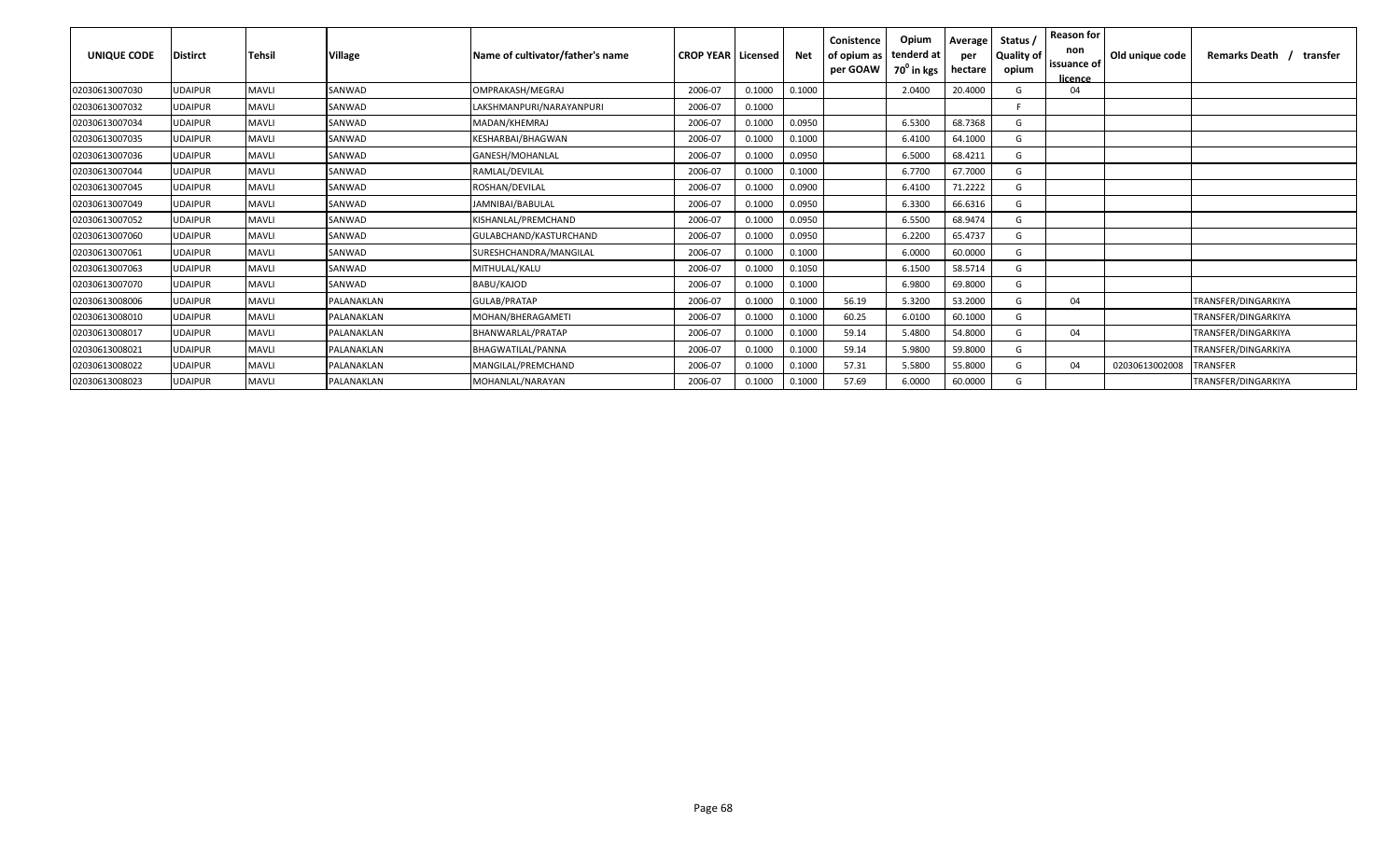| UNIQUE CODE | Distirct | Tehsil | Village | Name of cultivator/father's name | CROP YEAR | Licensed | Net | Conistence of opium as per GOAW | Opium tenderd at 70⁰ in kgs | Average per hectare | Status / Quality of opium | Reason for non issuance of licence | Old unique code | Remarks Death / transfer |
|---|---|---|---|---|---|---|---|---|---|---|---|---|---|---|
| 02030613007030 | UDAIPUR | MAVLI | SANWAD | OMPRAKASH/MEGRAJ | 2006-07 | 0.1000 | 0.1000 | | 2.0400 | 20.4000 | G | 04 | | |
| 02030613007032 | UDAIPUR | MAVLI | SANWAD | LAKSHMANPURI/NARAYANPURI | 2006-07 | 0.1000 | | | | | F | | | |
| 02030613007034 | UDAIPUR | MAVLI | SANWAD | MADAN/KHEMRAJ | 2006-07 | 0.1000 | 0.0950 | | 6.5300 | 68.7368 | G | | | |
| 02030613007035 | UDAIPUR | MAVLI | SANWAD | KESHARBAI/BHAGWAN | 2006-07 | 0.1000 | 0.1000 | | 6.4100 | 64.1000 | G | | | |
| 02030613007036 | UDAIPUR | MAVLI | SANWAD | GANESH/MOHANLAL | 2006-07 | 0.1000 | 0.0950 | | 6.5000 | 68.4211 | G | | | |
| 02030613007044 | UDAIPUR | MAVLI | SANWAD | RAMLAL/DEVILAL | 2006-07 | 0.1000 | 0.1000 | | 6.7700 | 67.7000 | G | | | |
| 02030613007045 | UDAIPUR | MAVLI | SANWAD | ROSHAN/DEVILAL | 2006-07 | 0.1000 | 0.0900 | | 6.4100 | 71.2222 | G | | | |
| 02030613007049 | UDAIPUR | MAVLI | SANWAD | JAMNIBAI/BABULAL | 2006-07 | 0.1000 | 0.0950 | | 6.3300 | 66.6316 | G | | | |
| 02030613007052 | UDAIPUR | MAVLI | SANWAD | KISHANLAL/PREMCHAND | 2006-07 | 0.1000 | 0.0950 | | 6.5500 | 68.9474 | G | | | |
| 02030613007060 | UDAIPUR | MAVLI | SANWAD | GULABCHAND/KASTURCHAND | 2006-07 | 0.1000 | 0.0950 | | 6.2200 | 65.4737 | G | | | |
| 02030613007061 | UDAIPUR | MAVLI | SANWAD | SURESHCHANDRA/MANGILAL | 2006-07 | 0.1000 | 0.1000 | | 6.0000 | 60.0000 | G | | | |
| 02030613007063 | UDAIPUR | MAVLI | SANWAD | MITHULAL/KALU | 2006-07 | 0.1000 | 0.1050 | | 6.1500 | 58.5714 | G | | | |
| 02030613007070 | UDAIPUR | MAVLI | SANWAD | BABU/KAJOD | 2006-07 | 0.1000 | 0.1000 | | 6.9800 | 69.8000 | G | | | |
| 02030613008006 | UDAIPUR | MAVLI | PALANAKLAN | GULAB/PRATAP | 2006-07 | 0.1000 | 0.1000 | 56.19 | 5.3200 | 53.2000 | G | 04 | | TRANSFER/DINGARKIYA |
| 02030613008010 | UDAIPUR | MAVLI | PALANAKLAN | MOHAN/BHERAGAMETI | 2006-07 | 0.1000 | 0.1000 | 60.25 | 6.0100 | 60.1000 | G | | | TRANSFER/DINGARKIYA |
| 02030613008017 | UDAIPUR | MAVLI | PALANAKLAN | BHANWARLAL/PRATAP | 2006-07 | 0.1000 | 0.1000 | 59.14 | 5.4800 | 54.8000 | G | 04 | | TRANSFER/DINGARKIYA |
| 02030613008021 | UDAIPUR | MAVLI | PALANAKLAN | BHAGWATILAL/PANNA | 2006-07 | 0.1000 | 0.1000 | 59.14 | 5.9800 | 59.8000 | G | | | TRANSFER/DINGARKIYA |
| 02030613008022 | UDAIPUR | MAVLI | PALANAKLAN | MANGILAL/PREMCHAND | 2006-07 | 0.1000 | 0.1000 | 57.31 | 5.5800 | 55.8000 | G | 04 | 02030613002008 | TRANSFER |
| 02030613008023 | UDAIPUR | MAVLI | PALANAKLAN | MOHANLAL/NARAYAN | 2006-07 | 0.1000 | 0.1000 | 57.69 | 6.0000 | 60.0000 | G | | | TRANSFER/DINGARKIYA |